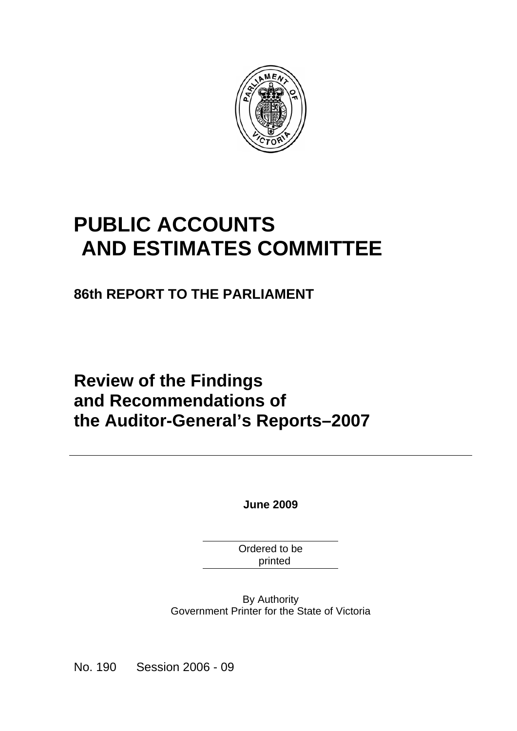# PUBLIC ACCOUNTS AND ESTIMATES COMMITTEE

## 86th REPORT TO THE PARLIAMENT

# Review of the Findings and Recommendations of the Auditor-General's Reports–2007

**June 2009**

Ordered to be printed

By Authority
Government Printer for the State of Victoria

No. 190 Session 2006 - 09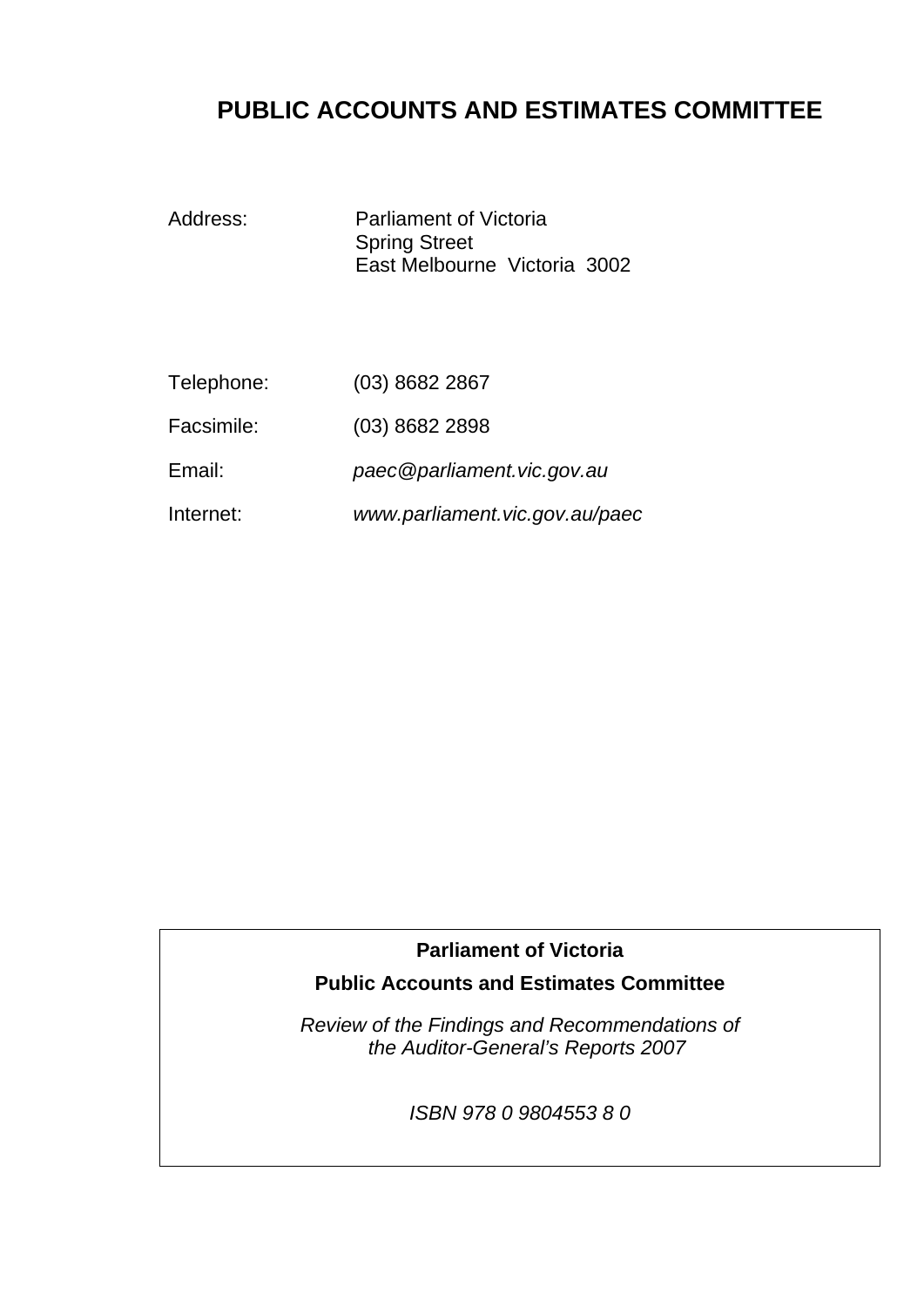# PUBLIC ACCOUNTS AND ESTIMATES COMMITTEE

Address: Parliament of Victoria
Spring Street
East Melbourne Victoria 3002

Telephone: (03) 8682 2867

Facsimile: (03) 8682 2898

Email: *paec@parliament.vic.gov.au*

Internet: *www.parliament.vic.gov.au/paec*

**Parliament of Victoria**

**Public Accounts and Estimates Committee**

*Review of the Findings and Recommendations of the Auditor-General's Reports 2007*

*ISBN 978 0 9804553 8 0*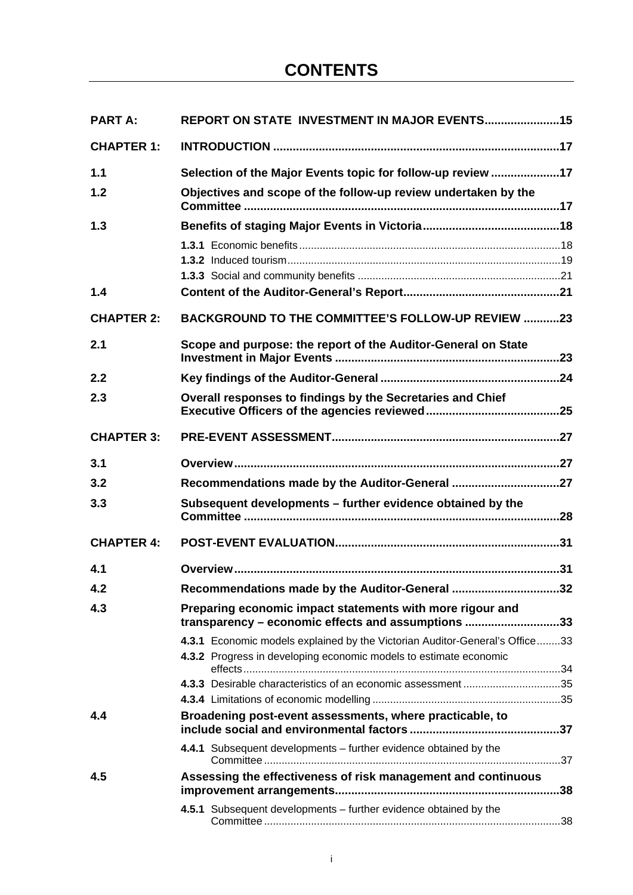# CONTENTS

| | | |
|---|---|---|
| **PART A:** | **REPORT ON STATE INVESTMENT IN MAJOR EVENTS** | **15** |
| **CHAPTER 1:** | **INTRODUCTION** | **17** |
| **1.1** | **Selection of the Major Events topic for follow-up review** | **17** |
| **1.2** | **Objectives and scope of the follow-up review undertaken by the Committee** | **17** |
| **1.3** | **Benefits of staging Major Events in Victoria** | **18** |
| | **1.3.1** Economic benefits | 18 |
| | **1.3.2** Induced tourism | 19 |
| | **1.3.3** Social and community benefits | 21 |
| **1.4** | **Content of the Auditor-General's Report** | **21** |
| **CHAPTER 2:** | **BACKGROUND TO THE COMMITTEE'S FOLLOW-UP REVIEW** | **23** |
| **2.1** | **Scope and purpose: the report of the Auditor-General on State Investment in Major Events** | **23** |
| **2.2** | **Key findings of the Auditor-General** | **24** |
| **2.3** | **Overall responses to findings by the Secretaries and Chief Executive Officers of the agencies reviewed** | **25** |
| **CHAPTER 3:** | **PRE-EVENT ASSESSMENT** | **27** |
| **3.1** | **Overview** | **27** |
| **3.2** | **Recommendations made by the Auditor-General** | **27** |
| **3.3** | **Subsequent developments – further evidence obtained by the Committee** | **28** |
| **CHAPTER 4:** | **POST-EVENT EVALUATION** | **31** |
| **4.1** | **Overview** | **31** |
| **4.2** | **Recommendations made by the Auditor-General** | **32** |
| **4.3** | **Preparing economic impact statements with more rigour and transparency – economic effects and assumptions** | **33** |
| | **4.3.1** Economic models explained by the Victorian Auditor-General's Office | 33 |
| | **4.3.2** Progress in developing economic models to estimate economic effects | 34 |
| | **4.3.3** Desirable characteristics of an economic assessment | 35 |
| | **4.3.4** Limitations of economic modelling | 35 |
| **4.4** | **Broadening post-event assessments, where practicable, to include social and environmental factors** | **37** |
| | **4.4.1** Subsequent developments – further evidence obtained by the Committee | 37 |
| **4.5** | **Assessing the effectiveness of risk management and continuous improvement arrangements** | **38** |
| | **4.5.1** Subsequent developments – further evidence obtained by the Committee | 38 |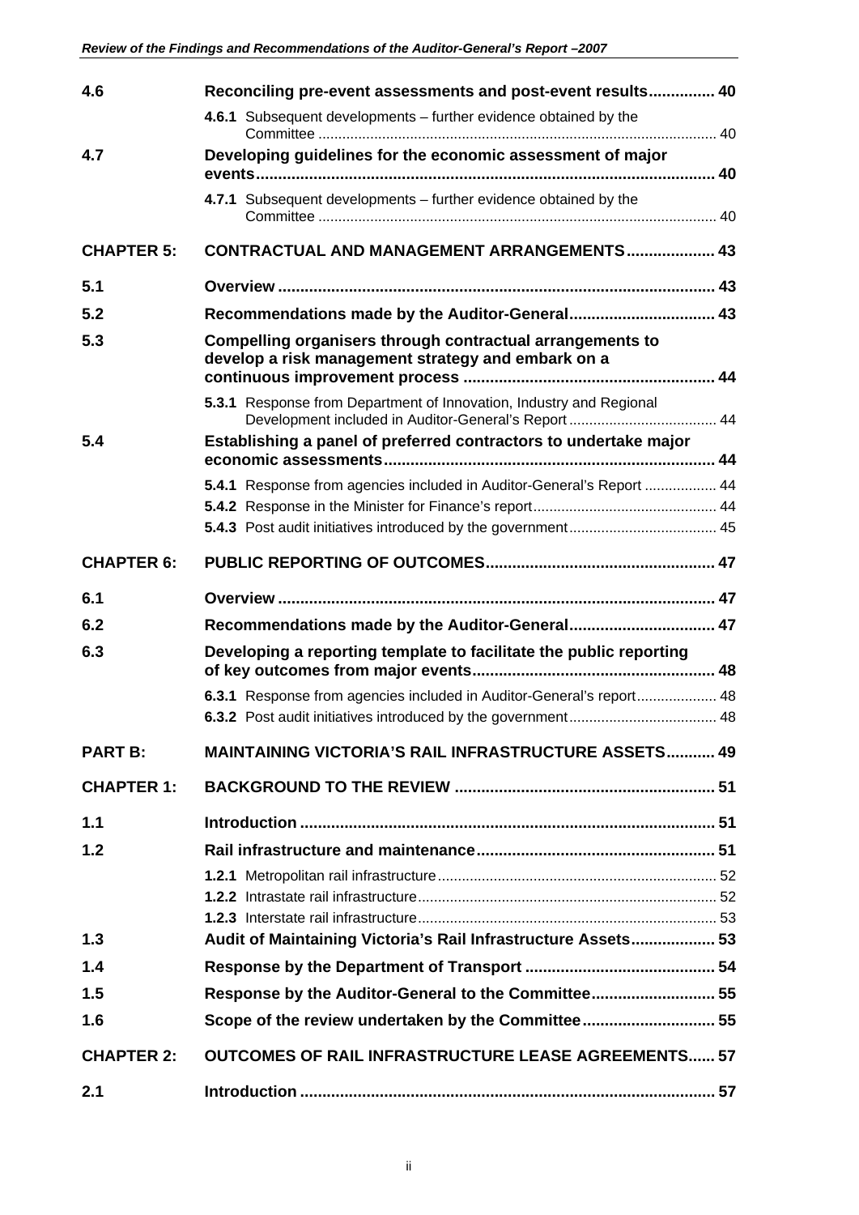| | | |
|---|---|---|
| **4.6** | **Reconciling pre-event assessments and post-event results** | **40** |
| | **4.6.1** Subsequent developments – further evidence obtained by the Committee | 40 |
| **4.7** | **Developing guidelines for the economic assessment of major events** | **40** |
| | **4.7.1** Subsequent developments – further evidence obtained by the Committee | 40 |
| **CHAPTER 5:** | **CONTRACTUAL AND MANAGEMENT ARRANGEMENTS** | **43** |
| **5.1** | **Overview** | **43** |
| **5.2** | **Recommendations made by the Auditor-General** | **43** |
| **5.3** | **Compelling organisers through contractual arrangements to develop a risk management strategy and embark on a continuous improvement process** | **44** |
| | **5.3.1** Response from Department of Innovation, Industry and Regional Development included in Auditor-General's Report | 44 |
| **5.4** | **Establishing a panel of preferred contractors to undertake major economic assessments** | **44** |
| | **5.4.1** Response from agencies included in Auditor-General's Report | 44 |
| | **5.4.2** Response in the Minister for Finance's report | 44 |
| | **5.4.3** Post audit initiatives introduced by the government | 45 |
| **CHAPTER 6:** | **PUBLIC REPORTING OF OUTCOMES** | **47** |
| **6.1** | **Overview** | **47** |
| **6.2** | **Recommendations made by the Auditor-General** | **47** |
| **6.3** | **Developing a reporting template to facilitate the public reporting of key outcomes from major events** | **48** |
| | **6.3.1** Response from agencies included in Auditor-General's report | 48 |
| | **6.3.2** Post audit initiatives introduced by the government | 48 |
| **PART B:** | **MAINTAINING VICTORIA'S RAIL INFRASTRUCTURE ASSETS** | **49** |
| **CHAPTER 1:** | **BACKGROUND TO THE REVIEW** | **51** |
| **1.1** | **Introduction** | **51** |
| **1.2** | **Rail infrastructure and maintenance** | **51** |
| | **1.2.1** Metropolitan rail infrastructure | 52 |
| | **1.2.2** Intrastate rail infrastructure | 52 |
| | **1.2.3** Interstate rail infrastructure | 53 |
| **1.3** | **Audit of Maintaining Victoria's Rail Infrastructure Assets** | **53** |
| **1.4** | **Response by the Department of Transport** | **54** |
| **1.5** | **Response by the Auditor-General to the Committee** | **55** |
| **1.6** | **Scope of the review undertaken by the Committee** | **55** |
| **CHAPTER 2:** | **OUTCOMES OF RAIL INFRASTRUCTURE LEASE AGREEMENTS** | **57** |
| **2.1** | **Introduction** | **57** |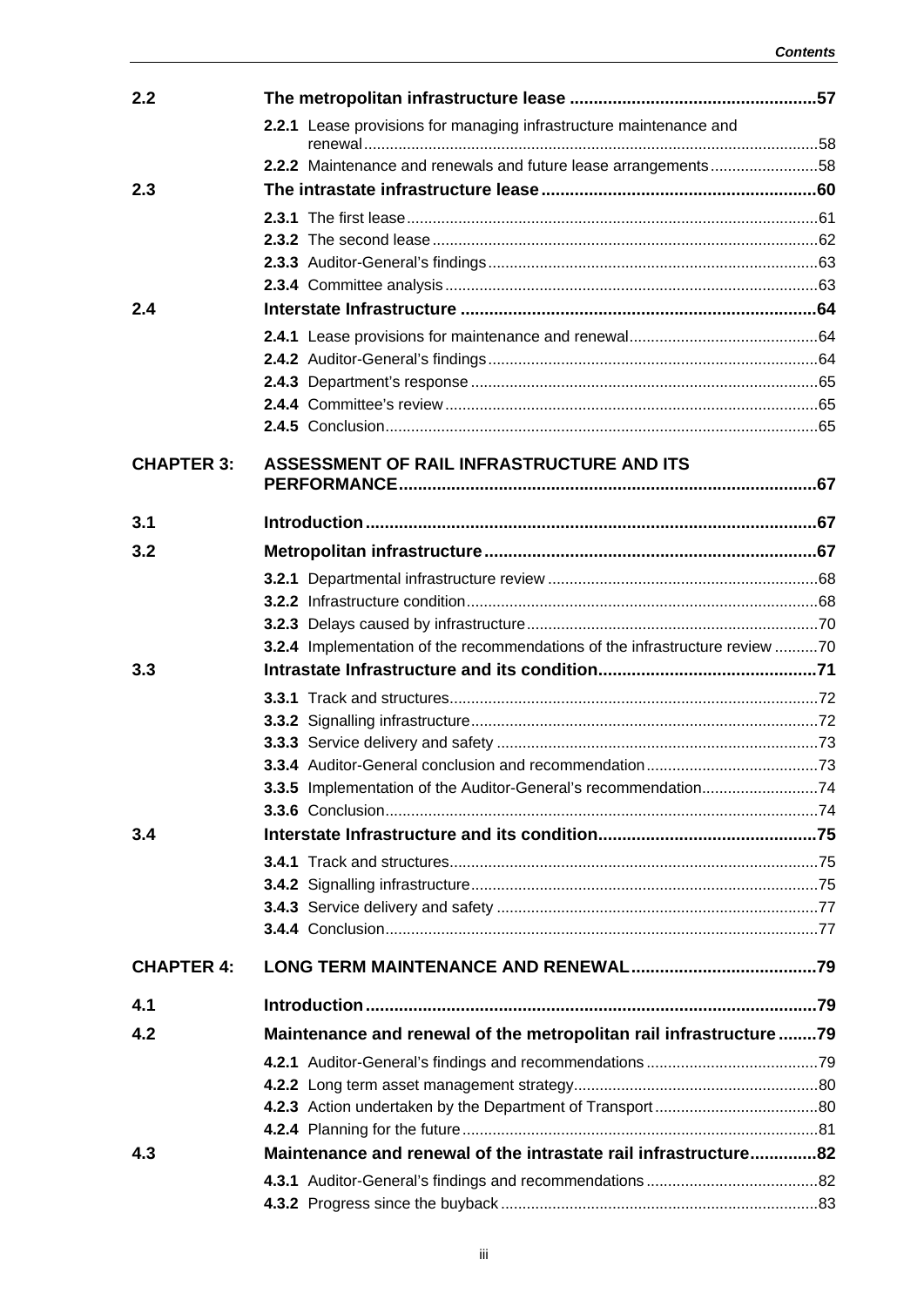| | | |
|---|---|---|
| **2.2** | **The metropolitan infrastructure lease** | **57** |
| | **2.2.1** Lease provisions for managing infrastructure maintenance and renewal | 58 |
| | **2.2.2** Maintenance and renewals and future lease arrangements | 58 |
| **2.3** | **The intrastate infrastructure lease** | **60** |
| | **2.3.1** The first lease | 61 |
| | **2.3.2** The second lease | 62 |
| | **2.3.3** Auditor-General's findings | 63 |
| | **2.3.4** Committee analysis | 63 |
| **2.4** | **Interstate Infrastructure** | **64** |
| | **2.4.1** Lease provisions for maintenance and renewal | 64 |
| | **2.4.2** Auditor-General's findings | 64 |
| | **2.4.3** Department's response | 65 |
| | **2.4.4** Committee's review | 65 |
| | **2.4.5** Conclusion | 65 |
| **CHAPTER 3:** | **ASSESSMENT OF RAIL INFRASTRUCTURE AND ITS PERFORMANCE** | **67** |
| **3.1** | **Introduction** | **67** |
| **3.2** | **Metropolitan infrastructure** | **67** |
| | **3.2.1** Departmental infrastructure review | 68 |
| | **3.2.2** Infrastructure condition | 68 |
| | **3.2.3** Delays caused by infrastructure | 70 |
| | **3.2.4** Implementation of the recommendations of the infrastructure review | 70 |
| **3.3** | **Intrastate Infrastructure and its condition** | **71** |
| | **3.3.1** Track and structures | 72 |
| | **3.3.2** Signalling infrastructure | 72 |
| | **3.3.3** Service delivery and safety | 73 |
| | **3.3.4** Auditor-General conclusion and recommendation | 73 |
| | **3.3.5** Implementation of the Auditor-General's recommendation | 74 |
| | **3.3.6** Conclusion | 74 |
| **3.4** | **Interstate Infrastructure and its condition** | **75** |
| | **3.4.1** Track and structures | 75 |
| | **3.4.2** Signalling infrastructure | 75 |
| | **3.4.3** Service delivery and safety | 77 |
| | **3.4.4** Conclusion | 77 |
| **CHAPTER 4:** | **LONG TERM MAINTENANCE AND RENEWAL** | **79** |
| **4.1** | **Introduction** | **79** |
| **4.2** | **Maintenance and renewal of the metropolitan rail infrastructure** | **79** |
| | **4.2.1** Auditor-General's findings and recommendations | 79 |
| | **4.2.2** Long term asset management strategy | 80 |
| | **4.2.3** Action undertaken by the Department of Transport | 80 |
| | **4.2.4** Planning for the future | 81 |
| **4.3** | **Maintenance and renewal of the intrastate rail infrastructure** | **82** |
| | **4.3.1** Auditor-General's findings and recommendations | 82 |
| | **4.3.2** Progress since the buyback | 83 |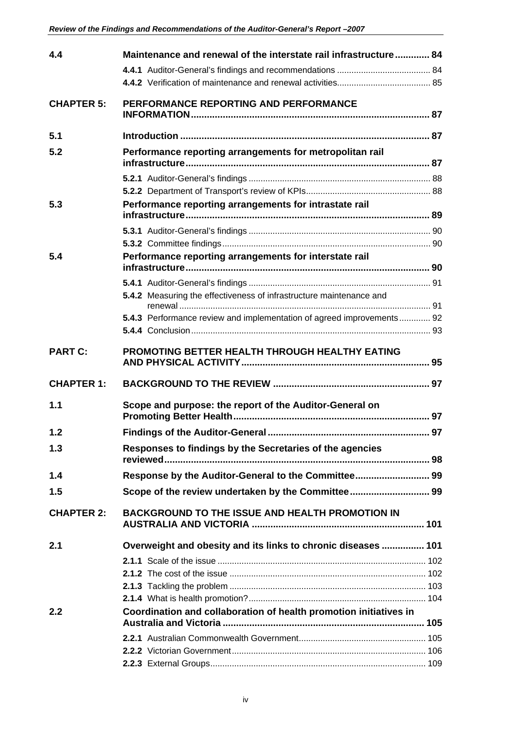| | | |
|---|---|---|
| **4.4** | **Maintenance and renewal of the interstate rail infrastructure** | **84** |
| | **4.4.1** Auditor-General's findings and recommendations | 84 |
| | **4.4.2** Verification of maintenance and renewal activities | 85 |
| **CHAPTER 5:** | **PERFORMANCE REPORTING AND PERFORMANCE INFORMATION** | **87** |
| **5.1** | **Introduction** | **87** |
| **5.2** | **Performance reporting arrangements for metropolitan rail infrastructure** | **87** |
| | **5.2.1** Auditor-General's findings | 88 |
| | **5.2.2** Department of Transport's review of KPIs | 88 |
| **5.3** | **Performance reporting arrangements for intrastate rail infrastructure** | **89** |
| | **5.3.1** Auditor-General's findings | 90 |
| | **5.3.2** Committee findings | 90 |
| **5.4** | **Performance reporting arrangements for interstate rail infrastructure** | **90** |
| | **5.4.1** Auditor-General's findings | 91 |
| | **5.4.2** Measuring the effectiveness of infrastructure maintenance and renewal | 91 |
| | **5.4.3** Performance review and implementation of agreed improvements | 92 |
| | **5.4.4** Conclusion | 93 |
| **PART C:** | **PROMOTING BETTER HEALTH THROUGH HEALTHY EATING AND PHYSICAL ACTIVITY** | **95** |
| **CHAPTER 1:** | **BACKGROUND TO THE REVIEW** | **97** |
| **1.1** | **Scope and purpose: the report of the Auditor-General on Promoting Better Health** | **97** |
| **1.2** | **Findings of the Auditor-General** | **97** |
| **1.3** | **Responses to findings by the Secretaries of the agencies reviewed** | **98** |
| **1.4** | **Response by the Auditor-General to the Committee** | **99** |
| **1.5** | **Scope of the review undertaken by the Committee** | **99** |
| **CHAPTER 2:** | **BACKGROUND TO THE ISSUE AND HEALTH PROMOTION IN AUSTRALIA AND VICTORIA** | **101** |
| **2.1** | **Overweight and obesity and its links to chronic diseases** | **101** |
| | **2.1.1** Scale of the issue | 102 |
| | **2.1.2** The cost of the issue | 102 |
| | **2.1.3** Tackling the problem | 103 |
| | **2.1.4** What is health promotion? | 104 |
| **2.2** | **Coordination and collaboration of health promotion initiatives in Australia and Victoria** | **105** |
| | **2.2.1** Australian Commonwealth Government | 105 |
| | **2.2.2** Victorian Government | 106 |
| | **2.2.3** External Groups | 109 |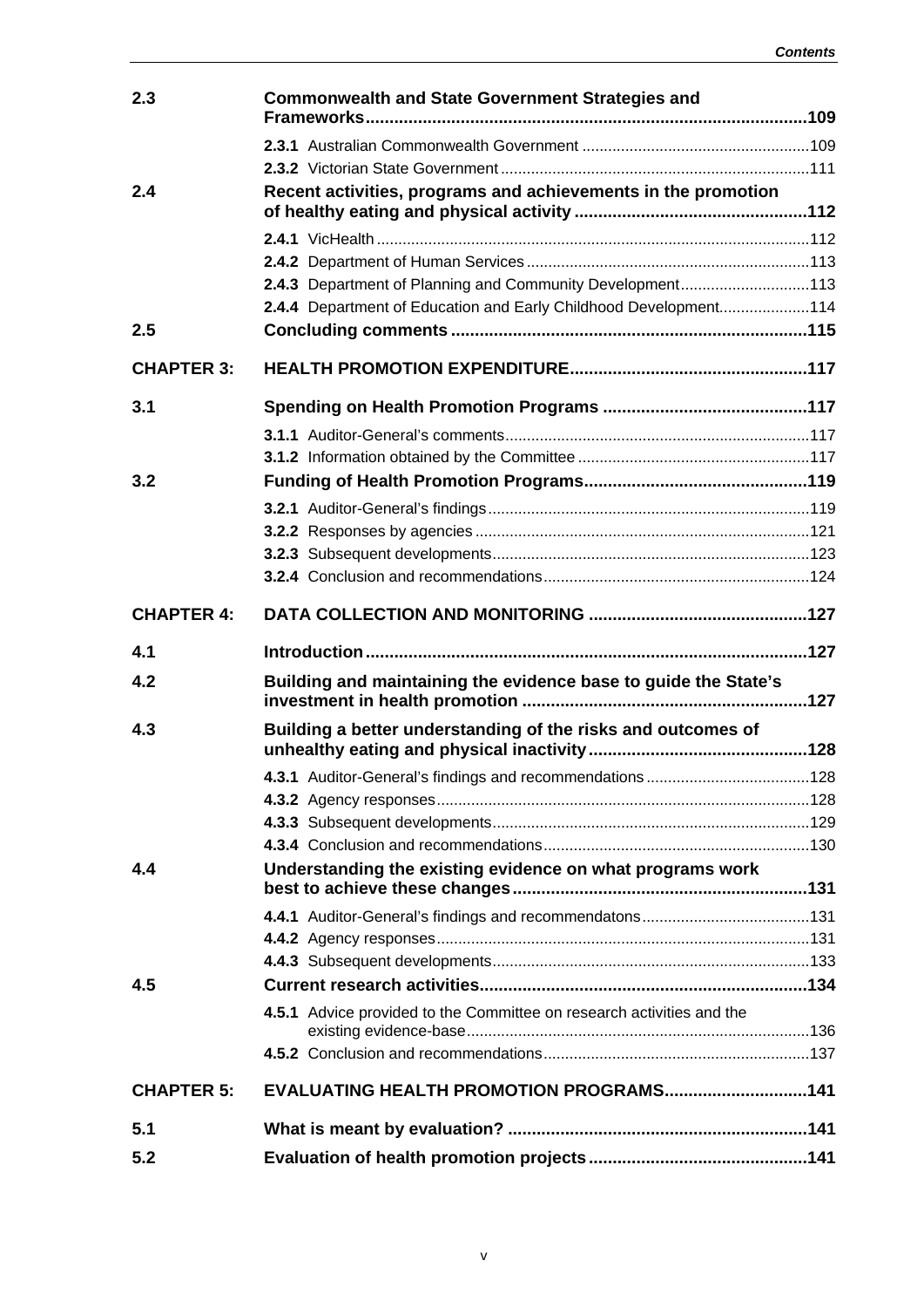| | | |
|---|---|---|
| **2.3** | **Commonwealth and State Government Strategies and Frameworks** | **109** |
| | **2.3.1** Australian Commonwealth Government | 109 |
| | **2.3.2** Victorian State Government | 111 |
| **2.4** | **Recent activities, programs and achievements in the promotion of healthy eating and physical activity** | **112** |
| | **2.4.1** VicHealth | 112 |
| | **2.4.2** Department of Human Services | 113 |
| | **2.4.3** Department of Planning and Community Development | 113 |
| | **2.4.4** Department of Education and Early Childhood Development | 114 |
| **2.5** | **Concluding comments** | **115** |
| **CHAPTER 3:** | **HEALTH PROMOTION EXPENDITURE** | **117** |
| **3.1** | **Spending on Health Promotion Programs** | **117** |
| | **3.1.1** Auditor-General's comments | 117 |
| | **3.1.2** Information obtained by the Committee | 117 |
| **3.2** | **Funding of Health Promotion Programs** | **119** |
| | **3.2.1** Auditor-General's findings | 119 |
| | **3.2.2** Responses by agencies | 121 |
| | **3.2.3** Subsequent developments | 123 |
| | **3.2.4** Conclusion and recommendations | 124 |
| **CHAPTER 4:** | **DATA COLLECTION AND MONITORING** | **127** |
| **4.1** | **Introduction** | **127** |
| **4.2** | **Building and maintaining the evidence base to guide the State's investment in health promotion** | **127** |
| **4.3** | **Building a better understanding of the risks and outcomes of unhealthy eating and physical inactivity** | **128** |
| | **4.3.1** Auditor-General's findings and recommendations | 128 |
| | **4.3.2** Agency responses | 128 |
| | **4.3.3** Subsequent developments | 129 |
| | **4.3.4** Conclusion and recommendations | 130 |
| **4.4** | **Understanding the existing evidence on what programs work best to achieve these changes** | **131** |
| | **4.4.1** Auditor-General's findings and recommendatons | 131 |
| | **4.4.2** Agency responses | 131 |
| | **4.4.3** Subsequent developments | 133 |
| **4.5** | **Current research activities** | **134** |
| | **4.5.1** Advice provided to the Committee on research activities and the existing evidence-base | 136 |
| | **4.5.2** Conclusion and recommendations | 137 |
| **CHAPTER 5:** | **EVALUATING HEALTH PROMOTION PROGRAMS** | **141** |
| **5.1** | **What is meant by evaluation?** | **141** |
| **5.2** | **Evaluation of health promotion projects** | **141** |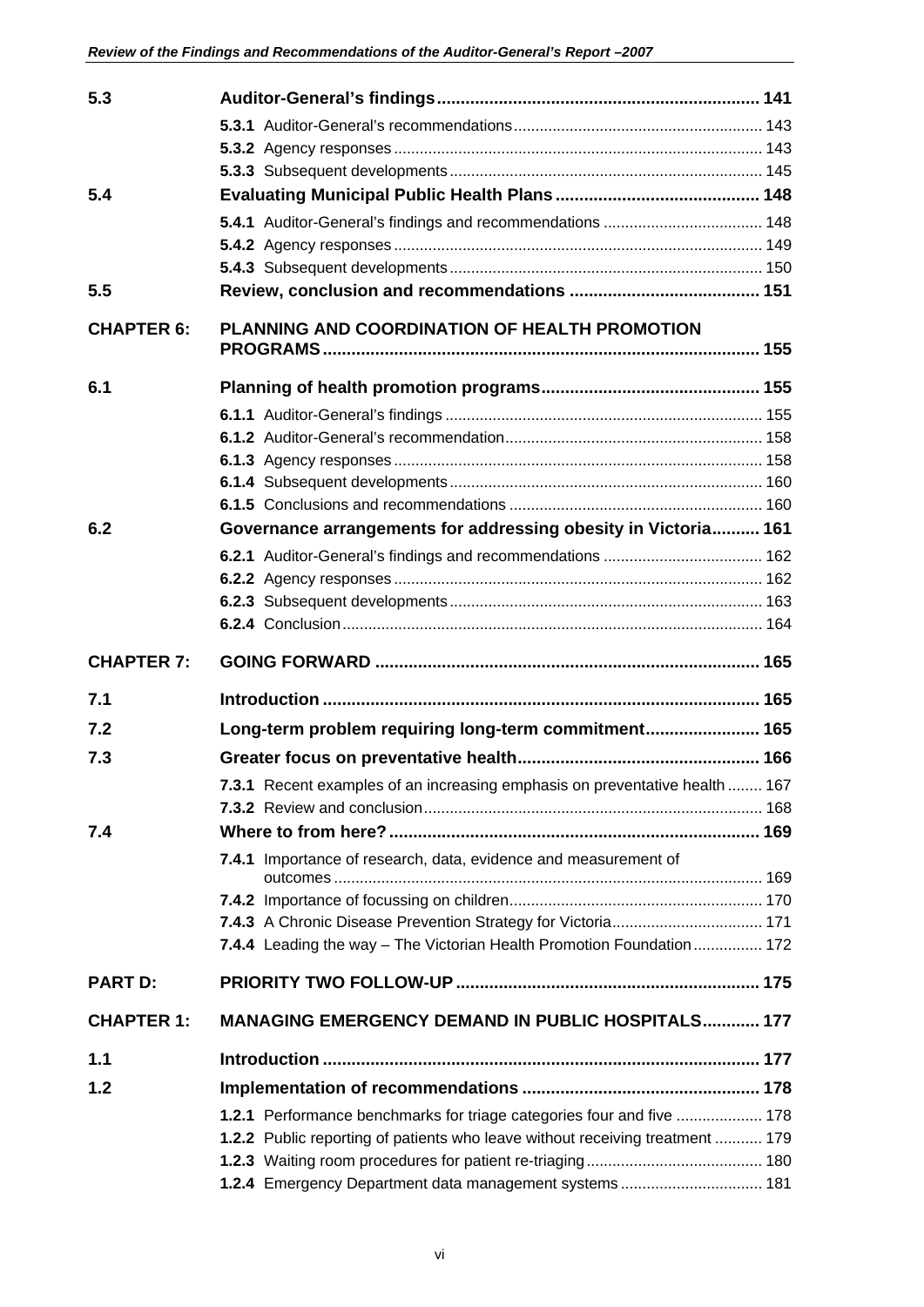| | | |
|---|---|---|
| **5.3** | **Auditor-General's findings** | **141** |
| | **5.3.1** Auditor-General's recommendations | 143 |
| | **5.3.2** Agency responses | 143 |
| | **5.3.3** Subsequent developments | 145 |
| **5.4** | **Evaluating Municipal Public Health Plans** | **148** |
| | **5.4.1** Auditor-General's findings and recommendations | 148 |
| | **5.4.2** Agency responses | 149 |
| | **5.4.3** Subsequent developments | 150 |
| **5.5** | **Review, conclusion and recommendations** | **151** |
| **CHAPTER 6:** | **PLANNING AND COORDINATION OF HEALTH PROMOTION PROGRAMS** | **155** |
| **6.1** | **Planning of health promotion programs** | **155** |
| | **6.1.1** Auditor-General's findings | 155 |
| | **6.1.2** Auditor-General's recommendation | 158 |
| | **6.1.3** Agency responses | 158 |
| | **6.1.4** Subsequent developments | 160 |
| | **6.1.5** Conclusions and recommendations | 160 |
| **6.2** | **Governance arrangements for addressing obesity in Victoria** | **161** |
| | **6.2.1** Auditor-General's findings and recommendations | 162 |
| | **6.2.2** Agency responses | 162 |
| | **6.2.3** Subsequent developments | 163 |
| | **6.2.4** Conclusion | 164 |
| **CHAPTER 7:** | **GOING FORWARD** | **165** |
| **7.1** | **Introduction** | **165** |
| **7.2** | **Long-term problem requiring long-term commitment** | **165** |
| **7.3** | **Greater focus on preventative health** | **166** |
| | **7.3.1** Recent examples of an increasing emphasis on preventative health | 167 |
| | **7.3.2** Review and conclusion | 168 |
| **7.4** | **Where to from here?** | **169** |
| | **7.4.1** Importance of research, data, evidence and measurement of outcomes | 169 |
| | **7.4.2** Importance of focussing on children | 170 |
| | **7.4.3** A Chronic Disease Prevention Strategy for Victoria | 171 |
| | **7.4.4** Leading the way – The Victorian Health Promotion Foundation | 172 |
| **PART D:** | **PRIORITY TWO FOLLOW-UP** | **175** |
| **CHAPTER 1:** | **MANAGING EMERGENCY DEMAND IN PUBLIC HOSPITALS** | **177** |
| **1.1** | **Introduction** | **177** |
| **1.2** | **Implementation of recommendations** | **178** |
| | **1.2.1** Performance benchmarks for triage categories four and five | 178 |
| | **1.2.2** Public reporting of patients who leave without receiving treatment | 179 |
| | **1.2.3** Waiting room procedures for patient re-triaging | 180 |
| | **1.2.4** Emergency Department data management systems | 181 |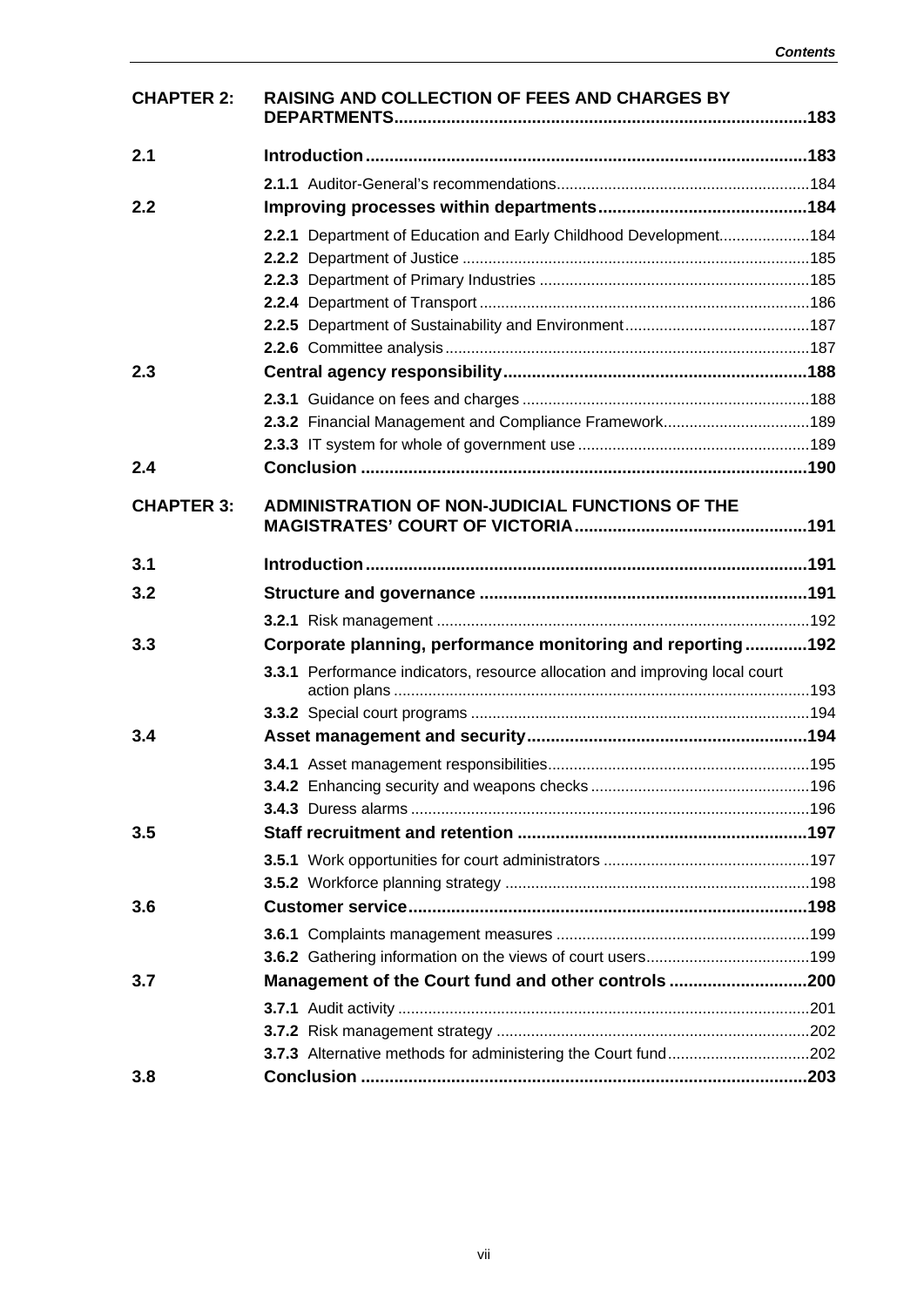| | | |
|---|---|---|
| **CHAPTER 2:** | **RAISING AND COLLECTION OF FEES AND CHARGES BY DEPARTMENTS** | **183** |
| **2.1** | **Introduction** | **183** |
| | **2.1.1** Auditor-General's recommendations | 184 |
| **2.2** | **Improving processes within departments** | **184** |
| | **2.2.1** Department of Education and Early Childhood Development | 184 |
| | **2.2.2** Department of Justice | 185 |
| | **2.2.3** Department of Primary Industries | 185 |
| | **2.2.4** Department of Transport | 186 |
| | **2.2.5** Department of Sustainability and Environment | 187 |
| | **2.2.6** Committee analysis | 187 |
| **2.3** | **Central agency responsibility** | **188** |
| | **2.3.1** Guidance on fees and charges | 188 |
| | **2.3.2** Financial Management and Compliance Framework | 189 |
| | **2.3.3** IT system for whole of government use | 189 |
| **2.4** | **Conclusion** | **190** |
| **CHAPTER 3:** | **ADMINISTRATION OF NON-JUDICIAL FUNCTIONS OF THE MAGISTRATES' COURT OF VICTORIA** | **191** |
| **3.1** | **Introduction** | **191** |
| **3.2** | **Structure and governance** | **191** |
| | **3.2.1** Risk management | 192 |
| **3.3** | **Corporate planning, performance monitoring and reporting** | **192** |
| | **3.3.1** Performance indicators, resource allocation and improving local court action plans | 193 |
| | **3.3.2** Special court programs | 194 |
| **3.4** | **Asset management and security** | **194** |
| | **3.4.1** Asset management responsibilities | 195 |
| | **3.4.2** Enhancing security and weapons checks | 196 |
| | **3.4.3** Duress alarms | 196 |
| **3.5** | **Staff recruitment and retention** | **197** |
| | **3.5.1** Work opportunities for court administrators | 197 |
| | **3.5.2** Workforce planning strategy | 198 |
| **3.6** | **Customer service** | **198** |
| | **3.6.1** Complaints management measures | 199 |
| | **3.6.2** Gathering information on the views of court users | 199 |
| **3.7** | **Management of the Court fund and other controls** | **200** |
| | **3.7.1** Audit activity | 201 |
| | **3.7.2** Risk management strategy | 202 |
| | **3.7.3** Alternative methods for administering the Court fund | 202 |
| **3.8** | **Conclusion** | **203** |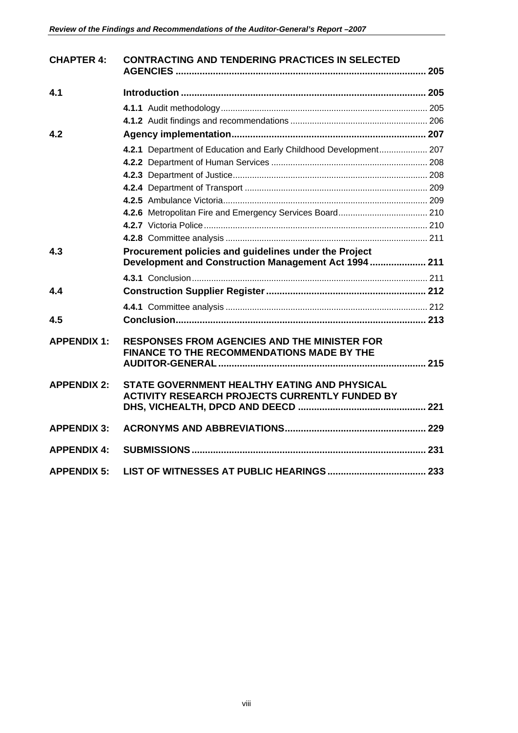**CHAPTER 4: CONTRACTING AND TENDERING PRACTICES IN SELECTED AGENCIES** .......... 205

**4.1 Introduction** .......... 205

- **4.1.1** Audit methodology .......... 205
- **4.1.2** Audit findings and recommendations .......... 206

**4.2 Agency implementation** .......... 207

- **4.2.1** Department of Education and Early Childhood Development .......... 207
- **4.2.2** Department of Human Services .......... 208
- **4.2.3** Department of Justice .......... 208
- **4.2.4** Department of Transport .......... 209
- **4.2.5** Ambulance Victoria .......... 209
- **4.2.6** Metropolitan Fire and Emergency Services Board .......... 210
- **4.2.7** Victoria Police .......... 210
- **4.2.8** Committee analysis .......... 211

**4.3 Procurement policies and guidelines under the Project Development and Construction Management Act 1994** .......... 211

- **4.3.1** Conclusion .......... 211

**4.4 Construction Supplier Register** .......... 212

- **4.4.1** Committee analysis .......... 212

**4.5 Conclusion** .......... 213

**APPENDIX 1: RESPONSES FROM AGENCIES AND THE MINISTER FOR FINANCE TO THE RECOMMENDATIONS MADE BY THE AUDITOR-GENERAL** .......... 215

**APPENDIX 2: STATE GOVERNMENT HEALTHY EATING AND PHYSICAL ACTIVITY RESEARCH PROJECTS CURRENTLY FUNDED BY DHS, VICHEALTH, DPCD AND DEECD** .......... 221

**APPENDIX 3: ACRONYMS AND ABBREVIATIONS** .......... 229

**APPENDIX 4: SUBMISSIONS** .......... 231

**APPENDIX 5: LIST OF WITNESSES AT PUBLIC HEARINGS** .......... 233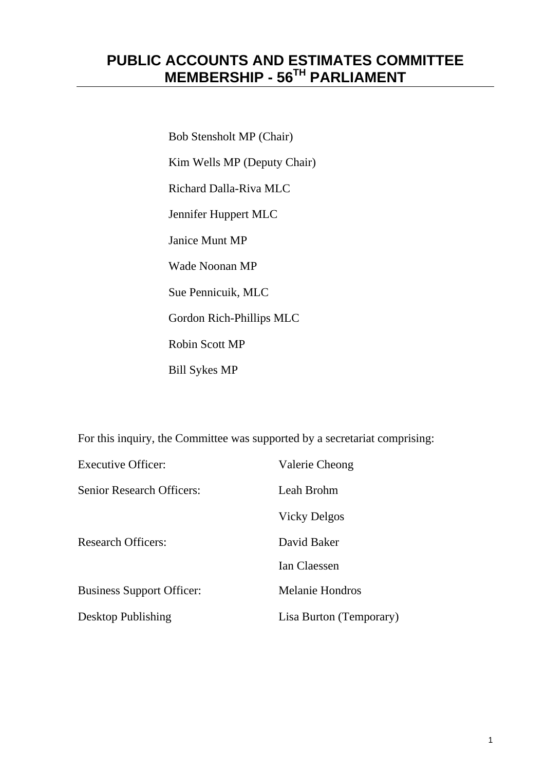# PUBLIC ACCOUNTS AND ESTIMATES COMMITTEE MEMBERSHIP - 56TH PARLIAMENT

Bob Stensholt MP (Chair)

Kim Wells MP (Deputy Chair)

Richard Dalla-Riva MLC

Jennifer Huppert MLC

Janice Munt MP

Wade Noonan MP

Sue Pennicuik, MLC

Gordon Rich-Phillips MLC

Robin Scott MP

Bill Sykes MP

For this inquiry, the Committee was supported by a secretariat comprising:

| | |
|---|---|
| Executive Officer: | Valerie Cheong |
| Senior Research Officers: | Leah Brohm |
| | Vicky Delgos |
| Research Officers: | David Baker |
| | Ian Claessen |
| Business Support Officer: | Melanie Hondros |
| Desktop Publishing | Lisa Burton (Temporary) |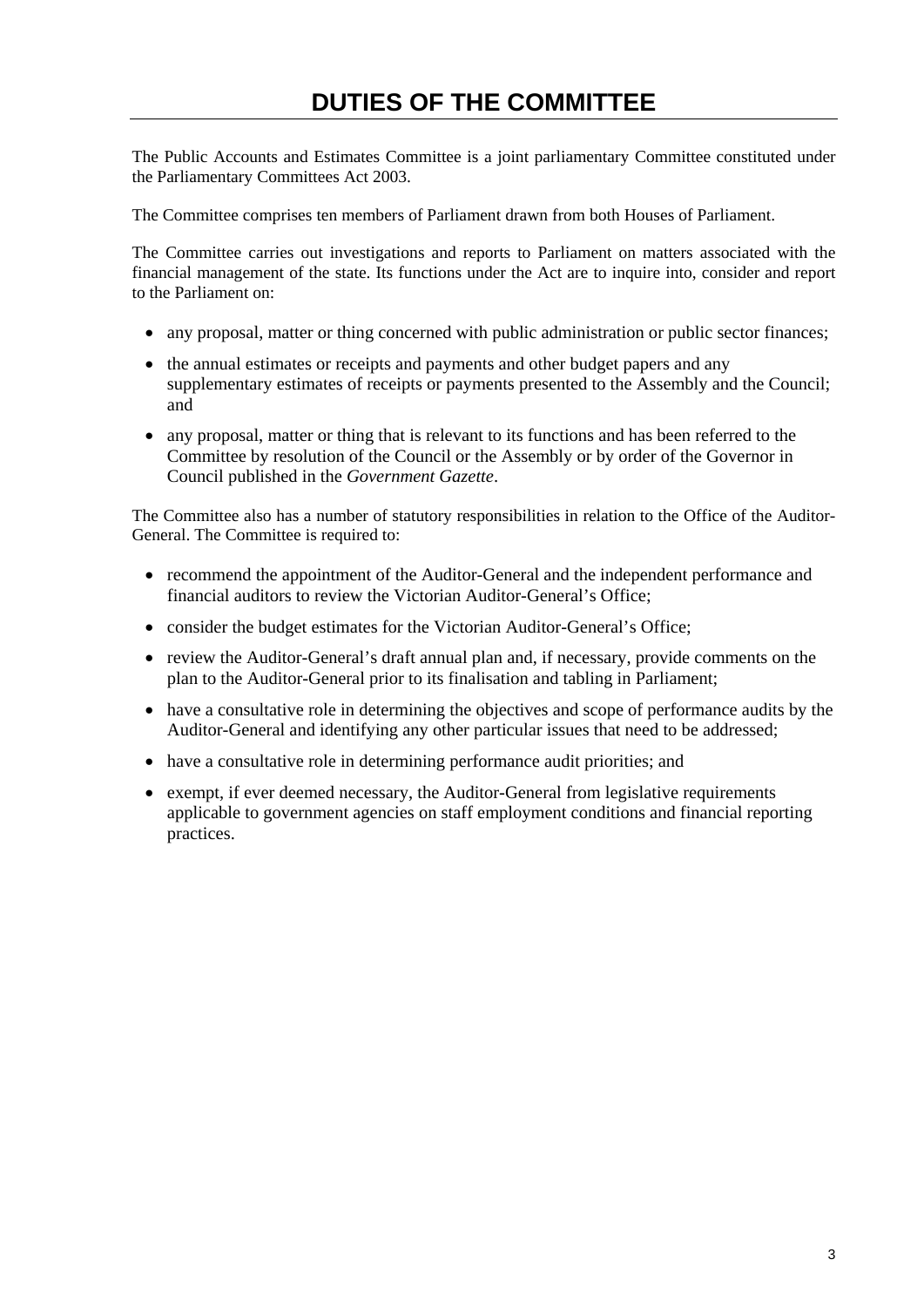# DUTIES OF THE COMMITTEE

The Public Accounts and Estimates Committee is a joint parliamentary Committee constituted under the Parliamentary Committees Act 2003.

The Committee comprises ten members of Parliament drawn from both Houses of Parliament.

The Committee carries out investigations and reports to Parliament on matters associated with the financial management of the state. Its functions under the Act are to inquire into, consider and report to the Parliament on:

- any proposal, matter or thing concerned with public administration or public sector finances;
- the annual estimates or receipts and payments and other budget papers and any supplementary estimates of receipts or payments presented to the Assembly and the Council; and
- any proposal, matter or thing that is relevant to its functions and has been referred to the Committee by resolution of the Council or the Assembly or by order of the Governor in Council published in the *Government Gazette*.

The Committee also has a number of statutory responsibilities in relation to the Office of the Auditor-General. The Committee is required to:

- recommend the appointment of the Auditor-General and the independent performance and financial auditors to review the Victorian Auditor-General's Office;
- consider the budget estimates for the Victorian Auditor-General's Office;
- review the Auditor-General's draft annual plan and, if necessary, provide comments on the plan to the Auditor-General prior to its finalisation and tabling in Parliament;
- have a consultative role in determining the objectives and scope of performance audits by the Auditor-General and identifying any other particular issues that need to be addressed;
- have a consultative role in determining performance audit priorities; and
- exempt, if ever deemed necessary, the Auditor-General from legislative requirements applicable to government agencies on staff employment conditions and financial reporting practices.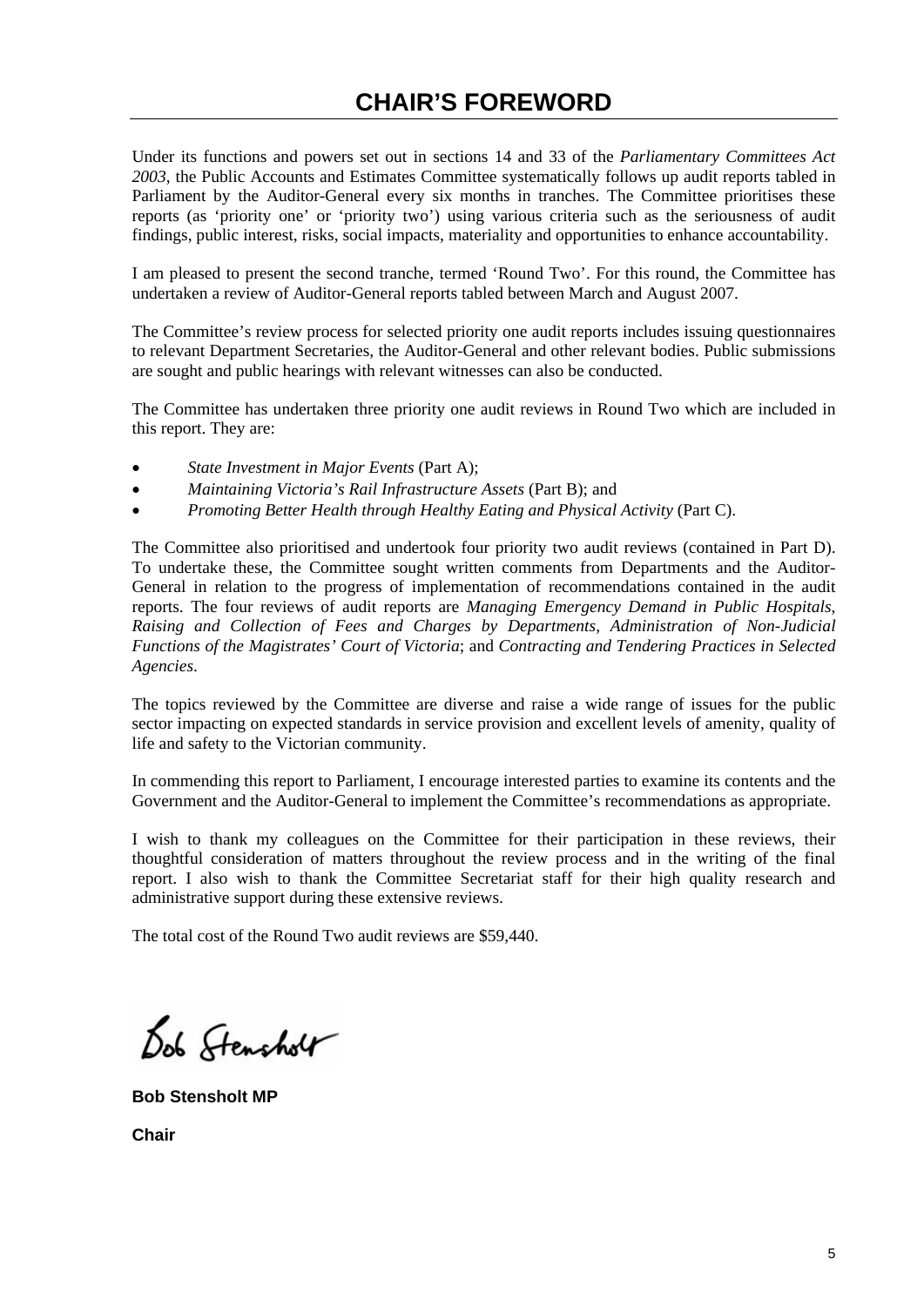# CHAIR'S FOREWORD

Under its functions and powers set out in sections 14 and 33 of the *Parliamentary Committees Act 2003*, the Public Accounts and Estimates Committee systematically follows up audit reports tabled in Parliament by the Auditor-General every six months in tranches. The Committee prioritises these reports (as 'priority one' or 'priority two') using various criteria such as the seriousness of audit findings, public interest, risks, social impacts, materiality and opportunities to enhance accountability.

I am pleased to present the second tranche, termed 'Round Two'. For this round, the Committee has undertaken a review of Auditor-General reports tabled between March and August 2007.

The Committee's review process for selected priority one audit reports includes issuing questionnaires to relevant Department Secretaries, the Auditor-General and other relevant bodies. Public submissions are sought and public hearings with relevant witnesses can also be conducted.

The Committee has undertaken three priority one audit reviews in Round Two which are included in this report. They are:

- *State Investment in Major Events* (Part A);
- *Maintaining Victoria's Rail Infrastructure Assets* (Part B); and
- *Promoting Better Health through Healthy Eating and Physical Activity* (Part C).

The Committee also prioritised and undertook four priority two audit reviews (contained in Part D). To undertake these, the Committee sought written comments from Departments and the Auditor-General in relation to the progress of implementation of recommendations contained in the audit reports. The four reviews of audit reports are *Managing Emergency Demand in Public Hospitals*, *Raising and Collection of Fees and Charges by Departments*, *Administration of Non-Judicial Functions of the Magistrates' Court of Victoria*; and *Contracting and Tendering Practices in Selected Agencies*.

The topics reviewed by the Committee are diverse and raise a wide range of issues for the public sector impacting on expected standards in service provision and excellent levels of amenity, quality of life and safety to the Victorian community.

In commending this report to Parliament, I encourage interested parties to examine its contents and the Government and the Auditor-General to implement the Committee's recommendations as appropriate.

I wish to thank my colleagues on the Committee for their participation in these reviews, their thoughtful consideration of matters throughout the review process and in the writing of the final report. I also wish to thank the Committee Secretariat staff for their high quality research and administrative support during these extensive reviews.

The total cost of the Round Two audit reviews are $59,440.

**Bob Stensholt MP**

**Chair**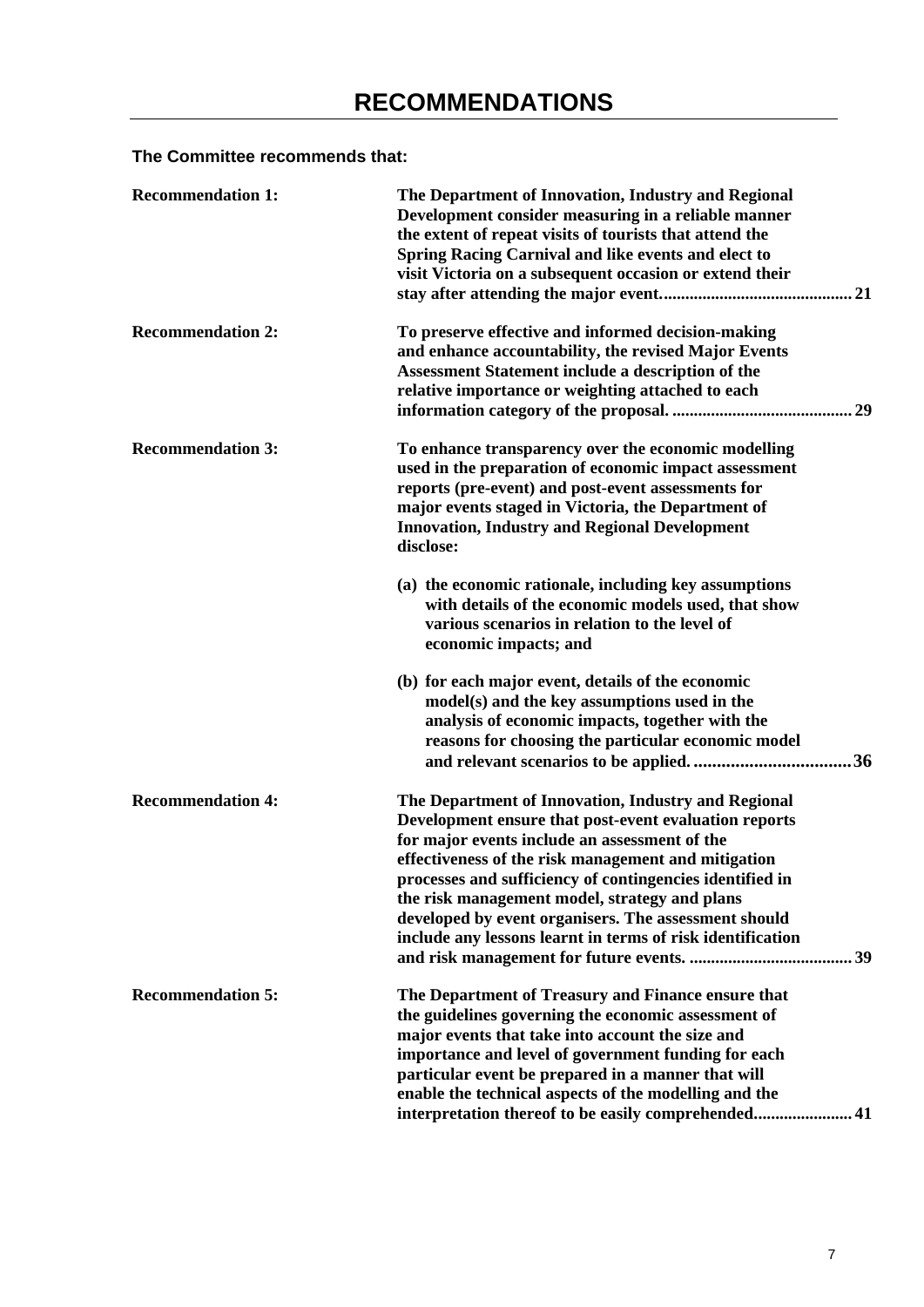# RECOMMENDATIONS

**The Committee recommends that:**

**Recommendation 1:** **The Department of Innovation, Industry and Regional Development consider measuring in a reliable manner the extent of repeat visits of tourists that attend the Spring Racing Carnival and like events and elect to visit Victoria on a subsequent occasion or extend their stay after attending the major event. ............................................ 21**

**Recommendation 2:** **To preserve effective and informed decision-making and enhance accountability, the revised Major Events Assessment Statement include a description of the relative importance or weighting attached to each information category of the proposal. .......................................... 29**

**Recommendation 3:** **To enhance transparency over the economic modelling used in the preparation of economic impact assessment reports (pre-event) and post-event assessments for major events staged in Victoria, the Department of Innovation, Industry and Regional Development disclose:**

**(a) the economic rationale, including key assumptions with details of the economic models used, that show various scenarios in relation to the level of economic impacts; and**

**(b) for each major event, details of the economic model(s) and the key assumptions used in the analysis of economic impacts, together with the reasons for choosing the particular economic model and relevant scenarios to be applied. .................................. 36**

**Recommendation 4:** **The Department of Innovation, Industry and Regional Development ensure that post-event evaluation reports for major events include an assessment of the effectiveness of the risk management and mitigation processes and sufficiency of contingencies identified in the risk management model, strategy and plans developed by event organisers. The assessment should include any lessons learnt in terms of risk identification and risk management for future events. ...................................... 39**

**Recommendation 5:** **The Department of Treasury and Finance ensure that the guidelines governing the economic assessment of major events that take into account the size and importance and level of government funding for each particular event be prepared in a manner that will enable the technical aspects of the modelling and the interpretation thereof to be easily comprehended....................... 41**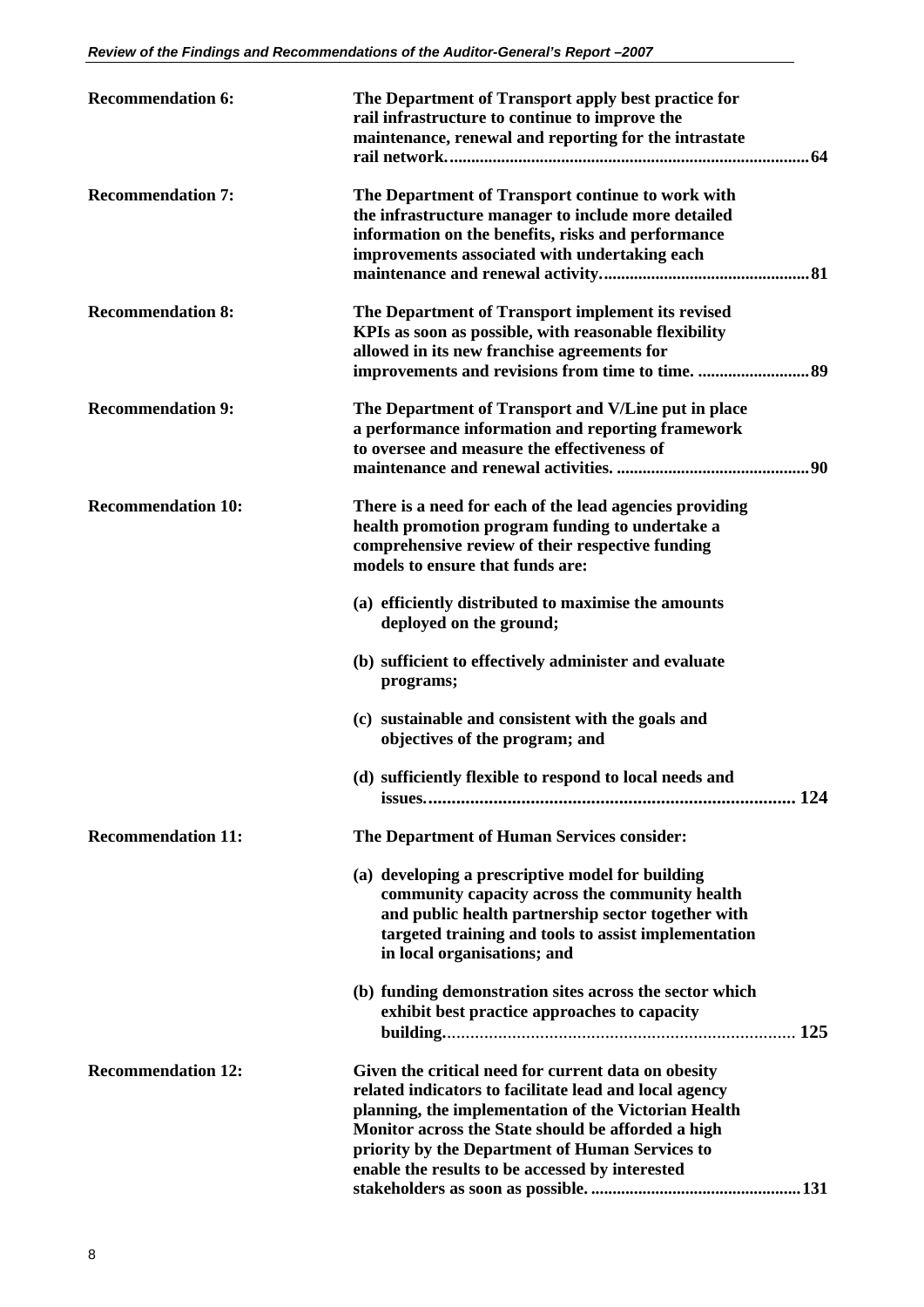| | |
|---|---|
| **Recommendation 6:** | **The Department of Transport apply best practice for rail infrastructure to continue to improve the maintenance, renewal and reporting for the intrastate rail network.................................................................................64** |
| **Recommendation 7:** | **The Department of Transport continue to work with the infrastructure manager to include more detailed information on the benefits, risks and performance improvements associated with undertaking each maintenance and renewal activity...............................................81** |
| **Recommendation 8:** | **The Department of Transport implement its revised KPIs as soon as possible, with reasonable flexibility allowed in its new franchise agreements for improvements and revisions from time to time. .........................89** |
| **Recommendation 9:** | **The Department of Transport and V/Line put in place a performance information and reporting framework to oversee and measure the effectiveness of maintenance and renewal activities. ............................................90** |
| **Recommendation 10:** | **There is a need for each of the lead agencies providing health promotion program funding to undertake a comprehensive review of their respective funding models to ensure that funds are:**<br><br>**(a) efficiently distributed to maximise the amounts deployed on the ground;**<br><br>**(b) sufficient to effectively administer and evaluate programs;**<br><br>**(c) sustainable and consistent with the goals and objectives of the program; and**<br><br>**(d) sufficiently flexible to respond to local needs and issues.............................................................................. 124** |
| **Recommendation 11:** | **The Department of Human Services consider:**<br><br>**(a) developing a prescriptive model for building community capacity across the community health and public health partnership sector together with targeted training and tools to assist implementation in local organisations; and**<br><br>**(b) funding demonstration sites across the sector which exhibit best practice approaches to capacity building........................................................................... 125** |
| **Recommendation 12:** | **Given the critical need for current data on obesity related indicators to facilitate lead and local agency planning, the implementation of the Victorian Health Monitor across the State should be afforded a high priority by the Department of Human Services to enable the results to be accessed by interested stakeholders as soon as possible. ...............................................131** |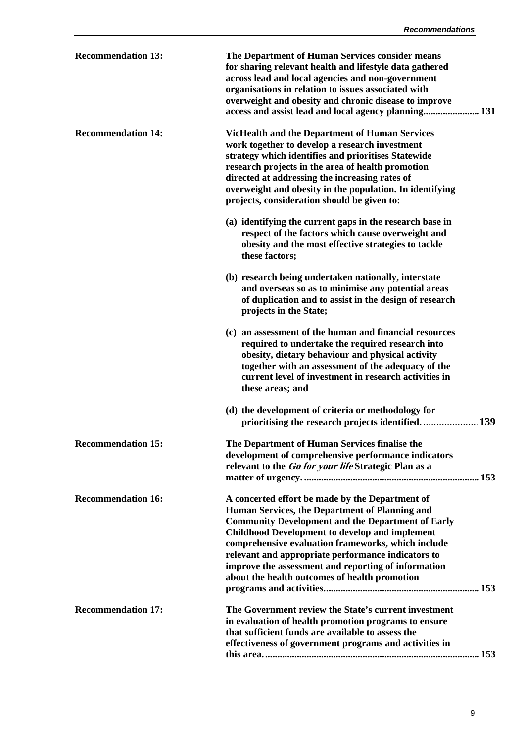**Recommendation 13:** **The Department of Human Services consider means for sharing relevant health and lifestyle data gathered across lead and local agencies and non-government organisations in relation to issues associated with overweight and obesity and chronic disease to improve access and assist lead and local agency planning....................... 131**

**Recommendation 14:** **VicHealth and the Department of Human Services work together to develop a research investment strategy which identifies and prioritises Statewide research projects in the area of health promotion directed at addressing the increasing rates of overweight and obesity in the population. In identifying projects, consideration should be given to:**

**(a) identifying the current gaps in the research base in respect of the factors which cause overweight and obesity and the most effective strategies to tackle these factors;**

**(b) research being undertaken nationally, interstate and overseas so as to minimise any potential areas of duplication and to assist in the design of research projects in the State;**

**(c) an assessment of the human and financial resources required to undertake the required research into obesity, dietary behaviour and physical activity together with an assessment of the adequacy of the current level of investment in research activities in these areas; and**

**(d) the development of criteria or methodology for prioritising the research projects identified. ..................... 139**

**Recommendation 15:** **The Department of Human Services finalise the development of comprehensive performance indicators relevant to the *Go for your life* Strategic Plan as a matter of urgency. ...................................................................... 153**

**Recommendation 16:** **A concerted effort be made by the Department of Human Services, the Department of Planning and Community Development and the Department of Early Childhood Development to develop and implement comprehensive evaluation frameworks, which include relevant and appropriate performance indicators to improve the assessment and reporting of information about the health outcomes of health promotion programs and activities............................................................... 153**

**Recommendation 17:** **The Government review the State's current investment in evaluation of health promotion programs to ensure that sufficient funds are available to assess the effectiveness of government programs and activities in this area. ...................................................................................... 153**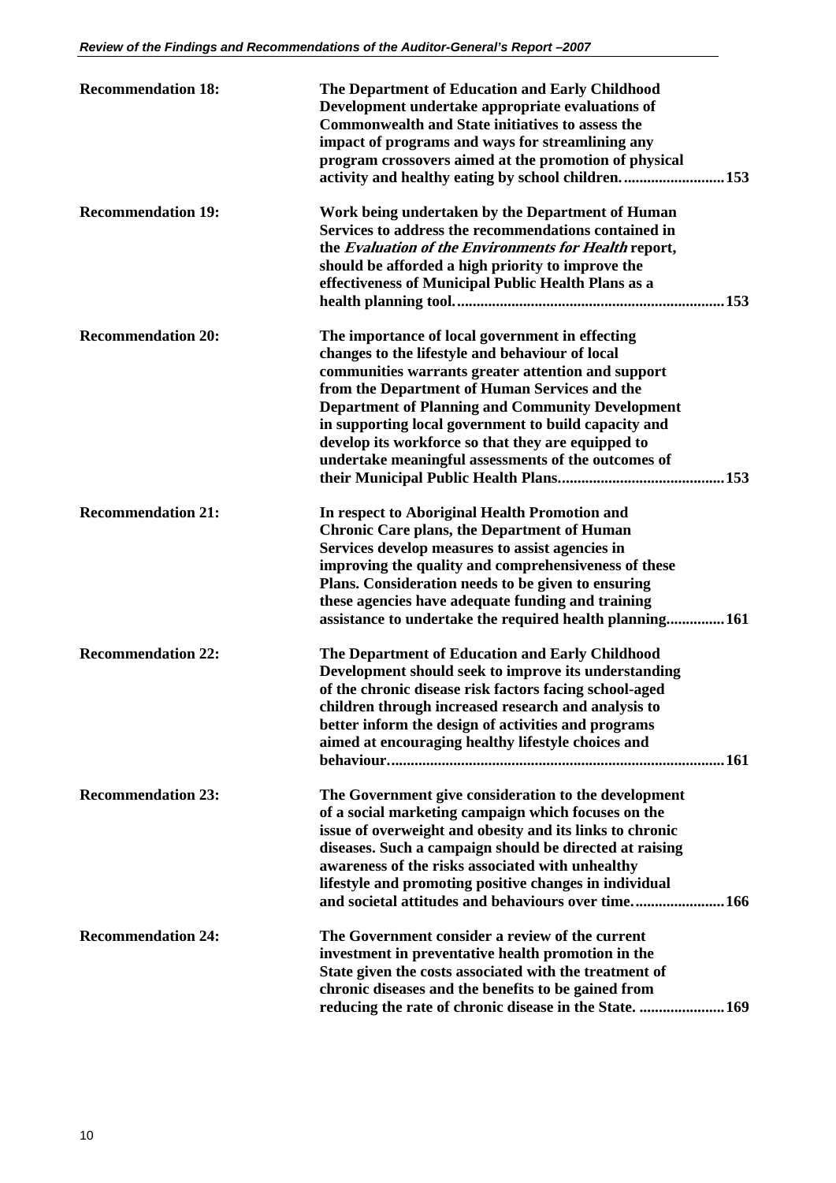| | |
|---|---|
| **Recommendation 18:** | **The Department of Education and Early Childhood Development undertake appropriate evaluations of Commonwealth and State initiatives to assess the impact of programs and ways for streamlining any program crossovers aimed at the promotion of physical activity and healthy eating by school children. .......................... 153** |
| **Recommendation 19:** | **Work being undertaken by the Department of Human Services to address the recommendations contained in the *Evaluation of the Environments for Health* report, should be afforded a high priority to improve the effectiveness of Municipal Public Health Plans as a health planning tool. ..................................................................... 153** |
| **Recommendation 20:** | **The importance of local government in effecting changes to the lifestyle and behaviour of local communities warrants greater attention and support from the Department of Human Services and the Department of Planning and Community Development in supporting local government to build capacity and develop its workforce so that they are equipped to undertake meaningful assessments of the outcomes of their Municipal Public Health Plans. ........................................... 153** |
| **Recommendation 21:** | **In respect to Aboriginal Health Promotion and Chronic Care plans, the Department of Human Services develop measures to assist agencies in improving the quality and comprehensiveness of these Plans. Consideration needs to be given to ensuring these agencies have adequate funding and training assistance to undertake the required health planning............... 161** |
| **Recommendation 22:** | **The Department of Education and Early Childhood Development should seek to improve its understanding of the chronic disease risk factors facing school-aged children through increased research and analysis to better inform the design of activities and programs aimed at encouraging healthy lifestyle choices and behaviour. ..................................................................................... 161** |
| **Recommendation 23:** | **The Government give consideration to the development of a social marketing campaign which focuses on the issue of overweight and obesity and its links to chronic diseases. Such a campaign should be directed at raising awareness of the risks associated with unhealthy lifestyle and promoting positive changes in individual and societal attitudes and behaviours over time. ....................... 166** |
| **Recommendation 24:** | **The Government consider a review of the current investment in preventative health promotion in the State given the costs associated with the treatment of chronic diseases and the benefits to be gained from reducing the rate of chronic disease in the State. ...................... 169** |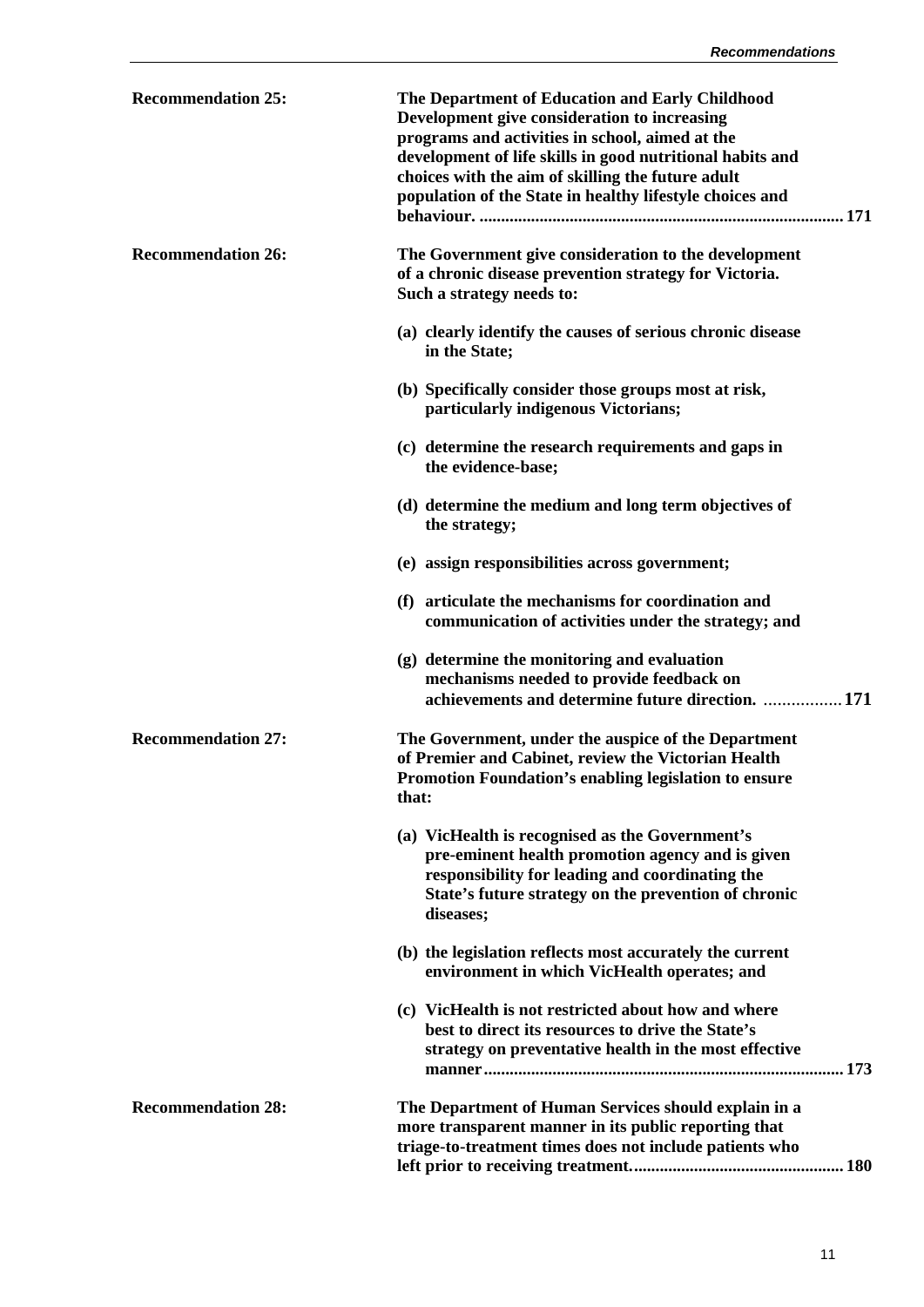**Recommendation 25:** **The Department of Education and Early Childhood Development give consideration to increasing programs and activities in school, aimed at the development of life skills in good nutritional habits and choices with the aim of skilling the future adult population of the State in healthy lifestyle choices and behaviour. .................................................................................... 171**

**Recommendation 26:** **The Government give consideration to the development of a chronic disease prevention strategy for Victoria. Such a strategy needs to:**

**(a) clearly identify the causes of serious chronic disease in the State;**

**(b) Specifically consider those groups most at risk, particularly indigenous Victorians;**

**(c) determine the research requirements and gaps in the evidence-base;**

**(d) determine the medium and long term objectives of the strategy;**

**(e) assign responsibilities across government;**

**(f) articulate the mechanisms for coordination and communication of activities under the strategy; and**

**(g) determine the monitoring and evaluation mechanisms needed to provide feedback on achievements and determine future direction. ................. 171**

**Recommendation 27:** **The Government, under the auspice of the Department of Premier and Cabinet, review the Victorian Health Promotion Foundation's enabling legislation to ensure that:**

**(a) VicHealth is recognised as the Government's pre-eminent health promotion agency and is given responsibility for leading and coordinating the State's future strategy on the prevention of chronic diseases;**

**(b) the legislation reflects most accurately the current environment in which VicHealth operates; and**

**(c) VicHealth is not restricted about how and where best to direct its resources to drive the State's strategy on preventative health in the most effective manner................................................................................... 173**

**Recommendation 28:** **The Department of Human Services should explain in a more transparent manner in its public reporting that triage-to-treatment times does not include patients who left prior to receiving treatment................................................. 180**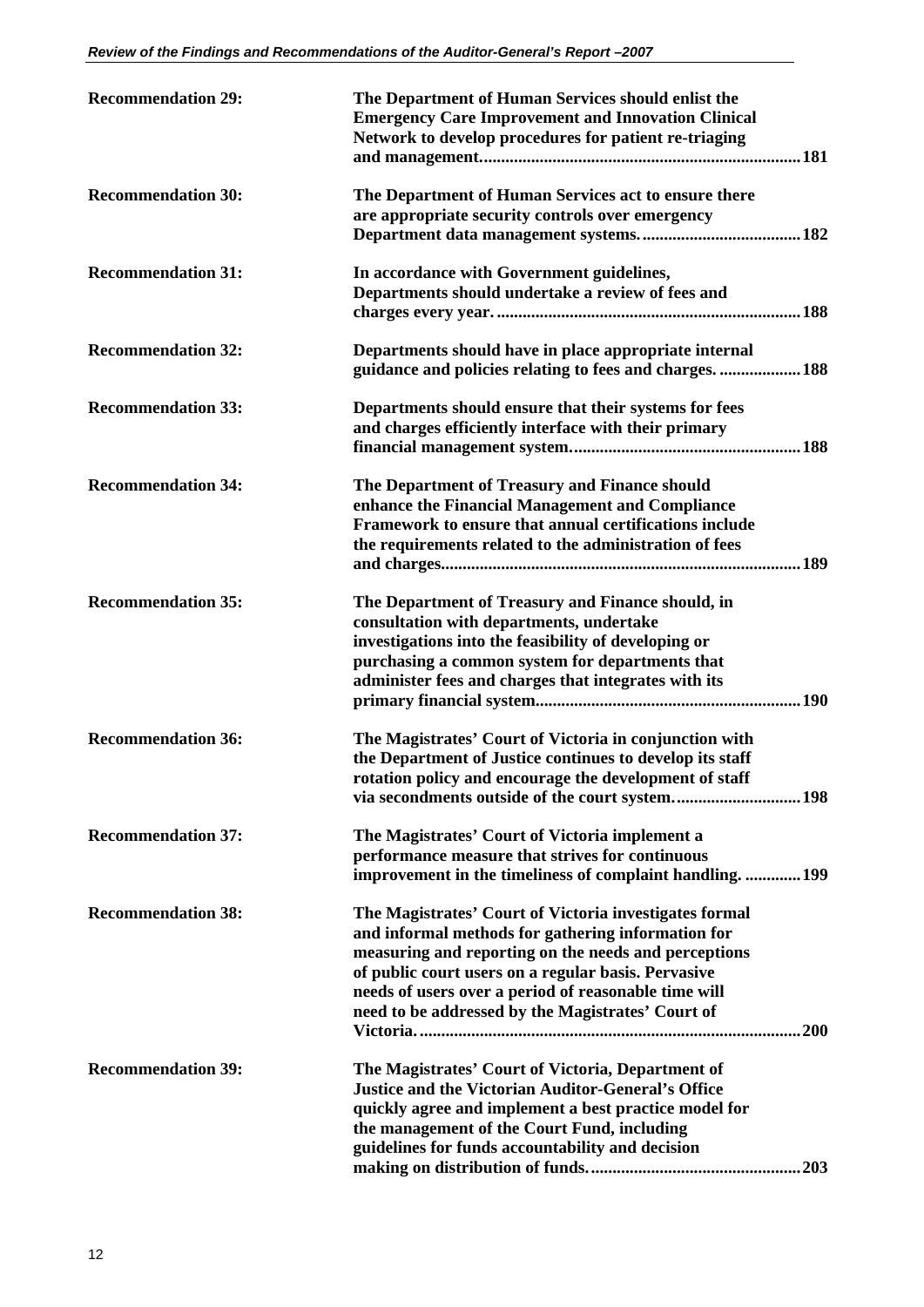| | | |
|---|---|---|
| **Recommendation 29:** | **The Department of Human Services should enlist the Emergency Care Improvement and Innovation Clinical Network to develop procedures for patient re-triaging and management.** | **181** |
| **Recommendation 30:** | **The Department of Human Services act to ensure there are appropriate security controls over emergency Department data management systems.** | **182** |
| **Recommendation 31:** | **In accordance with Government guidelines, Departments should undertake a review of fees and charges every year.** | **188** |
| **Recommendation 32:** | **Departments should have in place appropriate internal guidance and policies relating to fees and charges.** | **188** |
| **Recommendation 33:** | **Departments should ensure that their systems for fees and charges efficiently interface with their primary financial management system.** | **188** |
| **Recommendation 34:** | **The Department of Treasury and Finance should enhance the Financial Management and Compliance Framework to ensure that annual certifications include the requirements related to the administration of fees and charges.** | **189** |
| **Recommendation 35:** | **The Department of Treasury and Finance should, in consultation with departments, undertake investigations into the feasibility of developing or purchasing a common system for departments that administer fees and charges that integrates with its primary financial system.** | **190** |
| **Recommendation 36:** | **The Magistrates' Court of Victoria in conjunction with the Department of Justice continues to develop its staff rotation policy and encourage the development of staff via secondments outside of the court system.** | **198** |
| **Recommendation 37:** | **The Magistrates' Court of Victoria implement a performance measure that strives for continuous improvement in the timeliness of complaint handling.** | **199** |
| **Recommendation 38:** | **The Magistrates' Court of Victoria investigates formal and informal methods for gathering information for measuring and reporting on the needs and perceptions of public court users on a regular basis. Pervasive needs of users over a period of reasonable time will need to be addressed by the Magistrates' Court of Victoria.** | **200** |
| **Recommendation 39:** | **The Magistrates' Court of Victoria, Department of Justice and the Victorian Auditor-General's Office quickly agree and implement a best practice model for the management of the Court Fund, including guidelines for funds accountability and decision making on distribution of funds.** | **203** |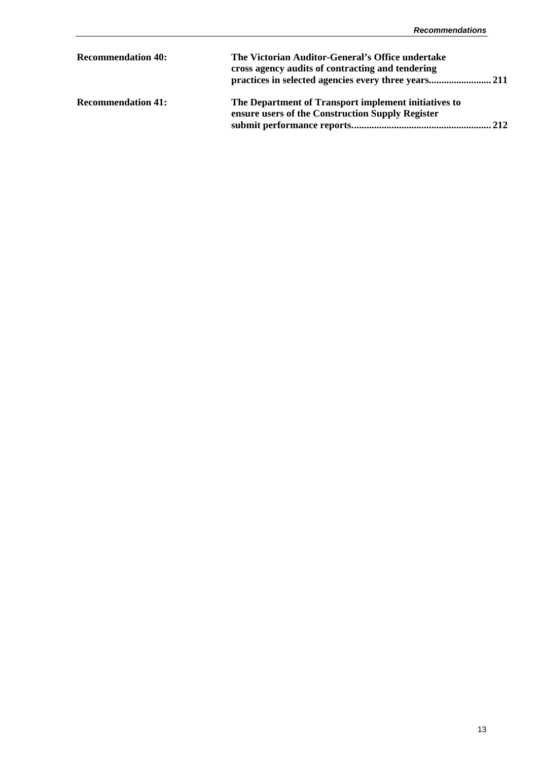| | |
|---|---|
| **Recommendation 40:** | **The Victorian Auditor-General's Office undertake cross agency audits of contracting and tendering practices in selected agencies every three years......................... 211** |
| **Recommendation 41:** | **The Department of Transport implement initiatives to ensure users of the Construction Supply Register submit performance reports....................................................... 212** |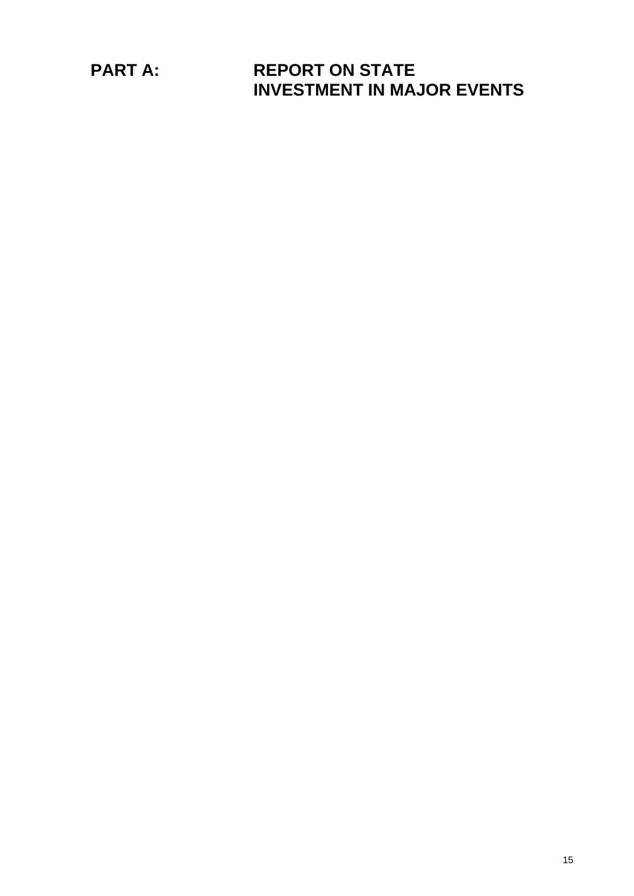# PART A: REPORT ON STATE INVESTMENT IN MAJOR EVENTS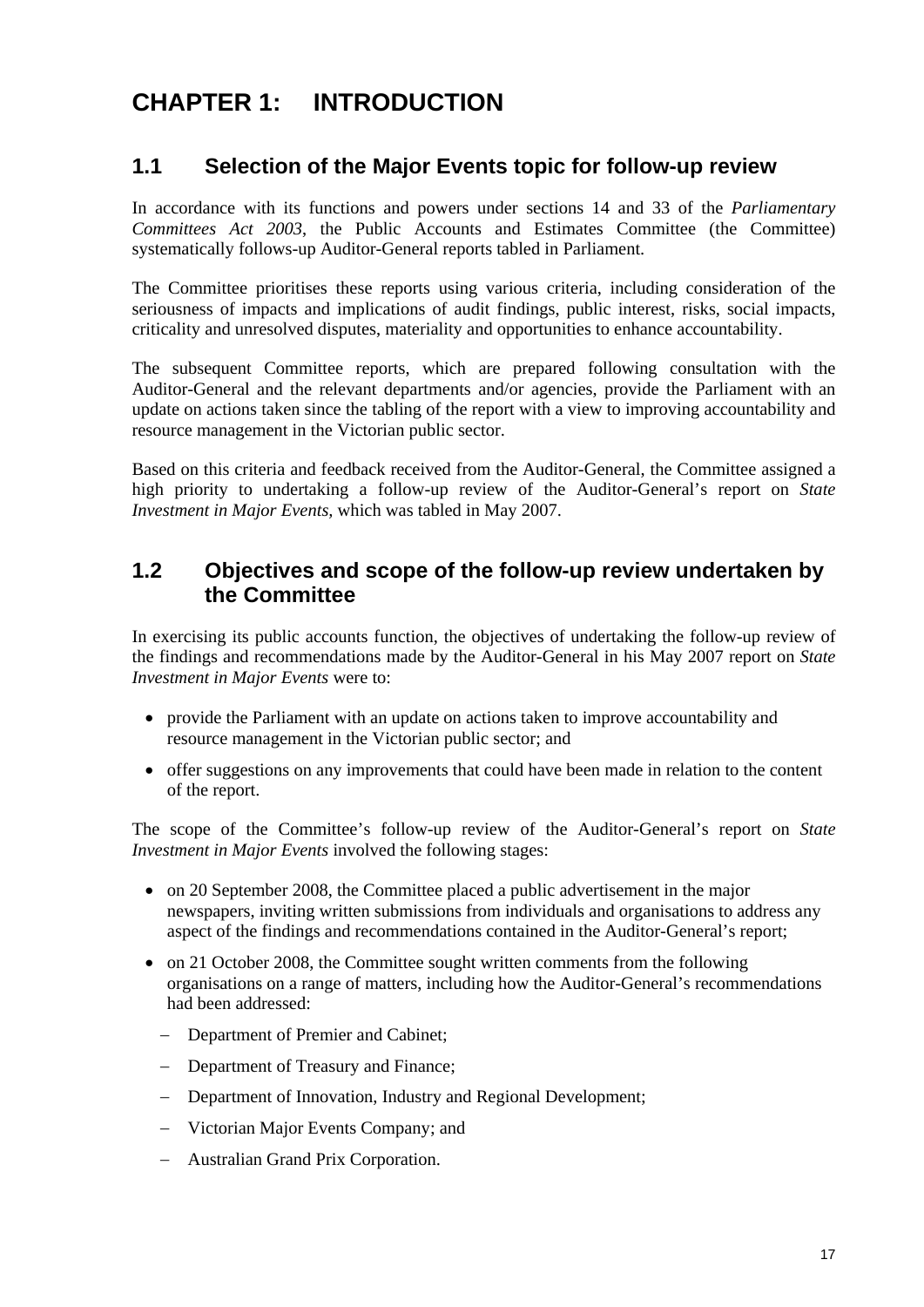# CHAPTER 1: INTRODUCTION

## 1.1 Selection of the Major Events topic for follow-up review

In accordance with its functions and powers under sections 14 and 33 of the *Parliamentary Committees Act 2003*, the Public Accounts and Estimates Committee (the Committee) systematically follows-up Auditor-General reports tabled in Parliament.

The Committee prioritises these reports using various criteria, including consideration of the seriousness of impacts and implications of audit findings, public interest, risks, social impacts, criticality and unresolved disputes, materiality and opportunities to enhance accountability.

The subsequent Committee reports, which are prepared following consultation with the Auditor-General and the relevant departments and/or agencies, provide the Parliament with an update on actions taken since the tabling of the report with a view to improving accountability and resource management in the Victorian public sector.

Based on this criteria and feedback received from the Auditor-General, the Committee assigned a high priority to undertaking a follow-up review of the Auditor-General's report on *State Investment in Major Events,* which was tabled in May 2007.

## 1.2 Objectives and scope of the follow-up review undertaken by the Committee

In exercising its public accounts function, the objectives of undertaking the follow-up review of the findings and recommendations made by the Auditor-General in his May 2007 report on *State Investment in Major Events* were to:

- provide the Parliament with an update on actions taken to improve accountability and resource management in the Victorian public sector; and
- offer suggestions on any improvements that could have been made in relation to the content of the report.

The scope of the Committee's follow-up review of the Auditor-General's report on *State Investment in Major Events* involved the following stages:

- on 20 September 2008, the Committee placed a public advertisement in the major newspapers, inviting written submissions from individuals and organisations to address any aspect of the findings and recommendations contained in the Auditor-General's report;
- on 21 October 2008, the Committee sought written comments from the following organisations on a range of matters, including how the Auditor-General's recommendations had been addressed:
  - Department of Premier and Cabinet;
  - Department of Treasury and Finance;
  - Department of Innovation, Industry and Regional Development;
  - Victorian Major Events Company; and
  - Australian Grand Prix Corporation.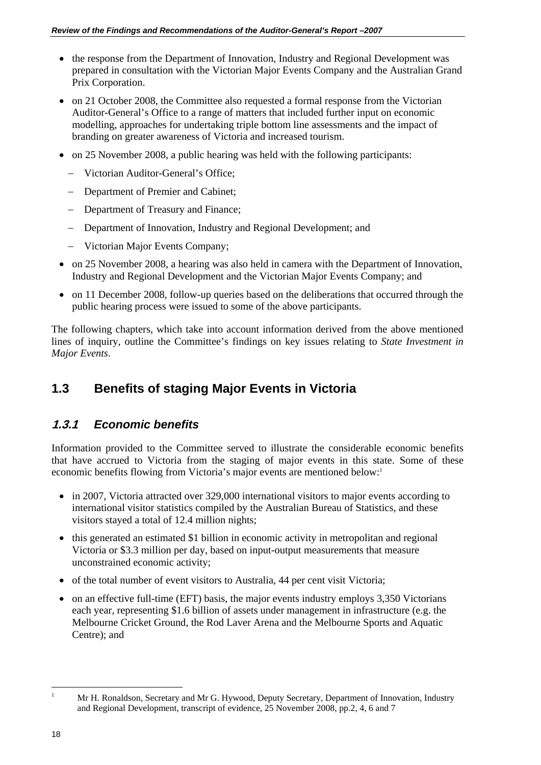- the response from the Department of Innovation, Industry and Regional Development was prepared in consultation with the Victorian Major Events Company and the Australian Grand Prix Corporation.
- on 21 October 2008, the Committee also requested a formal response from the Victorian Auditor-General's Office to a range of matters that included further input on economic modelling, approaches for undertaking triple bottom line assessments and the impact of branding on greater awareness of Victoria and increased tourism.
- on 25 November 2008, a public hearing was held with the following participants:
  - Victorian Auditor-General's Office;
  - Department of Premier and Cabinet;
  - Department of Treasury and Finance;
  - Department of Innovation, Industry and Regional Development; and
  - Victorian Major Events Company;
- on 25 November 2008, a hearing was also held in camera with the Department of Innovation, Industry and Regional Development and the Victorian Major Events Company; and
- on 11 December 2008, follow-up queries based on the deliberations that occurred through the public hearing process were issued to some of the above participants.

The following chapters, which take into account information derived from the above mentioned lines of inquiry, outline the Committee's findings on key issues relating to *State Investment in Major Events*.

## 1.3 Benefits of staging Major Events in Victoria

### *1.3.1 Economic benefits*

Information provided to the Committee served to illustrate the considerable economic benefits that have accrued to Victoria from the staging of major events in this state. Some of these economic benefits flowing from Victoria's major events are mentioned below:[1]

- in 2007, Victoria attracted over 329,000 international visitors to major events according to international visitor statistics compiled by the Australian Bureau of Statistics, and these visitors stayed a total of 12.4 million nights;
- this generated an estimated $1 billion in economic activity in metropolitan and regional Victoria or $3.3 million per day, based on input-output measurements that measure unconstrained economic activity;
- of the total number of event visitors to Australia, 44 per cent visit Victoria;
- on an effective full-time (EFT) basis, the major events industry employs 3,350 Victorians each year, representing $1.6 billion of assets under management in infrastructure (e.g. the Melbourne Cricket Ground, the Rod Laver Arena and the Melbourne Sports and Aquatic Centre); and

[1] Mr H. Ronaldson, Secretary and Mr G. Hywood, Deputy Secretary, Department of Innovation, Industry and Regional Development, transcript of evidence, 25 November 2008, pp.2, 4, 6 and 7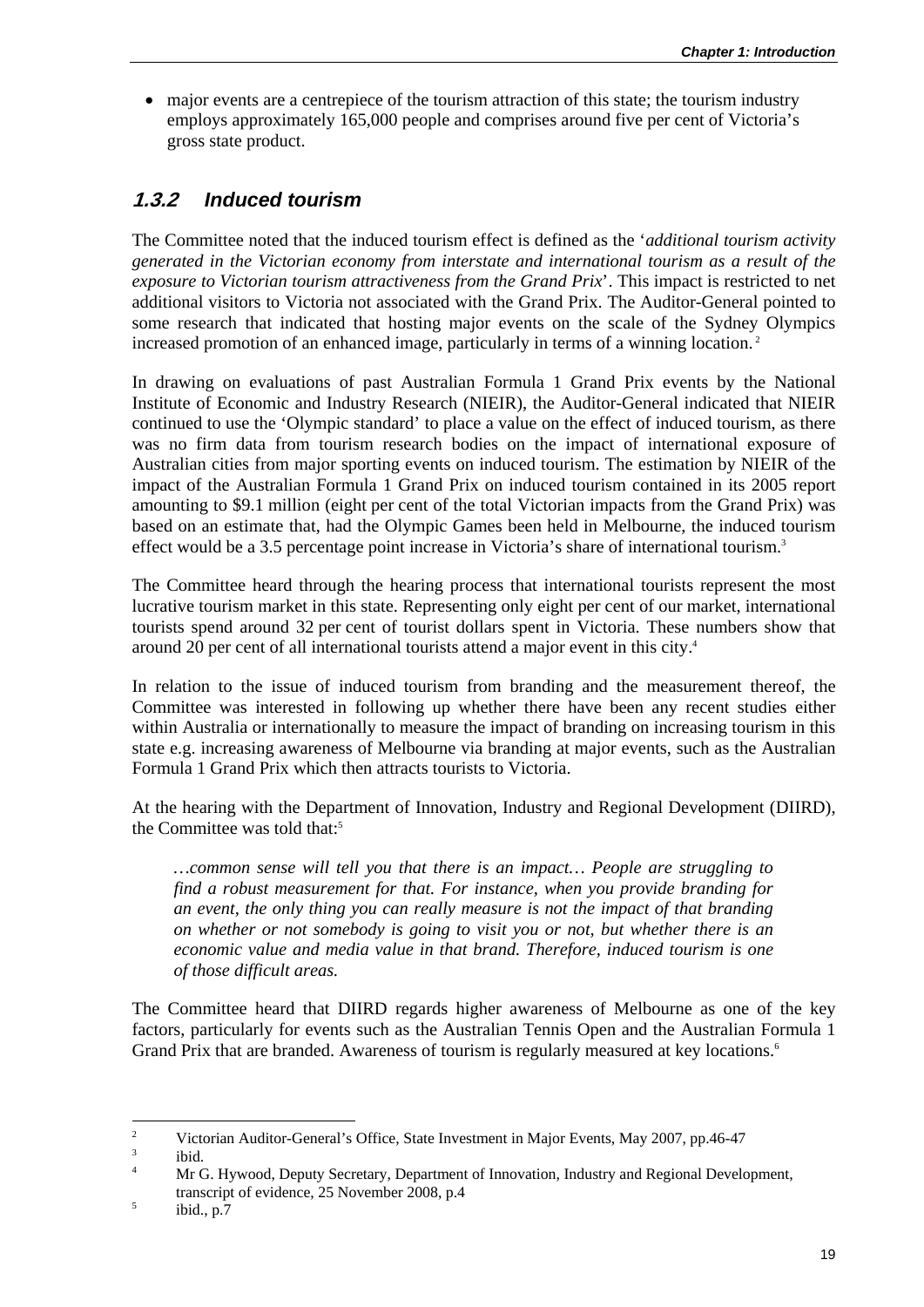- major events are a centrepiece of the tourism attraction of this state; the tourism industry employs approximately 165,000 people and comprises around five per cent of Victoria's gross state product.

### 1.3.2 Induced tourism

The Committee noted that the induced tourism effect is defined as the '*additional tourism activity generated in the Victorian economy from interstate and international tourism as a result of the exposure to Victorian tourism attractiveness from the Grand Prix*'. This impact is restricted to net additional visitors to Victoria not associated with the Grand Prix. The Auditor-General pointed to some research that indicated that hosting major events on the scale of the Sydney Olympics increased promotion of an enhanced image, particularly in terms of a winning location.[2]

In drawing on evaluations of past Australian Formula 1 Grand Prix events by the National Institute of Economic and Industry Research (NIEIR), the Auditor-General indicated that NIEIR continued to use the 'Olympic standard' to place a value on the effect of induced tourism, as there was no firm data from tourism research bodies on the impact of international exposure of Australian cities from major sporting events on induced tourism. The estimation by NIEIR of the impact of the Australian Formula 1 Grand Prix on induced tourism contained in its 2005 report amounting to $9.1 million (eight per cent of the total Victorian impacts from the Grand Prix) was based on an estimate that, had the Olympic Games been held in Melbourne, the induced tourism effect would be a 3.5 percentage point increase in Victoria's share of international tourism.[3]

The Committee heard through the hearing process that international tourists represent the most lucrative tourism market in this state. Representing only eight per cent of our market, international tourists spend around 32 per cent of tourist dollars spent in Victoria. These numbers show that around 20 per cent of all international tourists attend a major event in this city.[4]

In relation to the issue of induced tourism from branding and the measurement thereof, the Committee was interested in following up whether there have been any recent studies either within Australia or internationally to measure the impact of branding on increasing tourism in this state e.g. increasing awareness of Melbourne via branding at major events, such as the Australian Formula 1 Grand Prix which then attracts tourists to Victoria.

At the hearing with the Department of Innovation, Industry and Regional Development (DIIRD), the Committee was told that:[5]

> *…common sense will tell you that there is an impact… People are struggling to find a robust measurement for that. For instance, when you provide branding for an event, the only thing you can really measure is not the impact of that branding on whether or not somebody is going to visit you or not, but whether there is an economic value and media value in that brand. Therefore, induced tourism is one of those difficult areas.*

The Committee heard that DIIRD regards higher awareness of Melbourne as one of the key factors, particularly for events such as the Australian Tennis Open and the Australian Formula 1 Grand Prix that are branded. Awareness of tourism is regularly measured at key locations.[6]

---

[2] Victorian Auditor-General's Office, State Investment in Major Events, May 2007, pp.46-47

[3] ibid.

[4] Mr G. Hywood, Deputy Secretary, Department of Innovation, Industry and Regional Development, transcript of evidence, 25 November 2008, p.4

[5] ibid., p.7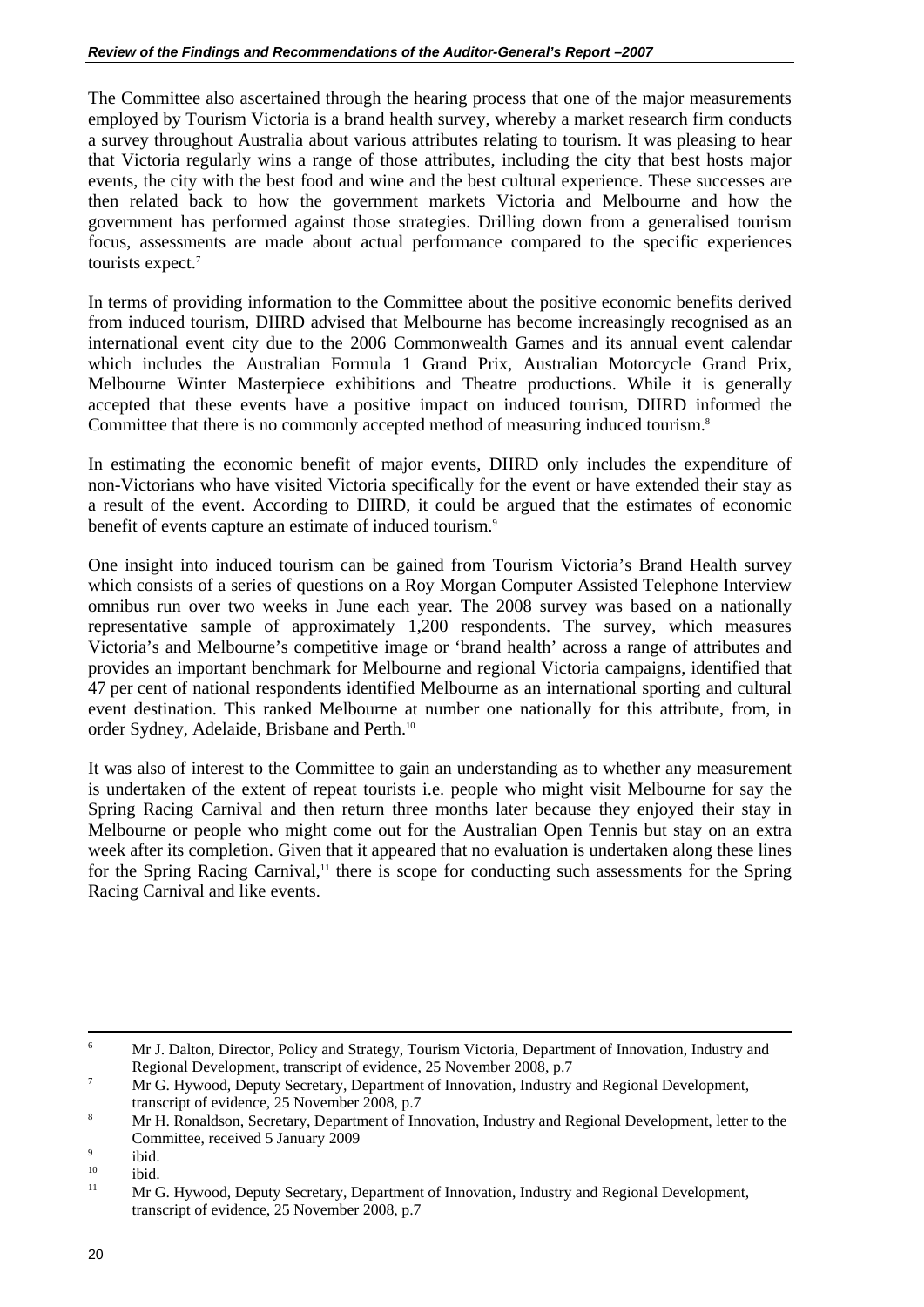The Committee also ascertained through the hearing process that one of the major measurements employed by Tourism Victoria is a brand health survey, whereby a market research firm conducts a survey throughout Australia about various attributes relating to tourism. It was pleasing to hear that Victoria regularly wins a range of those attributes, including the city that best hosts major events, the city with the best food and wine and the best cultural experience. These successes are then related back to how the government markets Victoria and Melbourne and how the government has performed against those strategies. Drilling down from a generalised tourism focus, assessments are made about actual performance compared to the specific experiences tourists expect.[7]

In terms of providing information to the Committee about the positive economic benefits derived from induced tourism, DIIRD advised that Melbourne has become increasingly recognised as an international event city due to the 2006 Commonwealth Games and its annual event calendar which includes the Australian Formula 1 Grand Prix, Australian Motorcycle Grand Prix, Melbourne Winter Masterpiece exhibitions and Theatre productions. While it is generally accepted that these events have a positive impact on induced tourism, DIIRD informed the Committee that there is no commonly accepted method of measuring induced tourism.[8]

In estimating the economic benefit of major events, DIIRD only includes the expenditure of non-Victorians who have visited Victoria specifically for the event or have extended their stay as a result of the event. According to DIIRD, it could be argued that the estimates of economic benefit of events capture an estimate of induced tourism.[9]

One insight into induced tourism can be gained from Tourism Victoria's Brand Health survey which consists of a series of questions on a Roy Morgan Computer Assisted Telephone Interview omnibus run over two weeks in June each year. The 2008 survey was based on a nationally representative sample of approximately 1,200 respondents. The survey, which measures Victoria's and Melbourne's competitive image or 'brand health' across a range of attributes and provides an important benchmark for Melbourne and regional Victoria campaigns, identified that 47 per cent of national respondents identified Melbourne as an international sporting and cultural event destination. This ranked Melbourne at number one nationally for this attribute, from, in order Sydney, Adelaide, Brisbane and Perth.[10]

It was also of interest to the Committee to gain an understanding as to whether any measurement is undertaken of the extent of repeat tourists i.e. people who might visit Melbourne for say the Spring Racing Carnival and then return three months later because they enjoyed their stay in Melbourne or people who might come out for the Australian Open Tennis but stay on an extra week after its completion. Given that it appeared that no evaluation is undertaken along these lines for the Spring Racing Carnival,[11] there is scope for conducting such assessments for the Spring Racing Carnival and like events.

---

6 Mr J. Dalton, Director, Policy and Strategy, Tourism Victoria, Department of Innovation, Industry and Regional Development, transcript of evidence, 25 November 2008, p.7

7 Mr G. Hywood, Deputy Secretary, Department of Innovation, Industry and Regional Development, transcript of evidence, 25 November 2008, p.7

8 Mr H. Ronaldson, Secretary, Department of Innovation, Industry and Regional Development, letter to the Committee, received 5 January 2009

9 ibid.

10 ibid.

11 Mr G. Hywood, Deputy Secretary, Department of Innovation, Industry and Regional Development, transcript of evidence, 25 November 2008, p.7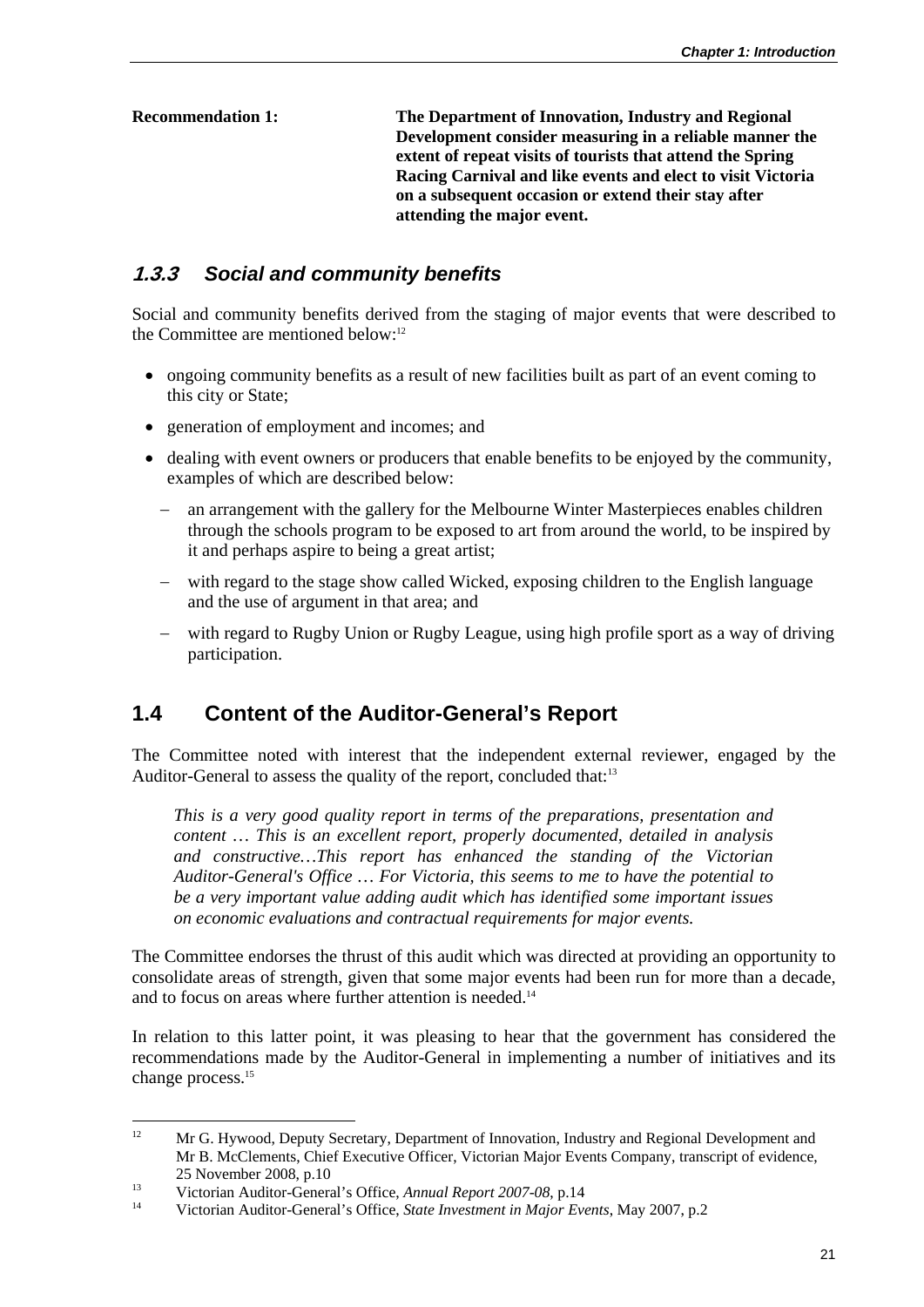**Recommendation 1:** **The Department of Innovation, Industry and Regional Development consider measuring in a reliable manner the extent of repeat visits of tourists that attend the Spring Racing Carnival and like events and elect to visit Victoria on a subsequent occasion or extend their stay after attending the major event.**

### *1.3.3 Social and community benefits*

Social and community benefits derived from the staging of major events that were described to the Committee are mentioned below:[12]

- ongoing community benefits as a result of new facilities built as part of an event coming to this city or State;
- generation of employment and incomes; and
- dealing with event owners or producers that enable benefits to be enjoyed by the community, examples of which are described below:
  - an arrangement with the gallery for the Melbourne Winter Masterpieces enables children through the schools program to be exposed to art from around the world, to be inspired by it and perhaps aspire to being a great artist;
  - with regard to the stage show called Wicked, exposing children to the English language and the use of argument in that area; and
  - with regard to Rugby Union or Rugby League, using high profile sport as a way of driving participation.

## 1.4 Content of the Auditor-General's Report

The Committee noted with interest that the independent external reviewer, engaged by the Auditor-General to assess the quality of the report, concluded that:[13]

> *This is a very good quality report in terms of the preparations, presentation and content … This is an excellent report, properly documented, detailed in analysis and constructive…This report has enhanced the standing of the Victorian Auditor-General's Office … For Victoria, this seems to me to have the potential to be a very important value adding audit which has identified some important issues on economic evaluations and contractual requirements for major events.*

The Committee endorses the thrust of this audit which was directed at providing an opportunity to consolidate areas of strength, given that some major events had been run for more than a decade, and to focus on areas where further attention is needed.[14]

In relation to this latter point, it was pleasing to hear that the government has considered the recommendations made by the Auditor-General in implementing a number of initiatives and its change process.[15]

---

[12] Mr G. Hywood, Deputy Secretary, Department of Innovation, Industry and Regional Development and Mr B. McClements, Chief Executive Officer, Victorian Major Events Company, transcript of evidence, 25 November 2008, p.10

[13] Victorian Auditor-General's Office, *Annual Report 2007-08*, p.14

[14] Victorian Auditor-General's Office, *State Investment in Major Events*, May 2007, p.2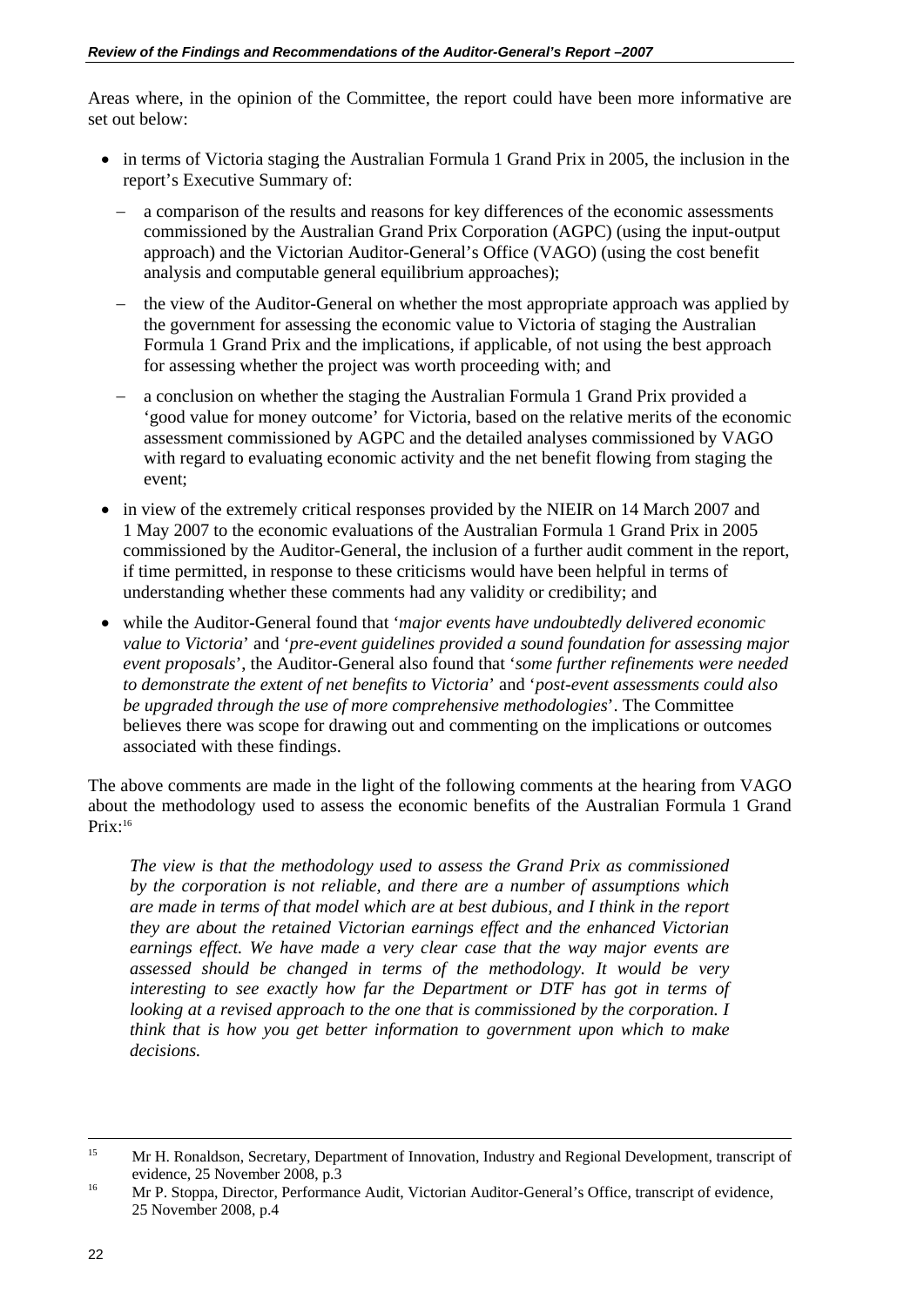Areas where, in the opinion of the Committee, the report could have been more informative are set out below:

- in terms of Victoria staging the Australian Formula 1 Grand Prix in 2005, the inclusion in the report's Executive Summary of:
  - a comparison of the results and reasons for key differences of the economic assessments commissioned by the Australian Grand Prix Corporation (AGPC) (using the input-output approach) and the Victorian Auditor-General's Office (VAGO) (using the cost benefit analysis and computable general equilibrium approaches);
  - the view of the Auditor-General on whether the most appropriate approach was applied by the government for assessing the economic value to Victoria of staging the Australian Formula 1 Grand Prix and the implications, if applicable, of not using the best approach for assessing whether the project was worth proceeding with; and
  - a conclusion on whether the staging the Australian Formula 1 Grand Prix provided a 'good value for money outcome' for Victoria, based on the relative merits of the economic assessment commissioned by AGPC and the detailed analyses commissioned by VAGO with regard to evaluating economic activity and the net benefit flowing from staging the event;
- in view of the extremely critical responses provided by the NIEIR on 14 March 2007 and 1 May 2007 to the economic evaluations of the Australian Formula 1 Grand Prix in 2005 commissioned by the Auditor-General, the inclusion of a further audit comment in the report, if time permitted, in response to these criticisms would have been helpful in terms of understanding whether these comments had any validity or credibility; and
- while the Auditor-General found that '*major events have undoubtedly delivered economic value to Victoria*' and '*pre-event guidelines provided a sound foundation for assessing major event proposals*', the Auditor-General also found that '*some further refinements were needed to demonstrate the extent of net benefits to Victoria*' and '*post-event assessments could also be upgraded through the use of more comprehensive methodologies*'. The Committee believes there was scope for drawing out and commenting on the implications or outcomes associated with these findings.

The above comments are made in the light of the following comments at the hearing from VAGO about the methodology used to assess the economic benefits of the Australian Formula 1 Grand Prix:[16]

> *The view is that the methodology used to assess the Grand Prix as commissioned by the corporation is not reliable, and there are a number of assumptions which are made in terms of that model which are at best dubious, and I think in the report they are about the retained Victorian earnings effect and the enhanced Victorian earnings effect. We have made a very clear case that the way major events are assessed should be changed in terms of the methodology. It would be very interesting to see exactly how far the Department or DTF has got in terms of looking at a revised approach to the one that is commissioned by the corporation. I think that is how you get better information to government upon which to make decisions.*

---

[15] Mr H. Ronaldson, Secretary, Department of Innovation, Industry and Regional Development, transcript of evidence, 25 November 2008, p.3

[16] Mr P. Stoppa, Director, Performance Audit, Victorian Auditor-General's Office, transcript of evidence, 25 November 2008, p.4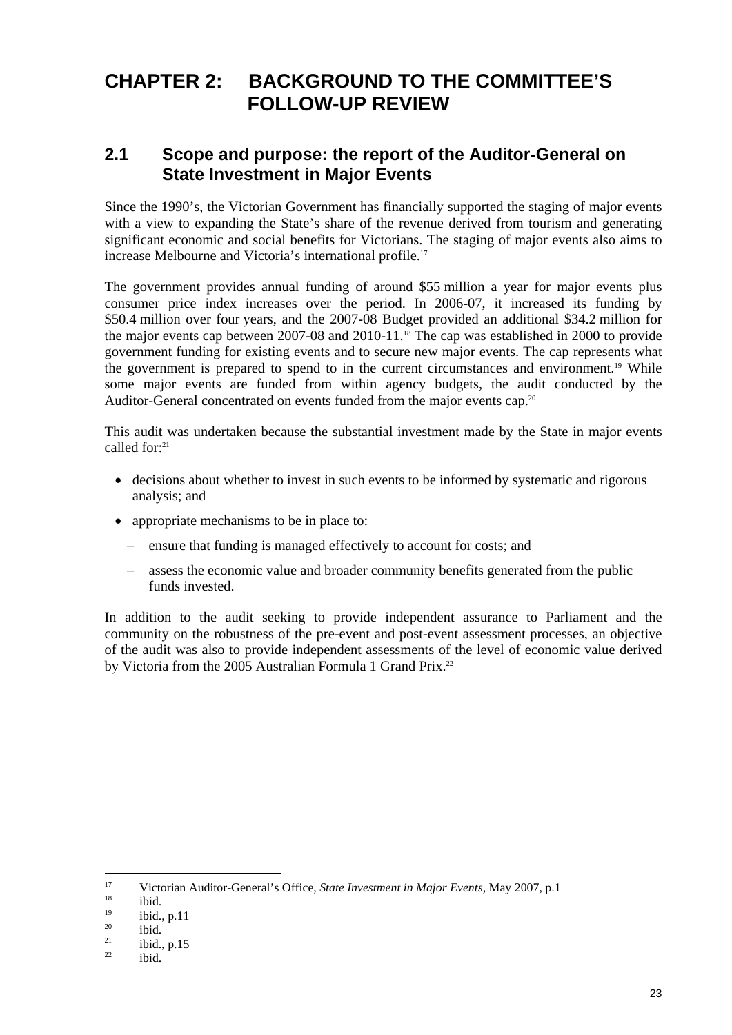# CHAPTER 2: BACKGROUND TO THE COMMITTEE'S FOLLOW-UP REVIEW

## 2.1 Scope and purpose: the report of the Auditor-General on State Investment in Major Events

Since the 1990's, the Victorian Government has financially supported the staging of major events with a view to expanding the State's share of the revenue derived from tourism and generating significant economic and social benefits for Victorians. The staging of major events also aims to increase Melbourne and Victoria's international profile.[17]

The government provides annual funding of around $55 million a year for major events plus consumer price index increases over the period. In 2006-07, it increased its funding by $50.4 million over four years, and the 2007-08 Budget provided an additional $34.2 million for the major events cap between 2007-08 and 2010-11.[18] The cap was established in 2000 to provide government funding for existing events and to secure new major events. The cap represents what the government is prepared to spend to in the current circumstances and environment.[19] While some major events are funded from within agency budgets, the audit conducted by the Auditor-General concentrated on events funded from the major events cap.[20]

This audit was undertaken because the substantial investment made by the State in major events called for:[21]

- decisions about whether to invest in such events to be informed by systematic and rigorous analysis; and
- appropriate mechanisms to be in place to:
  - ensure that funding is managed effectively to account for costs; and
  - assess the economic value and broader community benefits generated from the public funds invested.

In addition to the audit seeking to provide independent assurance to Parliament and the community on the robustness of the pre-event and post-event assessment processes, an objective of the audit was also to provide independent assessments of the level of economic value derived by Victoria from the 2005 Australian Formula 1 Grand Prix.[22]

---

[17] Victorian Auditor-General's Office, *State Investment in Major Events*, May 2007, p.1
[18] ibid.
[19] ibid., p.11
[20] ibid.
[21] ibid., p.15
[22] ibid.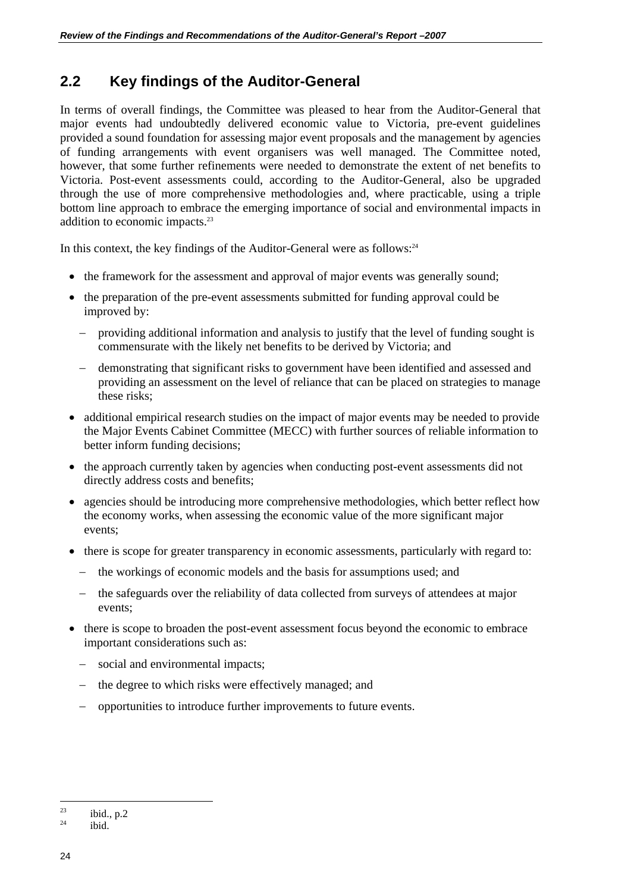## 2.2 Key findings of the Auditor-General

In terms of overall findings, the Committee was pleased to hear from the Auditor-General that major events had undoubtedly delivered economic value to Victoria, pre-event guidelines provided a sound foundation for assessing major event proposals and the management by agencies of funding arrangements with event organisers was well managed. The Committee noted, however, that some further refinements were needed to demonstrate the extent of net benefits to Victoria. Post-event assessments could, according to the Auditor-General, also be upgraded through the use of more comprehensive methodologies and, where practicable, using a triple bottom line approach to embrace the emerging importance of social and environmental impacts in addition to economic impacts.[23]

In this context, the key findings of the Auditor-General were as follows:[24]

- the framework for the assessment and approval of major events was generally sound;
- the preparation of the pre-event assessments submitted for funding approval could be improved by:
  - providing additional information and analysis to justify that the level of funding sought is commensurate with the likely net benefits to be derived by Victoria; and
  - demonstrating that significant risks to government have been identified and assessed and providing an assessment on the level of reliance that can be placed on strategies to manage these risks;
- additional empirical research studies on the impact of major events may be needed to provide the Major Events Cabinet Committee (MECC) with further sources of reliable information to better inform funding decisions;
- the approach currently taken by agencies when conducting post-event assessments did not directly address costs and benefits;
- agencies should be introducing more comprehensive methodologies, which better reflect how the economy works, when assessing the economic value of the more significant major events;
- there is scope for greater transparency in economic assessments, particularly with regard to:
  - the workings of economic models and the basis for assumptions used; and
  - the safeguards over the reliability of data collected from surveys of attendees at major events;
- there is scope to broaden the post-event assessment focus beyond the economic to embrace important considerations such as:
  - social and environmental impacts;
  - the degree to which risks were effectively managed; and
  - opportunities to introduce further improvements to future events.

---

[23] ibid., p.2

[24] ibid.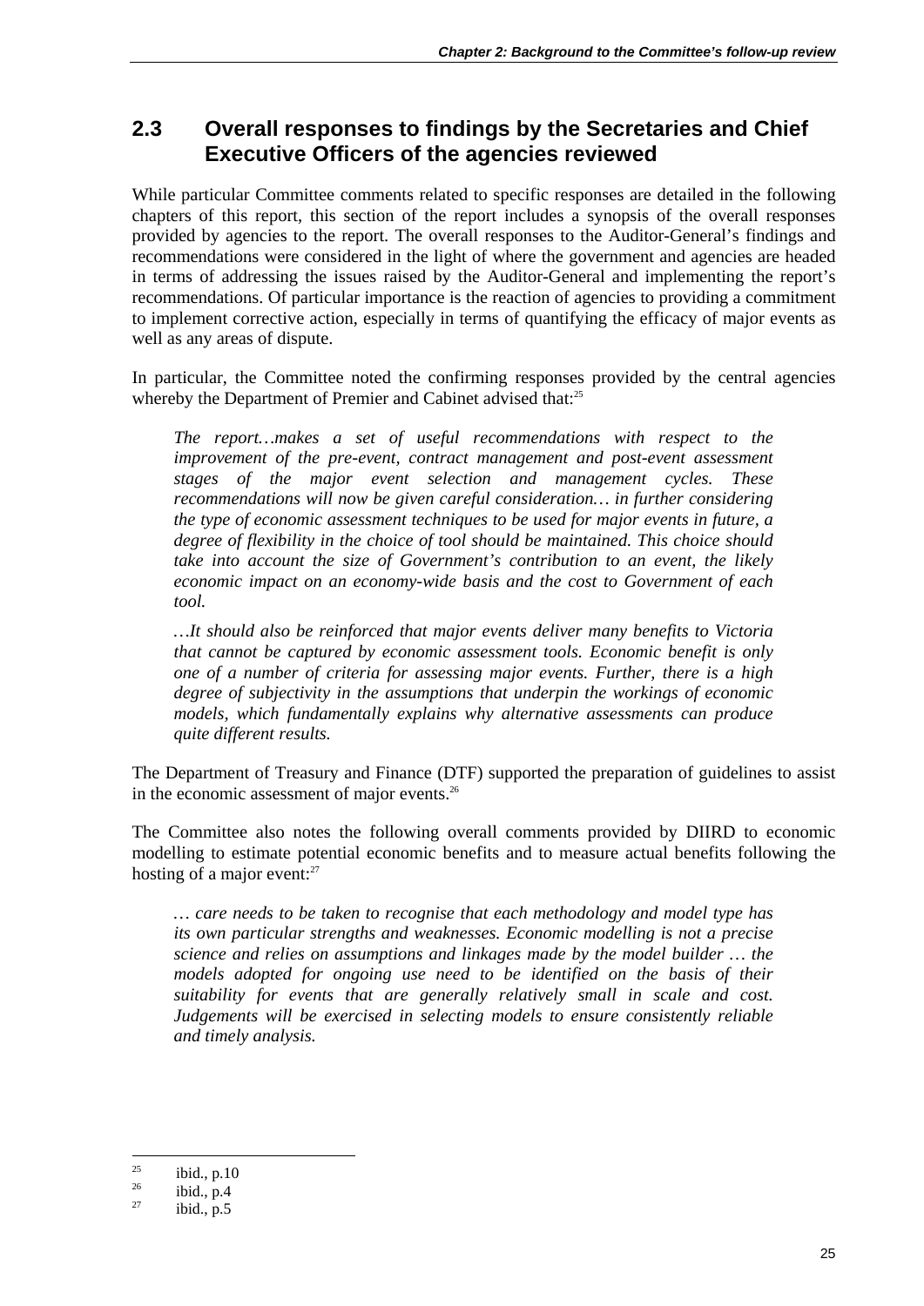## 2.3 Overall responses to findings by the Secretaries and Chief Executive Officers of the agencies reviewed

While particular Committee comments related to specific responses are detailed in the following chapters of this report, this section of the report includes a synopsis of the overall responses provided by agencies to the report. The overall responses to the Auditor-General's findings and recommendations were considered in the light of where the government and agencies are headed in terms of addressing the issues raised by the Auditor-General and implementing the report's recommendations. Of particular importance is the reaction of agencies to providing a commitment to implement corrective action, especially in terms of quantifying the efficacy of major events as well as any areas of dispute.

In particular, the Committee noted the confirming responses provided by the central agencies whereby the Department of Premier and Cabinet advised that:[25]

> *The report…makes a set of useful recommendations with respect to the improvement of the pre-event, contract management and post-event assessment stages of the major event selection and management cycles. These recommendations will now be given careful consideration… in further considering the type of economic assessment techniques to be used for major events in future, a degree of flexibility in the choice of tool should be maintained. This choice should take into account the size of Government's contribution to an event, the likely economic impact on an economy-wide basis and the cost to Government of each tool.*
>
> *…It should also be reinforced that major events deliver many benefits to Victoria that cannot be captured by economic assessment tools. Economic benefit is only one of a number of criteria for assessing major events. Further, there is a high degree of subjectivity in the assumptions that underpin the workings of economic models, which fundamentally explains why alternative assessments can produce quite different results.*

The Department of Treasury and Finance (DTF) supported the preparation of guidelines to assist in the economic assessment of major events.[26]

The Committee also notes the following overall comments provided by DIIRD to economic modelling to estimate potential economic benefits and to measure actual benefits following the hosting of a major event:[27]

> *… care needs to be taken to recognise that each methodology and model type has its own particular strengths and weaknesses. Economic modelling is not a precise science and relies on assumptions and linkages made by the model builder … the models adopted for ongoing use need to be identified on the basis of their suitability for events that are generally relatively small in scale and cost. Judgements will be exercised in selecting models to ensure consistently reliable and timely analysis.*

---

[25] ibid., p.10

[26] ibid., p.4

[27] ibid., p.5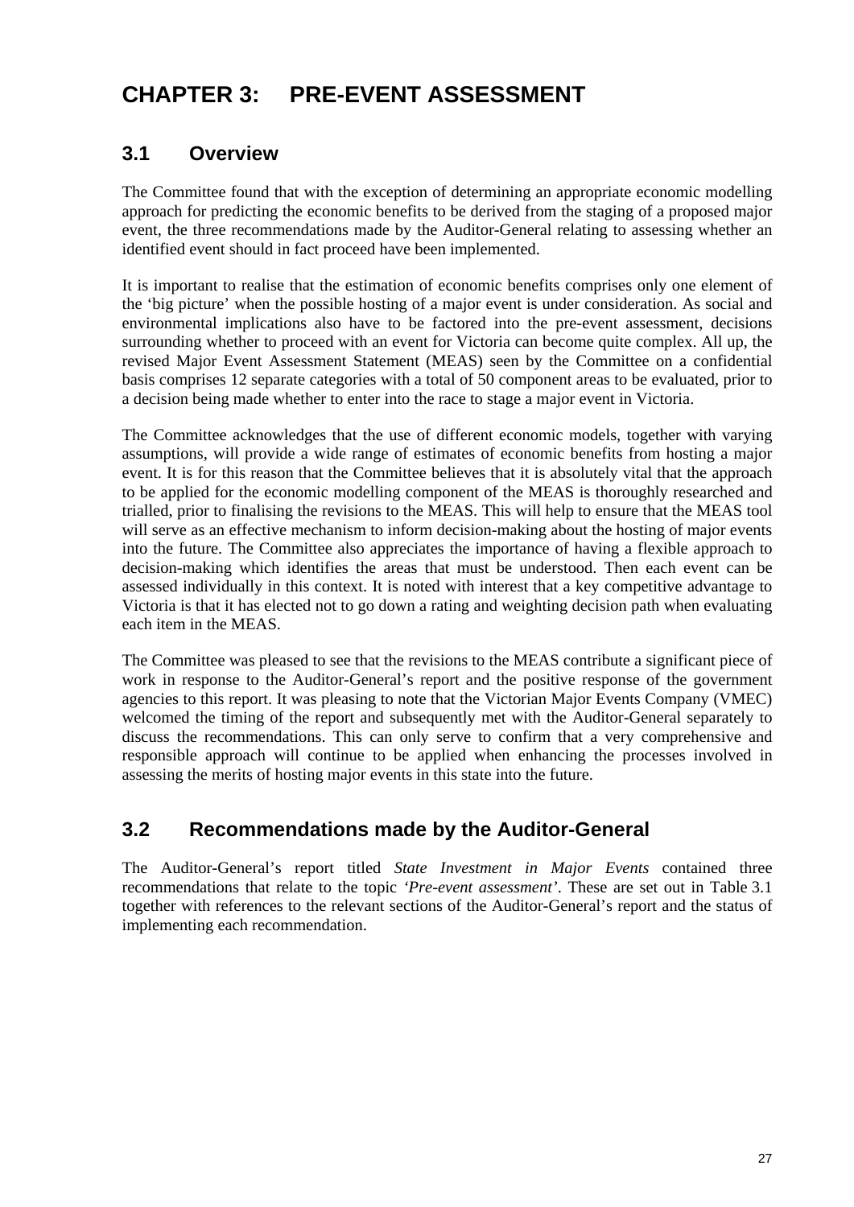# CHAPTER 3: PRE-EVENT ASSESSMENT

## 3.1 Overview

The Committee found that with the exception of determining an appropriate economic modelling approach for predicting the economic benefits to be derived from the staging of a proposed major event, the three recommendations made by the Auditor-General relating to assessing whether an identified event should in fact proceed have been implemented.

It is important to realise that the estimation of economic benefits comprises only one element of the 'big picture' when the possible hosting of a major event is under consideration. As social and environmental implications also have to be factored into the pre-event assessment, decisions surrounding whether to proceed with an event for Victoria can become quite complex. All up, the revised Major Event Assessment Statement (MEAS) seen by the Committee on a confidential basis comprises 12 separate categories with a total of 50 component areas to be evaluated, prior to a decision being made whether to enter into the race to stage a major event in Victoria.

The Committee acknowledges that the use of different economic models, together with varying assumptions, will provide a wide range of estimates of economic benefits from hosting a major event. It is for this reason that the Committee believes that it is absolutely vital that the approach to be applied for the economic modelling component of the MEAS is thoroughly researched and trialled, prior to finalising the revisions to the MEAS. This will help to ensure that the MEAS tool will serve as an effective mechanism to inform decision-making about the hosting of major events into the future. The Committee also appreciates the importance of having a flexible approach to decision-making which identifies the areas that must be understood. Then each event can be assessed individually in this context. It is noted with interest that a key competitive advantage to Victoria is that it has elected not to go down a rating and weighting decision path when evaluating each item in the MEAS.

The Committee was pleased to see that the revisions to the MEAS contribute a significant piece of work in response to the Auditor-General's report and the positive response of the government agencies to this report. It was pleasing to note that the Victorian Major Events Company (VMEC) welcomed the timing of the report and subsequently met with the Auditor-General separately to discuss the recommendations. This can only serve to confirm that a very comprehensive and responsible approach will continue to be applied when enhancing the processes involved in assessing the merits of hosting major events in this state into the future.

## 3.2 Recommendations made by the Auditor-General

The Auditor-General's report titled *State Investment in Major Events* contained three recommendations that relate to the topic *'Pre-event assessment'*. These are set out in Table 3.1 together with references to the relevant sections of the Auditor-General's report and the status of implementing each recommendation.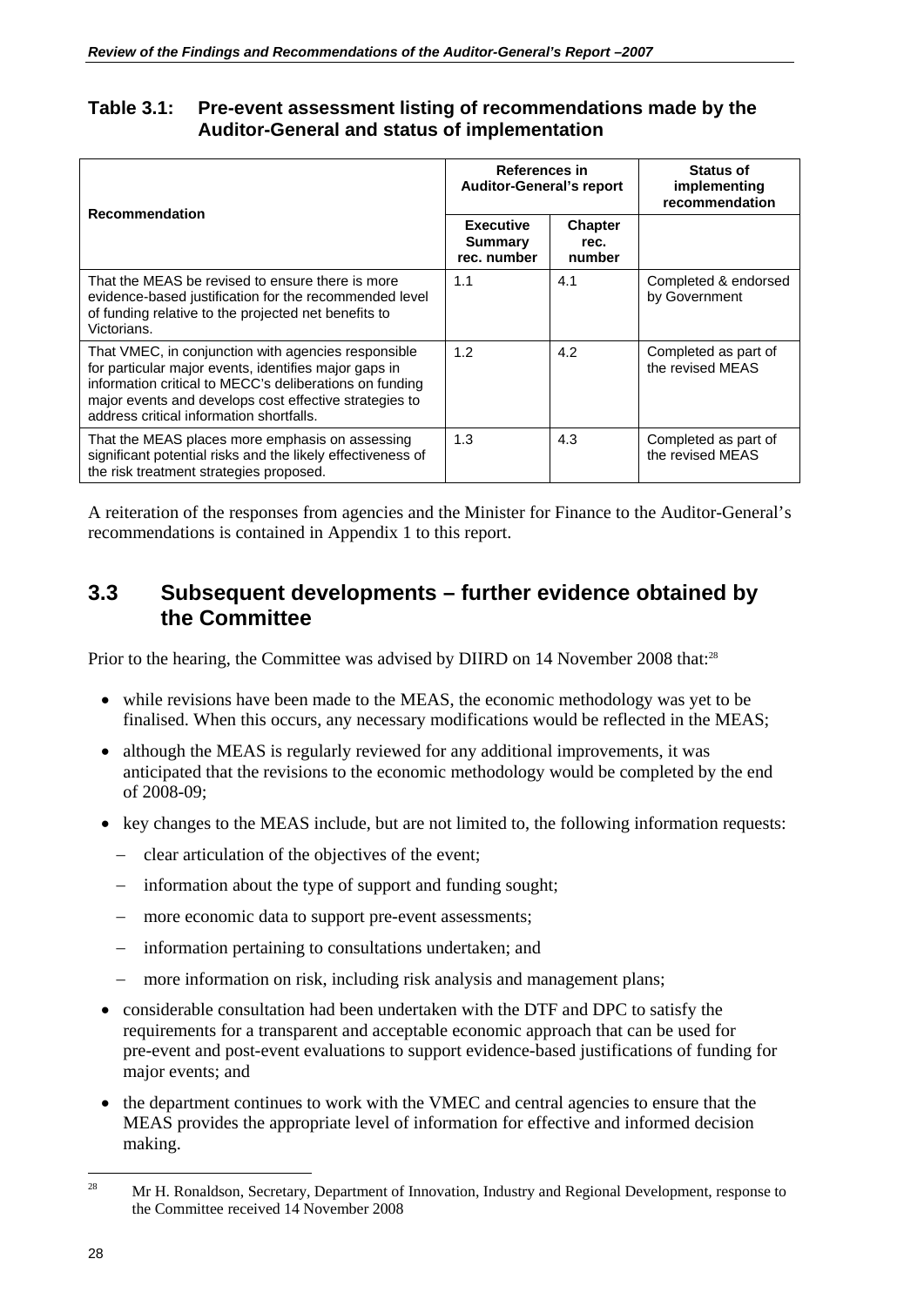### Table 3.1: Pre-event assessment listing of recommendations made by the Auditor-General and status of implementation

| Recommendation | References in Auditor-General's report | | Status of implementing recommendation |
|---|---|---|---|
| | Executive Summary rec. number | Chapter rec. number | |
| That the MEAS be revised to ensure there is more evidence-based justification for the recommended level of funding relative to the projected net benefits to Victorians. | 1.1 | 4.1 | Completed & endorsed by Government |
| That VMEC, in conjunction with agencies responsible for particular major events, identifies major gaps in information critical to MECC's deliberations on funding major events and develops cost effective strategies to address critical information shortfalls. | 1.2 | 4.2 | Completed as part of the revised MEAS |
| That the MEAS places more emphasis on assessing significant potential risks and the likely effectiveness of the risk treatment strategies proposed. | 1.3 | 4.3 | Completed as part of the revised MEAS |

A reiteration of the responses from agencies and the Minister for Finance to the Auditor-General's recommendations is contained in Appendix 1 to this report.

## 3.3 Subsequent developments – further evidence obtained by the Committee

Prior to the hearing, the Committee was advised by DIIRD on 14 November 2008 that:[28]

- while revisions have been made to the MEAS, the economic methodology was yet to be finalised. When this occurs, any necessary modifications would be reflected in the MEAS;
- although the MEAS is regularly reviewed for any additional improvements, it was anticipated that the revisions to the economic methodology would be completed by the end of 2008-09;
- key changes to the MEAS include, but are not limited to, the following information requests:
  - clear articulation of the objectives of the event;
  - information about the type of support and funding sought;
  - more economic data to support pre-event assessments;
  - information pertaining to consultations undertaken; and
  - more information on risk, including risk analysis and management plans;
- considerable consultation had been undertaken with the DTF and DPC to satisfy the requirements for a transparent and acceptable economic approach that can be used for pre-event and post-event evaluations to support evidence-based justifications of funding for major events; and
- the department continues to work with the VMEC and central agencies to ensure that the MEAS provides the appropriate level of information for effective and informed decision making.

[28] Mr H. Ronaldson, Secretary, Department of Innovation, Industry and Regional Development, response to the Committee received 14 November 2008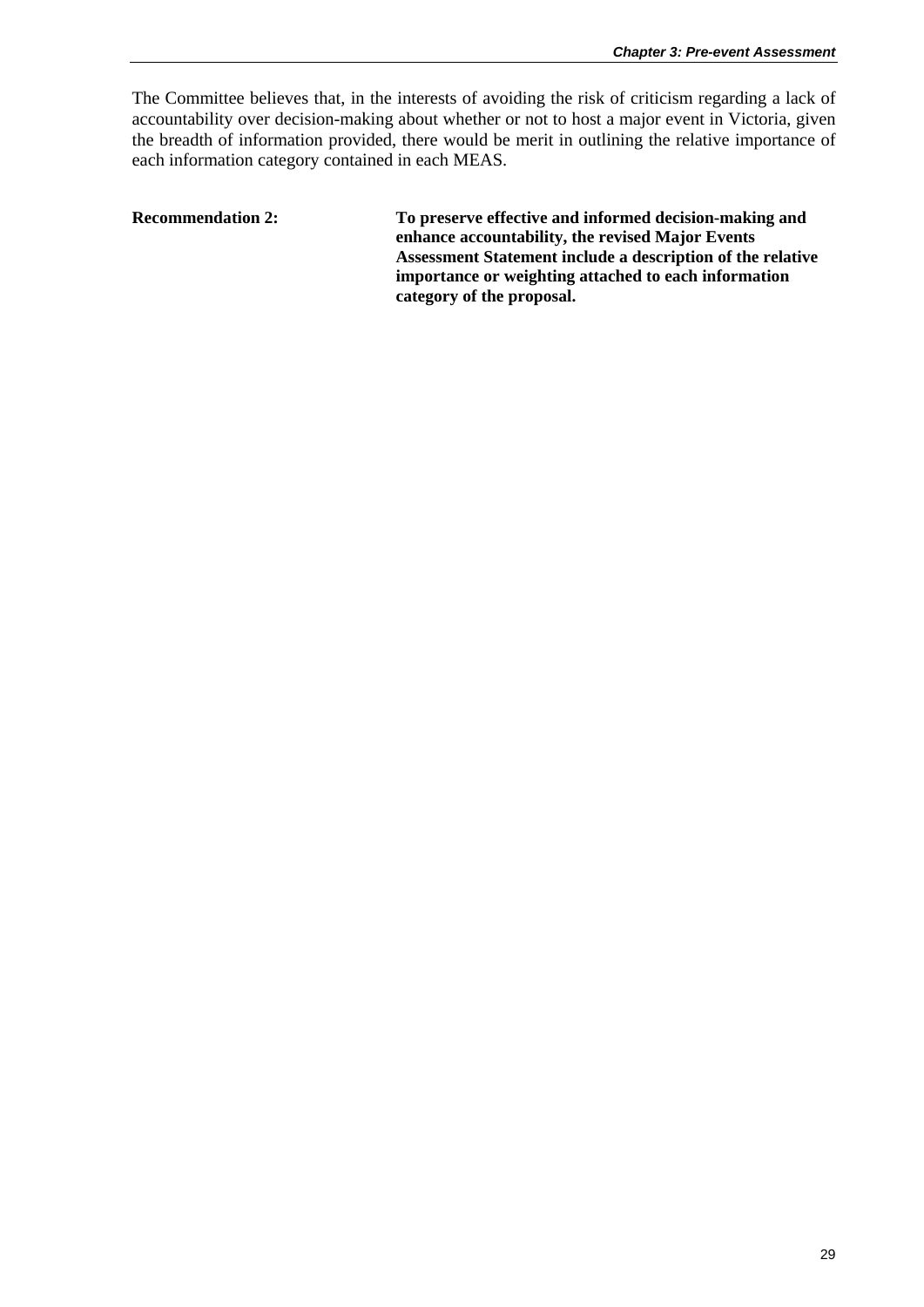The Committee believes that, in the interests of avoiding the risk of criticism regarding a lack of accountability over decision-making about whether or not to host a major event in Victoria, given the breadth of information provided, there would be merit in outlining the relative importance of each information category contained in each MEAS.

**Recommendation 2:** **To preserve effective and informed decision-making and enhance accountability, the revised Major Events Assessment Statement include a description of the relative importance or weighting attached to each information category of the proposal.**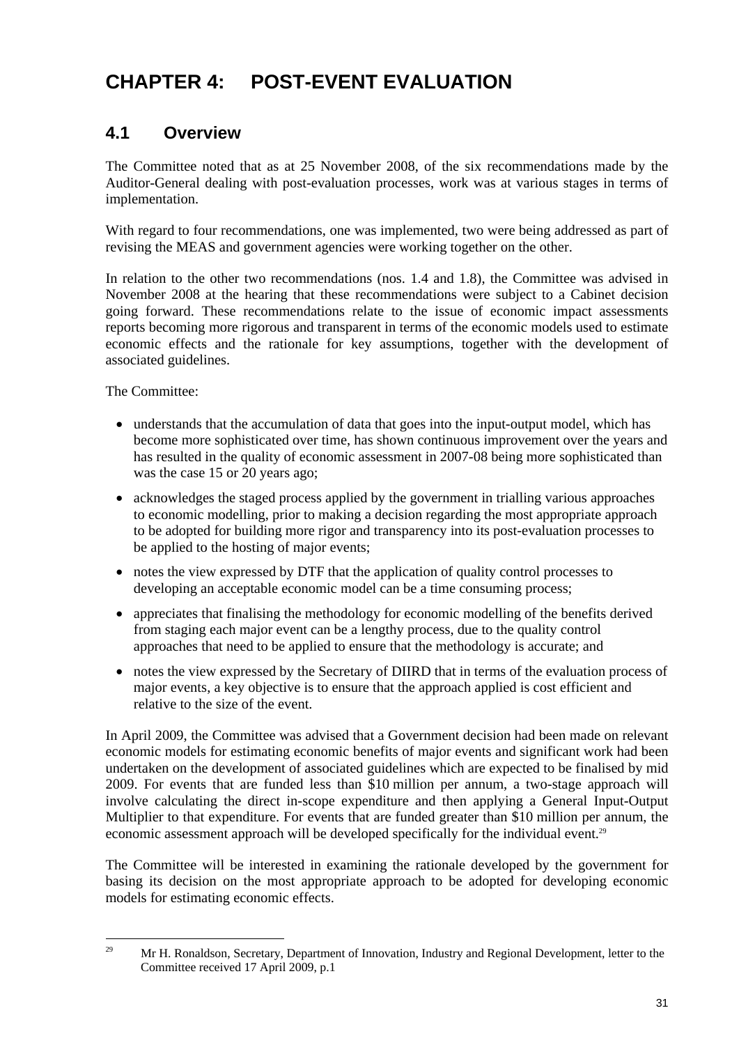# CHAPTER 4: POST-EVENT EVALUATION

## 4.1 Overview

The Committee noted that as at 25 November 2008, of the six recommendations made by the Auditor-General dealing with post-evaluation processes, work was at various stages in terms of implementation.

With regard to four recommendations, one was implemented, two were being addressed as part of revising the MEAS and government agencies were working together on the other.

In relation to the other two recommendations (nos. 1.4 and 1.8), the Committee was advised in November 2008 at the hearing that these recommendations were subject to a Cabinet decision going forward. These recommendations relate to the issue of economic impact assessments reports becoming more rigorous and transparent in terms of the economic models used to estimate economic effects and the rationale for key assumptions, together with the development of associated guidelines.

The Committee:

- understands that the accumulation of data that goes into the input-output model, which has become more sophisticated over time, has shown continuous improvement over the years and has resulted in the quality of economic assessment in 2007-08 being more sophisticated than was the case 15 or 20 years ago;
- acknowledges the staged process applied by the government in trialling various approaches to economic modelling, prior to making a decision regarding the most appropriate approach to be adopted for building more rigor and transparency into its post-evaluation processes to be applied to the hosting of major events;
- notes the view expressed by DTF that the application of quality control processes to developing an acceptable economic model can be a time consuming process;
- appreciates that finalising the methodology for economic modelling of the benefits derived from staging each major event can be a lengthy process, due to the quality control approaches that need to be applied to ensure that the methodology is accurate; and
- notes the view expressed by the Secretary of DIIRD that in terms of the evaluation process of major events, a key objective is to ensure that the approach applied is cost efficient and relative to the size of the event.

In April 2009, the Committee was advised that a Government decision had been made on relevant economic models for estimating economic benefits of major events and significant work had been undertaken on the development of associated guidelines which are expected to be finalised by mid 2009. For events that are funded less than $10 million per annum, a two-stage approach will involve calculating the direct in-scope expenditure and then applying a General Input-Output Multiplier to that expenditure. For events that are funded greater than $10 million per annum, the economic assessment approach will be developed specifically for the individual event.[29]

The Committee will be interested in examining the rationale developed by the government for basing its decision on the most appropriate approach to be adopted for developing economic models for estimating economic effects.

[29] Mr H. Ronaldson, Secretary, Department of Innovation, Industry and Regional Development, letter to the Committee received 17 April 2009, p.1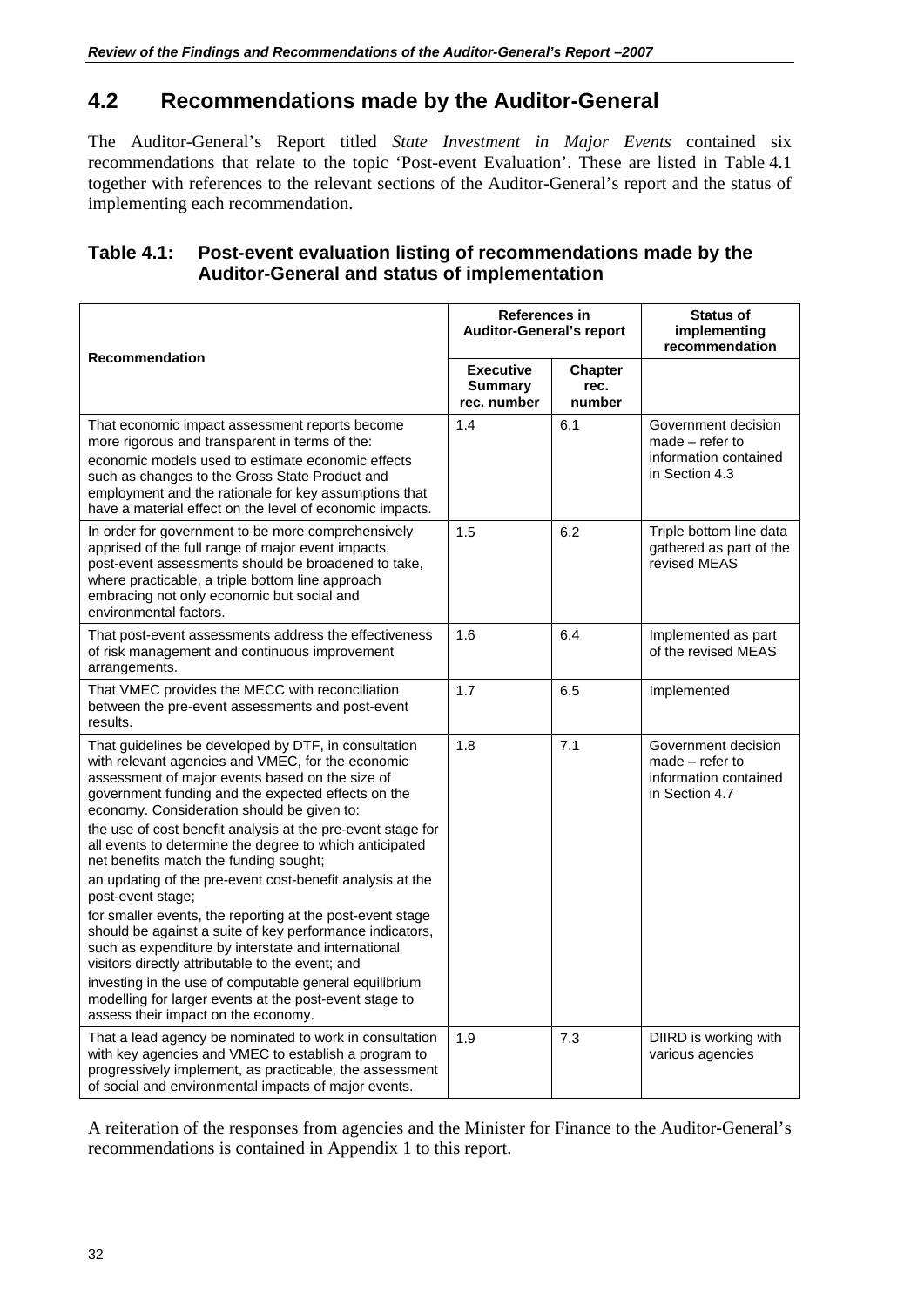## 4.2 Recommendations made by the Auditor-General

The Auditor-General's Report titled *State Investment in Major Events* contained six recommendations that relate to the topic 'Post-event Evaluation'. These are listed in Table 4.1 together with references to the relevant sections of the Auditor-General's report and the status of implementing each recommendation.

### Table 4.1: Post-event evaluation listing of recommendations made by the Auditor-General and status of implementation

| Recommendation | References in Auditor-General's report | | Status of implementing recommendation |
|---|---|---|---|
| | **Executive Summary rec. number** | **Chapter rec. number** | |
| That economic impact assessment reports become more rigorous and transparent in terms of the:<br>economic models used to estimate economic effects such as changes to the Gross State Product and employment and the rationale for key assumptions that have a material effect on the level of economic impacts. | 1.4 | 6.1 | Government decision made – refer to information contained in Section 4.3 |
| In order for government to be more comprehensively apprised of the full range of major event impacts, post-event assessments should be broadened to take, where practicable, a triple bottom line approach embracing not only economic but social and environmental factors. | 1.5 | 6.2 | Triple bottom line data gathered as part of the revised MEAS |
| That post-event assessments address the effectiveness of risk management and continuous improvement arrangements. | 1.6 | 6.4 | Implemented as part of the revised MEAS |
| That VMEC provides the MECC with reconciliation between the pre-event assessments and post-event results. | 1.7 | 6.5 | Implemented |
| That guidelines be developed by DTF, in consultation with relevant agencies and VMEC, for the economic assessment of major events based on the size of government funding and the expected effects on the economy. Consideration should be given to:<br>the use of cost benefit analysis at the pre-event stage for all events to determine the degree to which anticipated net benefits match the funding sought;<br>an updating of the pre-event cost-benefit analysis at the post-event stage;<br>for smaller events, the reporting at the post-event stage should be against a suite of key performance indicators, such as expenditure by interstate and international visitors directly attributable to the event; and<br>investing in the use of computable general equilibrium modelling for larger events at the post-event stage to assess their impact on the economy. | 1.8 | 7.1 | Government decision made – refer to information contained in Section 4.7 |
| That a lead agency be nominated to work in consultation with key agencies and VMEC to establish a program to progressively implement, as practicable, the assessment of social and environmental impacts of major events. | 1.9 | 7.3 | DIIRD is working with various agencies |

A reiteration of the responses from agencies and the Minister for Finance to the Auditor-General's recommendations is contained in Appendix 1 to this report.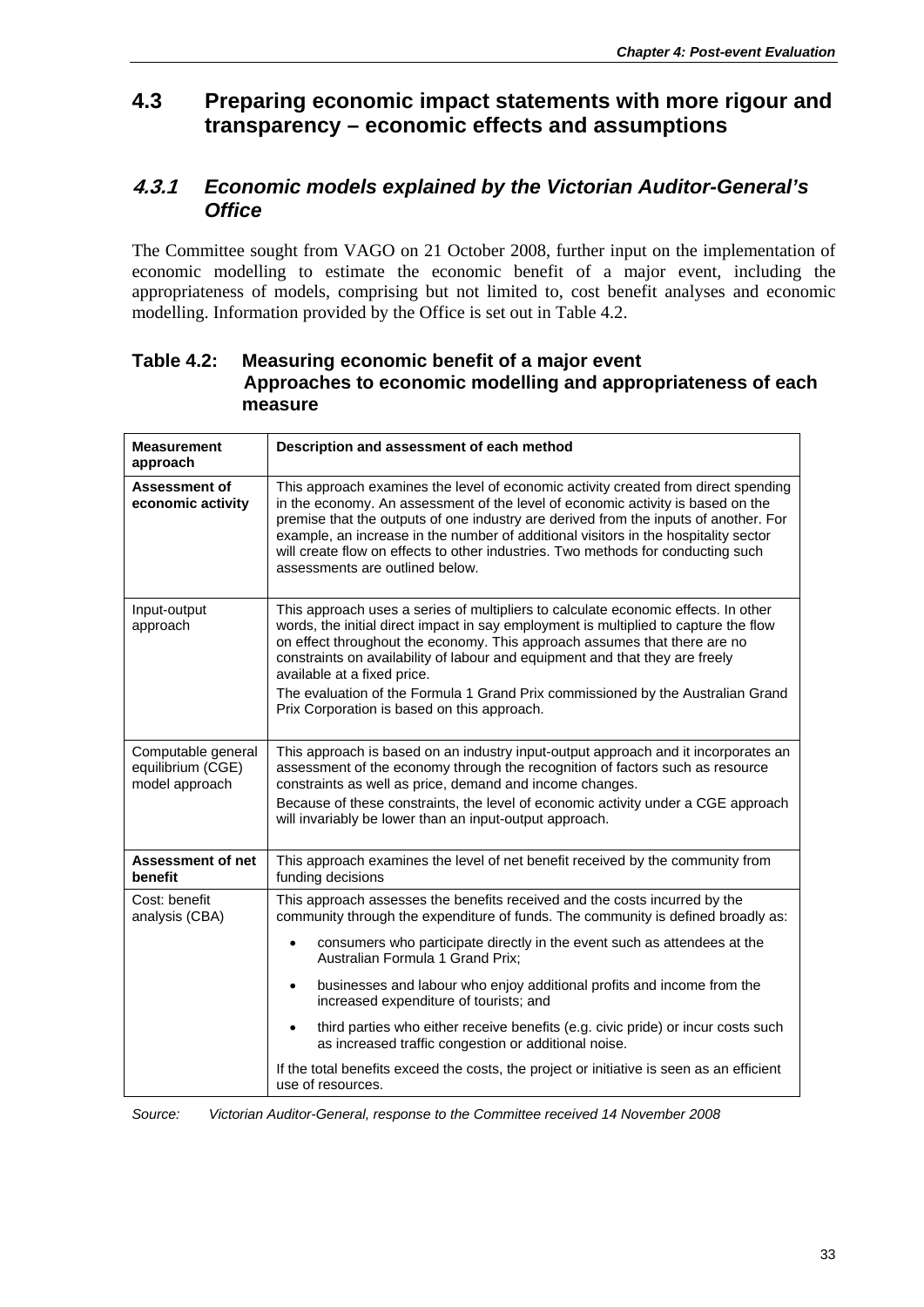## 4.3 Preparing economic impact statements with more rigour and transparency – economic effects and assumptions

### *4.3.1 Economic models explained by the Victorian Auditor-General's Office*

The Committee sought from VAGO on 21 October 2008, further input on the implementation of economic modelling to estimate the economic benefit of a major event, including the appropriateness of models, comprising but not limited to, cost benefit analyses and economic modelling. Information provided by the Office is set out in Table 4.2.

**Table 4.2: Measuring economic benefit of a major event Approaches to economic modelling and appropriateness of each measure**

| **Measurement approach** | **Description and assessment of each method** |
|---|---|
| **Assessment of economic activity** | This approach examines the level of economic activity created from direct spending in the economy. An assessment of the level of economic activity is based on the premise that the outputs of one industry are derived from the inputs of another. For example, an increase in the number of additional visitors in the hospitality sector will create flow on effects to other industries. Two methods for conducting such assessments are outlined below. |
| Input-output approach | This approach uses a series of multipliers to calculate economic effects. In other words, the initial direct impact in say employment is multiplied to capture the flow on effect throughout the economy. This approach assumes that there are no constraints on availability of labour and equipment and that they are freely available at a fixed price.<br>The evaluation of the Formula 1 Grand Prix commissioned by the Australian Grand Prix Corporation is based on this approach. |
| Computable general equilibrium (CGE) model approach | This approach is based on an industry input-output approach and it incorporates an assessment of the economy through the recognition of factors such as resource constraints as well as price, demand and income changes.<br>Because of these constraints, the level of economic activity under a CGE approach will invariably be lower than an input-output approach. |
| **Assessment of net benefit** | This approach examines the level of net benefit received by the community from funding decisions |
| Cost: benefit analysis (CBA) | This approach assesses the benefits received and the costs incurred by the community through the expenditure of funds. The community is defined broadly as:<br>• consumers who participate directly in the event such as attendees at the Australian Formula 1 Grand Prix;<br>• businesses and labour who enjoy additional profits and income from the increased expenditure of tourists; and<br>• third parties who either receive benefits (e.g. civic pride) or incur costs such as increased traffic congestion or additional noise.<br>If the total benefits exceed the costs, the project or initiative is seen as an efficient use of resources. |

*Source: Victorian Auditor-General, response to the Committee received 14 November 2008*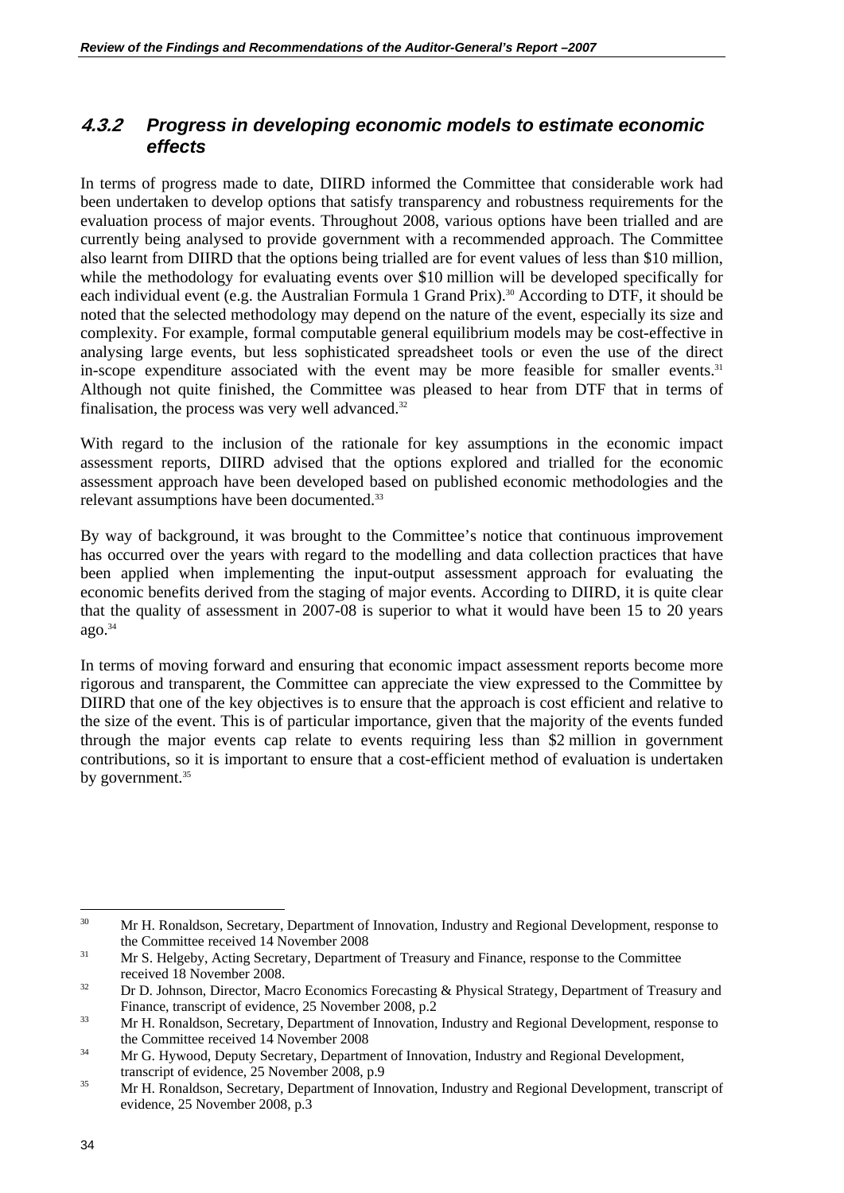### *4.3.2 Progress in developing economic models to estimate economic effects*

In terms of progress made to date, DIIRD informed the Committee that considerable work had been undertaken to develop options that satisfy transparency and robustness requirements for the evaluation process of major events. Throughout 2008, various options have been trialled and are currently being analysed to provide government with a recommended approach. The Committee also learnt from DIIRD that the options being trialled are for event values of less than $10 million, while the methodology for evaluating events over $10 million will be developed specifically for each individual event (e.g. the Australian Formula 1 Grand Prix).[30] According to DTF, it should be noted that the selected methodology may depend on the nature of the event, especially its size and complexity. For example, formal computable general equilibrium models may be cost-effective in analysing large events, but less sophisticated spreadsheet tools or even the use of the direct in-scope expenditure associated with the event may be more feasible for smaller events.[31] Although not quite finished, the Committee was pleased to hear from DTF that in terms of finalisation, the process was very well advanced.[32]

With regard to the inclusion of the rationale for key assumptions in the economic impact assessment reports, DIIRD advised that the options explored and trialled for the economic assessment approach have been developed based on published economic methodologies and the relevant assumptions have been documented.[33]

By way of background, it was brought to the Committee's notice that continuous improvement has occurred over the years with regard to the modelling and data collection practices that have been applied when implementing the input-output assessment approach for evaluating the economic benefits derived from the staging of major events. According to DIIRD, it is quite clear that the quality of assessment in 2007-08 is superior to what it would have been 15 to 20 years ago.[34]

In terms of moving forward and ensuring that economic impact assessment reports become more rigorous and transparent, the Committee can appreciate the view expressed to the Committee by DIIRD that one of the key objectives is to ensure that the approach is cost efficient and relative to the size of the event. This is of particular importance, given that the majority of the events funded through the major events cap relate to events requiring less than $2 million in government contributions, so it is important to ensure that a cost-efficient method of evaluation is undertaken by government.[35]

---

[30] Mr H. Ronaldson, Secretary, Department of Innovation, Industry and Regional Development, response to the Committee received 14 November 2008

[31] Mr S. Helgeby, Acting Secretary, Department of Treasury and Finance, response to the Committee received 18 November 2008.

[32] Dr D. Johnson, Director, Macro Economics Forecasting & Physical Strategy, Department of Treasury and Finance, transcript of evidence, 25 November 2008, p.2

[33] Mr H. Ronaldson, Secretary, Department of Innovation, Industry and Regional Development, response to the Committee received 14 November 2008

[34] Mr G. Hywood, Deputy Secretary, Department of Innovation, Industry and Regional Development, transcript of evidence, 25 November 2008, p.9

[35] Mr H. Ronaldson, Secretary, Department of Innovation, Industry and Regional Development, transcript of evidence, 25 November 2008, p.3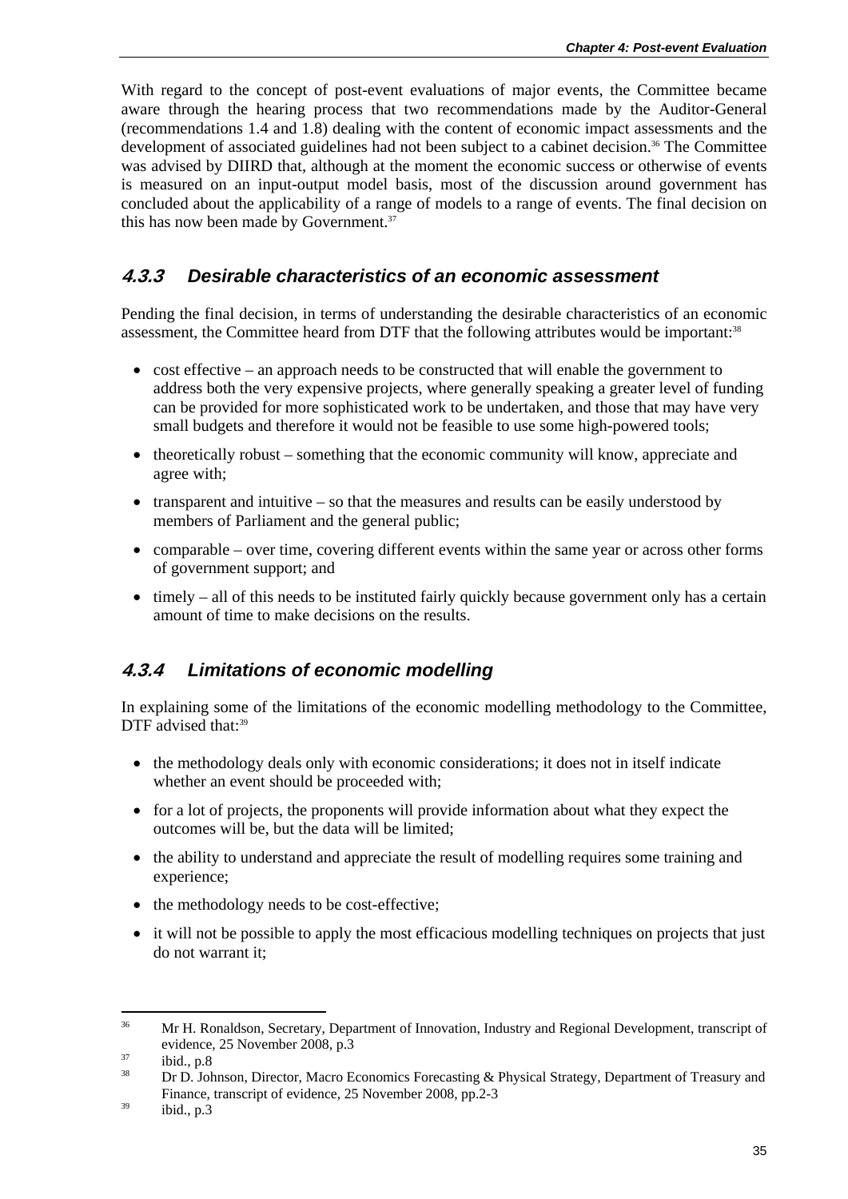With regard to the concept of post-event evaluations of major events, the Committee became aware through the hearing process that two recommendations made by the Auditor-General (recommendations 1.4 and 1.8) dealing with the content of economic impact assessments and the development of associated guidelines had not been subject to a cabinet decision.[36] The Committee was advised by DIIRD that, although at the moment the economic success or otherwise of events is measured on an input-output model basis, most of the discussion around government has concluded about the applicability of a range of models to a range of events. The final decision on this has now been made by Government.[37]

### *4.3.3 Desirable characteristics of an economic assessment*

Pending the final decision, in terms of understanding the desirable characteristics of an economic assessment, the Committee heard from DTF that the following attributes would be important:[38]

- cost effective – an approach needs to be constructed that will enable the government to address both the very expensive projects, where generally speaking a greater level of funding can be provided for more sophisticated work to be undertaken, and those that may have very small budgets and therefore it would not be feasible to use some high-powered tools;
- theoretically robust – something that the economic community will know, appreciate and agree with;
- transparent and intuitive – so that the measures and results can be easily understood by members of Parliament and the general public;
- comparable – over time, covering different events within the same year or across other forms of government support; and
- timely – all of this needs to be instituted fairly quickly because government only has a certain amount of time to make decisions on the results.

### *4.3.4 Limitations of economic modelling*

In explaining some of the limitations of the economic modelling methodology to the Committee, DTF advised that:[39]

- the methodology deals only with economic considerations; it does not in itself indicate whether an event should be proceeded with;
- for a lot of projects, the proponents will provide information about what they expect the outcomes will be, but the data will be limited;
- the ability to understand and appreciate the result of modelling requires some training and experience;
- the methodology needs to be cost-effective;
- it will not be possible to apply the most efficacious modelling techniques on projects that just do not warrant it;

---

[36] Mr H. Ronaldson, Secretary, Department of Innovation, Industry and Regional Development, transcript of evidence, 25 November 2008, p.3

[37] ibid., p.8

[38] Dr D. Johnson, Director, Macro Economics Forecasting & Physical Strategy, Department of Treasury and Finance, transcript of evidence, 25 November 2008, pp.2-3

[39] ibid., p.3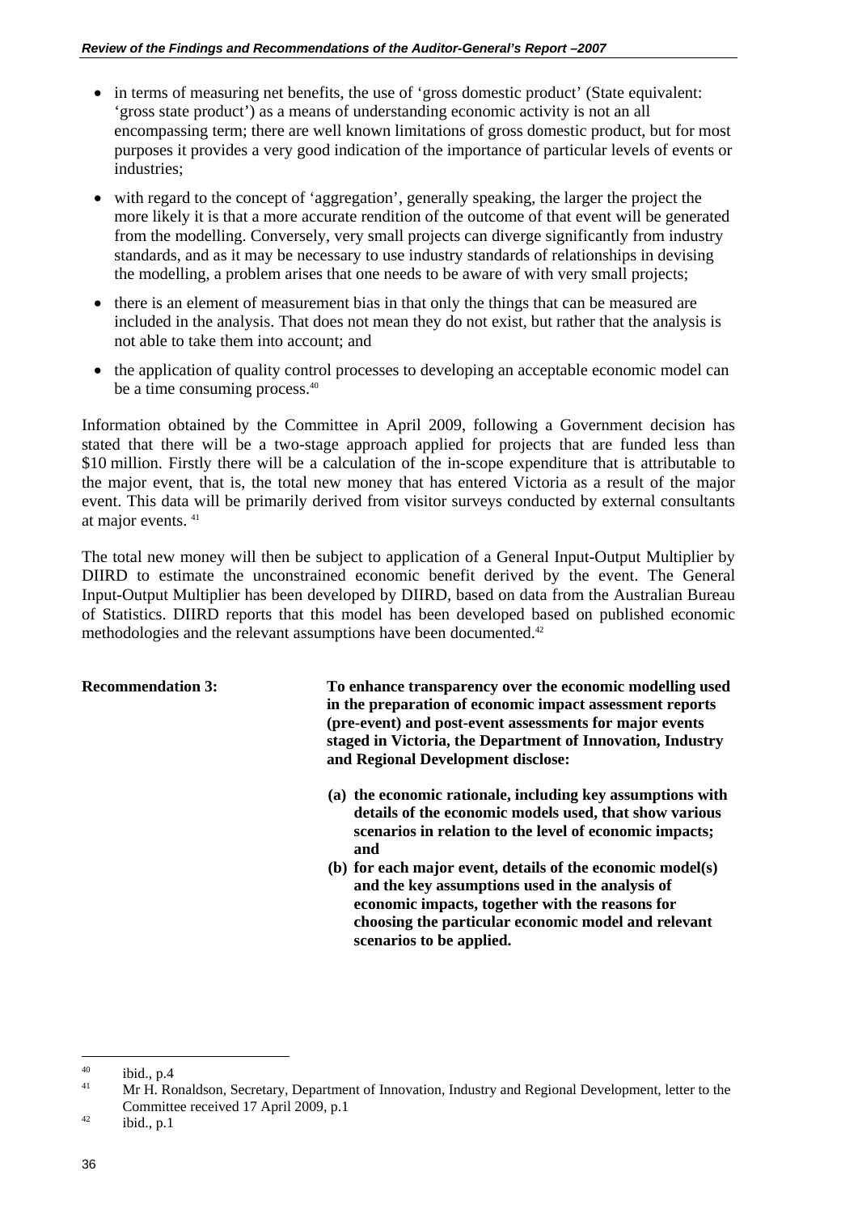- in terms of measuring net benefits, the use of 'gross domestic product' (State equivalent: 'gross state product') as a means of understanding economic activity is not an all encompassing term; there are well known limitations of gross domestic product, but for most purposes it provides a very good indication of the importance of particular levels of events or industries;
- with regard to the concept of 'aggregation', generally speaking, the larger the project the more likely it is that a more accurate rendition of the outcome of that event will be generated from the modelling. Conversely, very small projects can diverge significantly from industry standards, and as it may be necessary to use industry standards of relationships in devising the modelling, a problem arises that one needs to be aware of with very small projects;
- there is an element of measurement bias in that only the things that can be measured are included in the analysis. That does not mean they do not exist, but rather that the analysis is not able to take them into account; and
- the application of quality control processes to developing an acceptable economic model can be a time consuming process.[40]

Information obtained by the Committee in April 2009, following a Government decision has stated that there will be a two-stage approach applied for projects that are funded less than $10 million. Firstly there will be a calculation of the in-scope expenditure that is attributable to the major event, that is, the total new money that has entered Victoria as a result of the major event. This data will be primarily derived from visitor surveys conducted by external consultants at major events.[41]

The total new money will then be subject to application of a General Input-Output Multiplier by DIIRD to estimate the unconstrained economic benefit derived by the event. The General Input-Output Multiplier has been developed by DIIRD, based on data from the Australian Bureau of Statistics. DIIRD reports that this model has been developed based on published economic methodologies and the relevant assumptions have been documented.[42]

**Recommendation 3:** **To enhance transparency over the economic modelling used in the preparation of economic impact assessment reports (pre-event) and post-event assessments for major events staged in Victoria, the Department of Innovation, Industry and Regional Development disclose:**

**(a) the economic rationale, including key assumptions with details of the economic models used, that show various scenarios in relation to the level of economic impacts; and**

**(b) for each major event, details of the economic model(s) and the key assumptions used in the analysis of economic impacts, together with the reasons for choosing the particular economic model and relevant scenarios to be applied.**

---

[40] ibid., p.4

[41] Mr H. Ronaldson, Secretary, Department of Innovation, Industry and Regional Development, letter to the Committee received 17 April 2009, p.1

[42] ibid., p.1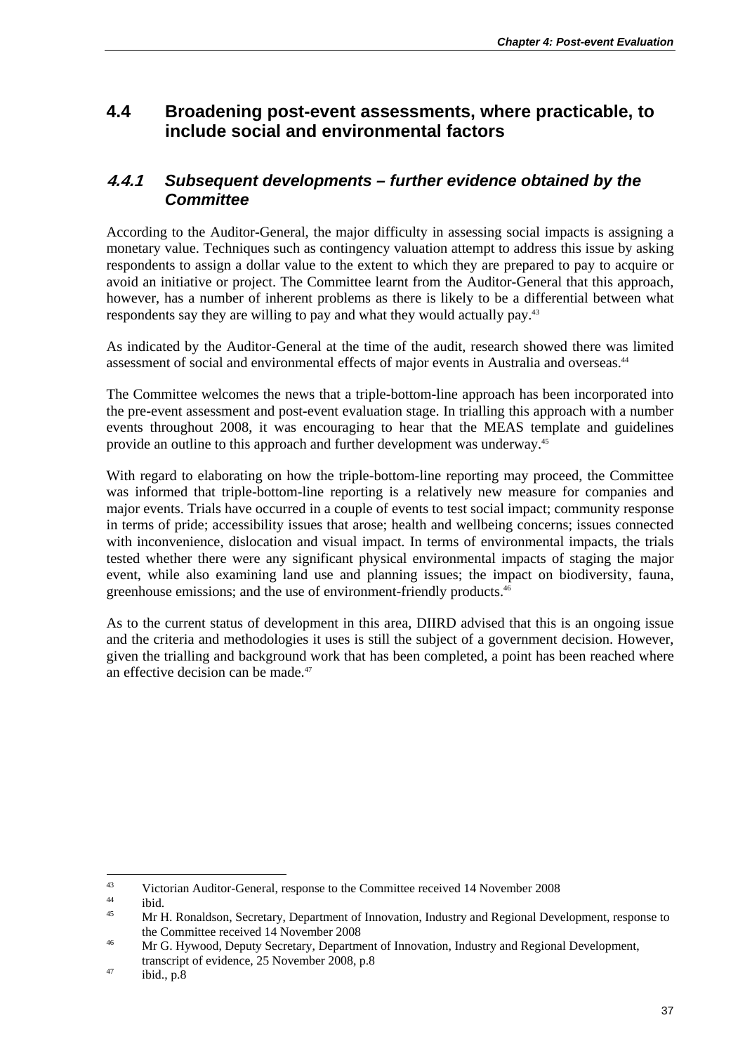## 4.4 Broadening post-event assessments, where practicable, to include social and environmental factors

### *4.4.1 Subsequent developments – further evidence obtained by the Committee*

According to the Auditor-General, the major difficulty in assessing social impacts is assigning a monetary value. Techniques such as contingency valuation attempt to address this issue by asking respondents to assign a dollar value to the extent to which they are prepared to pay to acquire or avoid an initiative or project. The Committee learnt from the Auditor-General that this approach, however, has a number of inherent problems as there is likely to be a differential between what respondents say they are willing to pay and what they would actually pay.[43]

As indicated by the Auditor-General at the time of the audit, research showed there was limited assessment of social and environmental effects of major events in Australia and overseas.[44]

The Committee welcomes the news that a triple-bottom-line approach has been incorporated into the pre-event assessment and post-event evaluation stage. In trialling this approach with a number events throughout 2008, it was encouraging to hear that the MEAS template and guidelines provide an outline to this approach and further development was underway.[45]

With regard to elaborating on how the triple-bottom-line reporting may proceed, the Committee was informed that triple-bottom-line reporting is a relatively new measure for companies and major events. Trials have occurred in a couple of events to test social impact; community response in terms of pride; accessibility issues that arose; health and wellbeing concerns; issues connected with inconvenience, dislocation and visual impact. In terms of environmental impacts, the trials tested whether there were any significant physical environmental impacts of staging the major event, while also examining land use and planning issues; the impact on biodiversity, fauna, greenhouse emissions; and the use of environment-friendly products.[46]

As to the current status of development in this area, DIIRD advised that this is an ongoing issue and the criteria and methodologies it uses is still the subject of a government decision. However, given the trialling and background work that has been completed, a point has been reached where an effective decision can be made.[47]

---

[43] Victorian Auditor-General, response to the Committee received 14 November 2008

[44] ibid.

[45] Mr H. Ronaldson, Secretary, Department of Innovation, Industry and Regional Development, response to the Committee received 14 November 2008

[46] Mr G. Hywood, Deputy Secretary, Department of Innovation, Industry and Regional Development, transcript of evidence, 25 November 2008, p.8

[47] ibid., p.8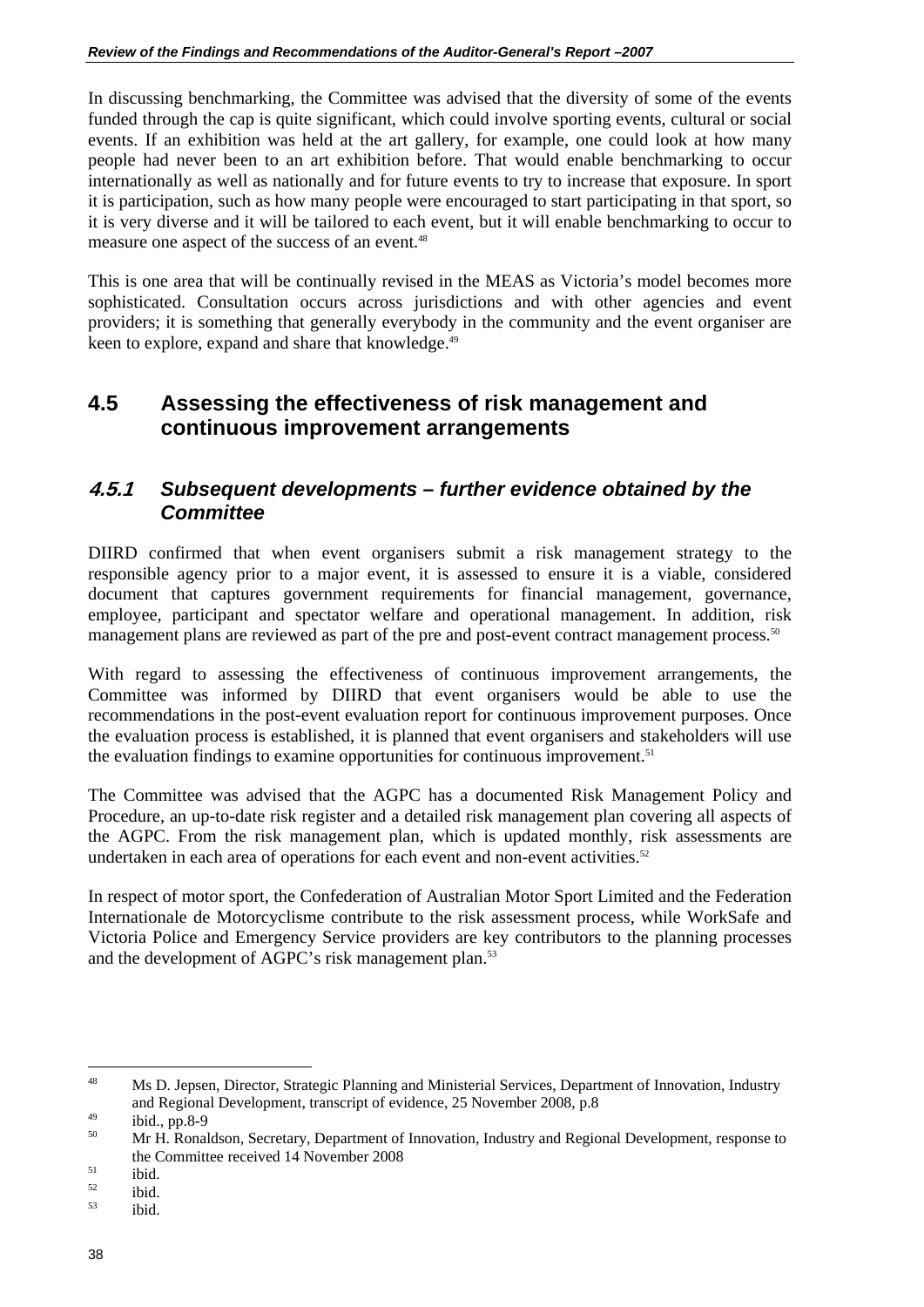In discussing benchmarking, the Committee was advised that the diversity of some of the events funded through the cap is quite significant, which could involve sporting events, cultural or social events. If an exhibition was held at the art gallery, for example, one could look at how many people had never been to an art exhibition before. That would enable benchmarking to occur internationally as well as nationally and for future events to try to increase that exposure. In sport it is participation, such as how many people were encouraged to start participating in that sport, so it is very diverse and it will be tailored to each event, but it will enable benchmarking to occur to measure one aspect of the success of an event.[48]

This is one area that will be continually revised in the MEAS as Victoria's model becomes more sophisticated. Consultation occurs across jurisdictions and with other agencies and event providers; it is something that generally everybody in the community and the event organiser are keen to explore, expand and share that knowledge.[49]

## 4.5 Assessing the effectiveness of risk management and continuous improvement arrangements

### *4.5.1 Subsequent developments – further evidence obtained by the Committee*

DIIRD confirmed that when event organisers submit a risk management strategy to the responsible agency prior to a major event, it is assessed to ensure it is a viable, considered document that captures government requirements for financial management, governance, employee, participant and spectator welfare and operational management. In addition, risk management plans are reviewed as part of the pre and post-event contract management process.[50]

With regard to assessing the effectiveness of continuous improvement arrangements, the Committee was informed by DIIRD that event organisers would be able to use the recommendations in the post-event evaluation report for continuous improvement purposes. Once the evaluation process is established, it is planned that event organisers and stakeholders will use the evaluation findings to examine opportunities for continuous improvement.[51]

The Committee was advised that the AGPC has a documented Risk Management Policy and Procedure, an up-to-date risk register and a detailed risk management plan covering all aspects of the AGPC. From the risk management plan, which is updated monthly, risk assessments are undertaken in each area of operations for each event and non-event activities.[52]

In respect of motor sport, the Confederation of Australian Motor Sport Limited and the Federation Internationale de Motorcyclisme contribute to the risk assessment process, while WorkSafe and Victoria Police and Emergency Service providers are key contributors to the planning processes and the development of AGPC's risk management plan.[53]

---

[48] Ms D. Jepsen, Director, Strategic Planning and Ministerial Services, Department of Innovation, Industry and Regional Development, transcript of evidence, 25 November 2008, p.8

[49] ibid., pp.8-9

[50] Mr H. Ronaldson, Secretary, Department of Innovation, Industry and Regional Development, response to the Committee received 14 November 2008

[51] ibid.

[52] ibid.

[53] ibid.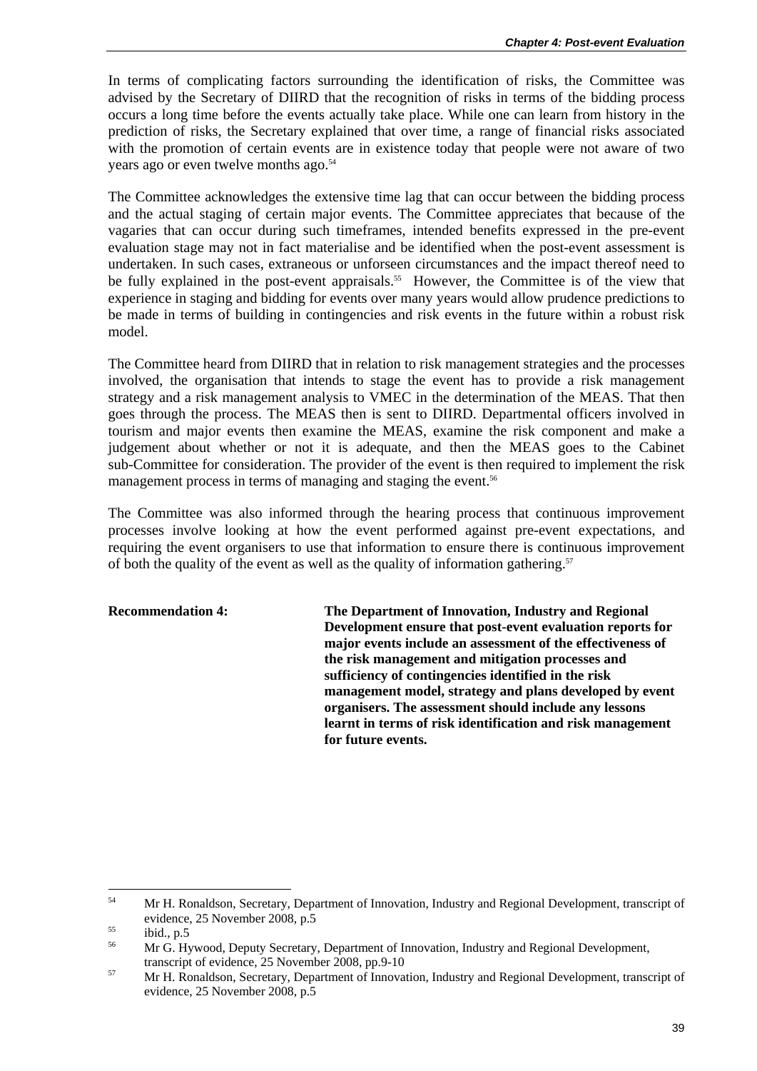In terms of complicating factors surrounding the identification of risks, the Committee was advised by the Secretary of DIIRD that the recognition of risks in terms of the bidding process occurs a long time before the events actually take place. While one can learn from history in the prediction of risks, the Secretary explained that over time, a range of financial risks associated with the promotion of certain events are in existence today that people were not aware of two years ago or even twelve months ago.[54]

The Committee acknowledges the extensive time lag that can occur between the bidding process and the actual staging of certain major events. The Committee appreciates that because of the vagaries that can occur during such timeframes, intended benefits expressed in the pre-event evaluation stage may not in fact materialise and be identified when the post-event assessment is undertaken. In such cases, extraneous or unforseen circumstances and the impact thereof need to be fully explained in the post-event appraisals.[55] However, the Committee is of the view that experience in staging and bidding for events over many years would allow prudence predictions to be made in terms of building in contingencies and risk events in the future within a robust risk model.

The Committee heard from DIIRD that in relation to risk management strategies and the processes involved, the organisation that intends to stage the event has to provide a risk management strategy and a risk management analysis to VMEC in the determination of the MEAS. That then goes through the process. The MEAS then is sent to DIIRD. Departmental officers involved in tourism and major events then examine the MEAS, examine the risk component and make a judgement about whether or not it is adequate, and then the MEAS goes to the Cabinet sub-Committee for consideration. The provider of the event is then required to implement the risk management process in terms of managing and staging the event.[56]

The Committee was also informed through the hearing process that continuous improvement processes involve looking at how the event performed against pre-event expectations, and requiring the event organisers to use that information to ensure there is continuous improvement of both the quality of the event as well as the quality of information gathering.[57]

**Recommendation 4:** **The Department of Innovation, Industry and Regional Development ensure that post-event evaluation reports for major events include an assessment of the effectiveness of the risk management and mitigation processes and sufficiency of contingencies identified in the risk management model, strategy and plans developed by event organisers. The assessment should include any lessons learnt in terms of risk identification and risk management for future events.**

---

[54] Mr H. Ronaldson, Secretary, Department of Innovation, Industry and Regional Development, transcript of evidence, 25 November 2008, p.5

[55] ibid., p.5

[56] Mr G. Hywood, Deputy Secretary, Department of Innovation, Industry and Regional Development, transcript of evidence, 25 November 2008, pp.9-10

[57] Mr H. Ronaldson, Secretary, Department of Innovation, Industry and Regional Development, transcript of evidence, 25 November 2008, p.5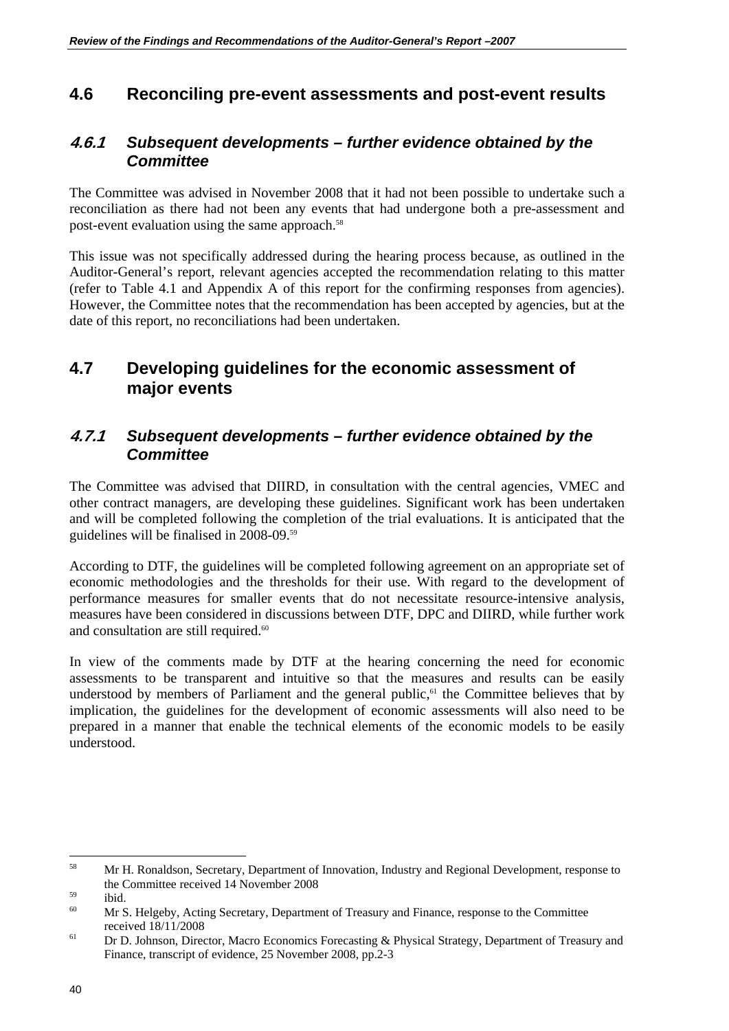## 4.6 Reconciling pre-event assessments and post-event results

### 4.6.1 Subsequent developments – further evidence obtained by the Committee

The Committee was advised in November 2008 that it had not been possible to undertake such a reconciliation as there had not been any events that had undergone both a pre-assessment and post-event evaluation using the same approach.[58]

This issue was not specifically addressed during the hearing process because, as outlined in the Auditor-General's report, relevant agencies accepted the recommendation relating to this matter (refer to Table 4.1 and Appendix A of this report for the confirming responses from agencies). However, the Committee notes that the recommendation has been accepted by agencies, but at the date of this report, no reconciliations had been undertaken.

## 4.7 Developing guidelines for the economic assessment of major events

### 4.7.1 Subsequent developments – further evidence obtained by the Committee

The Committee was advised that DIIRD, in consultation with the central agencies, VMEC and other contract managers, are developing these guidelines. Significant work has been undertaken and will be completed following the completion of the trial evaluations. It is anticipated that the guidelines will be finalised in 2008-09.[59]

According to DTF, the guidelines will be completed following agreement on an appropriate set of economic methodologies and the thresholds for their use. With regard to the development of performance measures for smaller events that do not necessitate resource-intensive analysis, measures have been considered in discussions between DTF, DPC and DIIRD, while further work and consultation are still required.[60]

In view of the comments made by DTF at the hearing concerning the need for economic assessments to be transparent and intuitive so that the measures and results can be easily understood by members of Parliament and the general public,[61] the Committee believes that by implication, the guidelines for the development of economic assessments will also need to be prepared in a manner that enable the technical elements of the economic models to be easily understood.

---

[58] Mr H. Ronaldson, Secretary, Department of Innovation, Industry and Regional Development, response to the Committee received 14 November 2008

[59] ibid.

[60] Mr S. Helgeby, Acting Secretary, Department of Treasury and Finance, response to the Committee received 18/11/2008

[61] Dr D. Johnson, Director, Macro Economics Forecasting & Physical Strategy, Department of Treasury and Finance, transcript of evidence, 25 November 2008, pp.2-3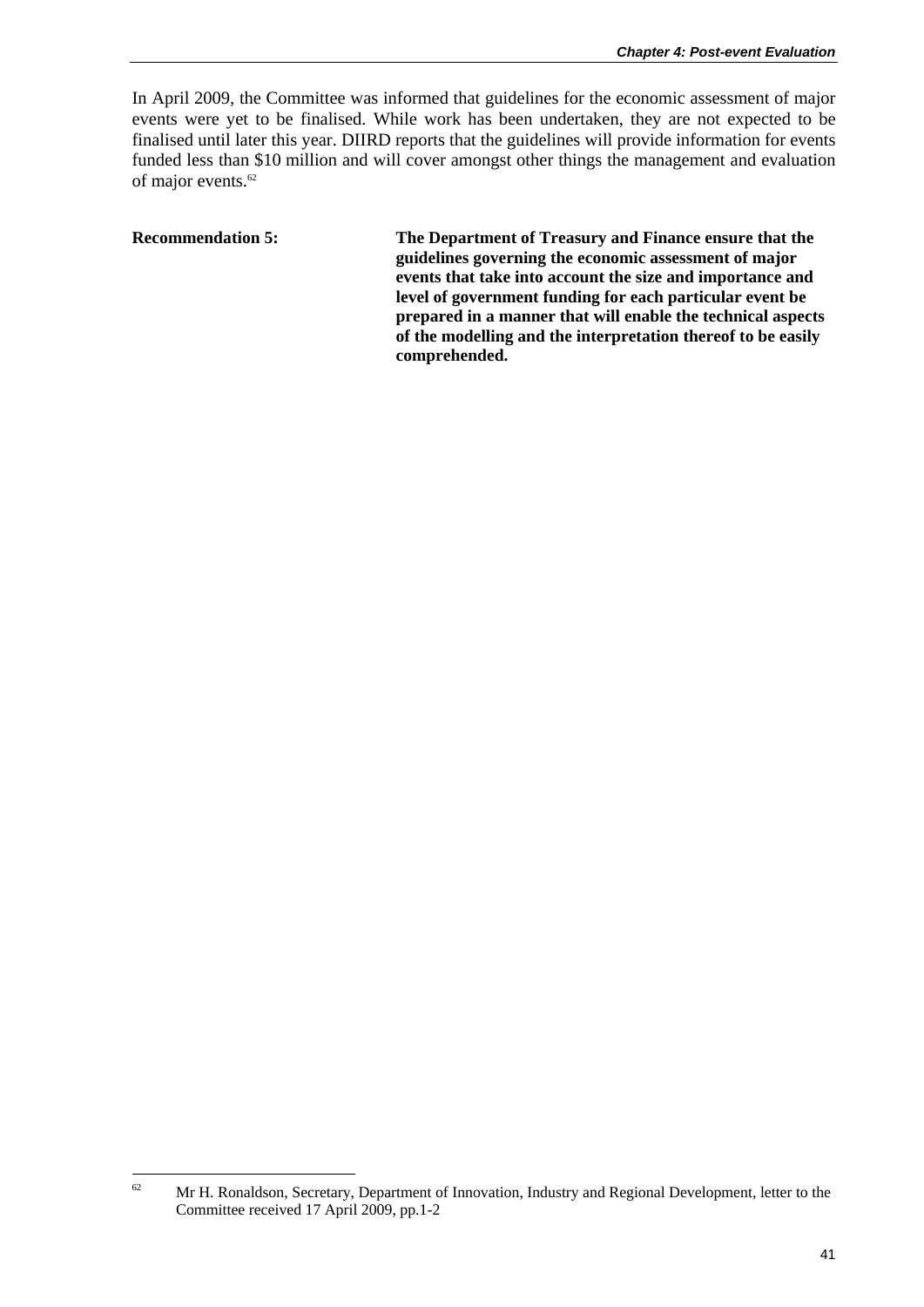In April 2009, the Committee was informed that guidelines for the economic assessment of major events were yet to be finalised. While work has been undertaken, they are not expected to be finalised until later this year. DIIRD reports that the guidelines will provide information for events funded less than $10 million and will cover amongst other things the management and evaluation of major events.[62]

**Recommendation 5:** **The Department of Treasury and Finance ensure that the guidelines governing the economic assessment of major events that take into account the size and importance and level of government funding for each particular event be prepared in a manner that will enable the technical aspects of the modelling and the interpretation thereof to be easily comprehended.**

---

[62] Mr H. Ronaldson, Secretary, Department of Innovation, Industry and Regional Development, letter to the Committee received 17 April 2009, pp.1-2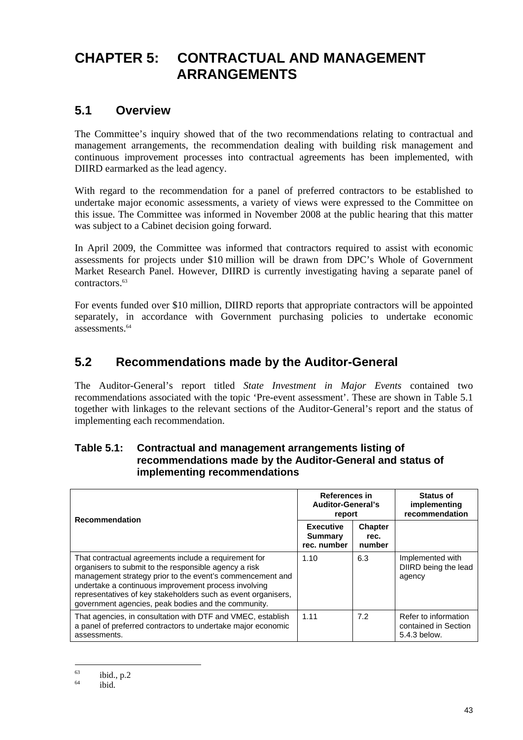# CHAPTER 5: CONTRACTUAL AND MANAGEMENT ARRANGEMENTS

## 5.1 Overview

The Committee's inquiry showed that of the two recommendations relating to contractual and management arrangements, the recommendation dealing with building risk management and continuous improvement processes into contractual agreements has been implemented, with DIIRD earmarked as the lead agency.

With regard to the recommendation for a panel of preferred contractors to be established to undertake major economic assessments, a variety of views were expressed to the Committee on this issue. The Committee was informed in November 2008 at the public hearing that this matter was subject to a Cabinet decision going forward.

In April 2009, the Committee was informed that contractors required to assist with economic assessments for projects under \$10 million will be drawn from DPC's Whole of Government Market Research Panel. However, DIIRD is currently investigating having a separate panel of contractors.[63]

For events funded over \$10 million, DIIRD reports that appropriate contractors will be appointed separately, in accordance with Government purchasing policies to undertake economic assessments.[64]

## 5.2 Recommendations made by the Auditor-General

The Auditor-General's report titled *State Investment in Major Events* contained two recommendations associated with the topic 'Pre-event assessment'. These are shown in Table 5.1 together with linkages to the relevant sections of the Auditor-General's report and the status of implementing each recommendation.

### Table 5.1: Contractual and management arrangements listing of recommendations made by the Auditor-General and status of implementing recommendations

| Recommendation | References in Auditor-General's report | | Status of implementing recommendation |
|---|---|---|---|
| | Executive Summary rec. number | Chapter rec. number | |
| That contractual agreements include a requirement for organisers to submit to the responsible agency a risk management strategy prior to the event's commencement and undertake a continuous improvement process involving representatives of key stakeholders such as event organisers, government agencies, peak bodies and the community. | 1.10 | 6.3 | Implemented with DIIRD being the lead agency |
| That agencies, in consultation with DTF and VMEC, establish a panel of preferred contractors to undertake major economic assessments. | 1.11 | 7.2 | Refer to information contained in Section 5.4.3 below. |

[63] ibid., p.2

[64] ibid.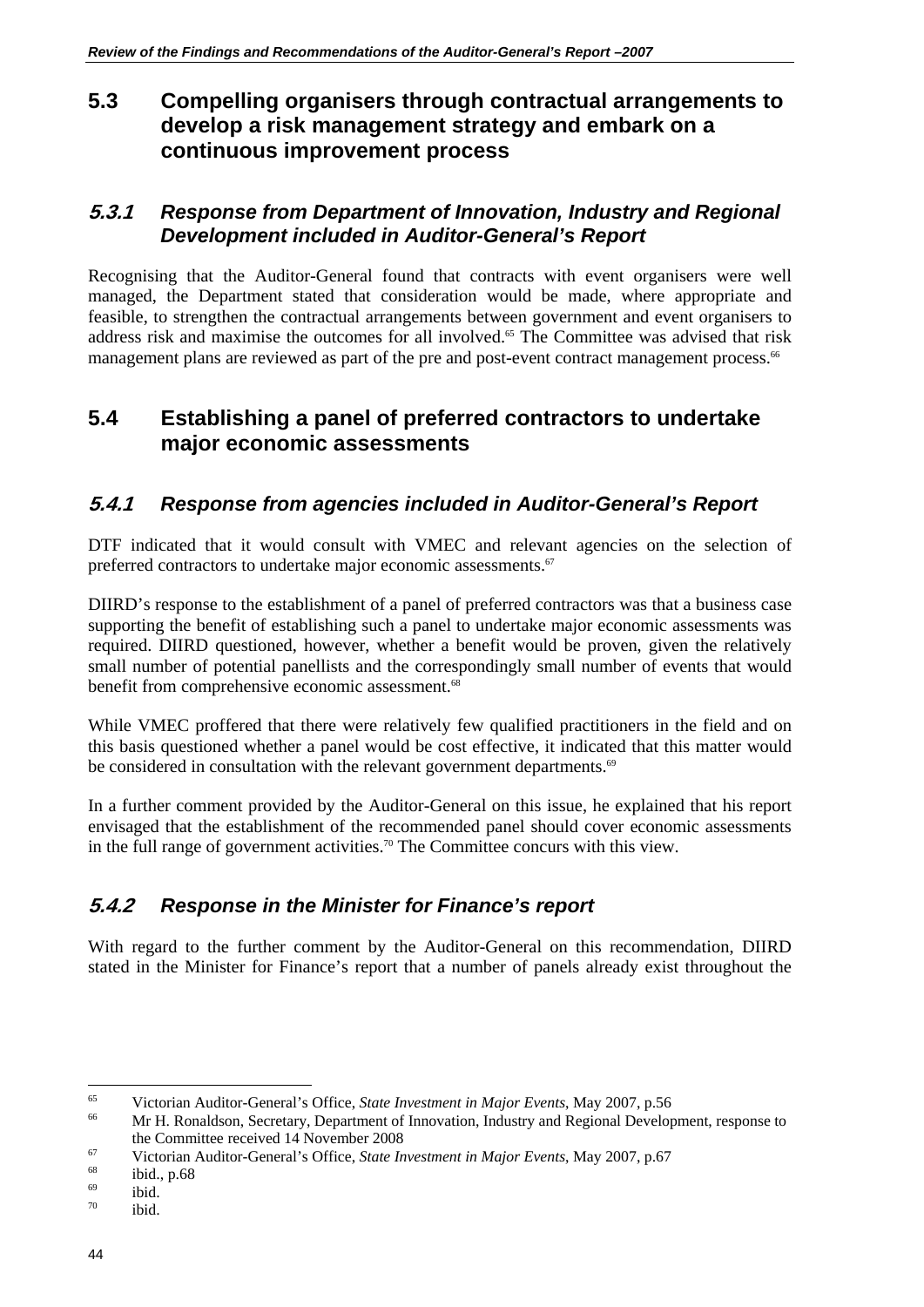## 5.3 Compelling organisers through contractual arrangements to develop a risk management strategy and embark on a continuous improvement process

### *5.3.1 Response from Department of Innovation, Industry and Regional Development included in Auditor-General's Report*

Recognising that the Auditor-General found that contracts with event organisers were well managed, the Department stated that consideration would be made, where appropriate and feasible, to strengthen the contractual arrangements between government and event organisers to address risk and maximise the outcomes for all involved.[65] The Committee was advised that risk management plans are reviewed as part of the pre and post-event contract management process.[66]

## 5.4 Establishing a panel of preferred contractors to undertake major economic assessments

### *5.4.1 Response from agencies included in Auditor-General's Report*

DTF indicated that it would consult with VMEC and relevant agencies on the selection of preferred contractors to undertake major economic assessments.[67]

DIIRD's response to the establishment of a panel of preferred contractors was that a business case supporting the benefit of establishing such a panel to undertake major economic assessments was required. DIIRD questioned, however, whether a benefit would be proven, given the relatively small number of potential panellists and the correspondingly small number of events that would benefit from comprehensive economic assessment.[68]

While VMEC proffered that there were relatively few qualified practitioners in the field and on this basis questioned whether a panel would be cost effective, it indicated that this matter would be considered in consultation with the relevant government departments.[69]

In a further comment provided by the Auditor-General on this issue, he explained that his report envisaged that the establishment of the recommended panel should cover economic assessments in the full range of government activities.[70] The Committee concurs with this view.

### *5.4.2 Response in the Minister for Finance's report*

With regard to the further comment by the Auditor-General on this recommendation, DIIRD stated in the Minister for Finance's report that a number of panels already exist throughout the

---

[65] Victorian Auditor-General's Office, *State Investment in Major Events*, May 2007, p.56

[66] Mr H. Ronaldson, Secretary, Department of Innovation, Industry and Regional Development, response to the Committee received 14 November 2008

[67] Victorian Auditor-General's Office, *State Investment in Major Events*, May 2007, p.67

[68] ibid., p.68

[69] ibid.

[70] ibid.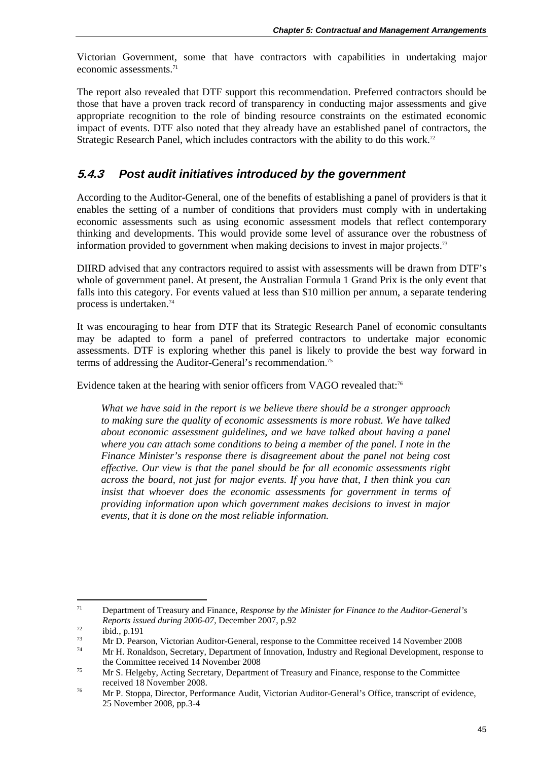Victorian Government, some that have contractors with capabilities in undertaking major economic assessments.[71]

The report also revealed that DTF support this recommendation. Preferred contractors should be those that have a proven track record of transparency in conducting major assessments and give appropriate recognition to the role of binding resource constraints on the estimated economic impact of events. DTF also noted that they already have an established panel of contractors, the Strategic Research Panel, which includes contractors with the ability to do this work.[72]

### 5.4.3 Post audit initiatives introduced by the government

According to the Auditor-General, one of the benefits of establishing a panel of providers is that it enables the setting of a number of conditions that providers must comply with in undertaking economic assessments such as using economic assessment models that reflect contemporary thinking and developments. This would provide some level of assurance over the robustness of information provided to government when making decisions to invest in major projects.[73]

DIIRD advised that any contractors required to assist with assessments will be drawn from DTF's whole of government panel. At present, the Australian Formula 1 Grand Prix is the only event that falls into this category. For events valued at less than $10 million per annum, a separate tendering process is undertaken.[74]

It was encouraging to hear from DTF that its Strategic Research Panel of economic consultants may be adapted to form a panel of preferred contractors to undertake major economic assessments. DTF is exploring whether this panel is likely to provide the best way forward in terms of addressing the Auditor-General's recommendation.[75]

Evidence taken at the hearing with senior officers from VAGO revealed that:[76]

> *What we have said in the report is we believe there should be a stronger approach to making sure the quality of economic assessments is more robust. We have talked about economic assessment guidelines, and we have talked about having a panel where you can attach some conditions to being a member of the panel. I note in the Finance Minister's response there is disagreement about the panel not being cost effective. Our view is that the panel should be for all economic assessments right across the board, not just for major events. If you have that, I then think you can insist that whoever does the economic assessments for government in terms of providing information upon which government makes decisions to invest in major events, that it is done on the most reliable information.*

---

[71] Department of Treasury and Finance, *Response by the Minister for Finance to the Auditor-General's Reports issued during 2006-07*, December 2007, p.92

[72] ibid., p.191

[73] Mr D. Pearson, Victorian Auditor-General, response to the Committee received 14 November 2008

[74] Mr H. Ronaldson, Secretary, Department of Innovation, Industry and Regional Development, response to the Committee received 14 November 2008

[75] Mr S. Helgeby, Acting Secretary, Department of Treasury and Finance, response to the Committee received 18 November 2008.

[76] Mr P. Stoppa, Director, Performance Audit, Victorian Auditor-General's Office, transcript of evidence, 25 November 2008, pp.3-4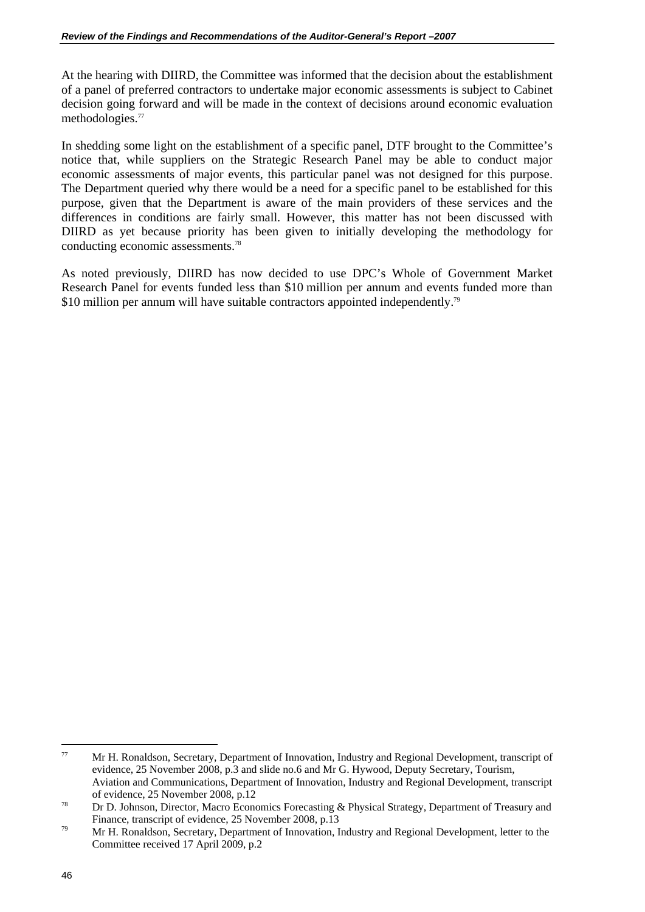At the hearing with DIIRD, the Committee was informed that the decision about the establishment of a panel of preferred contractors to undertake major economic assessments is subject to Cabinet decision going forward and will be made in the context of decisions around economic evaluation methodologies.[77]

In shedding some light on the establishment of a specific panel, DTF brought to the Committee's notice that, while suppliers on the Strategic Research Panel may be able to conduct major economic assessments of major events, this particular panel was not designed for this purpose. The Department queried why there would be a need for a specific panel to be established for this purpose, given that the Department is aware of the main providers of these services and the differences in conditions are fairly small. However, this matter has not been discussed with DIIRD as yet because priority has been given to initially developing the methodology for conducting economic assessments.[78]

As noted previously, DIIRD has now decided to use DPC's Whole of Government Market Research Panel for events funded less than $10 million per annum and events funded more than $10 million per annum will have suitable contractors appointed independently.[79]

---

[77] Mr H. Ronaldson, Secretary, Department of Innovation, Industry and Regional Development, transcript of evidence, 25 November 2008, p.3 and slide no.6 and Mr G. Hywood, Deputy Secretary, Tourism, Aviation and Communications, Department of Innovation, Industry and Regional Development, transcript of evidence, 25 November 2008, p.12

[78] Dr D. Johnson, Director, Macro Economics Forecasting & Physical Strategy, Department of Treasury and Finance, transcript of evidence, 25 November 2008, p.13

[79] Mr H. Ronaldson, Secretary, Department of Innovation, Industry and Regional Development, letter to the Committee received 17 April 2009, p.2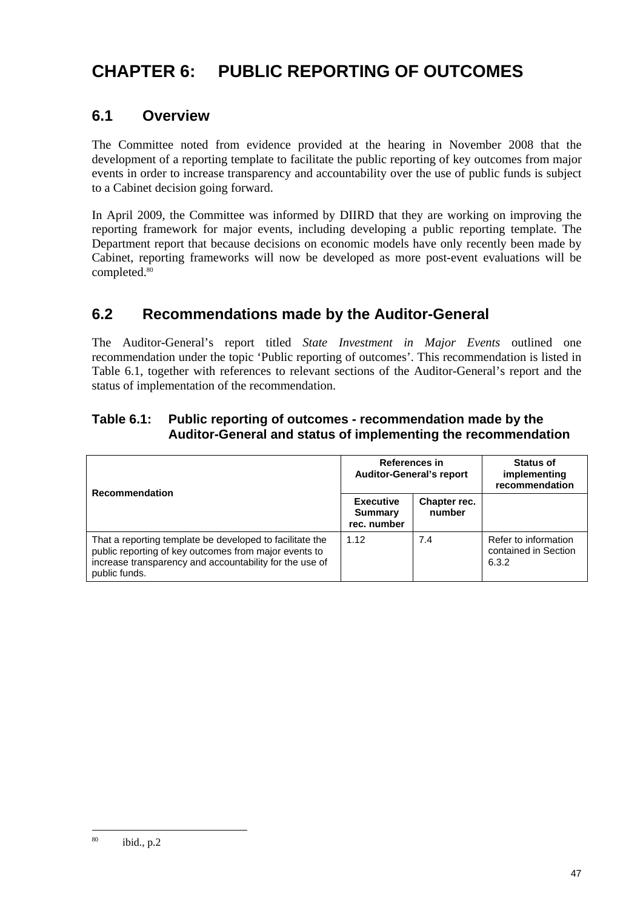# CHAPTER 6: PUBLIC REPORTING OF OUTCOMES

## 6.1 Overview

The Committee noted from evidence provided at the hearing in November 2008 that the development of a reporting template to facilitate the public reporting of key outcomes from major events in order to increase transparency and accountability over the use of public funds is subject to a Cabinet decision going forward.

In April 2009, the Committee was informed by DIIRD that they are working on improving the reporting framework for major events, including developing a public reporting template. The Department report that because decisions on economic models have only recently been made by Cabinet, reporting frameworks will now be developed as more post-event evaluations will be completed.[80]

## 6.2 Recommendations made by the Auditor-General

The Auditor-General's report titled *State Investment in Major Events* outlined one recommendation under the topic 'Public reporting of outcomes'. This recommendation is listed in Table 6.1, together with references to relevant sections of the Auditor-General's report and the status of implementation of the recommendation.

### Table 6.1: Public reporting of outcomes - recommendation made by the Auditor-General and status of implementing the recommendation

| Recommendation | References in Auditor-General's report | | Status of implementing recommendation |
|---|---|---|---|
| | Executive Summary rec. number | Chapter rec. number | |
| That a reporting template be developed to facilitate the public reporting of key outcomes from major events to increase transparency and accountability for the use of public funds. | 1.12 | 7.4 | Refer to information contained in Section 6.3.2 |

[80] ibid., p.2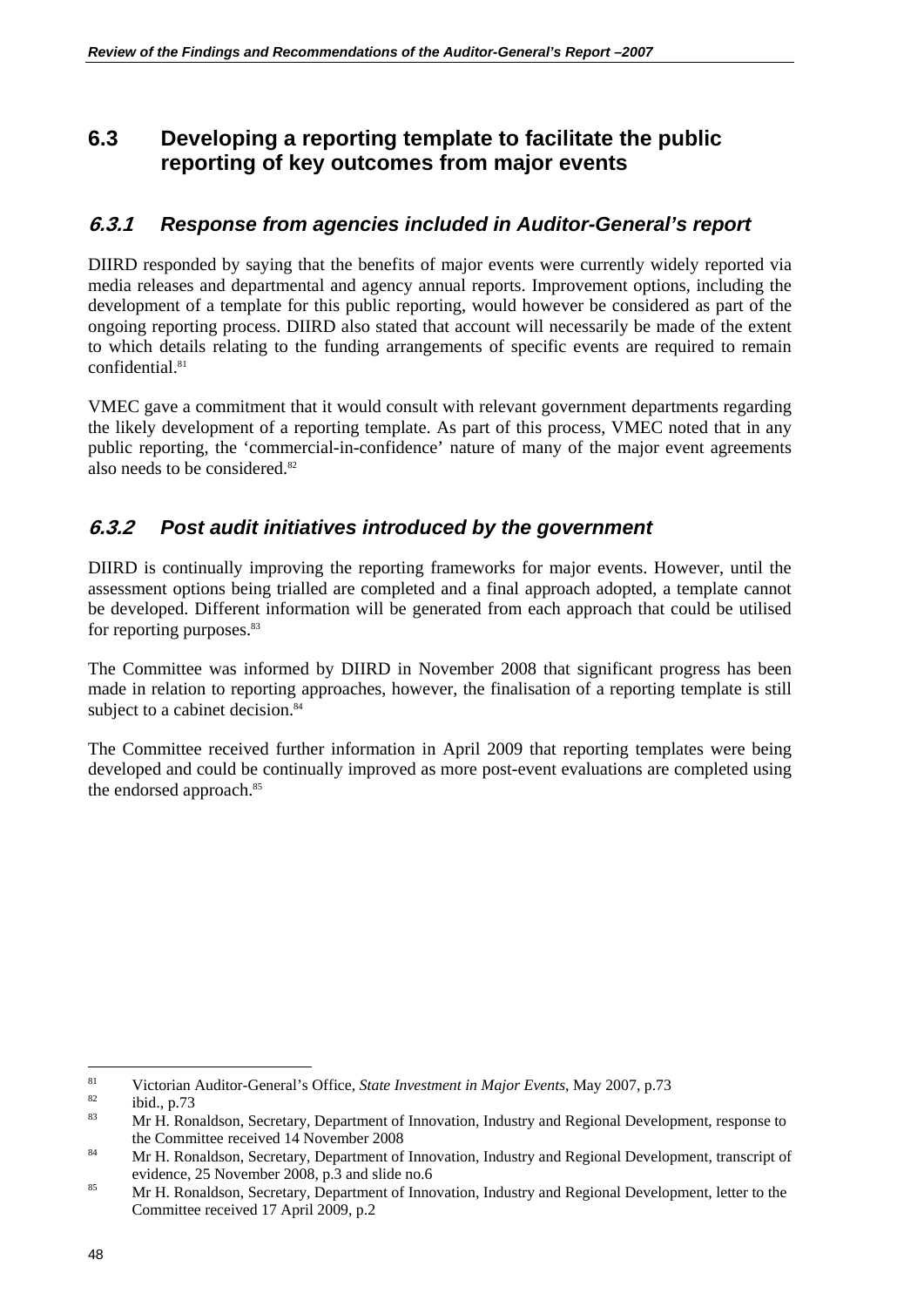## 6.3 Developing a reporting template to facilitate the public reporting of key outcomes from major events

### *6.3.1 Response from agencies included in Auditor-General's report*

DIIRD responded by saying that the benefits of major events were currently widely reported via media releases and departmental and agency annual reports. Improvement options, including the development of a template for this public reporting, would however be considered as part of the ongoing reporting process. DIIRD also stated that account will necessarily be made of the extent to which details relating to the funding arrangements of specific events are required to remain confidential.[81]

VMEC gave a commitment that it would consult with relevant government departments regarding the likely development of a reporting template. As part of this process, VMEC noted that in any public reporting, the 'commercial-in-confidence' nature of many of the major event agreements also needs to be considered.[82]

### *6.3.2 Post audit initiatives introduced by the government*

DIIRD is continually improving the reporting frameworks for major events. However, until the assessment options being trialled are completed and a final approach adopted, a template cannot be developed. Different information will be generated from each approach that could be utilised for reporting purposes.[83]

The Committee was informed by DIIRD in November 2008 that significant progress has been made in relation to reporting approaches, however, the finalisation of a reporting template is still subject to a cabinet decision.[84]

The Committee received further information in April 2009 that reporting templates were being developed and could be continually improved as more post-event evaluations are completed using the endorsed approach.[85]

---

[81] Victorian Auditor-General's Office, *State Investment in Major Events*, May 2007, p.73

[82] ibid., p.73

[83] Mr H. Ronaldson, Secretary, Department of Innovation, Industry and Regional Development, response to the Committee received 14 November 2008

[84] Mr H. Ronaldson, Secretary, Department of Innovation, Industry and Regional Development, transcript of evidence, 25 November 2008, p.3 and slide no.6

[85] Mr H. Ronaldson, Secretary, Department of Innovation, Industry and Regional Development, letter to the Committee received 17 April 2009, p.2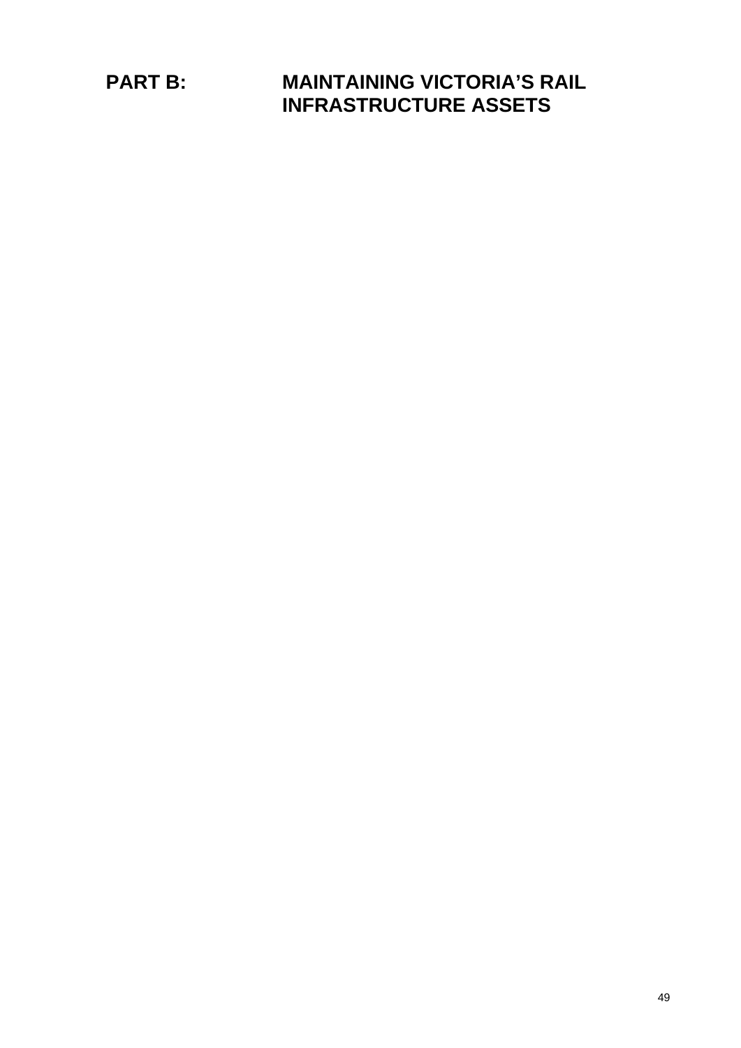# PART B: MAINTAINING VICTORIA'S RAIL INFRASTRUCTURE ASSETS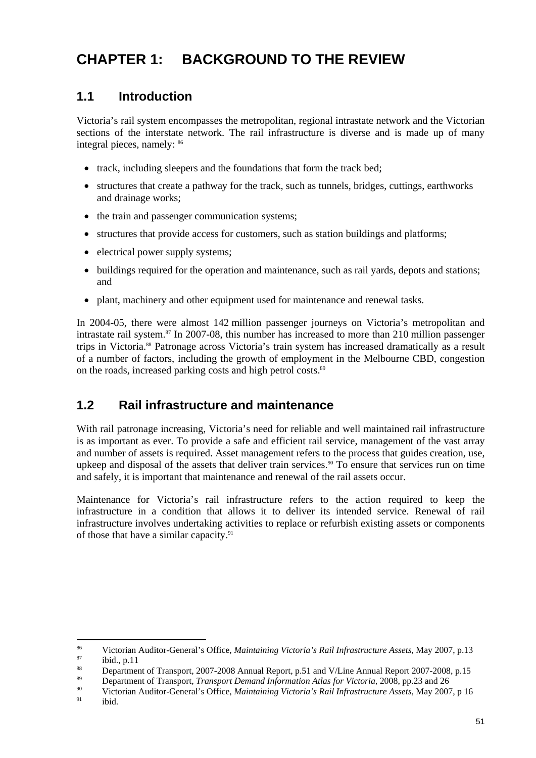# CHAPTER 1: BACKGROUND TO THE REVIEW

## 1.1 Introduction

Victoria's rail system encompasses the metropolitan, regional intrastate network and the Victorian sections of the interstate network. The rail infrastructure is diverse and is made up of many integral pieces, namely: [86]

- track, including sleepers and the foundations that form the track bed;
- structures that create a pathway for the track, such as tunnels, bridges, cuttings, earthworks and drainage works;
- the train and passenger communication systems;
- structures that provide access for customers, such as station buildings and platforms;
- electrical power supply systems;
- buildings required for the operation and maintenance, such as rail yards, depots and stations; and
- plant, machinery and other equipment used for maintenance and renewal tasks.

In 2004-05, there were almost 142 million passenger journeys on Victoria's metropolitan and intrastate rail system.[87] In 2007-08, this number has increased to more than 210 million passenger trips in Victoria.[88] Patronage across Victoria's train system has increased dramatically as a result of a number of factors, including the growth of employment in the Melbourne CBD, congestion on the roads, increased parking costs and high petrol costs.[89]

## 1.2 Rail infrastructure and maintenance

With rail patronage increasing, Victoria's need for reliable and well maintained rail infrastructure is as important as ever. To provide a safe and efficient rail service, management of the vast array and number of assets is required. Asset management refers to the process that guides creation, use, upkeep and disposal of the assets that deliver train services.[90] To ensure that services run on time and safely, it is important that maintenance and renewal of the rail assets occur.

Maintenance for Victoria's rail infrastructure refers to the action required to keep the infrastructure in a condition that allows it to deliver its intended service. Renewal of rail infrastructure involves undertaking activities to replace or refurbish existing assets or components of those that have a similar capacity.[91]

---

[86] Victorian Auditor-General's Office, *Maintaining Victoria's Rail Infrastructure Assets*, May 2007, p.13

[87] ibid., p.11

[88] Department of Transport, 2007-2008 Annual Report, p.51 and V/Line Annual Report 2007-2008, p.15

[89] Department of Transport, *Transport Demand Information Atlas for Victoria*, 2008, pp.23 and 26

[90] Victorian Auditor-General's Office, *Maintaining Victoria's Rail Infrastructure Assets*, May 2007, p 16

[91] ibid.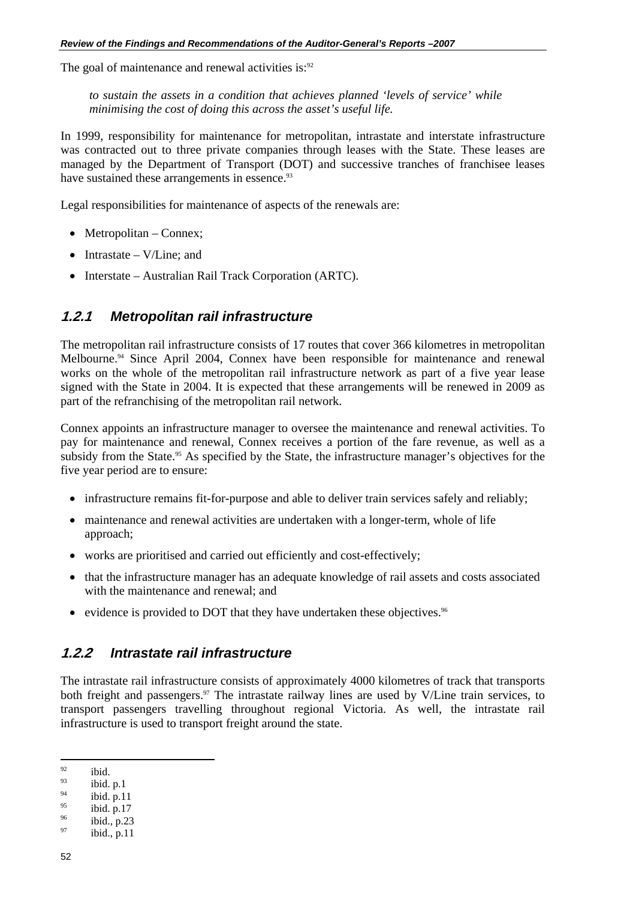The goal of maintenance and renewal activities is:[92]

> *to sustain the assets in a condition that achieves planned 'levels of service' while minimising the cost of doing this across the asset's useful life.*

In 1999, responsibility for maintenance for metropolitan, intrastate and interstate infrastructure was contracted out to three private companies through leases with the State. These leases are managed by the Department of Transport (DOT) and successive tranches of franchisee leases have sustained these arrangements in essence.[93]

Legal responsibilities for maintenance of aspects of the renewals are:

- Metropolitan – Connex;
- Intrastate – V/Line; and
- Interstate – Australian Rail Track Corporation (ARTC).

### *1.2.1 Metropolitan rail infrastructure*

The metropolitan rail infrastructure consists of 17 routes that cover 366 kilometres in metropolitan Melbourne.[94] Since April 2004, Connex have been responsible for maintenance and renewal works on the whole of the metropolitan rail infrastructure network as part of a five year lease signed with the State in 2004. It is expected that these arrangements will be renewed in 2009 as part of the refranchising of the metropolitan rail network.

Connex appoints an infrastructure manager to oversee the maintenance and renewal activities. To pay for maintenance and renewal, Connex receives a portion of the fare revenue, as well as a subsidy from the State.[95] As specified by the State, the infrastructure manager's objectives for the five year period are to ensure:

- infrastructure remains fit-for-purpose and able to deliver train services safely and reliably;
- maintenance and renewal activities are undertaken with a longer-term, whole of life approach;
- works are prioritised and carried out efficiently and cost-effectively;
- that the infrastructure manager has an adequate knowledge of rail assets and costs associated with the maintenance and renewal; and
- evidence is provided to DOT that they have undertaken these objectives.[96]

### *1.2.2 Intrastate rail infrastructure*

The intrastate rail infrastructure consists of approximately 4000 kilometres of track that transports both freight and passengers.[97] The intrastate railway lines are used by V/Line train services, to transport passengers travelling throughout regional Victoria. As well, the intrastate rail infrastructure is used to transport freight around the state.

---

[92] ibid.
[93] ibid. p.1
[94] ibid. p.11
[95] ibid. p.17
[96] ibid., p.23
[97] ibid., p.11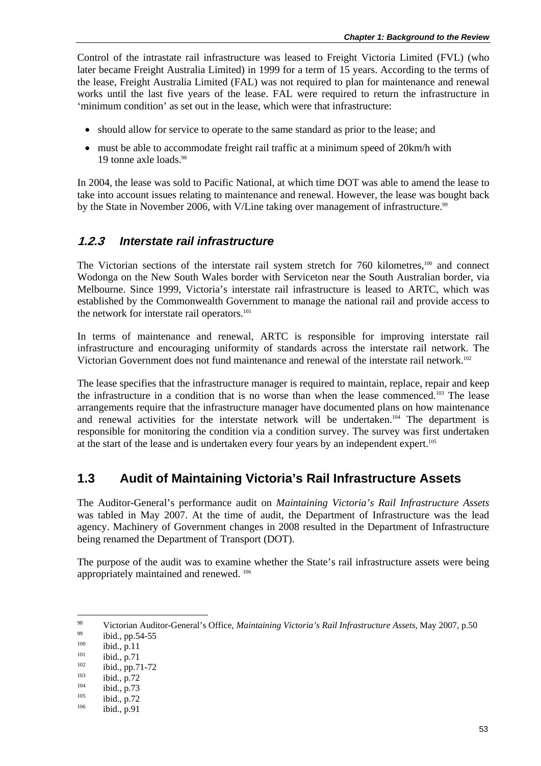Control of the intrastate rail infrastructure was leased to Freight Victoria Limited (FVL) (who later became Freight Australia Limited) in 1999 for a term of 15 years. According to the terms of the lease, Freight Australia Limited (FAL) was not required to plan for maintenance and renewal works until the last five years of the lease. FAL were required to return the infrastructure in 'minimum condition' as set out in the lease, which were that infrastructure:

- should allow for service to operate to the same standard as prior to the lease; and
- must be able to accommodate freight rail traffic at a minimum speed of 20km/h with 19 tonne axle loads.[98]

In 2004, the lease was sold to Pacific National, at which time DOT was able to amend the lease to take into account issues relating to maintenance and renewal. However, the lease was bought back by the State in November 2006, with V/Line taking over management of infrastructure.[99]

### *1.2.3 Interstate rail infrastructure*

The Victorian sections of the interstate rail system stretch for 760 kilometres,[100] and connect Wodonga on the New South Wales border with Serviceton near the South Australian border, via Melbourne. Since 1999, Victoria's interstate rail infrastructure is leased to ARTC, which was established by the Commonwealth Government to manage the national rail and provide access to the network for interstate rail operators.[101]

In terms of maintenance and renewal, ARTC is responsible for improving interstate rail infrastructure and encouraging uniformity of standards across the interstate rail network. The Victorian Government does not fund maintenance and renewal of the interstate rail network.[102]

The lease specifies that the infrastructure manager is required to maintain, replace, repair and keep the infrastructure in a condition that is no worse than when the lease commenced.[103] The lease arrangements require that the infrastructure manager have documented plans on how maintenance and renewal activities for the interstate network will be undertaken.[104] The department is responsible for monitoring the condition via a condition survey. The survey was first undertaken at the start of the lease and is undertaken every four years by an independent expert.[105]

## 1.3 Audit of Maintaining Victoria's Rail Infrastructure Assets

The Auditor-General's performance audit on *Maintaining Victoria's Rail Infrastructure Assets* was tabled in May 2007. At the time of audit, the Department of Infrastructure was the lead agency. Machinery of Government changes in 2008 resulted in the Department of Infrastructure being renamed the Department of Transport (DOT).

The purpose of the audit was to examine whether the State's rail infrastructure assets were being appropriately maintained and renewed.[106]

---

[98] Victorian Auditor-General's Office, *Maintaining Victoria's Rail Infrastructure Assets,* May 2007, p.50

[99] ibid., pp.54-55

[100] ibid., p.11

[101] ibid., p.71

[102] ibid., pp.71-72

[103] ibid., p.72

[104] ibid., p.73

[105] ibid., p.72

[106] ibid., p.91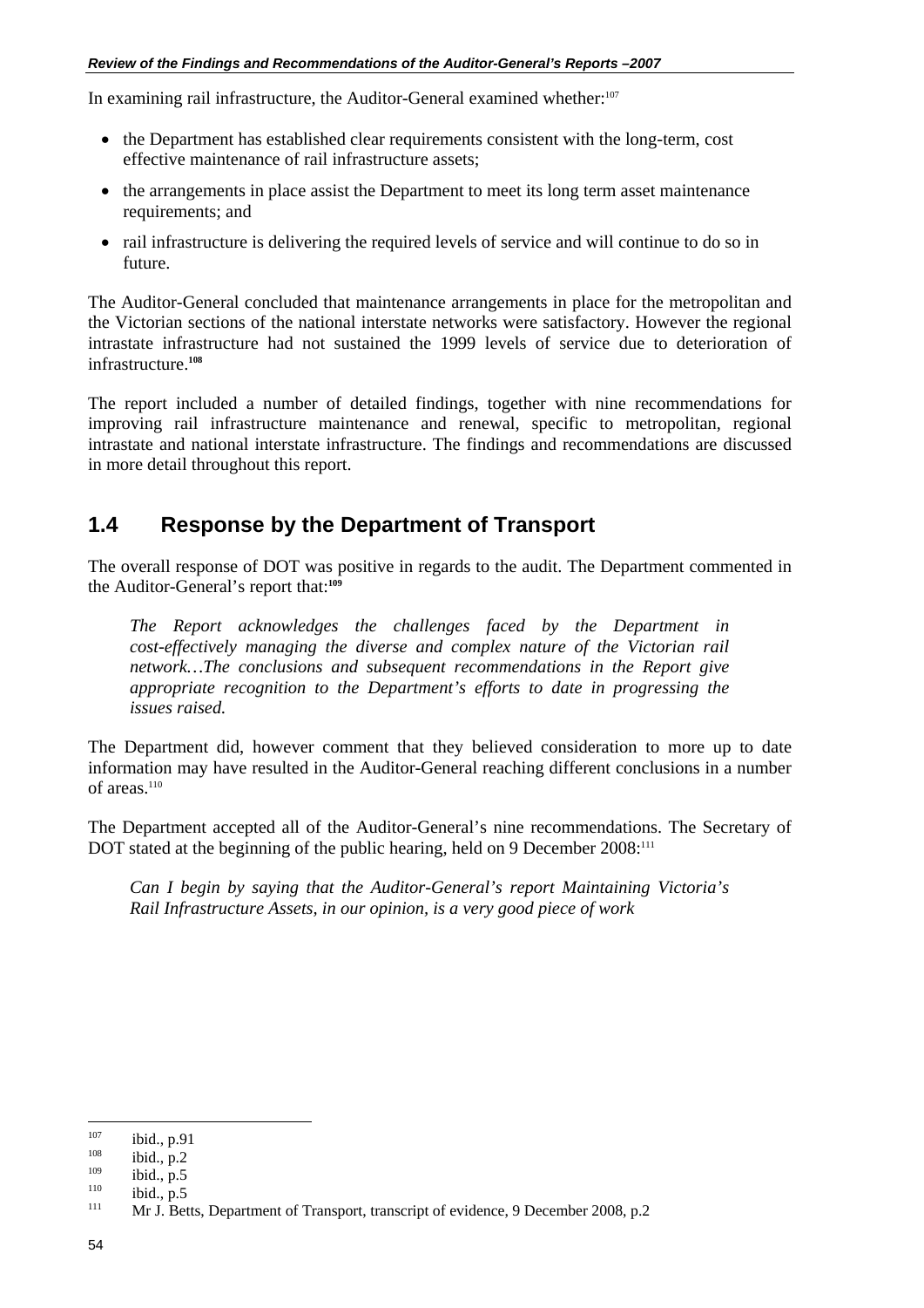In examining rail infrastructure, the Auditor-General examined whether:[107]

- the Department has established clear requirements consistent with the long-term, cost effective maintenance of rail infrastructure assets;
- the arrangements in place assist the Department to meet its long term asset maintenance requirements; and
- rail infrastructure is delivering the required levels of service and will continue to do so in future.

The Auditor-General concluded that maintenance arrangements in place for the metropolitan and the Victorian sections of the national interstate networks were satisfactory. However the regional intrastate infrastructure had not sustained the 1999 levels of service due to deterioration of infrastructure.[108]

The report included a number of detailed findings, together with nine recommendations for improving rail infrastructure maintenance and renewal, specific to metropolitan, regional intrastate and national interstate infrastructure. The findings and recommendations are discussed in more detail throughout this report.

## 1.4 Response by the Department of Transport

The overall response of DOT was positive in regards to the audit. The Department commented in the Auditor-General's report that:[109]

> *The Report acknowledges the challenges faced by the Department in cost-effectively managing the diverse and complex nature of the Victorian rail network…The conclusions and subsequent recommendations in the Report give appropriate recognition to the Department's efforts to date in progressing the issues raised.*

The Department did, however comment that they believed consideration to more up to date information may have resulted in the Auditor-General reaching different conclusions in a number of areas.[110]

The Department accepted all of the Auditor-General's nine recommendations. The Secretary of DOT stated at the beginning of the public hearing, held on 9 December 2008:[111]

> *Can I begin by saying that the Auditor-General's report Maintaining Victoria's Rail Infrastructure Assets, in our opinion, is a very good piece of work*

---

[107] ibid., p.91

[108] ibid., p.2

[109] ibid., p.5

[110] ibid., p.5

[111] Mr J. Betts, Department of Transport, transcript of evidence, 9 December 2008, p.2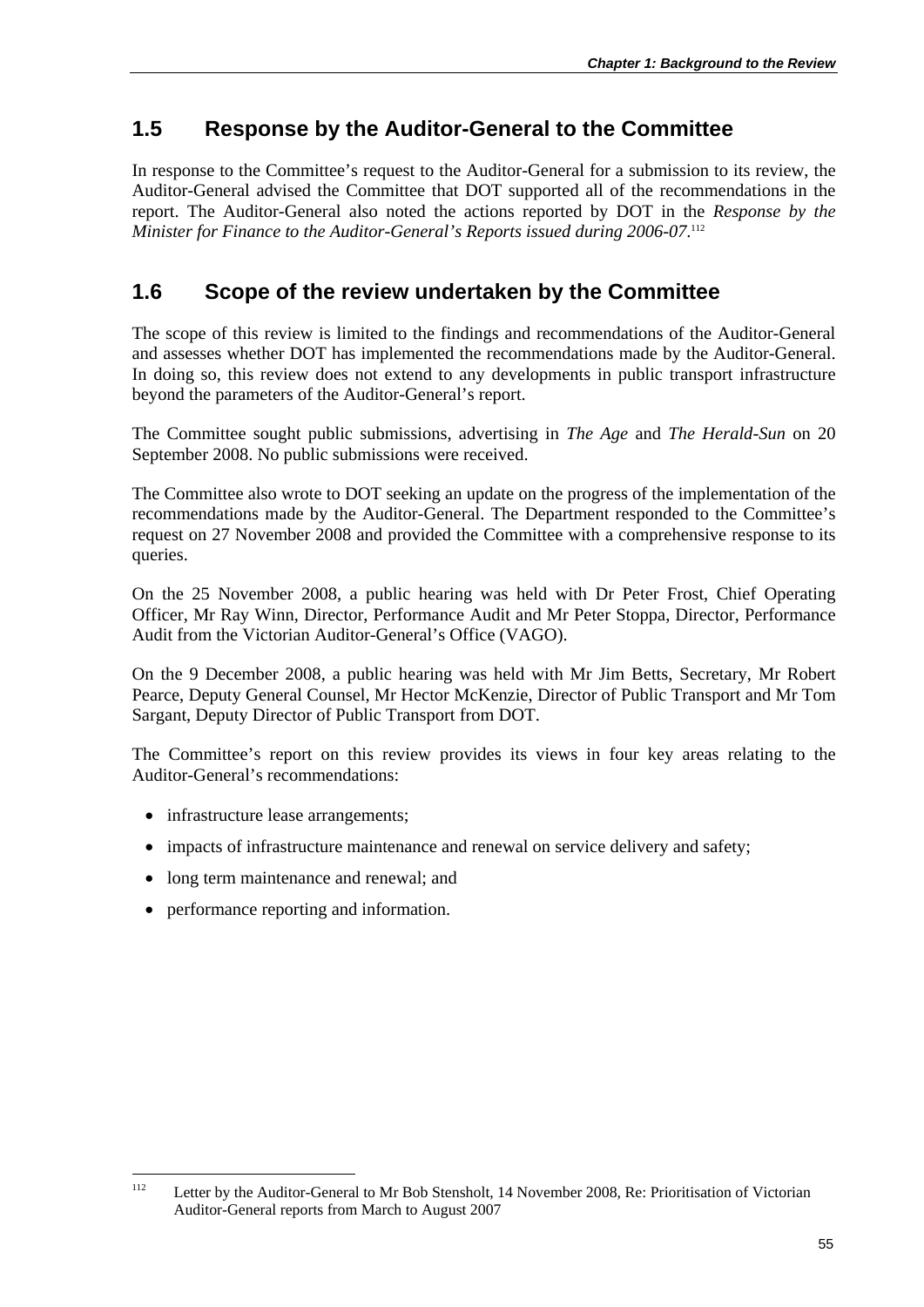## 1.5 Response by the Auditor-General to the Committee

In response to the Committee's request to the Auditor-General for a submission to its review, the Auditor-General advised the Committee that DOT supported all of the recommendations in the report. The Auditor-General also noted the actions reported by DOT in the *Response by the Minister for Finance to the Auditor-General's Reports issued during 2006-07*.[112]

## 1.6 Scope of the review undertaken by the Committee

The scope of this review is limited to the findings and recommendations of the Auditor-General and assesses whether DOT has implemented the recommendations made by the Auditor-General. In doing so, this review does not extend to any developments in public transport infrastructure beyond the parameters of the Auditor-General's report.

The Committee sought public submissions, advertising in *The Age* and *The Herald-Sun* on 20 September 2008. No public submissions were received.

The Committee also wrote to DOT seeking an update on the progress of the implementation of the recommendations made by the Auditor-General. The Department responded to the Committee's request on 27 November 2008 and provided the Committee with a comprehensive response to its queries.

On the 25 November 2008, a public hearing was held with Dr Peter Frost, Chief Operating Officer, Mr Ray Winn, Director, Performance Audit and Mr Peter Stoppa, Director, Performance Audit from the Victorian Auditor-General's Office (VAGO).

On the 9 December 2008, a public hearing was held with Mr Jim Betts, Secretary, Mr Robert Pearce, Deputy General Counsel, Mr Hector McKenzie, Director of Public Transport and Mr Tom Sargant, Deputy Director of Public Transport from DOT.

The Committee's report on this review provides its views in four key areas relating to the Auditor-General's recommendations:

- infrastructure lease arrangements;
- impacts of infrastructure maintenance and renewal on service delivery and safety;
- long term maintenance and renewal; and
- performance reporting and information.

---

[112] Letter by the Auditor-General to Mr Bob Stensholt, 14 November 2008, Re: Prioritisation of Victorian Auditor-General reports from March to August 2007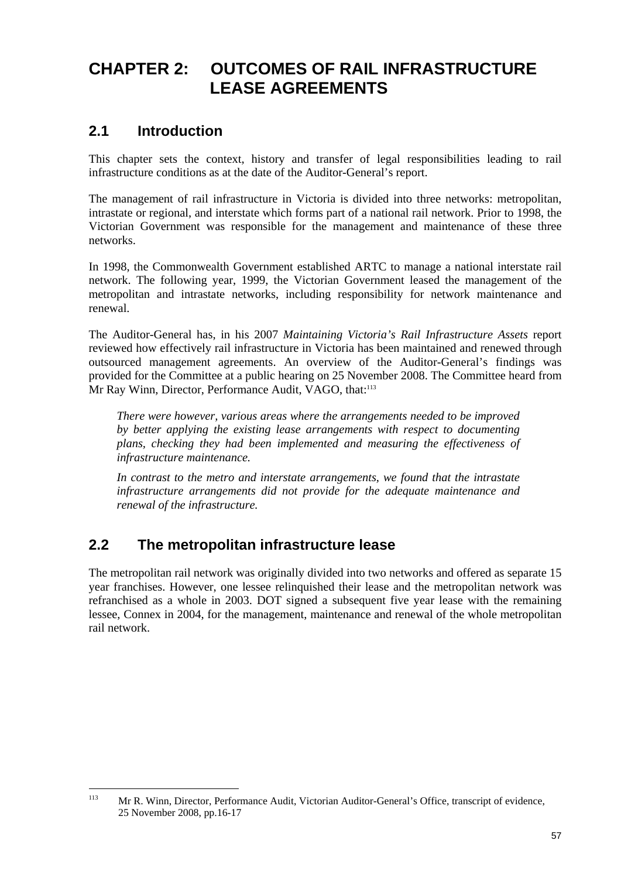# CHAPTER 2: OUTCOMES OF RAIL INFRASTRUCTURE LEASE AGREEMENTS

## 2.1 Introduction

This chapter sets the context, history and transfer of legal responsibilities leading to rail infrastructure conditions as at the date of the Auditor-General's report.

The management of rail infrastructure in Victoria is divided into three networks: metropolitan, intrastate or regional, and interstate which forms part of a national rail network. Prior to 1998, the Victorian Government was responsible for the management and maintenance of these three networks.

In 1998, the Commonwealth Government established ARTC to manage a national interstate rail network. The following year, 1999, the Victorian Government leased the management of the metropolitan and intrastate networks, including responsibility for network maintenance and renewal.

The Auditor-General has, in his 2007 *Maintaining Victoria's Rail Infrastructure Assets* report reviewed how effectively rail infrastructure in Victoria has been maintained and renewed through outsourced management agreements. An overview of the Auditor-General's findings was provided for the Committee at a public hearing on 25 November 2008. The Committee heard from Mr Ray Winn, Director, Performance Audit, VAGO, that:[113]

> *There were however, various areas where the arrangements needed to be improved by better applying the existing lease arrangements with respect to documenting plans, checking they had been implemented and measuring the effectiveness of infrastructure maintenance.*
>
> *In contrast to the metro and interstate arrangements, we found that the intrastate infrastructure arrangements did not provide for the adequate maintenance and renewal of the infrastructure.*

## 2.2 The metropolitan infrastructure lease

The metropolitan rail network was originally divided into two networks and offered as separate 15 year franchises. However, one lessee relinquished their lease and the metropolitan network was refranchised as a whole in 2003. DOT signed a subsequent five year lease with the remaining lessee, Connex in 2004, for the management, maintenance and renewal of the whole metropolitan rail network.

---

[113] Mr R. Winn, Director, Performance Audit, Victorian Auditor-General's Office, transcript of evidence, 25 November 2008, pp.16-17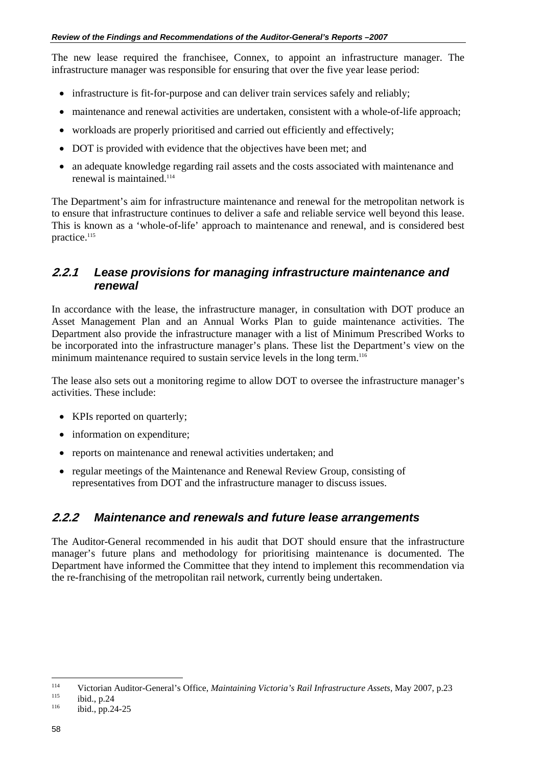The new lease required the franchisee, Connex, to appoint an infrastructure manager. The infrastructure manager was responsible for ensuring that over the five year lease period:

- infrastructure is fit-for-purpose and can deliver train services safely and reliably;
- maintenance and renewal activities are undertaken, consistent with a whole-of-life approach;
- workloads are properly prioritised and carried out efficiently and effectively;
- DOT is provided with evidence that the objectives have been met; and
- an adequate knowledge regarding rail assets and the costs associated with maintenance and renewal is maintained.[114]

The Department's aim for infrastructure maintenance and renewal for the metropolitan network is to ensure that infrastructure continues to deliver a safe and reliable service well beyond this lease. This is known as a 'whole-of-life' approach to maintenance and renewal, and is considered best practice.[115]

### 2.2.1 Lease provisions for managing infrastructure maintenance and renewal

In accordance with the lease, the infrastructure manager, in consultation with DOT produce an Asset Management Plan and an Annual Works Plan to guide maintenance activities. The Department also provide the infrastructure manager with a list of Minimum Prescribed Works to be incorporated into the infrastructure manager's plans. These list the Department's view on the minimum maintenance required to sustain service levels in the long term.[116]

The lease also sets out a monitoring regime to allow DOT to oversee the infrastructure manager's activities. These include:

- KPIs reported on quarterly;
- information on expenditure;
- reports on maintenance and renewal activities undertaken; and
- regular meetings of the Maintenance and Renewal Review Group, consisting of representatives from DOT and the infrastructure manager to discuss issues.

### 2.2.2 Maintenance and renewals and future lease arrangements

The Auditor-General recommended in his audit that DOT should ensure that the infrastructure manager's future plans and methodology for prioritising maintenance is documented. The Department have informed the Committee that they intend to implement this recommendation via the re-franchising of the metropolitan rail network, currently being undertaken.

---

[114] Victorian Auditor-General's Office, *Maintaining Victoria's Rail Infrastructure Assets*, May 2007, p.23

[115] ibid., p.24

[116] ibid., pp.24-25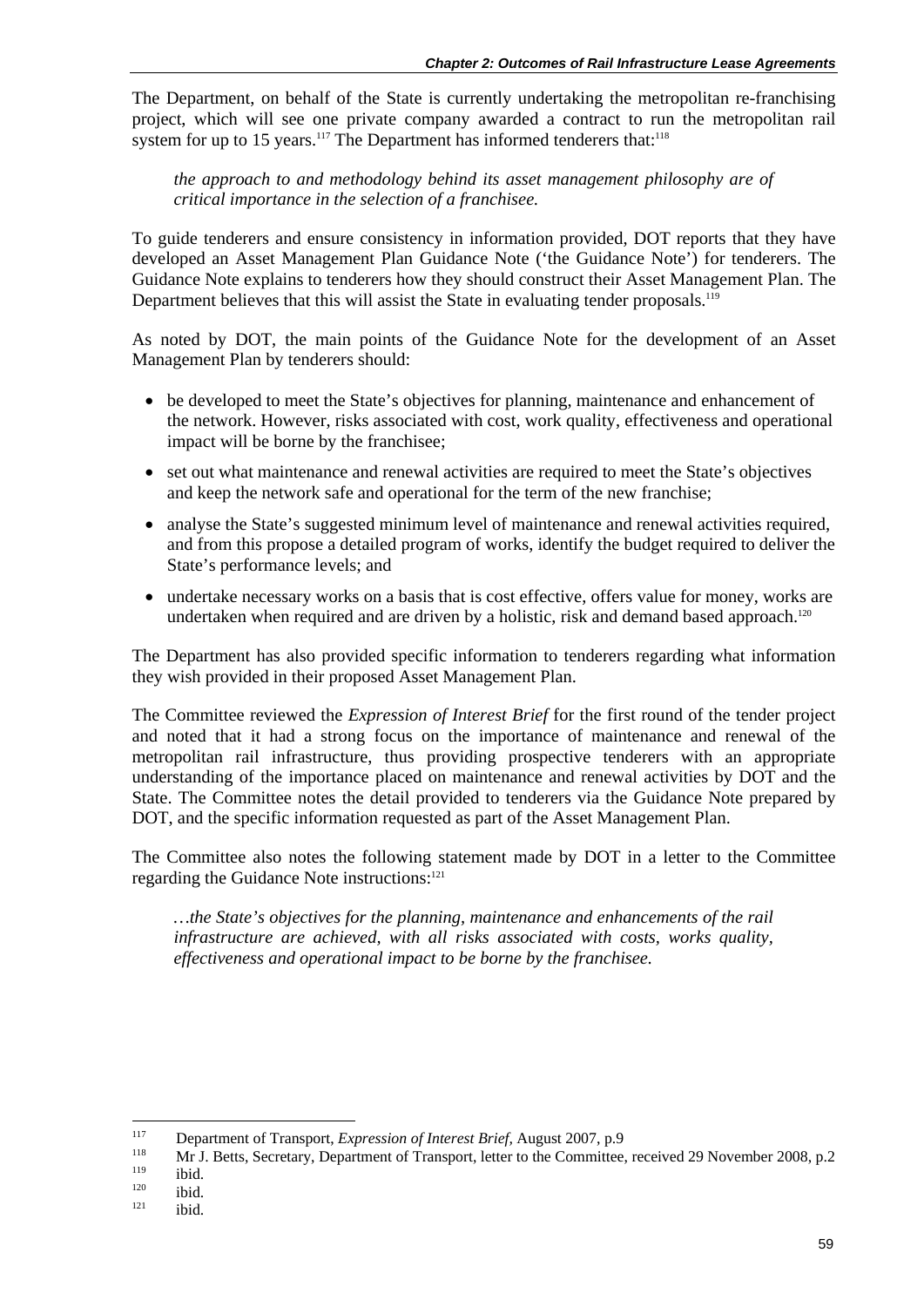The Department, on behalf of the State is currently undertaking the metropolitan re-franchising project, which will see one private company awarded a contract to run the metropolitan rail system for up to 15 years.[117] The Department has informed tenderers that:[118]

> *the approach to and methodology behind its asset management philosophy are of critical importance in the selection of a franchisee.*

To guide tenderers and ensure consistency in information provided, DOT reports that they have developed an Asset Management Plan Guidance Note ('the Guidance Note') for tenderers. The Guidance Note explains to tenderers how they should construct their Asset Management Plan. The Department believes that this will assist the State in evaluating tender proposals.[119]

As noted by DOT, the main points of the Guidance Note for the development of an Asset Management Plan by tenderers should:

- be developed to meet the State's objectives for planning, maintenance and enhancement of the network. However, risks associated with cost, work quality, effectiveness and operational impact will be borne by the franchisee;
- set out what maintenance and renewal activities are required to meet the State's objectives and keep the network safe and operational for the term of the new franchise;
- analyse the State's suggested minimum level of maintenance and renewal activities required, and from this propose a detailed program of works, identify the budget required to deliver the State's performance levels; and
- undertake necessary works on a basis that is cost effective, offers value for money, works are undertaken when required and are driven by a holistic, risk and demand based approach.[120]

The Department has also provided specific information to tenderers regarding what information they wish provided in their proposed Asset Management Plan.

The Committee reviewed the *Expression of Interest Brief* for the first round of the tender project and noted that it had a strong focus on the importance of maintenance and renewal of the metropolitan rail infrastructure, thus providing prospective tenderers with an appropriate understanding of the importance placed on maintenance and renewal activities by DOT and the State. The Committee notes the detail provided to tenderers via the Guidance Note prepared by DOT, and the specific information requested as part of the Asset Management Plan.

The Committee also notes the following statement made by DOT in a letter to the Committee regarding the Guidance Note instructions:[121]

> *…the State's objectives for the planning, maintenance and enhancements of the rail infrastructure are achieved, with all risks associated with costs, works quality, effectiveness and operational impact to be borne by the franchisee.*

---

[117] Department of Transport, *Expression of Interest Brief*, August 2007, p.9

[118] Mr J. Betts, Secretary, Department of Transport, letter to the Committee, received 29 November 2008, p.2

[119] ibid.

[120] ibid.

[121] ibid.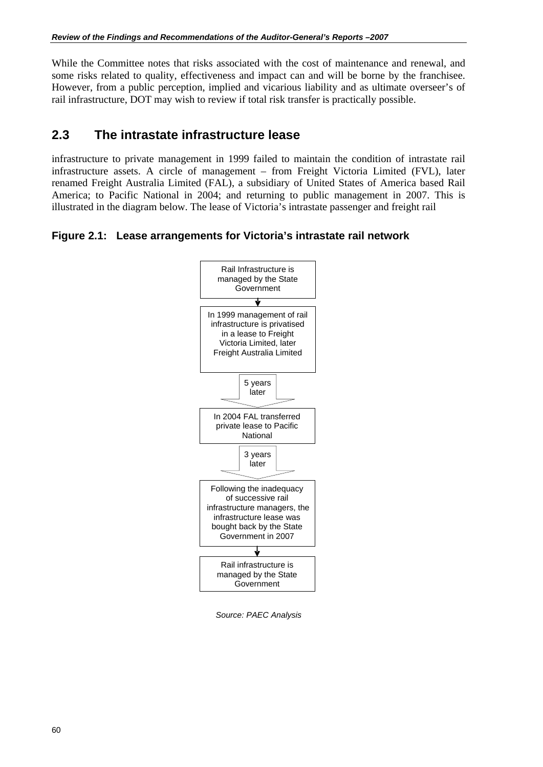While the Committee notes that risks associated with the cost of maintenance and renewal, and some risks related to quality, effectiveness and impact can and will be borne by the franchisee. However, from a public perception, implied and vicarious liability and as ultimate overseer's of rail infrastructure, DOT may wish to review if total risk transfer is practically possible.

## 2.3 The intrastate infrastructure lease

infrastructure to private management in 1999 failed to maintain the condition of intrastate rail infrastructure assets. A circle of management – from Freight Victoria Limited (FVL), later renamed Freight Australia Limited (FAL), a subsidiary of United States of America based Rail America; to Pacific National in 2004; and returning to public management in 2007. This is illustrated in the diagram below. The lease of Victoria's intrastate passenger and freight rail

### Figure 2.1: Lease arrangements for Victoria's intrastate rail network

Rail Infrastructure is managed by the State Government

↓

In 1999 management of rail infrastructure is privatised in a lease to Freight Victoria Limited, later Freight Australia Limited

↓ 5 years later

In 2004 FAL transferred private lease to Pacific National

↓ 3 years later

Following the inadequacy of successive rail infrastructure managers, the infrastructure lease was bought back by the State Government in 2007

↓

Rail infrastructure is managed by the State Government

*Source: PAEC Analysis*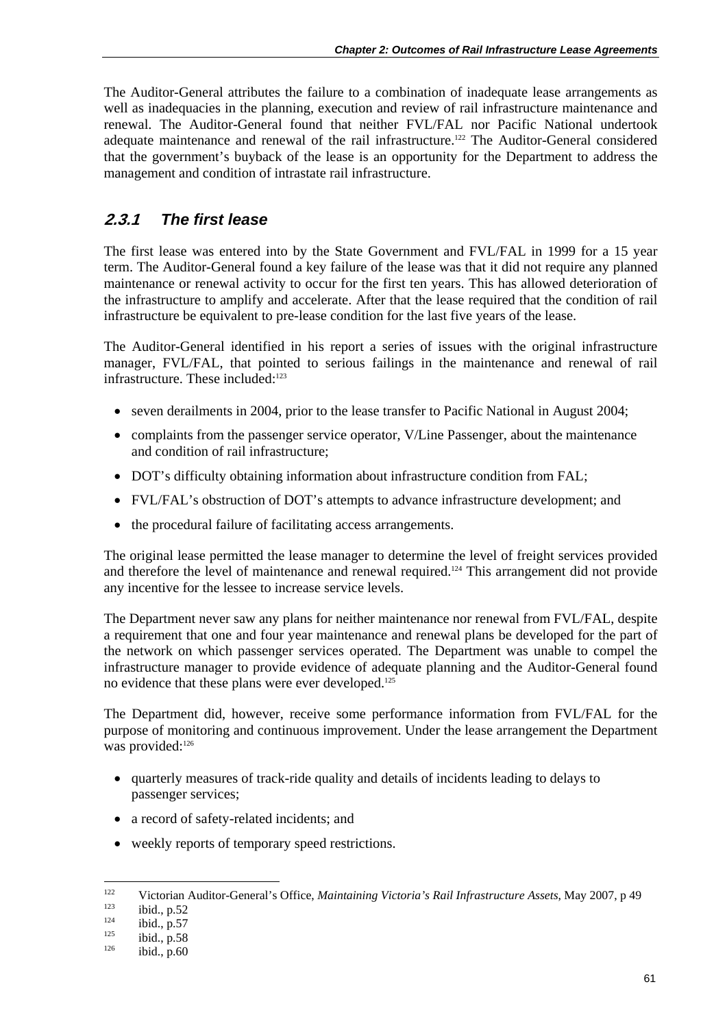The Auditor-General attributes the failure to a combination of inadequate lease arrangements as well as inadequacies in the planning, execution and review of rail infrastructure maintenance and renewal. The Auditor-General found that neither FVL/FAL nor Pacific National undertook adequate maintenance and renewal of the rail infrastructure.[122] The Auditor-General considered that the government's buyback of the lease is an opportunity for the Department to address the management and condition of intrastate rail infrastructure.

### 2.3.1 The first lease

The first lease was entered into by the State Government and FVL/FAL in 1999 for a 15 year term. The Auditor-General found a key failure of the lease was that it did not require any planned maintenance or renewal activity to occur for the first ten years. This has allowed deterioration of the infrastructure to amplify and accelerate. After that the lease required that the condition of rail infrastructure be equivalent to pre-lease condition for the last five years of the lease.

The Auditor-General identified in his report a series of issues with the original infrastructure manager, FVL/FAL, that pointed to serious failings in the maintenance and renewal of rail infrastructure. These included:[123]

- seven derailments in 2004, prior to the lease transfer to Pacific National in August 2004;
- complaints from the passenger service operator, V/Line Passenger, about the maintenance and condition of rail infrastructure;
- DOT's difficulty obtaining information about infrastructure condition from FAL;
- FVL/FAL's obstruction of DOT's attempts to advance infrastructure development; and
- the procedural failure of facilitating access arrangements.

The original lease permitted the lease manager to determine the level of freight services provided and therefore the level of maintenance and renewal required.[124] This arrangement did not provide any incentive for the lessee to increase service levels.

The Department never saw any plans for neither maintenance nor renewal from FVL/FAL, despite a requirement that one and four year maintenance and renewal plans be developed for the part of the network on which passenger services operated. The Department was unable to compel the infrastructure manager to provide evidence of adequate planning and the Auditor-General found no evidence that these plans were ever developed.[125]

The Department did, however, receive some performance information from FVL/FAL for the purpose of monitoring and continuous improvement. Under the lease arrangement the Department was provided:[126]

- quarterly measures of track-ride quality and details of incidents leading to delays to passenger services;
- a record of safety-related incidents; and
- weekly reports of temporary speed restrictions.

---

[122] Victorian Auditor-General's Office, *Maintaining Victoria's Rail Infrastructure Assets*, May 2007, p 49

[123] ibid., p.52

[124] ibid., p.57

[125] ibid., p.58

[126] ibid., p.60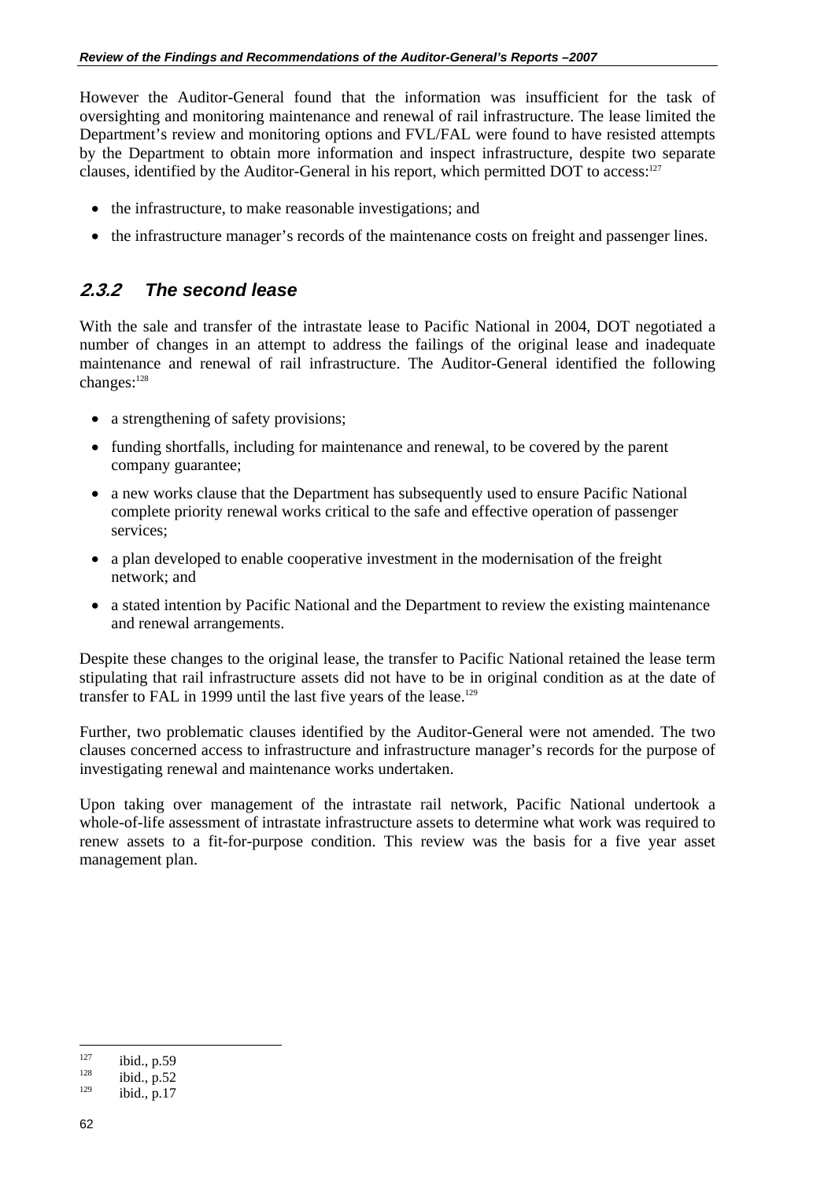However the Auditor-General found that the information was insufficient for the task of oversighting and monitoring maintenance and renewal of rail infrastructure. The lease limited the Department's review and monitoring options and FVL/FAL were found to have resisted attempts by the Department to obtain more information and inspect infrastructure, despite two separate clauses, identified by the Auditor-General in his report, which permitted DOT to access:[127]

- the infrastructure, to make reasonable investigations; and
- the infrastructure manager's records of the maintenance costs on freight and passenger lines.

### 2.3.2 The second lease

With the sale and transfer of the intrastate lease to Pacific National in 2004, DOT negotiated a number of changes in an attempt to address the failings of the original lease and inadequate maintenance and renewal of rail infrastructure. The Auditor-General identified the following changes:[128]

- a strengthening of safety provisions;
- funding shortfalls, including for maintenance and renewal, to be covered by the parent company guarantee;
- a new works clause that the Department has subsequently used to ensure Pacific National complete priority renewal works critical to the safe and effective operation of passenger services;
- a plan developed to enable cooperative investment in the modernisation of the freight network; and
- a stated intention by Pacific National and the Department to review the existing maintenance and renewal arrangements.

Despite these changes to the original lease, the transfer to Pacific National retained the lease term stipulating that rail infrastructure assets did not have to be in original condition as at the date of transfer to FAL in 1999 until the last five years of the lease.[129]

Further, two problematic clauses identified by the Auditor-General were not amended. The two clauses concerned access to infrastructure and infrastructure manager's records for the purpose of investigating renewal and maintenance works undertaken.

Upon taking over management of the intrastate rail network, Pacific National undertook a whole-of-life assessment of intrastate infrastructure assets to determine what work was required to renew assets to a fit-for-purpose condition. This review was the basis for a five year asset management plan.

---

[127] ibid., p.59
[128] ibid., p.52
[129] ibid., p.17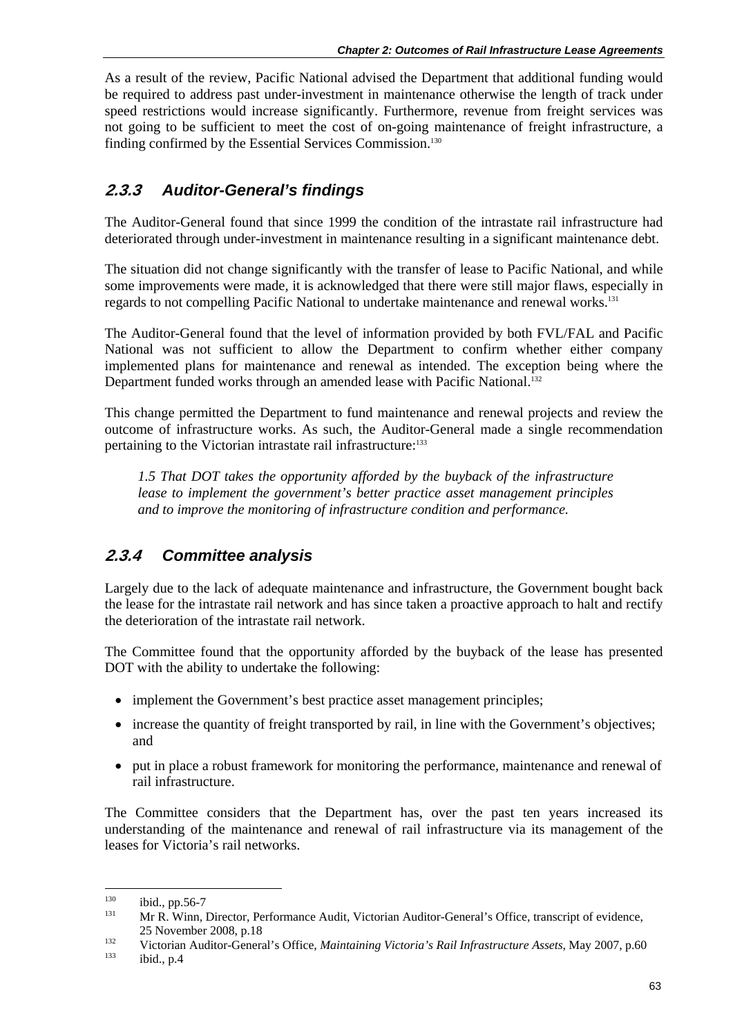As a result of the review, Pacific National advised the Department that additional funding would be required to address past under-investment in maintenance otherwise the length of track under speed restrictions would increase significantly. Furthermore, revenue from freight services was not going to be sufficient to meet the cost of on-going maintenance of freight infrastructure, a finding confirmed by the Essential Services Commission.[130]

### 2.3.3 Auditor-General's findings

The Auditor-General found that since 1999 the condition of the intrastate rail infrastructure had deteriorated through under-investment in maintenance resulting in a significant maintenance debt.

The situation did not change significantly with the transfer of lease to Pacific National, and while some improvements were made, it is acknowledged that there were still major flaws, especially in regards to not compelling Pacific National to undertake maintenance and renewal works.[131]

The Auditor-General found that the level of information provided by both FVL/FAL and Pacific National was not sufficient to allow the Department to confirm whether either company implemented plans for maintenance and renewal as intended. The exception being where the Department funded works through an amended lease with Pacific National.[132]

This change permitted the Department to fund maintenance and renewal projects and review the outcome of infrastructure works. As such, the Auditor-General made a single recommendation pertaining to the Victorian intrastate rail infrastructure:[133]

> *1.5 That DOT takes the opportunity afforded by the buyback of the infrastructure lease to implement the government's better practice asset management principles and to improve the monitoring of infrastructure condition and performance.*

### 2.3.4 Committee analysis

Largely due to the lack of adequate maintenance and infrastructure, the Government bought back the lease for the intrastate rail network and has since taken a proactive approach to halt and rectify the deterioration of the intrastate rail network.

The Committee found that the opportunity afforded by the buyback of the lease has presented DOT with the ability to undertake the following:

- implement the Government's best practice asset management principles;
- increase the quantity of freight transported by rail, in line with the Government's objectives; and
- put in place a robust framework for monitoring the performance, maintenance and renewal of rail infrastructure.

The Committee considers that the Department has, over the past ten years increased its understanding of the maintenance and renewal of rail infrastructure via its management of the leases for Victoria's rail networks.

---

[130] ibid., pp.56-7

[131] Mr R. Winn, Director, Performance Audit, Victorian Auditor-General's Office, transcript of evidence, 25 November 2008, p.18

[132] Victorian Auditor-General's Office, *Maintaining Victoria's Rail Infrastructure Assets*, May 2007, p.60

[133] ibid., p.4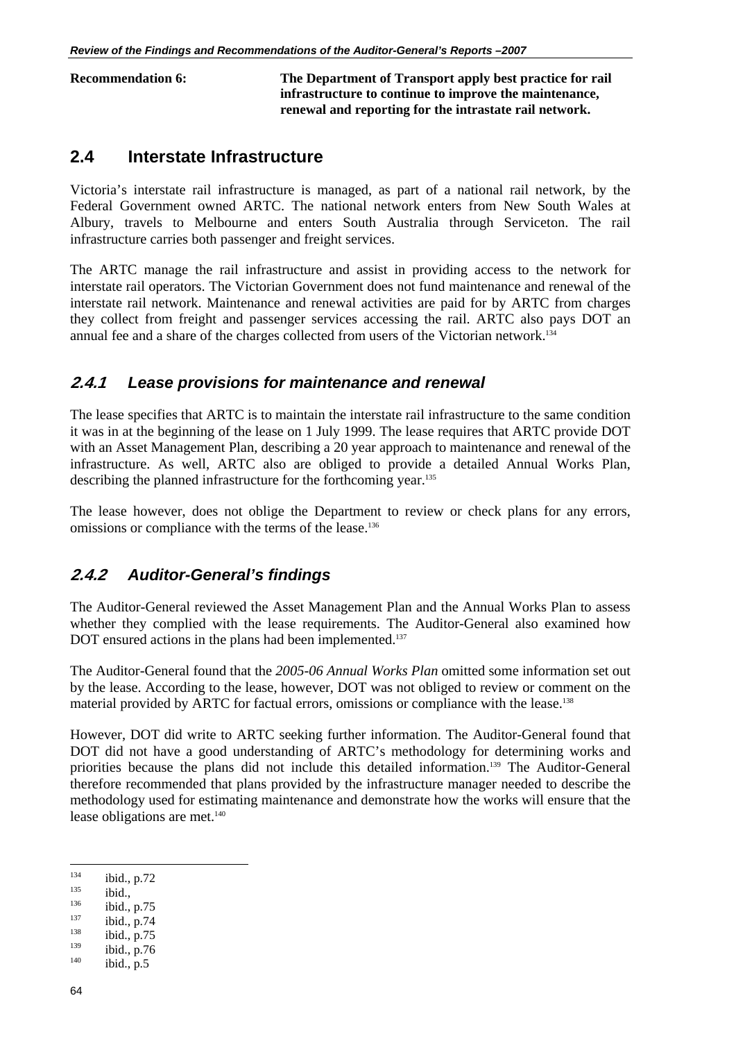**Recommendation 6:** **The Department of Transport apply best practice for rail infrastructure to continue to improve the maintenance, renewal and reporting for the intrastate rail network.**

## 2.4 Interstate Infrastructure

Victoria's interstate rail infrastructure is managed, as part of a national rail network, by the Federal Government owned ARTC. The national network enters from New South Wales at Albury, travels to Melbourne and enters South Australia through Serviceton. The rail infrastructure carries both passenger and freight services.

The ARTC manage the rail infrastructure and assist in providing access to the network for interstate rail operators. The Victorian Government does not fund maintenance and renewal of the interstate rail network. Maintenance and renewal activities are paid for by ARTC from charges they collect from freight and passenger services accessing the rail. ARTC also pays DOT an annual fee and a share of the charges collected from users of the Victorian network.[134]

### *2.4.1 Lease provisions for maintenance and renewal*

The lease specifies that ARTC is to maintain the interstate rail infrastructure to the same condition it was in at the beginning of the lease on 1 July 1999. The lease requires that ARTC provide DOT with an Asset Management Plan, describing a 20 year approach to maintenance and renewal of the infrastructure. As well, ARTC also are obliged to provide a detailed Annual Works Plan, describing the planned infrastructure for the forthcoming year.[135]

The lease however, does not oblige the Department to review or check plans for any errors, omissions or compliance with the terms of the lease.[136]

### *2.4.2 Auditor-General's findings*

The Auditor-General reviewed the Asset Management Plan and the Annual Works Plan to assess whether they complied with the lease requirements. The Auditor-General also examined how DOT ensured actions in the plans had been implemented.[137]

The Auditor-General found that the *2005-06 Annual Works Plan* omitted some information set out by the lease. According to the lease, however, DOT was not obliged to review or comment on the material provided by ARTC for factual errors, omissions or compliance with the lease.[138]

However, DOT did write to ARTC seeking further information. The Auditor-General found that DOT did not have a good understanding of ARTC's methodology for determining works and priorities because the plans did not include this detailed information.[139] The Auditor-General therefore recommended that plans provided by the infrastructure manager needed to describe the methodology used for estimating maintenance and demonstrate how the works will ensure that the lease obligations are met.[140]

---

[134] ibid., p.72
[135] ibid.,
[136] ibid., p.75
[137] ibid., p.74
[138] ibid., p.75
[139] ibid., p.76
[140] ibid., p.5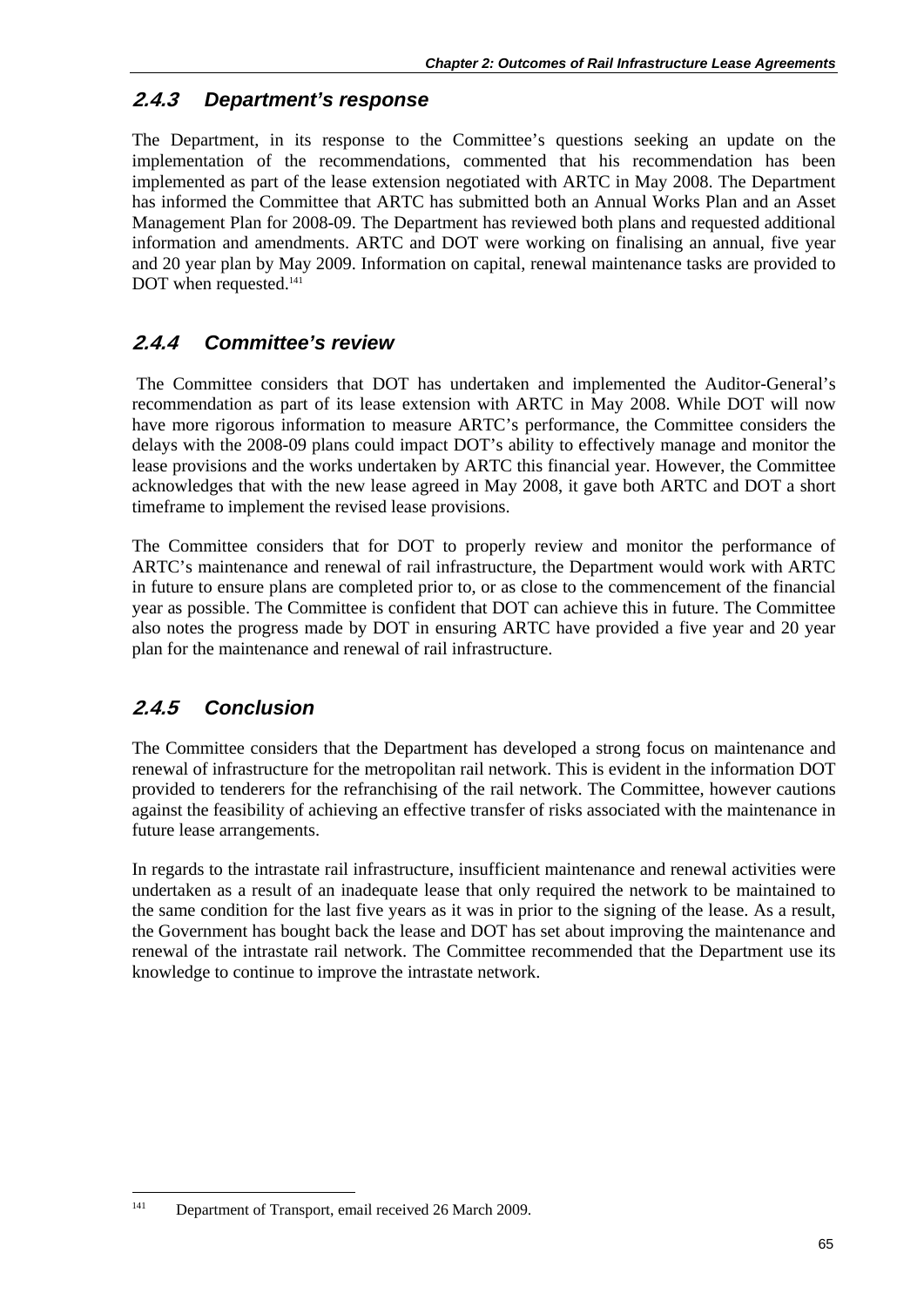### 2.4.3 Department's response

The Department, in its response to the Committee's questions seeking an update on the implementation of the recommendations, commented that his recommendation has been implemented as part of the lease extension negotiated with ARTC in May 2008. The Department has informed the Committee that ARTC has submitted both an Annual Works Plan and an Asset Management Plan for 2008-09. The Department has reviewed both plans and requested additional information and amendments. ARTC and DOT were working on finalising an annual, five year and 20 year plan by May 2009. Information on capital, renewal maintenance tasks are provided to DOT when requested.[141]

### 2.4.4 Committee's review

The Committee considers that DOT has undertaken and implemented the Auditor-General's recommendation as part of its lease extension with ARTC in May 2008. While DOT will now have more rigorous information to measure ARTC's performance, the Committee considers the delays with the 2008-09 plans could impact DOT's ability to effectively manage and monitor the lease provisions and the works undertaken by ARTC this financial year. However, the Committee acknowledges that with the new lease agreed in May 2008, it gave both ARTC and DOT a short timeframe to implement the revised lease provisions.

The Committee considers that for DOT to properly review and monitor the performance of ARTC's maintenance and renewal of rail infrastructure, the Department would work with ARTC in future to ensure plans are completed prior to, or as close to the commencement of the financial year as possible. The Committee is confident that DOT can achieve this in future. The Committee also notes the progress made by DOT in ensuring ARTC have provided a five year and 20 year plan for the maintenance and renewal of rail infrastructure.

### 2.4.5 Conclusion

The Committee considers that the Department has developed a strong focus on maintenance and renewal of infrastructure for the metropolitan rail network. This is evident in the information DOT provided to tenderers for the refranchising of the rail network. The Committee, however cautions against the feasibility of achieving an effective transfer of risks associated with the maintenance in future lease arrangements.

In regards to the intrastate rail infrastructure, insufficient maintenance and renewal activities were undertaken as a result of an inadequate lease that only required the network to be maintained to the same condition for the last five years as it was in prior to the signing of the lease. As a result, the Government has bought back the lease and DOT has set about improving the maintenance and renewal of the intrastate rail network. The Committee recommended that the Department use its knowledge to continue to improve the intrastate network.

[141] Department of Transport, email received 26 March 2009.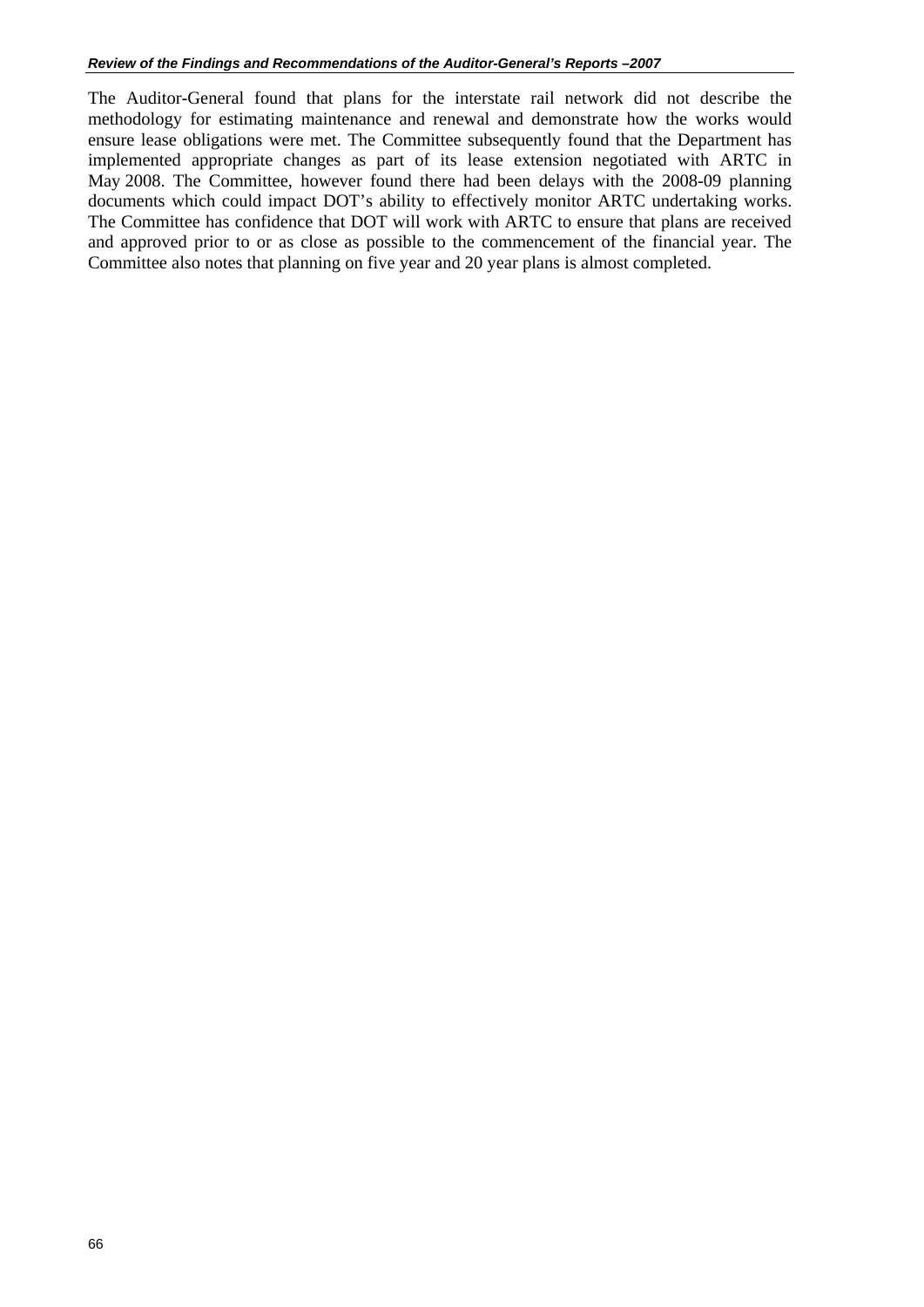The Auditor-General found that plans for the interstate rail network did not describe the methodology for estimating maintenance and renewal and demonstrate how the works would ensure lease obligations were met. The Committee subsequently found that the Department has implemented appropriate changes as part of its lease extension negotiated with ARTC in May 2008. The Committee, however found there had been delays with the 2008-09 planning documents which could impact DOT's ability to effectively monitor ARTC undertaking works. The Committee has confidence that DOT will work with ARTC to ensure that plans are received and approved prior to or as close as possible to the commencement of the financial year. The Committee also notes that planning on five year and 20 year plans is almost completed.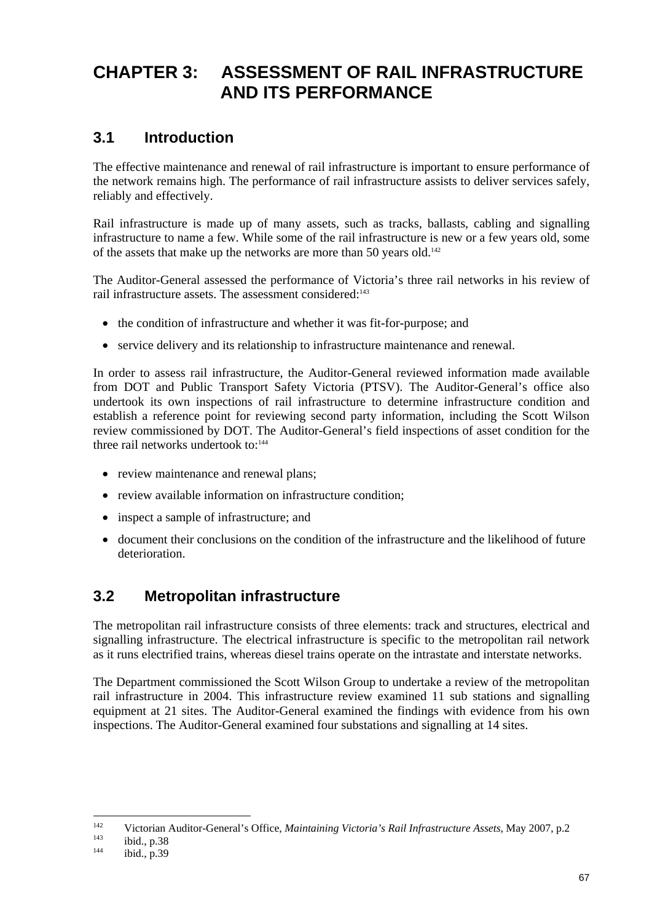# CHAPTER 3: ASSESSMENT OF RAIL INFRASTRUCTURE AND ITS PERFORMANCE

## 3.1 Introduction

The effective maintenance and renewal of rail infrastructure is important to ensure performance of the network remains high. The performance of rail infrastructure assists to deliver services safely, reliably and effectively.

Rail infrastructure is made up of many assets, such as tracks, ballasts, cabling and signalling infrastructure to name a few. While some of the rail infrastructure is new or a few years old, some of the assets that make up the networks are more than 50 years old.[142]

The Auditor-General assessed the performance of Victoria's three rail networks in his review of rail infrastructure assets. The assessment considered:[143]

- the condition of infrastructure and whether it was fit-for-purpose; and
- service delivery and its relationship to infrastructure maintenance and renewal.

In order to assess rail infrastructure, the Auditor-General reviewed information made available from DOT and Public Transport Safety Victoria (PTSV). The Auditor-General's office also undertook its own inspections of rail infrastructure to determine infrastructure condition and establish a reference point for reviewing second party information, including the Scott Wilson review commissioned by DOT. The Auditor-General's field inspections of asset condition for the three rail networks undertook to:[144]

- review maintenance and renewal plans;
- review available information on infrastructure condition;
- inspect a sample of infrastructure; and
- document their conclusions on the condition of the infrastructure and the likelihood of future deterioration.

## 3.2 Metropolitan infrastructure

The metropolitan rail infrastructure consists of three elements: track and structures, electrical and signalling infrastructure. The electrical infrastructure is specific to the metropolitan rail network as it runs electrified trains, whereas diesel trains operate on the intrastate and interstate networks.

The Department commissioned the Scott Wilson Group to undertake a review of the metropolitan rail infrastructure in 2004. This infrastructure review examined 11 sub stations and signalling equipment at 21 sites. The Auditor-General examined the findings with evidence from his own inspections. The Auditor-General examined four substations and signalling at 14 sites.

---

[142] Victorian Auditor-General's Office, *Maintaining Victoria's Rail Infrastructure Assets*, May 2007, p.2

[143] ibid., p.38

[144] ibid., p.39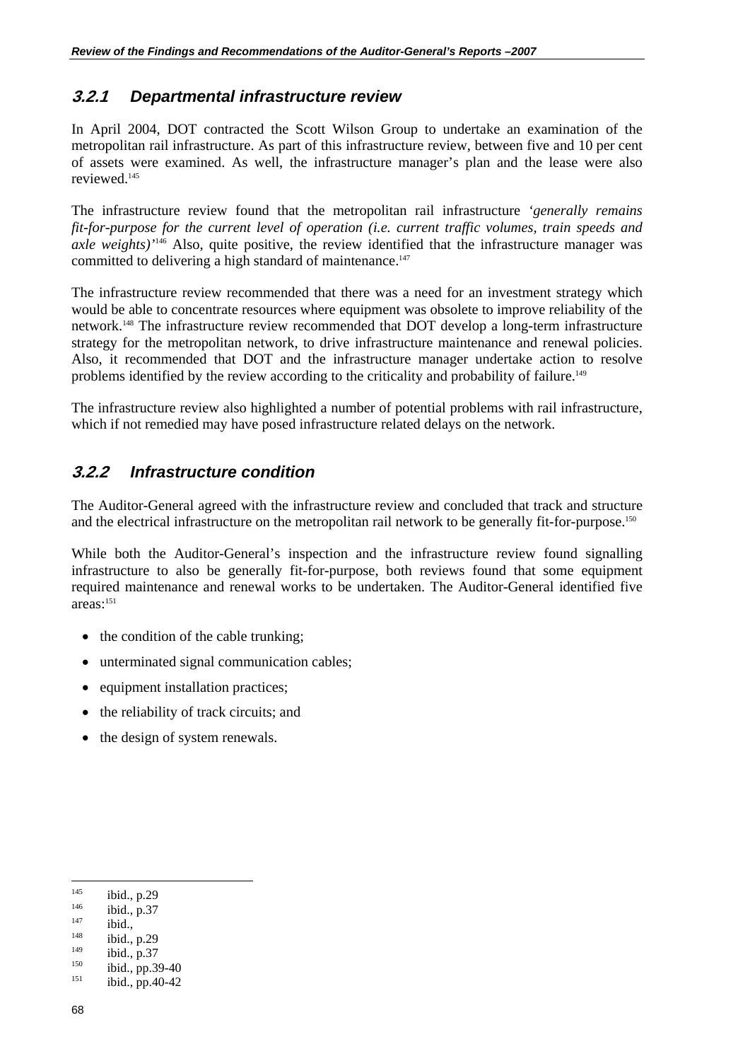### 3.2.1 Departmental infrastructure review

In April 2004, DOT contracted the Scott Wilson Group to undertake an examination of the metropolitan rail infrastructure. As part of this infrastructure review, between five and 10 per cent of assets were examined. As well, the infrastructure manager's plan and the lease were also reviewed.[145]

The infrastructure review found that the metropolitan rail infrastructure '*generally remains fit-for-purpose for the current level of operation (i.e. current traffic volumes, train speeds and axle weights)*'[146] Also, quite positive, the review identified that the infrastructure manager was committed to delivering a high standard of maintenance.[147]

The infrastructure review recommended that there was a need for an investment strategy which would be able to concentrate resources where equipment was obsolete to improve reliability of the network.[148] The infrastructure review recommended that DOT develop a long-term infrastructure strategy for the metropolitan network, to drive infrastructure maintenance and renewal policies. Also, it recommended that DOT and the infrastructure manager undertake action to resolve problems identified by the review according to the criticality and probability of failure.[149]

The infrastructure review also highlighted a number of potential problems with rail infrastructure, which if not remedied may have posed infrastructure related delays on the network.

### 3.2.2 Infrastructure condition

The Auditor-General agreed with the infrastructure review and concluded that track and structure and the electrical infrastructure on the metropolitan rail network to be generally fit-for-purpose.[150]

While both the Auditor-General's inspection and the infrastructure review found signalling infrastructure to also be generally fit-for-purpose, both reviews found that some equipment required maintenance and renewal works to be undertaken. The Auditor-General identified five areas:[151]

- the condition of the cable trunking;
- unterminated signal communication cables;
- equipment installation practices;
- the reliability of track circuits; and
- the design of system renewals.

---

[145] ibid., p.29
[146] ibid., p.37
[147] ibid.,
[148] ibid., p.29
[149] ibid., p.37
[150] ibid., pp.39-40
[151] ibid., pp.40-42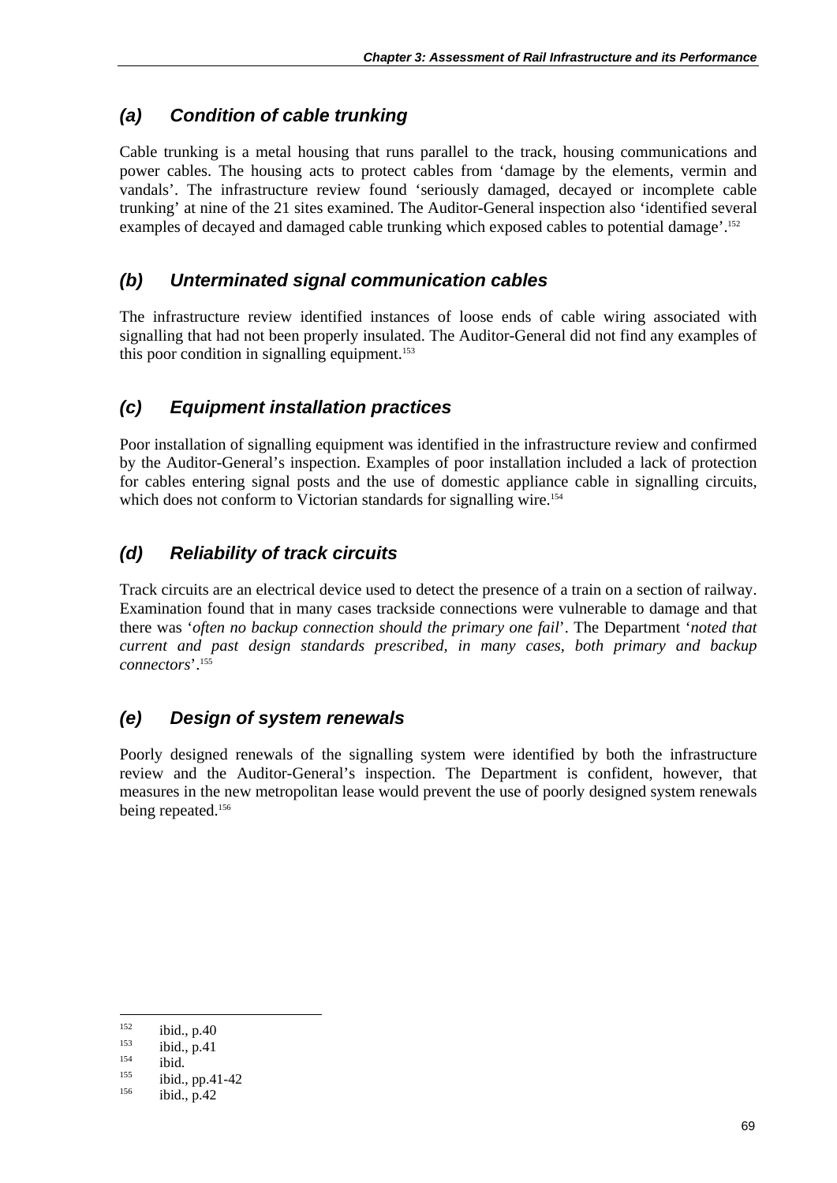### *(a) Condition of cable trunking*

Cable trunking is a metal housing that runs parallel to the track, housing communications and power cables. The housing acts to protect cables from 'damage by the elements, vermin and vandals'. The infrastructure review found 'seriously damaged, decayed or incomplete cable trunking' at nine of the 21 sites examined. The Auditor-General inspection also 'identified several examples of decayed and damaged cable trunking which exposed cables to potential damage'.[152]

### *(b) Unterminated signal communication cables*

The infrastructure review identified instances of loose ends of cable wiring associated with signalling that had not been properly insulated. The Auditor-General did not find any examples of this poor condition in signalling equipment.[153]

### *(c) Equipment installation practices*

Poor installation of signalling equipment was identified in the infrastructure review and confirmed by the Auditor-General's inspection. Examples of poor installation included a lack of protection for cables entering signal posts and the use of domestic appliance cable in signalling circuits, which does not conform to Victorian standards for signalling wire.[154]

### *(d) Reliability of track circuits*

Track circuits are an electrical device used to detect the presence of a train on a section of railway. Examination found that in many cases trackside connections were vulnerable to damage and that there was '*often no backup connection should the primary one fail*'. The Department '*noted that current and past design standards prescribed, in many cases, both primary and backup connectors*'.[155]

### *(e) Design of system renewals*

Poorly designed renewals of the signalling system were identified by both the infrastructure review and the Auditor-General's inspection. The Department is confident, however, that measures in the new metropolitan lease would prevent the use of poorly designed system renewals being repeated.[156]

---

152 ibid., p.40

153 ibid., p.41

154 ibid.

155 ibid., pp.41-42

156 ibid., p.42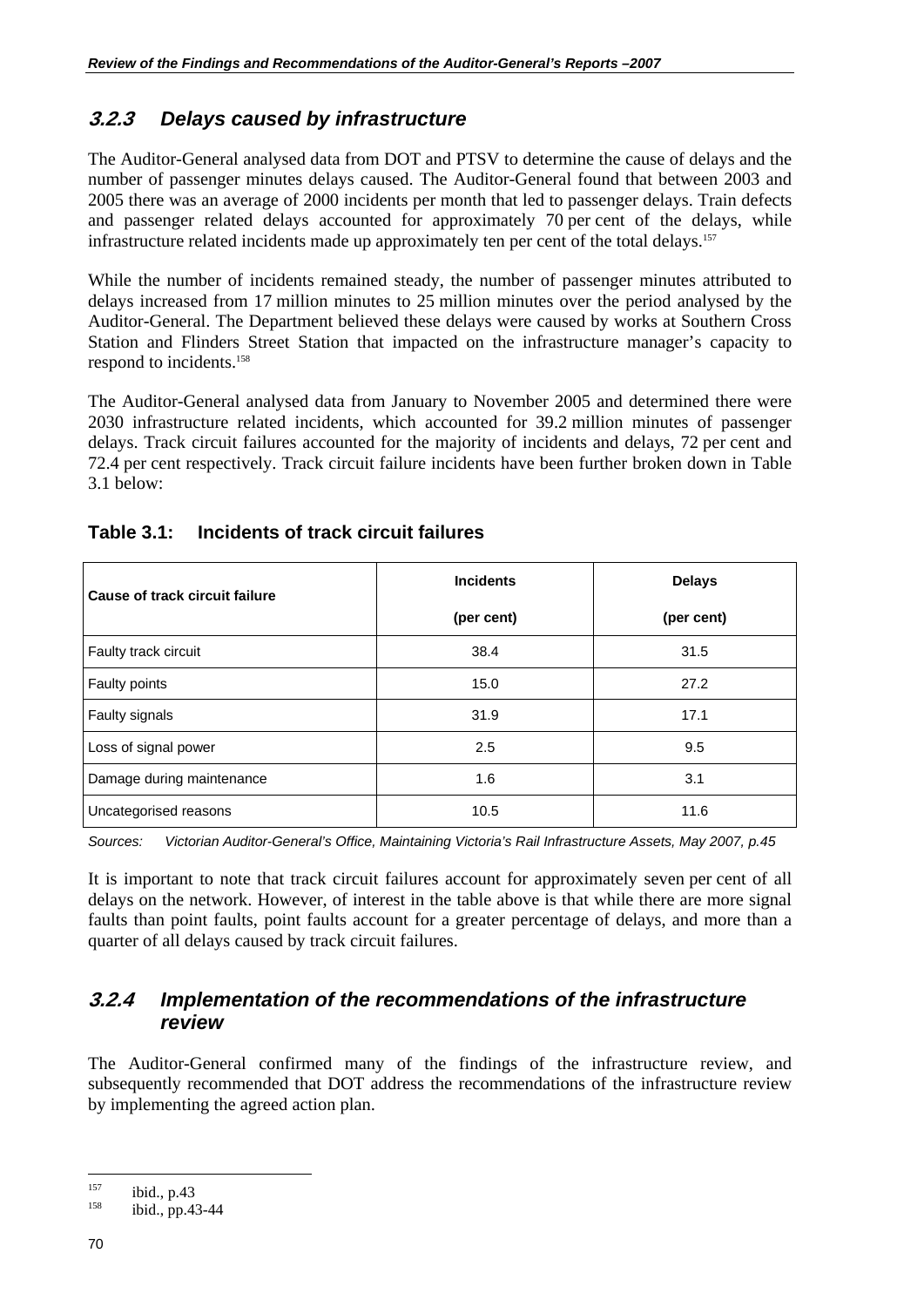### 3.2.3 Delays caused by infrastructure

The Auditor-General analysed data from DOT and PTSV to determine the cause of delays and the number of passenger minutes delays caused. The Auditor-General found that between 2003 and 2005 there was an average of 2000 incidents per month that led to passenger delays. Train defects and passenger related delays accounted for approximately 70 per cent of the delays, while infrastructure related incidents made up approximately ten per cent of the total delays.[157]

While the number of incidents remained steady, the number of passenger minutes attributed to delays increased from 17 million minutes to 25 million minutes over the period analysed by the Auditor-General. The Department believed these delays were caused by works at Southern Cross Station and Flinders Street Station that impacted on the infrastructure manager's capacity to respond to incidents.[158]

The Auditor-General analysed data from January to November 2005 and determined there were 2030 infrastructure related incidents, which accounted for 39.2 million minutes of passenger delays. Track circuit failures accounted for the majority of incidents and delays, 72 per cent and 72.4 per cent respectively. Track circuit failure incidents have been further broken down in Table 3.1 below:

**Table 3.1: Incidents of track circuit failures**

| Cause of track circuit failure | Incidents (per cent) | Delays (per cent) |
|---|---|---|
| Faulty track circuit | 38.4 | 31.5 |
| Faulty points | 15.0 | 27.2 |
| Faulty signals | 31.9 | 17.1 |
| Loss of signal power | 2.5 | 9.5 |
| Damage during maintenance | 1.6 | 3.1 |
| Uncategorised reasons | 10.5 | 11.6 |

*Sources: Victorian Auditor-General's Office, Maintaining Victoria's Rail Infrastructure Assets, May 2007, p.45*

It is important to note that track circuit failures account for approximately seven per cent of all delays on the network. However, of interest in the table above is that while there are more signal faults than point faults, point faults account for a greater percentage of delays, and more than a quarter of all delays caused by track circuit failures.

### 3.2.4 Implementation of the recommendations of the infrastructure review

The Auditor-General confirmed many of the findings of the infrastructure review, and subsequently recommended that DOT address the recommendations of the infrastructure review by implementing the agreed action plan.

---

[157] ibid., p.43

[158] ibid., pp.43-44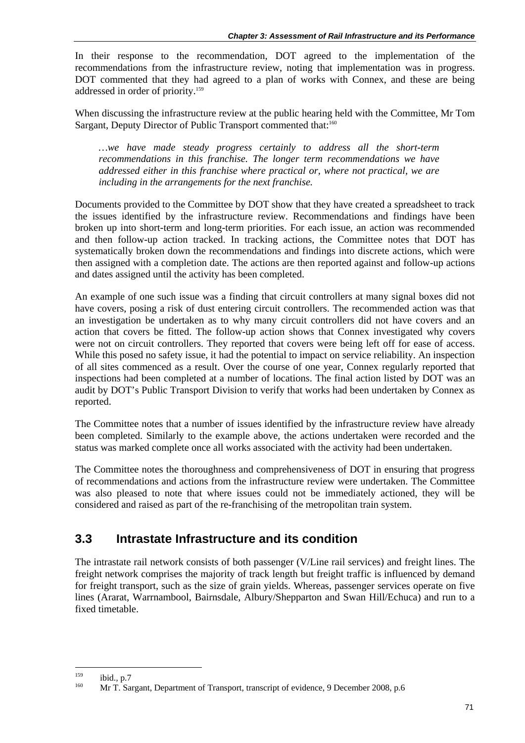In their response to the recommendation, DOT agreed to the implementation of the recommendations from the infrastructure review, noting that implementation was in progress. DOT commented that they had agreed to a plan of works with Connex, and these are being addressed in order of priority.[159]

When discussing the infrastructure review at the public hearing held with the Committee, Mr Tom Sargant, Deputy Director of Public Transport commented that:[160]

> *…we have made steady progress certainly to address all the short-term recommendations in this franchise. The longer term recommendations we have addressed either in this franchise where practical or, where not practical, we are including in the arrangements for the next franchise.*

Documents provided to the Committee by DOT show that they have created a spreadsheet to track the issues identified by the infrastructure review. Recommendations and findings have been broken up into short-term and long-term priorities. For each issue, an action was recommended and then follow-up action tracked. In tracking actions, the Committee notes that DOT has systematically broken down the recommendations and findings into discrete actions, which were then assigned with a completion date. The actions are then reported against and follow-up actions and dates assigned until the activity has been completed.

An example of one such issue was a finding that circuit controllers at many signal boxes did not have covers, posing a risk of dust entering circuit controllers. The recommended action was that an investigation be undertaken as to why many circuit controllers did not have covers and an action that covers be fitted. The follow-up action shows that Connex investigated why covers were not on circuit controllers. They reported that covers were being left off for ease of access. While this posed no safety issue, it had the potential to impact on service reliability. An inspection of all sites commenced as a result. Over the course of one year, Connex regularly reported that inspections had been completed at a number of locations. The final action listed by DOT was an audit by DOT's Public Transport Division to verify that works had been undertaken by Connex as reported.

The Committee notes that a number of issues identified by the infrastructure review have already been completed. Similarly to the example above, the actions undertaken were recorded and the status was marked complete once all works associated with the activity had been undertaken.

The Committee notes the thoroughness and comprehensiveness of DOT in ensuring that progress of recommendations and actions from the infrastructure review were undertaken. The Committee was also pleased to note that where issues could not be immediately actioned, they will be considered and raised as part of the re-franchising of the metropolitan train system.

## 3.3 Intrastate Infrastructure and its condition

The intrastate rail network consists of both passenger (V/Line rail services) and freight lines. The freight network comprises the majority of track length but freight traffic is influenced by demand for freight transport, such as the size of grain yields. Whereas, passenger services operate on five lines (Ararat, Warrnambool, Bairnsdale, Albury/Shepparton and Swan Hill/Echuca) and run to a fixed timetable.

---

[159] ibid., p.7

[160] Mr T. Sargant, Department of Transport, transcript of evidence, 9 December 2008, p.6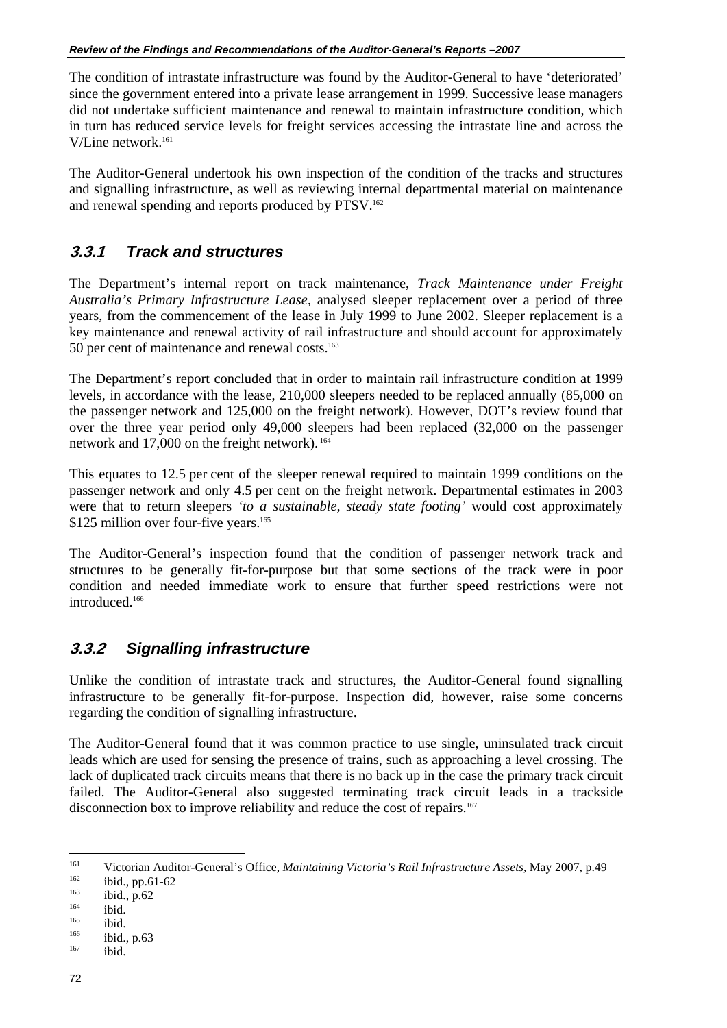The condition of intrastate infrastructure was found by the Auditor-General to have 'deteriorated' since the government entered into a private lease arrangement in 1999. Successive lease managers did not undertake sufficient maintenance and renewal to maintain infrastructure condition, which in turn has reduced service levels for freight services accessing the intrastate line and across the V/Line network.[161]

The Auditor-General undertook his own inspection of the condition of the tracks and structures and signalling infrastructure, as well as reviewing internal departmental material on maintenance and renewal spending and reports produced by PTSV.[162]

### 3.3.1 Track and structures

The Department's internal report on track maintenance, *Track Maintenance under Freight Australia's Primary Infrastructure Lease*, analysed sleeper replacement over a period of three years, from the commencement of the lease in July 1999 to June 2002. Sleeper replacement is a key maintenance and renewal activity of rail infrastructure and should account for approximately 50 per cent of maintenance and renewal costs.[163]

The Department's report concluded that in order to maintain rail infrastructure condition at 1999 levels, in accordance with the lease, 210,000 sleepers needed to be replaced annually (85,000 on the passenger network and 125,000 on the freight network). However, DOT's review found that over the three year period only 49,000 sleepers had been replaced (32,000 on the passenger network and 17,000 on the freight network).[164]

This equates to 12.5 per cent of the sleeper renewal required to maintain 1999 conditions on the passenger network and only 4.5 per cent on the freight network. Departmental estimates in 2003 were that to return sleepers *'to a sustainable, steady state footing'* would cost approximately $125 million over four-five years.[165]

The Auditor-General's inspection found that the condition of passenger network track and structures to be generally fit-for-purpose but that some sections of the track were in poor condition and needed immediate work to ensure that further speed restrictions were not introduced.[166]

### 3.3.2 Signalling infrastructure

Unlike the condition of intrastate track and structures, the Auditor-General found signalling infrastructure to be generally fit-for-purpose. Inspection did, however, raise some concerns regarding the condition of signalling infrastructure.

The Auditor-General found that it was common practice to use single, uninsulated track circuit leads which are used for sensing the presence of trains, such as approaching a level crossing. The lack of duplicated track circuits means that there is no back up in the case the primary track circuit failed. The Auditor-General also suggested terminating track circuit leads in a trackside disconnection box to improve reliability and reduce the cost of repairs.[167]

---

[161] Victorian Auditor-General's Office, *Maintaining Victoria's Rail Infrastructure Assets*, May 2007, p.49
[162] ibid., pp.61-62
[163] ibid., p.62
[164] ibid.
[165] ibid.
[166] ibid., p.63
[167] ibid.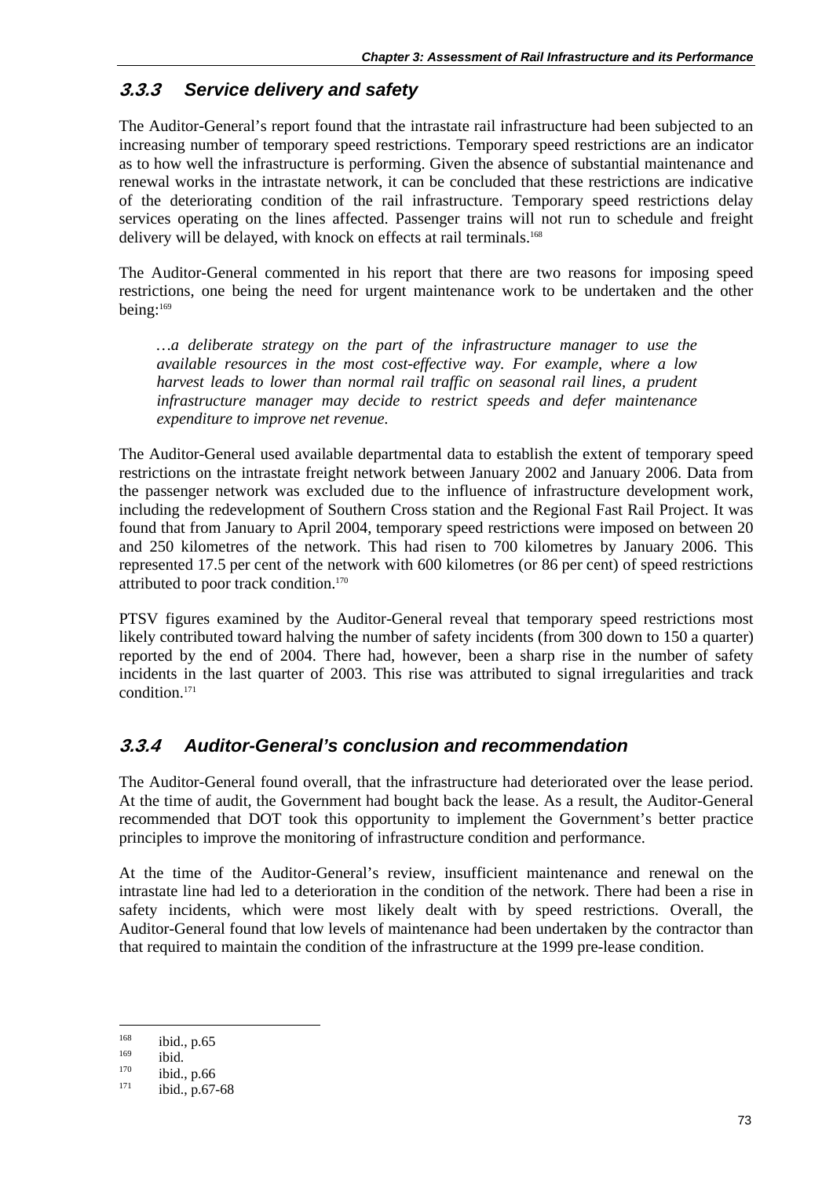### 3.3.3 Service delivery and safety

The Auditor-General's report found that the intrastate rail infrastructure had been subjected to an increasing number of temporary speed restrictions. Temporary speed restrictions are an indicator as to how well the infrastructure is performing. Given the absence of substantial maintenance and renewal works in the intrastate network, it can be concluded that these restrictions are indicative of the deteriorating condition of the rail infrastructure. Temporary speed restrictions delay services operating on the lines affected. Passenger trains will not run to schedule and freight delivery will be delayed, with knock on effects at rail terminals.[168]

The Auditor-General commented in his report that there are two reasons for imposing speed restrictions, one being the need for urgent maintenance work to be undertaken and the other being:[169]

> *…a deliberate strategy on the part of the infrastructure manager to use the available resources in the most cost-effective way. For example, where a low harvest leads to lower than normal rail traffic on seasonal rail lines, a prudent infrastructure manager may decide to restrict speeds and defer maintenance expenditure to improve net revenue.*

The Auditor-General used available departmental data to establish the extent of temporary speed restrictions on the intrastate freight network between January 2002 and January 2006. Data from the passenger network was excluded due to the influence of infrastructure development work, including the redevelopment of Southern Cross station and the Regional Fast Rail Project. It was found that from January to April 2004, temporary speed restrictions were imposed on between 20 and 250 kilometres of the network. This had risen to 700 kilometres by January 2006. This represented 17.5 per cent of the network with 600 kilometres (or 86 per cent) of speed restrictions attributed to poor track condition.[170]

PTSV figures examined by the Auditor-General reveal that temporary speed restrictions most likely contributed toward halving the number of safety incidents (from 300 down to 150 a quarter) reported by the end of 2004. There had, however, been a sharp rise in the number of safety incidents in the last quarter of 2003. This rise was attributed to signal irregularities and track condition.[171]

### 3.3.4 Auditor-General's conclusion and recommendation

The Auditor-General found overall, that the infrastructure had deteriorated over the lease period. At the time of audit, the Government had bought back the lease. As a result, the Auditor-General recommended that DOT took this opportunity to implement the Government's better practice principles to improve the monitoring of infrastructure condition and performance.

At the time of the Auditor-General's review, insufficient maintenance and renewal on the intrastate line had led to a deterioration in the condition of the network. There had been a rise in safety incidents, which were most likely dealt with by speed restrictions. Overall, the Auditor-General found that low levels of maintenance had been undertaken by the contractor than that required to maintain the condition of the infrastructure at the 1999 pre-lease condition.

---

[168] ibid., p.65
[169] ibid.
[170] ibid., p.66
[171] ibid., p.67-68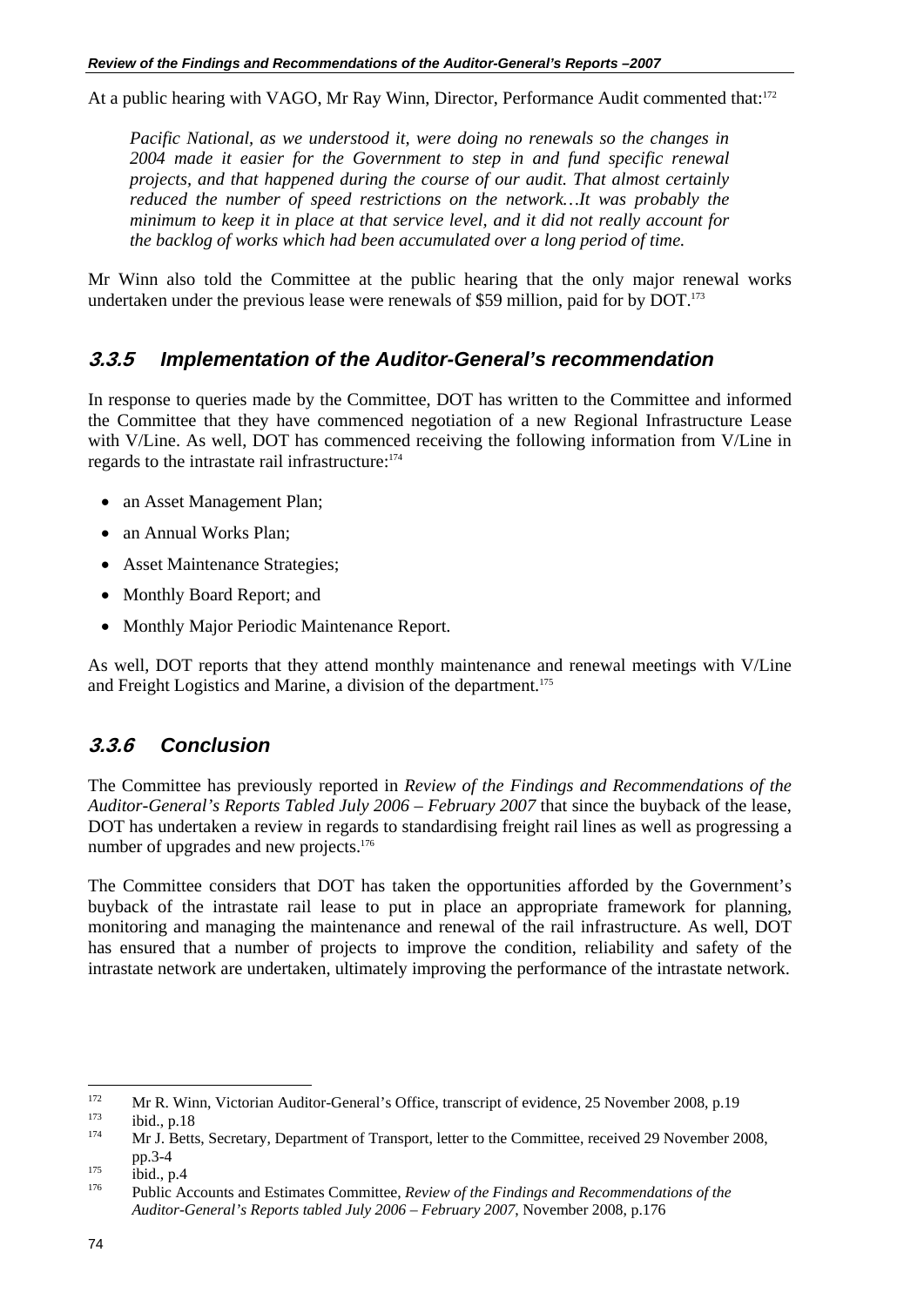At a public hearing with VAGO, Mr Ray Winn, Director, Performance Audit commented that:[172]

> *Pacific National, as we understood it, were doing no renewals so the changes in 2004 made it easier for the Government to step in and fund specific renewal projects, and that happened during the course of our audit. That almost certainly reduced the number of speed restrictions on the network…It was probably the minimum to keep it in place at that service level, and it did not really account for the backlog of works which had been accumulated over a long period of time.*

Mr Winn also told the Committee at the public hearing that the only major renewal works undertaken under the previous lease were renewals of $59 million, paid for by DOT.[173]

### 3.3.5 Implementation of the Auditor-General's recommendation

In response to queries made by the Committee, DOT has written to the Committee and informed the Committee that they have commenced negotiation of a new Regional Infrastructure Lease with V/Line. As well, DOT has commenced receiving the following information from V/Line in regards to the intrastate rail infrastructure:[174]

- an Asset Management Plan;
- an Annual Works Plan;
- Asset Maintenance Strategies;
- Monthly Board Report; and
- Monthly Major Periodic Maintenance Report.

As well, DOT reports that they attend monthly maintenance and renewal meetings with V/Line and Freight Logistics and Marine, a division of the department.[175]

### 3.3.6 Conclusion

The Committee has previously reported in *Review of the Findings and Recommendations of the Auditor-General's Reports Tabled July 2006 – February 2007* that since the buyback of the lease, DOT has undertaken a review in regards to standardising freight rail lines as well as progressing a number of upgrades and new projects.[176]

The Committee considers that DOT has taken the opportunities afforded by the Government's buyback of the intrastate rail lease to put in place an appropriate framework for planning, monitoring and managing the maintenance and renewal of the rail infrastructure. As well, DOT has ensured that a number of projects to improve the condition, reliability and safety of the intrastate network are undertaken, ultimately improving the performance of the intrastate network.

---

[172] Mr R. Winn, Victorian Auditor-General's Office, transcript of evidence, 25 November 2008, p.19

[173] ibid., p.18

[174] Mr J. Betts, Secretary, Department of Transport, letter to the Committee, received 29 November 2008, pp.3-4

[175] ibid., p.4

[176] Public Accounts and Estimates Committee, *Review of the Findings and Recommendations of the Auditor-General's Reports tabled July 2006 – February 2007*, November 2008, p.176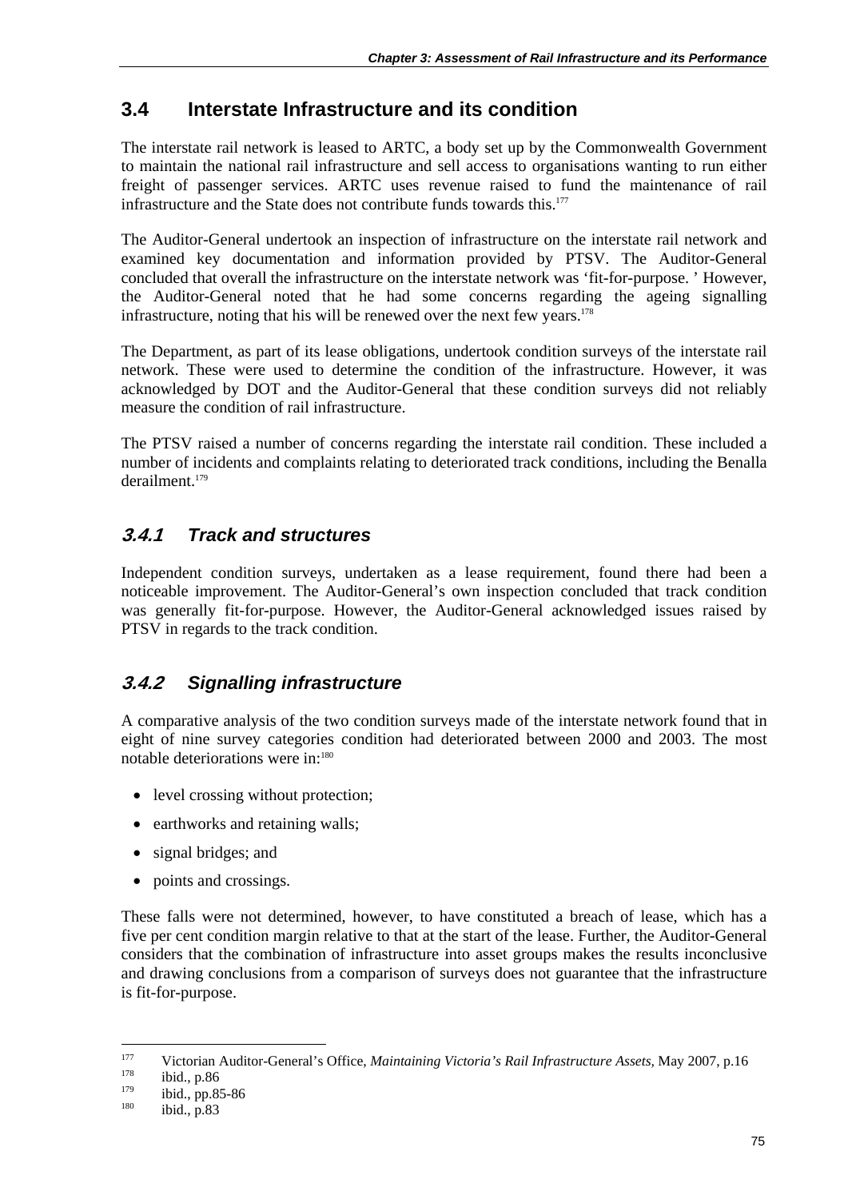## 3.4 Interstate Infrastructure and its condition

The interstate rail network is leased to ARTC, a body set up by the Commonwealth Government to maintain the national rail infrastructure and sell access to organisations wanting to run either freight of passenger services. ARTC uses revenue raised to fund the maintenance of rail infrastructure and the State does not contribute funds towards this.[177]

The Auditor-General undertook an inspection of infrastructure on the interstate rail network and examined key documentation and information provided by PTSV. The Auditor-General concluded that overall the infrastructure on the interstate network was 'fit-for-purpose. ' However, the Auditor-General noted that he had some concerns regarding the ageing signalling infrastructure, noting that his will be renewed over the next few years.[178]

The Department, as part of its lease obligations, undertook condition surveys of the interstate rail network. These were used to determine the condition of the infrastructure. However, it was acknowledged by DOT and the Auditor-General that these condition surveys did not reliably measure the condition of rail infrastructure.

The PTSV raised a number of concerns regarding the interstate rail condition. These included a number of incidents and complaints relating to deteriorated track conditions, including the Benalla derailment.[179]

### *3.4.1 Track and structures*

Independent condition surveys, undertaken as a lease requirement, found there had been a noticeable improvement. The Auditor-General's own inspection concluded that track condition was generally fit-for-purpose. However, the Auditor-General acknowledged issues raised by PTSV in regards to the track condition.

### *3.4.2 Signalling infrastructure*

A comparative analysis of the two condition surveys made of the interstate network found that in eight of nine survey categories condition had deteriorated between 2000 and 2003. The most notable deteriorations were in:[180]

- level crossing without protection;
- earthworks and retaining walls;
- signal bridges; and
- points and crossings.

These falls were not determined, however, to have constituted a breach of lease, which has a five per cent condition margin relative to that at the start of the lease. Further, the Auditor-General considers that the combination of infrastructure into asset groups makes the results inconclusive and drawing conclusions from a comparison of surveys does not guarantee that the infrastructure is fit-for-purpose.

---

[177] Victorian Auditor-General's Office, *Maintaining Victoria's Rail Infrastructure Assets*, May 2007, p.16

[178] ibid., p.86

[179] ibid., pp.85-86

[180] ibid., p.83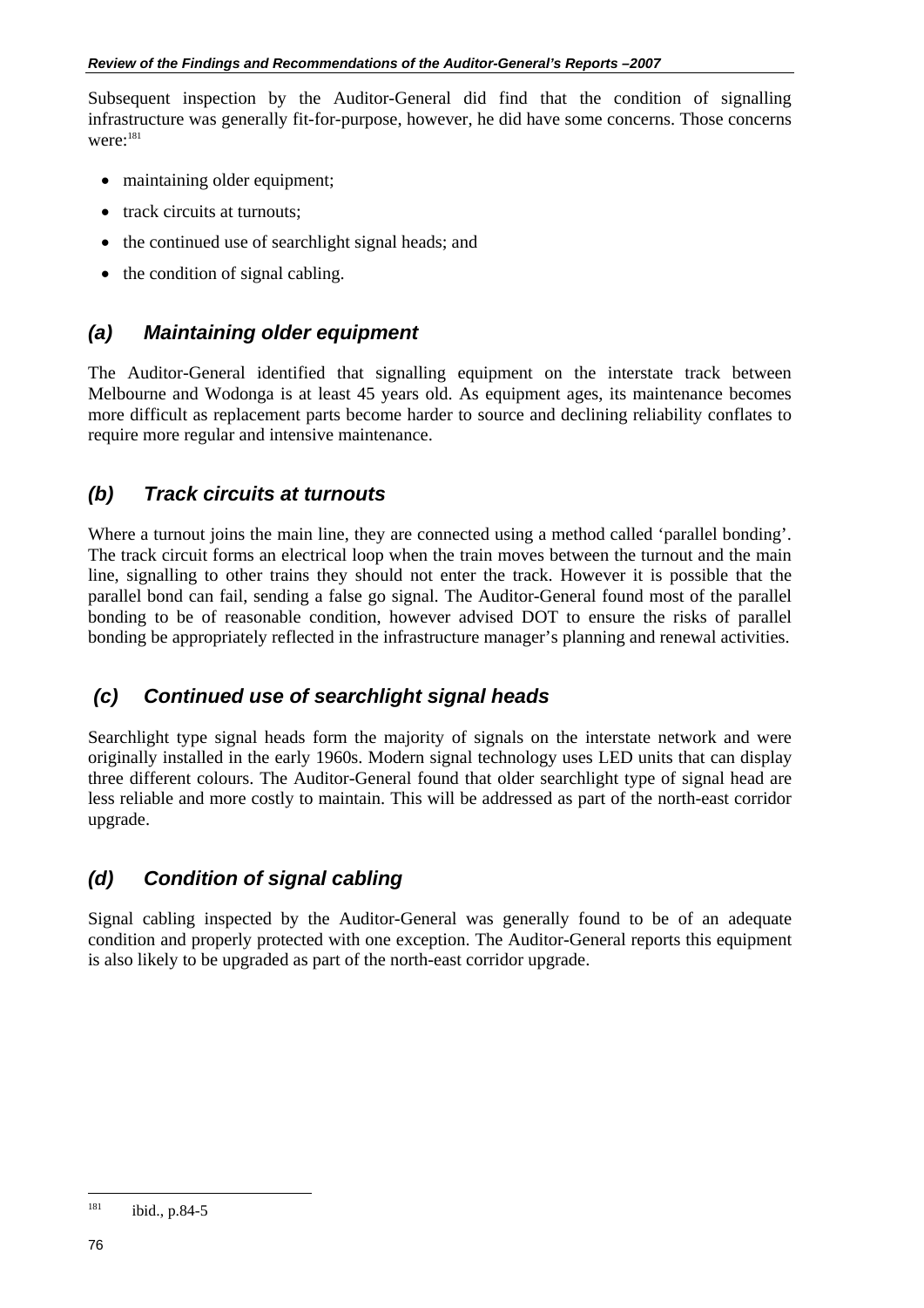Subsequent inspection by the Auditor-General did find that the condition of signalling infrastructure was generally fit-for-purpose, however, he did have some concerns. Those concerns were:[181]

- maintaining older equipment;
- track circuits at turnouts;
- the continued use of searchlight signal heads; and
- the condition of signal cabling.

### *(a) Maintaining older equipment*

The Auditor-General identified that signalling equipment on the interstate track between Melbourne and Wodonga is at least 45 years old. As equipment ages, its maintenance becomes more difficult as replacement parts become harder to source and declining reliability conflates to require more regular and intensive maintenance.

### *(b) Track circuits at turnouts*

Where a turnout joins the main line, they are connected using a method called 'parallel bonding'. The track circuit forms an electrical loop when the train moves between the turnout and the main line, signalling to other trains they should not enter the track. However it is possible that the parallel bond can fail, sending a false go signal. The Auditor-General found most of the parallel bonding to be of reasonable condition, however advised DOT to ensure the risks of parallel bonding be appropriately reflected in the infrastructure manager's planning and renewal activities.

### *(c) Continued use of searchlight signal heads*

Searchlight type signal heads form the majority of signals on the interstate network and were originally installed in the early 1960s. Modern signal technology uses LED units that can display three different colours. The Auditor-General found that older searchlight type of signal head are less reliable and more costly to maintain. This will be addressed as part of the north-east corridor upgrade.

### *(d) Condition of signal cabling*

Signal cabling inspected by the Auditor-General was generally found to be of an adequate condition and properly protected with one exception. The Auditor-General reports this equipment is also likely to be upgraded as part of the north-east corridor upgrade.

---

[181] ibid., p.84-5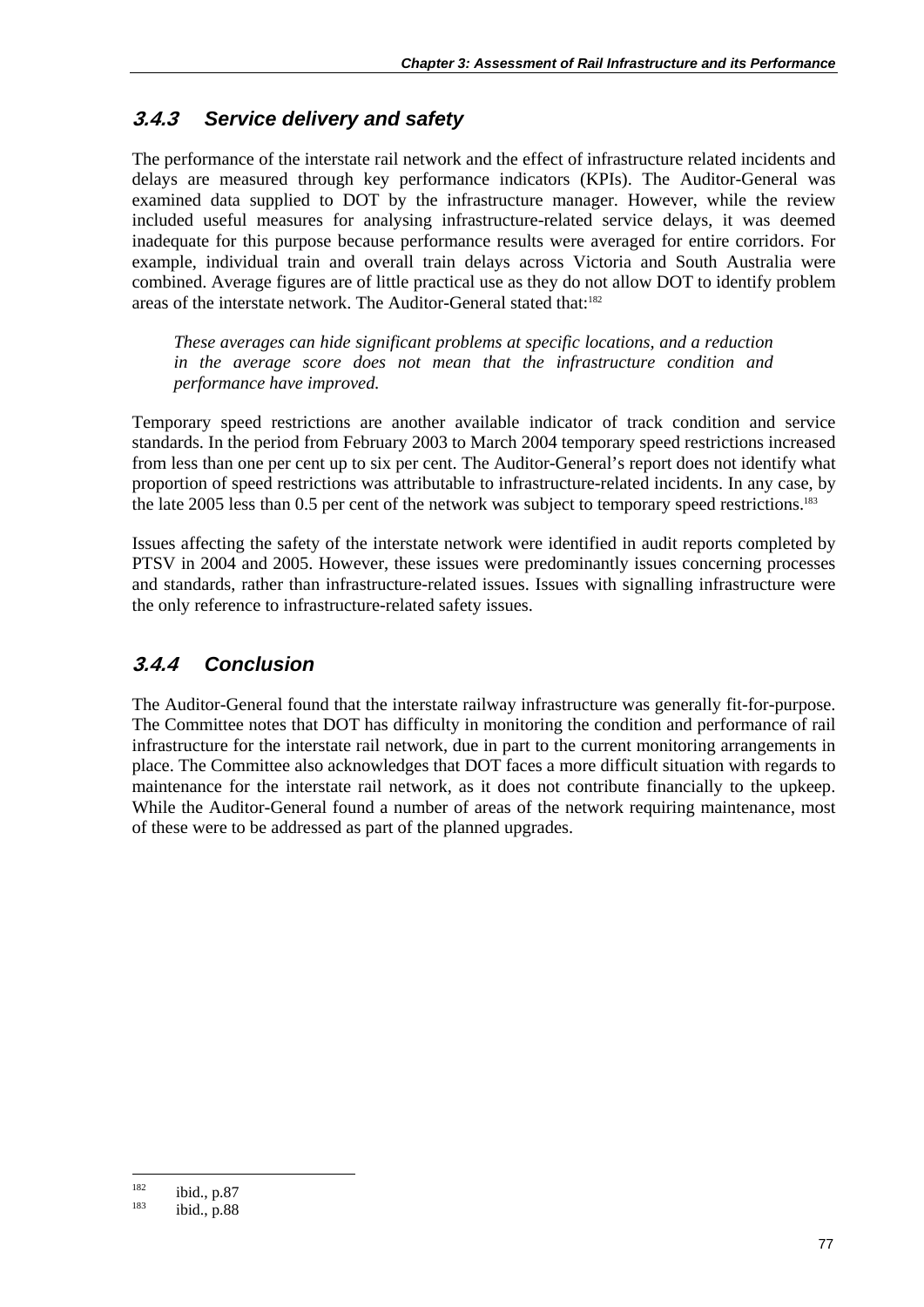### 3.4.3 Service delivery and safety

The performance of the interstate rail network and the effect of infrastructure related incidents and delays are measured through key performance indicators (KPIs). The Auditor-General was examined data supplied to DOT by the infrastructure manager. However, while the review included useful measures for analysing infrastructure-related service delays, it was deemed inadequate for this purpose because performance results were averaged for entire corridors. For example, individual train and overall train delays across Victoria and South Australia were combined. Average figures are of little practical use as they do not allow DOT to identify problem areas of the interstate network. The Auditor-General stated that:[182]

> *These averages can hide significant problems at specific locations, and a reduction in the average score does not mean that the infrastructure condition and performance have improved.*

Temporary speed restrictions are another available indicator of track condition and service standards. In the period from February 2003 to March 2004 temporary speed restrictions increased from less than one per cent up to six per cent. The Auditor-General's report does not identify what proportion of speed restrictions was attributable to infrastructure-related incidents. In any case, by the late 2005 less than 0.5 per cent of the network was subject to temporary speed restrictions.[183]

Issues affecting the safety of the interstate network were identified in audit reports completed by PTSV in 2004 and 2005. However, these issues were predominantly issues concerning processes and standards, rather than infrastructure-related issues. Issues with signalling infrastructure were the only reference to infrastructure-related safety issues.

### 3.4.4 Conclusion

The Auditor-General found that the interstate railway infrastructure was generally fit-for-purpose. The Committee notes that DOT has difficulty in monitoring the condition and performance of rail infrastructure for the interstate rail network, due in part to the current monitoring arrangements in place. The Committee also acknowledges that DOT faces a more difficult situation with regards to maintenance for the interstate rail network, as it does not contribute financially to the upkeep. While the Auditor-General found a number of areas of the network requiring maintenance, most of these were to be addressed as part of the planned upgrades.

---

[182] ibid., p.87

[183] ibid., p.88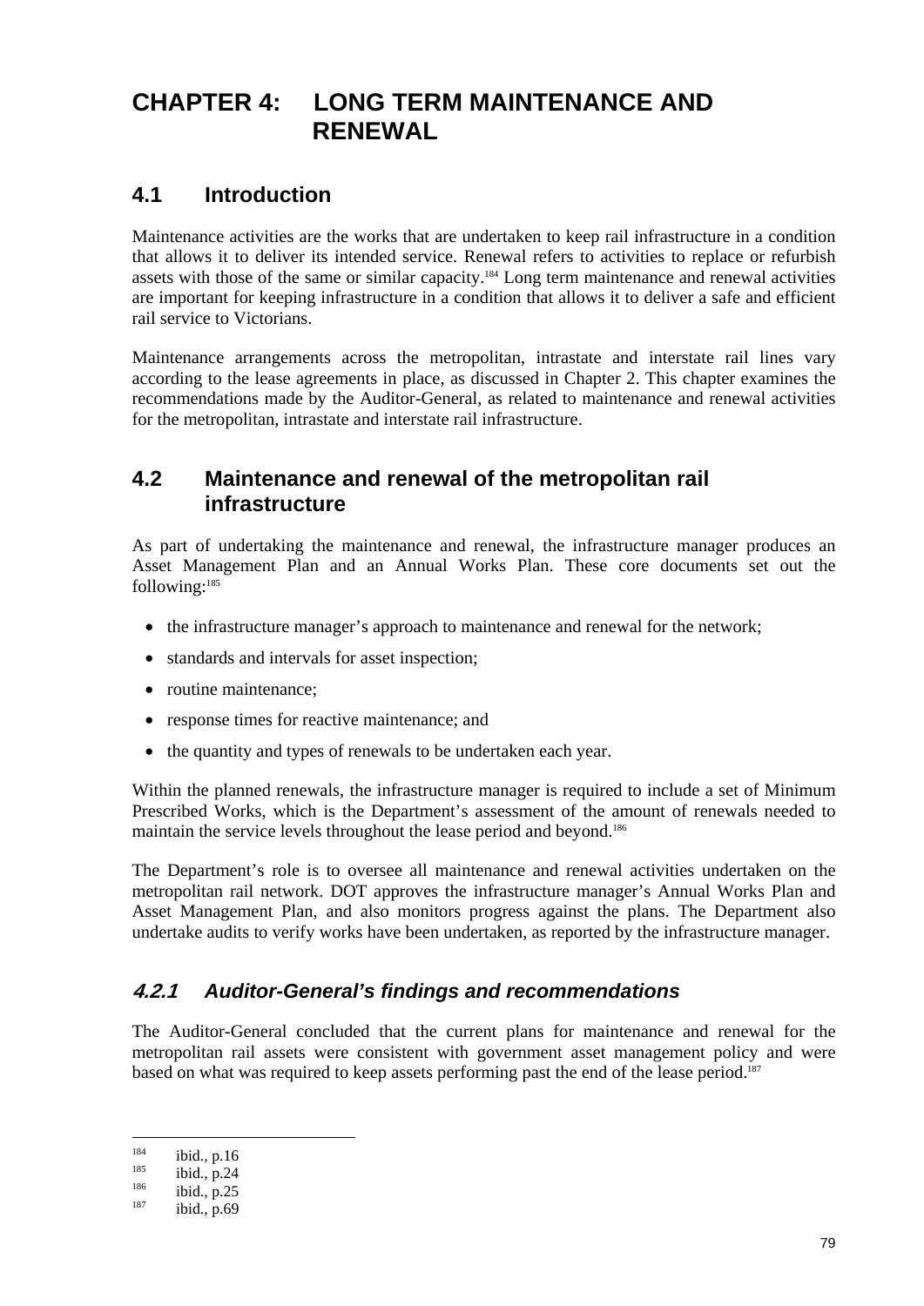# CHAPTER 4: LONG TERM MAINTENANCE AND RENEWAL

## 4.1 Introduction

Maintenance activities are the works that are undertaken to keep rail infrastructure in a condition that allows it to deliver its intended service. Renewal refers to activities to replace or refurbish assets with those of the same or similar capacity.[184] Long term maintenance and renewal activities are important for keeping infrastructure in a condition that allows it to deliver a safe and efficient rail service to Victorians.

Maintenance arrangements across the metropolitan, intrastate and interstate rail lines vary according to the lease agreements in place, as discussed in Chapter 2. This chapter examines the recommendations made by the Auditor-General, as related to maintenance and renewal activities for the metropolitan, intrastate and interstate rail infrastructure.

## 4.2 Maintenance and renewal of the metropolitan rail infrastructure

As part of undertaking the maintenance and renewal, the infrastructure manager produces an Asset Management Plan and an Annual Works Plan. These core documents set out the following:[185]

- the infrastructure manager's approach to maintenance and renewal for the network;
- standards and intervals for asset inspection;
- routine maintenance;
- response times for reactive maintenance; and
- the quantity and types of renewals to be undertaken each year.

Within the planned renewals, the infrastructure manager is required to include a set of Minimum Prescribed Works, which is the Department's assessment of the amount of renewals needed to maintain the service levels throughout the lease period and beyond.[186]

The Department's role is to oversee all maintenance and renewal activities undertaken on the metropolitan rail network. DOT approves the infrastructure manager's Annual Works Plan and Asset Management Plan, and also monitors progress against the plans. The Department also undertake audits to verify works have been undertaken, as reported by the infrastructure manager.

### *4.2.1 Auditor-General's findings and recommendations*

The Auditor-General concluded that the current plans for maintenance and renewal for the metropolitan rail assets were consistent with government asset management policy and were based on what was required to keep assets performing past the end of the lease period.[187]

---

[184] ibid., p.16

[185] ibid., p.24

[186] ibid., p.25

[187] ibid., p.69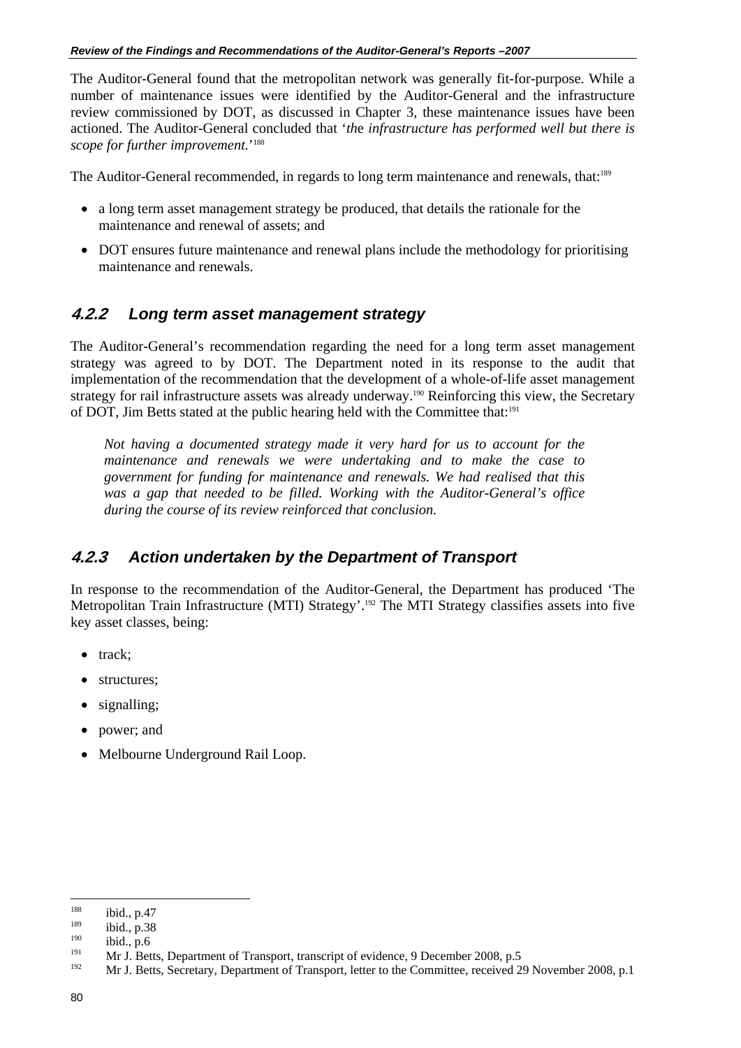The Auditor-General found that the metropolitan network was generally fit-for-purpose. While a number of maintenance issues were identified by the Auditor-General and the infrastructure review commissioned by DOT, as discussed in Chapter 3, these maintenance issues have been actioned. The Auditor-General concluded that '*the infrastructure has performed well but there is scope for further improvement.*'[188]

The Auditor-General recommended, in regards to long term maintenance and renewals, that:[189]

- a long term asset management strategy be produced, that details the rationale for the maintenance and renewal of assets; and
- DOT ensures future maintenance and renewal plans include the methodology for prioritising maintenance and renewals.

### *4.2.2 Long term asset management strategy*

The Auditor-General's recommendation regarding the need for a long term asset management strategy was agreed to by DOT. The Department noted in its response to the audit that implementation of the recommendation that the development of a whole-of-life asset management strategy for rail infrastructure assets was already underway.[190] Reinforcing this view, the Secretary of DOT, Jim Betts stated at the public hearing held with the Committee that:[191]

> *Not having a documented strategy made it very hard for us to account for the maintenance and renewals we were undertaking and to make the case to government for funding for maintenance and renewals. We had realised that this was a gap that needed to be filled. Working with the Auditor-General's office during the course of its review reinforced that conclusion.*

### *4.2.3 Action undertaken by the Department of Transport*

In response to the recommendation of the Auditor-General, the Department has produced 'The Metropolitan Train Infrastructure (MTI) Strategy'.[192] The MTI Strategy classifies assets into five key asset classes, being:

- track;
- structures;
- signalling;
- power; and
- Melbourne Underground Rail Loop.

---

188 ibid., p.47
189 ibid., p.38
190 ibid., p.6
191 Mr J. Betts, Department of Transport, transcript of evidence, 9 December 2008, p.5
192 Mr J. Betts, Secretary, Department of Transport, letter to the Committee, received 29 November 2008, p.1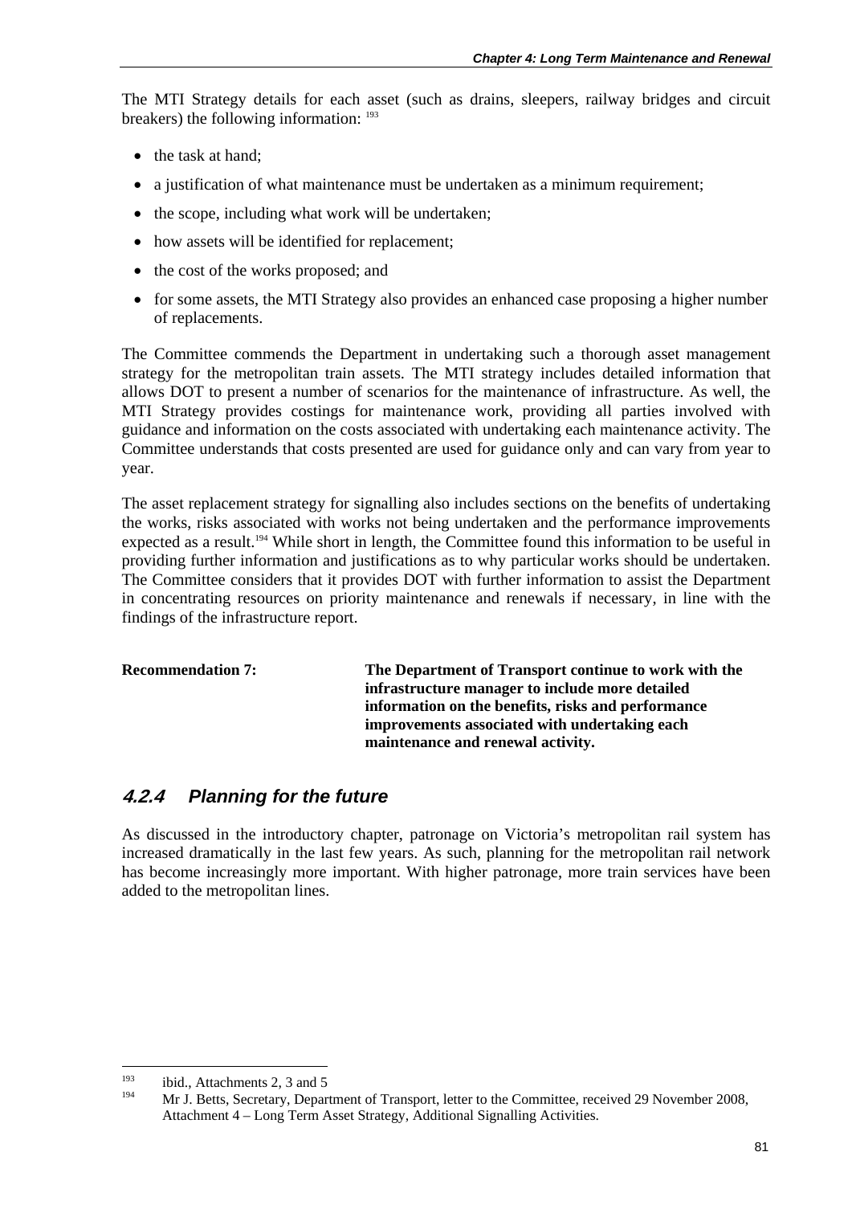The MTI Strategy details for each asset (such as drains, sleepers, railway bridges and circuit breakers) the following information: [193]

- the task at hand;
- a justification of what maintenance must be undertaken as a minimum requirement;
- the scope, including what work will be undertaken;
- how assets will be identified for replacement;
- the cost of the works proposed; and
- for some assets, the MTI Strategy also provides an enhanced case proposing a higher number of replacements.

The Committee commends the Department in undertaking such a thorough asset management strategy for the metropolitan train assets. The MTI strategy includes detailed information that allows DOT to present a number of scenarios for the maintenance of infrastructure. As well, the MTI Strategy provides costings for maintenance work, providing all parties involved with guidance and information on the costs associated with undertaking each maintenance activity. The Committee understands that costs presented are used for guidance only and can vary from year to year.

The asset replacement strategy for signalling also includes sections on the benefits of undertaking the works, risks associated with works not being undertaken and the performance improvements expected as a result.[194] While short in length, the Committee found this information to be useful in providing further information and justifications as to why particular works should be undertaken. The Committee considers that it provides DOT with further information to assist the Department in concentrating resources on priority maintenance and renewals if necessary, in line with the findings of the infrastructure report.

**Recommendation 7:** **The Department of Transport continue to work with the infrastructure manager to include more detailed information on the benefits, risks and performance improvements associated with undertaking each maintenance and renewal activity.**

### *4.2.4 Planning for the future*

As discussed in the introductory chapter, patronage on Victoria's metropolitan rail system has increased dramatically in the last few years. As such, planning for the metropolitan rail network has become increasingly more important. With higher patronage, more train services have been added to the metropolitan lines.

---

[193] ibid., Attachments 2, 3 and 5

[194] Mr J. Betts, Secretary, Department of Transport, letter to the Committee, received 29 November 2008, Attachment 4 – Long Term Asset Strategy, Additional Signalling Activities.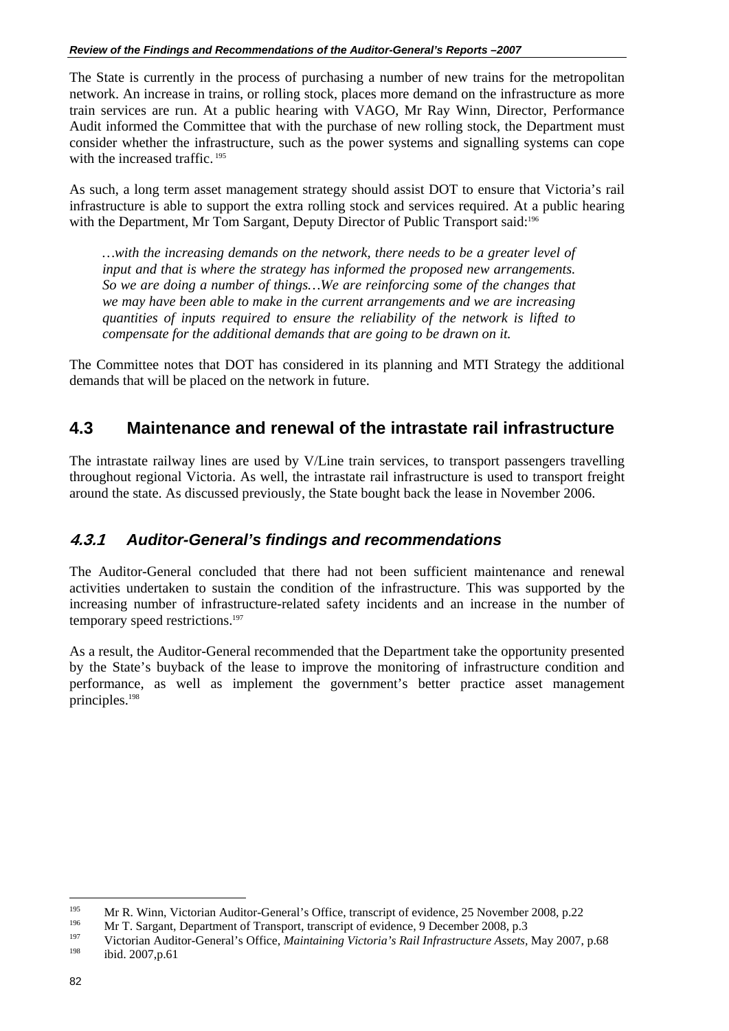The State is currently in the process of purchasing a number of new trains for the metropolitan network. An increase in trains, or rolling stock, places more demand on the infrastructure as more train services are run. At a public hearing with VAGO, Mr Ray Winn, Director, Performance Audit informed the Committee that with the purchase of new rolling stock, the Department must consider whether the infrastructure, such as the power systems and signalling systems can cope with the increased traffic.[195]

As such, a long term asset management strategy should assist DOT to ensure that Victoria's rail infrastructure is able to support the extra rolling stock and services required. At a public hearing with the Department, Mr Tom Sargant, Deputy Director of Public Transport said:[196]

> *…with the increasing demands on the network, there needs to be a greater level of input and that is where the strategy has informed the proposed new arrangements. So we are doing a number of things…We are reinforcing some of the changes that we may have been able to make in the current arrangements and we are increasing quantities of inputs required to ensure the reliability of the network is lifted to compensate for the additional demands that are going to be drawn on it.*

The Committee notes that DOT has considered in its planning and MTI Strategy the additional demands that will be placed on the network in future.

## 4.3 Maintenance and renewal of the intrastate rail infrastructure

The intrastate railway lines are used by V/Line train services, to transport passengers travelling throughout regional Victoria. As well, the intrastate rail infrastructure is used to transport freight around the state. As discussed previously, the State bought back the lease in November 2006.

### *4.3.1 Auditor-General's findings and recommendations*

The Auditor-General concluded that there had not been sufficient maintenance and renewal activities undertaken to sustain the condition of the infrastructure. This was supported by the increasing number of infrastructure-related safety incidents and an increase in the number of temporary speed restrictions.[197]

As a result, the Auditor-General recommended that the Department take the opportunity presented by the State's buyback of the lease to improve the monitoring of infrastructure condition and performance, as well as implement the government's better practice asset management principles.[198]

---

[195] Mr R. Winn, Victorian Auditor-General's Office, transcript of evidence, 25 November 2008, p.22

[196] Mr T. Sargant, Department of Transport, transcript of evidence, 9 December 2008, p.3

[197] Victorian Auditor-General's Office, *Maintaining Victoria's Rail Infrastructure Assets,* May 2007, p.68

[198] ibid. 2007,p.61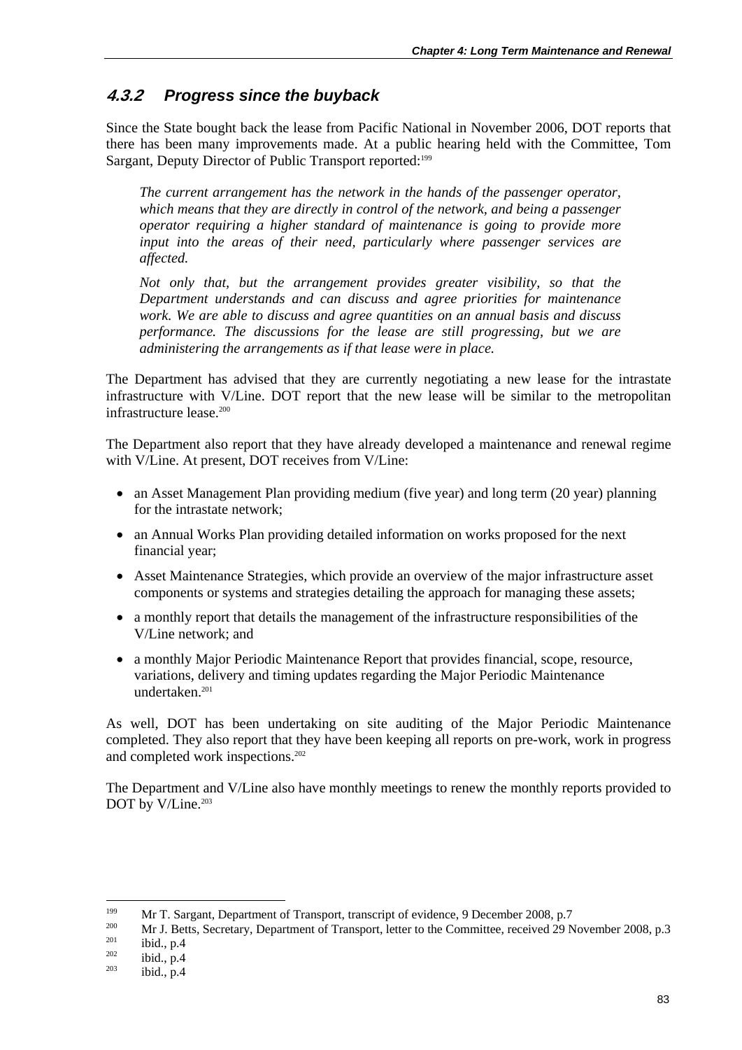### 4.3.2 Progress since the buyback

Since the State bought back the lease from Pacific National in November 2006, DOT reports that there has been many improvements made. At a public hearing held with the Committee, Tom Sargant, Deputy Director of Public Transport reported:[199]

> *The current arrangement has the network in the hands of the passenger operator, which means that they are directly in control of the network, and being a passenger operator requiring a higher standard of maintenance is going to provide more input into the areas of their need, particularly where passenger services are affected.*
>
> *Not only that, but the arrangement provides greater visibility, so that the Department understands and can discuss and agree priorities for maintenance work. We are able to discuss and agree quantities on an annual basis and discuss performance. The discussions for the lease are still progressing, but we are administering the arrangements as if that lease were in place.*

The Department has advised that they are currently negotiating a new lease for the intrastate infrastructure with V/Line. DOT report that the new lease will be similar to the metropolitan infrastructure lease.[200]

The Department also report that they have already developed a maintenance and renewal regime with V/Line. At present, DOT receives from V/Line:

- an Asset Management Plan providing medium (five year) and long term (20 year) planning for the intrastate network;
- an Annual Works Plan providing detailed information on works proposed for the next financial year;
- Asset Maintenance Strategies, which provide an overview of the major infrastructure asset components or systems and strategies detailing the approach for managing these assets;
- a monthly report that details the management of the infrastructure responsibilities of the V/Line network; and
- a monthly Major Periodic Maintenance Report that provides financial, scope, resource, variations, delivery and timing updates regarding the Major Periodic Maintenance undertaken.[201]

As well, DOT has been undertaking on site auditing of the Major Periodic Maintenance completed. They also report that they have been keeping all reports on pre-work, work in progress and completed work inspections.[202]

The Department and V/Line also have monthly meetings to renew the monthly reports provided to DOT by V/Line.[203]

---

[199] Mr T. Sargant, Department of Transport, transcript of evidence, 9 December 2008, p.7

[200] Mr J. Betts, Secretary, Department of Transport, letter to the Committee, received 29 November 2008, p.3

[201] ibid., p.4

[202] ibid., p.4

[203] ibid., p.4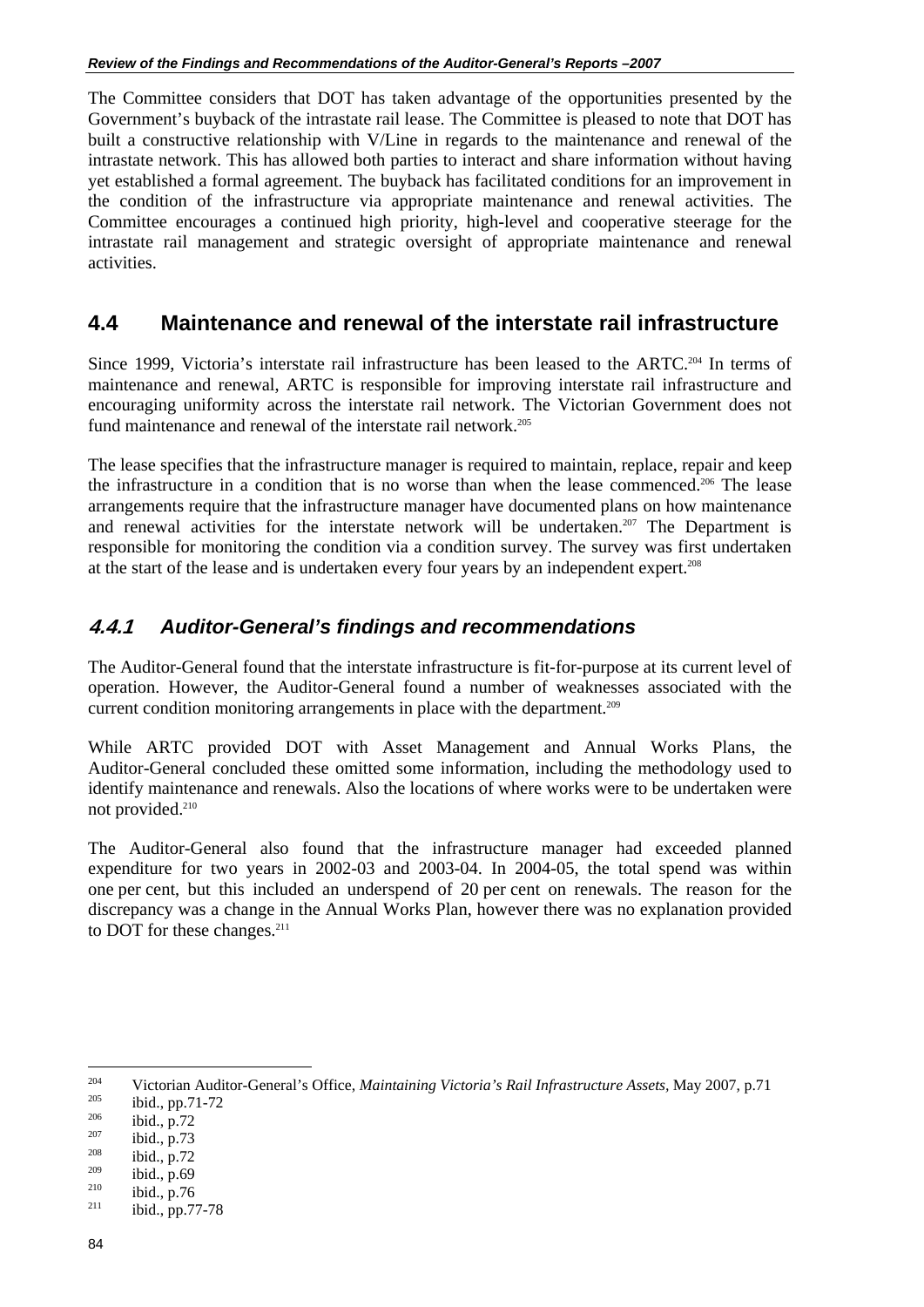The Committee considers that DOT has taken advantage of the opportunities presented by the Government's buyback of the intrastate rail lease. The Committee is pleased to note that DOT has built a constructive relationship with V/Line in regards to the maintenance and renewal of the intrastate network. This has allowed both parties to interact and share information without having yet established a formal agreement. The buyback has facilitated conditions for an improvement in the condition of the infrastructure via appropriate maintenance and renewal activities. The Committee encourages a continued high priority, high-level and cooperative steerage for the intrastate rail management and strategic oversight of appropriate maintenance and renewal activities.

## 4.4 Maintenance and renewal of the interstate rail infrastructure

Since 1999, Victoria's interstate rail infrastructure has been leased to the ARTC.[204] In terms of maintenance and renewal, ARTC is responsible for improving interstate rail infrastructure and encouraging uniformity across the interstate rail network. The Victorian Government does not fund maintenance and renewal of the interstate rail network.[205]

The lease specifies that the infrastructure manager is required to maintain, replace, repair and keep the infrastructure in a condition that is no worse than when the lease commenced.[206] The lease arrangements require that the infrastructure manager have documented plans on how maintenance and renewal activities for the interstate network will be undertaken.[207] The Department is responsible for monitoring the condition via a condition survey. The survey was first undertaken at the start of the lease and is undertaken every four years by an independent expert.[208]

### *4.4.1 Auditor-General's findings and recommendations*

The Auditor-General found that the interstate infrastructure is fit-for-purpose at its current level of operation. However, the Auditor-General found a number of weaknesses associated with the current condition monitoring arrangements in place with the department.[209]

While ARTC provided DOT with Asset Management and Annual Works Plans, the Auditor-General concluded these omitted some information, including the methodology used to identify maintenance and renewals. Also the locations of where works were to be undertaken were not provided.[210]

The Auditor-General also found that the infrastructure manager had exceeded planned expenditure for two years in 2002-03 and 2003-04. In 2004-05, the total spend was within one per cent, but this included an underspend of 20 per cent on renewals. The reason for the discrepancy was a change in the Annual Works Plan, however there was no explanation provided to DOT for these changes.[211]

---

[204] Victorian Auditor-General's Office, *Maintaining Victoria's Rail Infrastructure Assets,* May 2007, p.71
[205] ibid., pp.71-72
[206] ibid., p.72
[207] ibid., p.73
[208] ibid., p.72
[209] ibid., p.69
[210] ibid., p.76
[211] ibid., pp.77-78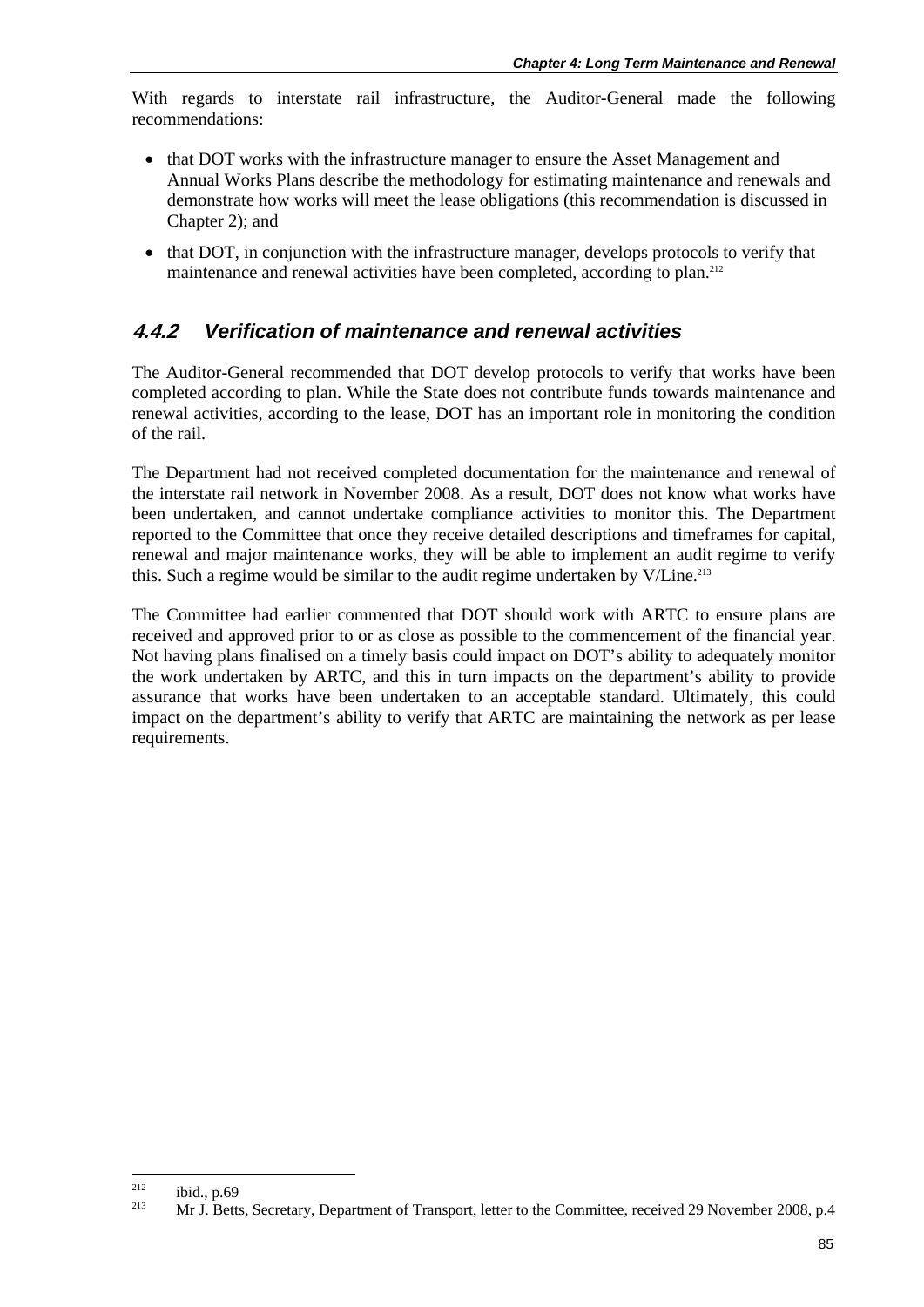With regards to interstate rail infrastructure, the Auditor-General made the following recommendations:

- that DOT works with the infrastructure manager to ensure the Asset Management and Annual Works Plans describe the methodology for estimating maintenance and renewals and demonstrate how works will meet the lease obligations (this recommendation is discussed in Chapter 2); and
- that DOT, in conjunction with the infrastructure manager, develops protocols to verify that maintenance and renewal activities have been completed, according to plan.[212]

### 4.4.2 Verification of maintenance and renewal activities

The Auditor-General recommended that DOT develop protocols to verify that works have been completed according to plan. While the State does not contribute funds towards maintenance and renewal activities, according to the lease, DOT has an important role in monitoring the condition of the rail.

The Department had not received completed documentation for the maintenance and renewal of the interstate rail network in November 2008. As a result, DOT does not know what works have been undertaken, and cannot undertake compliance activities to monitor this. The Department reported to the Committee that once they receive detailed descriptions and timeframes for capital, renewal and major maintenance works, they will be able to implement an audit regime to verify this. Such a regime would be similar to the audit regime undertaken by V/Line.[213]

The Committee had earlier commented that DOT should work with ARTC to ensure plans are received and approved prior to or as close as possible to the commencement of the financial year. Not having plans finalised on a timely basis could impact on DOT's ability to adequately monitor the work undertaken by ARTC, and this in turn impacts on the department's ability to provide assurance that works have been undertaken to an acceptable standard. Ultimately, this could impact on the department's ability to verify that ARTC are maintaining the network as per lease requirements.

---

[212] ibid., p.69

[213] Mr J. Betts, Secretary, Department of Transport, letter to the Committee, received 29 November 2008, p.4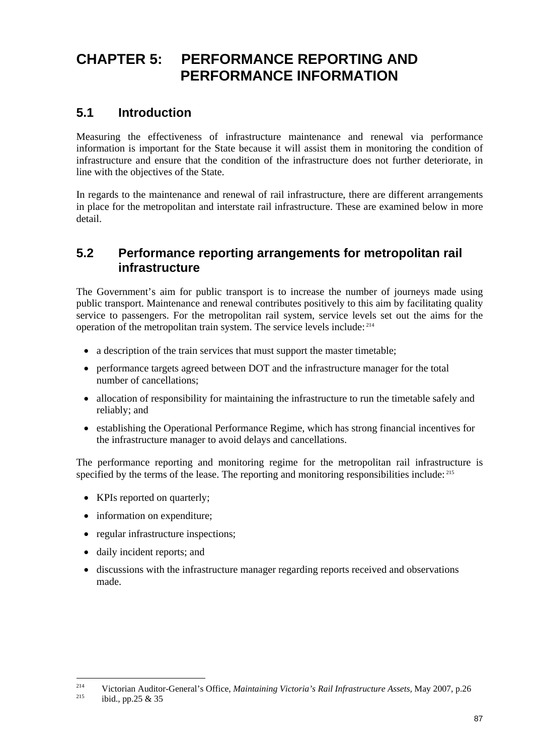# CHAPTER 5: PERFORMANCE REPORTING AND PERFORMANCE INFORMATION

## 5.1 Introduction

Measuring the effectiveness of infrastructure maintenance and renewal via performance information is important for the State because it will assist them in monitoring the condition of infrastructure and ensure that the condition of the infrastructure does not further deteriorate, in line with the objectives of the State.

In regards to the maintenance and renewal of rail infrastructure, there are different arrangements in place for the metropolitan and interstate rail infrastructure. These are examined below in more detail.

## 5.2 Performance reporting arrangements for metropolitan rail infrastructure

The Government's aim for public transport is to increase the number of journeys made using public transport. Maintenance and renewal contributes positively to this aim by facilitating quality service to passengers. For the metropolitan rail system, service levels set out the aims for the operation of the metropolitan train system. The service levels include:[214]

- a description of the train services that must support the master timetable;
- performance targets agreed between DOT and the infrastructure manager for the total number of cancellations;
- allocation of responsibility for maintaining the infrastructure to run the timetable safely and reliably; and
- establishing the Operational Performance Regime, which has strong financial incentives for the infrastructure manager to avoid delays and cancellations.

The performance reporting and monitoring regime for the metropolitan rail infrastructure is specified by the terms of the lease. The reporting and monitoring responsibilities include:[215]

- KPIs reported on quarterly;
- information on expenditure;
- regular infrastructure inspections;
- daily incident reports; and
- discussions with the infrastructure manager regarding reports received and observations made.

---

[214] Victorian Auditor-General's Office, *Maintaining Victoria's Rail Infrastructure Assets,* May 2007, p.26

[215] ibid., pp.25 & 35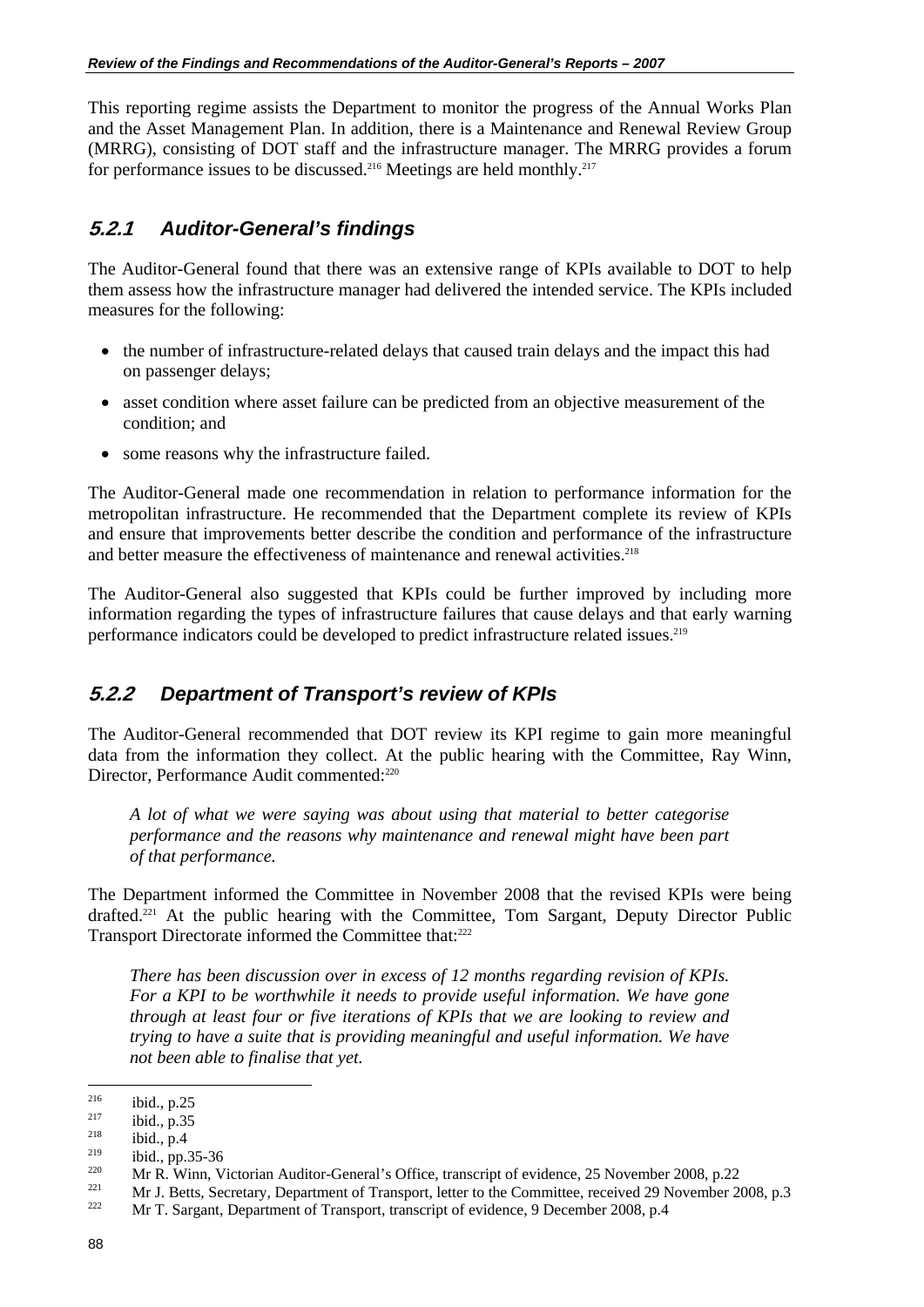This reporting regime assists the Department to monitor the progress of the Annual Works Plan and the Asset Management Plan. In addition, there is a Maintenance and Renewal Review Group (MRRG), consisting of DOT staff and the infrastructure manager. The MRRG provides a forum for performance issues to be discussed.[216] Meetings are held monthly.[217]

### 5.2.1 Auditor-General's findings

The Auditor-General found that there was an extensive range of KPIs available to DOT to help them assess how the infrastructure manager had delivered the intended service. The KPIs included measures for the following:

- the number of infrastructure-related delays that caused train delays and the impact this had on passenger delays;
- asset condition where asset failure can be predicted from an objective measurement of the condition; and
- some reasons why the infrastructure failed.

The Auditor-General made one recommendation in relation to performance information for the metropolitan infrastructure. He recommended that the Department complete its review of KPIs and ensure that improvements better describe the condition and performance of the infrastructure and better measure the effectiveness of maintenance and renewal activities.[218]

The Auditor-General also suggested that KPIs could be further improved by including more information regarding the types of infrastructure failures that cause delays and that early warning performance indicators could be developed to predict infrastructure related issues.[219]

### 5.2.2 Department of Transport's review of KPIs

The Auditor-General recommended that DOT review its KPI regime to gain more meaningful data from the information they collect. At the public hearing with the Committee, Ray Winn, Director, Performance Audit commented:[220]

> *A lot of what we were saying was about using that material to better categorise performance and the reasons why maintenance and renewal might have been part of that performance.*

The Department informed the Committee in November 2008 that the revised KPIs were being drafted.[221] At the public hearing with the Committee, Tom Sargant, Deputy Director Public Transport Directorate informed the Committee that:[222]

> *There has been discussion over in excess of 12 months regarding revision of KPIs. For a KPI to be worthwhile it needs to provide useful information. We have gone through at least four or five iterations of KPIs that we are looking to review and trying to have a suite that is providing meaningful and useful information. We have not been able to finalise that yet.*

---

[216] ibid., p.25
[217] ibid., p.35
[218] ibid., p.4
[219] ibid., pp.35-36
[220] Mr R. Winn, Victorian Auditor-General's Office, transcript of evidence, 25 November 2008, p.22
[221] Mr J. Betts, Secretary, Department of Transport, letter to the Committee, received 29 November 2008, p.3
[222] Mr T. Sargant, Department of Transport, transcript of evidence, 9 December 2008, p.4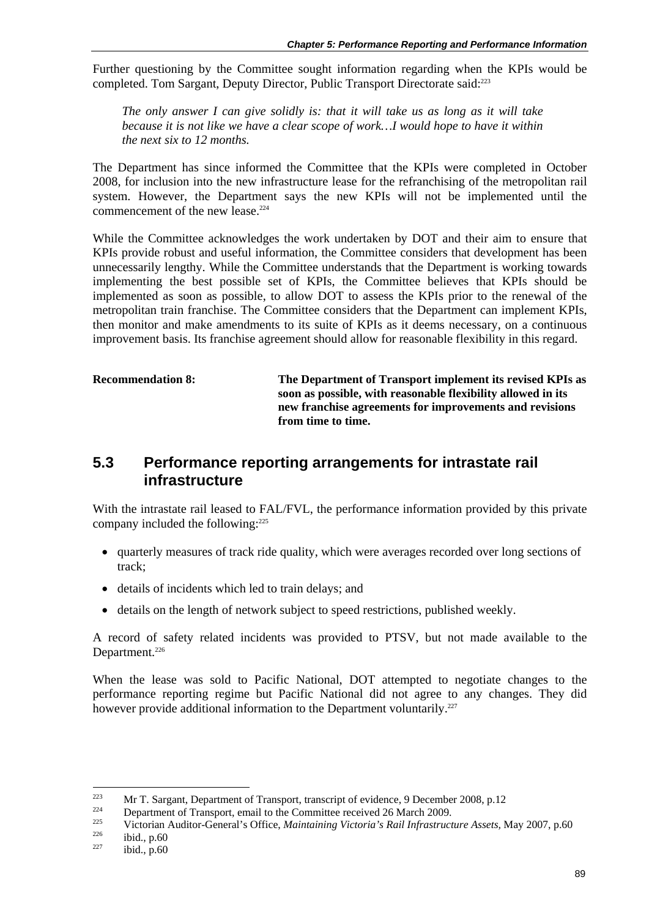Further questioning by the Committee sought information regarding when the KPIs would be completed. Tom Sargant, Deputy Director, Public Transport Directorate said:[223]

> *The only answer I can give solidly is: that it will take us as long as it will take because it is not like we have a clear scope of work…I would hope to have it within the next six to 12 months.*

The Department has since informed the Committee that the KPIs were completed in October 2008, for inclusion into the new infrastructure lease for the refranchising of the metropolitan rail system. However, the Department says the new KPIs will not be implemented until the commencement of the new lease.[224]

While the Committee acknowledges the work undertaken by DOT and their aim to ensure that KPIs provide robust and useful information, the Committee considers that development has been unnecessarily lengthy. While the Committee understands that the Department is working towards implementing the best possible set of KPIs, the Committee believes that KPIs should be implemented as soon as possible, to allow DOT to assess the KPIs prior to the renewal of the metropolitan train franchise. The Committee considers that the Department can implement KPIs, then monitor and make amendments to its suite of KPIs as it deems necessary, on a continuous improvement basis. Its franchise agreement should allow for reasonable flexibility in this regard.

**Recommendation 8:** **The Department of Transport implement its revised KPIs as soon as possible, with reasonable flexibility allowed in its new franchise agreements for improvements and revisions from time to time.**

## 5.3 Performance reporting arrangements for intrastate rail infrastructure

With the intrastate rail leased to FAL/FVL, the performance information provided by this private company included the following:[225]

- quarterly measures of track ride quality, which were averages recorded over long sections of track;
- details of incidents which led to train delays; and
- details on the length of network subject to speed restrictions, published weekly.

A record of safety related incidents was provided to PTSV, but not made available to the Department.[226]

When the lease was sold to Pacific National, DOT attempted to negotiate changes to the performance reporting regime but Pacific National did not agree to any changes. They did however provide additional information to the Department voluntarily.[227]

---

[223] Mr T. Sargant, Department of Transport, transcript of evidence, 9 December 2008, p.12

[224] Department of Transport, email to the Committee received 26 March 2009.

[225] Victorian Auditor-General's Office, *Maintaining Victoria's Rail Infrastructure Assets*, May 2007, p.60

[226] ibid., p.60

[227] ibid., p.60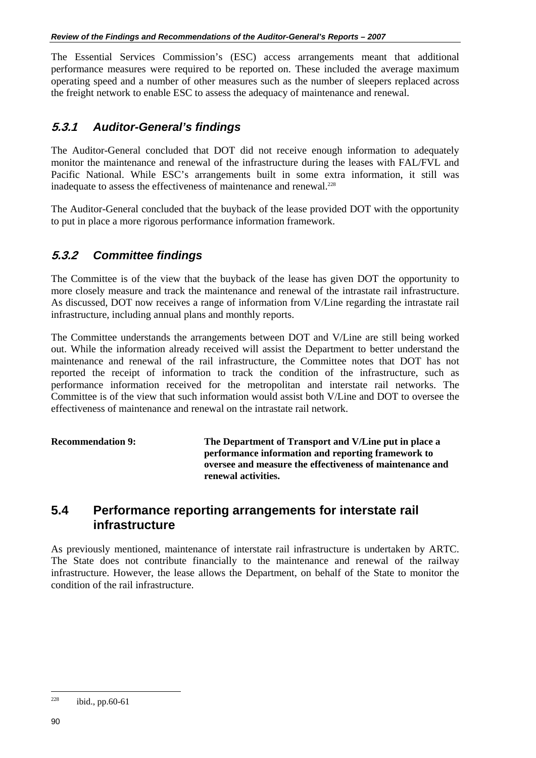The Essential Services Commission's (ESC) access arrangements meant that additional performance measures were required to be reported on. These included the average maximum operating speed and a number of other measures such as the number of sleepers replaced across the freight network to enable ESC to assess the adequacy of maintenance and renewal.

### 5.3.1 Auditor-General's findings

The Auditor-General concluded that DOT did not receive enough information to adequately monitor the maintenance and renewal of the infrastructure during the leases with FAL/FVL and Pacific National. While ESC's arrangements built in some extra information, it still was inadequate to assess the effectiveness of maintenance and renewal.[228]

The Auditor-General concluded that the buyback of the lease provided DOT with the opportunity to put in place a more rigorous performance information framework.

### 5.3.2 Committee findings

The Committee is of the view that the buyback of the lease has given DOT the opportunity to more closely measure and track the maintenance and renewal of the intrastate rail infrastructure. As discussed, DOT now receives a range of information from V/Line regarding the intrastate rail infrastructure, including annual plans and monthly reports.

The Committee understands the arrangements between DOT and V/Line are still being worked out. While the information already received will assist the Department to better understand the maintenance and renewal of the rail infrastructure, the Committee notes that DOT has not reported the receipt of information to track the condition of the infrastructure, such as performance information received for the metropolitan and interstate rail networks. The Committee is of the view that such information would assist both V/Line and DOT to oversee the effectiveness of maintenance and renewal on the intrastate rail network.

**Recommendation 9:** **The Department of Transport and V/Line put in place a performance information and reporting framework to oversee and measure the effectiveness of maintenance and renewal activities.**

## 5.4 Performance reporting arrangements for interstate rail infrastructure

As previously mentioned, maintenance of interstate rail infrastructure is undertaken by ARTC. The State does not contribute financially to the maintenance and renewal of the railway infrastructure. However, the lease allows the Department, on behalf of the State to monitor the condition of the rail infrastructure.

---

[228] ibid., pp.60-61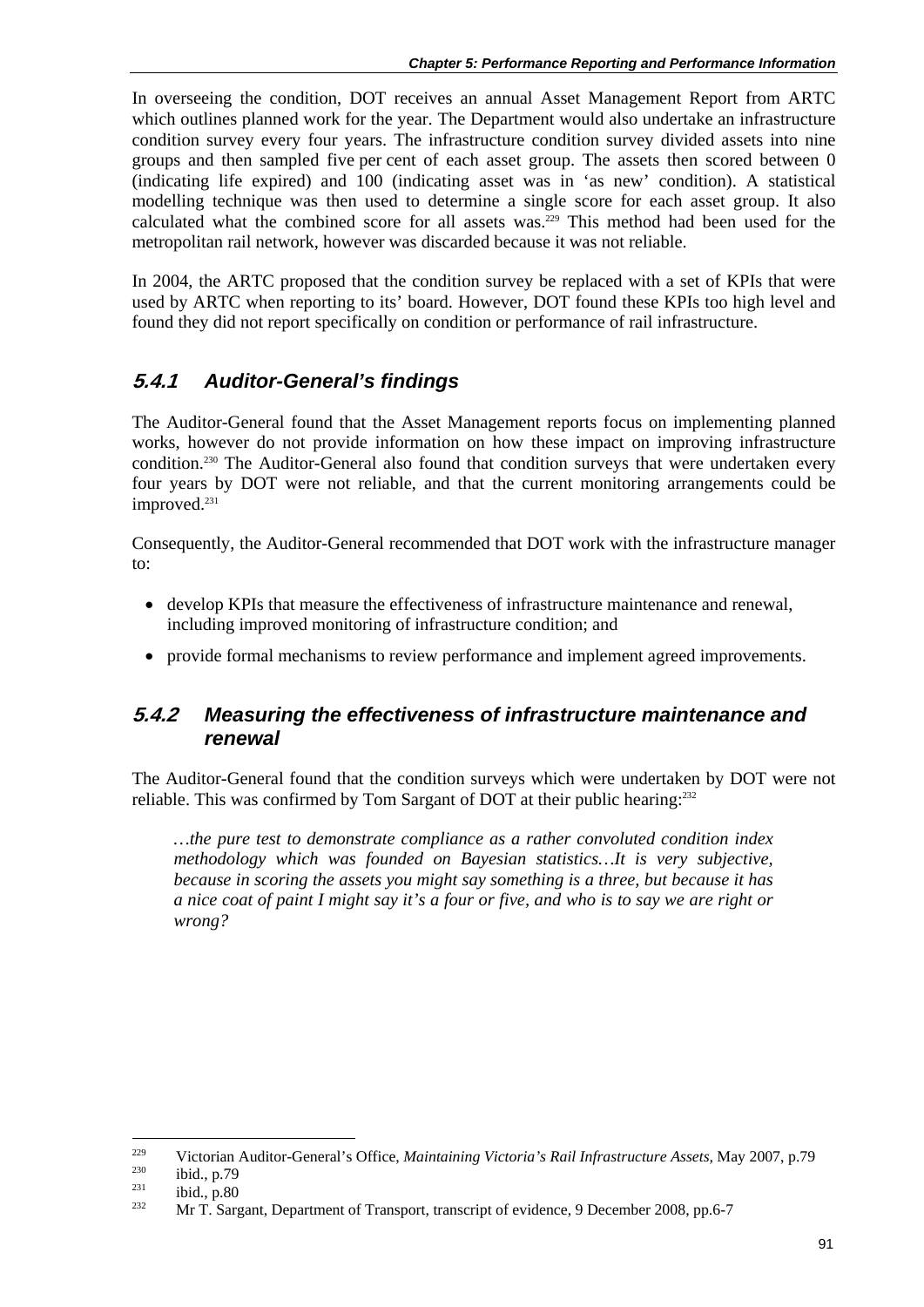In overseeing the condition, DOT receives an annual Asset Management Report from ARTC which outlines planned work for the year. The Department would also undertake an infrastructure condition survey every four years. The infrastructure condition survey divided assets into nine groups and then sampled five per cent of each asset group. The assets then scored between 0 (indicating life expired) and 100 (indicating asset was in 'as new' condition). A statistical modelling technique was then used to determine a single score for each asset group. It also calculated what the combined score for all assets was.[229] This method had been used for the metropolitan rail network, however was discarded because it was not reliable.

In 2004, the ARTC proposed that the condition survey be replaced with a set of KPIs that were used by ARTC when reporting to its' board. However, DOT found these KPIs too high level and found they did not report specifically on condition or performance of rail infrastructure.

### 5.4.1 Auditor-General's findings

The Auditor-General found that the Asset Management reports focus on implementing planned works, however do not provide information on how these impact on improving infrastructure condition.[230] The Auditor-General also found that condition surveys that were undertaken every four years by DOT were not reliable, and that the current monitoring arrangements could be improved.[231]

Consequently, the Auditor-General recommended that DOT work with the infrastructure manager to:

- develop KPIs that measure the effectiveness of infrastructure maintenance and renewal, including improved monitoring of infrastructure condition; and
- provide formal mechanisms to review performance and implement agreed improvements.

### 5.4.2 Measuring the effectiveness of infrastructure maintenance and renewal

The Auditor-General found that the condition surveys which were undertaken by DOT were not reliable. This was confirmed by Tom Sargant of DOT at their public hearing:[232]

> *…the pure test to demonstrate compliance as a rather convoluted condition index methodology which was founded on Bayesian statistics…It is very subjective, because in scoring the assets you might say something is a three, but because it has a nice coat of paint I might say it's a four or five, and who is to say we are right or wrong?*

---

229 Victorian Auditor-General's Office, *Maintaining Victoria's Rail Infrastructure Assets*, May 2007, p.79

230 ibid., p.79

231 ibid., p.80

232 Mr T. Sargant, Department of Transport, transcript of evidence, 9 December 2008, pp.6-7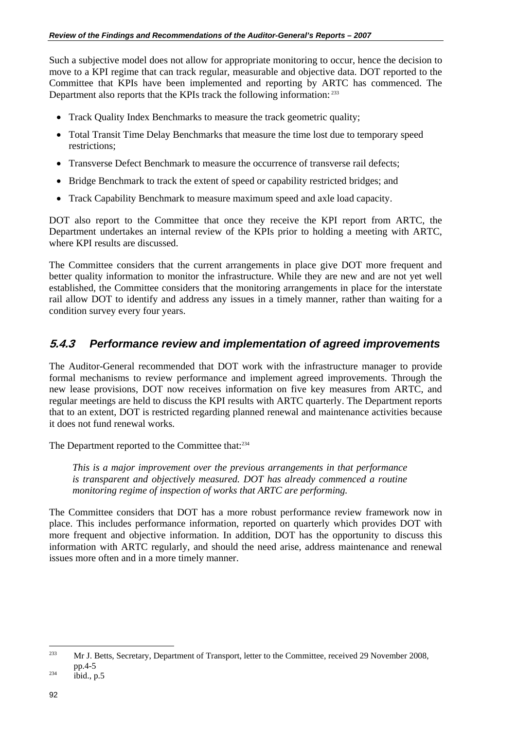Such a subjective model does not allow for appropriate monitoring to occur, hence the decision to move to a KPI regime that can track regular, measurable and objective data. DOT reported to the Committee that KPIs have been implemented and reporting by ARTC has commenced. The Department also reports that the KPIs track the following information:[233]

- Track Quality Index Benchmarks to measure the track geometric quality;
- Total Transit Time Delay Benchmarks that measure the time lost due to temporary speed restrictions;
- Transverse Defect Benchmark to measure the occurrence of transverse rail defects;
- Bridge Benchmark to track the extent of speed or capability restricted bridges; and
- Track Capability Benchmark to measure maximum speed and axle load capacity.

DOT also report to the Committee that once they receive the KPI report from ARTC, the Department undertakes an internal review of the KPIs prior to holding a meeting with ARTC, where KPI results are discussed.

The Committee considers that the current arrangements in place give DOT more frequent and better quality information to monitor the infrastructure. While they are new and are not yet well established, the Committee considers that the monitoring arrangements in place for the interstate rail allow DOT to identify and address any issues in a timely manner, rather than waiting for a condition survey every four years.

### 5.4.3 Performance review and implementation of agreed improvements

The Auditor-General recommended that DOT work with the infrastructure manager to provide formal mechanisms to review performance and implement agreed improvements. Through the new lease provisions, DOT now receives information on five key measures from ARTC, and regular meetings are held to discuss the KPI results with ARTC quarterly. The Department reports that to an extent, DOT is restricted regarding planned renewal and maintenance activities because it does not fund renewal works.

The Department reported to the Committee that:[234]

> *This is a major improvement over the previous arrangements in that performance is transparent and objectively measured. DOT has already commenced a routine monitoring regime of inspection of works that ARTC are performing.*

The Committee considers that DOT has a more robust performance review framework now in place. This includes performance information, reported on quarterly which provides DOT with more frequent and objective information. In addition, DOT has the opportunity to discuss this information with ARTC regularly, and should the need arise, address maintenance and renewal issues more often and in a more timely manner.

---

[233] Mr J. Betts, Secretary, Department of Transport, letter to the Committee, received 29 November 2008, pp.4-5

[234] ibid., p.5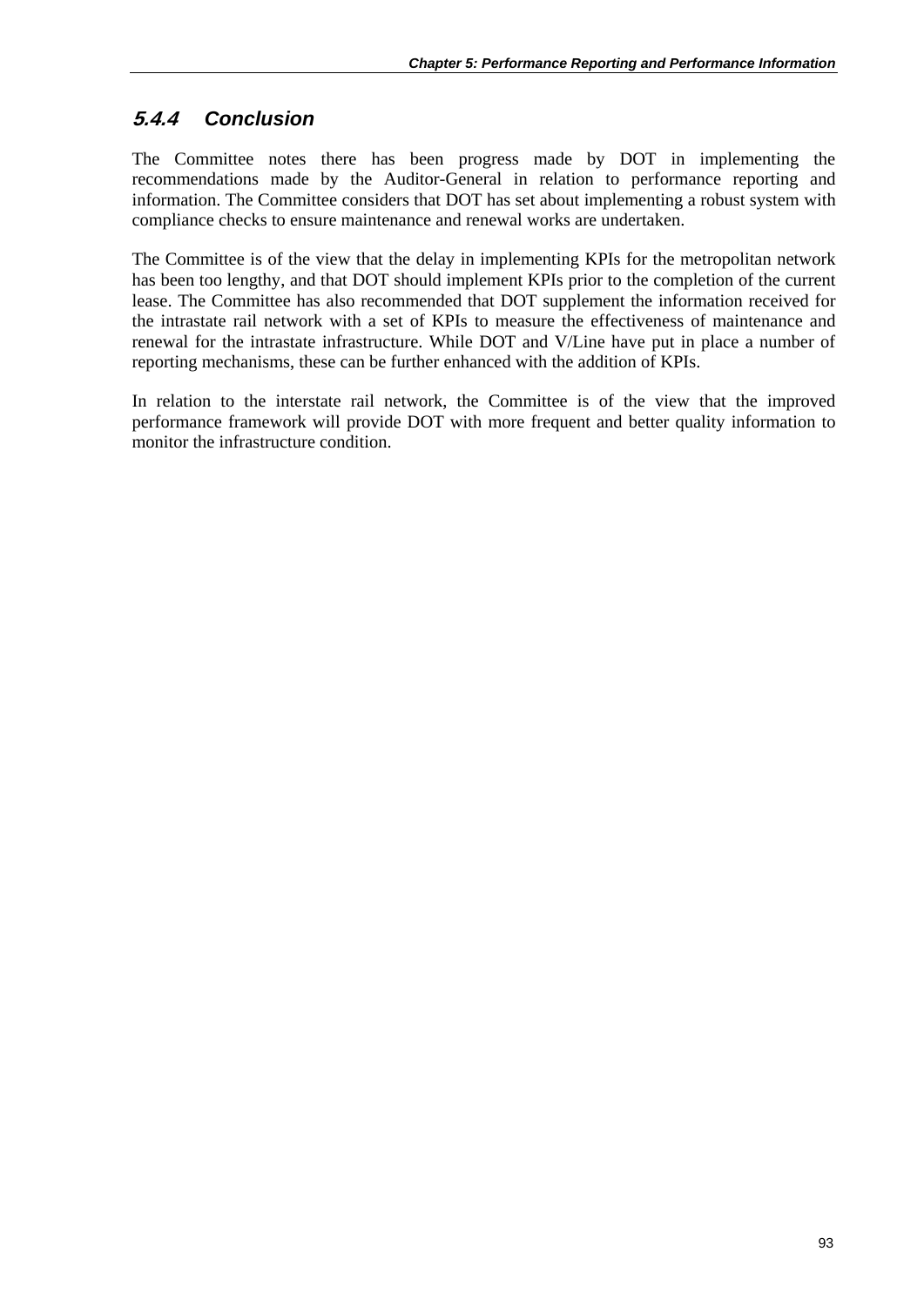### 5.4.4 Conclusion

The Committee notes there has been progress made by DOT in implementing the recommendations made by the Auditor-General in relation to performance reporting and information. The Committee considers that DOT has set about implementing a robust system with compliance checks to ensure maintenance and renewal works are undertaken.

The Committee is of the view that the delay in implementing KPIs for the metropolitan network has been too lengthy, and that DOT should implement KPIs prior to the completion of the current lease. The Committee has also recommended that DOT supplement the information received for the intrastate rail network with a set of KPIs to measure the effectiveness of maintenance and renewal for the intrastate infrastructure. While DOT and V/Line have put in place a number of reporting mechanisms, these can be further enhanced with the addition of KPIs.

In relation to the interstate rail network, the Committee is of the view that the improved performance framework will provide DOT with more frequent and better quality information to monitor the infrastructure condition.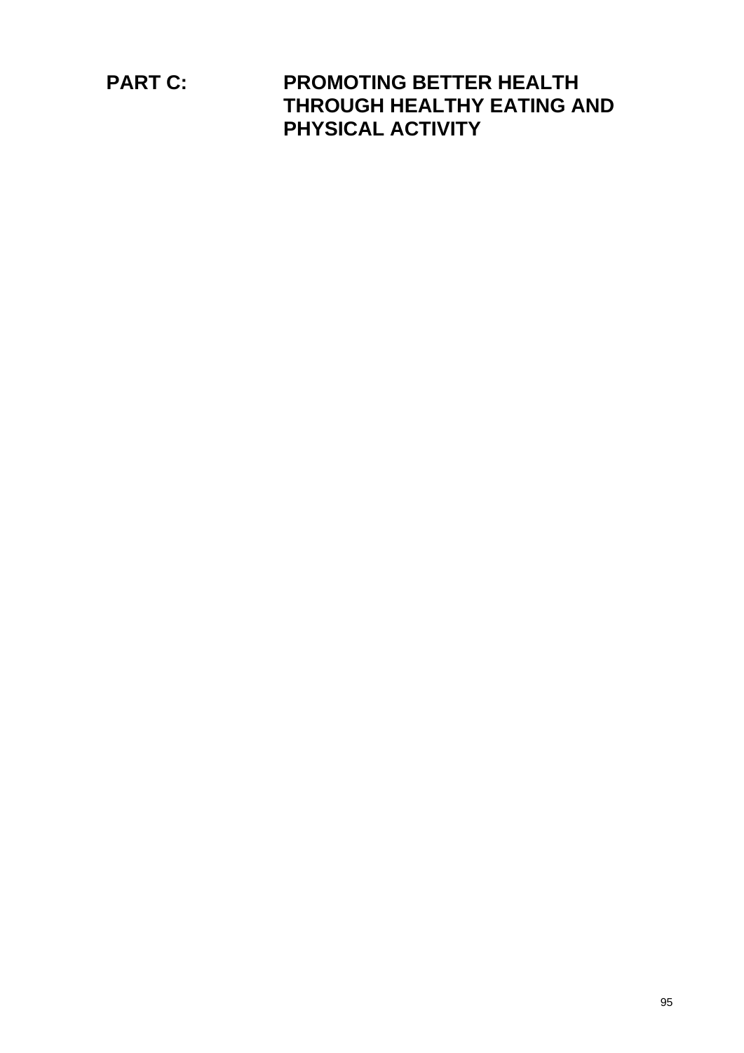# PART C: PROMOTING BETTER HEALTH THROUGH HEALTHY EATING AND PHYSICAL ACTIVITY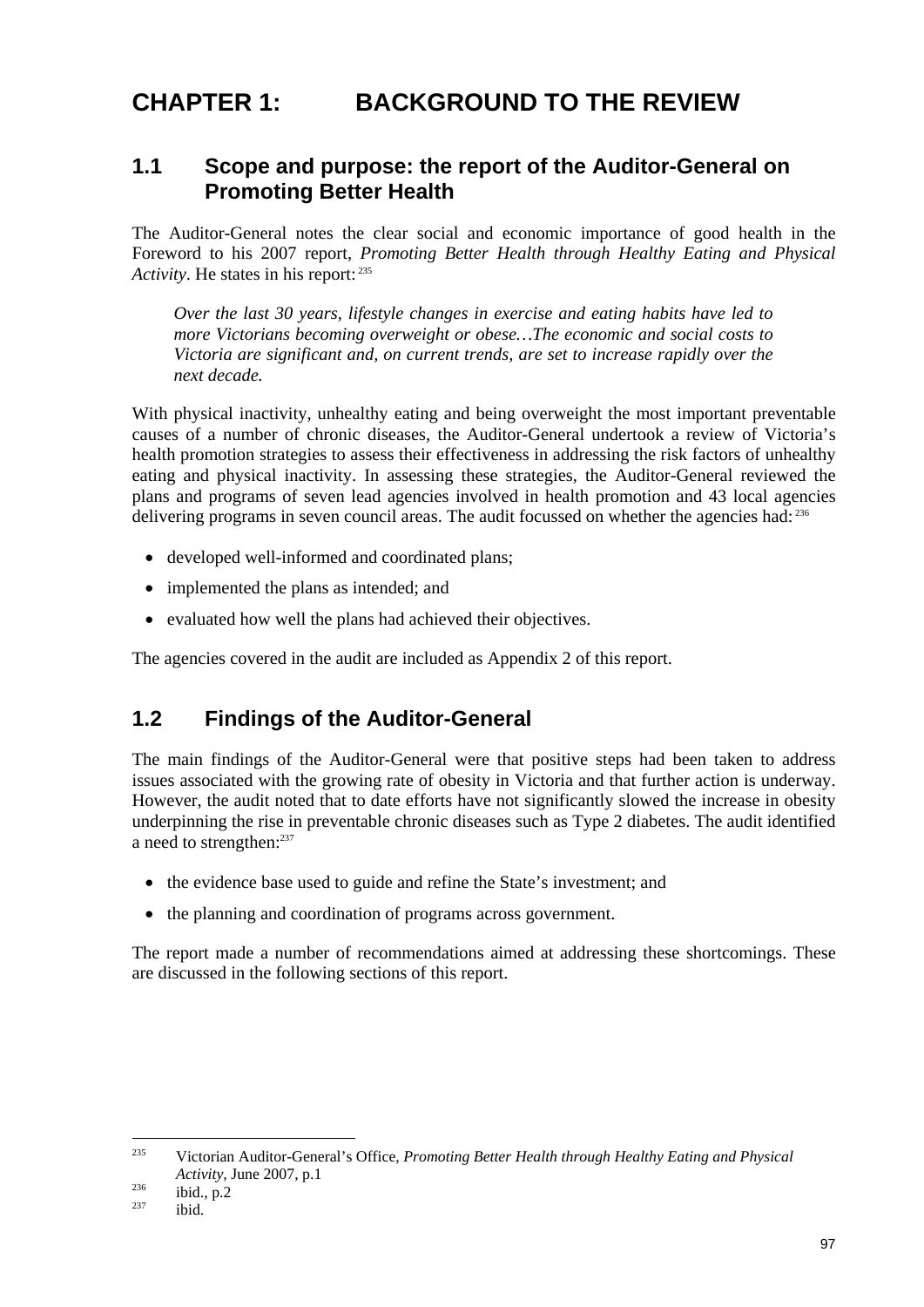# CHAPTER 1: BACKGROUND TO THE REVIEW

## 1.1 Scope and purpose: the report of the Auditor-General on Promoting Better Health

The Auditor-General notes the clear social and economic importance of good health in the Foreword to his 2007 report, *Promoting Better Health through Healthy Eating and Physical Activity*. He states in his report:[235]

> *Over the last 30 years, lifestyle changes in exercise and eating habits have led to more Victorians becoming overweight or obese…The economic and social costs to Victoria are significant and, on current trends, are set to increase rapidly over the next decade.*

With physical inactivity, unhealthy eating and being overweight the most important preventable causes of a number of chronic diseases, the Auditor-General undertook a review of Victoria's health promotion strategies to assess their effectiveness in addressing the risk factors of unhealthy eating and physical inactivity. In assessing these strategies, the Auditor-General reviewed the plans and programs of seven lead agencies involved in health promotion and 43 local agencies delivering programs in seven council areas. The audit focussed on whether the agencies had:[236]

- developed well-informed and coordinated plans;
- implemented the plans as intended; and
- evaluated how well the plans had achieved their objectives.

The agencies covered in the audit are included as Appendix 2 of this report.

## 1.2 Findings of the Auditor-General

The main findings of the Auditor-General were that positive steps had been taken to address issues associated with the growing rate of obesity in Victoria and that further action is underway. However, the audit noted that to date efforts have not significantly slowed the increase in obesity underpinning the rise in preventable chronic diseases such as Type 2 diabetes. The audit identified a need to strengthen:[237]

- the evidence base used to guide and refine the State's investment; and
- the planning and coordination of programs across government.

The report made a number of recommendations aimed at addressing these shortcomings. These are discussed in the following sections of this report.

---

[235] Victorian Auditor-General's Office, *Promoting Better Health through Healthy Eating and Physical Activity*, June 2007, p.1

[236] ibid., p.2

[237] ibid.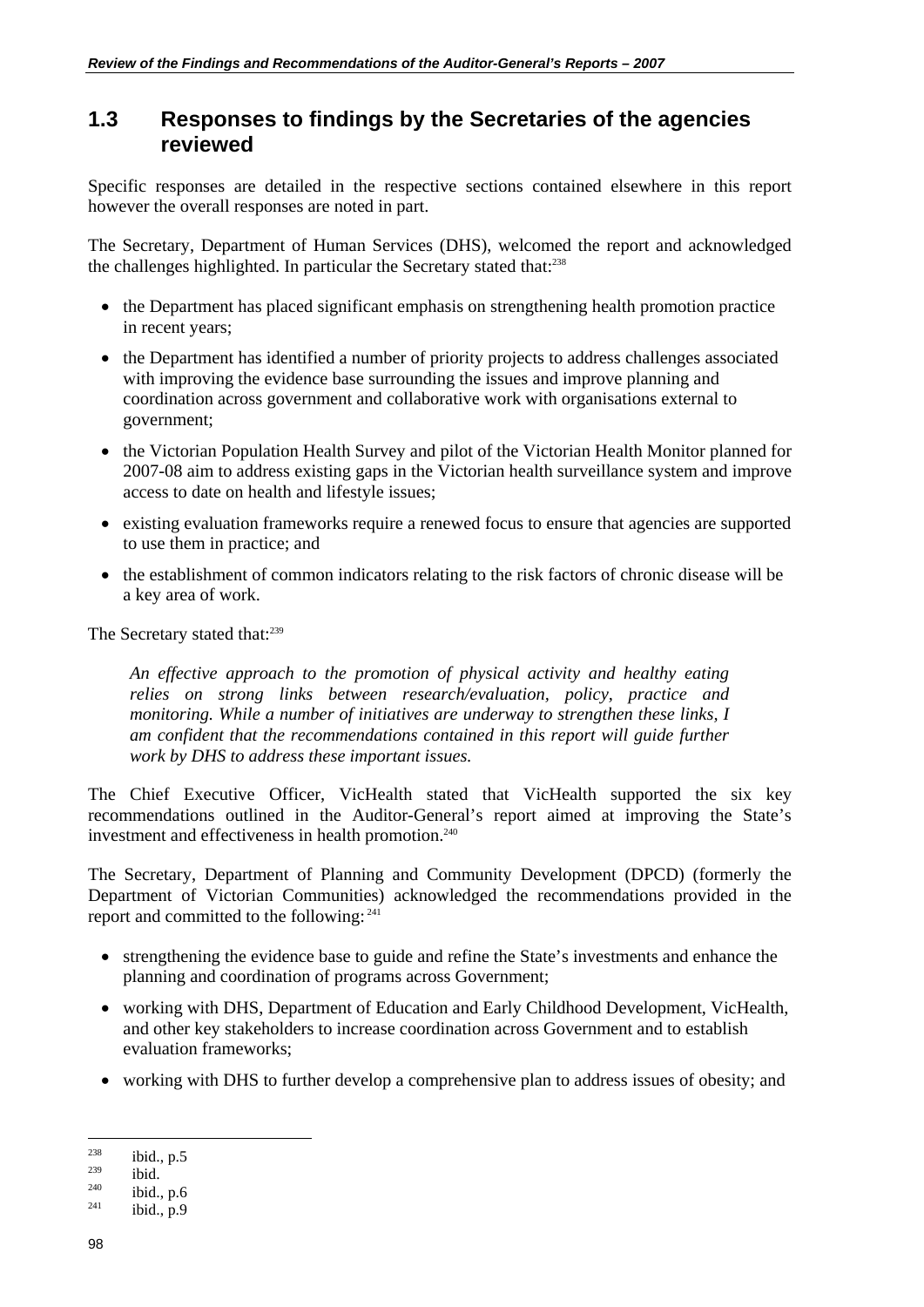## 1.3 Responses to findings by the Secretaries of the agencies reviewed

Specific responses are detailed in the respective sections contained elsewhere in this report however the overall responses are noted in part.

The Secretary, Department of Human Services (DHS), welcomed the report and acknowledged the challenges highlighted. In particular the Secretary stated that:[238]

- the Department has placed significant emphasis on strengthening health promotion practice in recent years;
- the Department has identified a number of priority projects to address challenges associated with improving the evidence base surrounding the issues and improve planning and coordination across government and collaborative work with organisations external to government;
- the Victorian Population Health Survey and pilot of the Victorian Health Monitor planned for 2007-08 aim to address existing gaps in the Victorian health surveillance system and improve access to date on health and lifestyle issues;
- existing evaluation frameworks require a renewed focus to ensure that agencies are supported to use them in practice; and
- the establishment of common indicators relating to the risk factors of chronic disease will be a key area of work.

The Secretary stated that:[239]

> *An effective approach to the promotion of physical activity and healthy eating relies on strong links between research/evaluation, policy, practice and monitoring. While a number of initiatives are underway to strengthen these links, I am confident that the recommendations contained in this report will guide further work by DHS to address these important issues.*

The Chief Executive Officer, VicHealth stated that VicHealth supported the six key recommendations outlined in the Auditor-General's report aimed at improving the State's investment and effectiveness in health promotion.[240]

The Secretary, Department of Planning and Community Development (DPCD) (formerly the Department of Victorian Communities) acknowledged the recommendations provided in the report and committed to the following:[241]

- strengthening the evidence base to guide and refine the State's investments and enhance the planning and coordination of programs across Government;
- working with DHS, Department of Education and Early Childhood Development, VicHealth, and other key stakeholders to increase coordination across Government and to establish evaluation frameworks;
- working with DHS to further develop a comprehensive plan to address issues of obesity; and

---

[238] ibid., p.5
[239] ibid.
[240] ibid., p.6
[241] ibid., p.9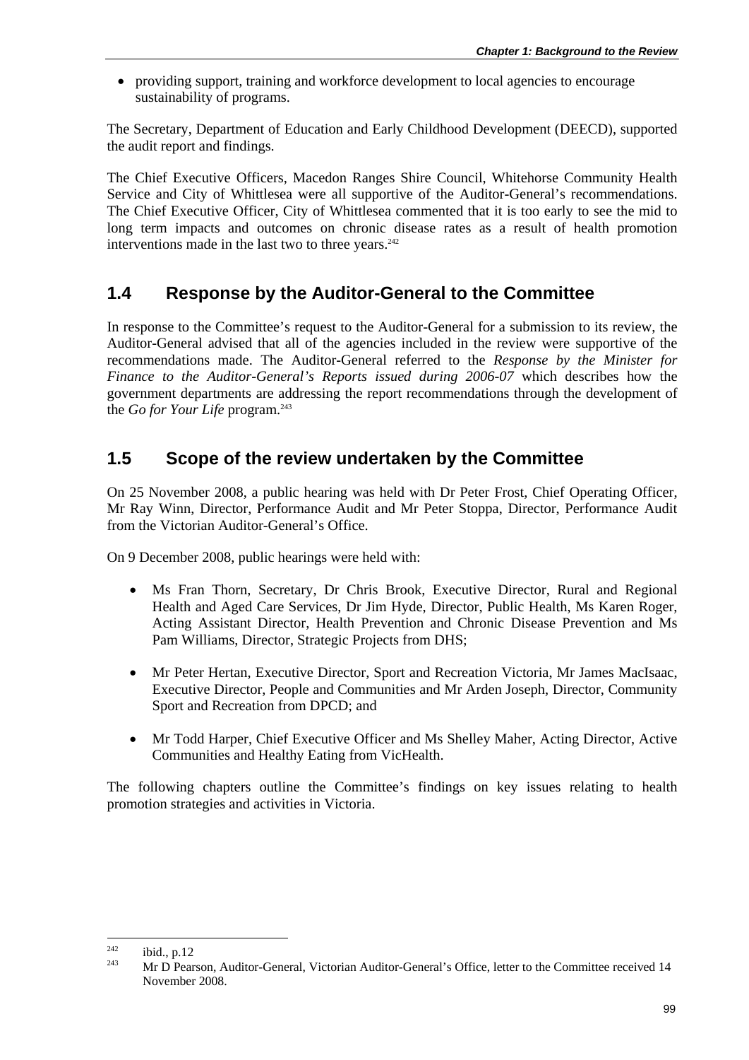- providing support, training and workforce development to local agencies to encourage sustainability of programs.

The Secretary, Department of Education and Early Childhood Development (DEECD), supported the audit report and findings.

The Chief Executive Officers, Macedon Ranges Shire Council, Whitehorse Community Health Service and City of Whittlesea were all supportive of the Auditor-General's recommendations. The Chief Executive Officer, City of Whittlesea commented that it is too early to see the mid to long term impacts and outcomes on chronic disease rates as a result of health promotion interventions made in the last two to three years.[242]

## 1.4 Response by the Auditor-General to the Committee

In response to the Committee's request to the Auditor-General for a submission to its review, the Auditor-General advised that all of the agencies included in the review were supportive of the recommendations made. The Auditor-General referred to the *Response by the Minister for Finance to the Auditor-General's Reports issued during 2006-07* which describes how the government departments are addressing the report recommendations through the development of the *Go for Your Life* program.[243]

## 1.5 Scope of the review undertaken by the Committee

On 25 November 2008, a public hearing was held with Dr Peter Frost, Chief Operating Officer, Mr Ray Winn, Director, Performance Audit and Mr Peter Stoppa, Director, Performance Audit from the Victorian Auditor-General's Office.

On 9 December 2008, public hearings were held with:

- Ms Fran Thorn, Secretary, Dr Chris Brook, Executive Director, Rural and Regional Health and Aged Care Services, Dr Jim Hyde, Director, Public Health, Ms Karen Roger, Acting Assistant Director, Health Prevention and Chronic Disease Prevention and Ms Pam Williams, Director, Strategic Projects from DHS;

- Mr Peter Hertan, Executive Director, Sport and Recreation Victoria, Mr James MacIsaac, Executive Director, People and Communities and Mr Arden Joseph, Director, Community Sport and Recreation from DPCD; and

- Mr Todd Harper, Chief Executive Officer and Ms Shelley Maher, Acting Director, Active Communities and Healthy Eating from VicHealth.

The following chapters outline the Committee's findings on key issues relating to health promotion strategies and activities in Victoria.

---

[242] ibid., p.12

[243] Mr D Pearson, Auditor-General, Victorian Auditor-General's Office, letter to the Committee received 14 November 2008.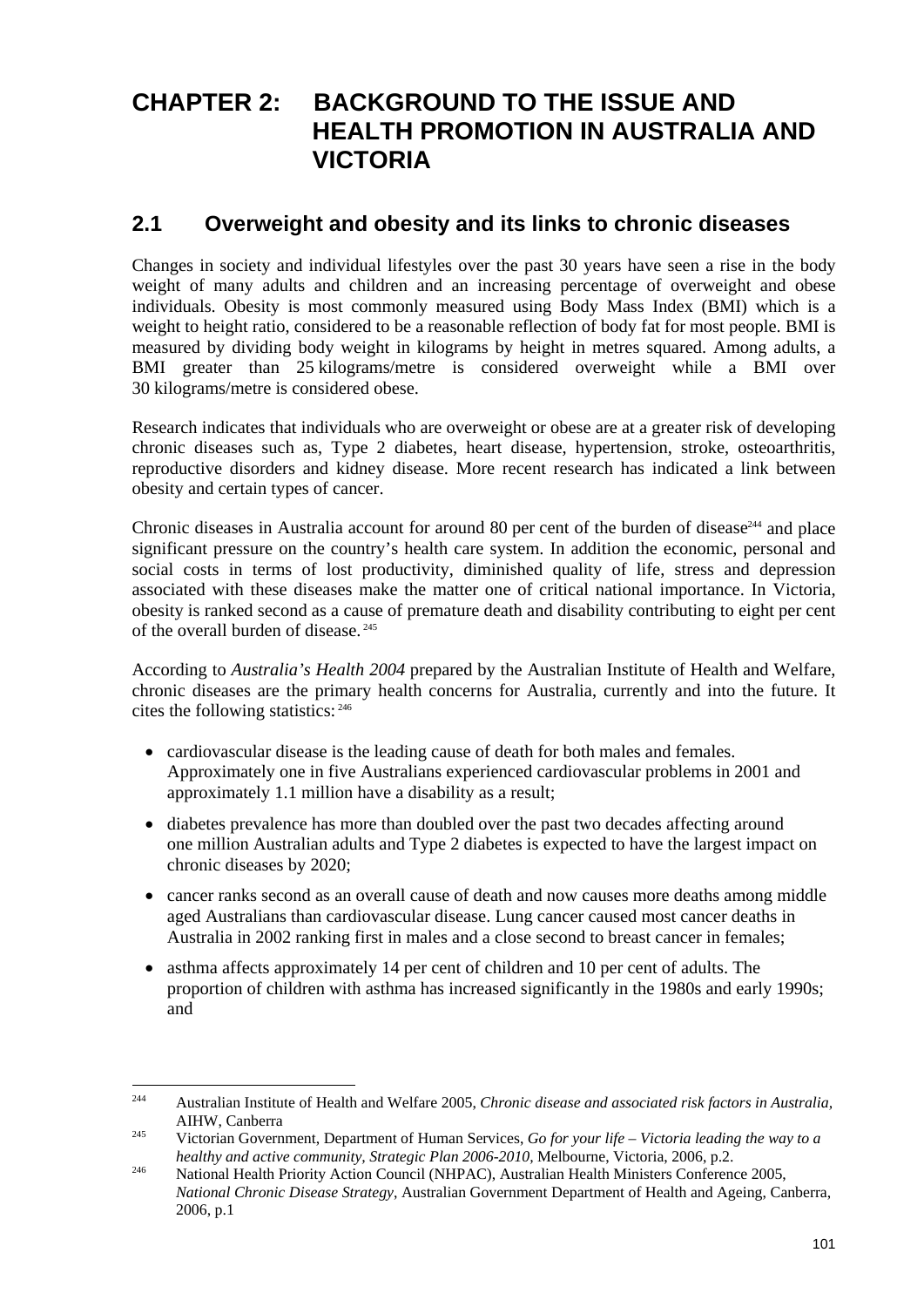# CHAPTER 2: BACKGROUND TO THE ISSUE AND HEALTH PROMOTION IN AUSTRALIA AND VICTORIA

## 2.1 Overweight and obesity and its links to chronic diseases

Changes in society and individual lifestyles over the past 30 years have seen a rise in the body weight of many adults and children and an increasing percentage of overweight and obese individuals. Obesity is most commonly measured using Body Mass Index (BMI) which is a weight to height ratio, considered to be a reasonable reflection of body fat for most people. BMI is measured by dividing body weight in kilograms by height in metres squared. Among adults, a BMI greater than 25 kilograms/metre is considered overweight while a BMI over 30 kilograms/metre is considered obese.

Research indicates that individuals who are overweight or obese are at a greater risk of developing chronic diseases such as, Type 2 diabetes, heart disease, hypertension, stroke, osteoarthritis, reproductive disorders and kidney disease. More recent research has indicated a link between obesity and certain types of cancer.

Chronic diseases in Australia account for around 80 per cent of the burden of disease[244] and place significant pressure on the country's health care system. In addition the economic, personal and social costs in terms of lost productivity, diminished quality of life, stress and depression associated with these diseases make the matter one of critical national importance. In Victoria, obesity is ranked second as a cause of premature death and disability contributing to eight per cent of the overall burden of disease.[245]

According to *Australia's Health 2004* prepared by the Australian Institute of Health and Welfare, chronic diseases are the primary health concerns for Australia, currently and into the future. It cites the following statistics:[246]

- cardiovascular disease is the leading cause of death for both males and females. Approximately one in five Australians experienced cardiovascular problems in 2001 and approximately 1.1 million have a disability as a result;
- diabetes prevalence has more than doubled over the past two decades affecting around one million Australian adults and Type 2 diabetes is expected to have the largest impact on chronic diseases by 2020;
- cancer ranks second as an overall cause of death and now causes more deaths among middle aged Australians than cardiovascular disease. Lung cancer caused most cancer deaths in Australia in 2002 ranking first in males and a close second to breast cancer in females;
- asthma affects approximately 14 per cent of children and 10 per cent of adults. The proportion of children with asthma has increased significantly in the 1980s and early 1990s; and

---

[244] Australian Institute of Health and Welfare 2005, *Chronic disease and associated risk factors in Australia*, AIHW, Canberra

[245] Victorian Government, Department of Human Services, *Go for your life – Victoria leading the way to a healthy and active community, Strategic Plan 2006-2010*, Melbourne, Victoria, 2006, p.2.

[246] National Health Priority Action Council (NHPAC), Australian Health Ministers Conference 2005, *National Chronic Disease Strategy*, Australian Government Department of Health and Ageing, Canberra, 2006, p.1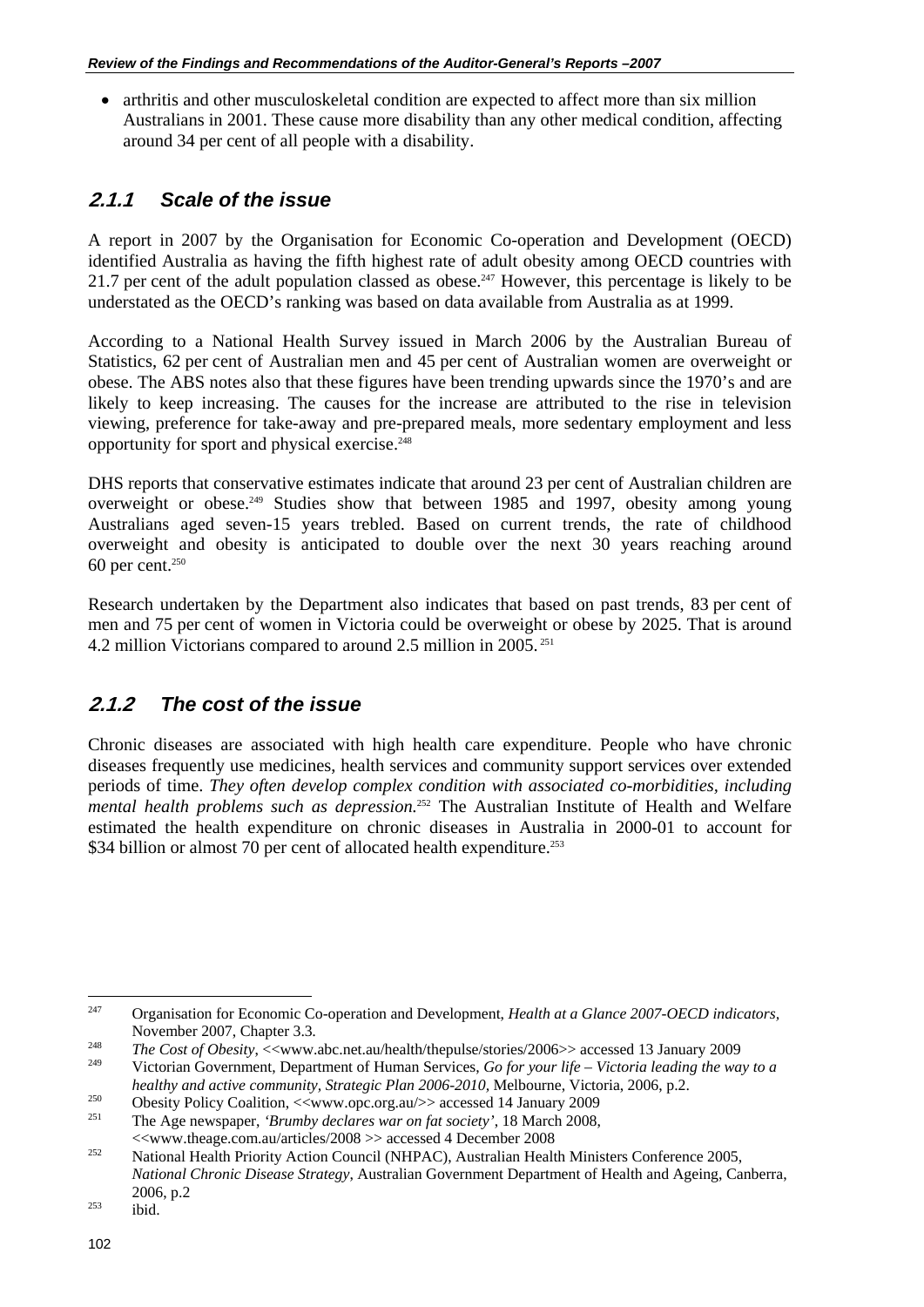- arthritis and other musculoskeletal condition are expected to affect more than six million Australians in 2001. These cause more disability than any other medical condition, affecting around 34 per cent of all people with a disability.

### 2.1.1 Scale of the issue

A report in 2007 by the Organisation for Economic Co-operation and Development (OECD) identified Australia as having the fifth highest rate of adult obesity among OECD countries with 21.7 per cent of the adult population classed as obese.[247] However, this percentage is likely to be understated as the OECD's ranking was based on data available from Australia as at 1999.

According to a National Health Survey issued in March 2006 by the Australian Bureau of Statistics, 62 per cent of Australian men and 45 per cent of Australian women are overweight or obese. The ABS notes also that these figures have been trending upwards since the 1970's and are likely to keep increasing. The causes for the increase are attributed to the rise in television viewing, preference for take-away and pre-prepared meals, more sedentary employment and less opportunity for sport and physical exercise.[248]

DHS reports that conservative estimates indicate that around 23 per cent of Australian children are overweight or obese.[249] Studies show that between 1985 and 1997, obesity among young Australians aged seven-15 years trebled. Based on current trends, the rate of childhood overweight and obesity is anticipated to double over the next 30 years reaching around 60 per cent.[250]

Research undertaken by the Department also indicates that based on past trends, 83 per cent of men and 75 per cent of women in Victoria could be overweight or obese by 2025. That is around 4.2 million Victorians compared to around 2.5 million in 2005.[251]

### 2.1.2 The cost of the issue

Chronic diseases are associated with high health care expenditure. People who have chronic diseases frequently use medicines, health services and community support services over extended periods of time. *They often develop complex condition with associated co-morbidities, including mental health problems such as depression.*[252] The Australian Institute of Health and Welfare estimated the health expenditure on chronic diseases in Australia in 2000-01 to account for $34 billion or almost 70 per cent of allocated health expenditure.[253]

---

[247] Organisation for Economic Co-operation and Development, *Health at a Glance 2007-OECD indicators*, November 2007, Chapter 3.3.

[248] *The Cost of Obesity*, <<www.abc.net.au/health/thepulse/stories/2006>> accessed 13 January 2009

[249] Victorian Government, Department of Human Services, *Go for your life – Victoria leading the way to a healthy and active community, Strategic Plan 2006-2010*, Melbourne, Victoria, 2006, p.2.

[250] Obesity Policy Coalition, <<www.opc.org.au/>> accessed 14 January 2009

[251] The Age newspaper, *'Brumby declares war on fat society'*, 18 March 2008, <<www.theage.com.au/articles/2008 >> accessed 4 December 2008

[252] National Health Priority Action Council (NHPAC), Australian Health Ministers Conference 2005, *National Chronic Disease Strategy*, Australian Government Department of Health and Ageing, Canberra, 2006, p.2

[253] ibid.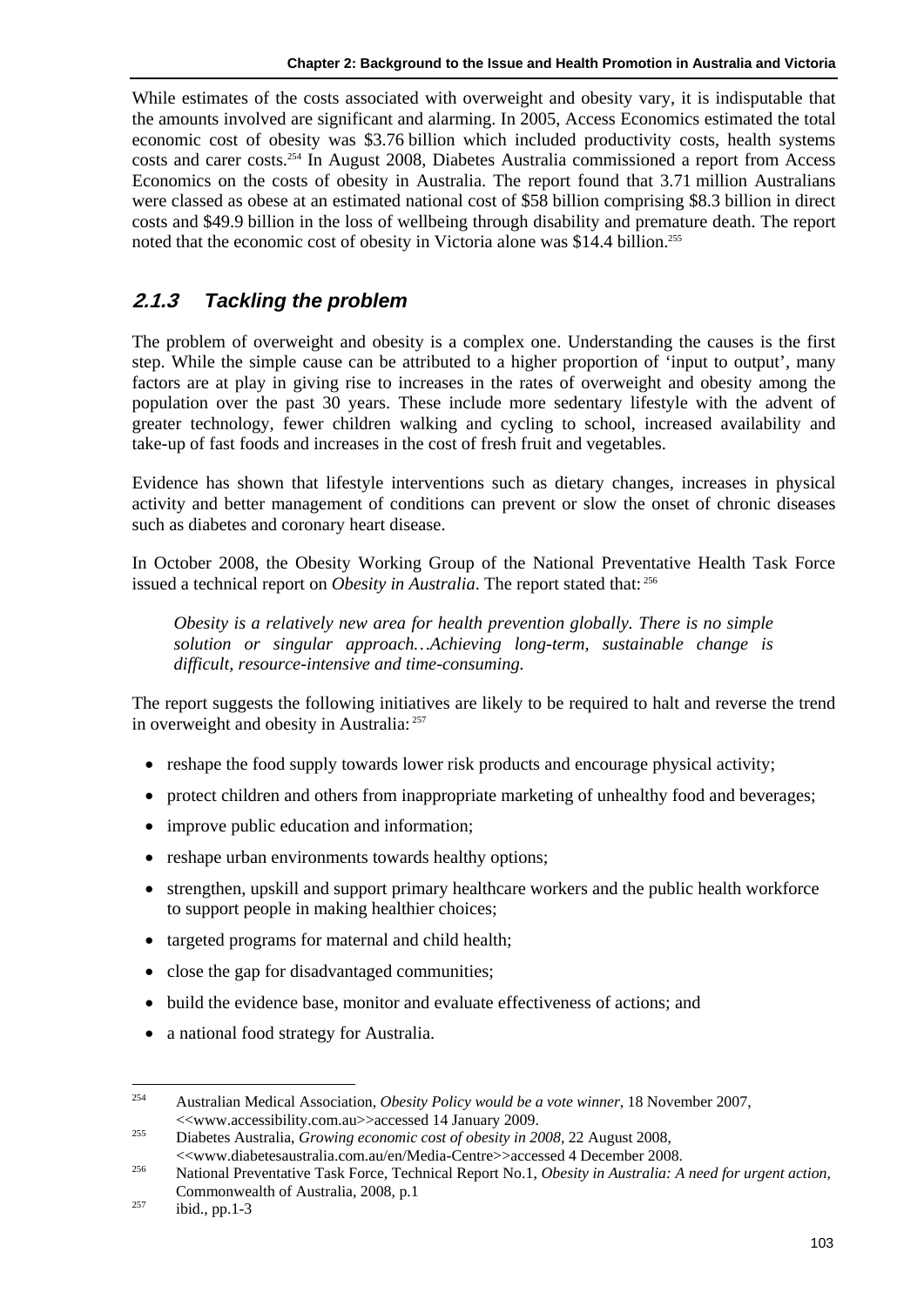While estimates of the costs associated with overweight and obesity vary, it is indisputable that the amounts involved are significant and alarming. In 2005, Access Economics estimated the total economic cost of obesity was $3.76 billion which included productivity costs, health systems costs and carer costs.[254] In August 2008, Diabetes Australia commissioned a report from Access Economics on the costs of obesity in Australia. The report found that 3.71 million Australians were classed as obese at an estimated national cost of $58 billion comprising $8.3 billion in direct costs and $49.9 billion in the loss of wellbeing through disability and premature death. The report noted that the economic cost of obesity in Victoria alone was $14.4 billion.[255]

### 2.1.3 Tackling the problem

The problem of overweight and obesity is a complex one. Understanding the causes is the first step. While the simple cause can be attributed to a higher proportion of 'input to output', many factors are at play in giving rise to increases in the rates of overweight and obesity among the population over the past 30 years. These include more sedentary lifestyle with the advent of greater technology, fewer children walking and cycling to school, increased availability and take-up of fast foods and increases in the cost of fresh fruit and vegetables.

Evidence has shown that lifestyle interventions such as dietary changes, increases in physical activity and better management of conditions can prevent or slow the onset of chronic diseases such as diabetes and coronary heart disease.

In October 2008, the Obesity Working Group of the National Preventative Health Task Force issued a technical report on *Obesity in Australia*. The report stated that:[256]

> *Obesity is a relatively new area for health prevention globally. There is no simple solution or singular approach…Achieving long-term, sustainable change is difficult, resource-intensive and time-consuming.*

The report suggests the following initiatives are likely to be required to halt and reverse the trend in overweight and obesity in Australia:[257]

- reshape the food supply towards lower risk products and encourage physical activity;
- protect children and others from inappropriate marketing of unhealthy food and beverages;
- improve public education and information;
- reshape urban environments towards healthy options;
- strengthen, upskill and support primary healthcare workers and the public health workforce to support people in making healthier choices;
- targeted programs for maternal and child health;
- close the gap for disadvantaged communities;
- build the evidence base, monitor and evaluate effectiveness of actions; and
- a national food strategy for Australia.

---

[254] Australian Medical Association, *Obesity Policy would be a vote winner*, 18 November 2007, <<www.accessibility.com.au>>accessed 14 January 2009.

[255] Diabetes Australia, *Growing economic cost of obesity in 2008*, 22 August 2008, <<www.diabetesaustralia.com.au/en/Media-Centre>>accessed 4 December 2008.

[256] National Preventative Task Force, Technical Report No.1, *Obesity in Australia: A need for urgent action*, Commonwealth of Australia, 2008, p.1

[257] ibid., pp.1-3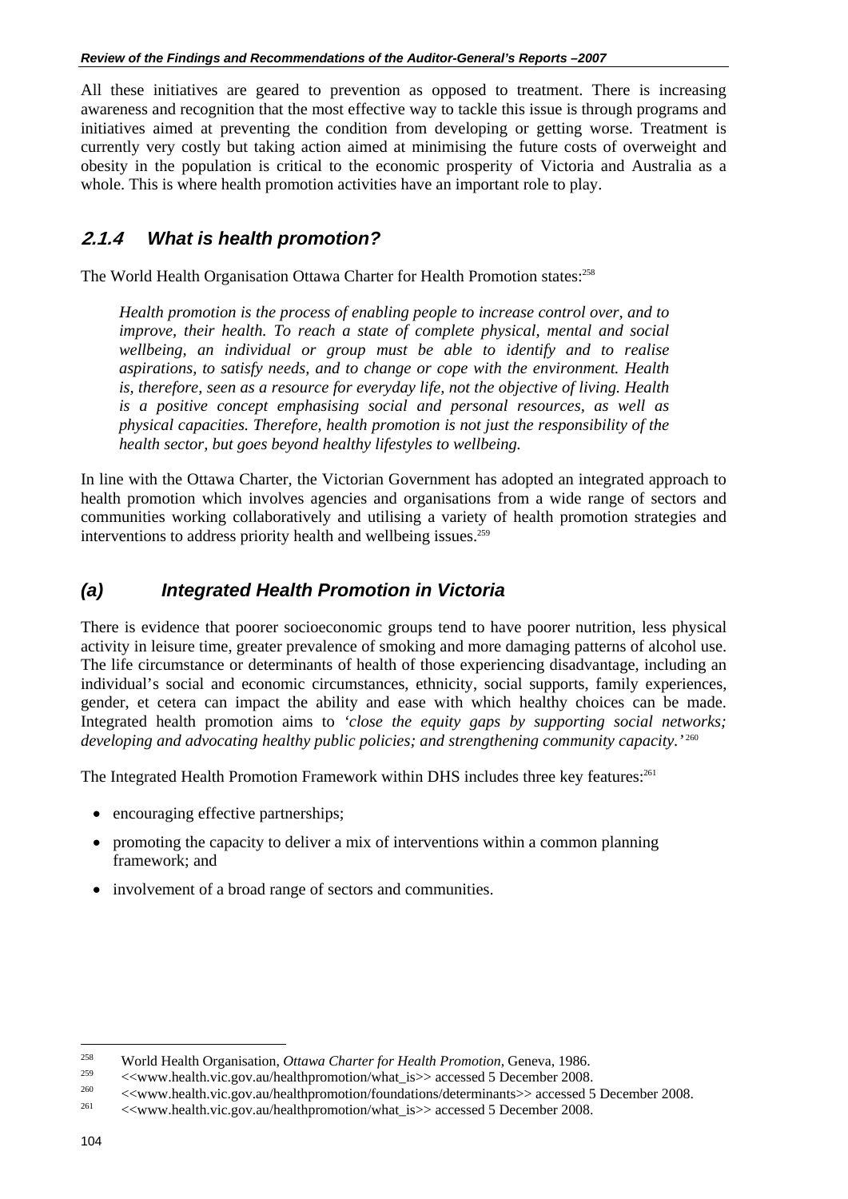All these initiatives are geared to prevention as opposed to treatment. There is increasing awareness and recognition that the most effective way to tackle this issue is through programs and initiatives aimed at preventing the condition from developing or getting worse. Treatment is currently very costly but taking action aimed at minimising the future costs of overweight and obesity in the population is critical to the economic prosperity of Victoria and Australia as a whole. This is where health promotion activities have an important role to play.

### *2.1.4 What is health promotion?*

The World Health Organisation Ottawa Charter for Health Promotion states:[258]

> *Health promotion is the process of enabling people to increase control over, and to improve, their health. To reach a state of complete physical, mental and social wellbeing, an individual or group must be able to identify and to realise aspirations, to satisfy needs, and to change or cope with the environment. Health is, therefore, seen as a resource for everyday life, not the objective of living. Health is a positive concept emphasising social and personal resources, as well as physical capacities. Therefore, health promotion is not just the responsibility of the health sector, but goes beyond healthy lifestyles to wellbeing.*

In line with the Ottawa Charter, the Victorian Government has adopted an integrated approach to health promotion which involves agencies and organisations from a wide range of sectors and communities working collaboratively and utilising a variety of health promotion strategies and interventions to address priority health and wellbeing issues.[259]

### *(a) Integrated Health Promotion in Victoria*

There is evidence that poorer socioeconomic groups tend to have poorer nutrition, less physical activity in leisure time, greater prevalence of smoking and more damaging patterns of alcohol use. The life circumstance or determinants of health of those experiencing disadvantage, including an individual's social and economic circumstances, ethnicity, social supports, family experiences, gender, et cetera can impact the ability and ease with which healthy choices can be made. Integrated health promotion aims to *'close the equity gaps by supporting social networks; developing and advocating healthy public policies; and strengthening community capacity.'*[260]

The Integrated Health Promotion Framework within DHS includes three key features:[261]

- encouraging effective partnerships;
- promoting the capacity to deliver a mix of interventions within a common planning framework; and
- involvement of a broad range of sectors and communities.

---

[258] World Health Organisation, *Ottawa Charter for Health Promotion,* Geneva, 1986.

[259] <<www.health.vic.gov.au/healthpromotion/what_is>> accessed 5 December 2008.

[260] <<www.health.vic.gov.au/healthpromotion/foundations/determinants>> accessed 5 December 2008.

[261] <<www.health.vic.gov.au/healthpromotion/what_is>> accessed 5 December 2008.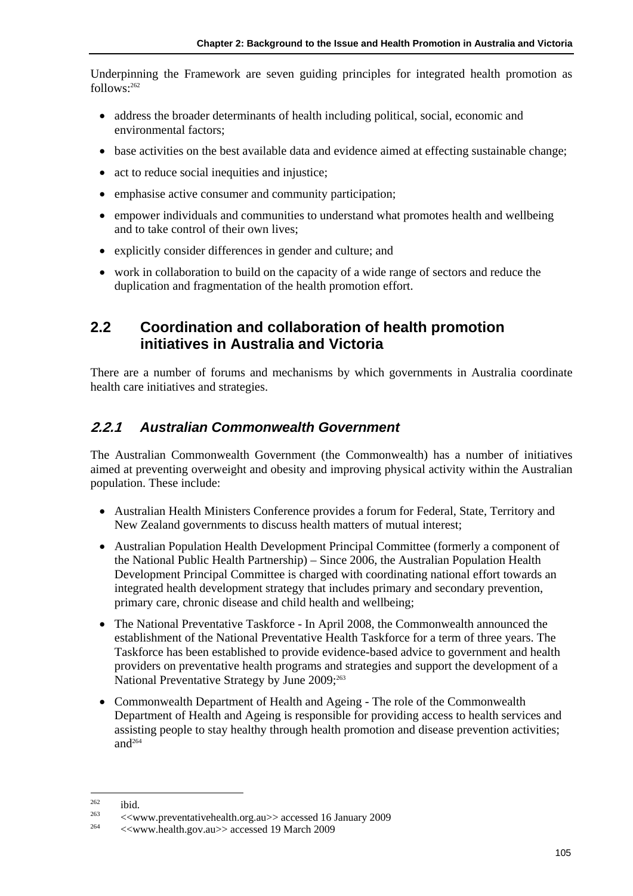Underpinning the Framework are seven guiding principles for integrated health promotion as follows:[262]

- address the broader determinants of health including political, social, economic and environmental factors;
- base activities on the best available data and evidence aimed at effecting sustainable change;
- act to reduce social inequities and injustice;
- emphasise active consumer and community participation;
- empower individuals and communities to understand what promotes health and wellbeing and to take control of their own lives;
- explicitly consider differences in gender and culture; and
- work in collaboration to build on the capacity of a wide range of sectors and reduce the duplication and fragmentation of the health promotion effort.

## 2.2 Coordination and collaboration of health promotion initiatives in Australia and Victoria

There are a number of forums and mechanisms by which governments in Australia coordinate health care initiatives and strategies.

### *2.2.1 Australian Commonwealth Government*

The Australian Commonwealth Government (the Commonwealth) has a number of initiatives aimed at preventing overweight and obesity and improving physical activity within the Australian population. These include:

- Australian Health Ministers Conference provides a forum for Federal, State, Territory and New Zealand governments to discuss health matters of mutual interest;
- Australian Population Health Development Principal Committee (formerly a component of the National Public Health Partnership) – Since 2006, the Australian Population Health Development Principal Committee is charged with coordinating national effort towards an integrated health development strategy that includes primary and secondary prevention, primary care, chronic disease and child health and wellbeing;
- The National Preventative Taskforce - In April 2008, the Commonwealth announced the establishment of the National Preventative Health Taskforce for a term of three years. The Taskforce has been established to provide evidence-based advice to government and health providers on preventative health programs and strategies and support the development of a National Preventative Strategy by June 2009;[263]
- Commonwealth Department of Health and Ageing - The role of the Commonwealth Department of Health and Ageing is responsible for providing access to health services and assisting people to stay healthy through health promotion and disease prevention activities; and[264]

---

[262] ibid.

[263] <<www.preventativehealth.org.au>> accessed 16 January 2009

[264] <<www.health.gov.au>> accessed 19 March 2009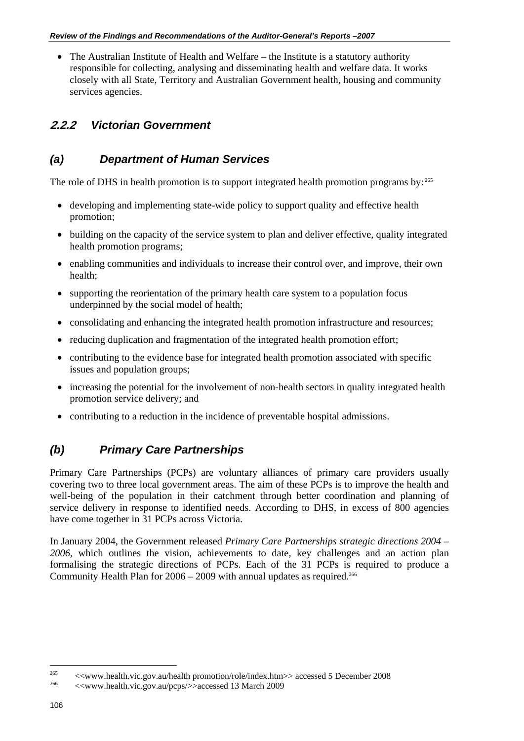- The Australian Institute of Health and Welfare – the Institute is a statutory authority responsible for collecting, analysing and disseminating health and welfare data. It works closely with all State, Territory and Australian Government health, housing and community services agencies.

### 2.2.2 Victorian Government

### (a) Department of Human Services

The role of DHS in health promotion is to support integrated health promotion programs by:[265]

- developing and implementing state-wide policy to support quality and effective health promotion;
- building on the capacity of the service system to plan and deliver effective, quality integrated health promotion programs;
- enabling communities and individuals to increase their control over, and improve, their own health;
- supporting the reorientation of the primary health care system to a population focus underpinned by the social model of health;
- consolidating and enhancing the integrated health promotion infrastructure and resources;
- reducing duplication and fragmentation of the integrated health promotion effort;
- contributing to the evidence base for integrated health promotion associated with specific issues and population groups;
- increasing the potential for the involvement of non-health sectors in quality integrated health promotion service delivery; and
- contributing to a reduction in the incidence of preventable hospital admissions.

### (b) Primary Care Partnerships

Primary Care Partnerships (PCPs) are voluntary alliances of primary care providers usually covering two to three local government areas. The aim of these PCPs is to improve the health and well-being of the population in their catchment through better coordination and planning of service delivery in response to identified needs. According to DHS, in excess of 800 agencies have come together in 31 PCPs across Victoria.

In January 2004, the Government released *Primary Care Partnerships strategic directions 2004 – 2006*, which outlines the vision, achievements to date, key challenges and an action plan formalising the strategic directions of PCPs. Each of the 31 PCPs is required to produce a Community Health Plan for 2006 – 2009 with annual updates as required.[266]

---

[265] <<www.health.vic.gov.au/health promotion/role/index.htm>> accessed 5 December 2008

[266] <<www.health.vic.gov.au/pcps/>>accessed 13 March 2009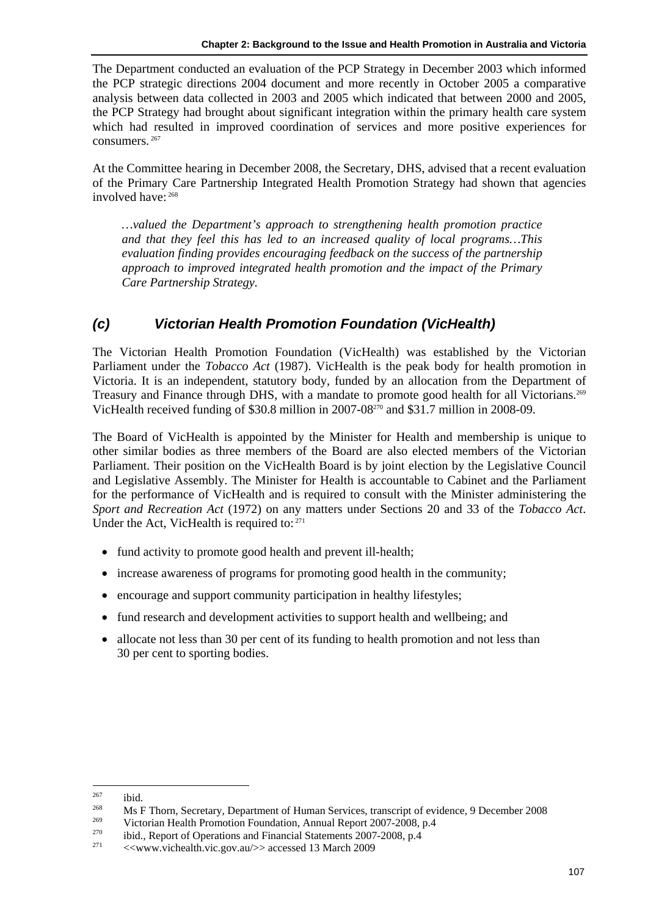The Department conducted an evaluation of the PCP Strategy in December 2003 which informed the PCP strategic directions 2004 document and more recently in October 2005 a comparative analysis between data collected in 2003 and 2005 which indicated that between 2000 and 2005, the PCP Strategy had brought about significant integration within the primary health care system which had resulted in improved coordination of services and more positive experiences for consumers.[267]

At the Committee hearing in December 2008, the Secretary, DHS, advised that a recent evaluation of the Primary Care Partnership Integrated Health Promotion Strategy had shown that agencies involved have:[268]

> *…valued the Department's approach to strengthening health promotion practice and that they feel this has led to an increased quality of local programs…This evaluation finding provides encouraging feedback on the success of the partnership approach to improved integrated health promotion and the impact of the Primary Care Partnership Strategy.*

### *(c) Victorian Health Promotion Foundation (VicHealth)*

The Victorian Health Promotion Foundation (VicHealth) was established by the Victorian Parliament under the *Tobacco Act* (1987). VicHealth is the peak body for health promotion in Victoria. It is an independent, statutory body, funded by an allocation from the Department of Treasury and Finance through DHS, with a mandate to promote good health for all Victorians.[269] VicHealth received funding of $30.8 million in 2007-08[270] and $31.7 million in 2008-09.

The Board of VicHealth is appointed by the Minister for Health and membership is unique to other similar bodies as three members of the Board are also elected members of the Victorian Parliament. Their position on the VicHealth Board is by joint election by the Legislative Council and Legislative Assembly. The Minister for Health is accountable to Cabinet and the Parliament for the performance of VicHealth and is required to consult with the Minister administering the *Sport and Recreation Act* (1972) on any matters under Sections 20 and 33 of the *Tobacco Act*. Under the Act, VicHealth is required to:[271]

- fund activity to promote good health and prevent ill-health;
- increase awareness of programs for promoting good health in the community;
- encourage and support community participation in healthy lifestyles;
- fund research and development activities to support health and wellbeing; and
- allocate not less than 30 per cent of its funding to health promotion and not less than 30 per cent to sporting bodies.

---

[267] ibid.

[268] Ms F Thorn, Secretary, Department of Human Services, transcript of evidence, 9 December 2008

[269] Victorian Health Promotion Foundation, Annual Report 2007-2008, p.4

[270] ibid., Report of Operations and Financial Statements 2007-2008, p.4

[271] <<www.vichealth.vic.gov.au/>> accessed 13 March 2009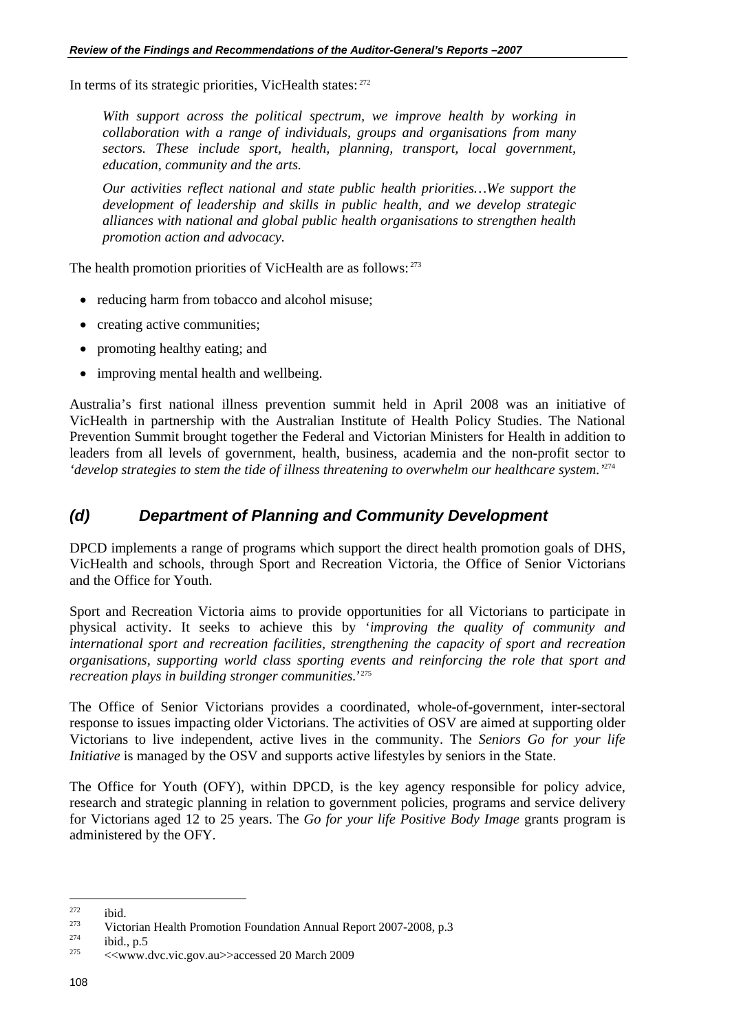In terms of its strategic priorities, VicHealth states:[272]

> *With support across the political spectrum, we improve health by working in collaboration with a range of individuals, groups and organisations from many sectors. These include sport, health, planning, transport, local government, education, community and the arts.*
>
> *Our activities reflect national and state public health priorities…We support the development of leadership and skills in public health, and we develop strategic alliances with national and global public health organisations to strengthen health promotion action and advocacy.*

The health promotion priorities of VicHealth are as follows:[273]

- reducing harm from tobacco and alcohol misuse;
- creating active communities;
- promoting healthy eating; and
- improving mental health and wellbeing.

Australia's first national illness prevention summit held in April 2008 was an initiative of VicHealth in partnership with the Australian Institute of Health Policy Studies. The National Prevention Summit brought together the Federal and Victorian Ministers for Health in addition to leaders from all levels of government, health, business, academia and the non-profit sector to *'develop strategies to stem the tide of illness threatening to overwhelm our healthcare system.'*[274]

## *(d) Department of Planning and Community Development*

DPCD implements a range of programs which support the direct health promotion goals of DHS, VicHealth and schools, through Sport and Recreation Victoria, the Office of Senior Victorians and the Office for Youth.

Sport and Recreation Victoria aims to provide opportunities for all Victorians to participate in physical activity. It seeks to achieve this by '*improving the quality of community and international sport and recreation facilities, strengthening the capacity of sport and recreation organisations, supporting world class sporting events and reinforcing the role that sport and recreation plays in building stronger communities.*'[275]

The Office of Senior Victorians provides a coordinated, whole-of-government, inter-sectoral response to issues impacting older Victorians. The activities of OSV are aimed at supporting older Victorians to live independent, active lives in the community. The *Seniors Go for your life Initiative* is managed by the OSV and supports active lifestyles by seniors in the State.

The Office for Youth (OFY), within DPCD, is the key agency responsible for policy advice, research and strategic planning in relation to government policies, programs and service delivery for Victorians aged 12 to 25 years. The *Go for your life Positive Body Image* grants program is administered by the OFY.

---

[272] ibid.

[273] Victorian Health Promotion Foundation Annual Report 2007-2008, p.3

[274] ibid., p.5

[275] <<www.dvc.vic.gov.au>>accessed 20 March 2009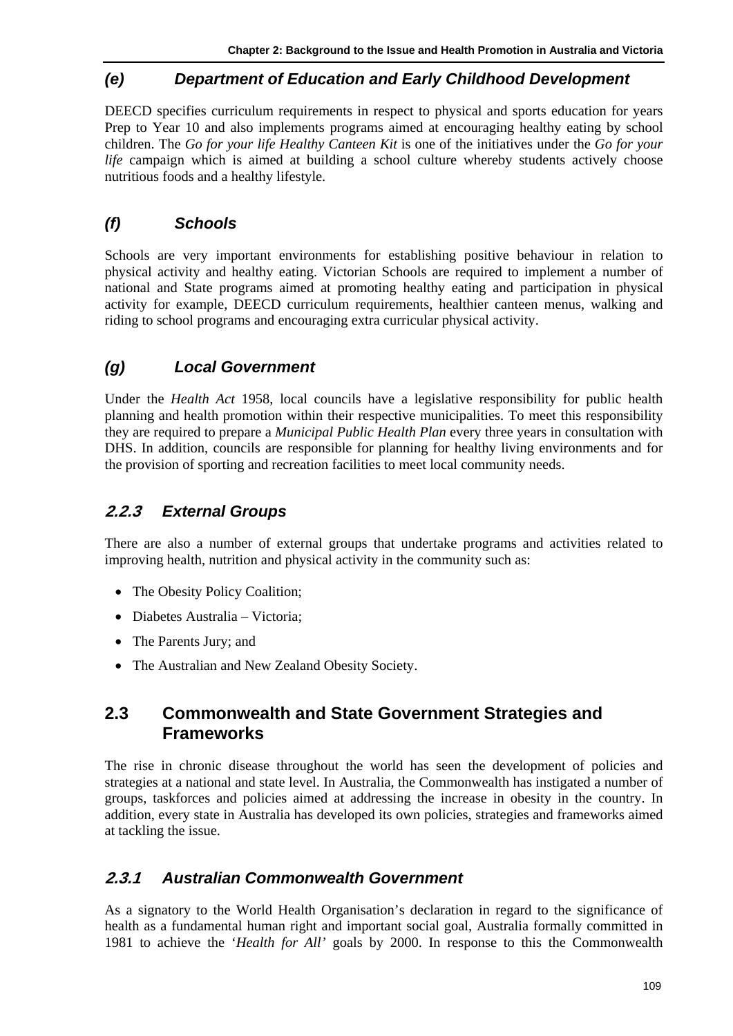### *(e) Department of Education and Early Childhood Development*

DEECD specifies curriculum requirements in respect to physical and sports education for years Prep to Year 10 and also implements programs aimed at encouraging healthy eating by school children. The *Go for your life Healthy Canteen Kit* is one of the initiatives under the *Go for your life* campaign which is aimed at building a school culture whereby students actively choose nutritious foods and a healthy lifestyle.

### *(f) Schools*

Schools are very important environments for establishing positive behaviour in relation to physical activity and healthy eating. Victorian Schools are required to implement a number of national and State programs aimed at promoting healthy eating and participation in physical activity for example, DEECD curriculum requirements, healthier canteen menus, walking and riding to school programs and encouraging extra curricular physical activity.

### *(g) Local Government*

Under the *Health Act* 1958, local councils have a legislative responsibility for public health planning and health promotion within their respective municipalities. To meet this responsibility they are required to prepare a *Municipal Public Health Plan* every three years in consultation with DHS. In addition, councils are responsible for planning for healthy living environments and for the provision of sporting and recreation facilities to meet local community needs.

### *2.2.3 External Groups*

There are also a number of external groups that undertake programs and activities related to improving health, nutrition and physical activity in the community such as:

- The Obesity Policy Coalition;
- Diabetes Australia – Victoria;
- The Parents Jury; and
- The Australian and New Zealand Obesity Society.

## 2.3 Commonwealth and State Government Strategies and Frameworks

The rise in chronic disease throughout the world has seen the development of policies and strategies at a national and state level. In Australia, the Commonwealth has instigated a number of groups, taskforces and policies aimed at addressing the increase in obesity in the country. In addition, every state in Australia has developed its own policies, strategies and frameworks aimed at tackling the issue.

### *2.3.1 Australian Commonwealth Government*

As a signatory to the World Health Organisation's declaration in regard to the significance of health as a fundamental human right and important social goal, Australia formally committed in 1981 to achieve the '*Health for All*' goals by 2000. In response to this the Commonwealth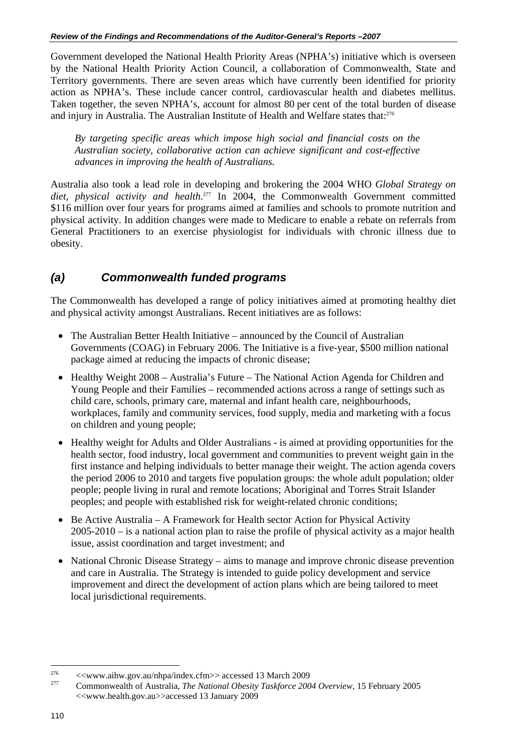Government developed the National Health Priority Areas (NPHA's) initiative which is overseen by the National Health Priority Action Council, a collaboration of Commonwealth, State and Territory governments. There are seven areas which have currently been identified for priority action as NPHA's. These include cancer control, cardiovascular health and diabetes mellitus. Taken together, the seven NPHA's, account for almost 80 per cent of the total burden of disease and injury in Australia. The Australian Institute of Health and Welfare states that:[276]

> *By targeting specific areas which impose high social and financial costs on the Australian society, collaborative action can achieve significant and cost-effective advances in improving the health of Australians.*

Australia also took a lead role in developing and brokering the 2004 WHO *Global Strategy on diet, physical activity and health*.[277] In 2004, the Commonwealth Government committed $116 million over four years for programs aimed at families and schools to promote nutrition and physical activity. In addition changes were made to Medicare to enable a rebate on referrals from General Practitioners to an exercise physiologist for individuals with chronic illness due to obesity.

## *(a) Commonwealth funded programs*

The Commonwealth has developed a range of policy initiatives aimed at promoting healthy diet and physical activity amongst Australians. Recent initiatives are as follows:

- The Australian Better Health Initiative – announced by the Council of Australian Governments (COAG) in February 2006. The Initiative is a five-year, $500 million national package aimed at reducing the impacts of chronic disease;
- Healthy Weight 2008 – Australia's Future – The National Action Agenda for Children and Young People and their Families – recommended actions across a range of settings such as child care, schools, primary care, maternal and infant health care, neighbourhoods, workplaces, family and community services, food supply, media and marketing with a focus on children and young people;
- Healthy weight for Adults and Older Australians - is aimed at providing opportunities for the health sector, food industry, local government and communities to prevent weight gain in the first instance and helping individuals to better manage their weight. The action agenda covers the period 2006 to 2010 and targets five population groups: the whole adult population; older people; people living in rural and remote locations; Aboriginal and Torres Strait Islander peoples; and people with established risk for weight-related chronic conditions;
- Be Active Australia – A Framework for Health sector Action for Physical Activity 2005-2010 – is a national action plan to raise the profile of physical activity as a major health issue, assist coordination and target investment; and
- National Chronic Disease Strategy – aims to manage and improve chronic disease prevention and care in Australia. The Strategy is intended to guide policy development and service improvement and direct the development of action plans which are being tailored to meet local jurisdictional requirements.

---

[276] <<www.aihw.gov.au/nhpa/index.cfm>> accessed 13 March 2009

[277] Commonwealth of Australia, *The National Obesity Taskforce 2004 Overview*, 15 February 2005 <<www.health.gov.au>>accessed 13 January 2009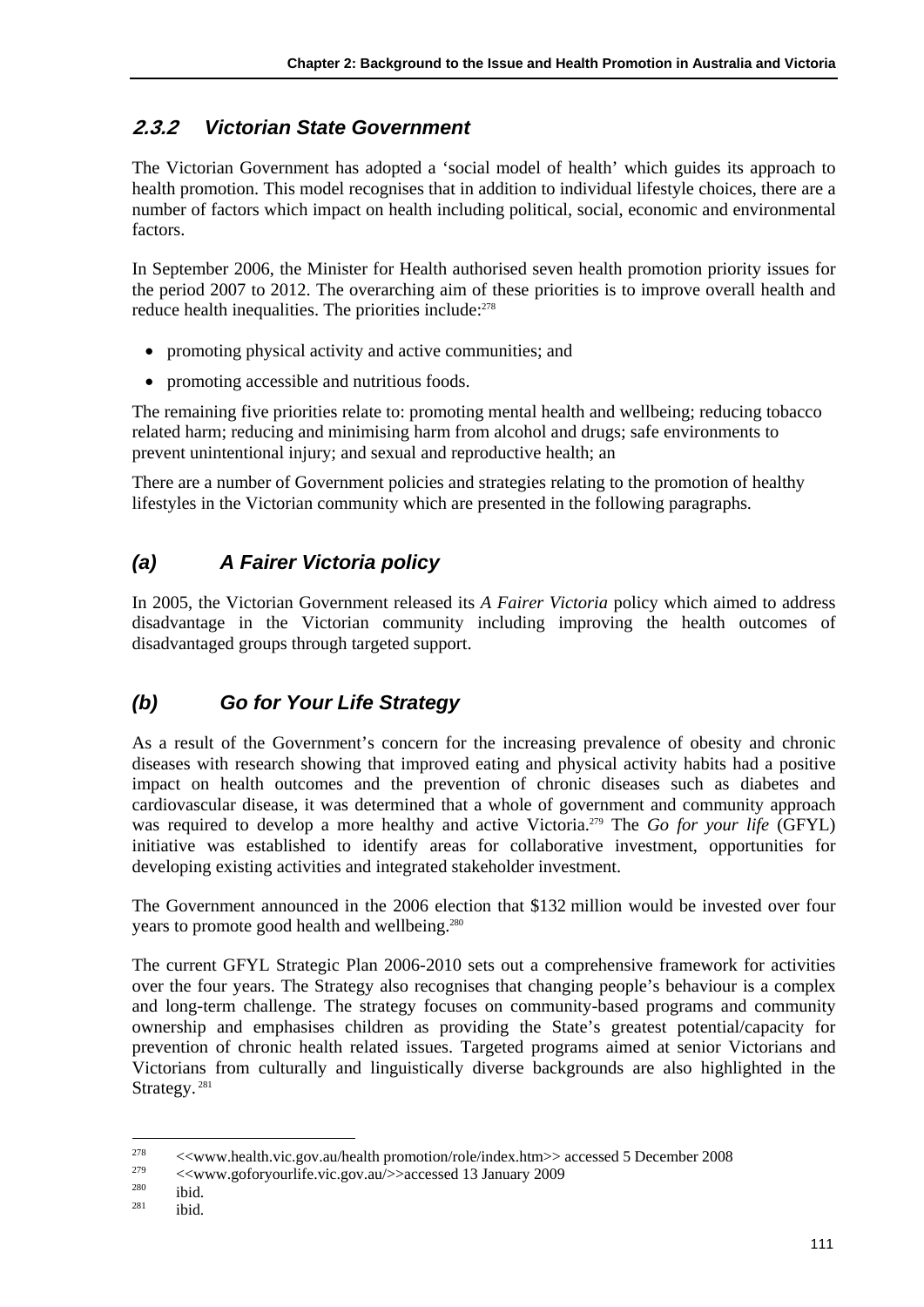### 2.3.2 Victorian State Government

The Victorian Government has adopted a 'social model of health' which guides its approach to health promotion. This model recognises that in addition to individual lifestyle choices, there are a number of factors which impact on health including political, social, economic and environmental factors.

In September 2006, the Minister for Health authorised seven health promotion priority issues for the period 2007 to 2012. The overarching aim of these priorities is to improve overall health and reduce health inequalities. The priorities include:[278]

- promoting physical activity and active communities; and
- promoting accessible and nutritious foods.

The remaining five priorities relate to: promoting mental health and wellbeing; reducing tobacco related harm; reducing and minimising harm from alcohol and drugs; safe environments to prevent unintentional injury; and sexual and reproductive health; an

There are a number of Government policies and strategies relating to the promotion of healthy lifestyles in the Victorian community which are presented in the following paragraphs.

### (a) A Fairer Victoria policy

In 2005, the Victorian Government released its *A Fairer Victoria* policy which aimed to address disadvantage in the Victorian community including improving the health outcomes of disadvantaged groups through targeted support.

### (b) Go for Your Life Strategy

As a result of the Government's concern for the increasing prevalence of obesity and chronic diseases with research showing that improved eating and physical activity habits had a positive impact on health outcomes and the prevention of chronic diseases such as diabetes and cardiovascular disease, it was determined that a whole of government and community approach was required to develop a more healthy and active Victoria.[279] The *Go for your life* (GFYL) initiative was established to identify areas for collaborative investment, opportunities for developing existing activities and integrated stakeholder investment.

The Government announced in the 2006 election that $132 million would be invested over four years to promote good health and wellbeing.[280]

The current GFYL Strategic Plan 2006-2010 sets out a comprehensive framework for activities over the four years. The Strategy also recognises that changing people's behaviour is a complex and long-term challenge. The strategy focuses on community-based programs and community ownership and emphasises children as providing the State's greatest potential/capacity for prevention of chronic health related issues. Targeted programs aimed at senior Victorians and Victorians from culturally and linguistically diverse backgrounds are also highlighted in the Strategy.[281]

---

[278] <<www.health.vic.gov.au/health promotion/role/index.htm>> accessed 5 December 2008

[279] <<www.goforyourlife.vic.gov.au/>>accessed 13 January 2009

[280] ibid.

[281] ibid.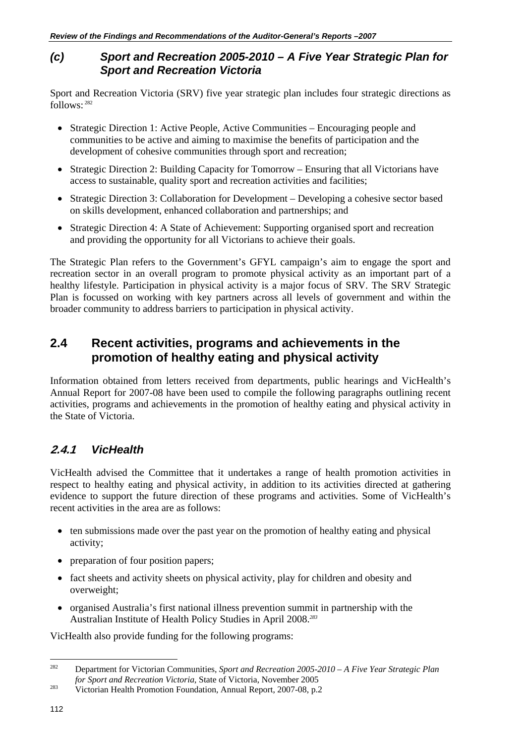### *(c) Sport and Recreation 2005-2010 – A Five Year Strategic Plan for Sport and Recreation Victoria*

Sport and Recreation Victoria (SRV) five year strategic plan includes four strategic directions as follows: [282]

- Strategic Direction 1: Active People, Active Communities – Encouraging people and communities to be active and aiming to maximise the benefits of participation and the development of cohesive communities through sport and recreation;
- Strategic Direction 2: Building Capacity for Tomorrow – Ensuring that all Victorians have access to sustainable, quality sport and recreation activities and facilities;
- Strategic Direction 3: Collaboration for Development – Developing a cohesive sector based on skills development, enhanced collaboration and partnerships; and
- Strategic Direction 4: A State of Achievement: Supporting organised sport and recreation and providing the opportunity for all Victorians to achieve their goals.

The Strategic Plan refers to the Government's GFYL campaign's aim to engage the sport and recreation sector in an overall program to promote physical activity as an important part of a healthy lifestyle. Participation in physical activity is a major focus of SRV. The SRV Strategic Plan is focussed on working with key partners across all levels of government and within the broader community to address barriers to participation in physical activity.

## 2.4 Recent activities, programs and achievements in the promotion of healthy eating and physical activity

Information obtained from letters received from departments, public hearings and VicHealth's Annual Report for 2007-08 have been used to compile the following paragraphs outlining recent activities, programs and achievements in the promotion of healthy eating and physical activity in the State of Victoria.

### *2.4.1 VicHealth*

VicHealth advised the Committee that it undertakes a range of health promotion activities in respect to healthy eating and physical activity, in addition to its activities directed at gathering evidence to support the future direction of these programs and activities. Some of VicHealth's recent activities in the area are as follows:

- ten submissions made over the past year on the promotion of healthy eating and physical activity;
- preparation of four position papers;
- fact sheets and activity sheets on physical activity, play for children and obesity and overweight;
- organised Australia's first national illness prevention summit in partnership with the Australian Institute of Health Policy Studies in April 2008.[283]

VicHealth also provide funding for the following programs:

---

[282] Department for Victorian Communities, *Sport and Recreation 2005-2010 – A Five Year Strategic Plan for Sport and Recreation Victoria*, State of Victoria, November 2005

[283] Victorian Health Promotion Foundation, Annual Report, 2007-08, p.2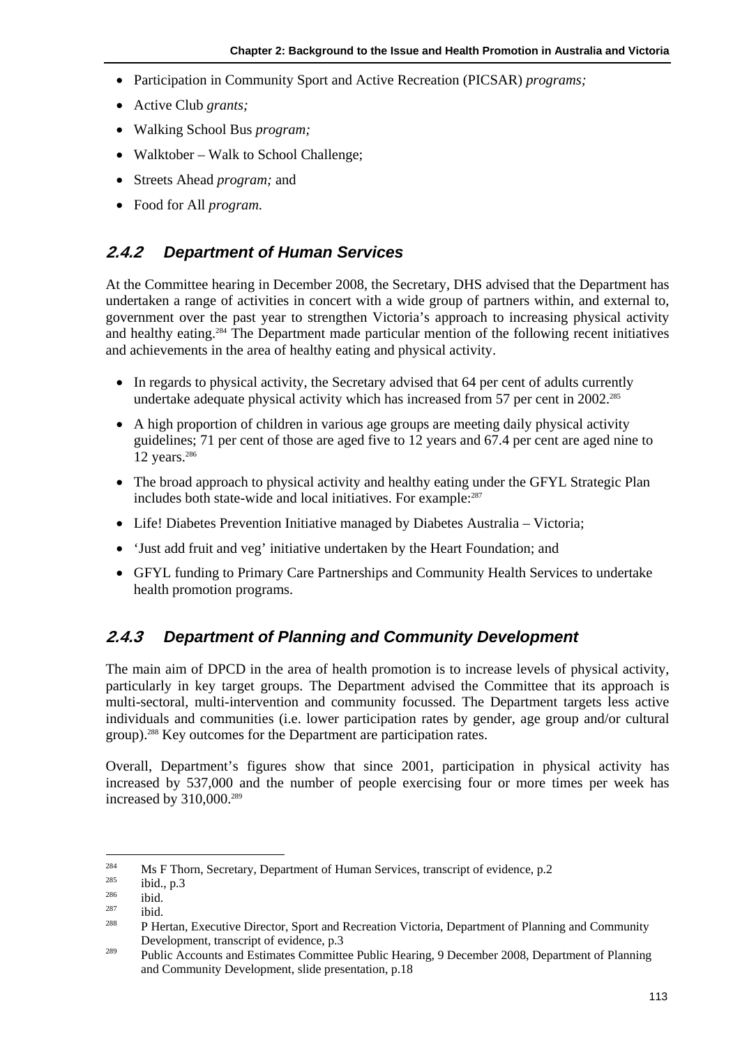- Participation in Community Sport and Active Recreation (PICSAR) *programs;*
- Active Club *grants;*
- Walking School Bus *program;*
- Walktober – Walk to School Challenge;
- Streets Ahead *program;* and
- Food for All *program.*

## 2.4.2 Department of Human Services

At the Committee hearing in December 2008, the Secretary, DHS advised that the Department has undertaken a range of activities in concert with a wide group of partners within, and external to, government over the past year to strengthen Victoria's approach to increasing physical activity and healthy eating.[284] The Department made particular mention of the following recent initiatives and achievements in the area of healthy eating and physical activity.

- In regards to physical activity, the Secretary advised that 64 per cent of adults currently undertake adequate physical activity which has increased from 57 per cent in 2002.[285]
- A high proportion of children in various age groups are meeting daily physical activity guidelines; 71 per cent of those are aged five to 12 years and 67.4 per cent are aged nine to 12 years.[286]
- The broad approach to physical activity and healthy eating under the GFYL Strategic Plan includes both state-wide and local initiatives. For example:[287]
- Life! Diabetes Prevention Initiative managed by Diabetes Australia – Victoria;
- 'Just add fruit and veg' initiative undertaken by the Heart Foundation; and
- GFYL funding to Primary Care Partnerships and Community Health Services to undertake health promotion programs.

## 2.4.3 Department of Planning and Community Development

The main aim of DPCD in the area of health promotion is to increase levels of physical activity, particularly in key target groups. The Department advised the Committee that its approach is multi-sectoral, multi-intervention and community focussed. The Department targets less active individuals and communities (i.e. lower participation rates by gender, age group and/or cultural group).[288] Key outcomes for the Department are participation rates.

Overall, Department's figures show that since 2001, participation in physical activity has increased by 537,000 and the number of people exercising four or more times per week has increased by 310,000.[289]

---

[284] Ms F Thorn, Secretary, Department of Human Services, transcript of evidence, p.2

[285] ibid., p.3

[286] ibid.

[287] ibid.

[288] P Hertan, Executive Director, Sport and Recreation Victoria, Department of Planning and Community Development, transcript of evidence, p.3

[289] Public Accounts and Estimates Committee Public Hearing, 9 December 2008, Department of Planning and Community Development, slide presentation, p.18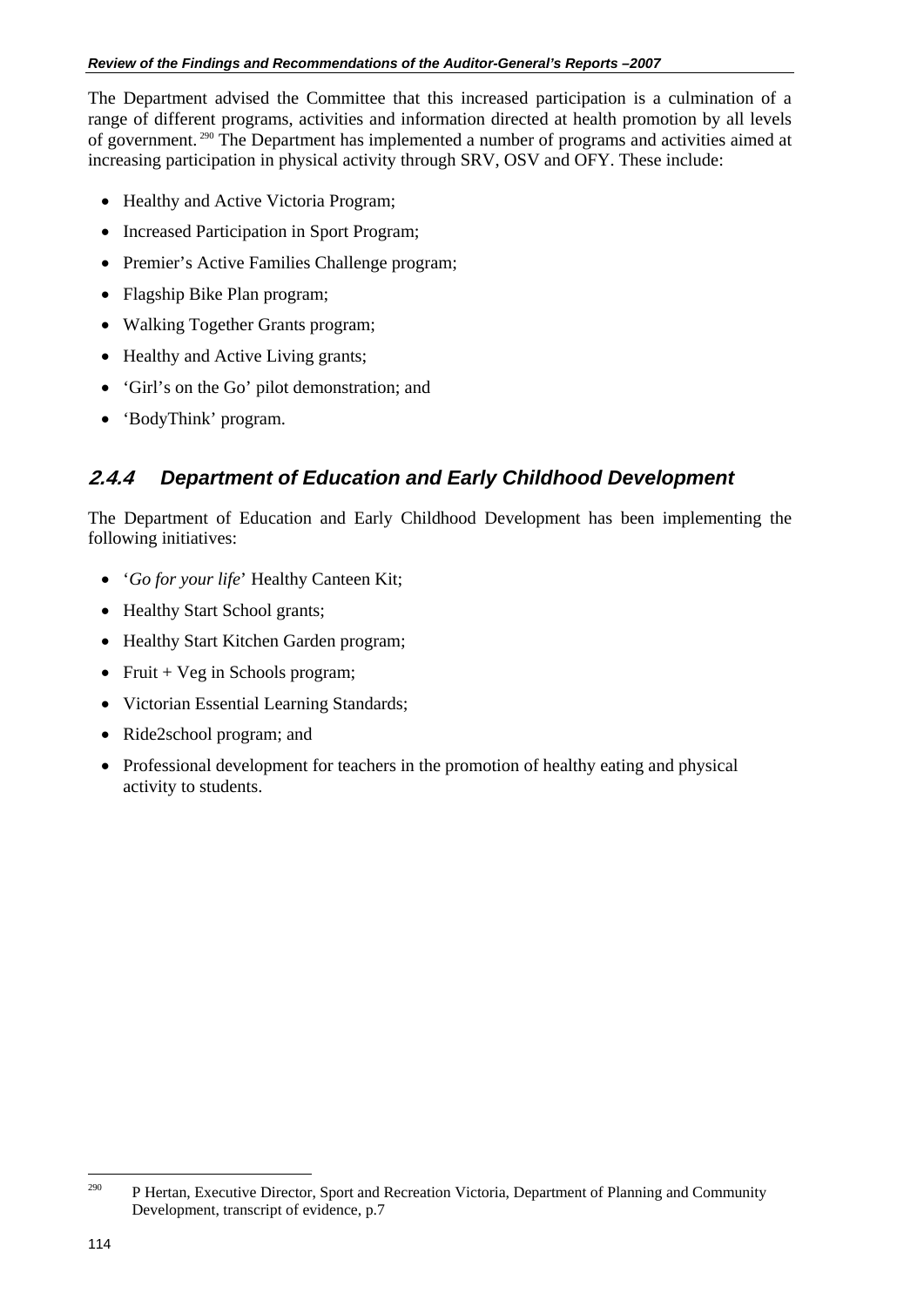The Department advised the Committee that this increased participation is a culmination of a range of different programs, activities and information directed at health promotion by all levels of government.[290] The Department has implemented a number of programs and activities aimed at increasing participation in physical activity through SRV, OSV and OFY. These include:

- Healthy and Active Victoria Program;
- Increased Participation in Sport Program;
- Premier's Active Families Challenge program;
- Flagship Bike Plan program;
- Walking Together Grants program;
- Healthy and Active Living grants;
- 'Girl's on the Go' pilot demonstration; and
- 'BodyThink' program.

### 2.4.4 Department of Education and Early Childhood Development

The Department of Education and Early Childhood Development has been implementing the following initiatives:

- '*Go for your life*' Healthy Canteen Kit;
- Healthy Start School grants;
- Healthy Start Kitchen Garden program;
- Fruit + Veg in Schools program;
- Victorian Essential Learning Standards;
- Ride2school program; and
- Professional development for teachers in the promotion of healthy eating and physical activity to students.

---

[290] P Hertan, Executive Director, Sport and Recreation Victoria, Department of Planning and Community Development, transcript of evidence, p.7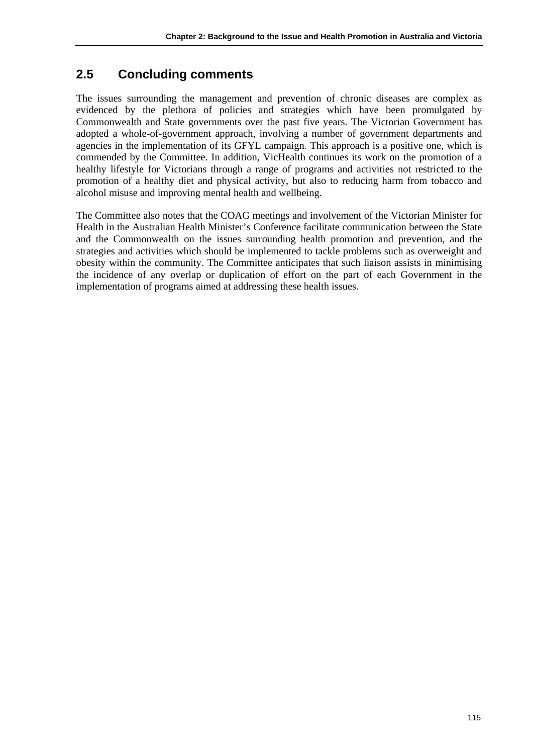## 2.5 Concluding comments

The issues surrounding the management and prevention of chronic diseases are complex as evidenced by the plethora of policies and strategies which have been promulgated by Commonwealth and State governments over the past five years. The Victorian Government has adopted a whole-of-government approach, involving a number of government departments and agencies in the implementation of its GFYL campaign. This approach is a positive one, which is commended by the Committee. In addition, VicHealth continues its work on the promotion of a healthy lifestyle for Victorians through a range of programs and activities not restricted to the promotion of a healthy diet and physical activity, but also to reducing harm from tobacco and alcohol misuse and improving mental health and wellbeing.

The Committee also notes that the COAG meetings and involvement of the Victorian Minister for Health in the Australian Health Minister's Conference facilitate communication between the State and the Commonwealth on the issues surrounding health promotion and prevention, and the strategies and activities which should be implemented to tackle problems such as overweight and obesity within the community. The Committee anticipates that such liaison assists in minimising the incidence of any overlap or duplication of effort on the part of each Government in the implementation of programs aimed at addressing these health issues.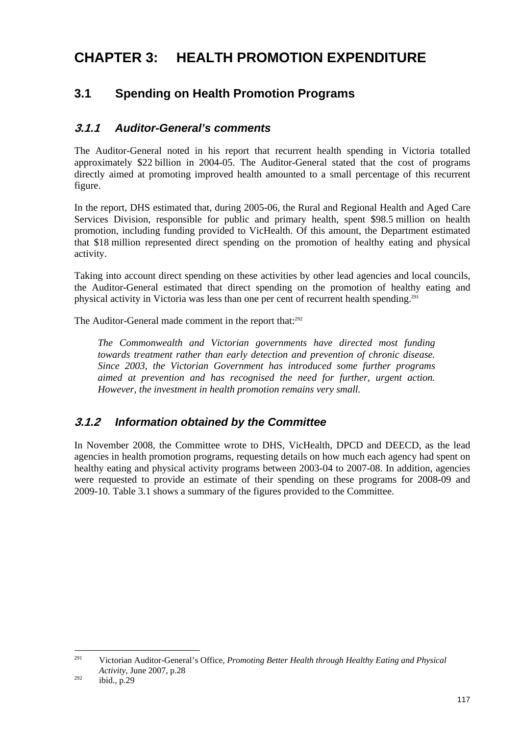# CHAPTER 3: HEALTH PROMOTION EXPENDITURE

## 3.1 Spending on Health Promotion Programs

### *3.1.1 Auditor-General's comments*

The Auditor-General noted in his report that recurrent health spending in Victoria totalled approximately $22 billion in 2004-05. The Auditor-General stated that the cost of programs directly aimed at promoting improved health amounted to a small percentage of this recurrent figure.

In the report, DHS estimated that, during 2005-06, the Rural and Regional Health and Aged Care Services Division, responsible for public and primary health, spent $98.5 million on health promotion, including funding provided to VicHealth. Of this amount, the Department estimated that $18 million represented direct spending on the promotion of healthy eating and physical activity.

Taking into account direct spending on these activities by other lead agencies and local councils, the Auditor-General estimated that direct spending on the promotion of healthy eating and physical activity in Victoria was less than one per cent of recurrent health spending.[291]

The Auditor-General made comment in the report that:[292]

> *The Commonwealth and Victorian governments have directed most funding towards treatment rather than early detection and prevention of chronic disease. Since 2003, the Victorian Government has introduced some further programs aimed at prevention and has recognised the need for further, urgent action. However, the investment in health promotion remains very small.*

### *3.1.2 Information obtained by the Committee*

In November 2008, the Committee wrote to DHS, VicHealth, DPCD and DEECD, as the lead agencies in health promotion programs, requesting details on how much each agency had spent on healthy eating and physical activity programs between 2003-04 to 2007-08. In addition, agencies were requested to provide an estimate of their spending on these programs for 2008-09 and 2009-10. Table 3.1 shows a summary of the figures provided to the Committee.

---

[291] Victorian Auditor-General's Office, *Promoting Better Health through Healthy Eating and Physical Activity*, June 2007, p.28

[292] ibid., p.29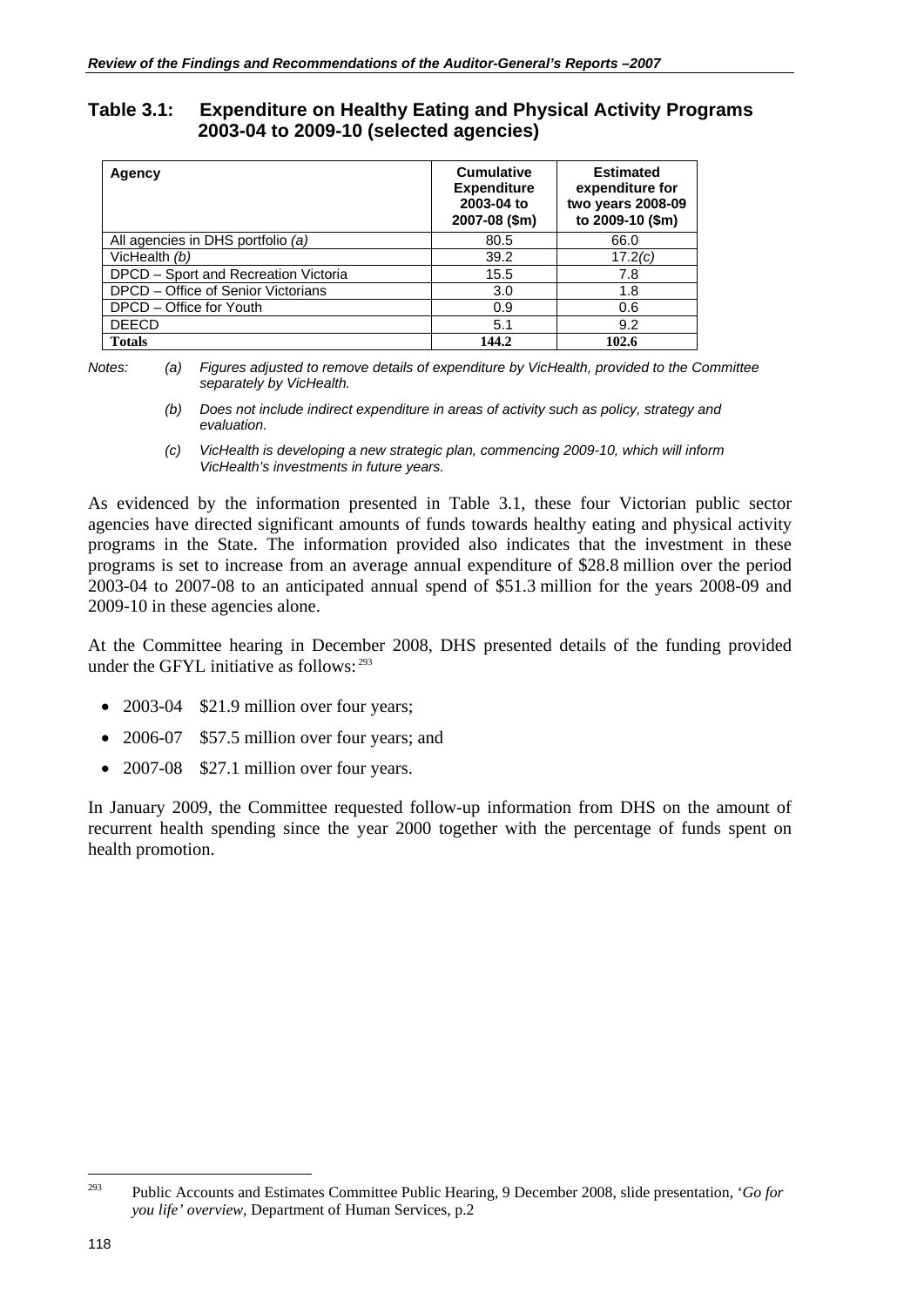## Table 3.1: Expenditure on Healthy Eating and Physical Activity Programs 2003-04 to 2009-10 (selected agencies)

| Agency | Cumulative Expenditure 2003-04 to 2007-08 ($m) | Estimated expenditure for two years 2008-09 to 2009-10 ($m) |
|---|---|---|
| All agencies in DHS portfolio *(a)* | 80.5 | 66.0 |
| VicHealth *(b)* | 39.2 | 17.2*(c)* |
| DPCD – Sport and Recreation Victoria | 15.5 | 7.8 |
| DPCD – Office of Senior Victorians | 3.0 | 1.8 |
| DPCD – Office for Youth | 0.9 | 0.6 |
| DEECD | 5.1 | 9.2 |
| **Totals** | **144.2** | **102.6** |

*Notes:*

*(a) Figures adjusted to remove details of expenditure by VicHealth, provided to the Committee separately by VicHealth.*

*(b) Does not include indirect expenditure in areas of activity such as policy, strategy and evaluation.*

*(c) VicHealth is developing a new strategic plan, commencing 2009-10, which will inform VicHealth's investments in future years.*

As evidenced by the information presented in Table 3.1, these four Victorian public sector agencies have directed significant amounts of funds towards healthy eating and physical activity programs in the State. The information provided also indicates that the investment in these programs is set to increase from an average annual expenditure of $28.8 million over the period 2003-04 to 2007-08 to an anticipated annual spend of $51.3 million for the years 2008-09 and 2009-10 in these agencies alone.

At the Committee hearing in December 2008, DHS presented details of the funding provided under the GFYL initiative as follows:[293]

- 2003-04 $21.9 million over four years;
- 2006-07 $57.5 million over four years; and
- 2007-08 $27.1 million over four years.

In January 2009, the Committee requested follow-up information from DHS on the amount of recurrent health spending since the year 2000 together with the percentage of funds spent on health promotion.

---

[293] Public Accounts and Estimates Committee Public Hearing, 9 December 2008, slide presentation, '*Go for you life' overview*, Department of Human Services, p.2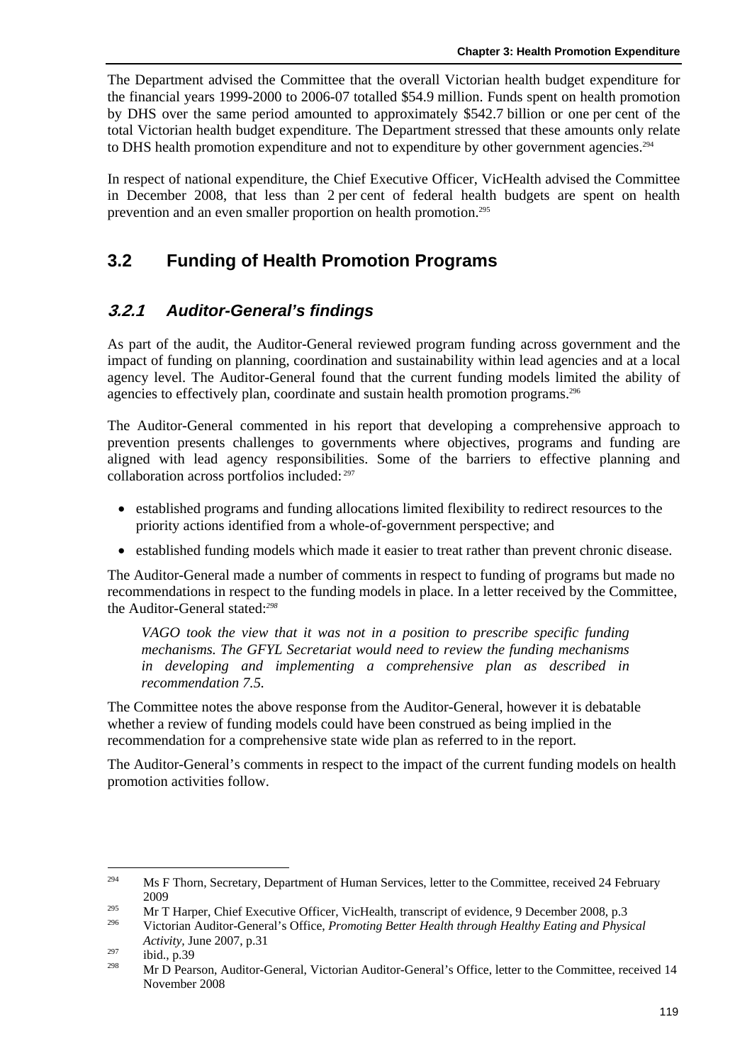The Department advised the Committee that the overall Victorian health budget expenditure for the financial years 1999-2000 to 2006-07 totalled $54.9 million. Funds spent on health promotion by DHS over the same period amounted to approximately $542.7 billion or one per cent of the total Victorian health budget expenditure. The Department stressed that these amounts only relate to DHS health promotion expenditure and not to expenditure by other government agencies.[294]

In respect of national expenditure, the Chief Executive Officer, VicHealth advised the Committee in December 2008, that less than 2 per cent of federal health budgets are spent on health prevention and an even smaller proportion on health promotion.[295]

## 3.2 Funding of Health Promotion Programs

### *3.2.1 Auditor-General's findings*

As part of the audit, the Auditor-General reviewed program funding across government and the impact of funding on planning, coordination and sustainability within lead agencies and at a local agency level. The Auditor-General found that the current funding models limited the ability of agencies to effectively plan, coordinate and sustain health promotion programs.[296]

The Auditor-General commented in his report that developing a comprehensive approach to prevention presents challenges to governments where objectives, programs and funding are aligned with lead agency responsibilities. Some of the barriers to effective planning and collaboration across portfolios included: [297]

- established programs and funding allocations limited flexibility to redirect resources to the priority actions identified from a whole-of-government perspective; and
- established funding models which made it easier to treat rather than prevent chronic disease.

The Auditor-General made a number of comments in respect to funding of programs but made no recommendations in respect to the funding models in place. In a letter received by the Committee, the Auditor-General stated:[298]

> *VAGO took the view that it was not in a position to prescribe specific funding mechanisms. The GFYL Secretariat would need to review the funding mechanisms in developing and implementing a comprehensive plan as described in recommendation 7.5.*

The Committee notes the above response from the Auditor-General, however it is debatable whether a review of funding models could have been construed as being implied in the recommendation for a comprehensive state wide plan as referred to in the report.

The Auditor-General's comments in respect to the impact of the current funding models on health promotion activities follow.

---

[294] Ms F Thorn, Secretary, Department of Human Services, letter to the Committee, received 24 February 2009

[295] Mr T Harper, Chief Executive Officer, VicHealth, transcript of evidence, 9 December 2008, p.3

[296] Victorian Auditor-General's Office, *Promoting Better Health through Healthy Eating and Physical Activity*, June 2007, p.31

[297] ibid., p.39

[298] Mr D Pearson, Auditor-General, Victorian Auditor-General's Office, letter to the Committee, received 14 November 2008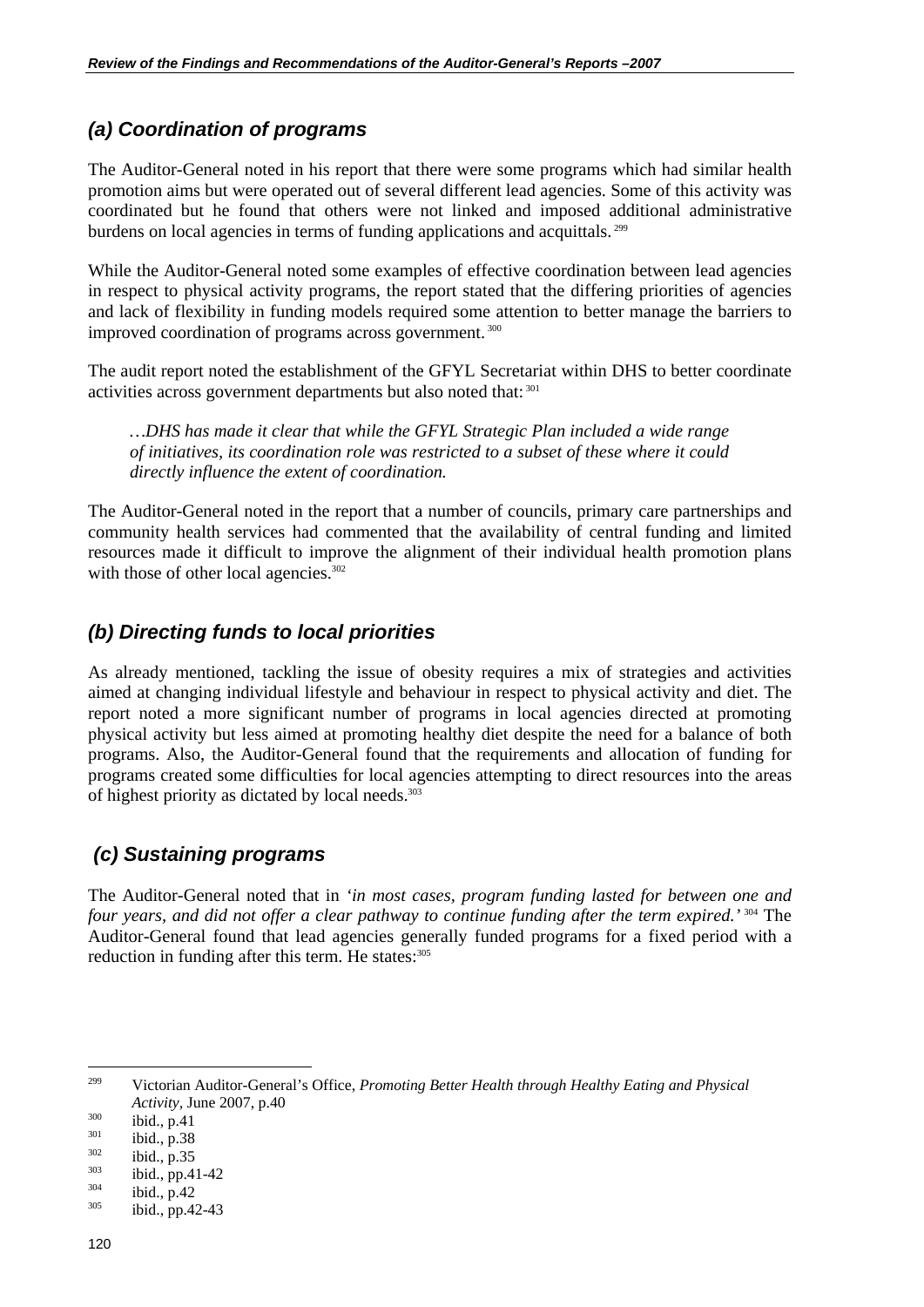### *(a) Coordination of programs*

The Auditor-General noted in his report that there were some programs which had similar health promotion aims but were operated out of several different lead agencies. Some of this activity was coordinated but he found that others were not linked and imposed additional administrative burdens on local agencies in terms of funding applications and acquittals.[299]

While the Auditor-General noted some examples of effective coordination between lead agencies in respect to physical activity programs, the report stated that the differing priorities of agencies and lack of flexibility in funding models required some attention to better manage the barriers to improved coordination of programs across government.[300]

The audit report noted the establishment of the GFYL Secretariat within DHS to better coordinate activities across government departments but also noted that:[301]

> *…DHS has made it clear that while the GFYL Strategic Plan included a wide range of initiatives, its coordination role was restricted to a subset of these where it could directly influence the extent of coordination.*

The Auditor-General noted in the report that a number of councils, primary care partnerships and community health services had commented that the availability of central funding and limited resources made it difficult to improve the alignment of their individual health promotion plans with those of other local agencies.[302]

### *(b) Directing funds to local priorities*

As already mentioned, tackling the issue of obesity requires a mix of strategies and activities aimed at changing individual lifestyle and behaviour in respect to physical activity and diet. The report noted a more significant number of programs in local agencies directed at promoting physical activity but less aimed at promoting healthy diet despite the need for a balance of both programs. Also, the Auditor-General found that the requirements and allocation of funding for programs created some difficulties for local agencies attempting to direct resources into the areas of highest priority as dictated by local needs.[303]

### *(c) Sustaining programs*

The Auditor-General noted that in *'in most cases, program funding lasted for between one and four years, and did not offer a clear pathway to continue funding after the term expired.'*[304] The Auditor-General found that lead agencies generally funded programs for a fixed period with a reduction in funding after this term. He states:[305]

---

[299] Victorian Auditor-General's Office, *Promoting Better Health through Healthy Eating and Physical Activity*, June 2007, p.40

[300] ibid., p.41

[301] ibid., p.38

[302] ibid., p.35

[303] ibid., pp.41-42

[304] ibid., p.42

[305] ibid., pp.42-43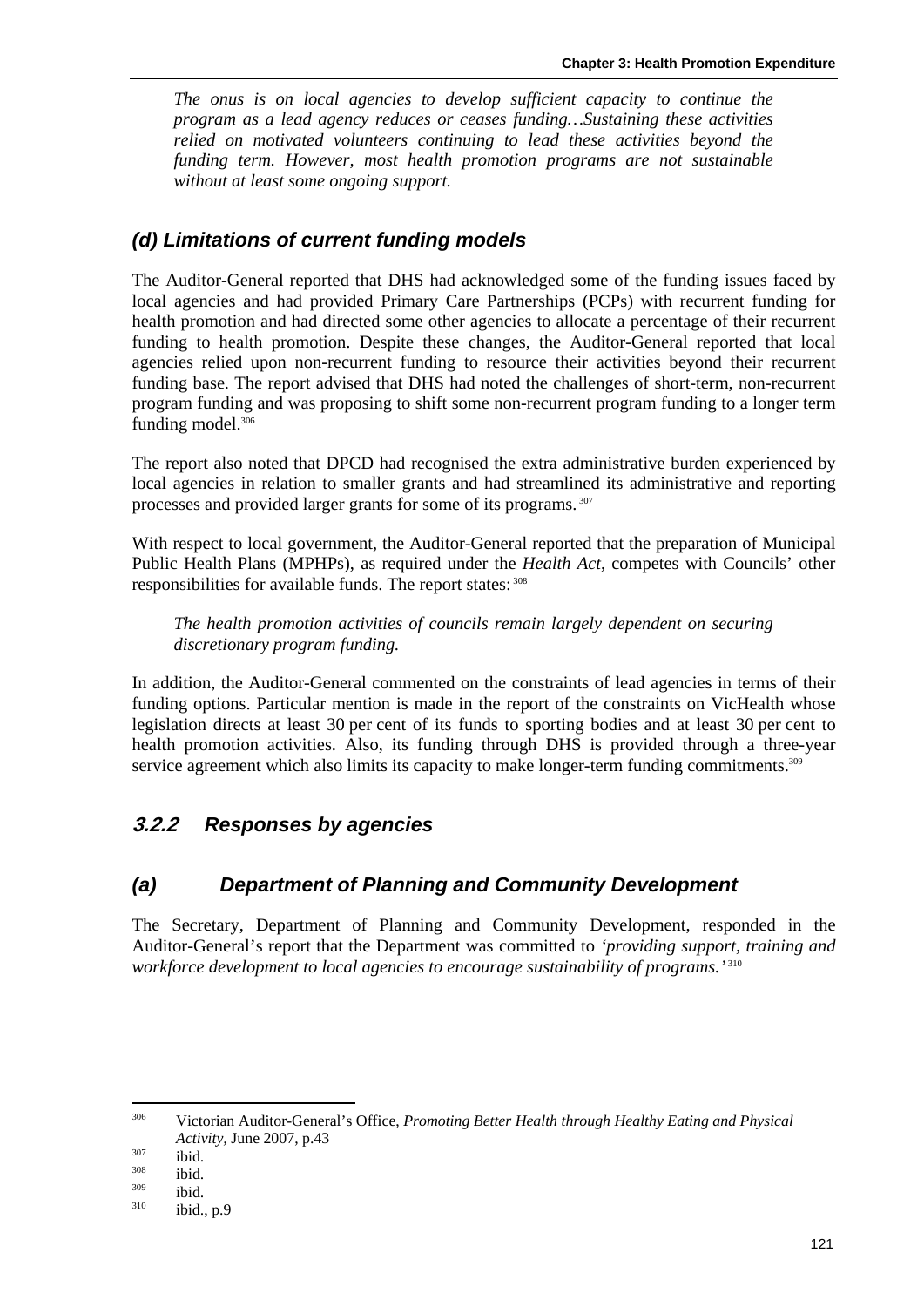*The onus is on local agencies to develop sufficient capacity to continue the program as a lead agency reduces or ceases funding…Sustaining these activities relied on motivated volunteers continuing to lead these activities beyond the funding term. However, most health promotion programs are not sustainable without at least some ongoing support.*

### (d) Limitations of current funding models

The Auditor-General reported that DHS had acknowledged some of the funding issues faced by local agencies and had provided Primary Care Partnerships (PCPs) with recurrent funding for health promotion and had directed some other agencies to allocate a percentage of their recurrent funding to health promotion. Despite these changes, the Auditor-General reported that local agencies relied upon non-recurrent funding to resource their activities beyond their recurrent funding base. The report advised that DHS had noted the challenges of short-term, non-recurrent program funding and was proposing to shift some non-recurrent program funding to a longer term funding model.[306]

The report also noted that DPCD had recognised the extra administrative burden experienced by local agencies in relation to smaller grants and had streamlined its administrative and reporting processes and provided larger grants for some of its programs.[307]

With respect to local government, the Auditor-General reported that the preparation of Municipal Public Health Plans (MPHPs), as required under the *Health Act*, competes with Councils' other responsibilities for available funds. The report states:[308]

*The health promotion activities of councils remain largely dependent on securing discretionary program funding.*

In addition, the Auditor-General commented on the constraints of lead agencies in terms of their funding options. Particular mention is made in the report of the constraints on VicHealth whose legislation directs at least 30 per cent of its funds to sporting bodies and at least 30 per cent to health promotion activities. Also, its funding through DHS is provided through a three-year service agreement which also limits its capacity to make longer-term funding commitments.[309]

## 3.2.2 Responses by agencies

### (a) Department of Planning and Community Development

The Secretary, Department of Planning and Community Development, responded in the Auditor-General's report that the Department was committed to *'providing support, training and workforce development to local agencies to encourage sustainability of programs.'*[310]

---

306 Victorian Auditor-General's Office, *Promoting Better Health through Healthy Eating and Physical Activity,* June 2007, p.43

307 ibid.

308 ibid.

309 ibid.

310 ibid., p.9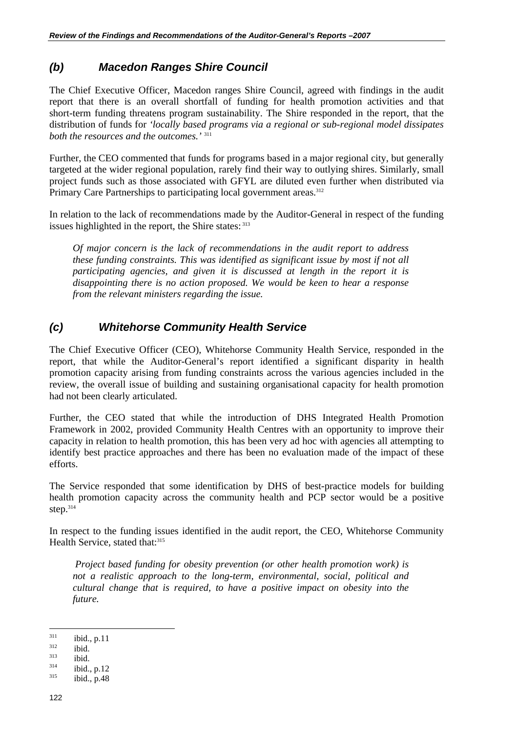### *(b) Macedon Ranges Shire Council*

The Chief Executive Officer, Macedon ranges Shire Council, agreed with findings in the audit report that there is an overall shortfall of funding for health promotion activities and that short-term funding threatens program sustainability. The Shire responded in the report, that the distribution of funds for *'locally based programs via a regional or sub-regional model dissipates both the resources and the outcomes.'* [311]

Further, the CEO commented that funds for programs based in a major regional city, but generally targeted at the wider regional population, rarely find their way to outlying shires. Similarly, small project funds such as those associated with GFYL are diluted even further when distributed via Primary Care Partnerships to participating local government areas.[312]

In relation to the lack of recommendations made by the Auditor-General in respect of the funding issues highlighted in the report, the Shire states: [313]

> *Of major concern is the lack of recommendations in the audit report to address these funding constraints. This was identified as significant issue by most if not all participating agencies, and given it is discussed at length in the report it is disappointing there is no action proposed. We would be keen to hear a response from the relevant ministers regarding the issue.*

### *(c) Whitehorse Community Health Service*

The Chief Executive Officer (CEO), Whitehorse Community Health Service, responded in the report, that while the Auditor-General's report identified a significant disparity in health promotion capacity arising from funding constraints across the various agencies included in the review, the overall issue of building and sustaining organisational capacity for health promotion had not been clearly articulated.

Further, the CEO stated that while the introduction of DHS Integrated Health Promotion Framework in 2002, provided Community Health Centres with an opportunity to improve their capacity in relation to health promotion, this has been very ad hoc with agencies all attempting to identify best practice approaches and there has been no evaluation made of the impact of these efforts.

The Service responded that some identification by DHS of best-practice models for building health promotion capacity across the community health and PCP sector would be a positive step.[314]

In respect to the funding issues identified in the audit report, the CEO, Whitehorse Community Health Service, stated that:[315]

> *Project based funding for obesity prevention (or other health promotion work) is not a realistic approach to the long-term, environmental, social, political and cultural change that is required, to have a positive impact on obesity into the future.*

---

[311] ibid., p.11
[312] ibid.
[313] ibid.
[314] ibid., p.12
[315] ibid., p.48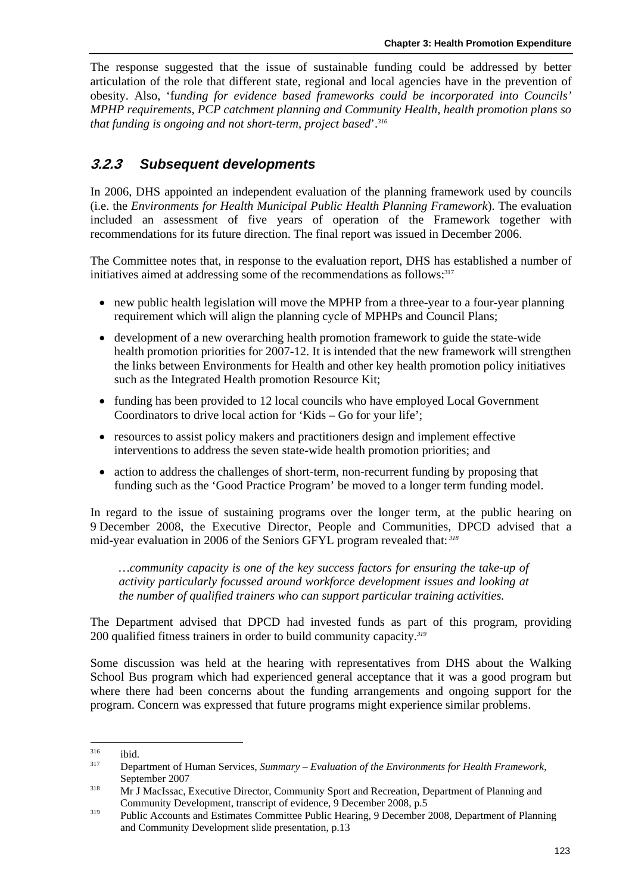The response suggested that the issue of sustainable funding could be addressed by better articulation of the role that different state, regional and local agencies have in the prevention of obesity. Also, '*funding for evidence based frameworks could be incorporated into Councils' MPHP requirements, PCP catchment planning and Community Health, health promotion plans so that funding is ongoing and not short-term, project based*'.[316]

### 3.2.3 Subsequent developments

In 2006, DHS appointed an independent evaluation of the planning framework used by councils (i.e. the *Environments for Health Municipal Public Health Planning Framework*). The evaluation included an assessment of five years of operation of the Framework together with recommendations for its future direction. The final report was issued in December 2006.

The Committee notes that, in response to the evaluation report, DHS has established a number of initiatives aimed at addressing some of the recommendations as follows:[317]

- new public health legislation will move the MPHP from a three-year to a four-year planning requirement which will align the planning cycle of MPHPs and Council Plans;
- development of a new overarching health promotion framework to guide the state-wide health promotion priorities for 2007-12. It is intended that the new framework will strengthen the links between Environments for Health and other key health promotion policy initiatives such as the Integrated Health promotion Resource Kit;
- funding has been provided to 12 local councils who have employed Local Government Coordinators to drive local action for 'Kids – Go for your life';
- resources to assist policy makers and practitioners design and implement effective interventions to address the seven state-wide health promotion priorities; and
- action to address the challenges of short-term, non-recurrent funding by proposing that funding such as the 'Good Practice Program' be moved to a longer term funding model.

In regard to the issue of sustaining programs over the longer term, at the public hearing on 9 December 2008, the Executive Director, People and Communities, DPCD advised that a mid-year evaluation in 2006 of the Seniors GFYL program revealed that:[318]

> *…community capacity is one of the key success factors for ensuring the take-up of activity particularly focussed around workforce development issues and looking at the number of qualified trainers who can support particular training activities.*

The Department advised that DPCD had invested funds as part of this program, providing 200 qualified fitness trainers in order to build community capacity.[319]

Some discussion was held at the hearing with representatives from DHS about the Walking School Bus program which had experienced general acceptance that it was a good program but where there had been concerns about the funding arrangements and ongoing support for the program. Concern was expressed that future programs might experience similar problems.

---

[316] ibid.

[317] Department of Human Services, *Summary – Evaluation of the Environments for Health Framework*, September 2007

[318] Mr J MacIssac, Executive Director, Community Sport and Recreation, Department of Planning and Community Development, transcript of evidence, 9 December 2008, p.5

[319] Public Accounts and Estimates Committee Public Hearing, 9 December 2008, Department of Planning and Community Development slide presentation, p.13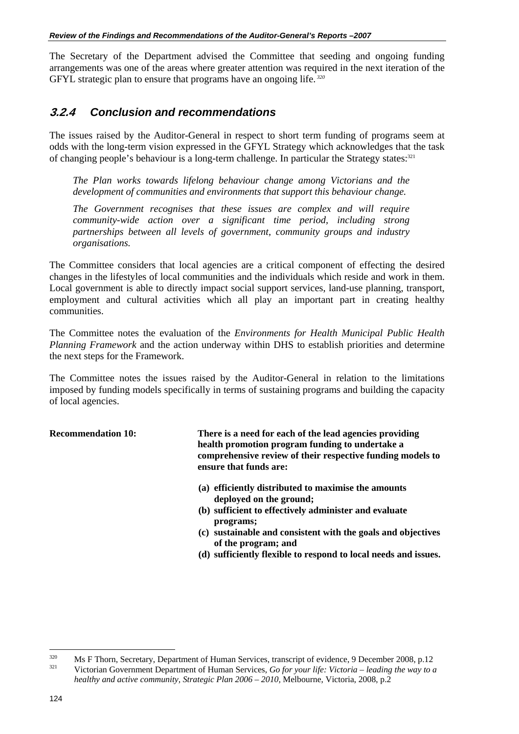The Secretary of the Department advised the Committee that seeding and ongoing funding arrangements was one of the areas where greater attention was required in the next iteration of the GFYL strategic plan to ensure that programs have an ongoing life.[320]

### 3.2.4 Conclusion and recommendations

The issues raised by the Auditor-General in respect to short term funding of programs seem at odds with the long-term vision expressed in the GFYL Strategy which acknowledges that the task of changing people's behaviour is a long-term challenge. In particular the Strategy states:[321]

> *The Plan works towards lifelong behaviour change among Victorians and the development of communities and environments that support this behaviour change.*
>
> *The Government recognises that these issues are complex and will require community-wide action over a significant time period, including strong partnerships between all levels of government, community groups and industry organisations.*

The Committee considers that local agencies are a critical component of effecting the desired changes in the lifestyles of local communities and the individuals which reside and work in them. Local government is able to directly impact social support services, land-use planning, transport, employment and cultural activities which all play an important part in creating healthy communities.

The Committee notes the evaluation of the *Environments for Health Municipal Public Health Planning Framework* and the action underway within DHS to establish priorities and determine the next steps for the Framework.

The Committee notes the issues raised by the Auditor-General in relation to the limitations imposed by funding models specifically in terms of sustaining programs and building the capacity of local agencies.

**Recommendation 10:** **There is a need for each of the lead agencies providing health promotion program funding to undertake a comprehensive review of their respective funding models to ensure that funds are:**

**(a) efficiently distributed to maximise the amounts deployed on the ground;**
**(b) sufficient to effectively administer and evaluate programs;**
**(c) sustainable and consistent with the goals and objectives of the program; and**
**(d) sufficiently flexible to respond to local needs and issues.**

---

[320] Ms F Thorn, Secretary, Department of Human Services, transcript of evidence, 9 December 2008, p.12

[321] Victorian Government Department of Human Services, *Go for your life: Victoria – leading the way to a healthy and active community, Strategic Plan 2006 – 2010,* Melbourne, Victoria, 2008, p.2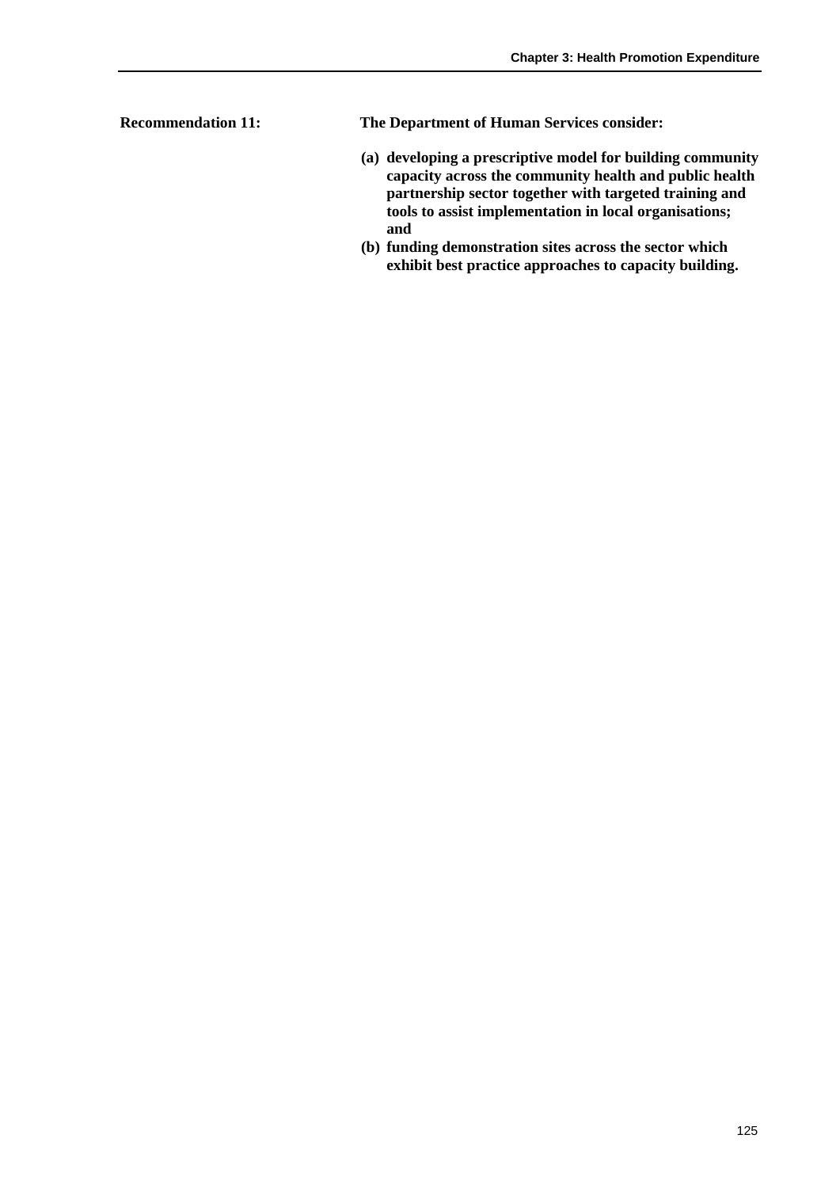**Recommendation 11:** **The Department of Human Services consider:**

**(a) developing a prescriptive model for building community capacity across the community health and public health partnership sector together with targeted training and tools to assist implementation in local organisations; and**

**(b) funding demonstration sites across the sector which exhibit best practice approaches to capacity building.**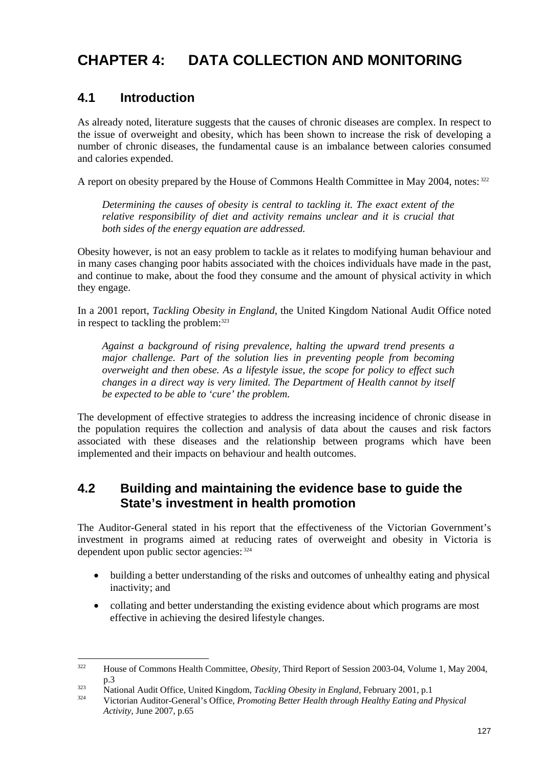# CHAPTER 4: DATA COLLECTION AND MONITORING

## 4.1 Introduction

As already noted, literature suggests that the causes of chronic diseases are complex. In respect to the issue of overweight and obesity, which has been shown to increase the risk of developing a number of chronic diseases, the fundamental cause is an imbalance between calories consumed and calories expended.

A report on obesity prepared by the House of Commons Health Committee in May 2004, notes:[322]

> *Determining the causes of obesity is central to tackling it. The exact extent of the relative responsibility of diet and activity remains unclear and it is crucial that both sides of the energy equation are addressed.*

Obesity however, is not an easy problem to tackle as it relates to modifying human behaviour and in many cases changing poor habits associated with the choices individuals have made in the past, and continue to make, about the food they consume and the amount of physical activity in which they engage.

In a 2001 report, *Tackling Obesity in England*, the United Kingdom National Audit Office noted in respect to tackling the problem:[323]

> *Against a background of rising prevalence, halting the upward trend presents a major challenge. Part of the solution lies in preventing people from becoming overweight and then obese. As a lifestyle issue, the scope for policy to effect such changes in a direct way is very limited. The Department of Health cannot by itself be expected to be able to 'cure' the problem.*

The development of effective strategies to address the increasing incidence of chronic disease in the population requires the collection and analysis of data about the causes and risk factors associated with these diseases and the relationship between programs which have been implemented and their impacts on behaviour and health outcomes.

## 4.2 Building and maintaining the evidence base to guide the State's investment in health promotion

The Auditor-General stated in his report that the effectiveness of the Victorian Government's investment in programs aimed at reducing rates of overweight and obesity in Victoria is dependent upon public sector agencies:[324]

- building a better understanding of the risks and outcomes of unhealthy eating and physical inactivity; and
- collating and better understanding the existing evidence about which programs are most effective in achieving the desired lifestyle changes.

---

[322] House of Commons Health Committee, *Obesity,* Third Report of Session 2003-04, Volume 1, May 2004, p.3

[323] National Audit Office, United Kingdom, *Tackling Obesity in England,* February 2001, p.1

[324] Victorian Auditor-General's Office, *Promoting Better Health through Healthy Eating and Physical Activity,* June 2007, p.65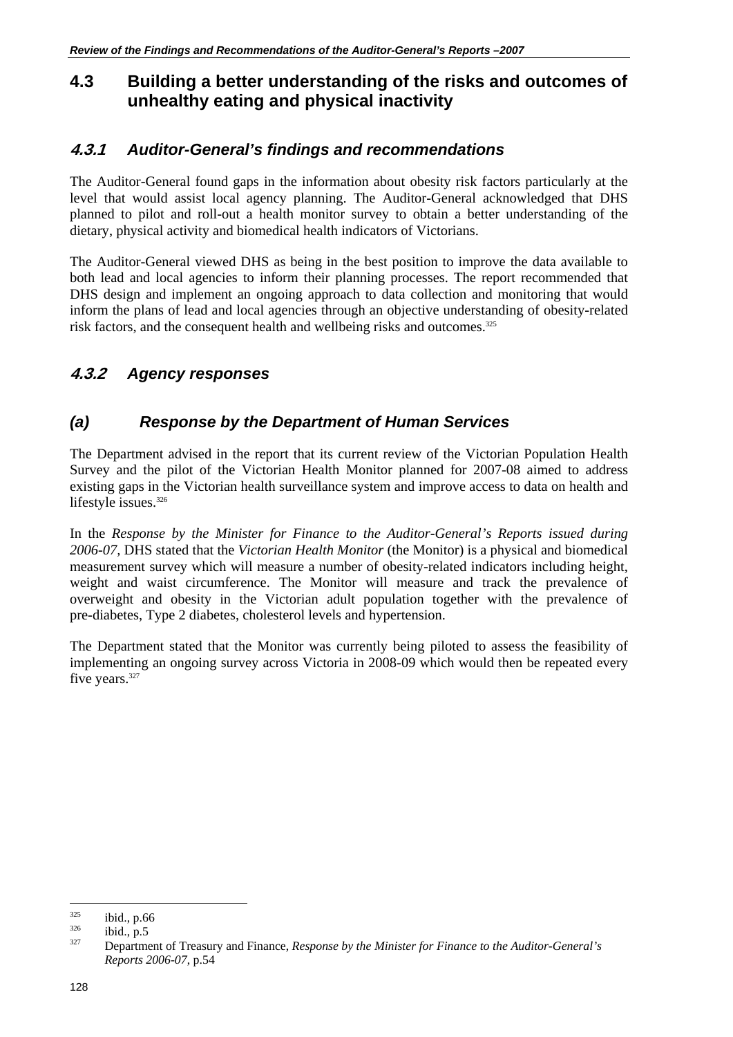## 4.3 Building a better understanding of the risks and outcomes of unhealthy eating and physical inactivity

### *4.3.1 Auditor-General's findings and recommendations*

The Auditor-General found gaps in the information about obesity risk factors particularly at the level that would assist local agency planning. The Auditor-General acknowledged that DHS planned to pilot and roll-out a health monitor survey to obtain a better understanding of the dietary, physical activity and biomedical health indicators of Victorians.

The Auditor-General viewed DHS as being in the best position to improve the data available to both lead and local agencies to inform their planning processes. The report recommended that DHS design and implement an ongoing approach to data collection and monitoring that would inform the plans of lead and local agencies through an objective understanding of obesity-related risk factors, and the consequent health and wellbeing risks and outcomes.[325]

### *4.3.2 Agency responses*

### *(a) Response by the Department of Human Services*

The Department advised in the report that its current review of the Victorian Population Health Survey and the pilot of the Victorian Health Monitor planned for 2007-08 aimed to address existing gaps in the Victorian health surveillance system and improve access to data on health and lifestyle issues.[326]

In the *Response by the Minister for Finance to the Auditor-General's Reports issued during 2006-07,* DHS stated that the *Victorian Health Monitor* (the Monitor) is a physical and biomedical measurement survey which will measure a number of obesity-related indicators including height, weight and waist circumference. The Monitor will measure and track the prevalence of overweight and obesity in the Victorian adult population together with the prevalence of pre-diabetes, Type 2 diabetes, cholesterol levels and hypertension.

The Department stated that the Monitor was currently being piloted to assess the feasibility of implementing an ongoing survey across Victoria in 2008-09 which would then be repeated every five years.[327]

---

[325] ibid., p.66

[326] ibid., p.5

[327] Department of Treasury and Finance, *Response by the Minister for Finance to the Auditor-General's Reports 2006-07*, p.54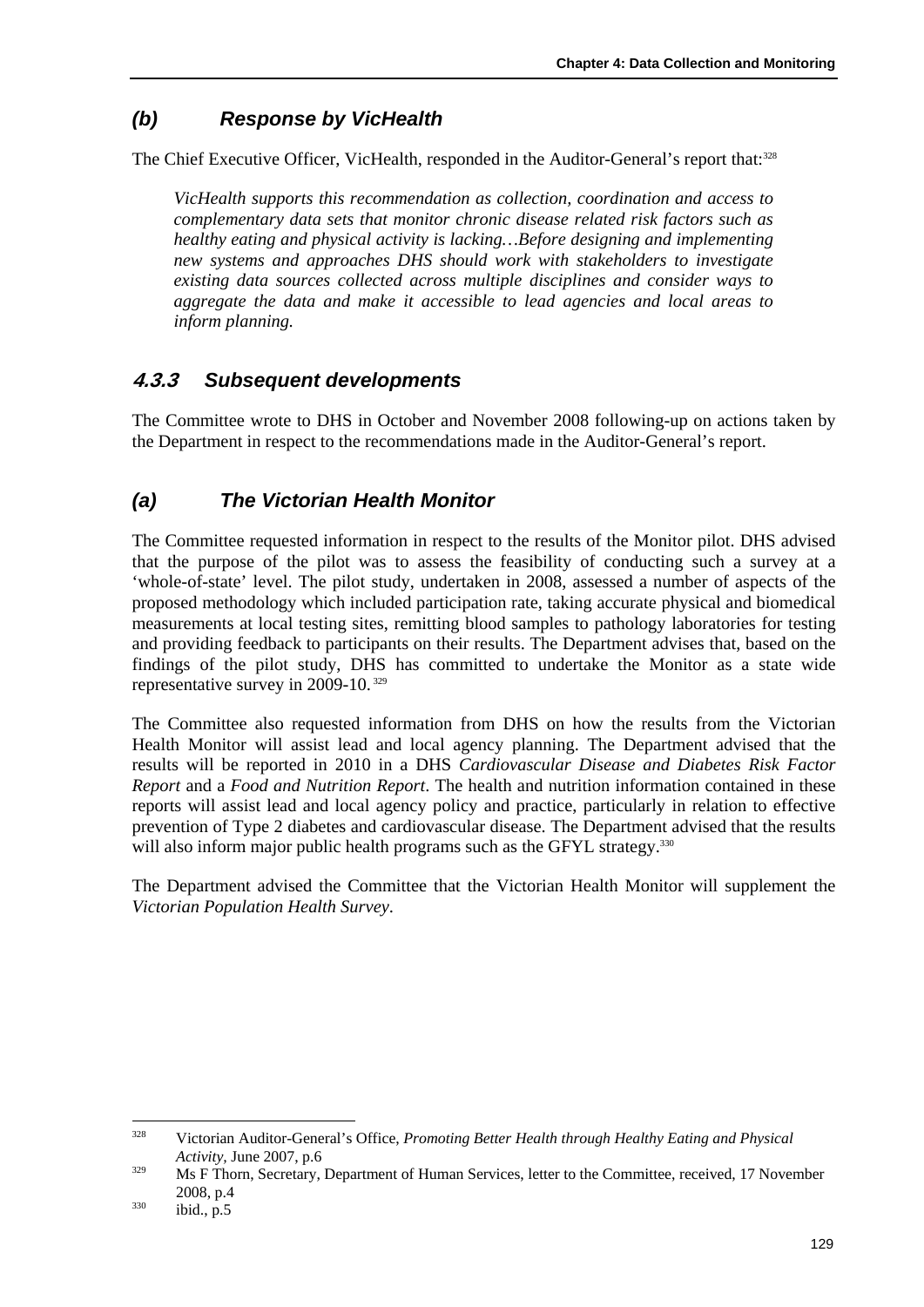### *(b) Response by VicHealth*

The Chief Executive Officer, VicHealth, responded in the Auditor-General's report that:[328]

> *VicHealth supports this recommendation as collection, coordination and access to complementary data sets that monitor chronic disease related risk factors such as healthy eating and physical activity is lacking…Before designing and implementing new systems and approaches DHS should work with stakeholders to investigate existing data sources collected across multiple disciplines and consider ways to aggregate the data and make it accessible to lead agencies and local areas to inform planning.*

## *4.3.3 Subsequent developments*

The Committee wrote to DHS in October and November 2008 following-up on actions taken by the Department in respect to the recommendations made in the Auditor-General's report.

### *(a) The Victorian Health Monitor*

The Committee requested information in respect to the results of the Monitor pilot. DHS advised that the purpose of the pilot was to assess the feasibility of conducting such a survey at a 'whole-of-state' level. The pilot study, undertaken in 2008, assessed a number of aspects of the proposed methodology which included participation rate, taking accurate physical and biomedical measurements at local testing sites, remitting blood samples to pathology laboratories for testing and providing feedback to participants on their results. The Department advises that, based on the findings of the pilot study, DHS has committed to undertake the Monitor as a state wide representative survey in 2009-10.[329]

The Committee also requested information from DHS on how the results from the Victorian Health Monitor will assist lead and local agency planning. The Department advised that the results will be reported in 2010 in a DHS *Cardiovascular Disease and Diabetes Risk Factor Report* and a *Food and Nutrition Report*. The health and nutrition information contained in these reports will assist lead and local agency policy and practice, particularly in relation to effective prevention of Type 2 diabetes and cardiovascular disease. The Department advised that the results will also inform major public health programs such as the GFYL strategy.[330]

The Department advised the Committee that the Victorian Health Monitor will supplement the *Victorian Population Health Survey*.

---

[328] Victorian Auditor-General's Office, *Promoting Better Health through Healthy Eating and Physical Activity*, June 2007, p.6

[329] Ms F Thorn, Secretary, Department of Human Services, letter to the Committee, received, 17 November 2008, p.4

[330] ibid., p.5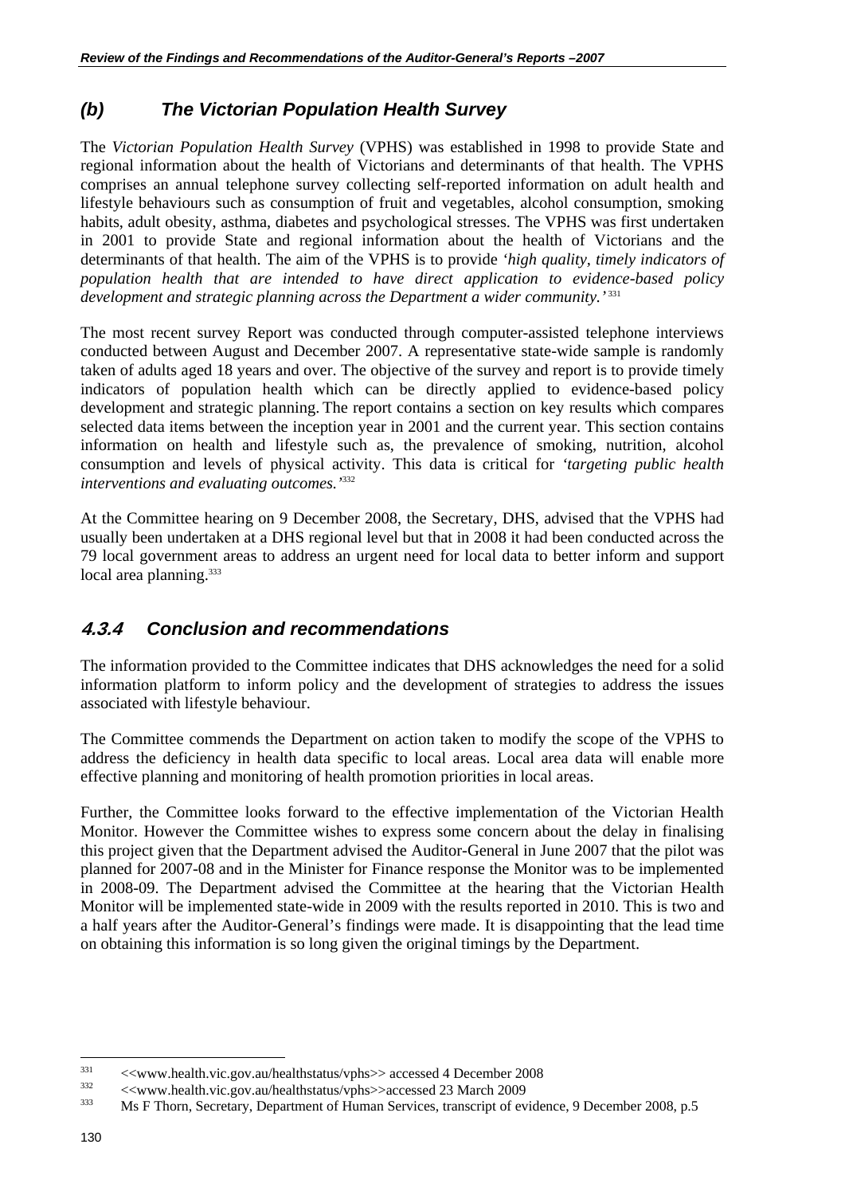### *(b) The Victorian Population Health Survey*

The *Victorian Population Health Survey* (VPHS) was established in 1998 to provide State and regional information about the health of Victorians and determinants of that health. The VPHS comprises an annual telephone survey collecting self-reported information on adult health and lifestyle behaviours such as consumption of fruit and vegetables, alcohol consumption, smoking habits, adult obesity, asthma, diabetes and psychological stresses. The VPHS was first undertaken in 2001 to provide State and regional information about the health of Victorians and the determinants of that health. The aim of the VPHS is to provide '*high quality, timely indicators of population health that are intended to have direct application to evidence-based policy development and strategic planning across the Department a wider community.*'[331]

The most recent survey Report was conducted through computer-assisted telephone interviews conducted between August and December 2007. A representative state-wide sample is randomly taken of adults aged 18 years and over. The objective of the survey and report is to provide timely indicators of population health which can be directly applied to evidence-based policy development and strategic planning. The report contains a section on key results which compares selected data items between the inception year in 2001 and the current year. This section contains information on health and lifestyle such as, the prevalence of smoking, nutrition, alcohol consumption and levels of physical activity. This data is critical for '*targeting public health interventions and evaluating outcomes.*'[332]

At the Committee hearing on 9 December 2008, the Secretary, DHS, advised that the VPHS had usually been undertaken at a DHS regional level but that in 2008 it had been conducted across the 79 local government areas to address an urgent need for local data to better inform and support local area planning.[333]

## *4.3.4 Conclusion and recommendations*

The information provided to the Committee indicates that DHS acknowledges the need for a solid information platform to inform policy and the development of strategies to address the issues associated with lifestyle behaviour.

The Committee commends the Department on action taken to modify the scope of the VPHS to address the deficiency in health data specific to local areas. Local area data will enable more effective planning and monitoring of health promotion priorities in local areas.

Further, the Committee looks forward to the effective implementation of the Victorian Health Monitor. However the Committee wishes to express some concern about the delay in finalising this project given that the Department advised the Auditor-General in June 2007 that the pilot was planned for 2007-08 and in the Minister for Finance response the Monitor was to be implemented in 2008-09. The Department advised the Committee at the hearing that the Victorian Health Monitor will be implemented state-wide in 2009 with the results reported in 2010. This is two and a half years after the Auditor-General's findings were made. It is disappointing that the lead time on obtaining this information is so long given the original timings by the Department.

---

[331] <<www.health.vic.gov.au/healthstatus/vphs>> accessed 4 December 2008

[332] <<www.health.vic.gov.au/healthstatus/vphs>>accessed 23 March 2009

[333] Ms F Thorn, Secretary, Department of Human Services, transcript of evidence, 9 December 2008, p.5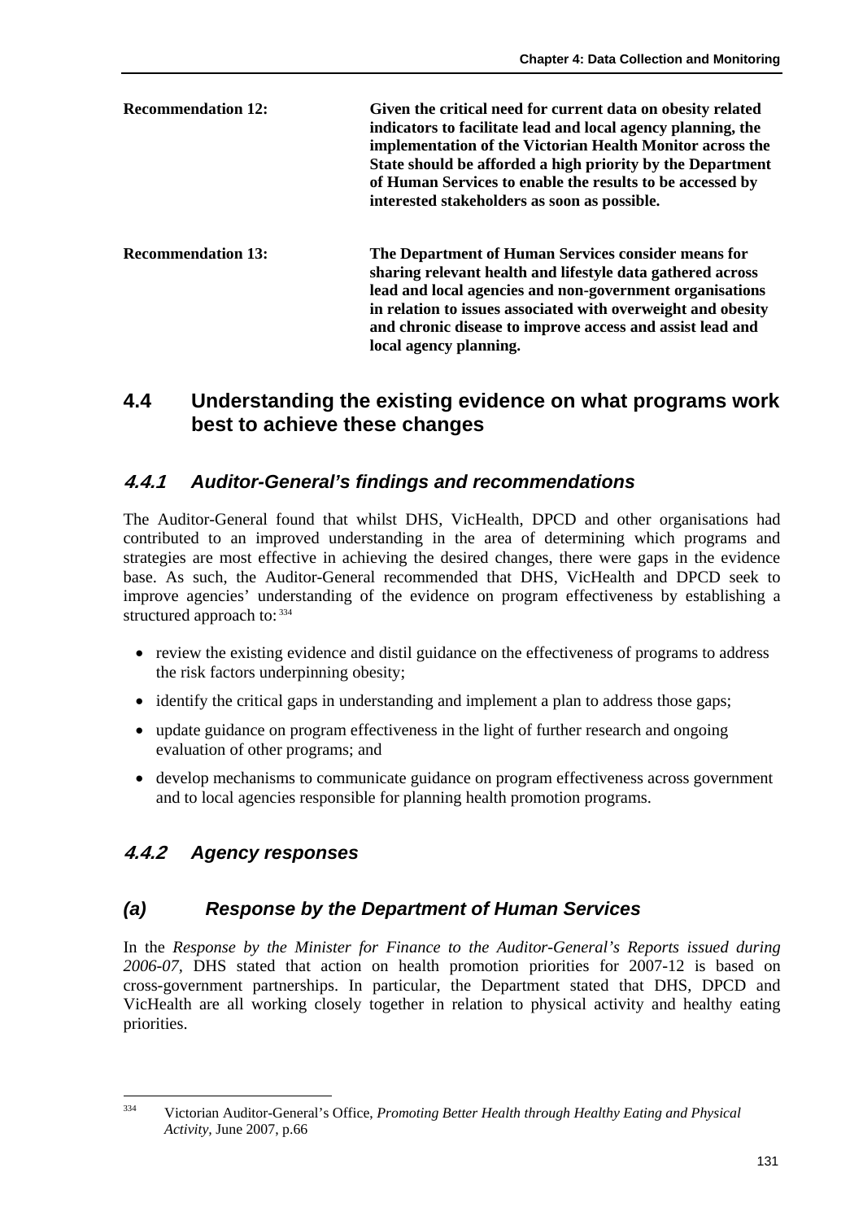**Recommendation 12:** **Given the critical need for current data on obesity related indicators to facilitate lead and local agency planning, the implementation of the Victorian Health Monitor across the State should be afforded a high priority by the Department of Human Services to enable the results to be accessed by interested stakeholders as soon as possible.**

**Recommendation 13:** **The Department of Human Services consider means for sharing relevant health and lifestyle data gathered across lead and local agencies and non-government organisations in relation to issues associated with overweight and obesity and chronic disease to improve access and assist lead and local agency planning.**

## 4.4 Understanding the existing evidence on what programs work best to achieve these changes

### *4.4.1 Auditor-General's findings and recommendations*

The Auditor-General found that whilst DHS, VicHealth, DPCD and other organisations had contributed to an improved understanding in the area of determining which programs and strategies are most effective in achieving the desired changes, there were gaps in the evidence base. As such, the Auditor-General recommended that DHS, VicHealth and DPCD seek to improve agencies' understanding of the evidence on program effectiveness by establishing a structured approach to:[334]

- review the existing evidence and distil guidance on the effectiveness of programs to address the risk factors underpinning obesity;
- identify the critical gaps in understanding and implement a plan to address those gaps;
- update guidance on program effectiveness in the light of further research and ongoing evaluation of other programs; and
- develop mechanisms to communicate guidance on program effectiveness across government and to local agencies responsible for planning health promotion programs.

### *4.4.2 Agency responses*

#### *(a) Response by the Department of Human Services*

In the *Response by the Minister for Finance to the Auditor-General's Reports issued during 2006-07*, DHS stated that action on health promotion priorities for 2007-12 is based on cross-government partnerships. In particular, the Department stated that DHS, DPCD and VicHealth are all working closely together in relation to physical activity and healthy eating priorities.

[334] Victorian Auditor-General's Office, *Promoting Better Health through Healthy Eating and Physical Activity,* June 2007, p.66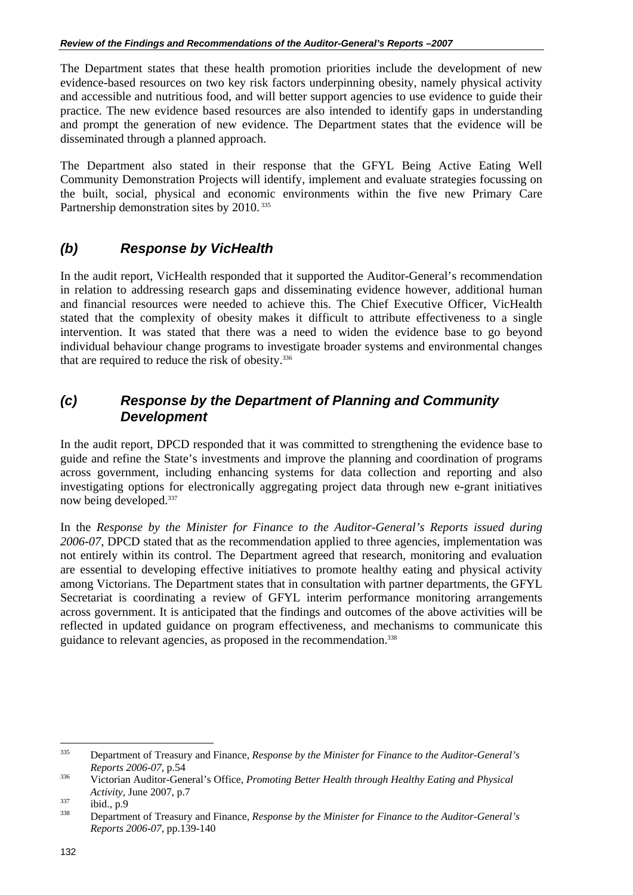The Department states that these health promotion priorities include the development of new evidence-based resources on two key risk factors underpinning obesity, namely physical activity and accessible and nutritious food, and will better support agencies to use evidence to guide their practice. The new evidence based resources are also intended to identify gaps in understanding and prompt the generation of new evidence. The Department states that the evidence will be disseminated through a planned approach.

The Department also stated in their response that the GFYL Being Active Eating Well Community Demonstration Projects will identify, implement and evaluate strategies focussing on the built, social, physical and economic environments within the five new Primary Care Partnership demonstration sites by 2010.[335]

## *(b) Response by VicHealth*

In the audit report, VicHealth responded that it supported the Auditor-General's recommendation in relation to addressing research gaps and disseminating evidence however, additional human and financial resources were needed to achieve this. The Chief Executive Officer, VicHealth stated that the complexity of obesity makes it difficult to attribute effectiveness to a single intervention. It was stated that there was a need to widen the evidence base to go beyond individual behaviour change programs to investigate broader systems and environmental changes that are required to reduce the risk of obesity.[336]

## *(c) Response by the Department of Planning and Community Development*

In the audit report, DPCD responded that it was committed to strengthening the evidence base to guide and refine the State's investments and improve the planning and coordination of programs across government, including enhancing systems for data collection and reporting and also investigating options for electronically aggregating project data through new e-grant initiatives now being developed.[337]

In the *Response by the Minister for Finance to the Auditor-General's Reports issued during 2006-07,* DPCD stated that as the recommendation applied to three agencies, implementation was not entirely within its control. The Department agreed that research, monitoring and evaluation are essential to developing effective initiatives to promote healthy eating and physical activity among Victorians. The Department states that in consultation with partner departments, the GFYL Secretariat is coordinating a review of GFYL interim performance monitoring arrangements across government. It is anticipated that the findings and outcomes of the above activities will be reflected in updated guidance on program effectiveness, and mechanisms to communicate this guidance to relevant agencies, as proposed in the recommendation.[338]

---

[335] Department of Treasury and Finance, *Response by the Minister for Finance to the Auditor-General's Reports 2006-07*, p.54

[336] Victorian Auditor-General's Office, *Promoting Better Health through Healthy Eating and Physical Activity*, June 2007, p.7

[337] ibid., p.9

[338] Department of Treasury and Finance, *Response by the Minister for Finance to the Auditor-General's Reports 2006-07*, pp.139-140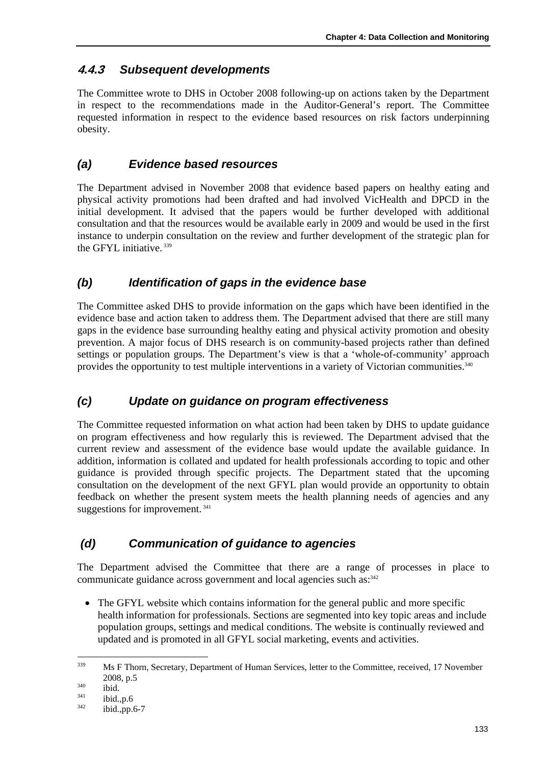### *4.4.3 Subsequent developments*

The Committee wrote to DHS in October 2008 following-up on actions taken by the Department in respect to the recommendations made in the Auditor-General's report. The Committee requested information in respect to the evidence based resources on risk factors underpinning obesity.

#### *(a) Evidence based resources*

The Department advised in November 2008 that evidence based papers on healthy eating and physical activity promotions had been drafted and had involved VicHealth and DPCD in the initial development. It advised that the papers would be further developed with additional consultation and that the resources would be available early in 2009 and would be used in the first instance to underpin consultation on the review and further development of the strategic plan for the GFYL initiative.[339]

#### *(b) Identification of gaps in the evidence base*

The Committee asked DHS to provide information on the gaps which have been identified in the evidence base and action taken to address them. The Department advised that there are still many gaps in the evidence base surrounding healthy eating and physical activity promotion and obesity prevention. A major focus of DHS research is on community-based projects rather than defined settings or population groups. The Department's view is that a 'whole-of-community' approach provides the opportunity to test multiple interventions in a variety of Victorian communities.[340]

#### *(c) Update on guidance on program effectiveness*

The Committee requested information on what action had been taken by DHS to update guidance on program effectiveness and how regularly this is reviewed. The Department advised that the current review and assessment of the evidence base would update the available guidance. In addition, information is collated and updated for health professionals according to topic and other guidance is provided through specific projects. The Department stated that the upcoming consultation on the development of the next GFYL plan would provide an opportunity to obtain feedback on whether the present system meets the health planning needs of agencies and any suggestions for improvement.[341]

#### *(d) Communication of guidance to agencies*

The Department advised the Committee that there are a range of processes in place to communicate guidance across government and local agencies such as:[342]

- The GFYL website which contains information for the general public and more specific health information for professionals. Sections are segmented into key topic areas and include population groups, settings and medical conditions. The website is continually reviewed and updated and is promoted in all GFYL social marketing, events and activities.

---

339 Ms F Thorn, Secretary, Department of Human Services, letter to the Committee, received, 17 November 2008, p.5

340 ibid.

341 ibid.,p.6

342 ibid.,pp.6-7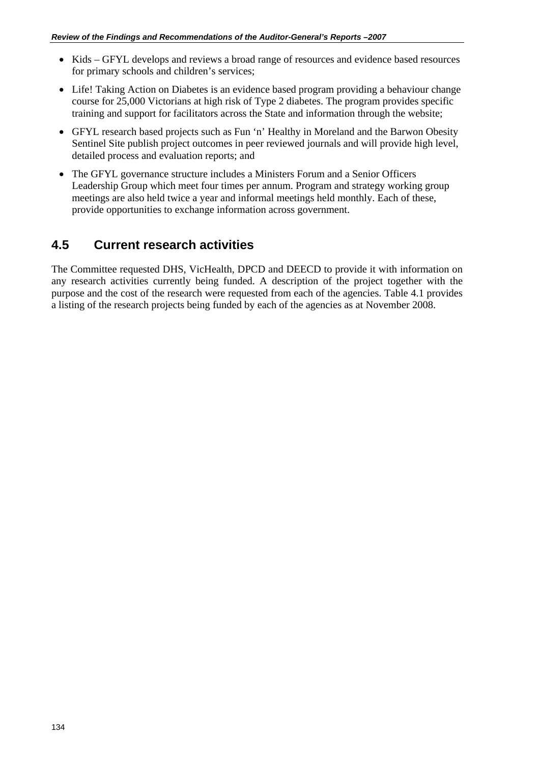- Kids – GFYL develops and reviews a broad range of resources and evidence based resources for primary schools and children's services;
- Life! Taking Action on Diabetes is an evidence based program providing a behaviour change course for 25,000 Victorians at high risk of Type 2 diabetes. The program provides specific training and support for facilitators across the State and information through the website;
- GFYL research based projects such as Fun 'n' Healthy in Moreland and the Barwon Obesity Sentinel Site publish project outcomes in peer reviewed journals and will provide high level, detailed process and evaluation reports; and
- The GFYL governance structure includes a Ministers Forum and a Senior Officers Leadership Group which meet four times per annum. Program and strategy working group meetings are also held twice a year and informal meetings held monthly. Each of these, provide opportunities to exchange information across government.

## 4.5 Current research activities

The Committee requested DHS, VicHealth, DPCD and DEECD to provide it with information on any research activities currently being funded. A description of the project together with the purpose and the cost of the research were requested from each of the agencies. Table 4.1 provides a listing of the research projects being funded by each of the agencies as at November 2008.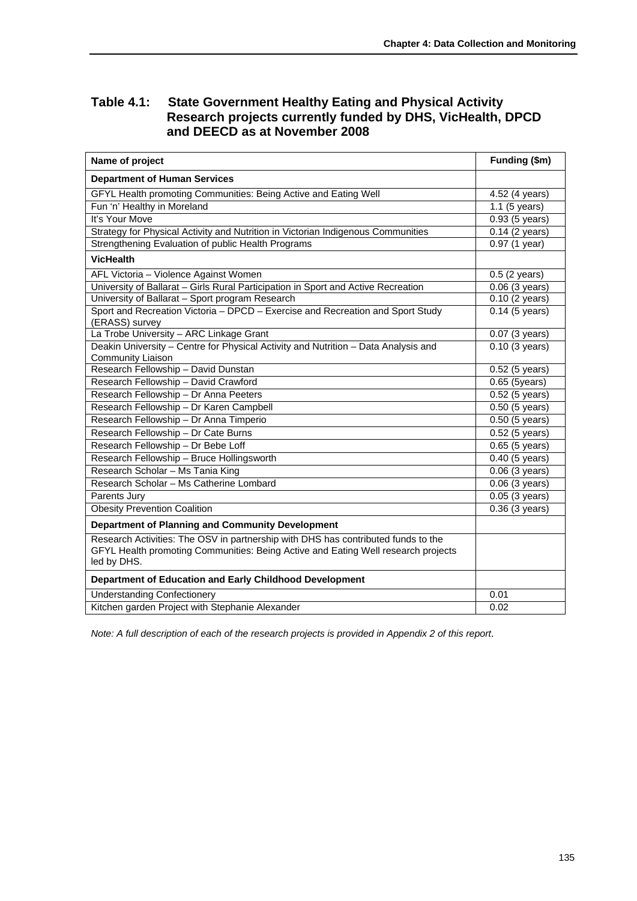## Table 4.1: State Government Healthy Eating and Physical Activity Research projects currently funded by DHS, VicHealth, DPCD and DEECD as at November 2008

| Name of project | Funding ($m) |
|---|---|
| **Department of Human Services** | |
| GFYL Health promoting Communities: Being Active and Eating Well | 4.52 (4 years) |
| Fun 'n' Healthy in Moreland | 1.1 (5 years) |
| It's Your Move | 0.93 (5 years) |
| Strategy for Physical Activity and Nutrition in Victorian Indigenous Communities | 0.14 (2 years) |
| Strengthening Evaluation of public Health Programs | 0.97 (1 year) |
| **VicHealth** | |
| AFL Victoria – Violence Against Women | 0.5 (2 years) |
| University of Ballarat – Girls Rural Participation in Sport and Active Recreation | 0.06 (3 years) |
| University of Ballarat – Sport program Research | 0.10 (2 years) |
| Sport and Recreation Victoria – DPCD – Exercise and Recreation and Sport Study (ERASS) survey | 0.14 (5 years) |
| La Trobe University – ARC Linkage Grant | 0.07 (3 years) |
| Deakin University – Centre for Physical Activity and Nutrition – Data Analysis and Community Liaison | 0.10 (3 years) |
| Research Fellowship – David Dunstan | 0.52 (5 years) |
| Research Fellowship – David Crawford | 0.65 (5years) |
| Research Fellowship – Dr Anna Peeters | 0.52 (5 years) |
| Research Fellowship – Dr Karen Campbell | 0.50 (5 years) |
| Research Fellowship – Dr Anna Timperio | 0.50 (5 years) |
| Research Fellowship – Dr Cate Burns | 0.52 (5 years) |
| Research Fellowship – Dr Bebe Loff | 0.65 (5 years) |
| Research Fellowship – Bruce Hollingsworth | 0.40 (5 years) |
| Research Scholar – Ms Tania King | 0.06 (3 years) |
| Research Scholar – Ms Catherine Lombard | 0.06 (3 years) |
| Parents Jury | 0.05 (3 years) |
| Obesity Prevention Coalition | 0.36 (3 years) |
| **Department of Planning and Community Development** | |
| Research Activities: The OSV in partnership with DHS has contributed funds to the GFYL Health promoting Communities: Being Active and Eating Well research projects led by DHS. | |
| **Department of Education and Early Childhood Development** | |
| Understanding Confectionery | 0.01 |
| Kitchen garden Project with Stephanie Alexander | 0.02 |

*Note: A full description of each of the research projects is provided in Appendix 2 of this report.*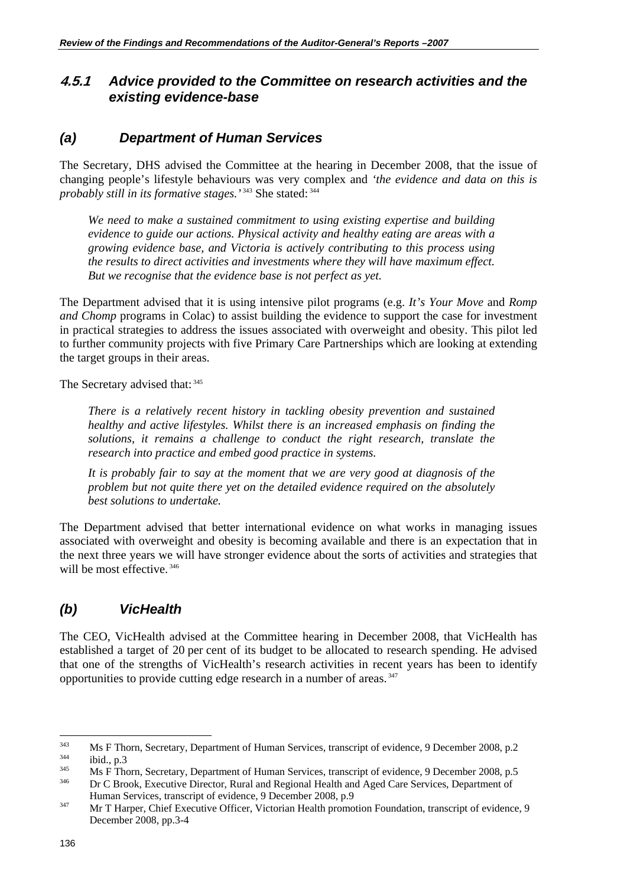### 4.5.1 Advice provided to the Committee on research activities and the existing evidence-base

#### (a) Department of Human Services

The Secretary, DHS advised the Committee at the hearing in December 2008, that the issue of changing people's lifestyle behaviours was very complex and *'the evidence and data on this is probably still in its formative stages.'*[343] She stated:[344]

> *We need to make a sustained commitment to using existing expertise and building evidence to guide our actions. Physical activity and healthy eating are areas with a growing evidence base, and Victoria is actively contributing to this process using the results to direct activities and investments where they will have maximum effect. But we recognise that the evidence base is not perfect as yet.*

The Department advised that it is using intensive pilot programs (e.g. *It's Your Move* and *Romp and Chomp* programs in Colac) to assist building the evidence to support the case for investment in practical strategies to address the issues associated with overweight and obesity. This pilot led to further community projects with five Primary Care Partnerships which are looking at extending the target groups in their areas.

The Secretary advised that:[345]

> *There is a relatively recent history in tackling obesity prevention and sustained healthy and active lifestyles. Whilst there is an increased emphasis on finding the solutions, it remains a challenge to conduct the right research, translate the research into practice and embed good practice in systems.*
>
> *It is probably fair to say at the moment that we are very good at diagnosis of the problem but not quite there yet on the detailed evidence required on the absolutely best solutions to undertake.*

The Department advised that better international evidence on what works in managing issues associated with overweight and obesity is becoming available and there is an expectation that in the next three years we will have stronger evidence about the sorts of activities and strategies that will be most effective.[346]

#### (b) VicHealth

The CEO, VicHealth advised at the Committee hearing in December 2008, that VicHealth has established a target of 20 per cent of its budget to be allocated to research spending. He advised that one of the strengths of VicHealth's research activities in recent years has been to identify opportunities to provide cutting edge research in a number of areas.[347]

---

[343] Ms F Thorn, Secretary, Department of Human Services, transcript of evidence, 9 December 2008, p.2

[344] ibid., p.3

[345] Ms F Thorn, Secretary, Department of Human Services, transcript of evidence, 9 December 2008, p.5

[346] Dr C Brook, Executive Director, Rural and Regional Health and Aged Care Services, Department of Human Services, transcript of evidence, 9 December 2008, p.9

[347] Mr T Harper, Chief Executive Officer, Victorian Health promotion Foundation, transcript of evidence, 9 December 2008, pp.3-4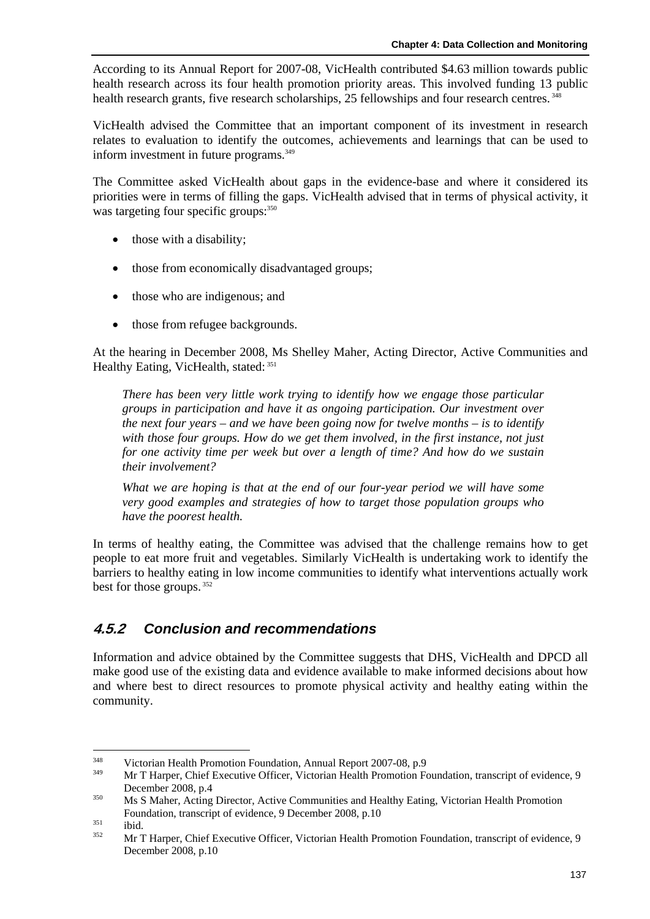According to its Annual Report for 2007-08, VicHealth contributed $4.63 million towards public health research across its four health promotion priority areas. This involved funding 13 public health research grants, five research scholarships, 25 fellowships and four research centres.[348]

VicHealth advised the Committee that an important component of its investment in research relates to evaluation to identify the outcomes, achievements and learnings that can be used to inform investment in future programs.[349]

The Committee asked VicHealth about gaps in the evidence-base and where it considered its priorities were in terms of filling the gaps. VicHealth advised that in terms of physical activity, it was targeting four specific groups:[350]

- those with a disability;
- those from economically disadvantaged groups;
- those who are indigenous; and
- those from refugee backgrounds.

At the hearing in December 2008, Ms Shelley Maher, Acting Director, Active Communities and Healthy Eating, VicHealth, stated:[351]

> *There has been very little work trying to identify how we engage those particular groups in participation and have it as ongoing participation. Our investment over the next four years – and we have been going now for twelve months – is to identify with those four groups. How do we get them involved, in the first instance, not just for one activity time per week but over a length of time? And how do we sustain their involvement?*
>
> *What we are hoping is that at the end of our four-year period we will have some very good examples and strategies of how to target those population groups who have the poorest health.*

In terms of healthy eating, the Committee was advised that the challenge remains how to get people to eat more fruit and vegetables. Similarly VicHealth is undertaking work to identify the barriers to healthy eating in low income communities to identify what interventions actually work best for those groups.[352]

### 4.5.2 Conclusion and recommendations

Information and advice obtained by the Committee suggests that DHS, VicHealth and DPCD all make good use of the existing data and evidence available to make informed decisions about how and where best to direct resources to promote physical activity and healthy eating within the community.

---

[348] Victorian Health Promotion Foundation, Annual Report 2007-08, p.9

[349] Mr T Harper, Chief Executive Officer, Victorian Health Promotion Foundation, transcript of evidence, 9 December 2008, p.4

[350] Ms S Maher, Acting Director, Active Communities and Healthy Eating, Victorian Health Promotion Foundation, transcript of evidence, 9 December 2008, p.10

[351] ibid.

[352] Mr T Harper, Chief Executive Officer, Victorian Health Promotion Foundation, transcript of evidence, 9 December 2008, p.10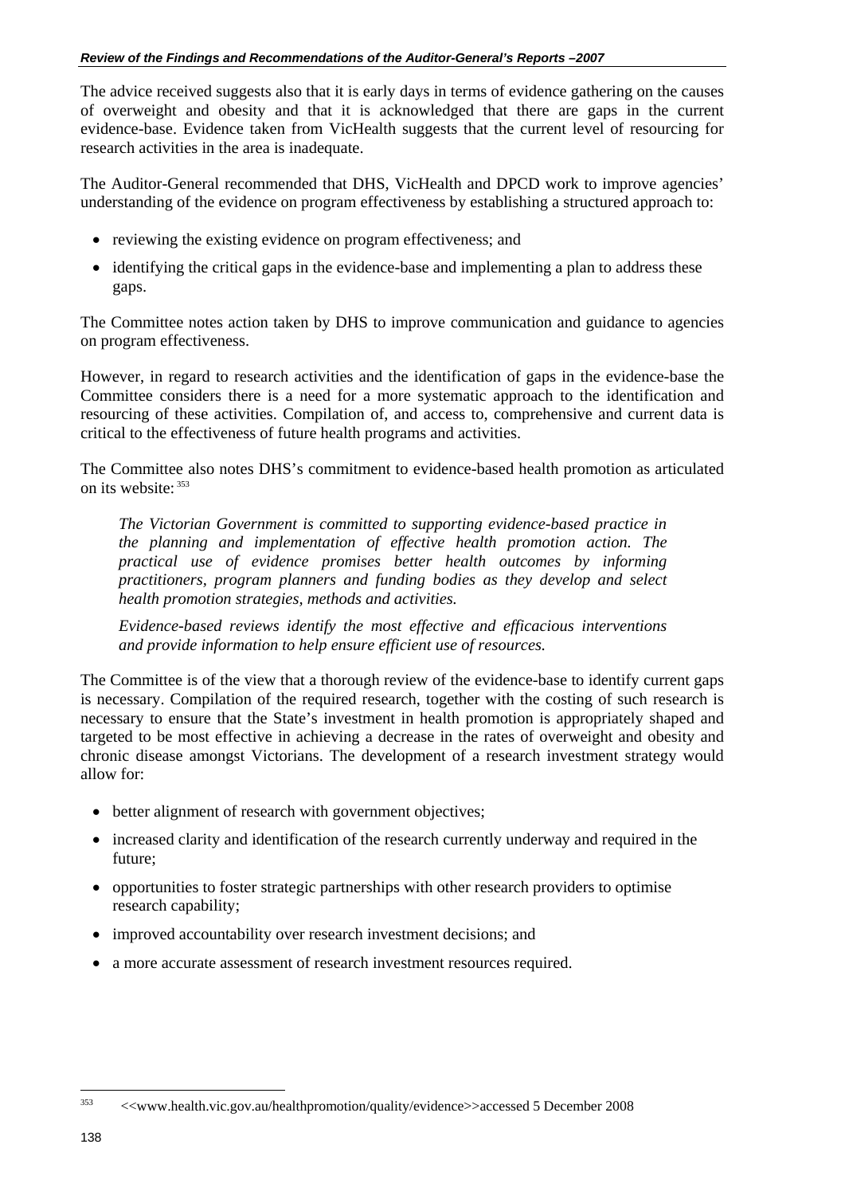The advice received suggests also that it is early days in terms of evidence gathering on the causes of overweight and obesity and that it is acknowledged that there are gaps in the current evidence-base. Evidence taken from VicHealth suggests that the current level of resourcing for research activities in the area is inadequate.

The Auditor-General recommended that DHS, VicHealth and DPCD work to improve agencies' understanding of the evidence on program effectiveness by establishing a structured approach to:

- reviewing the existing evidence on program effectiveness; and
- identifying the critical gaps in the evidence-base and implementing a plan to address these gaps.

The Committee notes action taken by DHS to improve communication and guidance to agencies on program effectiveness.

However, in regard to research activities and the identification of gaps in the evidence-base the Committee considers there is a need for a more systematic approach to the identification and resourcing of these activities. Compilation of, and access to, comprehensive and current data is critical to the effectiveness of future health programs and activities.

The Committee also notes DHS's commitment to evidence-based health promotion as articulated on its website:[353]

> *The Victorian Government is committed to supporting evidence-based practice in the planning and implementation of effective health promotion action. The practical use of evidence promises better health outcomes by informing practitioners, program planners and funding bodies as they develop and select health promotion strategies, methods and activities.*
>
> *Evidence-based reviews identify the most effective and efficacious interventions and provide information to help ensure efficient use of resources.*

The Committee is of the view that a thorough review of the evidence-base to identify current gaps is necessary. Compilation of the required research, together with the costing of such research is necessary to ensure that the State's investment in health promotion is appropriately shaped and targeted to be most effective in achieving a decrease in the rates of overweight and obesity and chronic disease amongst Victorians. The development of a research investment strategy would allow for:

- better alignment of research with government objectives;
- increased clarity and identification of the research currently underway and required in the future;
- opportunities to foster strategic partnerships with other research providers to optimise research capability;
- improved accountability over research investment decisions; and
- a more accurate assessment of research investment resources required.

---

[353] <<www.health.vic.gov.au/healthpromotion/quality/evidence>>accessed 5 December 2008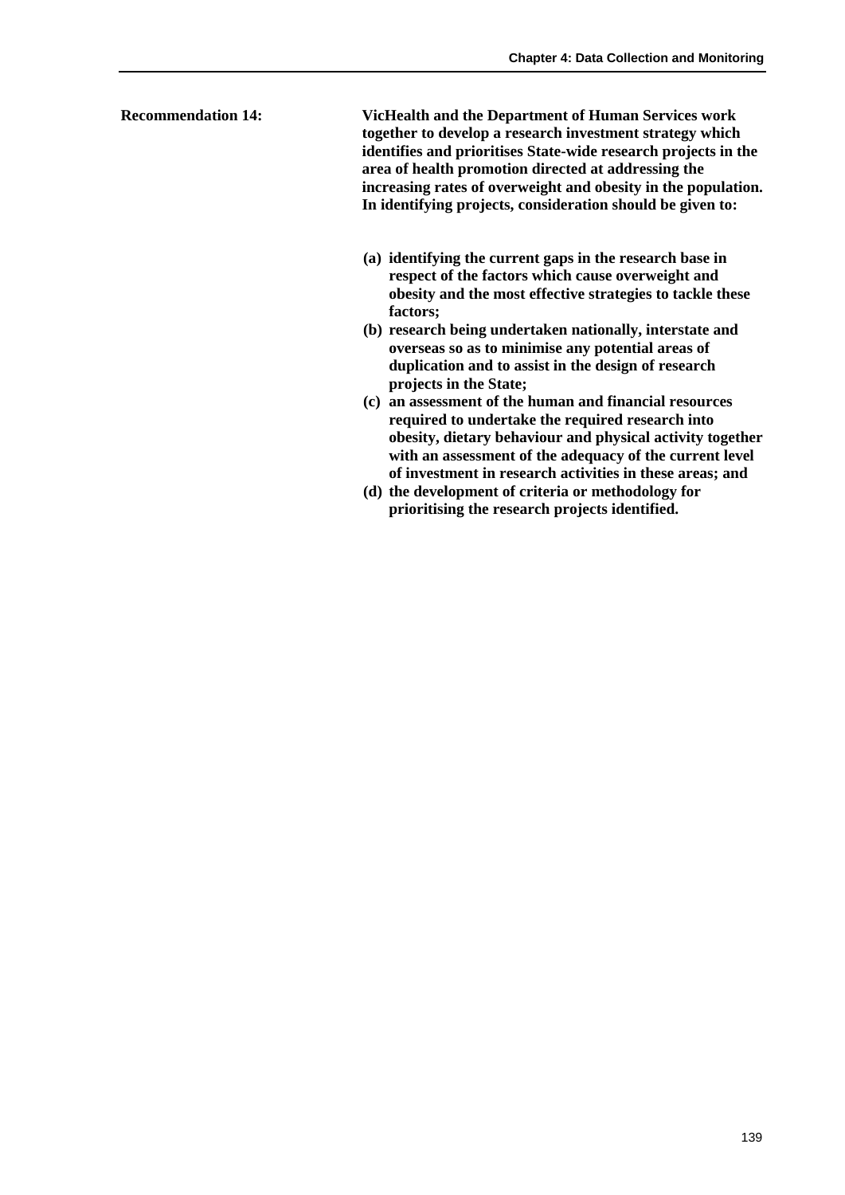**Recommendation 14:**

**VicHealth and the Department of Human Services work together to develop a research investment strategy which identifies and prioritises State-wide research projects in the area of health promotion directed at addressing the increasing rates of overweight and obesity in the population. In identifying projects, consideration should be given to:**

**(a) identifying the current gaps in the research base in respect of the factors which cause overweight and obesity and the most effective strategies to tackle these factors;**

**(b) research being undertaken nationally, interstate and overseas so as to minimise any potential areas of duplication and to assist in the design of research projects in the State;**

**(c) an assessment of the human and financial resources required to undertake the required research into obesity, dietary behaviour and physical activity together with an assessment of the adequacy of the current level of investment in research activities in these areas; and**

**(d) the development of criteria or methodology for prioritising the research projects identified.**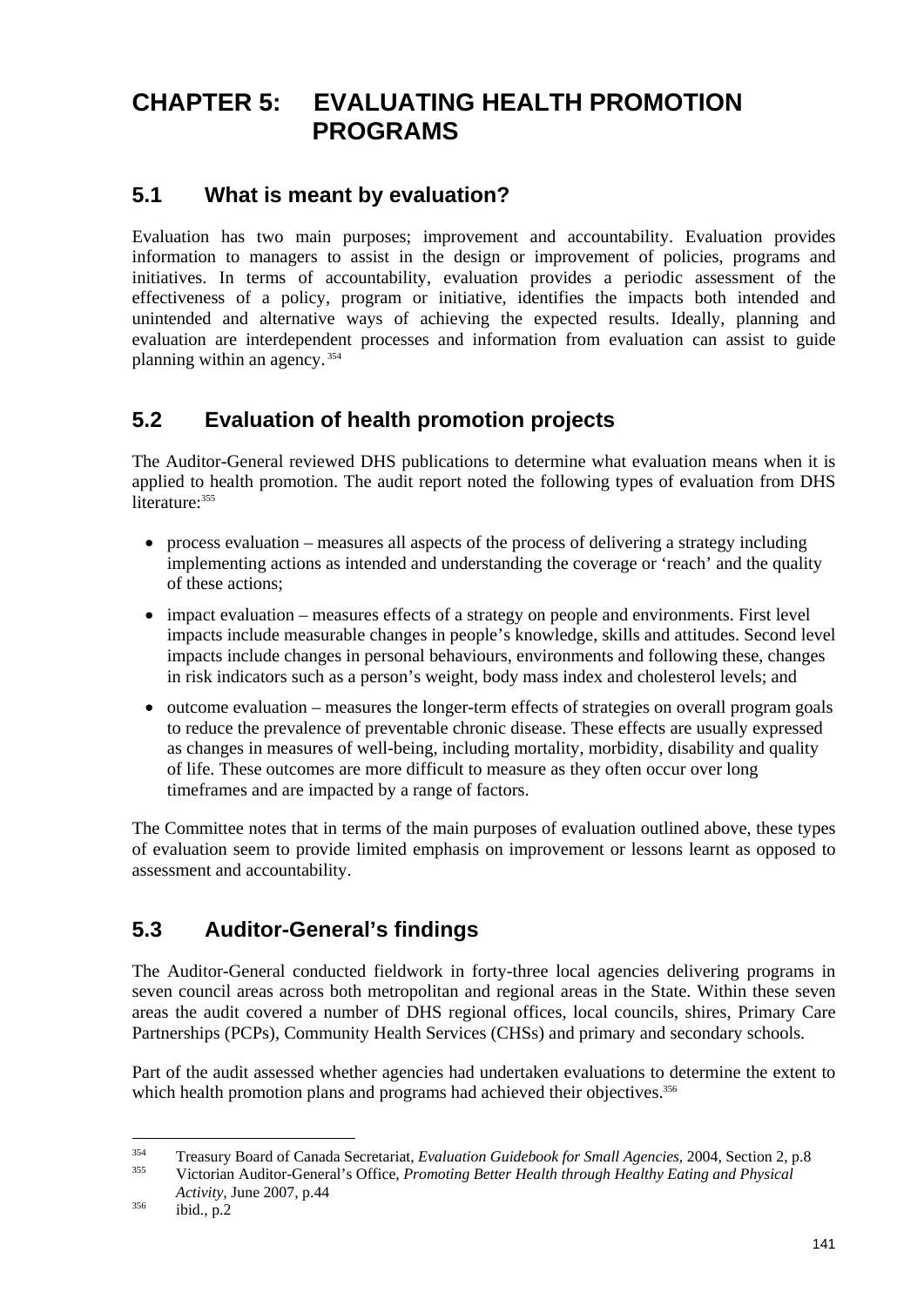# CHAPTER 5: EVALUATING HEALTH PROMOTION PROGRAMS

## 5.1 What is meant by evaluation?

Evaluation has two main purposes; improvement and accountability. Evaluation provides information to managers to assist in the design or improvement of policies, programs and initiatives. In terms of accountability, evaluation provides a periodic assessment of the effectiveness of a policy, program or initiative, identifies the impacts both intended and unintended and alternative ways of achieving the expected results. Ideally, planning and evaluation are interdependent processes and information from evaluation can assist to guide planning within an agency.[354]

## 5.2 Evaluation of health promotion projects

The Auditor-General reviewed DHS publications to determine what evaluation means when it is applied to health promotion. The audit report noted the following types of evaluation from DHS literature:[355]

- process evaluation – measures all aspects of the process of delivering a strategy including implementing actions as intended and understanding the coverage or 'reach' and the quality of these actions;
- impact evaluation – measures effects of a strategy on people and environments. First level impacts include measurable changes in people's knowledge, skills and attitudes. Second level impacts include changes in personal behaviours, environments and following these, changes in risk indicators such as a person's weight, body mass index and cholesterol levels; and
- outcome evaluation – measures the longer-term effects of strategies on overall program goals to reduce the prevalence of preventable chronic disease. These effects are usually expressed as changes in measures of well-being, including mortality, morbidity, disability and quality of life. These outcomes are more difficult to measure as they often occur over long timeframes and are impacted by a range of factors.

The Committee notes that in terms of the main purposes of evaluation outlined above, these types of evaluation seem to provide limited emphasis on improvement or lessons learnt as opposed to assessment and accountability.

## 5.3 Auditor-General's findings

The Auditor-General conducted fieldwork in forty-three local agencies delivering programs in seven council areas across both metropolitan and regional areas in the State. Within these seven areas the audit covered a number of DHS regional offices, local councils, shires, Primary Care Partnerships (PCPs), Community Health Services (CHSs) and primary and secondary schools.

Part of the audit assessed whether agencies had undertaken evaluations to determine the extent to which health promotion plans and programs had achieved their objectives.[356]

---

[354] Treasury Board of Canada Secretariat, *Evaluation Guidebook for Small Agencies*, 2004, Section 2, p.8

[355] Victorian Auditor-General's Office, *Promoting Better Health through Healthy Eating and Physical Activity*, June 2007, p.44

[356] ibid., p.2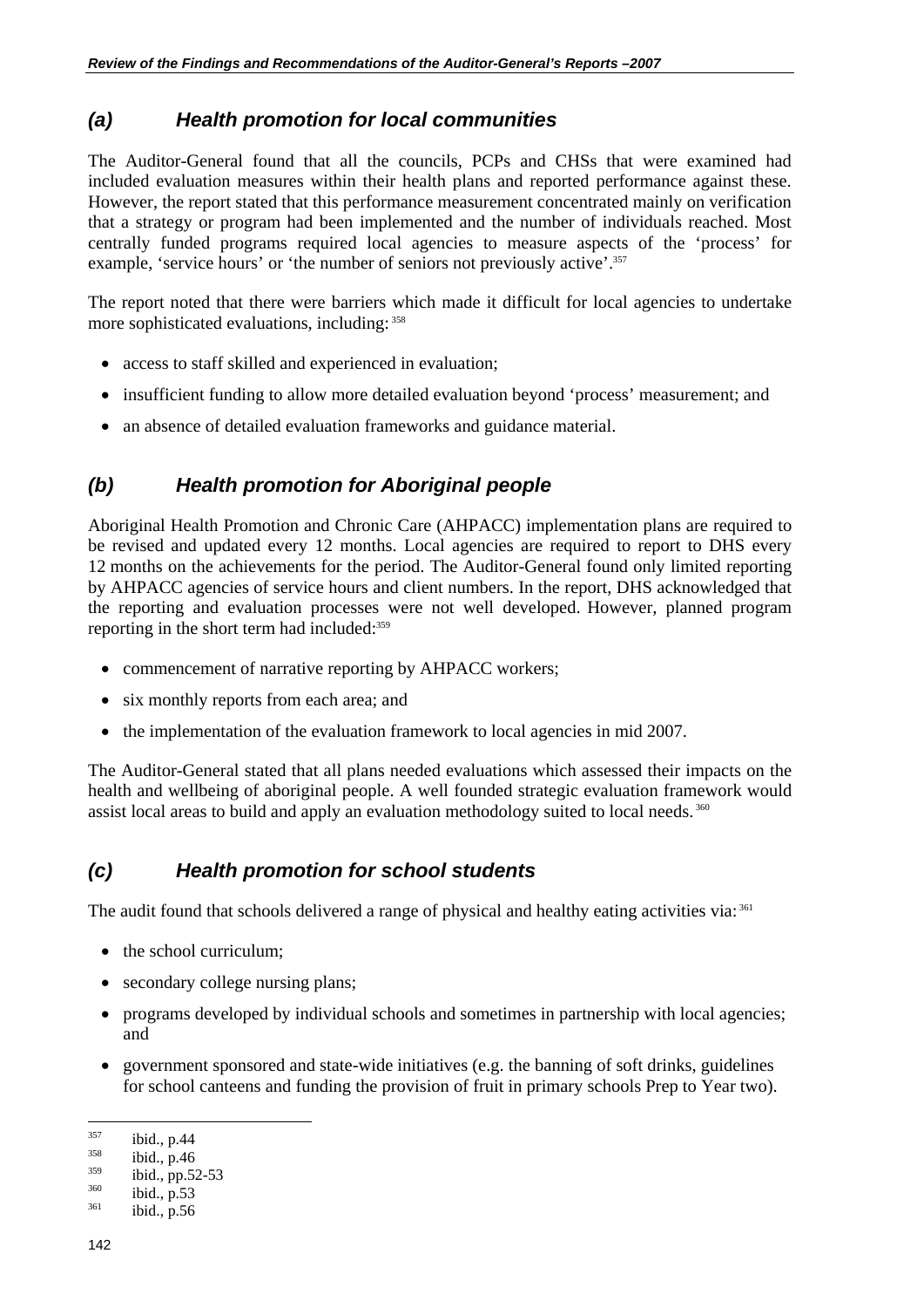### *(a) Health promotion for local communities*

The Auditor-General found that all the councils, PCPs and CHSs that were examined had included evaluation measures within their health plans and reported performance against these. However, the report stated that this performance measurement concentrated mainly on verification that a strategy or program had been implemented and the number of individuals reached. Most centrally funded programs required local agencies to measure aspects of the 'process' for example, 'service hours' or 'the number of seniors not previously active'.[357]

The report noted that there were barriers which made it difficult for local agencies to undertake more sophisticated evaluations, including:[358]

- access to staff skilled and experienced in evaluation;
- insufficient funding to allow more detailed evaluation beyond 'process' measurement; and
- an absence of detailed evaluation frameworks and guidance material.

### *(b) Health promotion for Aboriginal people*

Aboriginal Health Promotion and Chronic Care (AHPACC) implementation plans are required to be revised and updated every 12 months. Local agencies are required to report to DHS every 12 months on the achievements for the period. The Auditor-General found only limited reporting by AHPACC agencies of service hours and client numbers. In the report, DHS acknowledged that the reporting and evaluation processes were not well developed. However, planned program reporting in the short term had included:[359]

- commencement of narrative reporting by AHPACC workers;
- six monthly reports from each area; and
- the implementation of the evaluation framework to local agencies in mid 2007.

The Auditor-General stated that all plans needed evaluations which assessed their impacts on the health and wellbeing of aboriginal people. A well founded strategic evaluation framework would assist local areas to build and apply an evaluation methodology suited to local needs.[360]

### *(c) Health promotion for school students*

The audit found that schools delivered a range of physical and healthy eating activities via:[361]

- the school curriculum;
- secondary college nursing plans;
- programs developed by individual schools and sometimes in partnership with local agencies; and
- government sponsored and state-wide initiatives (e.g. the banning of soft drinks, guidelines for school canteens and funding the provision of fruit in primary schools Prep to Year two).

---

[357] ibid., p.44
[358] ibid., p.46
[359] ibid., pp.52-53
[360] ibid., p.53
[361] ibid., p.56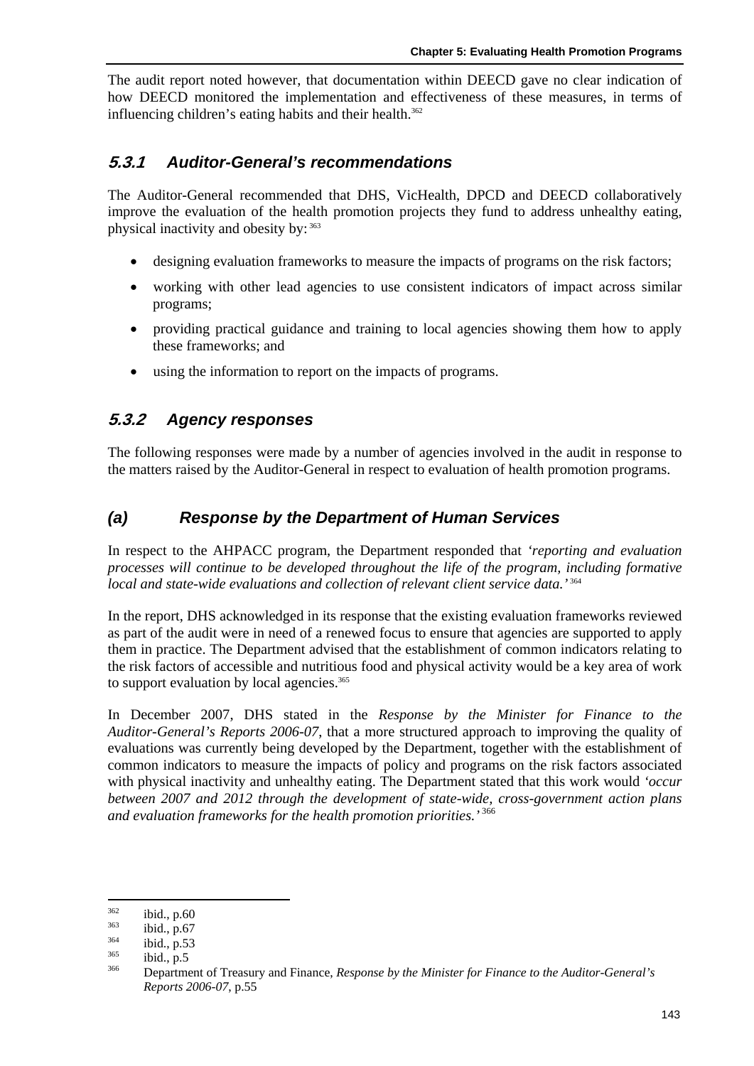The audit report noted however, that documentation within DEECD gave no clear indication of how DEECD monitored the implementation and effectiveness of these measures, in terms of influencing children's eating habits and their health.[362]

### *5.3.1 Auditor-General's recommendations*

The Auditor-General recommended that DHS, VicHealth, DPCD and DEECD collaboratively improve the evaluation of the health promotion projects they fund to address unhealthy eating, physical inactivity and obesity by: [363]

- designing evaluation frameworks to measure the impacts of programs on the risk factors;
- working with other lead agencies to use consistent indicators of impact across similar programs;
- providing practical guidance and training to local agencies showing them how to apply these frameworks; and
- using the information to report on the impacts of programs.

### *5.3.2 Agency responses*

The following responses were made by a number of agencies involved in the audit in response to the matters raised by the Auditor-General in respect to evaluation of health promotion programs.

### *(a) Response by the Department of Human Services*

In respect to the AHPACC program, the Department responded that *'reporting and evaluation processes will continue to be developed throughout the life of the program, including formative local and state-wide evaluations and collection of relevant client service data.'* [364]

In the report, DHS acknowledged in its response that the existing evaluation frameworks reviewed as part of the audit were in need of a renewed focus to ensure that agencies are supported to apply them in practice. The Department advised that the establishment of common indicators relating to the risk factors of accessible and nutritious food and physical activity would be a key area of work to support evaluation by local agencies.[365]

In December 2007, DHS stated in the *Response by the Minister for Finance to the Auditor-General's Reports 2006-07*, that a more structured approach to improving the quality of evaluations was currently being developed by the Department, together with the establishment of common indicators to measure the impacts of policy and programs on the risk factors associated with physical inactivity and unhealthy eating. The Department stated that this work would *'occur between 2007 and 2012 through the development of state-wide, cross-government action plans and evaluation frameworks for the health promotion priorities.'* [366]

---

[362] ibid., p.60

[363] ibid., p.67

[364] ibid., p.53

[365] ibid., p.5

[366] Department of Treasury and Finance, *Response by the Minister for Finance to the Auditor-General's Reports 2006-07*, p.55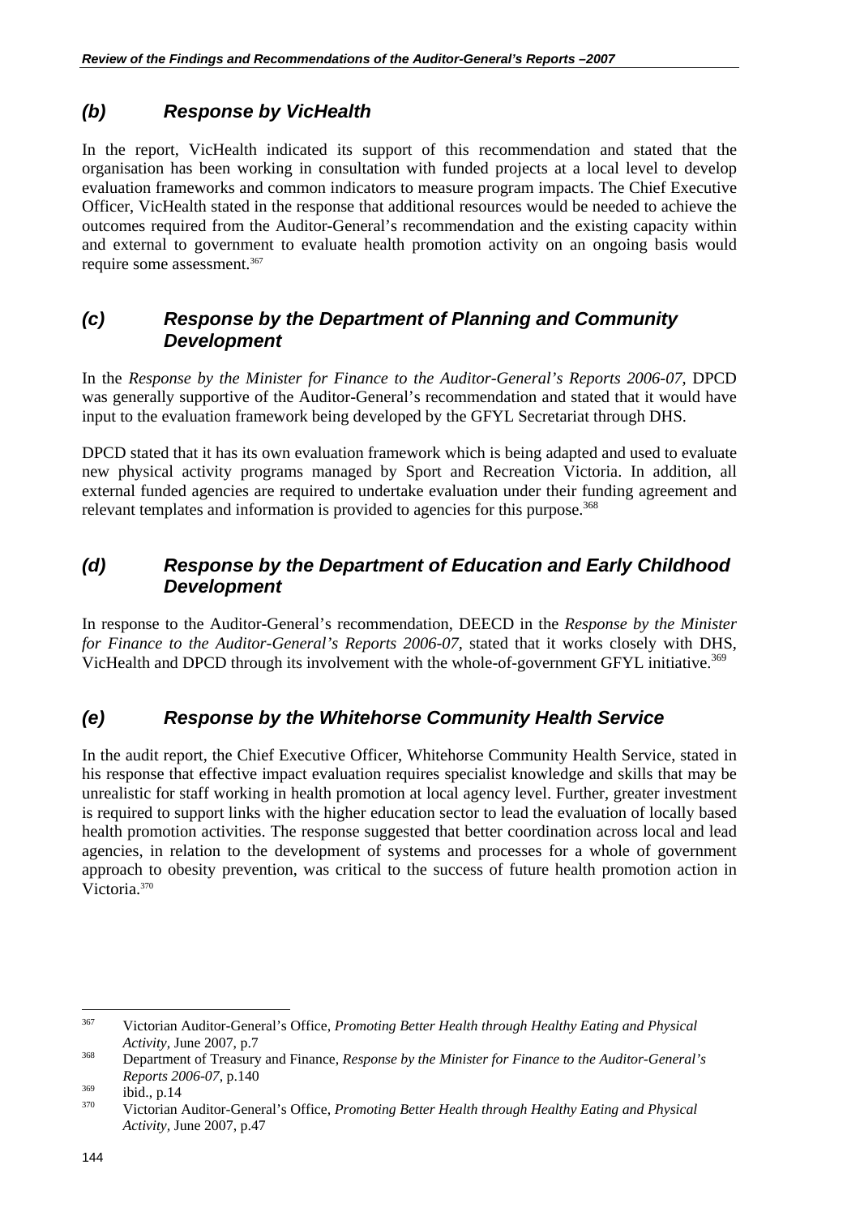### *(b) Response by VicHealth*

In the report, VicHealth indicated its support of this recommendation and stated that the organisation has been working in consultation with funded projects at a local level to develop evaluation frameworks and common indicators to measure program impacts. The Chief Executive Officer, VicHealth stated in the response that additional resources would be needed to achieve the outcomes required from the Auditor-General's recommendation and the existing capacity within and external to government to evaluate health promotion activity on an ongoing basis would require some assessment.[367]

### *(c) Response by the Department of Planning and Community Development*

In the *Response by the Minister for Finance to the Auditor-General's Reports 2006-07*, DPCD was generally supportive of the Auditor-General's recommendation and stated that it would have input to the evaluation framework being developed by the GFYL Secretariat through DHS.

DPCD stated that it has its own evaluation framework which is being adapted and used to evaluate new physical activity programs managed by Sport and Recreation Victoria. In addition, all external funded agencies are required to undertake evaluation under their funding agreement and relevant templates and information is provided to agencies for this purpose.[368]

### *(d) Response by the Department of Education and Early Childhood Development*

In response to the Auditor-General's recommendation, DEECD in the *Response by the Minister for Finance to the Auditor-General's Reports 2006-07*, stated that it works closely with DHS, VicHealth and DPCD through its involvement with the whole-of-government GFYL initiative.[369]

### *(e) Response by the Whitehorse Community Health Service*

In the audit report, the Chief Executive Officer, Whitehorse Community Health Service, stated in his response that effective impact evaluation requires specialist knowledge and skills that may be unrealistic for staff working in health promotion at local agency level. Further, greater investment is required to support links with the higher education sector to lead the evaluation of locally based health promotion activities. The response suggested that better coordination across local and lead agencies, in relation to the development of systems and processes for a whole of government approach to obesity prevention, was critical to the success of future health promotion action in Victoria.[370]

---

[367] Victorian Auditor-General's Office, *Promoting Better Health through Healthy Eating and Physical Activity*, June 2007, p.7

[368] Department of Treasury and Finance, *Response by the Minister for Finance to the Auditor-General's Reports 2006-07*, p.140

[369] ibid., p.14

[370] Victorian Auditor-General's Office, *Promoting Better Health through Healthy Eating and Physical Activity*, June 2007, p.47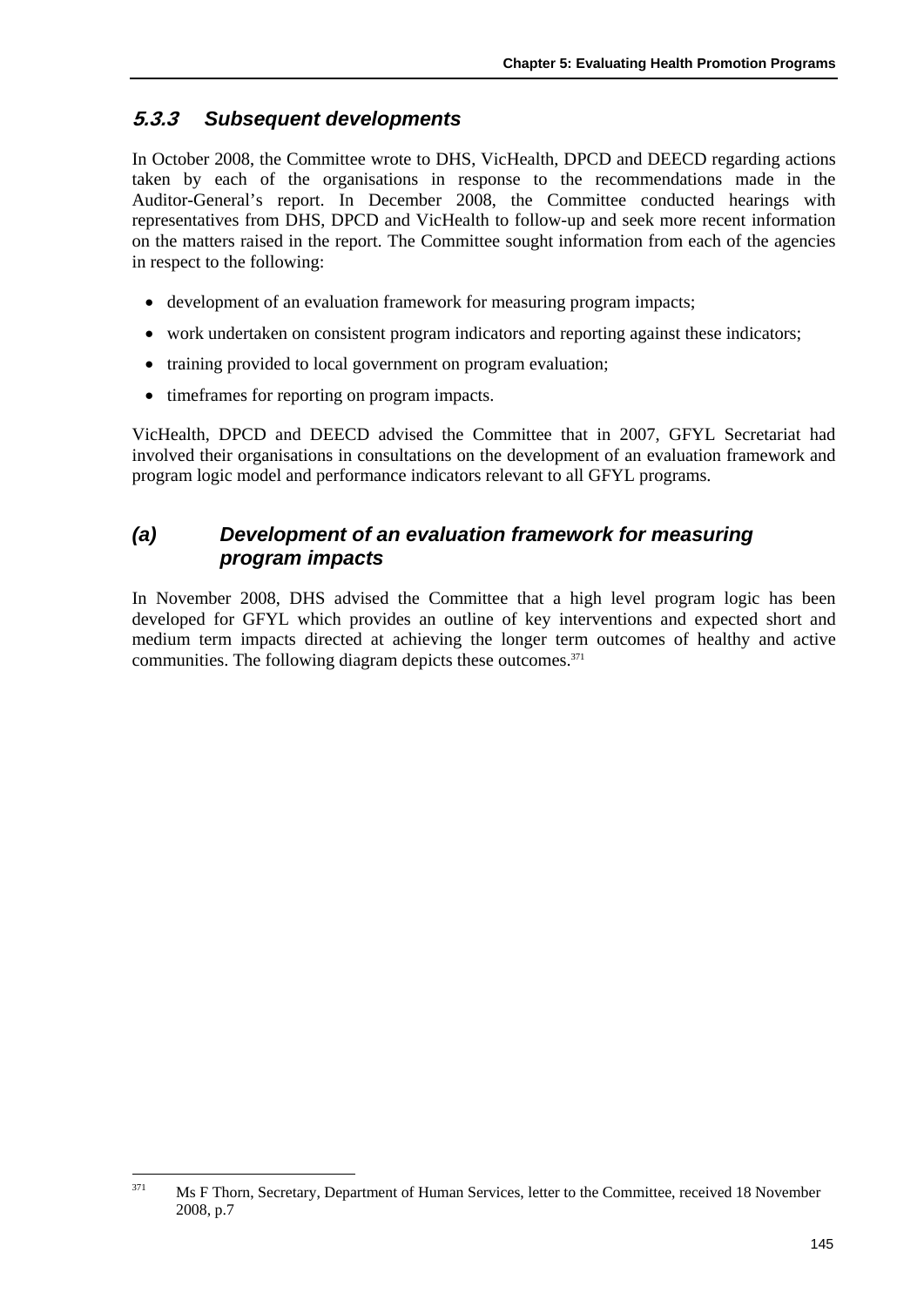### 5.3.3 Subsequent developments

In October 2008, the Committee wrote to DHS, VicHealth, DPCD and DEECD regarding actions taken by each of the organisations in response to the recommendations made in the Auditor-General's report. In December 2008, the Committee conducted hearings with representatives from DHS, DPCD and VicHealth to follow-up and seek more recent information on the matters raised in the report. The Committee sought information from each of the agencies in respect to the following:

- development of an evaluation framework for measuring program impacts;
- work undertaken on consistent program indicators and reporting against these indicators;
- training provided to local government on program evaluation;
- timeframes for reporting on program impacts.

VicHealth, DPCD and DEECD advised the Committee that in 2007, GFYL Secretariat had involved their organisations in consultations on the development of an evaluation framework and program logic model and performance indicators relevant to all GFYL programs.

#### (a) Development of an evaluation framework for measuring program impacts

In November 2008, DHS advised the Committee that a high level program logic has been developed for GFYL which provides an outline of key interventions and expected short and medium term impacts directed at achieving the longer term outcomes of healthy and active communities. The following diagram depicts these outcomes.[371]

[371] Ms F Thorn, Secretary, Department of Human Services, letter to the Committee, received 18 November 2008, p.7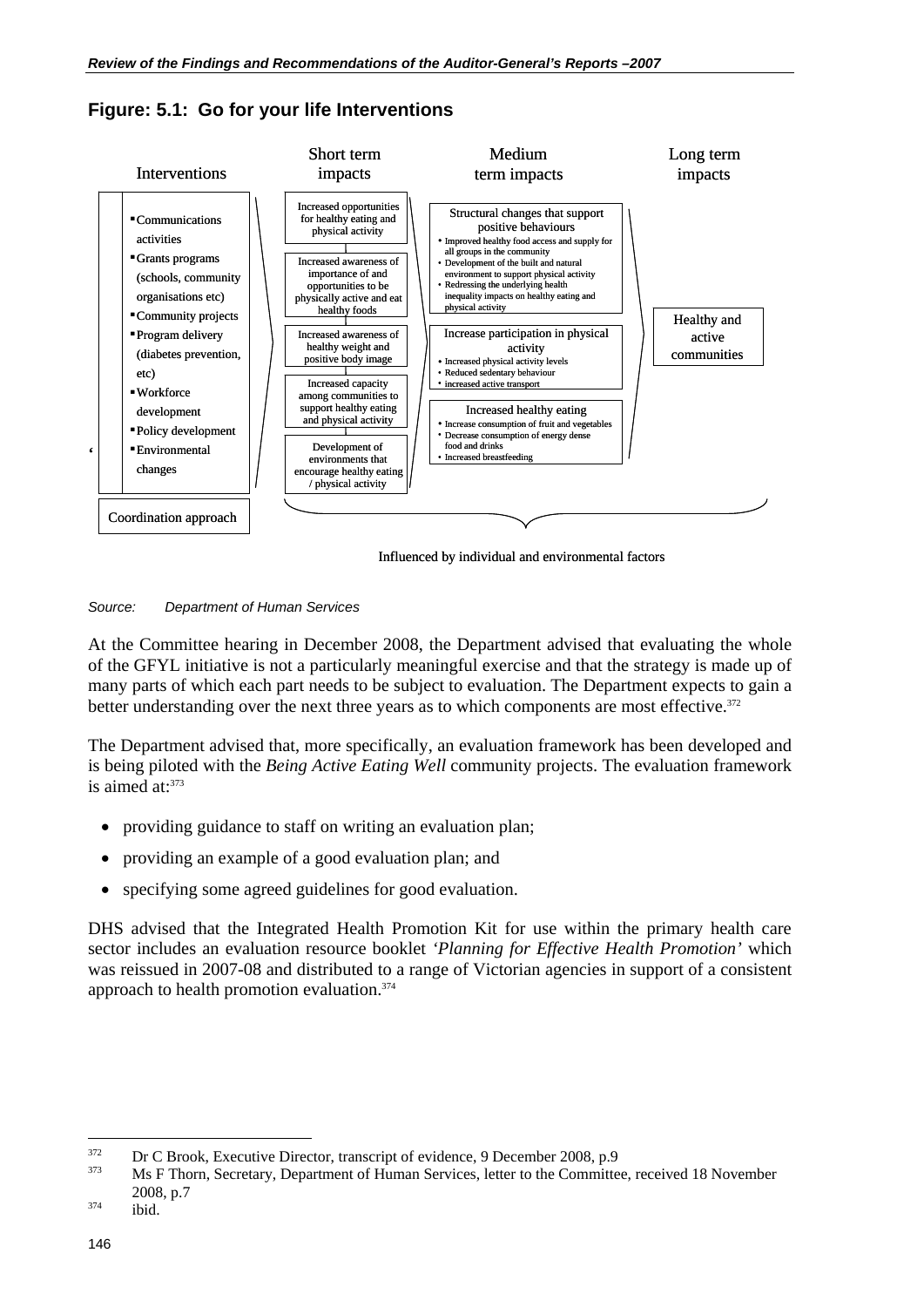### Figure: 5.1: Go for your life Interventions

| Interventions | Short term impacts | Medium term impacts | Long term impacts |
|---|---|---|---|
| ▪ Communications activities<br>▪ Grants programs (schools, community organisations etc)<br>▪ Community projects<br>▪ Program delivery (diabetes prevention, etc)<br>▪ Workforce development<br>▪ Policy development<br>▪ Environmental changes | Increased opportunities for healthy eating and physical activity<br><br>Increased awareness of importance of and opportunities to be physically active and eat healthy foods<br><br>Increased awareness of healthy weight and positive body image<br><br>Increased capacity among communities to support healthy eating and physical activity<br><br>Development of environments that encourage healthy eating / physical activity | **Structural changes that support positive behaviours**<br>• Improved healthy food access and supply for all groups in the community<br>• Development of the built and natural environment to support physical activity<br>• Redressing the underlying health inequality impacts on healthy eating and physical activity<br><br>**Increase participation in physical activity**<br>• Increased physical activity levels<br>• Reduced sedentary behaviour<br>• increased active transport<br><br>**Increased healthy eating**<br>• Increase consumption of fruit and vegetables<br>• Decrease consumption of energy dense food and drinks<br>• Increased breastfeeding | Healthy and active communities |
| Coordination approach | Influenced by individual and environmental factors | | |

*Source: Department of Human Services*

At the Committee hearing in December 2008, the Department advised that evaluating the whole of the GFYL initiative is not a particularly meaningful exercise and that the strategy is made up of many parts of which each part needs to be subject to evaluation. The Department expects to gain a better understanding over the next three years as to which components are most effective.[372]

The Department advised that, more specifically, an evaluation framework has been developed and is being piloted with the *Being Active Eating Well* community projects. The evaluation framework is aimed at:[373]

- providing guidance to staff on writing an evaluation plan;
- providing an example of a good evaluation plan; and
- specifying some agreed guidelines for good evaluation.

DHS advised that the Integrated Health Promotion Kit for use within the primary health care sector includes an evaluation resource booklet *'Planning for Effective Health Promotion'* which was reissued in 2007-08 and distributed to a range of Victorian agencies in support of a consistent approach to health promotion evaluation.[374]

---

[372] Dr C Brook, Executive Director, transcript of evidence, 9 December 2008, p.9

[373] Ms F Thorn, Secretary, Department of Human Services, letter to the Committee, received 18 November 2008, p.7

[374] ibid.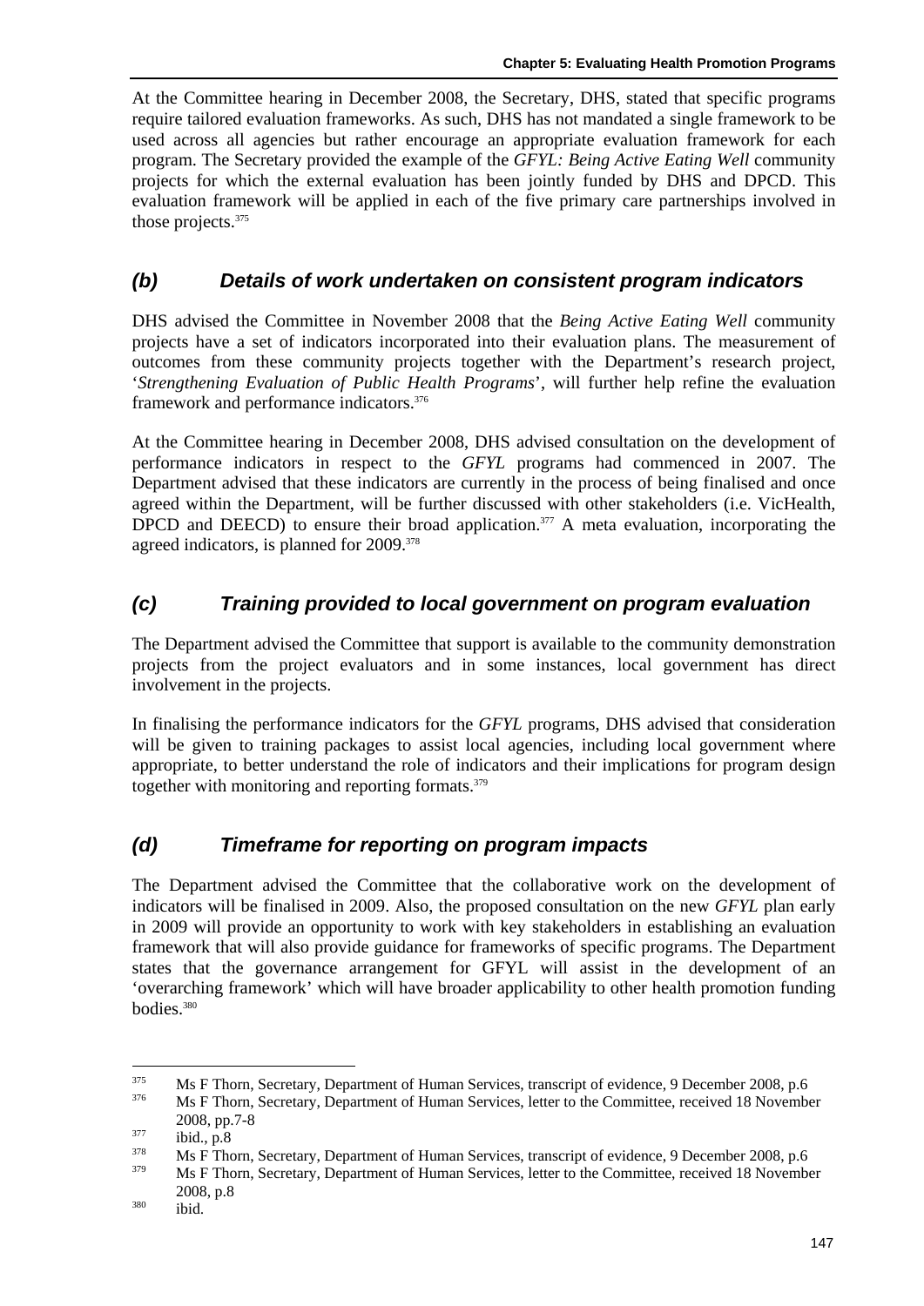At the Committee hearing in December 2008, the Secretary, DHS, stated that specific programs require tailored evaluation frameworks. As such, DHS has not mandated a single framework to be used across all agencies but rather encourage an appropriate evaluation framework for each program. The Secretary provided the example of the *GFYL: Being Active Eating Well* community projects for which the external evaluation has been jointly funded by DHS and DPCD. This evaluation framework will be applied in each of the five primary care partnerships involved in those projects.[375]

### *(b) Details of work undertaken on consistent program indicators*

DHS advised the Committee in November 2008 that the *Being Active Eating Well* community projects have a set of indicators incorporated into their evaluation plans. The measurement of outcomes from these community projects together with the Department's research project, '*Strengthening Evaluation of Public Health Programs*', will further help refine the evaluation framework and performance indicators.[376]

At the Committee hearing in December 2008, DHS advised consultation on the development of performance indicators in respect to the *GFYL* programs had commenced in 2007. The Department advised that these indicators are currently in the process of being finalised and once agreed within the Department, will be further discussed with other stakeholders (i.e. VicHealth, DPCD and DEECD) to ensure their broad application.[377] A meta evaluation, incorporating the agreed indicators, is planned for 2009.[378]

### *(c) Training provided to local government on program evaluation*

The Department advised the Committee that support is available to the community demonstration projects from the project evaluators and in some instances, local government has direct involvement in the projects.

In finalising the performance indicators for the *GFYL* programs, DHS advised that consideration will be given to training packages to assist local agencies, including local government where appropriate, to better understand the role of indicators and their implications for program design together with monitoring and reporting formats.[379]

### *(d) Timeframe for reporting on program impacts*

The Department advised the Committee that the collaborative work on the development of indicators will be finalised in 2009. Also, the proposed consultation on the new *GFYL* plan early in 2009 will provide an opportunity to work with key stakeholders in establishing an evaluation framework that will also provide guidance for frameworks of specific programs. The Department states that the governance arrangement for GFYL will assist in the development of an 'overarching framework' which will have broader applicability to other health promotion funding bodies.[380]

---

[375] Ms F Thorn, Secretary, Department of Human Services, transcript of evidence, 9 December 2008, p.6

[376] Ms F Thorn, Secretary, Department of Human Services, letter to the Committee, received 18 November 2008, pp.7-8

[377] ibid., p.8

[378] Ms F Thorn, Secretary, Department of Human Services, transcript of evidence, 9 December 2008, p.6

[379] Ms F Thorn, Secretary, Department of Human Services, letter to the Committee, received 18 November 2008, p.8

[380] ibid.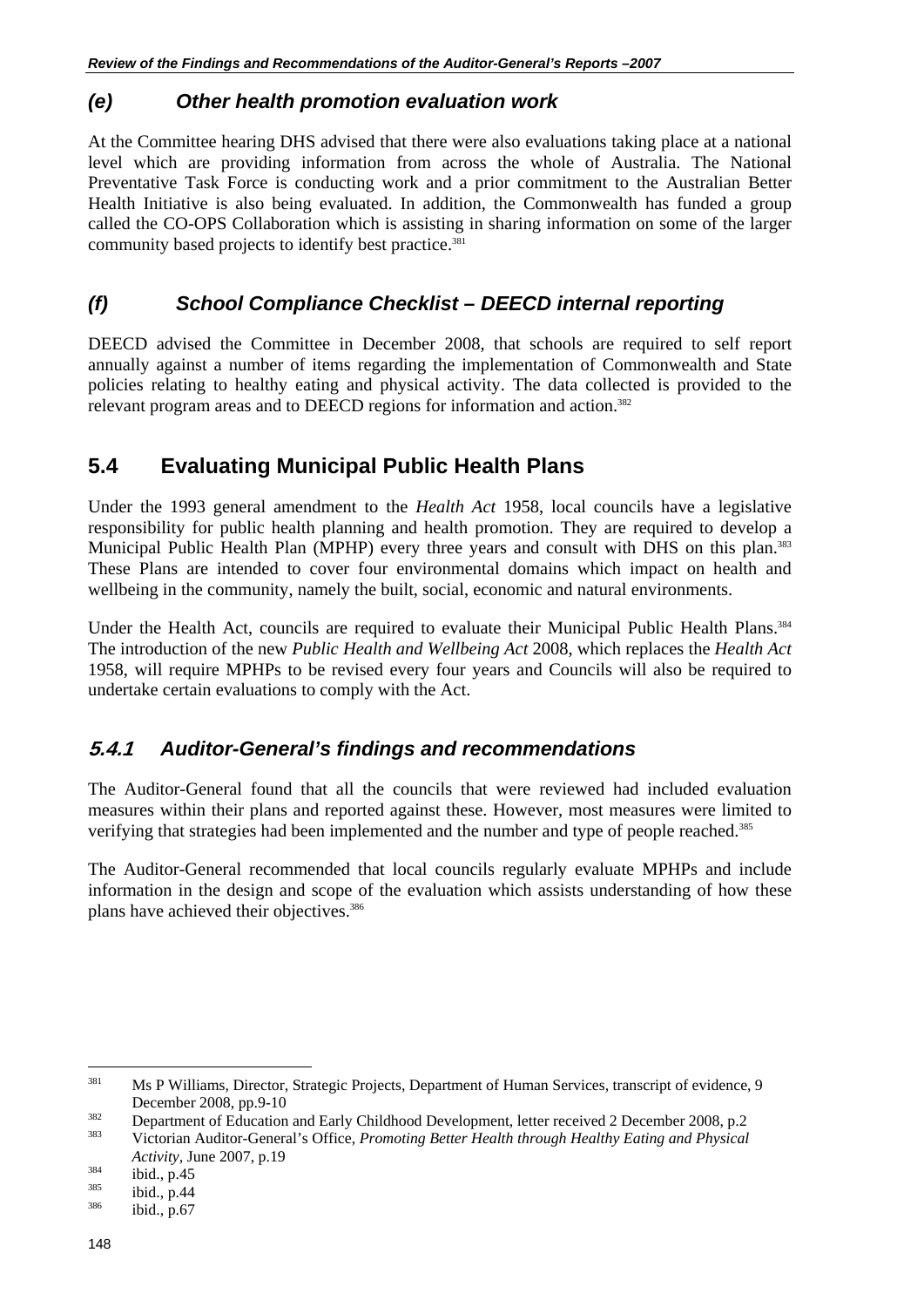### *(e) Other health promotion evaluation work*

At the Committee hearing DHS advised that there were also evaluations taking place at a national level which are providing information from across the whole of Australia. The National Preventative Task Force is conducting work and a prior commitment to the Australian Better Health Initiative is also being evaluated. In addition, the Commonwealth has funded a group called the CO-OPS Collaboration which is assisting in sharing information on some of the larger community based projects to identify best practice.[381]

### *(f) School Compliance Checklist – DEECD internal reporting*

DEECD advised the Committee in December 2008, that schools are required to self report annually against a number of items regarding the implementation of Commonwealth and State policies relating to healthy eating and physical activity. The data collected is provided to the relevant program areas and to DEECD regions for information and action.[382]

## 5.4 Evaluating Municipal Public Health Plans

Under the 1993 general amendment to the *Health Act* 1958, local councils have a legislative responsibility for public health planning and health promotion. They are required to develop a Municipal Public Health Plan (MPHP) every three years and consult with DHS on this plan.[383] These Plans are intended to cover four environmental domains which impact on health and wellbeing in the community, namely the built, social, economic and natural environments.

Under the Health Act, councils are required to evaluate their Municipal Public Health Plans.[384] The introduction of the new *Public Health and Wellbeing Act* 2008, which replaces the *Health Act* 1958, will require MPHPs to be revised every four years and Councils will also be required to undertake certain evaluations to comply with the Act.

### *5.4.1 Auditor-General's findings and recommendations*

The Auditor-General found that all the councils that were reviewed had included evaluation measures within their plans and reported against these. However, most measures were limited to verifying that strategies had been implemented and the number and type of people reached.[385]

The Auditor-General recommended that local councils regularly evaluate MPHPs and include information in the design and scope of the evaluation which assists understanding of how these plans have achieved their objectives.[386]

---

381 Ms P Williams, Director, Strategic Projects, Department of Human Services, transcript of evidence, 9 December 2008, pp.9-10

382 Department of Education and Early Childhood Development, letter received 2 December 2008, p.2

383 Victorian Auditor-General's Office, *Promoting Better Health through Healthy Eating and Physical Activity*, June 2007, p.19

384 ibid., p.45

385 ibid., p.44

386 ibid., p.67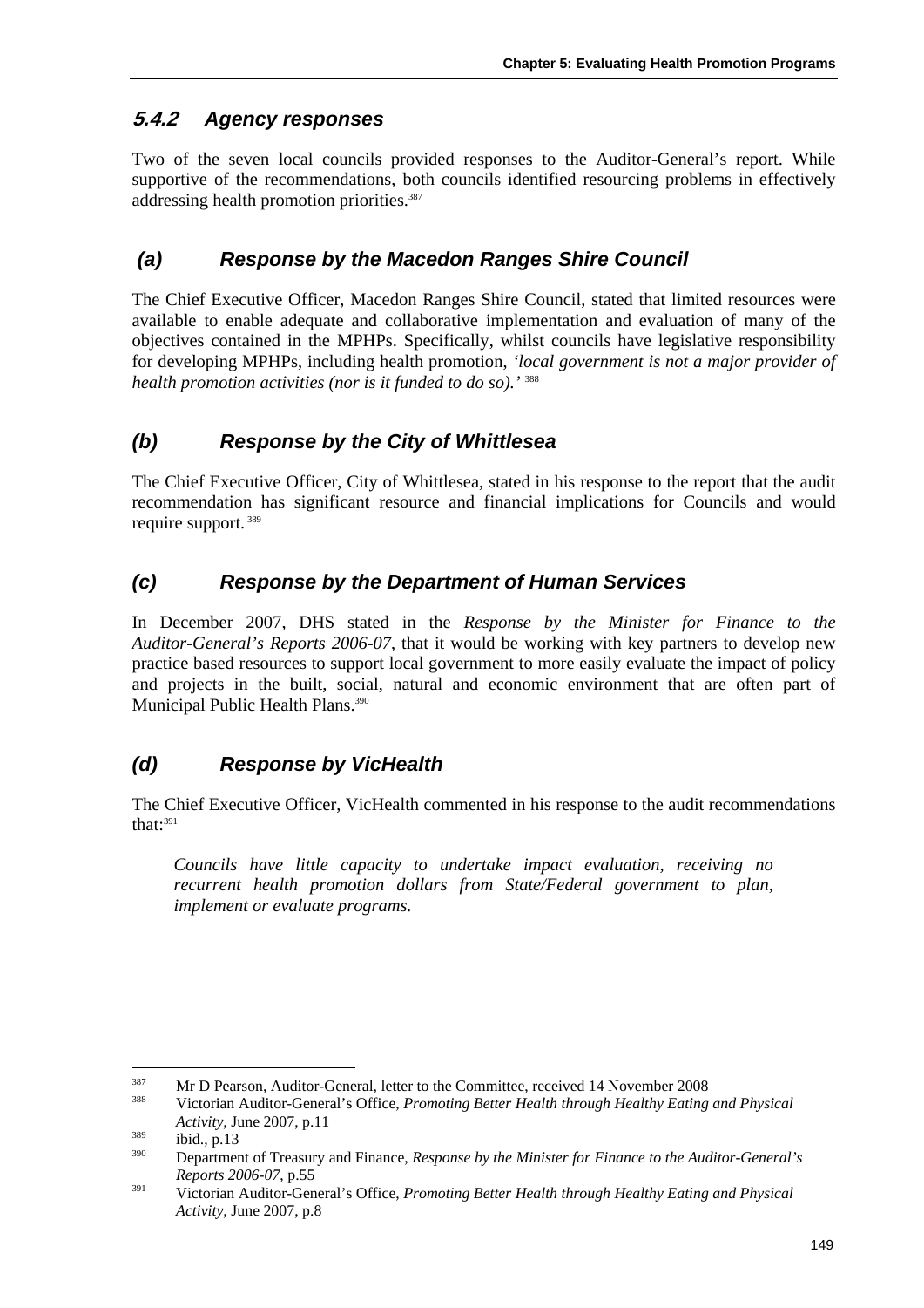### 5.4.2 Agency responses

Two of the seven local councils provided responses to the Auditor-General's report. While supportive of the recommendations, both councils identified resourcing problems in effectively addressing health promotion priorities.[387]

#### (a) Response by the Macedon Ranges Shire Council

The Chief Executive Officer, Macedon Ranges Shire Council, stated that limited resources were available to enable adequate and collaborative implementation and evaluation of many of the objectives contained in the MPHPs. Specifically, whilst councils have legislative responsibility for developing MPHPs, including health promotion, *'local government is not a major provider of health promotion activities (nor is it funded to do so).'* [388]

#### (b) Response by the City of Whittlesea

The Chief Executive Officer, City of Whittlesea, stated in his response to the report that the audit recommendation has significant resource and financial implications for Councils and would require support. [389]

#### (c) Response by the Department of Human Services

In December 2007, DHS stated in the *Response by the Minister for Finance to the Auditor-General's Reports 2006-07*, that it would be working with key partners to develop new practice based resources to support local government to more easily evaluate the impact of policy and projects in the built, social, natural and economic environment that are often part of Municipal Public Health Plans.[390]

#### (d) Response by VicHealth

The Chief Executive Officer, VicHealth commented in his response to the audit recommendations that:[391]

> *Councils have little capacity to undertake impact evaluation, receiving no recurrent health promotion dollars from State/Federal government to plan, implement or evaluate programs.*

---

[387] Mr D Pearson, Auditor-General, letter to the Committee, received 14 November 2008

[388] Victorian Auditor-General's Office, *Promoting Better Health through Healthy Eating and Physical Activity*, June 2007, p.11

[389] ibid., p.13

[390] Department of Treasury and Finance, *Response by the Minister for Finance to the Auditor-General's Reports 2006-07*, p.55

[391] Victorian Auditor-General's Office, *Promoting Better Health through Healthy Eating and Physical Activity,* June 2007, p.8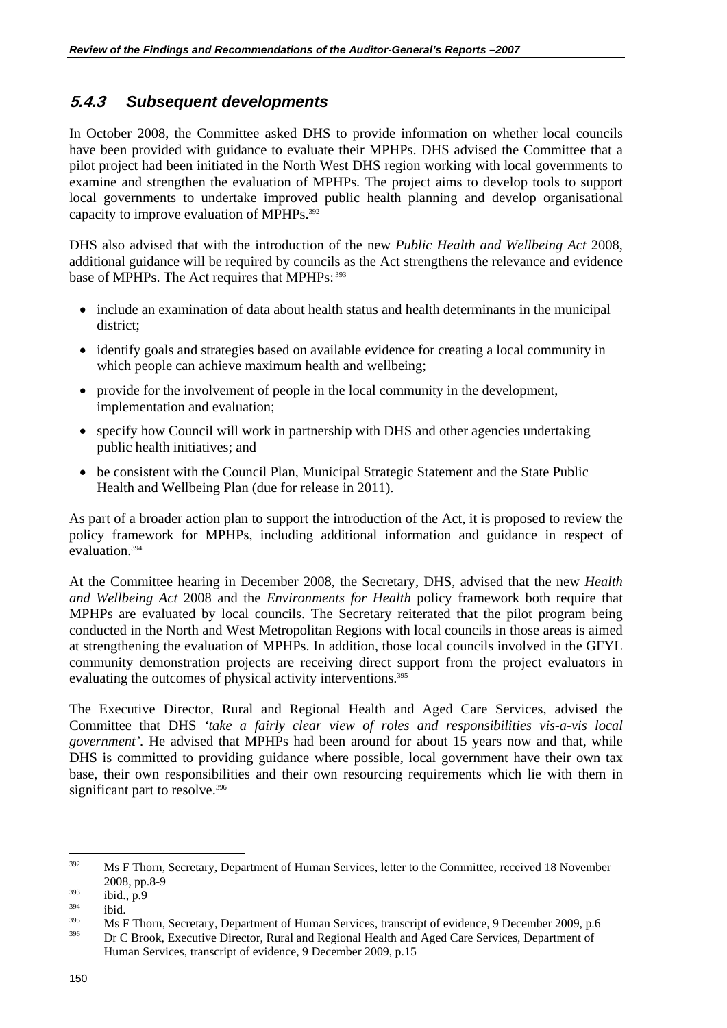### 5.4.3 Subsequent developments

In October 2008, the Committee asked DHS to provide information on whether local councils have been provided with guidance to evaluate their MPHPs. DHS advised the Committee that a pilot project had been initiated in the North West DHS region working with local governments to examine and strengthen the evaluation of MPHPs. The project aims to develop tools to support local governments to undertake improved public health planning and develop organisational capacity to improve evaluation of MPHPs.[392]

DHS also advised that with the introduction of the new *Public Health and Wellbeing Act* 2008, additional guidance will be required by councils as the Act strengthens the relevance and evidence base of MPHPs. The Act requires that MPHPs:[393]

- include an examination of data about health status and health determinants in the municipal district;
- identify goals and strategies based on available evidence for creating a local community in which people can achieve maximum health and wellbeing;
- provide for the involvement of people in the local community in the development, implementation and evaluation;
- specify how Council will work in partnership with DHS and other agencies undertaking public health initiatives; and
- be consistent with the Council Plan, Municipal Strategic Statement and the State Public Health and Wellbeing Plan (due for release in 2011).

As part of a broader action plan to support the introduction of the Act, it is proposed to review the policy framework for MPHPs, including additional information and guidance in respect of evaluation.[394]

At the Committee hearing in December 2008, the Secretary, DHS, advised that the new *Health and Wellbeing Act* 2008 and the *Environments for Health* policy framework both require that MPHPs are evaluated by local councils. The Secretary reiterated that the pilot program being conducted in the North and West Metropolitan Regions with local councils in those areas is aimed at strengthening the evaluation of MPHPs. In addition, those local councils involved in the GFYL community demonstration projects are receiving direct support from the project evaluators in evaluating the outcomes of physical activity interventions.[395]

The Executive Director, Rural and Regional Health and Aged Care Services, advised the Committee that DHS '*take a fairly clear view of roles and responsibilities vis-a-vis local government'*. He advised that MPHPs had been around for about 15 years now and that, while DHS is committed to providing guidance where possible, local government have their own tax base, their own responsibilities and their own resourcing requirements which lie with them in significant part to resolve.[396]

---

[392] Ms F Thorn, Secretary, Department of Human Services, letter to the Committee, received 18 November 2008, pp.8-9

[393] ibid., p.9

[394] ibid.

[395] Ms F Thorn, Secretary, Department of Human Services, transcript of evidence, 9 December 2009, p.6

[396] Dr C Brook, Executive Director, Rural and Regional Health and Aged Care Services, Department of Human Services, transcript of evidence, 9 December 2009, p.15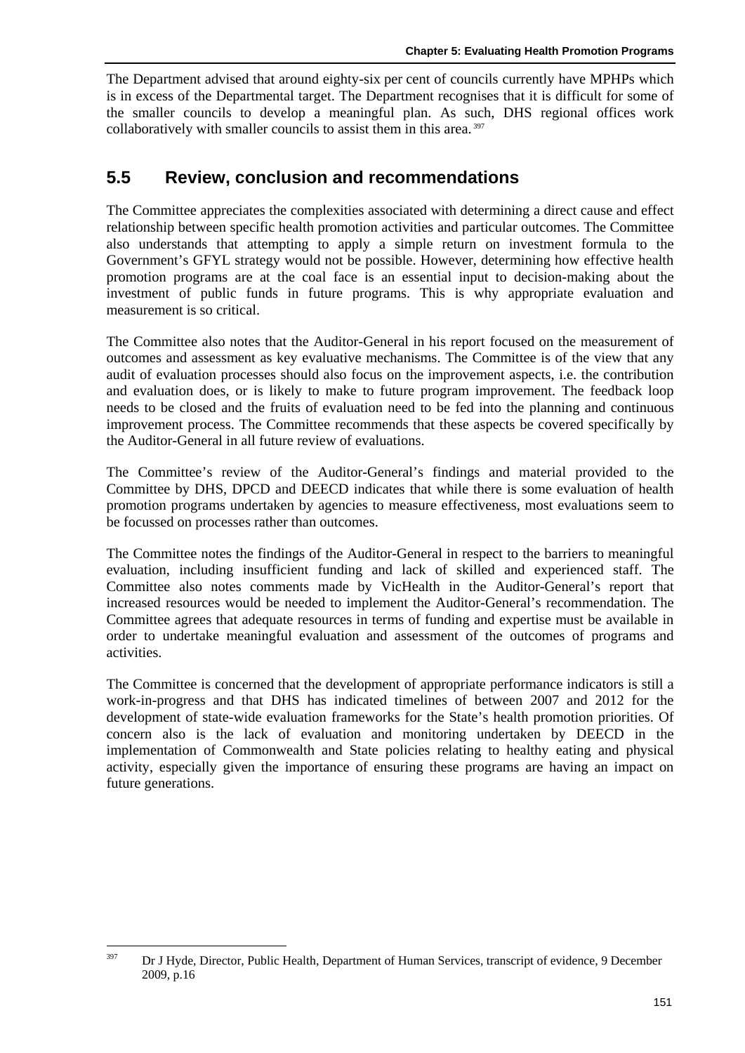The Department advised that around eighty-six per cent of councils currently have MPHPs which is in excess of the Departmental target. The Department recognises that it is difficult for some of the smaller councils to develop a meaningful plan. As such, DHS regional offices work collaboratively with smaller councils to assist them in this area. [397]

## 5.5 Review, conclusion and recommendations

The Committee appreciates the complexities associated with determining a direct cause and effect relationship between specific health promotion activities and particular outcomes. The Committee also understands that attempting to apply a simple return on investment formula to the Government's GFYL strategy would not be possible. However, determining how effective health promotion programs are at the coal face is an essential input to decision-making about the investment of public funds in future programs. This is why appropriate evaluation and measurement is so critical.

The Committee also notes that the Auditor-General in his report focused on the measurement of outcomes and assessment as key evaluative mechanisms. The Committee is of the view that any audit of evaluation processes should also focus on the improvement aspects, i.e. the contribution and evaluation does, or is likely to make to future program improvement. The feedback loop needs to be closed and the fruits of evaluation need to be fed into the planning and continuous improvement process. The Committee recommends that these aspects be covered specifically by the Auditor-General in all future review of evaluations.

The Committee's review of the Auditor-General's findings and material provided to the Committee by DHS, DPCD and DEECD indicates that while there is some evaluation of health promotion programs undertaken by agencies to measure effectiveness, most evaluations seem to be focussed on processes rather than outcomes.

The Committee notes the findings of the Auditor-General in respect to the barriers to meaningful evaluation, including insufficient funding and lack of skilled and experienced staff. The Committee also notes comments made by VicHealth in the Auditor-General's report that increased resources would be needed to implement the Auditor-General's recommendation. The Committee agrees that adequate resources in terms of funding and expertise must be available in order to undertake meaningful evaluation and assessment of the outcomes of programs and activities.

The Committee is concerned that the development of appropriate performance indicators is still a work-in-progress and that DHS has indicated timelines of between 2007 and 2012 for the development of state-wide evaluation frameworks for the State's health promotion priorities. Of concern also is the lack of evaluation and monitoring undertaken by DEECD in the implementation of Commonwealth and State policies relating to healthy eating and physical activity, especially given the importance of ensuring these programs are having an impact on future generations.

---

[397] Dr J Hyde, Director, Public Health, Department of Human Services, transcript of evidence, 9 December 2009, p.16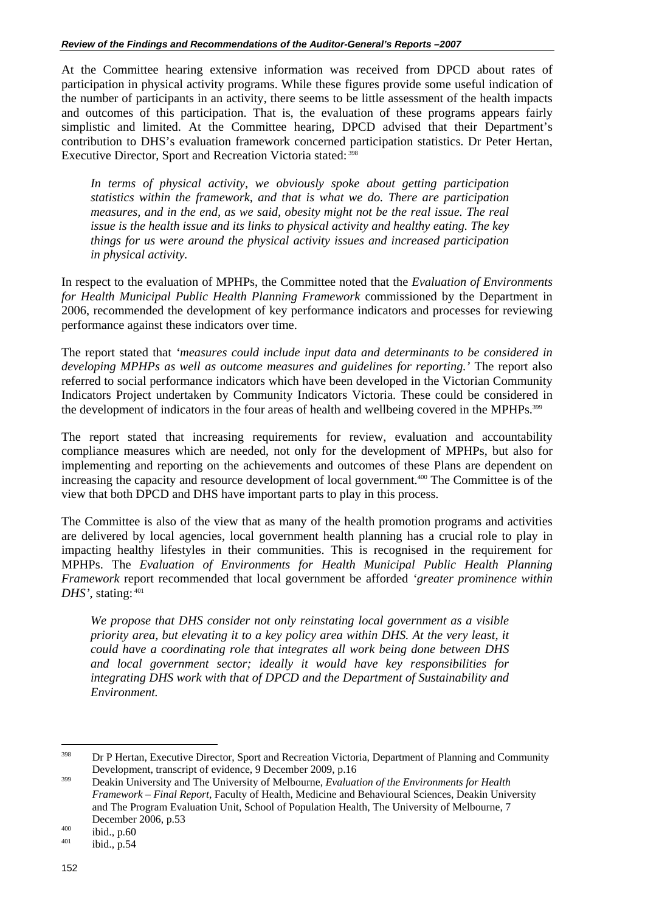At the Committee hearing extensive information was received from DPCD about rates of participation in physical activity programs. While these figures provide some useful indication of the number of participants in an activity, there seems to be little assessment of the health impacts and outcomes of this participation. That is, the evaluation of these programs appears fairly simplistic and limited. At the Committee hearing, DPCD advised that their Department's contribution to DHS's evaluation framework concerned participation statistics. Dr Peter Hertan, Executive Director, Sport and Recreation Victoria stated:[398]

> *In terms of physical activity, we obviously spoke about getting participation statistics within the framework, and that is what we do. There are participation measures, and in the end, as we said, obesity might not be the real issue. The real issue is the health issue and its links to physical activity and healthy eating. The key things for us were around the physical activity issues and increased participation in physical activity.*

In respect to the evaluation of MPHPs, the Committee noted that the *Evaluation of Environments for Health Municipal Public Health Planning Framework* commissioned by the Department in 2006, recommended the development of key performance indicators and processes for reviewing performance against these indicators over time.

The report stated that *'measures could include input data and determinants to be considered in developing MPHPs as well as outcome measures and guidelines for reporting.'* The report also referred to social performance indicators which have been developed in the Victorian Community Indicators Project undertaken by Community Indicators Victoria. These could be considered in the development of indicators in the four areas of health and wellbeing covered in the MPHPs.[399]

The report stated that increasing requirements for review, evaluation and accountability compliance measures which are needed, not only for the development of MPHPs, but also for implementing and reporting on the achievements and outcomes of these Plans are dependent on increasing the capacity and resource development of local government.[400] The Committee is of the view that both DPCD and DHS have important parts to play in this process.

The Committee is also of the view that as many of the health promotion programs and activities are delivered by local agencies, local government health planning has a crucial role to play in impacting healthy lifestyles in their communities. This is recognised in the requirement for MPHPs. The *Evaluation of Environments for Health Municipal Public Health Planning Framework* report recommended that local government be afforded *'greater prominence within DHS'*, stating:[401]

> *We propose that DHS consider not only reinstating local government as a visible priority area, but elevating it to a key policy area within DHS. At the very least, it could have a coordinating role that integrates all work being done between DHS and local government sector; ideally it would have key responsibilities for integrating DHS work with that of DPCD and the Department of Sustainability and Environment.*

---

[398] Dr P Hertan, Executive Director, Sport and Recreation Victoria, Department of Planning and Community Development, transcript of evidence, 9 December 2009, p.16

[399] Deakin University and The University of Melbourne, *Evaluation of the Environments for Health Framework – Final Report*, Faculty of Health, Medicine and Behavioural Sciences, Deakin University and The Program Evaluation Unit, School of Population Health, The University of Melbourne, 7 December 2006, p.53

[400] ibid., p.60

[401] ibid., p.54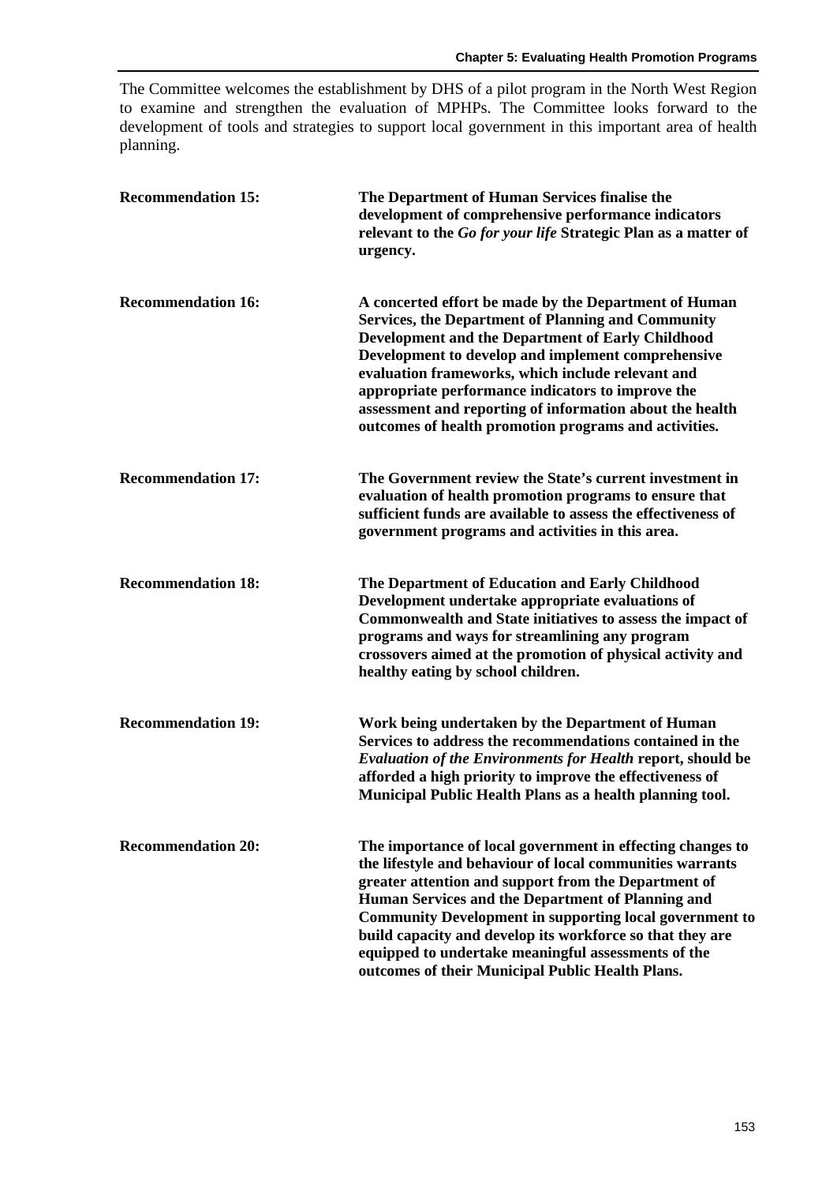The Committee welcomes the establishment by DHS of a pilot program in the North West Region to examine and strengthen the evaluation of MPHPs. The Committee looks forward to the development of tools and strategies to support local government in this important area of health planning.

**Recommendation 15:** **The Department of Human Services finalise the development of comprehensive performance indicators relevant to the *Go for your life* Strategic Plan as a matter of urgency.**

**Recommendation 16:** **A concerted effort be made by the Department of Human Services, the Department of Planning and Community Development and the Department of Early Childhood Development to develop and implement comprehensive evaluation frameworks, which include relevant and appropriate performance indicators to improve the assessment and reporting of information about the health outcomes of health promotion programs and activities.**

**Recommendation 17:** **The Government review the State's current investment in evaluation of health promotion programs to ensure that sufficient funds are available to assess the effectiveness of government programs and activities in this area.**

**Recommendation 18:** **The Department of Education and Early Childhood Development undertake appropriate evaluations of Commonwealth and State initiatives to assess the impact of programs and ways for streamlining any program crossovers aimed at the promotion of physical activity and healthy eating by school children.**

**Recommendation 19:** **Work being undertaken by the Department of Human Services to address the recommendations contained in the *Evaluation of the Environments for Health* report, should be afforded a high priority to improve the effectiveness of Municipal Public Health Plans as a health planning tool.**

**Recommendation 20:** **The importance of local government in effecting changes to the lifestyle and behaviour of local communities warrants greater attention and support from the Department of Human Services and the Department of Planning and Community Development in supporting local government to build capacity and develop its workforce so that they are equipped to undertake meaningful assessments of the outcomes of their Municipal Public Health Plans.**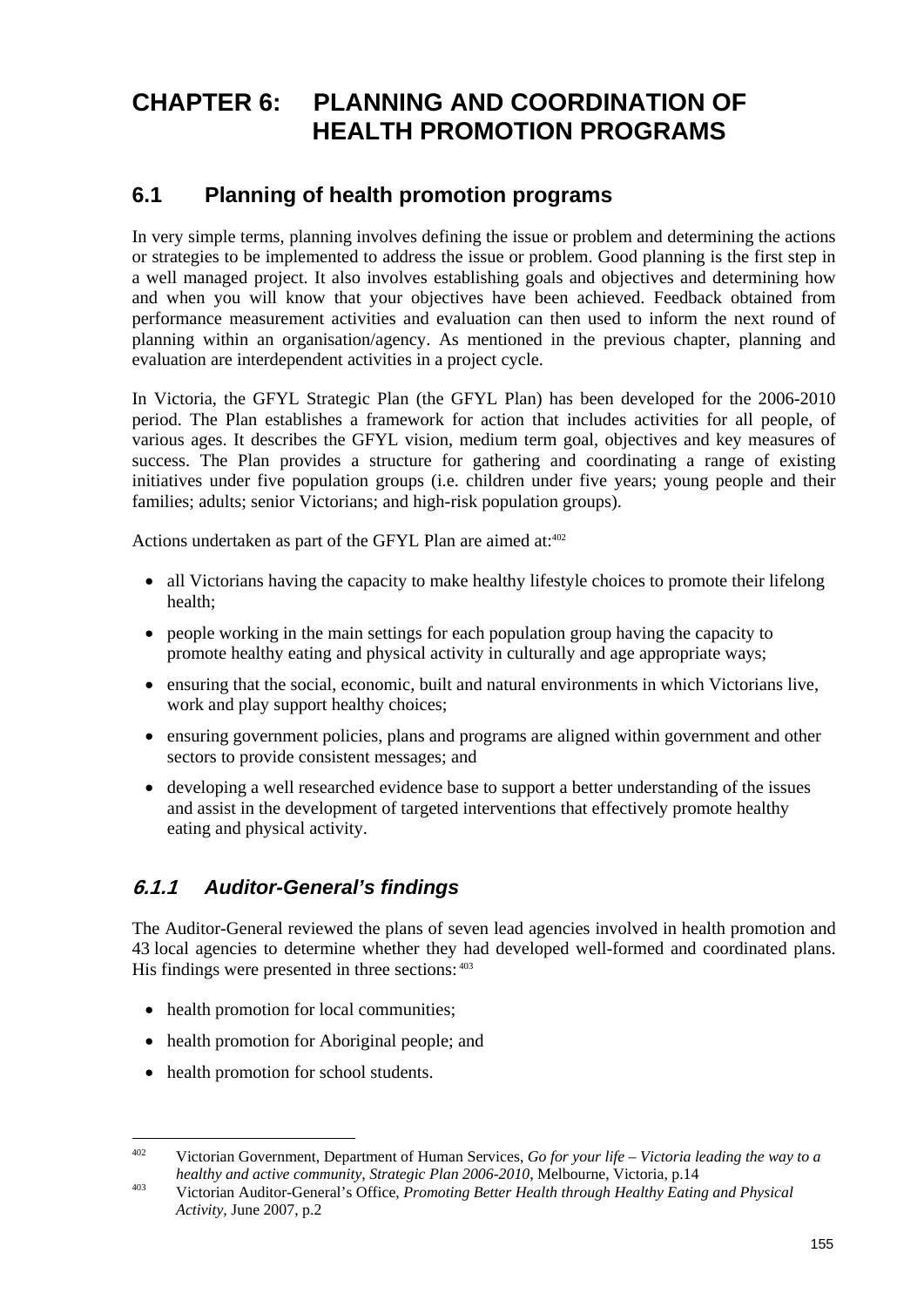# CHAPTER 6: PLANNING AND COORDINATION OF HEALTH PROMOTION PROGRAMS

## 6.1 Planning of health promotion programs

In very simple terms, planning involves defining the issue or problem and determining the actions or strategies to be implemented to address the issue or problem. Good planning is the first step in a well managed project. It also involves establishing goals and objectives and determining how and when you will know that your objectives have been achieved. Feedback obtained from performance measurement activities and evaluation can then used to inform the next round of planning within an organisation/agency. As mentioned in the previous chapter, planning and evaluation are interdependent activities in a project cycle.

In Victoria, the GFYL Strategic Plan (the GFYL Plan) has been developed for the 2006-2010 period. The Plan establishes a framework for action that includes activities for all people, of various ages. It describes the GFYL vision, medium term goal, objectives and key measures of success. The Plan provides a structure for gathering and coordinating a range of existing initiatives under five population groups (i.e. children under five years; young people and their families; adults; senior Victorians; and high-risk population groups).

Actions undertaken as part of the GFYL Plan are aimed at:[402]

- all Victorians having the capacity to make healthy lifestyle choices to promote their lifelong health;
- people working in the main settings for each population group having the capacity to promote healthy eating and physical activity in culturally and age appropriate ways;
- ensuring that the social, economic, built and natural environments in which Victorians live, work and play support healthy choices;
- ensuring government policies, plans and programs are aligned within government and other sectors to provide consistent messages; and
- developing a well researched evidence base to support a better understanding of the issues and assist in the development of targeted interventions that effectively promote healthy eating and physical activity.

### *6.1.1 Auditor-General's findings*

The Auditor-General reviewed the plans of seven lead agencies involved in health promotion and 43 local agencies to determine whether they had developed well-formed and coordinated plans. His findings were presented in three sections:[403]

- health promotion for local communities;
- health promotion for Aboriginal people; and
- health promotion for school students.

---

[402] Victorian Government, Department of Human Services, *Go for your life – Victoria leading the way to a healthy and active community, Strategic Plan 2006-2010*, Melbourne, Victoria, p.14

[403] Victorian Auditor-General's Office, *Promoting Better Health through Healthy Eating and Physical Activity,* June 2007, p.2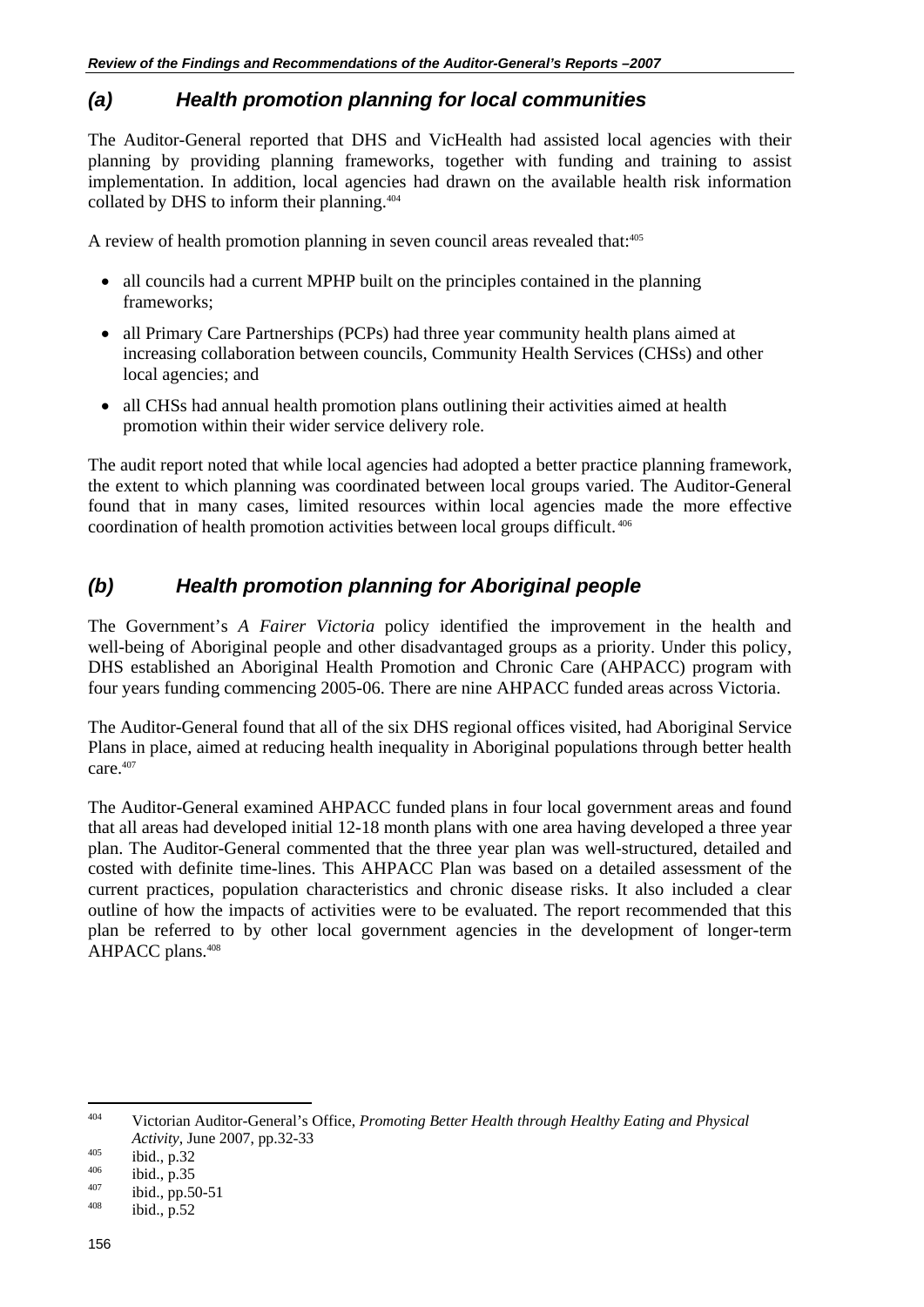### *(a) Health promotion planning for local communities*

The Auditor-General reported that DHS and VicHealth had assisted local agencies with their planning by providing planning frameworks, together with funding and training to assist implementation. In addition, local agencies had drawn on the available health risk information collated by DHS to inform their planning.[404]

A review of health promotion planning in seven council areas revealed that:[405]

- all councils had a current MPHP built on the principles contained in the planning frameworks;
- all Primary Care Partnerships (PCPs) had three year community health plans aimed at increasing collaboration between councils, Community Health Services (CHSs) and other local agencies; and
- all CHSs had annual health promotion plans outlining their activities aimed at health promotion within their wider service delivery role.

The audit report noted that while local agencies had adopted a better practice planning framework, the extent to which planning was coordinated between local groups varied. The Auditor-General found that in many cases, limited resources within local agencies made the more effective coordination of health promotion activities between local groups difficult.[406]

### *(b) Health promotion planning for Aboriginal people*

The Government's *A Fairer Victoria* policy identified the improvement in the health and well-being of Aboriginal people and other disadvantaged groups as a priority. Under this policy, DHS established an Aboriginal Health Promotion and Chronic Care (AHPACC) program with four years funding commencing 2005-06. There are nine AHPACC funded areas across Victoria.

The Auditor-General found that all of the six DHS regional offices visited, had Aboriginal Service Plans in place, aimed at reducing health inequality in Aboriginal populations through better health care.[407]

The Auditor-General examined AHPACC funded plans in four local government areas and found that all areas had developed initial 12-18 month plans with one area having developed a three year plan. The Auditor-General commented that the three year plan was well-structured, detailed and costed with definite time-lines. This AHPACC Plan was based on a detailed assessment of the current practices, population characteristics and chronic disease risks. It also included a clear outline of how the impacts of activities were to be evaluated. The report recommended that this plan be referred to by other local government agencies in the development of longer-term AHPACC plans.[408]

---

[404] Victorian Auditor-General's Office, *Promoting Better Health through Healthy Eating and Physical Activity*, June 2007, pp.32-33

[405] ibid., p.32

[406] ibid., p.35

[407] ibid., pp.50-51

[408] ibid., p.52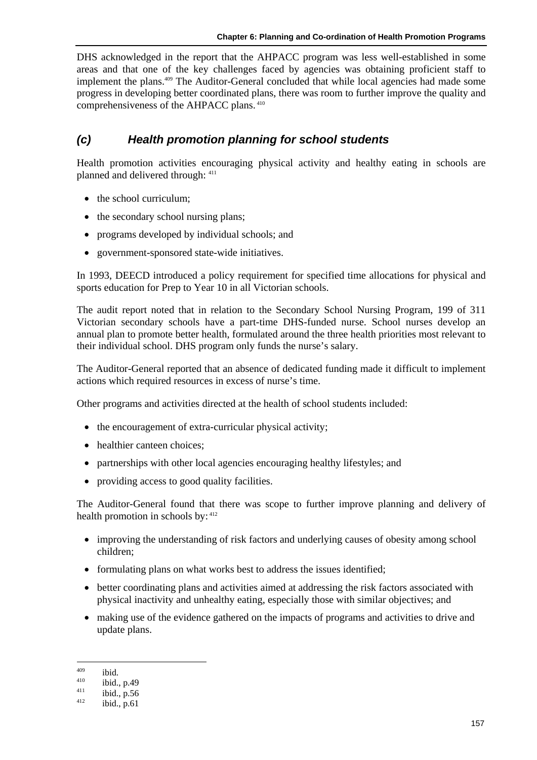DHS acknowledged in the report that the AHPACC program was less well-established in some areas and that one of the key challenges faced by agencies was obtaining proficient staff to implement the plans.[409] The Auditor-General concluded that while local agencies had made some progress in developing better coordinated plans, there was room to further improve the quality and comprehensiveness of the AHPACC plans.[410]

### (c) Health promotion planning for school students

Health promotion activities encouraging physical activity and healthy eating in schools are planned and delivered through:[411]

- the school curriculum;
- the secondary school nursing plans;
- programs developed by individual schools; and
- government-sponsored state-wide initiatives.

In 1993, DEECD introduced a policy requirement for specified time allocations for physical and sports education for Prep to Year 10 in all Victorian schools.

The audit report noted that in relation to the Secondary School Nursing Program, 199 of 311 Victorian secondary schools have a part-time DHS-funded nurse. School nurses develop an annual plan to promote better health, formulated around the three health priorities most relevant to their individual school. DHS program only funds the nurse's salary.

The Auditor-General reported that an absence of dedicated funding made it difficult to implement actions which required resources in excess of nurse's time.

Other programs and activities directed at the health of school students included:

- the encouragement of extra-curricular physical activity;
- healthier canteen choices;
- partnerships with other local agencies encouraging healthy lifestyles; and
- providing access to good quality facilities.

The Auditor-General found that there was scope to further improve planning and delivery of health promotion in schools by:[412]

- improving the understanding of risk factors and underlying causes of obesity among school children;
- formulating plans on what works best to address the issues identified;
- better coordinating plans and activities aimed at addressing the risk factors associated with physical inactivity and unhealthy eating, especially those with similar objectives; and
- making use of the evidence gathered on the impacts of programs and activities to drive and update plans.

---

[409] ibid.

[410] ibid., p.49

[411] ibid., p.56

[412] ibid., p.61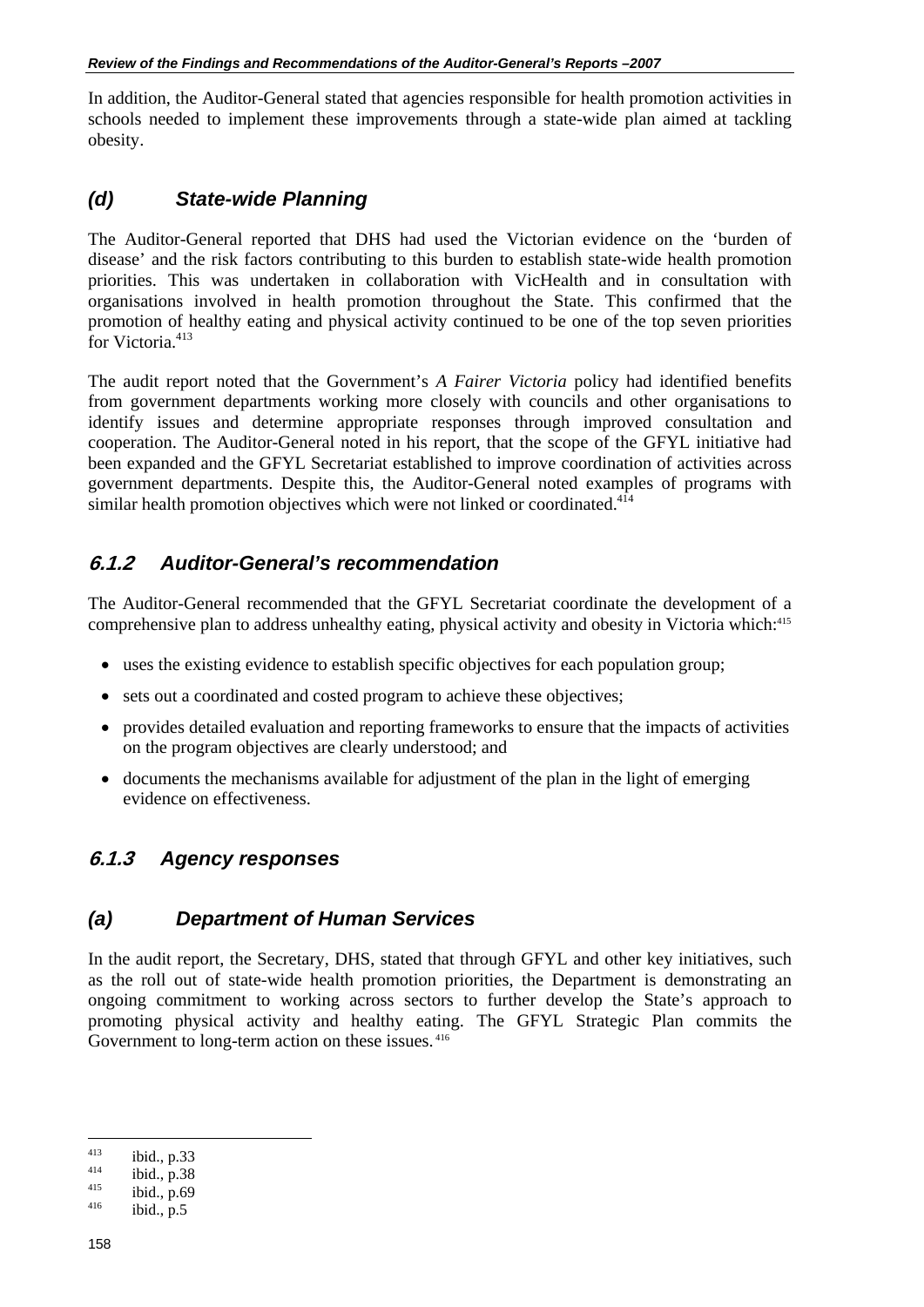In addition, the Auditor-General stated that agencies responsible for health promotion activities in schools needed to implement these improvements through a state-wide plan aimed at tackling obesity.

### *(d) State-wide Planning*

The Auditor-General reported that DHS had used the Victorian evidence on the 'burden of disease' and the risk factors contributing to this burden to establish state-wide health promotion priorities. This was undertaken in collaboration with VicHealth and in consultation with organisations involved in health promotion throughout the State. This confirmed that the promotion of healthy eating and physical activity continued to be one of the top seven priorities for Victoria.[413]

The audit report noted that the Government's *A Fairer Victoria* policy had identified benefits from government departments working more closely with councils and other organisations to identify issues and determine appropriate responses through improved consultation and cooperation. The Auditor-General noted in his report, that the scope of the GFYL initiative had been expanded and the GFYL Secretariat established to improve coordination of activities across government departments. Despite this, the Auditor-General noted examples of programs with similar health promotion objectives which were not linked or coordinated.[414]

## *6.1.2 Auditor-General's recommendation*

The Auditor-General recommended that the GFYL Secretariat coordinate the development of a comprehensive plan to address unhealthy eating, physical activity and obesity in Victoria which:[415]

- uses the existing evidence to establish specific objectives for each population group;
- sets out a coordinated and costed program to achieve these objectives;
- provides detailed evaluation and reporting frameworks to ensure that the impacts of activities on the program objectives are clearly understood; and
- documents the mechanisms available for adjustment of the plan in the light of emerging evidence on effectiveness.

## *6.1.3 Agency responses*

### *(a) Department of Human Services*

In the audit report, the Secretary, DHS, stated that through GFYL and other key initiatives, such as the roll out of state-wide health promotion priorities, the Department is demonstrating an ongoing commitment to working across sectors to further develop the State's approach to promoting physical activity and healthy eating. The GFYL Strategic Plan commits the Government to long-term action on these issues.[416]

---

[413] ibid., p.33
[414] ibid., p.38
[415] ibid., p.69
[416] ibid., p.5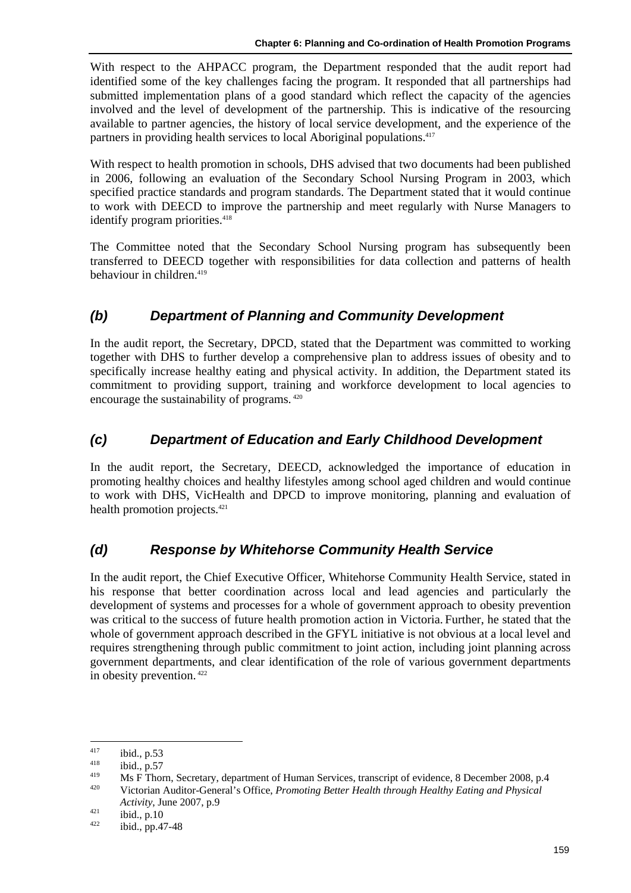With respect to the AHPACC program, the Department responded that the audit report had identified some of the key challenges facing the program. It responded that all partnerships had submitted implementation plans of a good standard which reflect the capacity of the agencies involved and the level of development of the partnership. This is indicative of the resourcing available to partner agencies, the history of local service development, and the experience of the partners in providing health services to local Aboriginal populations.[417]

With respect to health promotion in schools, DHS advised that two documents had been published in 2006, following an evaluation of the Secondary School Nursing Program in 2003, which specified practice standards and program standards. The Department stated that it would continue to work with DEECD to improve the partnership and meet regularly with Nurse Managers to identify program priorities.[418]

The Committee noted that the Secondary School Nursing program has subsequently been transferred to DEECD together with responsibilities for data collection and patterns of health behaviour in children.[419]

## *(b) Department of Planning and Community Development*

In the audit report, the Secretary, DPCD, stated that the Department was committed to working together with DHS to further develop a comprehensive plan to address issues of obesity and to specifically increase healthy eating and physical activity. In addition, the Department stated its commitment to providing support, training and workforce development to local agencies to encourage the sustainability of programs.[420]

## *(c) Department of Education and Early Childhood Development*

In the audit report, the Secretary, DEECD, acknowledged the importance of education in promoting healthy choices and healthy lifestyles among school aged children and would continue to work with DHS, VicHealth and DPCD to improve monitoring, planning and evaluation of health promotion projects.[421]

## *(d) Response by Whitehorse Community Health Service*

In the audit report, the Chief Executive Officer, Whitehorse Community Health Service, stated in his response that better coordination across local and lead agencies and particularly the development of systems and processes for a whole of government approach to obesity prevention was critical to the success of future health promotion action in Victoria. Further, he stated that the whole of government approach described in the GFYL initiative is not obvious at a local level and requires strengthening through public commitment to joint action, including joint planning across government departments, and clear identification of the role of various government departments in obesity prevention.[422]

---

[417] ibid., p.53

[418] ibid., p.57

[419] Ms F Thorn, Secretary, department of Human Services, transcript of evidence, 8 December 2008, p.4

[420] Victorian Auditor-General's Office, *Promoting Better Health through Healthy Eating and Physical Activity*, June 2007, p.9

[421] ibid., p.10

[422] ibid., pp.47-48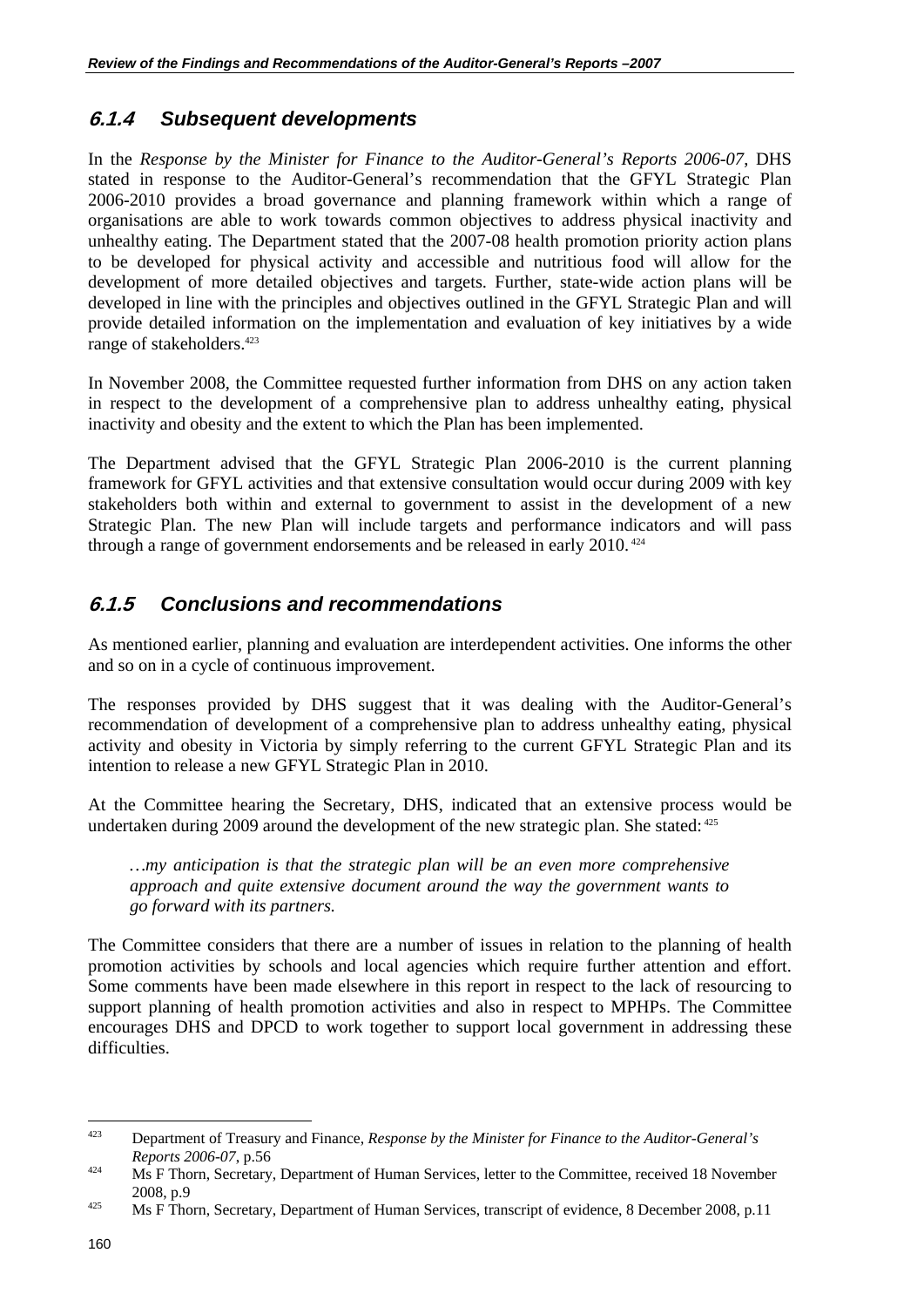### 6.1.4 Subsequent developments

In the *Response by the Minister for Finance to the Auditor-General's Reports 2006-07,* DHS stated in response to the Auditor-General's recommendation that the GFYL Strategic Plan 2006-2010 provides a broad governance and planning framework within which a range of organisations are able to work towards common objectives to address physical inactivity and unhealthy eating. The Department stated that the 2007-08 health promotion priority action plans to be developed for physical activity and accessible and nutritious food will allow for the development of more detailed objectives and targets. Further, state-wide action plans will be developed in line with the principles and objectives outlined in the GFYL Strategic Plan and will provide detailed information on the implementation and evaluation of key initiatives by a wide range of stakeholders.[423]

In November 2008, the Committee requested further information from DHS on any action taken in respect to the development of a comprehensive plan to address unhealthy eating, physical inactivity and obesity and the extent to which the Plan has been implemented.

The Department advised that the GFYL Strategic Plan 2006-2010 is the current planning framework for GFYL activities and that extensive consultation would occur during 2009 with key stakeholders both within and external to government to assist in the development of a new Strategic Plan. The new Plan will include targets and performance indicators and will pass through a range of government endorsements and be released in early 2010.[424]

### 6.1.5 Conclusions and recommendations

As mentioned earlier, planning and evaluation are interdependent activities. One informs the other and so on in a cycle of continuous improvement.

The responses provided by DHS suggest that it was dealing with the Auditor-General's recommendation of development of a comprehensive plan to address unhealthy eating, physical activity and obesity in Victoria by simply referring to the current GFYL Strategic Plan and its intention to release a new GFYL Strategic Plan in 2010.

At the Committee hearing the Secretary, DHS, indicated that an extensive process would be undertaken during 2009 around the development of the new strategic plan. She stated:[425]

> *…my anticipation is that the strategic plan will be an even more comprehensive approach and quite extensive document around the way the government wants to go forward with its partners.*

The Committee considers that there are a number of issues in relation to the planning of health promotion activities by schools and local agencies which require further attention and effort. Some comments have been made elsewhere in this report in respect to the lack of resourcing to support planning of health promotion activities and also in respect to MPHPs. The Committee encourages DHS and DPCD to work together to support local government in addressing these difficulties.

---

[423] Department of Treasury and Finance, *Response by the Minister for Finance to the Auditor-General's Reports 2006-07,* p.56

[424] Ms F Thorn, Secretary, Department of Human Services, letter to the Committee, received 18 November 2008, p.9

[425] Ms F Thorn, Secretary, Department of Human Services, transcript of evidence, 8 December 2008, p.11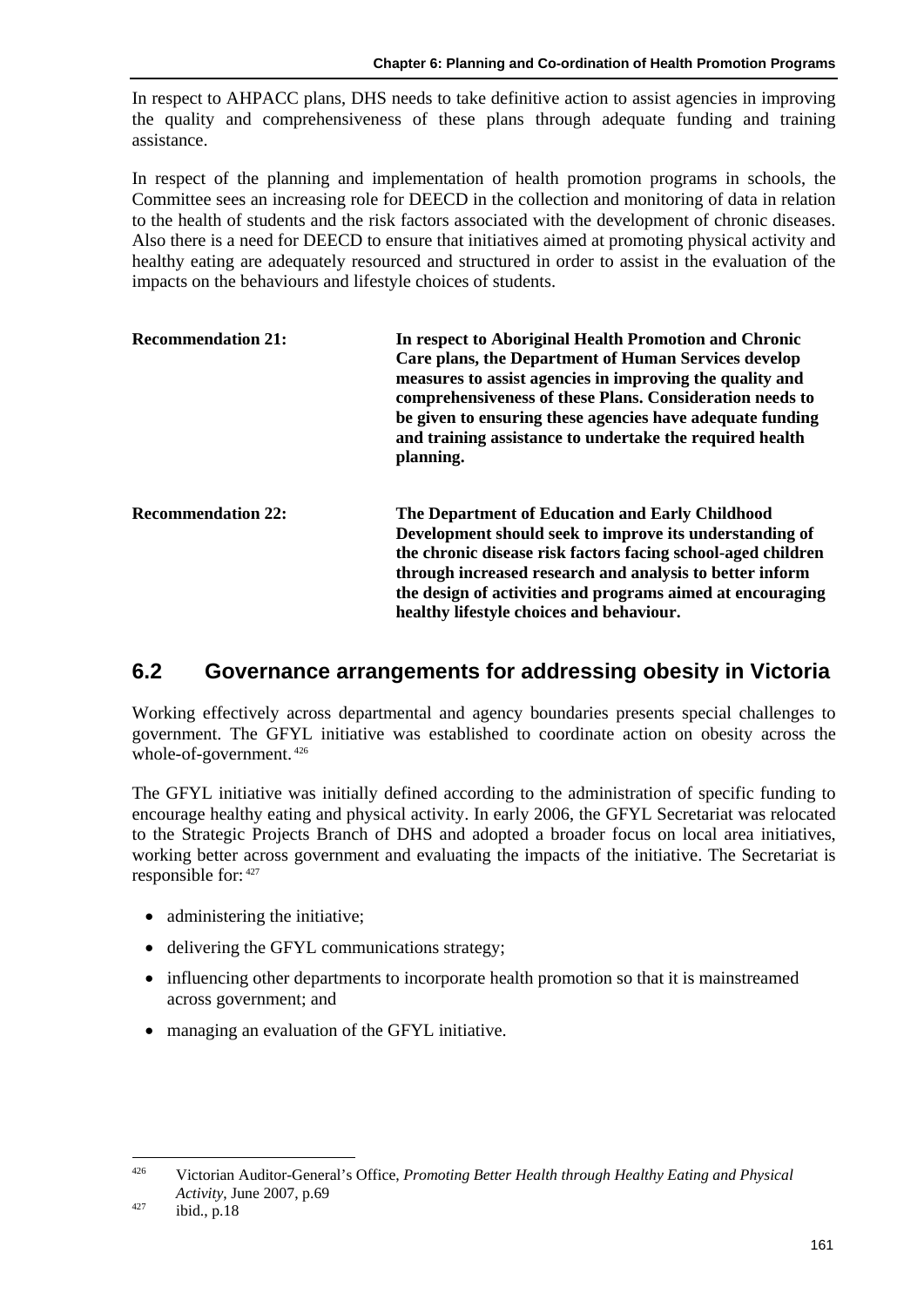In respect to AHPACC plans, DHS needs to take definitive action to assist agencies in improving the quality and comprehensiveness of these plans through adequate funding and training assistance.

In respect of the planning and implementation of health promotion programs in schools, the Committee sees an increasing role for DEECD in the collection and monitoring of data in relation to the health of students and the risk factors associated with the development of chronic diseases. Also there is a need for DEECD to ensure that initiatives aimed at promoting physical activity and healthy eating are adequately resourced and structured in order to assist in the evaluation of the impacts on the behaviours and lifestyle choices of students.

**Recommendation 21:** **In respect to Aboriginal Health Promotion and Chronic Care plans, the Department of Human Services develop measures to assist agencies in improving the quality and comprehensiveness of these Plans. Consideration needs to be given to ensuring these agencies have adequate funding and training assistance to undertake the required health planning.**

**Recommendation 22:** **The Department of Education and Early Childhood Development should seek to improve its understanding of the chronic disease risk factors facing school-aged children through increased research and analysis to better inform the design of activities and programs aimed at encouraging healthy lifestyle choices and behaviour.**

## 6.2 Governance arrangements for addressing obesity in Victoria

Working effectively across departmental and agency boundaries presents special challenges to government. The GFYL initiative was established to coordinate action on obesity across the whole-of-government.[426]

The GFYL initiative was initially defined according to the administration of specific funding to encourage healthy eating and physical activity. In early 2006, the GFYL Secretariat was relocated to the Strategic Projects Branch of DHS and adopted a broader focus on local area initiatives, working better across government and evaluating the impacts of the initiative. The Secretariat is responsible for:[427]

- administering the initiative;
- delivering the GFYL communications strategy;
- influencing other departments to incorporate health promotion so that it is mainstreamed across government; and
- managing an evaluation of the GFYL initiative.

---

[426] Victorian Auditor-General's Office, *Promoting Better Health through Healthy Eating and Physical Activity*, June 2007, p.69

[427] ibid., p.18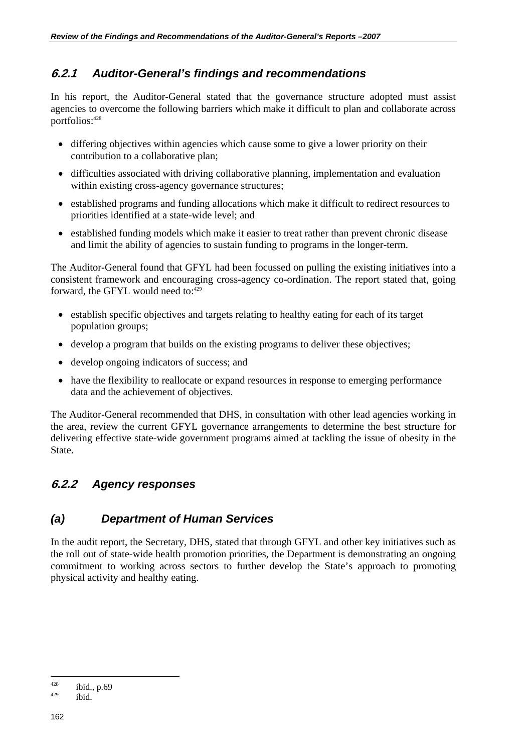### 6.2.1 Auditor-General's findings and recommendations

In his report, the Auditor-General stated that the governance structure adopted must assist agencies to overcome the following barriers which make it difficult to plan and collaborate across portfolios:[428]

- differing objectives within agencies which cause some to give a lower priority on their contribution to a collaborative plan;
- difficulties associated with driving collaborative planning, implementation and evaluation within existing cross-agency governance structures;
- established programs and funding allocations which make it difficult to redirect resources to priorities identified at a state-wide level; and
- established funding models which make it easier to treat rather than prevent chronic disease and limit the ability of agencies to sustain funding to programs in the longer-term.

The Auditor-General found that GFYL had been focussed on pulling the existing initiatives into a consistent framework and encouraging cross-agency co-ordination. The report stated that, going forward, the GFYL would need to:[429]

- establish specific objectives and targets relating to healthy eating for each of its target population groups;
- develop a program that builds on the existing programs to deliver these objectives;
- develop ongoing indicators of success; and
- have the flexibility to reallocate or expand resources in response to emerging performance data and the achievement of objectives.

The Auditor-General recommended that DHS, in consultation with other lead agencies working in the area, review the current GFYL governance arrangements to determine the best structure for delivering effective state-wide government programs aimed at tackling the issue of obesity in the State.

### 6.2.2 Agency responses

### (a) Department of Human Services

In the audit report, the Secretary, DHS, stated that through GFYL and other key initiatives such as the roll out of state-wide health promotion priorities, the Department is demonstrating an ongoing commitment to working across sectors to further develop the State's approach to promoting physical activity and healthy eating.

---

[428] ibid., p.69

[429] ibid.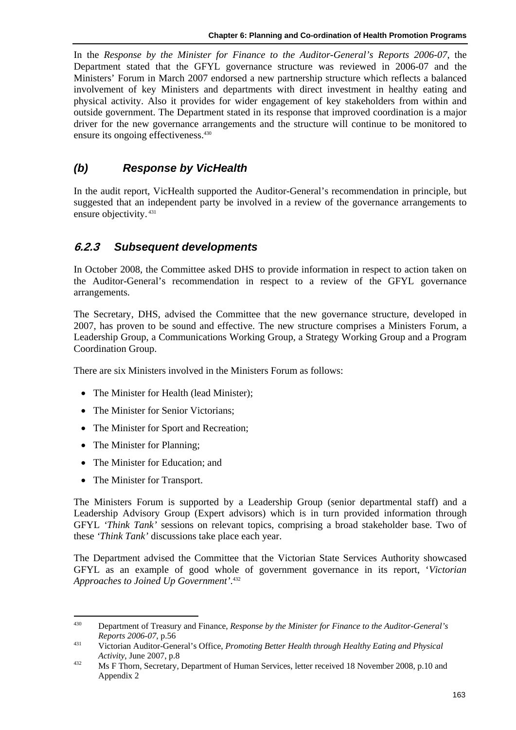In the *Response by the Minister for Finance to the Auditor-General's Reports 2006-07*, the Department stated that the GFYL governance structure was reviewed in 2006-07 and the Ministers' Forum in March 2007 endorsed a new partnership structure which reflects a balanced involvement of key Ministers and departments with direct investment in healthy eating and physical activity. Also it provides for wider engagement of key stakeholders from within and outside government. The Department stated in its response that improved coordination is a major driver for the new governance arrangements and the structure will continue to be monitored to ensure its ongoing effectiveness.[430]

### (b) Response by VicHealth

In the audit report, VicHealth supported the Auditor-General's recommendation in principle, but suggested that an independent party be involved in a review of the governance arrangements to ensure objectivity.[431]

## 6.2.3 Subsequent developments

In October 2008, the Committee asked DHS to provide information in respect to action taken on the Auditor-General's recommendation in respect to a review of the GFYL governance arrangements.

The Secretary, DHS, advised the Committee that the new governance structure, developed in 2007, has proven to be sound and effective. The new structure comprises a Ministers Forum, a Leadership Group, a Communications Working Group, a Strategy Working Group and a Program Coordination Group.

There are six Ministers involved in the Ministers Forum as follows:

- The Minister for Health (lead Minister);
- The Minister for Senior Victorians;
- The Minister for Sport and Recreation;
- The Minister for Planning;
- The Minister for Education; and
- The Minister for Transport.

The Ministers Forum is supported by a Leadership Group (senior departmental staff) and a Leadership Advisory Group (Expert advisors) which is in turn provided information through GFYL *'Think Tank'* sessions on relevant topics, comprising a broad stakeholder base. Two of these *'Think Tank'* discussions take place each year.

The Department advised the Committee that the Victorian State Services Authority showcased GFYL as an example of good whole of government governance in its report, '*Victorian Approaches to Joined Up Government*'.[432]

---

[430] Department of Treasury and Finance, *Response by the Minister for Finance to the Auditor-General's Reports 2006-07*, p.56

[431] Victorian Auditor-General's Office, *Promoting Better Health through Healthy Eating and Physical Activity*, June 2007, p.8

[432] Ms F Thorn, Secretary, Department of Human Services, letter received 18 November 2008, p.10 and Appendix 2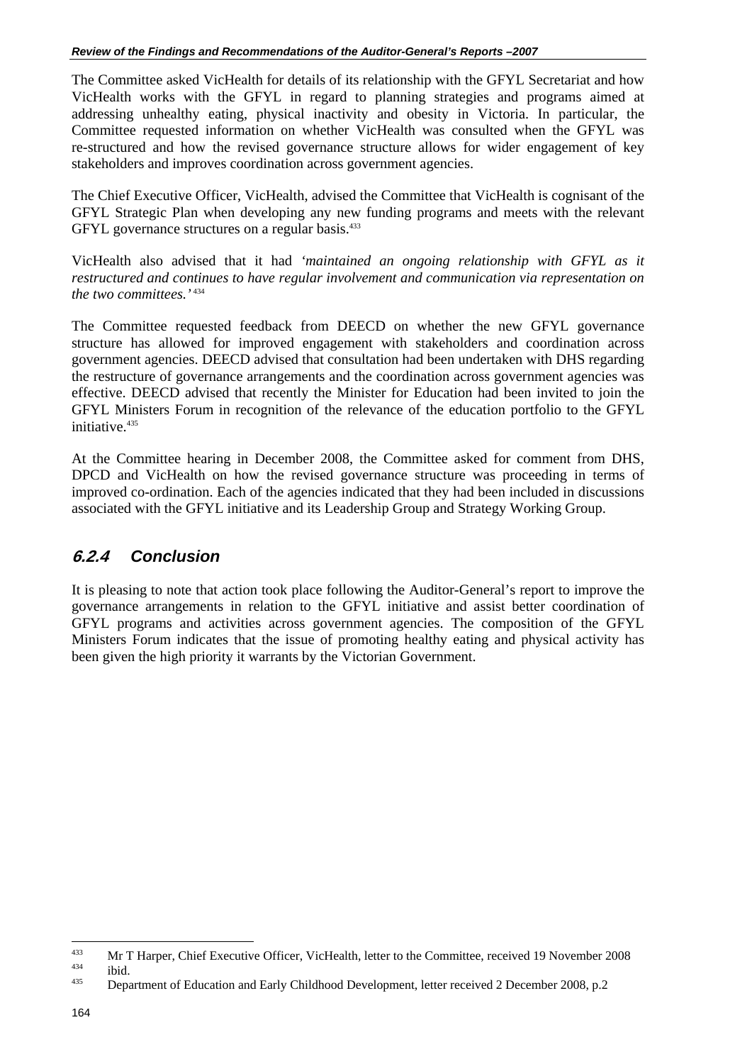The Committee asked VicHealth for details of its relationship with the GFYL Secretariat and how VicHealth works with the GFYL in regard to planning strategies and programs aimed at addressing unhealthy eating, physical inactivity and obesity in Victoria. In particular, the Committee requested information on whether VicHealth was consulted when the GFYL was re-structured and how the revised governance structure allows for wider engagement of key stakeholders and improves coordination across government agencies.

The Chief Executive Officer, VicHealth, advised the Committee that VicHealth is cognisant of the GFYL Strategic Plan when developing any new funding programs and meets with the relevant GFYL governance structures on a regular basis.[433]

VicHealth also advised that it had *'maintained an ongoing relationship with GFYL as it restructured and continues to have regular involvement and communication via representation on the two committees.'*[434]

The Committee requested feedback from DEECD on whether the new GFYL governance structure has allowed for improved engagement with stakeholders and coordination across government agencies. DEECD advised that consultation had been undertaken with DHS regarding the restructure of governance arrangements and the coordination across government agencies was effective. DEECD advised that recently the Minister for Education had been invited to join the GFYL Ministers Forum in recognition of the relevance of the education portfolio to the GFYL initiative.[435]

At the Committee hearing in December 2008, the Committee asked for comment from DHS, DPCD and VicHealth on how the revised governance structure was proceeding in terms of improved co-ordination. Each of the agencies indicated that they had been included in discussions associated with the GFYL initiative and its Leadership Group and Strategy Working Group.

### 6.2.4 Conclusion

It is pleasing to note that action took place following the Auditor-General's report to improve the governance arrangements in relation to the GFYL initiative and assist better coordination of GFYL programs and activities across government agencies. The composition of the GFYL Ministers Forum indicates that the issue of promoting healthy eating and physical activity has been given the high priority it warrants by the Victorian Government.

---

[433] Mr T Harper, Chief Executive Officer, VicHealth, letter to the Committee, received 19 November 2008

[434] ibid.

[435] Department of Education and Early Childhood Development, letter received 2 December 2008, p.2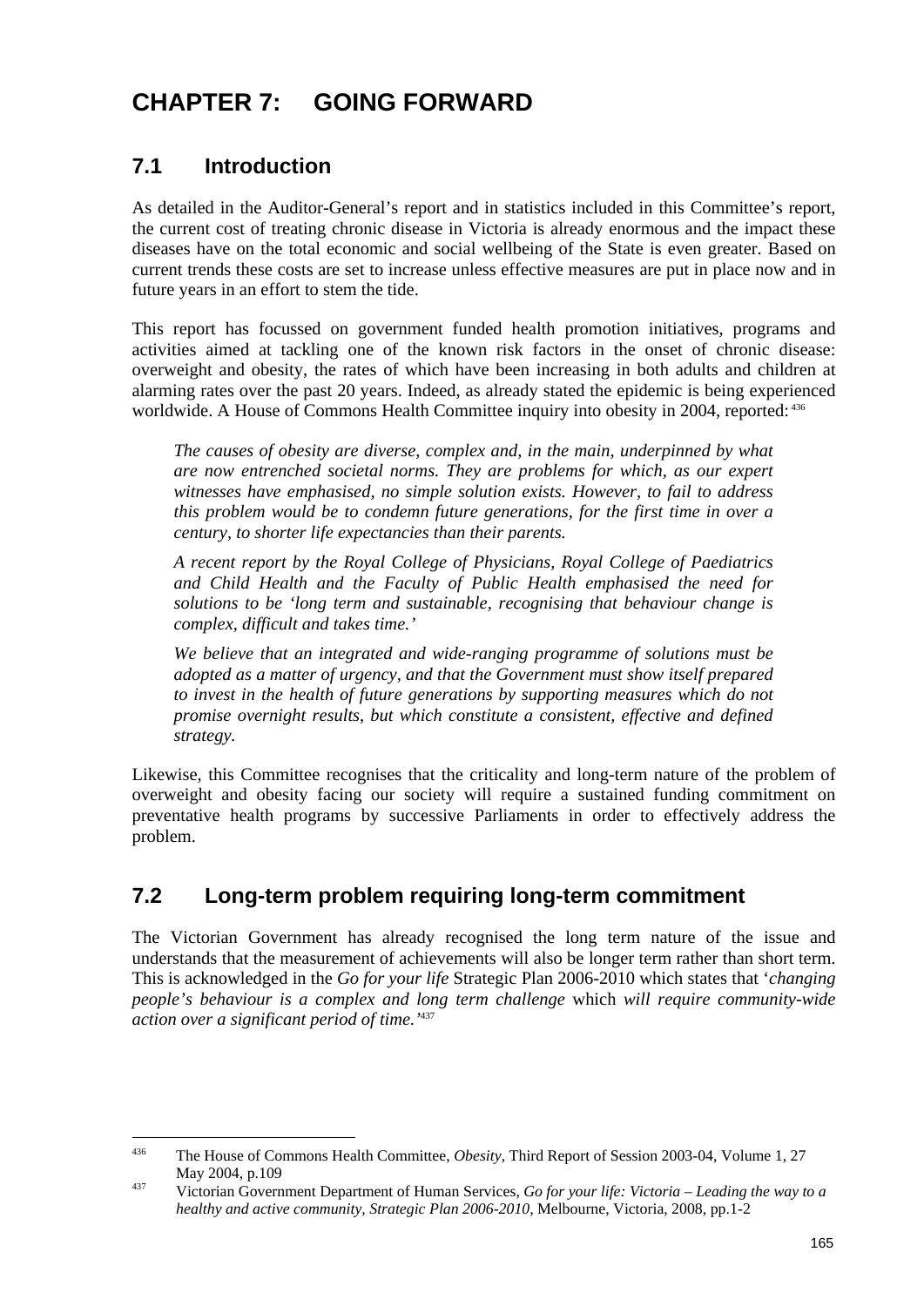# CHAPTER 7: GOING FORWARD

## 7.1 Introduction

As detailed in the Auditor-General's report and in statistics included in this Committee's report, the current cost of treating chronic disease in Victoria is already enormous and the impact these diseases have on the total economic and social wellbeing of the State is even greater. Based on current trends these costs are set to increase unless effective measures are put in place now and in future years in an effort to stem the tide.

This report has focussed on government funded health promotion initiatives, programs and activities aimed at tackling one of the known risk factors in the onset of chronic disease: overweight and obesity, the rates of which have been increasing in both adults and children at alarming rates over the past 20 years. Indeed, as already stated the epidemic is being experienced worldwide. A House of Commons Health Committee inquiry into obesity in 2004, reported:[436]

> *The causes of obesity are diverse, complex and, in the main, underpinned by what are now entrenched societal norms. They are problems for which, as our expert witnesses have emphasised, no simple solution exists. However, to fail to address this problem would be to condemn future generations, for the first time in over a century, to shorter life expectancies than their parents.*
>
> *A recent report by the Royal College of Physicians, Royal College of Paediatrics and Child Health and the Faculty of Public Health emphasised the need for solutions to be 'long term and sustainable, recognising that behaviour change is complex, difficult and takes time.'*
>
> *We believe that an integrated and wide-ranging programme of solutions must be adopted as a matter of urgency, and that the Government must show itself prepared to invest in the health of future generations by supporting measures which do not promise overnight results, but which constitute a consistent, effective and defined strategy.*

Likewise, this Committee recognises that the criticality and long-term nature of the problem of overweight and obesity facing our society will require a sustained funding commitment on preventative health programs by successive Parliaments in order to effectively address the problem.

## 7.2 Long-term problem requiring long-term commitment

The Victorian Government has already recognised the long term nature of the issue and understands that the measurement of achievements will also be longer term rather than short term. This is acknowledged in the *Go for your life* Strategic Plan 2006-2010 which states that '*changing people's behaviour is a complex and long term challenge* which *will require community-wide action over a significant period of time.*'[437]

---

[436] The House of Commons Health Committee, *Obesity*, Third Report of Session 2003-04, Volume 1, 27 May 2004, p.109

[437] Victorian Government Department of Human Services, *Go for your life: Victoria – Leading the way to a healthy and active community, Strategic Plan 2006-2010*, Melbourne, Victoria, 2008, pp.1-2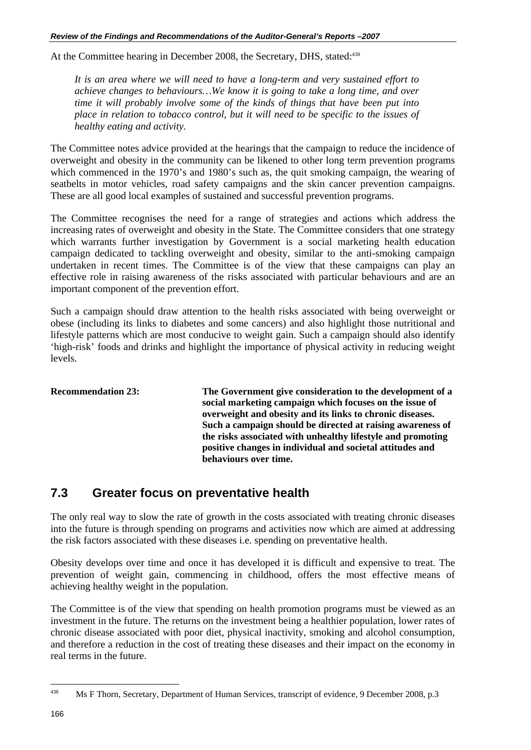At the Committee hearing in December 2008, the Secretary, DHS, stated:[438]

> *It is an area where we will need to have a long-term and very sustained effort to achieve changes to behaviours…We know it is going to take a long time, and over time it will probably involve some of the kinds of things that have been put into place in relation to tobacco control, but it will need to be specific to the issues of healthy eating and activity.*

The Committee notes advice provided at the hearings that the campaign to reduce the incidence of overweight and obesity in the community can be likened to other long term prevention programs which commenced in the 1970's and 1980's such as, the quit smoking campaign, the wearing of seatbelts in motor vehicles, road safety campaigns and the skin cancer prevention campaigns. These are all good local examples of sustained and successful prevention programs.

The Committee recognises the need for a range of strategies and actions which address the increasing rates of overweight and obesity in the State. The Committee considers that one strategy which warrants further investigation by Government is a social marketing health education campaign dedicated to tackling overweight and obesity, similar to the anti-smoking campaign undertaken in recent times. The Committee is of the view that these campaigns can play an effective role in raising awareness of the risks associated with particular behaviours and are an important component of the prevention effort.

Such a campaign should draw attention to the health risks associated with being overweight or obese (including its links to diabetes and some cancers) and also highlight those nutritional and lifestyle patterns which are most conducive to weight gain. Such a campaign should also identify 'high-risk' foods and drinks and highlight the importance of physical activity in reducing weight levels.

**Recommendation 23:** **The Government give consideration to the development of a social marketing campaign which focuses on the issue of overweight and obesity and its links to chronic diseases. Such a campaign should be directed at raising awareness of the risks associated with unhealthy lifestyle and promoting positive changes in individual and societal attitudes and behaviours over time.**

## 7.3 Greater focus on preventative health

The only real way to slow the rate of growth in the costs associated with treating chronic diseases into the future is through spending on programs and activities now which are aimed at addressing the risk factors associated with these diseases i.e. spending on preventative health.

Obesity develops over time and once it has developed it is difficult and expensive to treat. The prevention of weight gain, commencing in childhood, offers the most effective means of achieving healthy weight in the population.

The Committee is of the view that spending on health promotion programs must be viewed as an investment in the future. The returns on the investment being a healthier population, lower rates of chronic disease associated with poor diet, physical inactivity, smoking and alcohol consumption, and therefore a reduction in the cost of treating these diseases and their impact on the economy in real terms in the future.

[438] Ms F Thorn, Secretary, Department of Human Services, transcript of evidence, 9 December 2008, p.3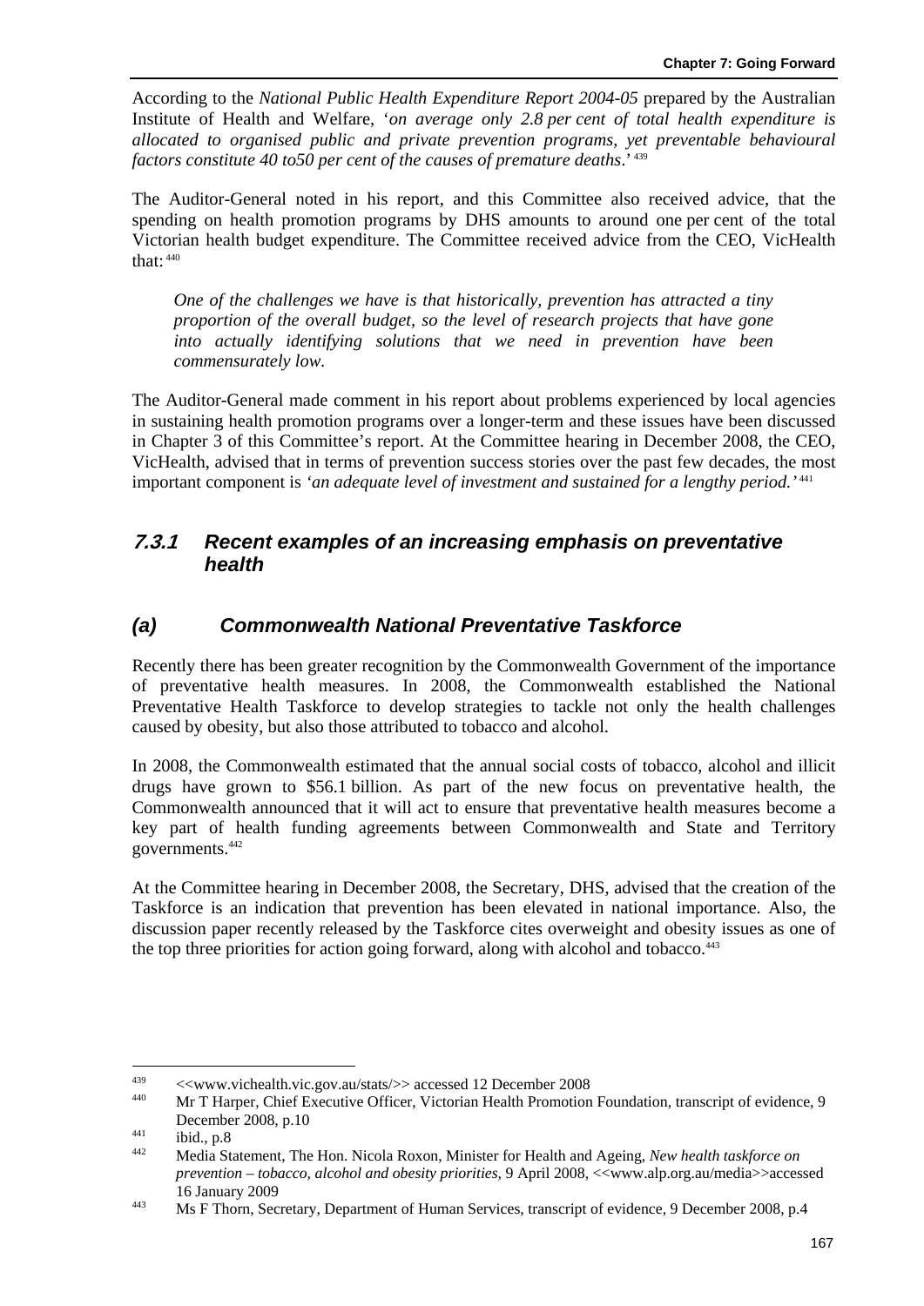According to the *National Public Health Expenditure Report 2004-05* prepared by the Australian Institute of Health and Welfare, '*on average only 2.8 per cent of total health expenditure is allocated to organised public and private prevention programs, yet preventable behavioural factors constitute 40 to50 per cent of the causes of premature deaths*.'[439]

The Auditor-General noted in his report, and this Committee also received advice, that the spending on health promotion programs by DHS amounts to around one per cent of the total Victorian health budget expenditure. The Committee received advice from the CEO, VicHealth that:[440]

> *One of the challenges we have is that historically, prevention has attracted a tiny proportion of the overall budget, so the level of research projects that have gone into actually identifying solutions that we need in prevention have been commensurately low.*

The Auditor-General made comment in his report about problems experienced by local agencies in sustaining health promotion programs over a longer-term and these issues have been discussed in Chapter 3 of this Committee's report. At the Committee hearing in December 2008, the CEO, VicHealth, advised that in terms of prevention success stories over the past few decades, the most important component is *'an adequate level of investment and sustained for a lengthy period.'*[441]

### *7.3.1 Recent examples of an increasing emphasis on preventative health*

### *(a) Commonwealth National Preventative Taskforce*

Recently there has been greater recognition by the Commonwealth Government of the importance of preventative health measures. In 2008, the Commonwealth established the National Preventative Health Taskforce to develop strategies to tackle not only the health challenges caused by obesity, but also those attributed to tobacco and alcohol.

In 2008, the Commonwealth estimated that the annual social costs of tobacco, alcohol and illicit drugs have grown to $56.1 billion. As part of the new focus on preventative health, the Commonwealth announced that it will act to ensure that preventative health measures become a key part of health funding agreements between Commonwealth and State and Territory governments.[442]

At the Committee hearing in December 2008, the Secretary, DHS, advised that the creation of the Taskforce is an indication that prevention has been elevated in national importance. Also, the discussion paper recently released by the Taskforce cites overweight and obesity issues as one of the top three priorities for action going forward, along with alcohol and tobacco.[443]

---

[439] <<www.vichealth.vic.gov.au/stats/>> accessed 12 December 2008

[440] Mr T Harper, Chief Executive Officer, Victorian Health Promotion Foundation, transcript of evidence, 9 December 2008, p.10

[441] ibid., p.8

[442] Media Statement, The Hon. Nicola Roxon, Minister for Health and Ageing, *New health taskforce on prevention – tobacco, alcohol and obesity priorities*, 9 April 2008, <<www.alp.org.au/media>>accessed 16 January 2009

[443] Ms F Thorn, Secretary, Department of Human Services, transcript of evidence, 9 December 2008, p.4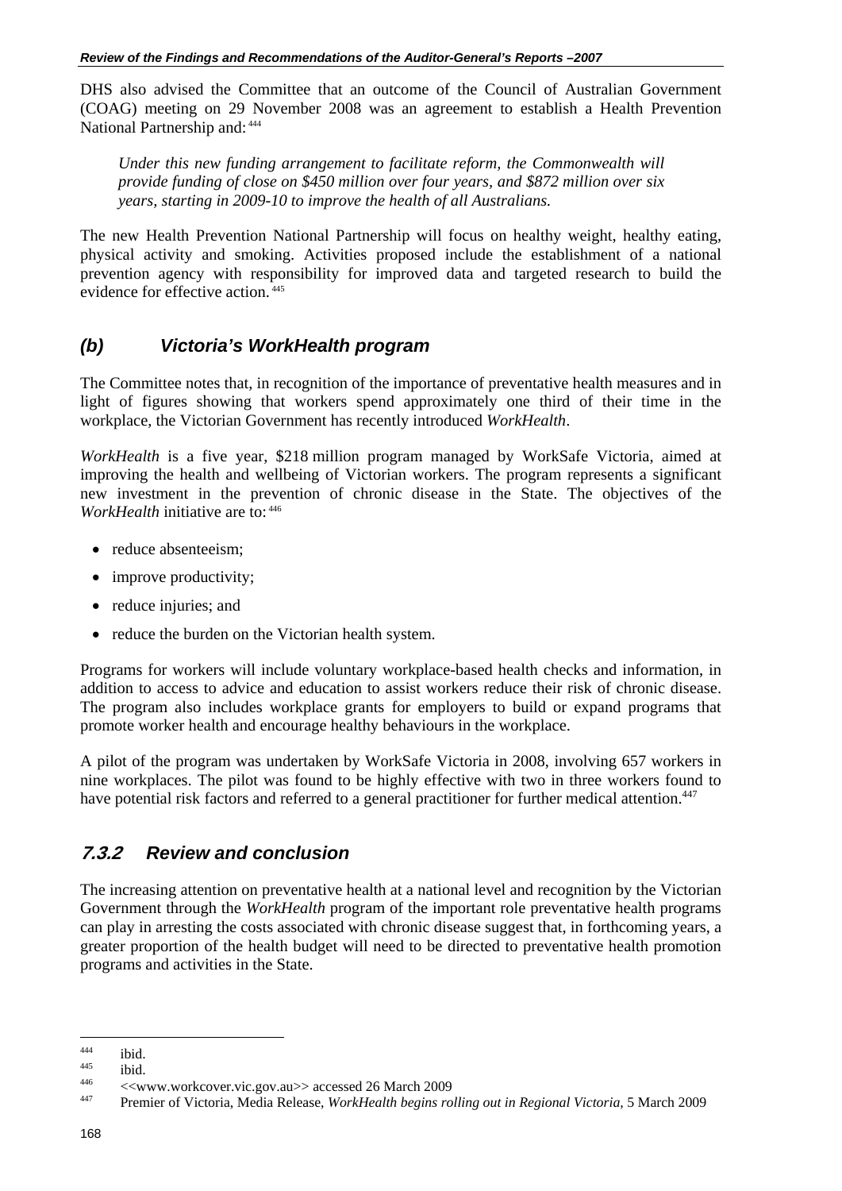DHS also advised the Committee that an outcome of the Council of Australian Government (COAG) meeting on 29 November 2008 was an agreement to establish a Health Prevention National Partnership and:[444]

> *Under this new funding arrangement to facilitate reform, the Commonwealth will provide funding of close on $450 million over four years, and $872 million over six years, starting in 2009-10 to improve the health of all Australians.*

The new Health Prevention National Partnership will focus on healthy weight, healthy eating, physical activity and smoking. Activities proposed include the establishment of a national prevention agency with responsibility for improved data and targeted research to build the evidence for effective action.[445]

### *(b) Victoria's WorkHealth program*

The Committee notes that, in recognition of the importance of preventative health measures and in light of figures showing that workers spend approximately one third of their time in the workplace, the Victorian Government has recently introduced *WorkHealth*.

*WorkHealth* is a five year, $218 million program managed by WorkSafe Victoria, aimed at improving the health and wellbeing of Victorian workers. The program represents a significant new investment in the prevention of chronic disease in the State. The objectives of the *WorkHealth* initiative are to:[446]

- reduce absenteeism;
- improve productivity;
- reduce injuries; and
- reduce the burden on the Victorian health system.

Programs for workers will include voluntary workplace-based health checks and information, in addition to access to advice and education to assist workers reduce their risk of chronic disease. The program also includes workplace grants for employers to build or expand programs that promote worker health and encourage healthy behaviours in the workplace.

A pilot of the program was undertaken by WorkSafe Victoria in 2008, involving 657 workers in nine workplaces. The pilot was found to be highly effective with two in three workers found to have potential risk factors and referred to a general practitioner for further medical attention.[447]

## *7.3.2 Review and conclusion*

The increasing attention on preventative health at a national level and recognition by the Victorian Government through the *WorkHealth* program of the important role preventative health programs can play in arresting the costs associated with chronic disease suggest that, in forthcoming years, a greater proportion of the health budget will need to be directed to preventative health promotion programs and activities in the State.

---

[444] ibid.

[445] ibid.

[446] <<www.workcover.vic.gov.au>> accessed 26 March 2009

[447] Premier of Victoria, Media Release, *WorkHealth begins rolling out in Regional Victoria*, 5 March 2009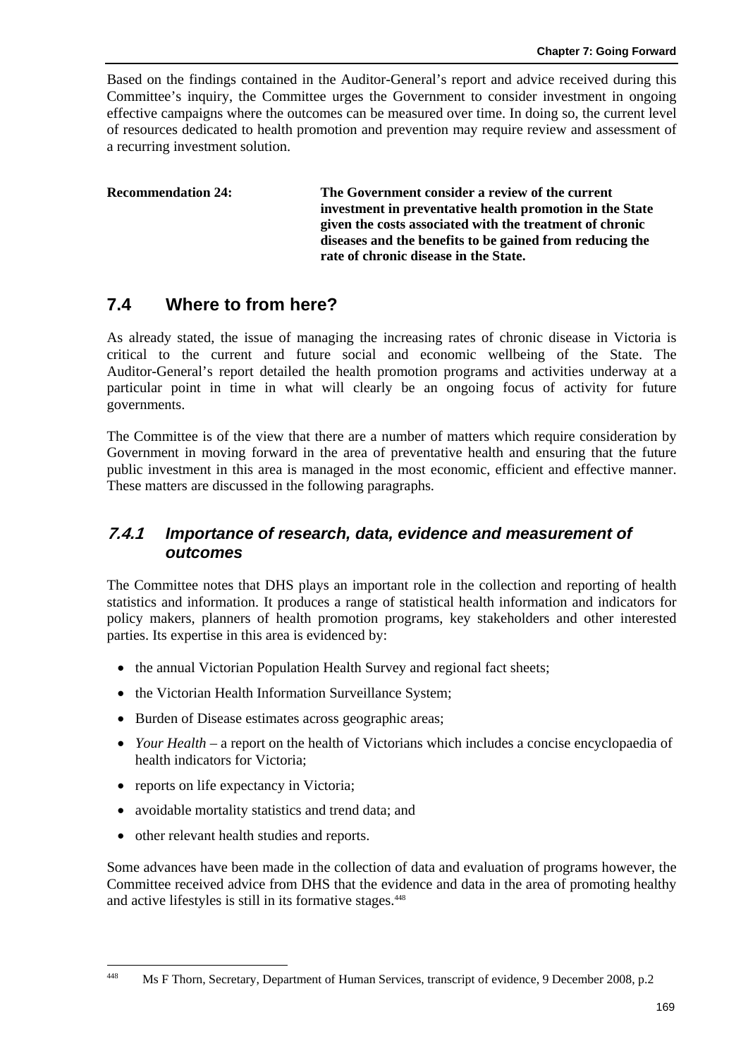Based on the findings contained in the Auditor-General's report and advice received during this Committee's inquiry, the Committee urges the Government to consider investment in ongoing effective campaigns where the outcomes can be measured over time. In doing so, the current level of resources dedicated to health promotion and prevention may require review and assessment of a recurring investment solution.

**Recommendation 24:** **The Government consider a review of the current investment in preventative health promotion in the State given the costs associated with the treatment of chronic diseases and the benefits to be gained from reducing the rate of chronic disease in the State.**

## 7.4 Where to from here?

As already stated, the issue of managing the increasing rates of chronic disease in Victoria is critical to the current and future social and economic wellbeing of the State. The Auditor-General's report detailed the health promotion programs and activities underway at a particular point in time in what will clearly be an ongoing focus of activity for future governments.

The Committee is of the view that there are a number of matters which require consideration by Government in moving forward in the area of preventative health and ensuring that the future public investment in this area is managed in the most economic, efficient and effective manner. These matters are discussed in the following paragraphs.

### *7.4.1 Importance of research, data, evidence and measurement of outcomes*

The Committee notes that DHS plays an important role in the collection and reporting of health statistics and information. It produces a range of statistical health information and indicators for policy makers, planners of health promotion programs, key stakeholders and other interested parties. Its expertise in this area is evidenced by:

- the annual Victorian Population Health Survey and regional fact sheets;
- the Victorian Health Information Surveillance System;
- Burden of Disease estimates across geographic areas;
- *Your Health* – a report on the health of Victorians which includes a concise encyclopaedia of health indicators for Victoria;
- reports on life expectancy in Victoria;
- avoidable mortality statistics and trend data; and
- other relevant health studies and reports.

Some advances have been made in the collection of data and evaluation of programs however, the Committee received advice from DHS that the evidence and data in the area of promoting healthy and active lifestyles is still in its formative stages.[448]

---

[448] Ms F Thorn, Secretary, Department of Human Services, transcript of evidence, 9 December 2008, p.2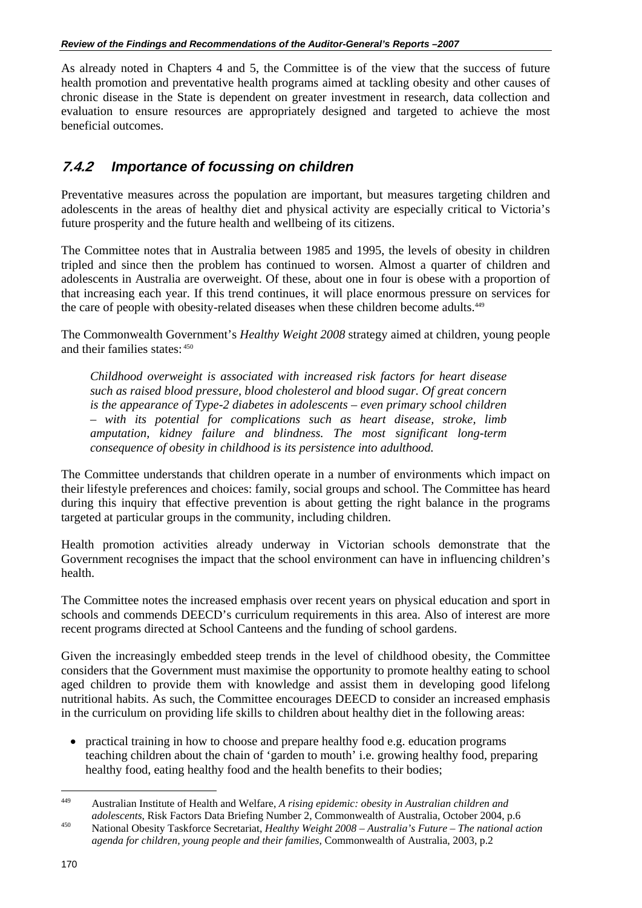As already noted in Chapters 4 and 5, the Committee is of the view that the success of future health promotion and preventative health programs aimed at tackling obesity and other causes of chronic disease in the State is dependent on greater investment in research, data collection and evaluation to ensure resources are appropriately designed and targeted to achieve the most beneficial outcomes.

### *7.4.2 Importance of focussing on children*

Preventative measures across the population are important, but measures targeting children and adolescents in the areas of healthy diet and physical activity are especially critical to Victoria's future prosperity and the future health and wellbeing of its citizens.

The Committee notes that in Australia between 1985 and 1995, the levels of obesity in children tripled and since then the problem has continued to worsen. Almost a quarter of children and adolescents in Australia are overweight. Of these, about one in four is obese with a proportion of that increasing each year. If this trend continues, it will place enormous pressure on services for the care of people with obesity-related diseases when these children become adults.[449]

The Commonwealth Government's *Healthy Weight 2008* strategy aimed at children, young people and their families states:[450]

> *Childhood overweight is associated with increased risk factors for heart disease such as raised blood pressure, blood cholesterol and blood sugar. Of great concern is the appearance of Type-2 diabetes in adolescents – even primary school children – with its potential for complications such as heart disease, stroke, limb amputation, kidney failure and blindness. The most significant long-term consequence of obesity in childhood is its persistence into adulthood.*

The Committee understands that children operate in a number of environments which impact on their lifestyle preferences and choices: family, social groups and school. The Committee has heard during this inquiry that effective prevention is about getting the right balance in the programs targeted at particular groups in the community, including children.

Health promotion activities already underway in Victorian schools demonstrate that the Government recognises the impact that the school environment can have in influencing children's health.

The Committee notes the increased emphasis over recent years on physical education and sport in schools and commends DEECD's curriculum requirements in this area. Also of interest are more recent programs directed at School Canteens and the funding of school gardens.

Given the increasingly embedded steep trends in the level of childhood obesity, the Committee considers that the Government must maximise the opportunity to promote healthy eating to school aged children to provide them with knowledge and assist them in developing good lifelong nutritional habits. As such, the Committee encourages DEECD to consider an increased emphasis in the curriculum on providing life skills to children about healthy diet in the following areas:

- practical training in how to choose and prepare healthy food e.g. education programs teaching children about the chain of 'garden to mouth' i.e. growing healthy food, preparing healthy food, eating healthy food and the health benefits to their bodies;

---

[449] Australian Institute of Health and Welfare, *A rising epidemic: obesity in Australian children and adolescents*, Risk Factors Data Briefing Number 2, Commonwealth of Australia, October 2004, p.6

[450] National Obesity Taskforce Secretariat, *Healthy Weight 2008 – Australia's Future – The national action agenda for children, young people and their families*, Commonwealth of Australia, 2003, p.2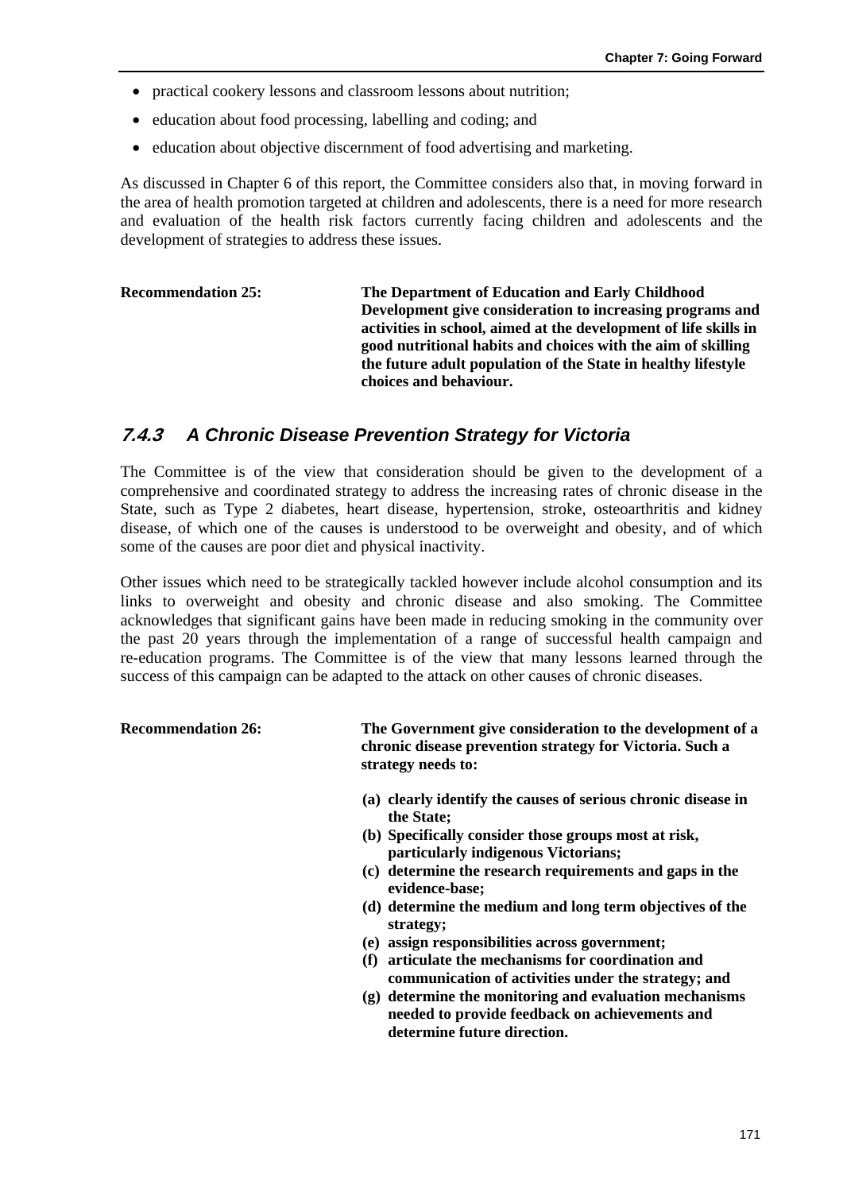- practical cookery lessons and classroom lessons about nutrition;
- education about food processing, labelling and coding; and
- education about objective discernment of food advertising and marketing.

As discussed in Chapter 6 of this report, the Committee considers also that, in moving forward in the area of health promotion targeted at children and adolescents, there is a need for more research and evaluation of the health risk factors currently facing children and adolescents and the development of strategies to address these issues.

**Recommendation 25:** **The Department of Education and Early Childhood Development give consideration to increasing programs and activities in school, aimed at the development of life skills in good nutritional habits and choices with the aim of skilling the future adult population of the State in healthy lifestyle choices and behaviour.**

### *7.4.3 A Chronic Disease Prevention Strategy for Victoria*

The Committee is of the view that consideration should be given to the development of a comprehensive and coordinated strategy to address the increasing rates of chronic disease in the State, such as Type 2 diabetes, heart disease, hypertension, stroke, osteoarthritis and kidney disease, of which one of the causes is understood to be overweight and obesity, and of which some of the causes are poor diet and physical inactivity.

Other issues which need to be strategically tackled however include alcohol consumption and its links to overweight and obesity and chronic disease and also smoking. The Committee acknowledges that significant gains have been made in reducing smoking in the community over the past 20 years through the implementation of a range of successful health campaign and re-education programs. The Committee is of the view that many lessons learned through the success of this campaign can be adapted to the attack on other causes of chronic diseases.

**Recommendation 26:** **The Government give consideration to the development of a chronic disease prevention strategy for Victoria. Such a strategy needs to:**

**(a) clearly identify the causes of serious chronic disease in the State;**
**(b) Specifically consider those groups most at risk, particularly indigenous Victorians;**
**(c) determine the research requirements and gaps in the evidence-base;**
**(d) determine the medium and long term objectives of the strategy;**
**(e) assign responsibilities across government;**
**(f) articulate the mechanisms for coordination and communication of activities under the strategy; and**
**(g) determine the monitoring and evaluation mechanisms needed to provide feedback on achievements and determine future direction.**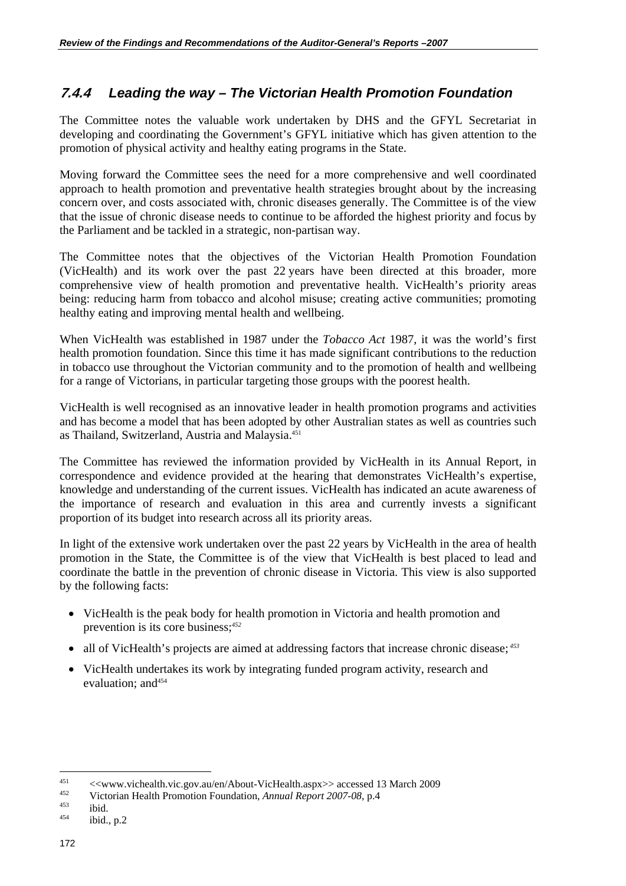### 7.4.4 Leading the way – The Victorian Health Promotion Foundation

The Committee notes the valuable work undertaken by DHS and the GFYL Secretariat in developing and coordinating the Government's GFYL initiative which has given attention to the promotion of physical activity and healthy eating programs in the State.

Moving forward the Committee sees the need for a more comprehensive and well coordinated approach to health promotion and preventative health strategies brought about by the increasing concern over, and costs associated with, chronic diseases generally. The Committee is of the view that the issue of chronic disease needs to continue to be afforded the highest priority and focus by the Parliament and be tackled in a strategic, non-partisan way.

The Committee notes that the objectives of the Victorian Health Promotion Foundation (VicHealth) and its work over the past 22 years have been directed at this broader, more comprehensive view of health promotion and preventative health. VicHealth's priority areas being: reducing harm from tobacco and alcohol misuse; creating active communities; promoting healthy eating and improving mental health and wellbeing.

When VicHealth was established in 1987 under the *Tobacco Act* 1987, it was the world's first health promotion foundation. Since this time it has made significant contributions to the reduction in tobacco use throughout the Victorian community and to the promotion of health and wellbeing for a range of Victorians, in particular targeting those groups with the poorest health.

VicHealth is well recognised as an innovative leader in health promotion programs and activities and has become a model that has been adopted by other Australian states as well as countries such as Thailand, Switzerland, Austria and Malaysia.[451]

The Committee has reviewed the information provided by VicHealth in its Annual Report, in correspondence and evidence provided at the hearing that demonstrates VicHealth's expertise, knowledge and understanding of the current issues. VicHealth has indicated an acute awareness of the importance of research and evaluation in this area and currently invests a significant proportion of its budget into research across all its priority areas.

In light of the extensive work undertaken over the past 22 years by VicHealth in the area of health promotion in the State, the Committee is of the view that VicHealth is best placed to lead and coordinate the battle in the prevention of chronic disease in Victoria. This view is also supported by the following facts:

- VicHealth is the peak body for health promotion in Victoria and health promotion and prevention is its core business;[452]
- all of VicHealth's projects are aimed at addressing factors that increase chronic disease;[453]
- VicHealth undertakes its work by integrating funded program activity, research and evaluation; and[454]

---

[451] <<www.vichealth.vic.gov.au/en/About-VicHealth.aspx>> accessed 13 March 2009

[452] Victorian Health Promotion Foundation, *Annual Report 2007-08*, p.4

[453] ibid.

[454] ibid., p.2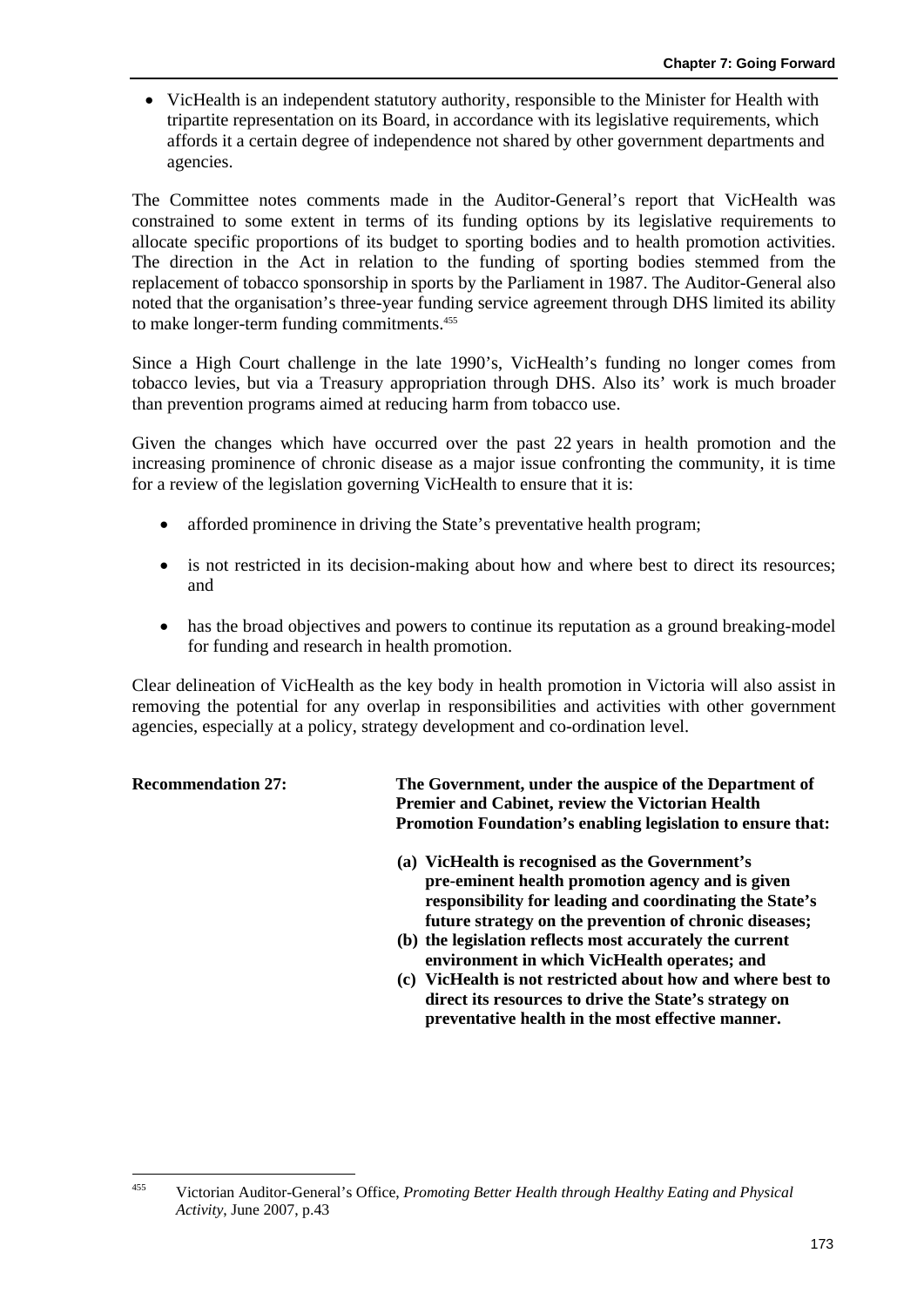- VicHealth is an independent statutory authority, responsible to the Minister for Health with tripartite representation on its Board, in accordance with its legislative requirements, which affords it a certain degree of independence not shared by other government departments and agencies.

The Committee notes comments made in the Auditor-General's report that VicHealth was constrained to some extent in terms of its funding options by its legislative requirements to allocate specific proportions of its budget to sporting bodies and to health promotion activities. The direction in the Act in relation to the funding of sporting bodies stemmed from the replacement of tobacco sponsorship in sports by the Parliament in 1987. The Auditor-General also noted that the organisation's three-year funding service agreement through DHS limited its ability to make longer-term funding commitments.[455]

Since a High Court challenge in the late 1990's, VicHealth's funding no longer comes from tobacco levies, but via a Treasury appropriation through DHS. Also its' work is much broader than prevention programs aimed at reducing harm from tobacco use.

Given the changes which have occurred over the past 22 years in health promotion and the increasing prominence of chronic disease as a major issue confronting the community, it is time for a review of the legislation governing VicHealth to ensure that it is:

- afforded prominence in driving the State's preventative health program;
- is not restricted in its decision-making about how and where best to direct its resources; and
- has the broad objectives and powers to continue its reputation as a ground breaking-model for funding and research in health promotion.

Clear delineation of VicHealth as the key body in health promotion in Victoria will also assist in removing the potential for any overlap in responsibilities and activities with other government agencies, especially at a policy, strategy development and co-ordination level.

**Recommendation 27:** **The Government, under the auspice of the Department of Premier and Cabinet, review the Victorian Health Promotion Foundation's enabling legislation to ensure that:**

**(a) VicHealth is recognised as the Government's pre-eminent health promotion agency and is given responsibility for leading and coordinating the State's future strategy on the prevention of chronic diseases;**

**(b) the legislation reflects most accurately the current environment in which VicHealth operates; and**

**(c) VicHealth is not restricted about how and where best to direct its resources to drive the State's strategy on preventative health in the most effective manner.**

---

[455] Victorian Auditor-General's Office, *Promoting Better Health through Healthy Eating and Physical Activity*, June 2007, p.43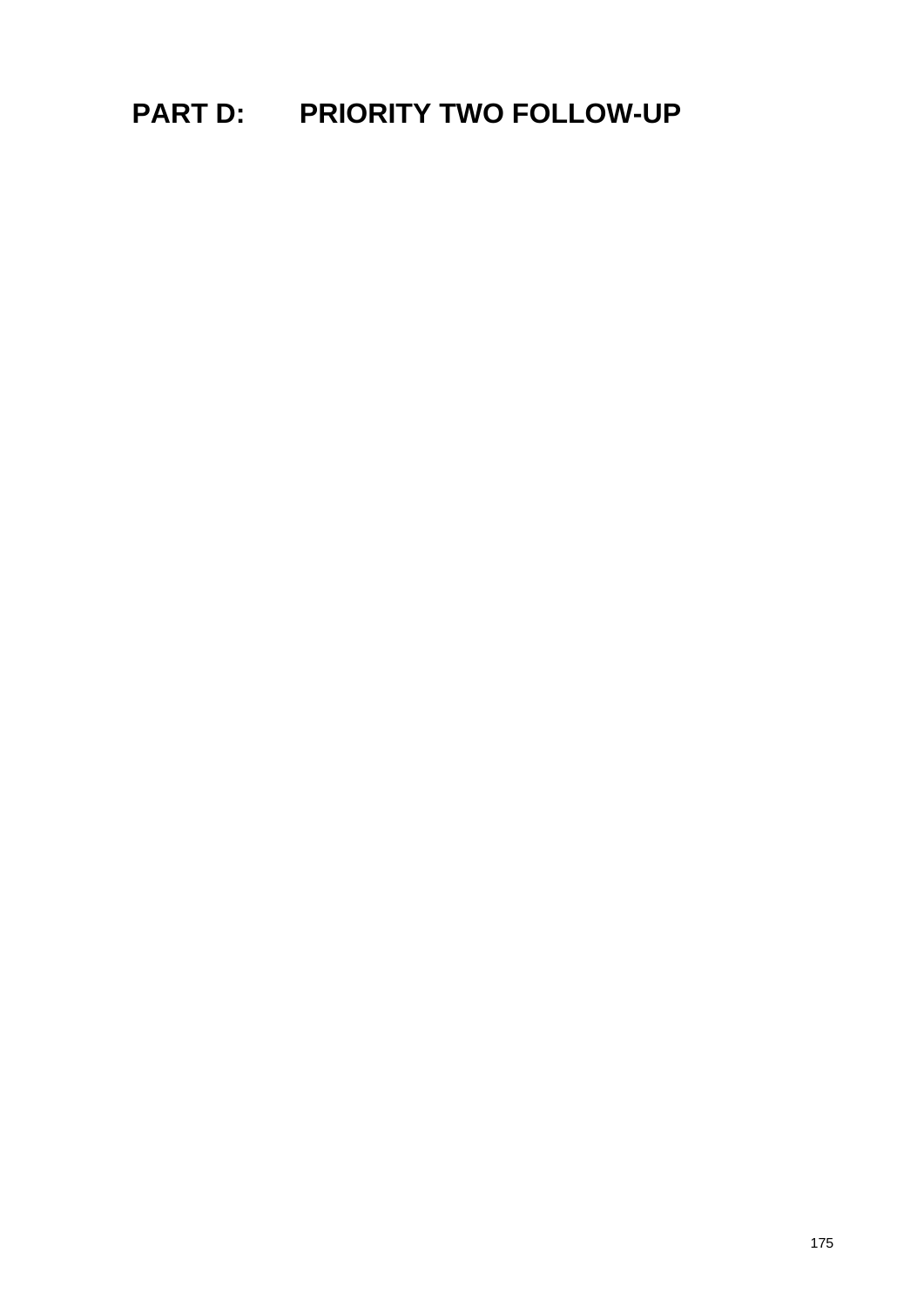# PART D: PRIORITY TWO FOLLOW-UP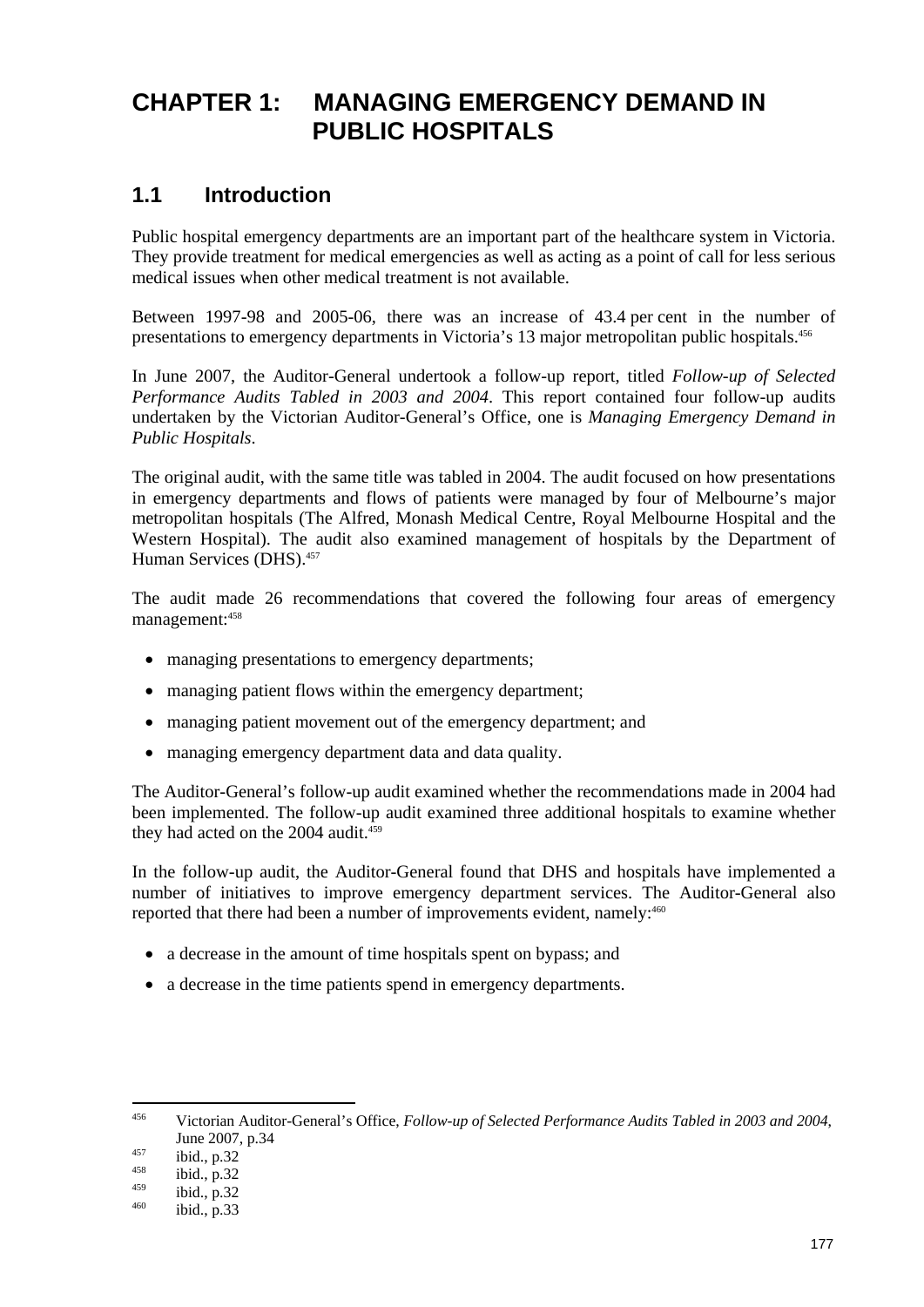# CHAPTER 1: MANAGING EMERGENCY DEMAND IN PUBLIC HOSPITALS

## 1.1 Introduction

Public hospital emergency departments are an important part of the healthcare system in Victoria. They provide treatment for medical emergencies as well as acting as a point of call for less serious medical issues when other medical treatment is not available.

Between 1997-98 and 2005-06, there was an increase of 43.4 per cent in the number of presentations to emergency departments in Victoria's 13 major metropolitan public hospitals.[456]

In June 2007, the Auditor-General undertook a follow-up report, titled *Follow-up of Selected Performance Audits Tabled in 2003 and 2004*. This report contained four follow-up audits undertaken by the Victorian Auditor-General's Office, one is *Managing Emergency Demand in Public Hospitals*.

The original audit, with the same title was tabled in 2004. The audit focused on how presentations in emergency departments and flows of patients were managed by four of Melbourne's major metropolitan hospitals (The Alfred, Monash Medical Centre, Royal Melbourne Hospital and the Western Hospital). The audit also examined management of hospitals by the Department of Human Services (DHS).[457]

The audit made 26 recommendations that covered the following four areas of emergency management:[458]

- managing presentations to emergency departments;
- managing patient flows within the emergency department;
- managing patient movement out of the emergency department; and
- managing emergency department data and data quality.

The Auditor-General's follow-up audit examined whether the recommendations made in 2004 had been implemented. The follow-up audit examined three additional hospitals to examine whether they had acted on the 2004 audit.[459]

In the follow-up audit, the Auditor-General found that DHS and hospitals have implemented a number of initiatives to improve emergency department services. The Auditor-General also reported that there had been a number of improvements evident, namely:[460]

- a decrease in the amount of time hospitals spent on bypass; and
- a decrease in the time patients spend in emergency departments.

---

[456] Victorian Auditor-General's Office, *Follow-up of Selected Performance Audits Tabled in 2003 and 2004*, June 2007, p.34

[457] ibid., p.32

[458] ibid., p.32

[459] ibid., p.32

[460] ibid., p.33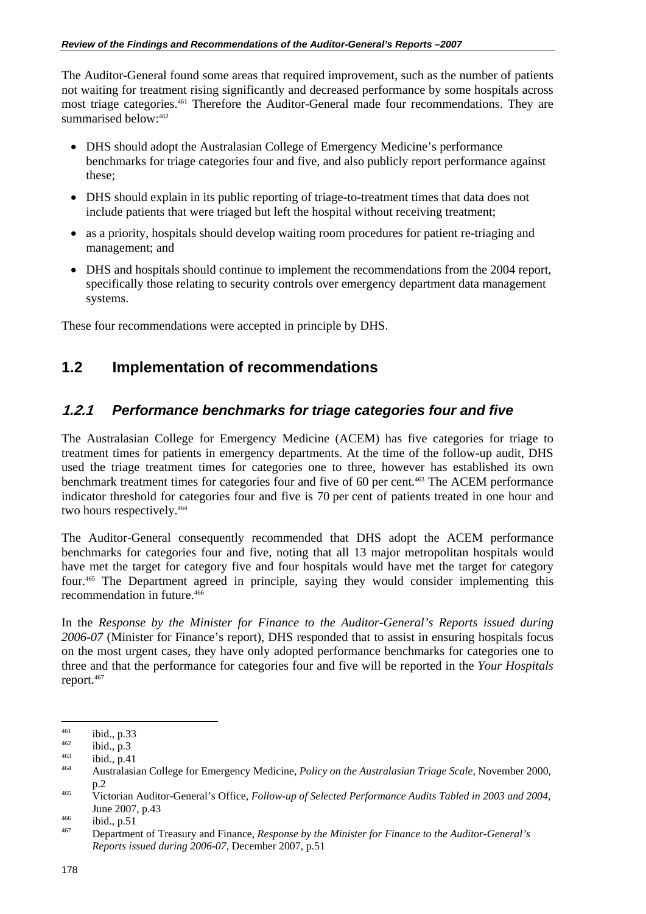The Auditor-General found some areas that required improvement, such as the number of patients not waiting for treatment rising significantly and decreased performance by some hospitals across most triage categories.[461] Therefore the Auditor-General made four recommendations. They are summarised below:[462]

- DHS should adopt the Australasian College of Emergency Medicine's performance benchmarks for triage categories four and five, and also publicly report performance against these;
- DHS should explain in its public reporting of triage-to-treatment times that data does not include patients that were triaged but left the hospital without receiving treatment;
- as a priority, hospitals should develop waiting room procedures for patient re-triaging and management; and
- DHS and hospitals should continue to implement the recommendations from the 2004 report, specifically those relating to security controls over emergency department data management systems.

These four recommendations were accepted in principle by DHS.

## 1.2 Implementation of recommendations

### *1.2.1 Performance benchmarks for triage categories four and five*

The Australasian College for Emergency Medicine (ACEM) has five categories for triage to treatment times for patients in emergency departments. At the time of the follow-up audit, DHS used the triage treatment times for categories one to three, however has established its own benchmark treatment times for categories four and five of 60 per cent.[463] The ACEM performance indicator threshold for categories four and five is 70 per cent of patients treated in one hour and two hours respectively.[464]

The Auditor-General consequently recommended that DHS adopt the ACEM performance benchmarks for categories four and five, noting that all 13 major metropolitan hospitals would have met the target for category five and four hospitals would have met the target for category four.[465] The Department agreed in principle, saying they would consider implementing this recommendation in future.[466]

In the *Response by the Minister for Finance to the Auditor-General's Reports issued during 2006-07* (Minister for Finance's report), DHS responded that to assist in ensuring hospitals focus on the most urgent cases, they have only adopted performance benchmarks for categories one to three and that the performance for categories four and five will be reported in the *Your Hospitals* report.[467]

---

[461] ibid., p.33

[462] ibid., p.3

[463] ibid., p.41

[464] Australasian College for Emergency Medicine, *Policy on the Australasian Triage Scale*, November 2000, p.2

[465] Victorian Auditor-General's Office, *Follow-up of Selected Performance Audits Tabled in 2003 and 2004*, June 2007, p.43

[466] ibid., p.51

[467] Department of Treasury and Finance, *Response by the Minister for Finance to the Auditor-General's Reports issued during 2006-07*, December 2007, p.51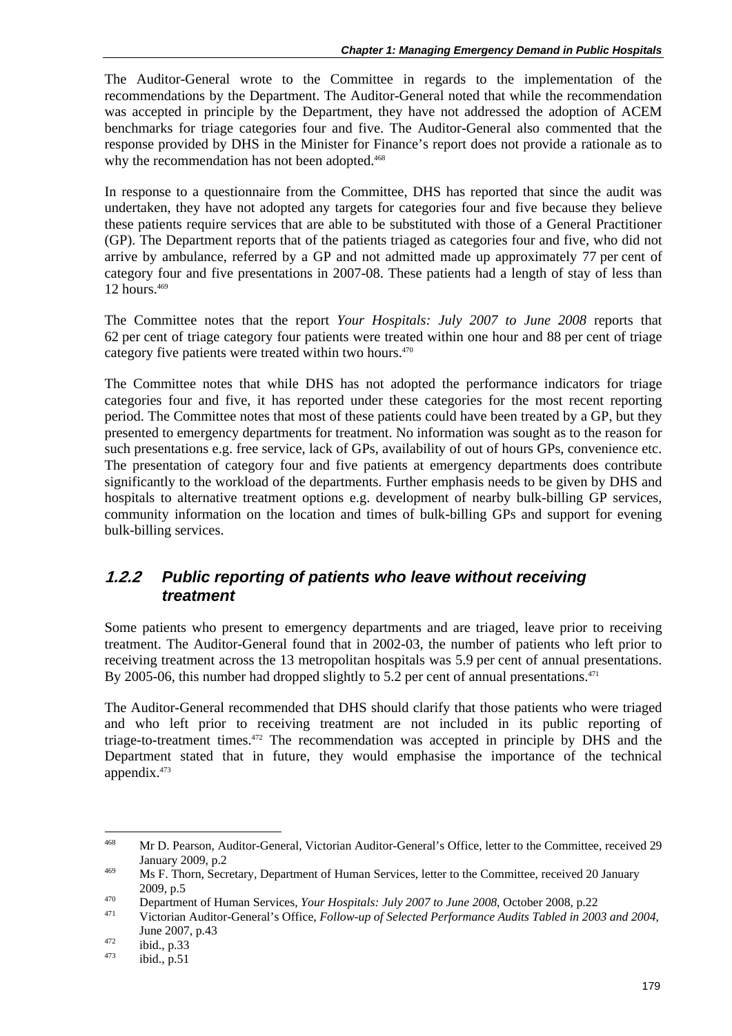The Auditor-General wrote to the Committee in regards to the implementation of the recommendations by the Department. The Auditor-General noted that while the recommendation was accepted in principle by the Department, they have not addressed the adoption of ACEM benchmarks for triage categories four and five. The Auditor-General also commented that the response provided by DHS in the Minister for Finance's report does not provide a rationale as to why the recommendation has not been adopted.[468]

In response to a questionnaire from the Committee, DHS has reported that since the audit was undertaken, they have not adopted any targets for categories four and five because they believe these patients require services that are able to be substituted with those of a General Practitioner (GP). The Department reports that of the patients triaged as categories four and five, who did not arrive by ambulance, referred by a GP and not admitted made up approximately 77 per cent of category four and five presentations in 2007-08. These patients had a length of stay of less than 12 hours.[469]

The Committee notes that the report *Your Hospitals: July 2007 to June 2008* reports that 62 per cent of triage category four patients were treated within one hour and 88 per cent of triage category five patients were treated within two hours.[470]

The Committee notes that while DHS has not adopted the performance indicators for triage categories four and five, it has reported under these categories for the most recent reporting period. The Committee notes that most of these patients could have been treated by a GP, but they presented to emergency departments for treatment. No information was sought as to the reason for such presentations e.g. free service, lack of GPs, availability of out of hours GPs, convenience etc. The presentation of category four and five patients at emergency departments does contribute significantly to the workload of the departments. Further emphasis needs to be given by DHS and hospitals to alternative treatment options e.g. development of nearby bulk-billing GP services, community information on the location and times of bulk-billing GPs and support for evening bulk-billing services.

### 1.2.2 Public reporting of patients who leave without receiving treatment

Some patients who present to emergency departments and are triaged, leave prior to receiving treatment. The Auditor-General found that in 2002-03, the number of patients who left prior to receiving treatment across the 13 metropolitan hospitals was 5.9 per cent of annual presentations. By 2005-06, this number had dropped slightly to 5.2 per cent of annual presentations.[471]

The Auditor-General recommended that DHS should clarify that those patients who were triaged and who left prior to receiving treatment are not included in its public reporting of triage-to-treatment times.[472] The recommendation was accepted in principle by DHS and the Department stated that in future, they would emphasise the importance of the technical appendix.[473]

---

[468] Mr D. Pearson, Auditor-General, Victorian Auditor-General's Office, letter to the Committee, received 29 January 2009, p.2

[469] Ms F. Thorn, Secretary, Department of Human Services, letter to the Committee, received 20 January 2009, p.5

[470] Department of Human Services, *Your Hospitals: July 2007 to June 2008*, October 2008, p.22

[471] Victorian Auditor-General's Office, *Follow-up of Selected Performance Audits Tabled in 2003 and 2004*, June 2007, p.43

[472] ibid., p.33

[473] ibid., p.51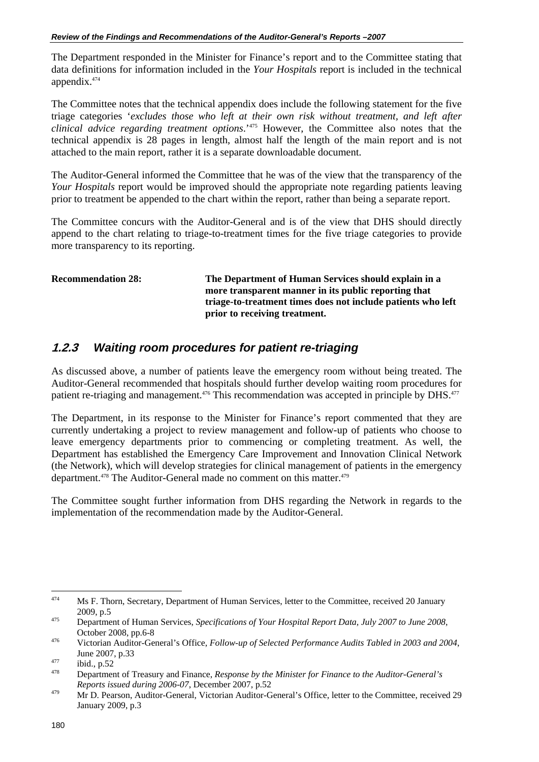The Department responded in the Minister for Finance's report and to the Committee stating that data definitions for information included in the *Your Hospitals* report is included in the technical appendix.[474]

The Committee notes that the technical appendix does include the following statement for the five triage categories '*excludes those who left at their own risk without treatment, and left after clinical advice regarding treatment options*.'[475] However, the Committee also notes that the technical appendix is 28 pages in length, almost half the length of the main report and is not attached to the main report, rather it is a separate downloadable document.

The Auditor-General informed the Committee that he was of the view that the transparency of the *Your Hospitals* report would be improved should the appropriate note regarding patients leaving prior to treatment be appended to the chart within the report, rather than being a separate report.

The Committee concurs with the Auditor-General and is of the view that DHS should directly append to the chart relating to triage-to-treatment times for the five triage categories to provide more transparency to its reporting.

| **Recommendation 28:** | **The Department of Human Services should explain in a more transparent manner in its public reporting that triage-to-treatment times does not include patients who left prior to receiving treatment.** |
|---|---|

### *1.2.3 Waiting room procedures for patient re-triaging*

As discussed above, a number of patients leave the emergency room without being treated. The Auditor-General recommended that hospitals should further develop waiting room procedures for patient re-triaging and management.[476] This recommendation was accepted in principle by DHS.[477]

The Department, in its response to the Minister for Finance's report commented that they are currently undertaking a project to review management and follow-up of patients who choose to leave emergency departments prior to commencing or completing treatment. As well, the Department has established the Emergency Care Improvement and Innovation Clinical Network (the Network), which will develop strategies for clinical management of patients in the emergency department.[478] The Auditor-General made no comment on this matter.[479]

The Committee sought further information from DHS regarding the Network in regards to the implementation of the recommendation made by the Auditor-General.

---

[474] Ms F. Thorn, Secretary, Department of Human Services, letter to the Committee, received 20 January 2009, p.5

[475] Department of Human Services, *Specifications of Your Hospital Report Data, July 2007 to June 2008*, October 2008, pp.6-8

[476] Victorian Auditor-General's Office, *Follow-up of Selected Performance Audits Tabled in 2003 and 2004*, June 2007, p.33

[477] ibid., p.52

[478] Department of Treasury and Finance, *Response by the Minister for Finance to the Auditor-General's Reports issued during 2006-07*, December 2007, p.52

[479] Mr D. Pearson, Auditor-General, Victorian Auditor-General's Office, letter to the Committee, received 29 January 2009, p.3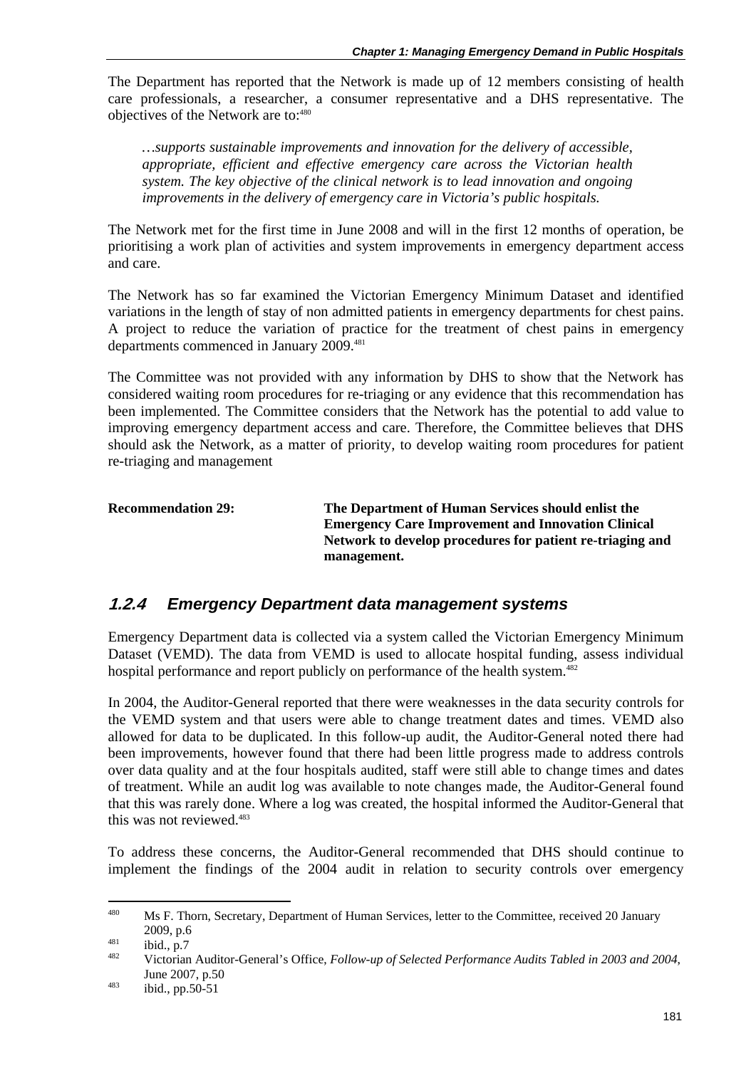The Department has reported that the Network is made up of 12 members consisting of health care professionals, a researcher, a consumer representative and a DHS representative. The objectives of the Network are to:[480]

> *…supports sustainable improvements and innovation for the delivery of accessible, appropriate, efficient and effective emergency care across the Victorian health system. The key objective of the clinical network is to lead innovation and ongoing improvements in the delivery of emergency care in Victoria's public hospitals.*

The Network met for the first time in June 2008 and will in the first 12 months of operation, be prioritising a work plan of activities and system improvements in emergency department access and care.

The Network has so far examined the Victorian Emergency Minimum Dataset and identified variations in the length of stay of non admitted patients in emergency departments for chest pains. A project to reduce the variation of practice for the treatment of chest pains in emergency departments commenced in January 2009.[481]

The Committee was not provided with any information by DHS to show that the Network has considered waiting room procedures for re-triaging or any evidence that this recommendation has been implemented. The Committee considers that the Network has the potential to add value to improving emergency department access and care. Therefore, the Committee believes that DHS should ask the Network, as a matter of priority, to develop waiting room procedures for patient re-triaging and management

**Recommendation 29:** **The Department of Human Services should enlist the Emergency Care Improvement and Innovation Clinical Network to develop procedures for patient re-triaging and management.**

### *1.2.4 Emergency Department data management systems*

Emergency Department data is collected via a system called the Victorian Emergency Minimum Dataset (VEMD). The data from VEMD is used to allocate hospital funding, assess individual hospital performance and report publicly on performance of the health system.[482]

In 2004, the Auditor-General reported that there were weaknesses in the data security controls for the VEMD system and that users were able to change treatment dates and times. VEMD also allowed for data to be duplicated. In this follow-up audit, the Auditor-General noted there had been improvements, however found that there had been little progress made to address controls over data quality and at the four hospitals audited, staff were still able to change times and dates of treatment. While an audit log was available to note changes made, the Auditor-General found that this was rarely done. Where a log was created, the hospital informed the Auditor-General that this was not reviewed.[483]

To address these concerns, the Auditor-General recommended that DHS should continue to implement the findings of the 2004 audit in relation to security controls over emergency

---

[480] Ms F. Thorn, Secretary, Department of Human Services, letter to the Committee, received 20 January 2009, p.6

[481] ibid., p.7

[482] Victorian Auditor-General's Office, *Follow-up of Selected Performance Audits Tabled in 2003 and 2004*, June 2007, p.50

[483] ibid., pp.50-51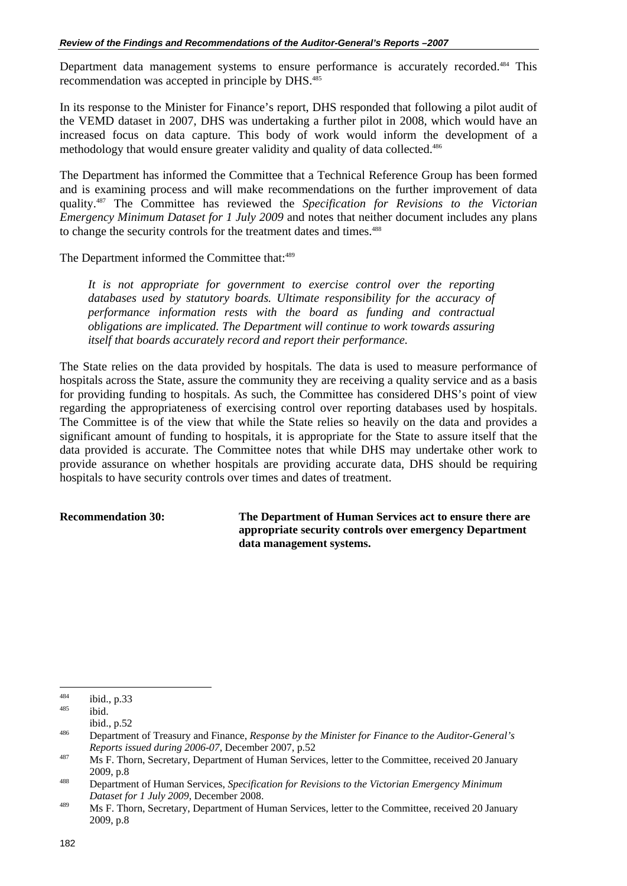Department data management systems to ensure performance is accurately recorded.[484] This recommendation was accepted in principle by DHS.[485]

In its response to the Minister for Finance's report, DHS responded that following a pilot audit of the VEMD dataset in 2007, DHS was undertaking a further pilot in 2008, which would have an increased focus on data capture. This body of work would inform the development of a methodology that would ensure greater validity and quality of data collected.[486]

The Department has informed the Committee that a Technical Reference Group has been formed and is examining process and will make recommendations on the further improvement of data quality.[487] The Committee has reviewed the *Specification for Revisions to the Victorian Emergency Minimum Dataset for 1 July 2009* and notes that neither document includes any plans to change the security controls for the treatment dates and times.[488]

The Department informed the Committee that:[489]

> *It is not appropriate for government to exercise control over the reporting databases used by statutory boards. Ultimate responsibility for the accuracy of performance information rests with the board as funding and contractual obligations are implicated. The Department will continue to work towards assuring itself that boards accurately record and report their performance.*

The State relies on the data provided by hospitals. The data is used to measure performance of hospitals across the State, assure the community they are receiving a quality service and as a basis for providing funding to hospitals. As such, the Committee has considered DHS's point of view regarding the appropriateness of exercising control over reporting databases used by hospitals. The Committee is of the view that while the State relies so heavily on the data and provides a significant amount of funding to hospitals, it is appropriate for the State to assure itself that the data provided is accurate. The Committee notes that while DHS may undertake other work to provide assurance on whether hospitals are providing accurate data, DHS should be requiring hospitals to have security controls over times and dates of treatment.

**Recommendation 30:** **The Department of Human Services act to ensure there are appropriate security controls over emergency Department data management systems.**

---

[484] ibid., p.33

[485] ibid.
ibid., p.52

[486] Department of Treasury and Finance, *Response by the Minister for Finance to the Auditor-General's Reports issued during 2006-07*, December 2007, p.52

[487] Ms F. Thorn, Secretary, Department of Human Services, letter to the Committee, received 20 January 2009, p.8

[488] Department of Human Services, *Specification for Revisions to the Victorian Emergency Minimum Dataset for 1 July 2009*, December 2008.

[489] Ms F. Thorn, Secretary, Department of Human Services, letter to the Committee, received 20 January 2009, p.8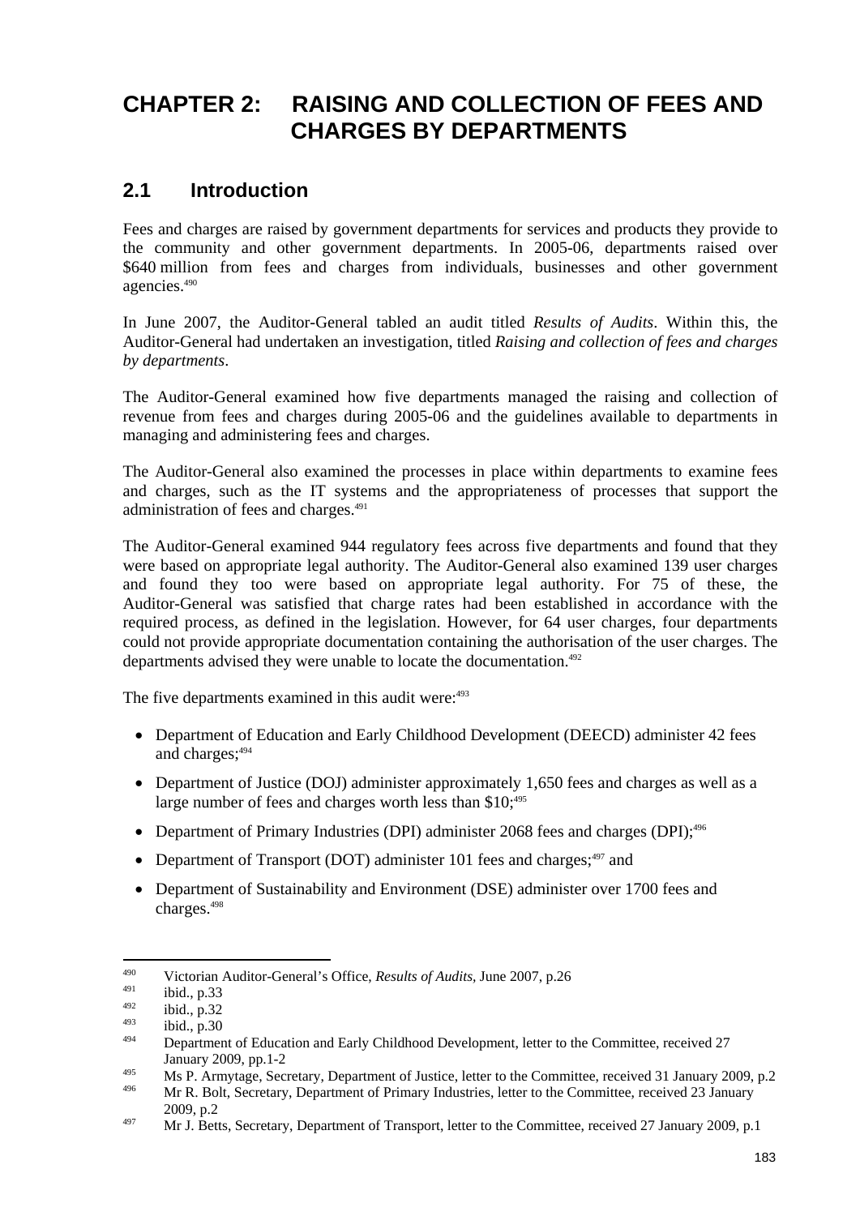# CHAPTER 2: RAISING AND COLLECTION OF FEES AND CHARGES BY DEPARTMENTS

## 2.1 Introduction

Fees and charges are raised by government departments for services and products they provide to the community and other government departments. In 2005-06, departments raised over $640 million from fees and charges from individuals, businesses and other government agencies.[490]

In June 2007, the Auditor-General tabled an audit titled *Results of Audits*. Within this, the Auditor-General had undertaken an investigation, titled *Raising and collection of fees and charges by departments*.

The Auditor-General examined how five departments managed the raising and collection of revenue from fees and charges during 2005-06 and the guidelines available to departments in managing and administering fees and charges.

The Auditor-General also examined the processes in place within departments to examine fees and charges, such as the IT systems and the appropriateness of processes that support the administration of fees and charges.[491]

The Auditor-General examined 944 regulatory fees across five departments and found that they were based on appropriate legal authority. The Auditor-General also examined 139 user charges and found they too were based on appropriate legal authority. For 75 of these, the Auditor-General was satisfied that charge rates had been established in accordance with the required process, as defined in the legislation. However, for 64 user charges, four departments could not provide appropriate documentation containing the authorisation of the user charges. The departments advised they were unable to locate the documentation.[492]

The five departments examined in this audit were:[493]

- Department of Education and Early Childhood Development (DEECD) administer 42 fees and charges;[494]
- Department of Justice (DOJ) administer approximately 1,650 fees and charges as well as a large number of fees and charges worth less than $10;[495]
- Department of Primary Industries (DPI) administer 2068 fees and charges (DPI);[496]
- Department of Transport (DOT) administer 101 fees and charges;[497] and
- Department of Sustainability and Environment (DSE) administer over 1700 fees and charges.[498]

---

[490] Victorian Auditor-General's Office, *Results of Audits*, June 2007, p.26

[491] ibid., p.33

[492] ibid., p.32

[493] ibid., p.30

[494] Department of Education and Early Childhood Development, letter to the Committee, received 27 January 2009, pp.1-2

[495] Ms P. Armytage, Secretary, Department of Justice, letter to the Committee, received 31 January 2009, p.2

[496] Mr R. Bolt, Secretary, Department of Primary Industries, letter to the Committee, received 23 January 2009, p.2

[497] Mr J. Betts, Secretary, Department of Transport, letter to the Committee, received 27 January 2009, p.1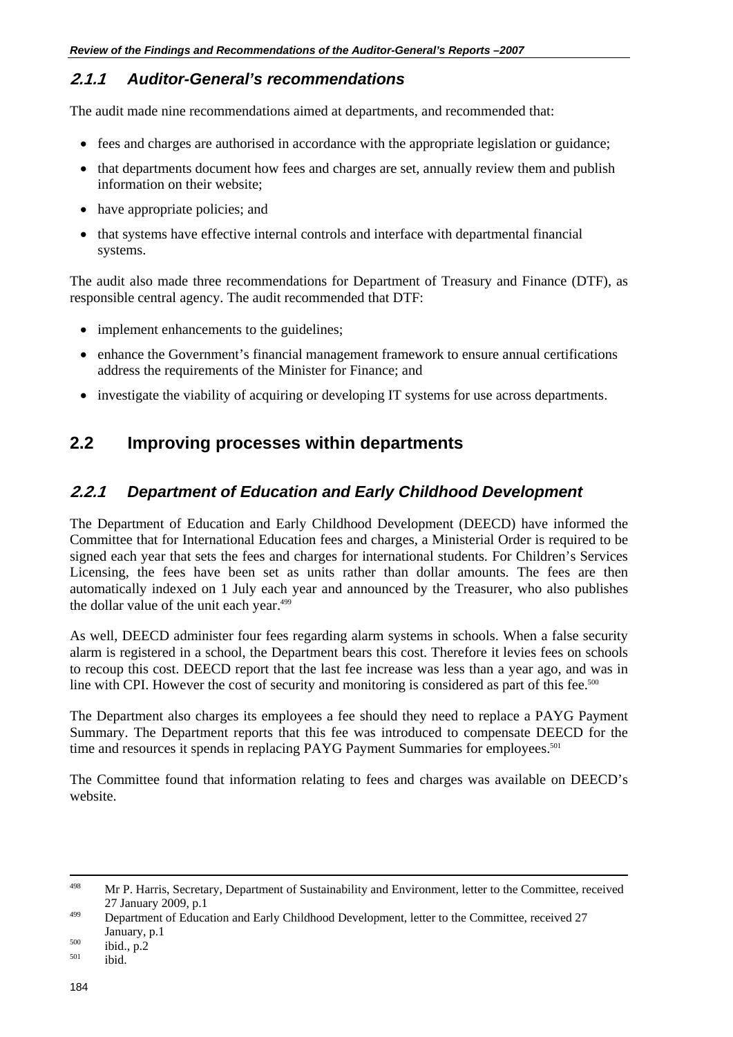### 2.1.1 Auditor-General's recommendations

The audit made nine recommendations aimed at departments, and recommended that:

- fees and charges are authorised in accordance with the appropriate legislation or guidance;
- that departments document how fees and charges are set, annually review them and publish information on their website;
- have appropriate policies; and
- that systems have effective internal controls and interface with departmental financial systems.

The audit also made three recommendations for Department of Treasury and Finance (DTF), as responsible central agency. The audit recommended that DTF:

- implement enhancements to the guidelines;
- enhance the Government's financial management framework to ensure annual certifications address the requirements of the Minister for Finance; and
- investigate the viability of acquiring or developing IT systems for use across departments.

## 2.2 Improving processes within departments

### 2.2.1 Department of Education and Early Childhood Development

The Department of Education and Early Childhood Development (DEECD) have informed the Committee that for International Education fees and charges, a Ministerial Order is required to be signed each year that sets the fees and charges for international students. For Children's Services Licensing, the fees have been set as units rather than dollar amounts. The fees are then automatically indexed on 1 July each year and announced by the Treasurer, who also publishes the dollar value of the unit each year.[499]

As well, DEECD administer four fees regarding alarm systems in schools. When a false security alarm is registered in a school, the Department bears this cost. Therefore it levies fees on schools to recoup this cost. DEECD report that the last fee increase was less than a year ago, and was in line with CPI. However the cost of security and monitoring is considered as part of this fee.[500]

The Department also charges its employees a fee should they need to replace a PAYG Payment Summary. The Department reports that this fee was introduced to compensate DEECD for the time and resources it spends in replacing PAYG Payment Summaries for employees.[501]

The Committee found that information relating to fees and charges was available on DEECD's website.

---

[498] Mr P. Harris, Secretary, Department of Sustainability and Environment, letter to the Committee, received 27 January 2009, p.1

[499] Department of Education and Early Childhood Development, letter to the Committee, received 27 January, p.1

[500] ibid., p.2

[501] ibid.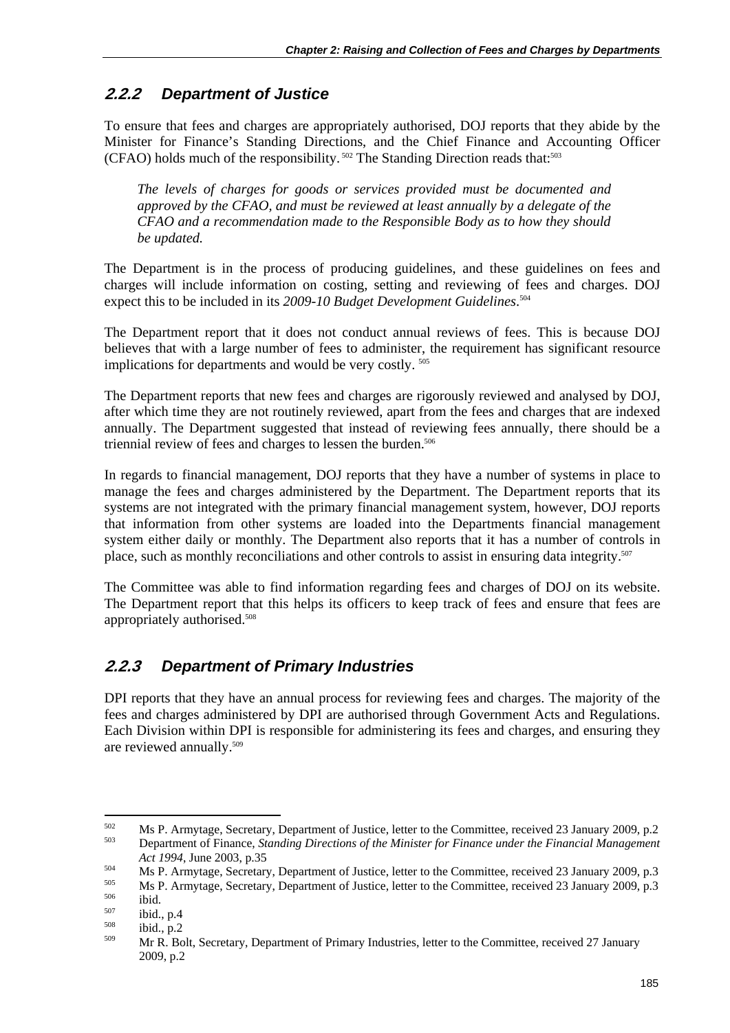### 2.2.2 Department of Justice

To ensure that fees and charges are appropriately authorised, DOJ reports that they abide by the Minister for Finance's Standing Directions, and the Chief Finance and Accounting Officer (CFAO) holds much of the responsibility.[502] The Standing Direction reads that:[503]

> *The levels of charges for goods or services provided must be documented and approved by the CFAO, and must be reviewed at least annually by a delegate of the CFAO and a recommendation made to the Responsible Body as to how they should be updated.*

The Department is in the process of producing guidelines, and these guidelines on fees and charges will include information on costing, setting and reviewing of fees and charges. DOJ expect this to be included in its *2009-10 Budget Development Guidelines*.[504]

The Department report that it does not conduct annual reviews of fees. This is because DOJ believes that with a large number of fees to administer, the requirement has significant resource implications for departments and would be very costly.[505]

The Department reports that new fees and charges are rigorously reviewed and analysed by DOJ, after which time they are not routinely reviewed, apart from the fees and charges that are indexed annually. The Department suggested that instead of reviewing fees annually, there should be a triennial review of fees and charges to lessen the burden.[506]

In regards to financial management, DOJ reports that they have a number of systems in place to manage the fees and charges administered by the Department. The Department reports that its systems are not integrated with the primary financial management system, however, DOJ reports that information from other systems are loaded into the Departments financial management system either daily or monthly. The Department also reports that it has a number of controls in place, such as monthly reconciliations and other controls to assist in ensuring data integrity.[507]

The Committee was able to find information regarding fees and charges of DOJ on its website. The Department report that this helps its officers to keep track of fees and ensure that fees are appropriately authorised.[508]

### 2.2.3 Department of Primary Industries

DPI reports that they have an annual process for reviewing fees and charges. The majority of the fees and charges administered by DPI are authorised through Government Acts and Regulations. Each Division within DPI is responsible for administering its fees and charges, and ensuring they are reviewed annually.[509]

---

[502] Ms P. Armytage, Secretary, Department of Justice, letter to the Committee, received 23 January 2009, p.2

[503] Department of Finance, *Standing Directions of the Minister for Finance under the Financial Management Act 1994*, June 2003, p.35

[504] Ms P. Armytage, Secretary, Department of Justice, letter to the Committee, received 23 January 2009, p.3

[505] Ms P. Armytage, Secretary, Department of Justice, letter to the Committee, received 23 January 2009, p.3

[506] ibid.

[507] ibid., p.4

[508] ibid., p.2

[509] Mr R. Bolt, Secretary, Department of Primary Industries, letter to the Committee, received 27 January 2009, p.2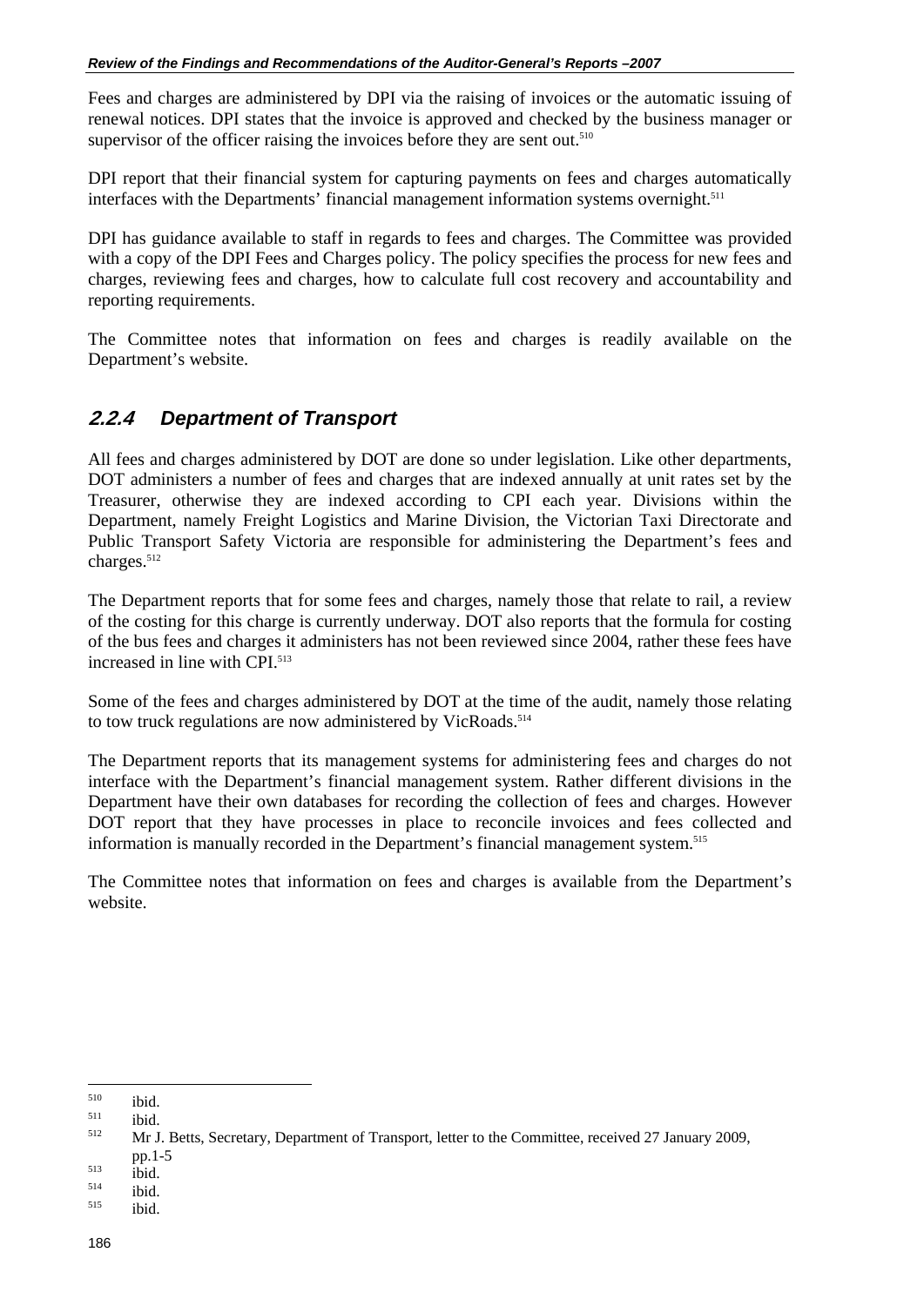Fees and charges are administered by DPI via the raising of invoices or the automatic issuing of renewal notices. DPI states that the invoice is approved and checked by the business manager or supervisor of the officer raising the invoices before they are sent out.[510]

DPI report that their financial system for capturing payments on fees and charges automatically interfaces with the Departments' financial management information systems overnight.[511]

DPI has guidance available to staff in regards to fees and charges. The Committee was provided with a copy of the DPI Fees and Charges policy. The policy specifies the process for new fees and charges, reviewing fees and charges, how to calculate full cost recovery and accountability and reporting requirements.

The Committee notes that information on fees and charges is readily available on the Department's website.

### *2.2.4 Department of Transport*

All fees and charges administered by DOT are done so under legislation. Like other departments, DOT administers a number of fees and charges that are indexed annually at unit rates set by the Treasurer, otherwise they are indexed according to CPI each year. Divisions within the Department, namely Freight Logistics and Marine Division, the Victorian Taxi Directorate and Public Transport Safety Victoria are responsible for administering the Department's fees and charges.[512]

The Department reports that for some fees and charges, namely those that relate to rail, a review of the costing for this charge is currently underway. DOT also reports that the formula for costing of the bus fees and charges it administers has not been reviewed since 2004, rather these fees have increased in line with CPI.[513]

Some of the fees and charges administered by DOT at the time of the audit, namely those relating to tow truck regulations are now administered by VicRoads.[514]

The Department reports that its management systems for administering fees and charges do not interface with the Department's financial management system. Rather different divisions in the Department have their own databases for recording the collection of fees and charges. However DOT report that they have processes in place to reconcile invoices and fees collected and information is manually recorded in the Department's financial management system.[515]

The Committee notes that information on fees and charges is available from the Department's website.

---

[510] ibid.

[511] ibid.

[512] Mr J. Betts, Secretary, Department of Transport, letter to the Committee, received 27 January 2009, pp.1-5

[513] ibid.

[514] ibid.

[515] ibid.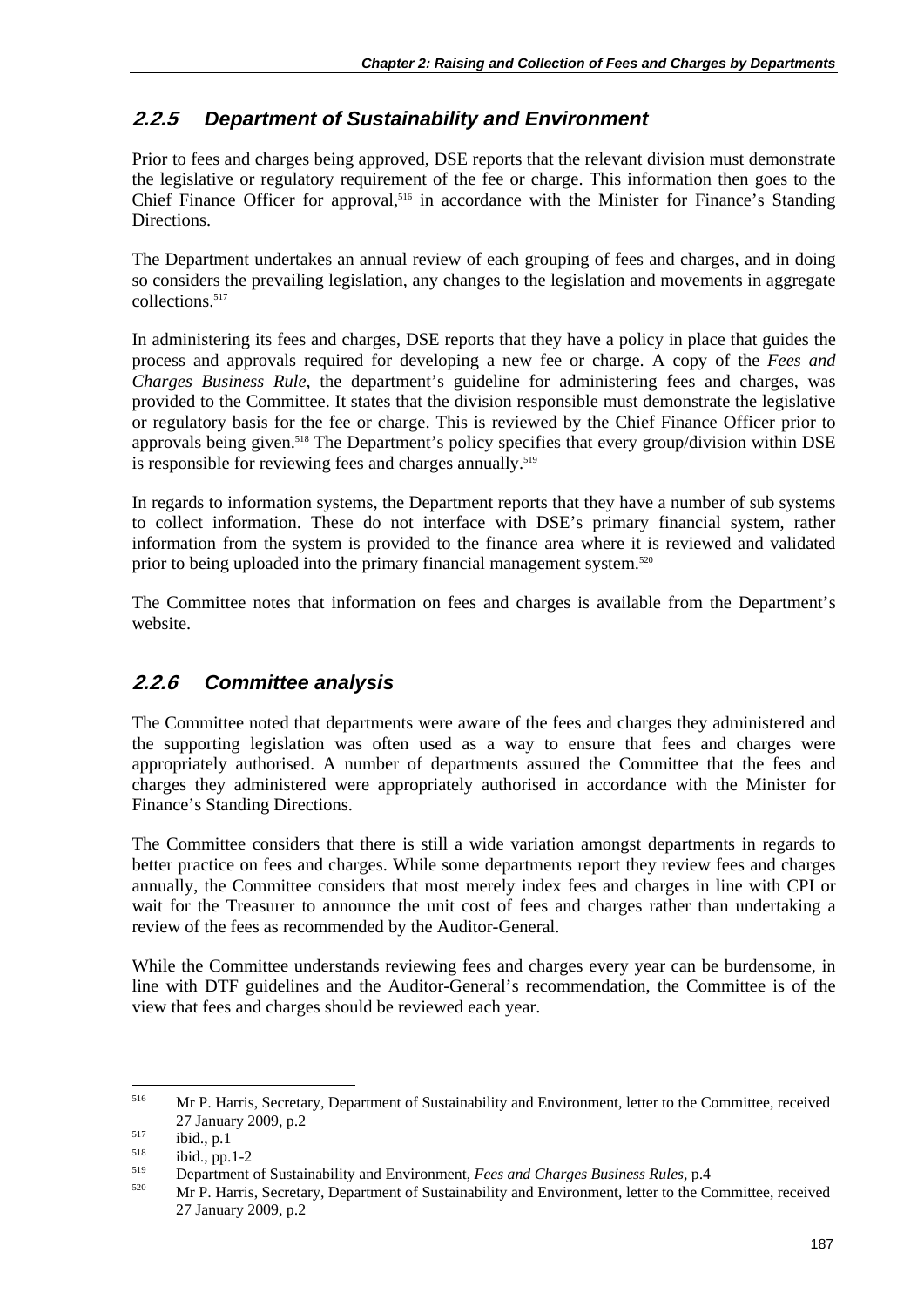### 2.2.5 Department of Sustainability and Environment

Prior to fees and charges being approved, DSE reports that the relevant division must demonstrate the legislative or regulatory requirement of the fee or charge. This information then goes to the Chief Finance Officer for approval,[516] in accordance with the Minister for Finance's Standing Directions.

The Department undertakes an annual review of each grouping of fees and charges, and in doing so considers the prevailing legislation, any changes to the legislation and movements in aggregate collections.[517]

In administering its fees and charges, DSE reports that they have a policy in place that guides the process and approvals required for developing a new fee or charge. A copy of the *Fees and Charges Business Rule*, the department's guideline for administering fees and charges, was provided to the Committee. It states that the division responsible must demonstrate the legislative or regulatory basis for the fee or charge. This is reviewed by the Chief Finance Officer prior to approvals being given.[518] The Department's policy specifies that every group/division within DSE is responsible for reviewing fees and charges annually.[519]

In regards to information systems, the Department reports that they have a number of sub systems to collect information. These do not interface with DSE's primary financial system, rather information from the system is provided to the finance area where it is reviewed and validated prior to being uploaded into the primary financial management system.[520]

The Committee notes that information on fees and charges is available from the Department's website.

### 2.2.6 Committee analysis

The Committee noted that departments were aware of the fees and charges they administered and the supporting legislation was often used as a way to ensure that fees and charges were appropriately authorised. A number of departments assured the Committee that the fees and charges they administered were appropriately authorised in accordance with the Minister for Finance's Standing Directions.

The Committee considers that there is still a wide variation amongst departments in regards to better practice on fees and charges. While some departments report they review fees and charges annually, the Committee considers that most merely index fees and charges in line with CPI or wait for the Treasurer to announce the unit cost of fees and charges rather than undertaking a review of the fees as recommended by the Auditor-General.

While the Committee understands reviewing fees and charges every year can be burdensome, in line with DTF guidelines and the Auditor-General's recommendation, the Committee is of the view that fees and charges should be reviewed each year.

---

[516] Mr P. Harris, Secretary, Department of Sustainability and Environment, letter to the Committee, received 27 January 2009, p.2

[517] ibid., p.1

[518] ibid., pp.1-2

[519] Department of Sustainability and Environment, *Fees and Charges Business Rules*, p.4

[520] Mr P. Harris, Secretary, Department of Sustainability and Environment, letter to the Committee, received 27 January 2009, p.2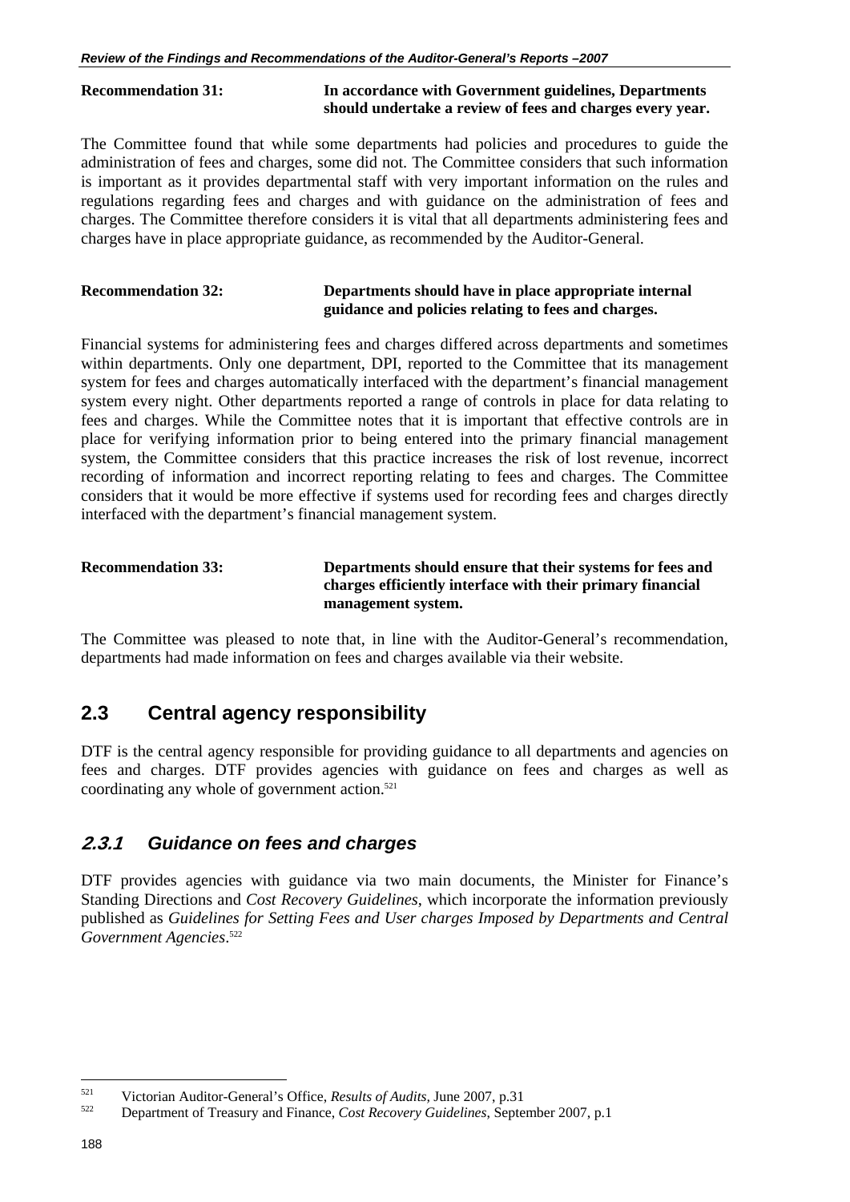**Recommendation 31:** **In accordance with Government guidelines, Departments should undertake a review of fees and charges every year.**

The Committee found that while some departments had policies and procedures to guide the administration of fees and charges, some did not. The Committee considers that such information is important as it provides departmental staff with very important information on the rules and regulations regarding fees and charges and with guidance on the administration of fees and charges. The Committee therefore considers it is vital that all departments administering fees and charges have in place appropriate guidance, as recommended by the Auditor-General.

**Recommendation 32:** **Departments should have in place appropriate internal guidance and policies relating to fees and charges.**

Financial systems for administering fees and charges differed across departments and sometimes within departments. Only one department, DPI, reported to the Committee that its management system for fees and charges automatically interfaced with the department's financial management system every night. Other departments reported a range of controls in place for data relating to fees and charges. While the Committee notes that it is important that effective controls are in place for verifying information prior to being entered into the primary financial management system, the Committee considers that this practice increases the risk of lost revenue, incorrect recording of information and incorrect reporting relating to fees and charges. The Committee considers that it would be more effective if systems used for recording fees and charges directly interfaced with the department's financial management system.

**Recommendation 33:** **Departments should ensure that their systems for fees and charges efficiently interface with their primary financial management system.**

The Committee was pleased to note that, in line with the Auditor-General's recommendation, departments had made information on fees and charges available via their website.

## 2.3 Central agency responsibility

DTF is the central agency responsible for providing guidance to all departments and agencies on fees and charges. DTF provides agencies with guidance on fees and charges as well as coordinating any whole of government action.[521]

### *2.3.1 Guidance on fees and charges*

DTF provides agencies with guidance via two main documents, the Minister for Finance's Standing Directions and *Cost Recovery Guidelines*, which incorporate the information previously published as *Guidelines for Setting Fees and User charges Imposed by Departments and Central Government Agencies*.[522]

---

[521] Victorian Auditor-General's Office, *Results of Audits*, June 2007, p.31

[522] Department of Treasury and Finance, *Cost Recovery Guidelines*, September 2007, p.1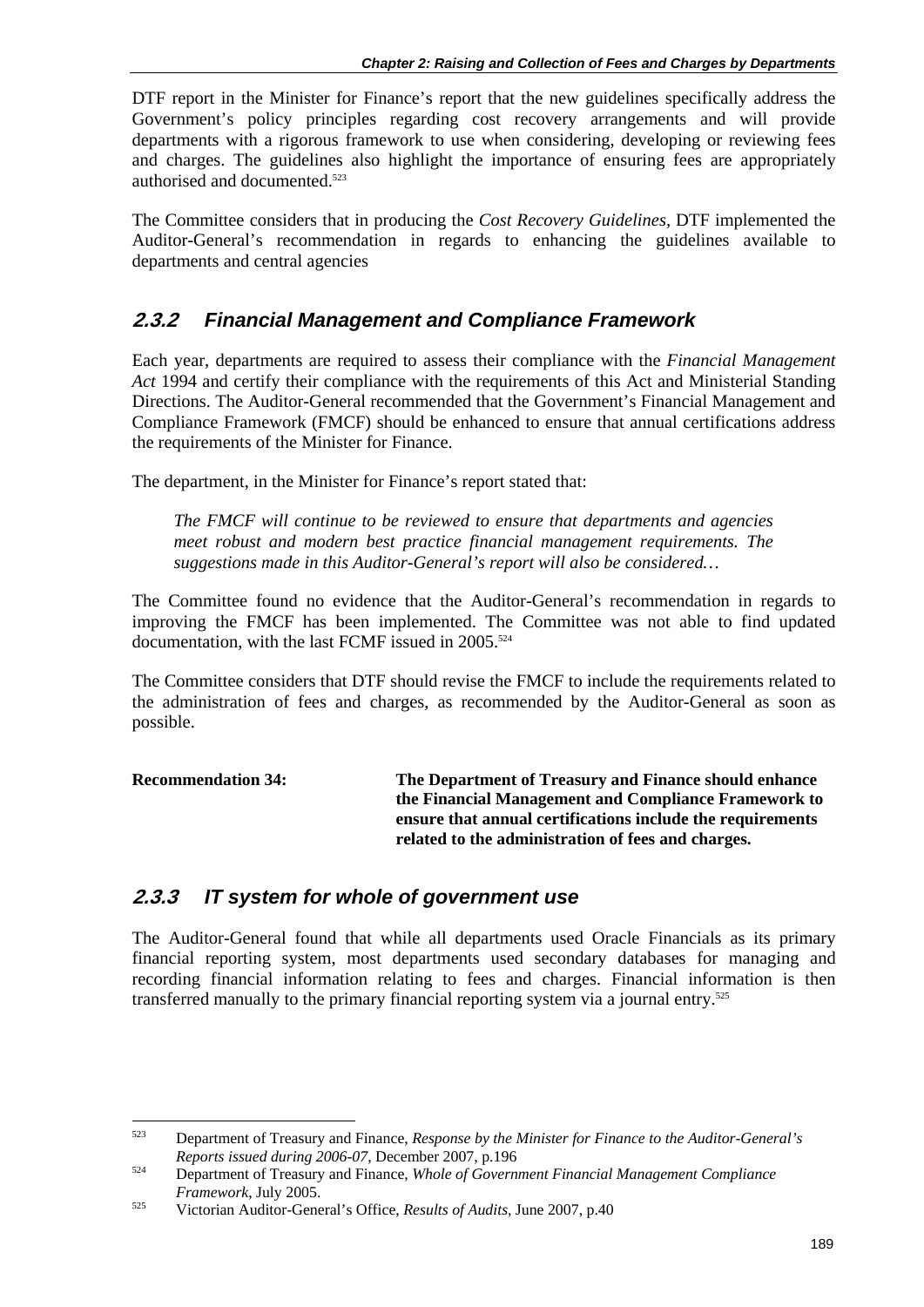DTF report in the Minister for Finance's report that the new guidelines specifically address the Government's policy principles regarding cost recovery arrangements and will provide departments with a rigorous framework to use when considering, developing or reviewing fees and charges. The guidelines also highlight the importance of ensuring fees are appropriately authorised and documented.[523]

The Committee considers that in producing the *Cost Recovery Guidelines*, DTF implemented the Auditor-General's recommendation in regards to enhancing the guidelines available to departments and central agencies

### *2.3.2 Financial Management and Compliance Framework*

Each year, departments are required to assess their compliance with the *Financial Management Act* 1994 and certify their compliance with the requirements of this Act and Ministerial Standing Directions. The Auditor-General recommended that the Government's Financial Management and Compliance Framework (FMCF) should be enhanced to ensure that annual certifications address the requirements of the Minister for Finance.

The department, in the Minister for Finance's report stated that:

> *The FMCF will continue to be reviewed to ensure that departments and agencies meet robust and modern best practice financial management requirements. The suggestions made in this Auditor-General's report will also be considered…*

The Committee found no evidence that the Auditor-General's recommendation in regards to improving the FMCF has been implemented. The Committee was not able to find updated documentation, with the last FCMF issued in 2005.[524]

The Committee considers that DTF should revise the FMCF to include the requirements related to the administration of fees and charges, as recommended by the Auditor-General as soon as possible.

| **Recommendation 34:** | **The Department of Treasury and Finance should enhance the Financial Management and Compliance Framework to ensure that annual certifications include the requirements related to the administration of fees and charges.** |
|---|---|

### *2.3.3 IT system for whole of government use*

The Auditor-General found that while all departments used Oracle Financials as its primary financial reporting system, most departments used secondary databases for managing and recording financial information relating to fees and charges. Financial information is then transferred manually to the primary financial reporting system via a journal entry.[525]

---

[523] Department of Treasury and Finance, *Response by the Minister for Finance to the Auditor-General's Reports issued during 2006-07*, December 2007, p.196

[524] Department of Treasury and Finance, *Whole of Government Financial Management Compliance Framework*, July 2005.

[525] Victorian Auditor-General's Office, *Results of Audits*, June 2007, p.40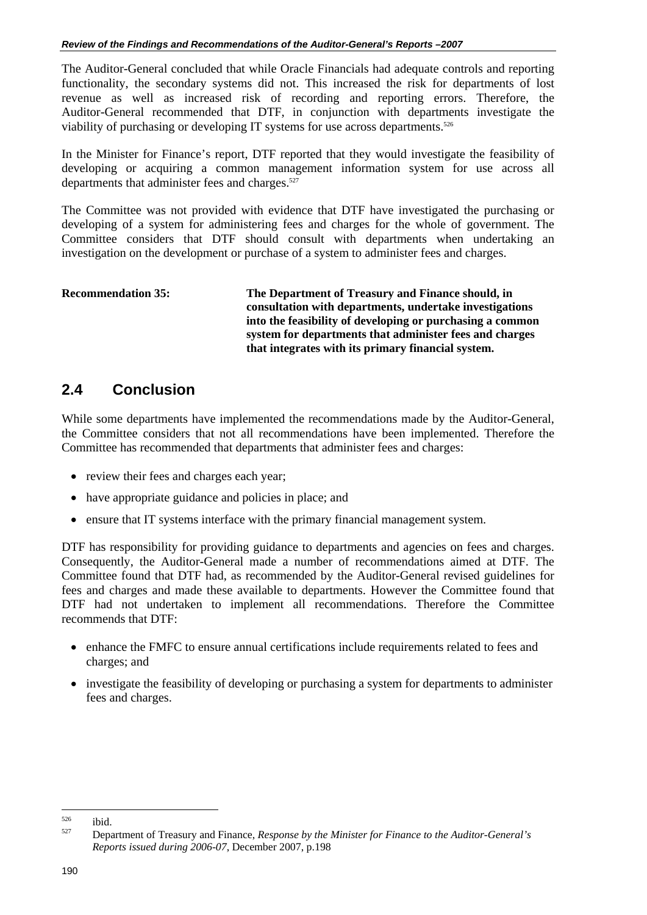The Auditor-General concluded that while Oracle Financials had adequate controls and reporting functionality, the secondary systems did not. This increased the risk for departments of lost revenue as well as increased risk of recording and reporting errors. Therefore, the Auditor-General recommended that DTF, in conjunction with departments investigate the viability of purchasing or developing IT systems for use across departments.[526]

In the Minister for Finance's report, DTF reported that they would investigate the feasibility of developing or acquiring a common management information system for use across all departments that administer fees and charges.[527]

The Committee was not provided with evidence that DTF have investigated the purchasing or developing of a system for administering fees and charges for the whole of government. The Committee considers that DTF should consult with departments when undertaking an investigation on the development or purchase of a system to administer fees and charges.

**Recommendation 35:** **The Department of Treasury and Finance should, in consultation with departments, undertake investigations into the feasibility of developing or purchasing a common system for departments that administer fees and charges that integrates with its primary financial system.**

## 2.4 Conclusion

While some departments have implemented the recommendations made by the Auditor-General, the Committee considers that not all recommendations have been implemented. Therefore the Committee has recommended that departments that administer fees and charges:

- review their fees and charges each year;
- have appropriate guidance and policies in place; and
- ensure that IT systems interface with the primary financial management system.

DTF has responsibility for providing guidance to departments and agencies on fees and charges. Consequently, the Auditor-General made a number of recommendations aimed at DTF. The Committee found that DTF had, as recommended by the Auditor-General revised guidelines for fees and charges and made these available to departments. However the Committee found that DTF had not undertaken to implement all recommendations. Therefore the Committee recommends that DTF:

- enhance the FMFC to ensure annual certifications include requirements related to fees and charges; and
- investigate the feasibility of developing or purchasing a system for departments to administer fees and charges.

---

[526] ibid.

[527] Department of Treasury and Finance, *Response by the Minister for Finance to the Auditor-General's Reports issued during 2006-07*, December 2007, p.198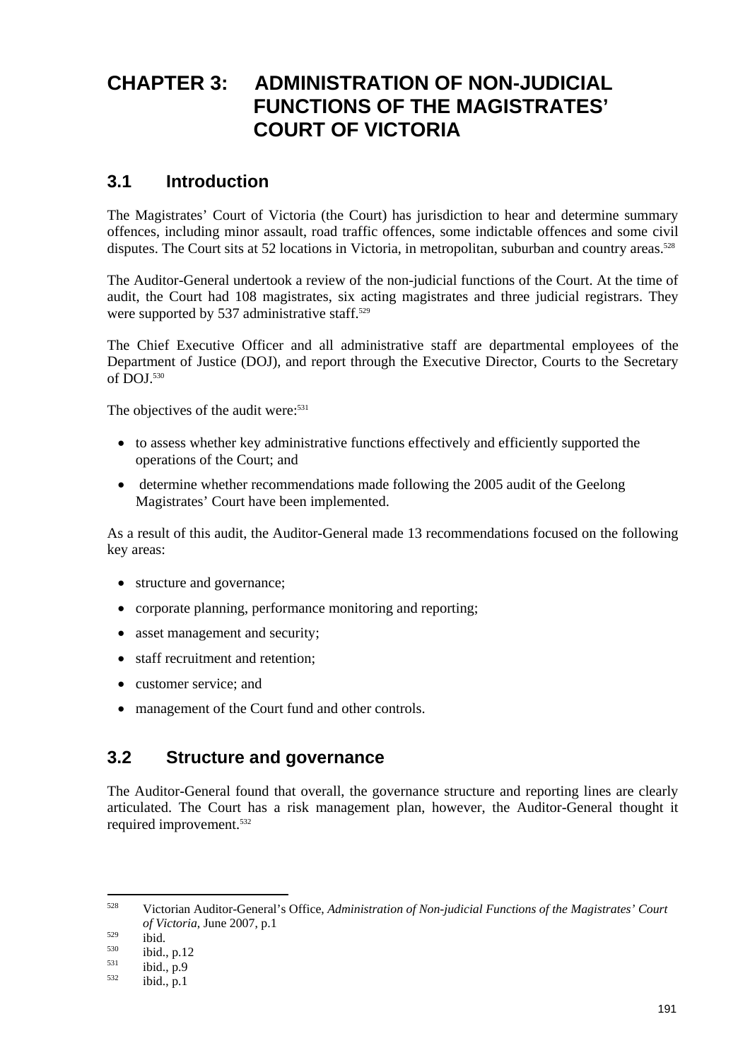# CHAPTER 3: ADMINISTRATION OF NON-JUDICIAL FUNCTIONS OF THE MAGISTRATES' COURT OF VICTORIA

## 3.1 Introduction

The Magistrates' Court of Victoria (the Court) has jurisdiction to hear and determine summary offences, including minor assault, road traffic offences, some indictable offences and some civil disputes. The Court sits at 52 locations in Victoria, in metropolitan, suburban and country areas.[528]

The Auditor-General undertook a review of the non-judicial functions of the Court. At the time of audit, the Court had 108 magistrates, six acting magistrates and three judicial registrars. They were supported by 537 administrative staff.[529]

The Chief Executive Officer and all administrative staff are departmental employees of the Department of Justice (DOJ), and report through the Executive Director, Courts to the Secretary of DOJ.[530]

The objectives of the audit were:[531]

- to assess whether key administrative functions effectively and efficiently supported the operations of the Court; and
- determine whether recommendations made following the 2005 audit of the Geelong Magistrates' Court have been implemented.

As a result of this audit, the Auditor-General made 13 recommendations focused on the following key areas:

- structure and governance;
- corporate planning, performance monitoring and reporting;
- asset management and security;
- staff recruitment and retention;
- customer service; and
- management of the Court fund and other controls.

## 3.2 Structure and governance

The Auditor-General found that overall, the governance structure and reporting lines are clearly articulated. The Court has a risk management plan, however, the Auditor-General thought it required improvement.[532]

---

[528] Victorian Auditor-General's Office, *Administration of Non-judicial Functions of the Magistrates' Court of Victoria*, June 2007, p.1

[529] ibid.

[530] ibid., p.12

[531] ibid., p.9

[532] ibid., p.1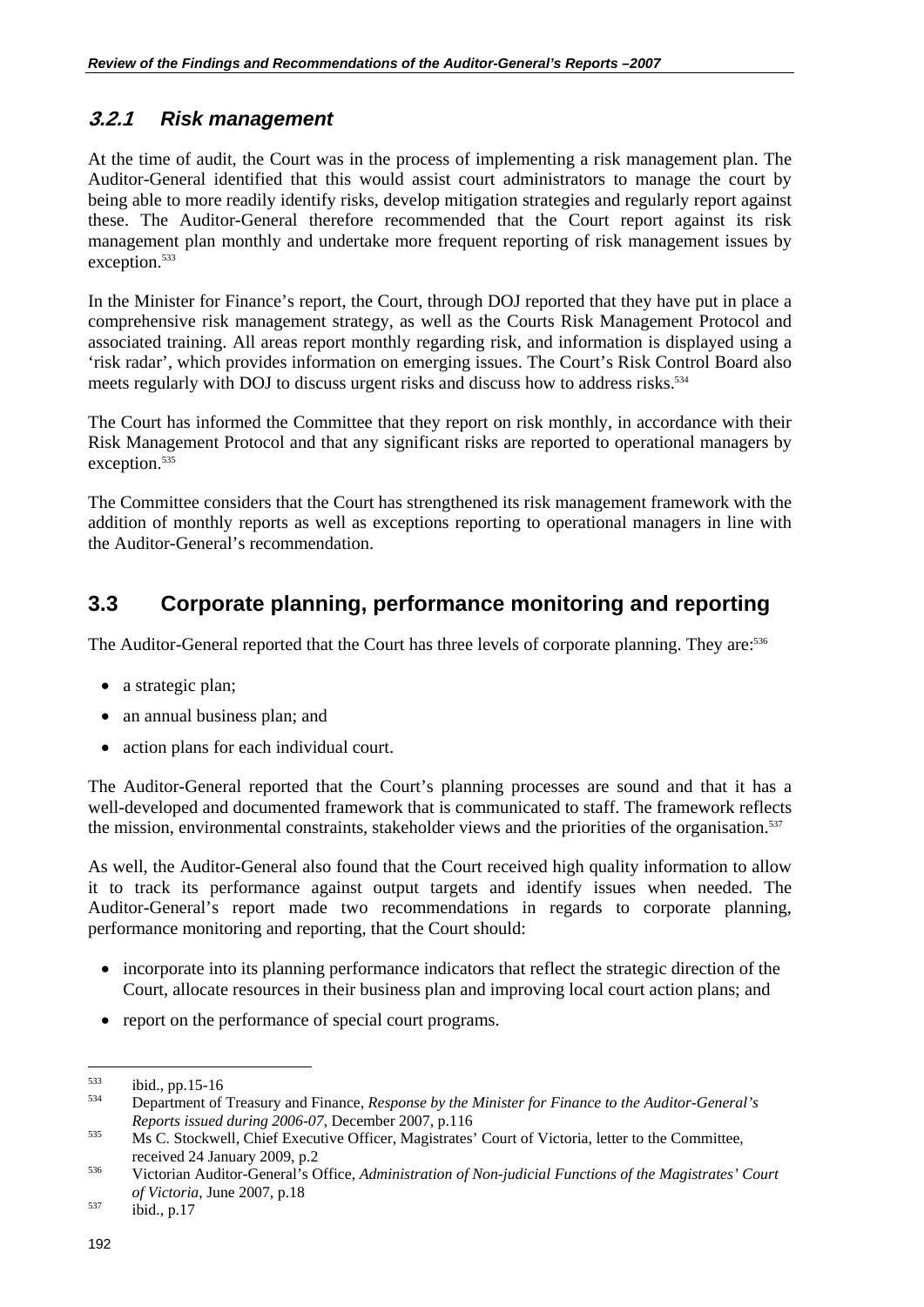### 3.2.1 Risk management

At the time of audit, the Court was in the process of implementing a risk management plan. The Auditor-General identified that this would assist court administrators to manage the court by being able to more readily identify risks, develop mitigation strategies and regularly report against these. The Auditor-General therefore recommended that the Court report against its risk management plan monthly and undertake more frequent reporting of risk management issues by exception.[533]

In the Minister for Finance's report, the Court, through DOJ reported that they have put in place a comprehensive risk management strategy, as well as the Courts Risk Management Protocol and associated training. All areas report monthly regarding risk, and information is displayed using a 'risk radar', which provides information on emerging issues. The Court's Risk Control Board also meets regularly with DOJ to discuss urgent risks and discuss how to address risks.[534]

The Court has informed the Committee that they report on risk monthly, in accordance with their Risk Management Protocol and that any significant risks are reported to operational managers by exception.[535]

The Committee considers that the Court has strengthened its risk management framework with the addition of monthly reports as well as exceptions reporting to operational managers in line with the Auditor-General's recommendation.

## 3.3 Corporate planning, performance monitoring and reporting

The Auditor-General reported that the Court has three levels of corporate planning. They are:[536]

- a strategic plan;
- an annual business plan; and
- action plans for each individual court.

The Auditor-General reported that the Court's planning processes are sound and that it has a well-developed and documented framework that is communicated to staff. The framework reflects the mission, environmental constraints, stakeholder views and the priorities of the organisation.[537]

As well, the Auditor-General also found that the Court received high quality information to allow it to track its performance against output targets and identify issues when needed. The Auditor-General's report made two recommendations in regards to corporate planning, performance monitoring and reporting, that the Court should:

- incorporate into its planning performance indicators that reflect the strategic direction of the Court, allocate resources in their business plan and improving local court action plans; and
- report on the performance of special court programs.

---

[533] ibid., pp.15-16

[534] Department of Treasury and Finance, *Response by the Minister for Finance to the Auditor-General's Reports issued during 2006-07*, December 2007, p.116

[535] Ms C. Stockwell, Chief Executive Officer, Magistrates' Court of Victoria, letter to the Committee, received 24 January 2009, p.2

[536] Victorian Auditor-General's Office, *Administration of Non-judicial Functions of the Magistrates' Court of Victoria*, June 2007, p.18

[537] ibid., p.17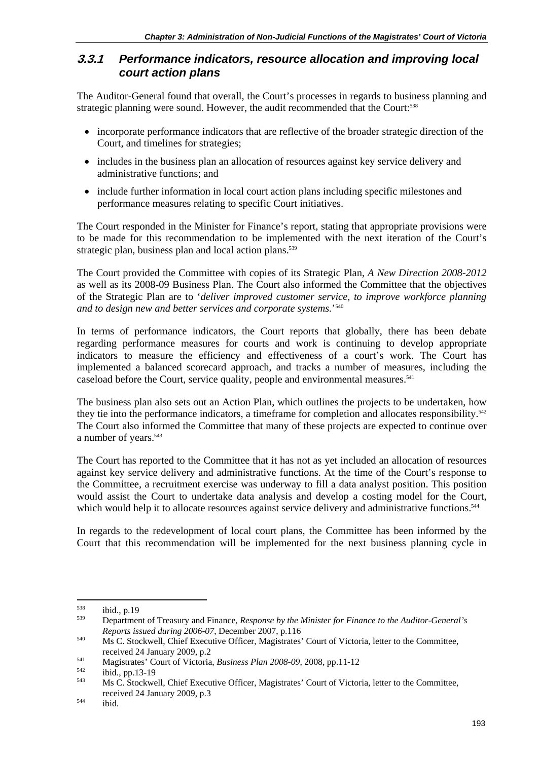### 3.3.1 Performance indicators, resource allocation and improving local court action plans

The Auditor-General found that overall, the Court's processes in regards to business planning and strategic planning were sound. However, the audit recommended that the Court:[538]

- incorporate performance indicators that are reflective of the broader strategic direction of the Court, and timelines for strategies;
- includes in the business plan an allocation of resources against key service delivery and administrative functions; and
- include further information in local court action plans including specific milestones and performance measures relating to specific Court initiatives.

The Court responded in the Minister for Finance's report, stating that appropriate provisions were to be made for this recommendation to be implemented with the next iteration of the Court's strategic plan, business plan and local action plans.[539]

The Court provided the Committee with copies of its Strategic Plan, *A New Direction 2008-2012* as well as its 2008-09 Business Plan. The Court also informed the Committee that the objectives of the Strategic Plan are to '*deliver improved customer service, to improve workforce planning and to design new and better services and corporate systems.*'[540]

In terms of performance indicators, the Court reports that globally, there has been debate regarding performance measures for courts and work is continuing to develop appropriate indicators to measure the efficiency and effectiveness of a court's work. The Court has implemented a balanced scorecard approach, and tracks a number of measures, including the caseload before the Court, service quality, people and environmental measures.[541]

The business plan also sets out an Action Plan, which outlines the projects to be undertaken, how they tie into the performance indicators, a timeframe for completion and allocates responsibility.[542] The Court also informed the Committee that many of these projects are expected to continue over a number of years.[543]

The Court has reported to the Committee that it has not as yet included an allocation of resources against key service delivery and administrative functions. At the time of the Court's response to the Committee, a recruitment exercise was underway to fill a data analyst position. This position would assist the Court to undertake data analysis and develop a costing model for the Court, which would help it to allocate resources against service delivery and administrative functions.[544]

In regards to the redevelopment of local court plans, the Committee has been informed by the Court that this recommendation will be implemented for the next business planning cycle in

---

[538] ibid., p.19

[539] Department of Treasury and Finance, *Response by the Minister for Finance to the Auditor-General's Reports issued during 2006-07*, December 2007, p.116

[540] Ms C. Stockwell, Chief Executive Officer, Magistrates' Court of Victoria, letter to the Committee, received 24 January 2009, p.2

[541] Magistrates' Court of Victoria, *Business Plan 2008-09*, 2008, pp.11-12

[542] ibid., pp.13-19

[543] Ms C. Stockwell, Chief Executive Officer, Magistrates' Court of Victoria, letter to the Committee, received 24 January 2009, p.3

[544] ibid.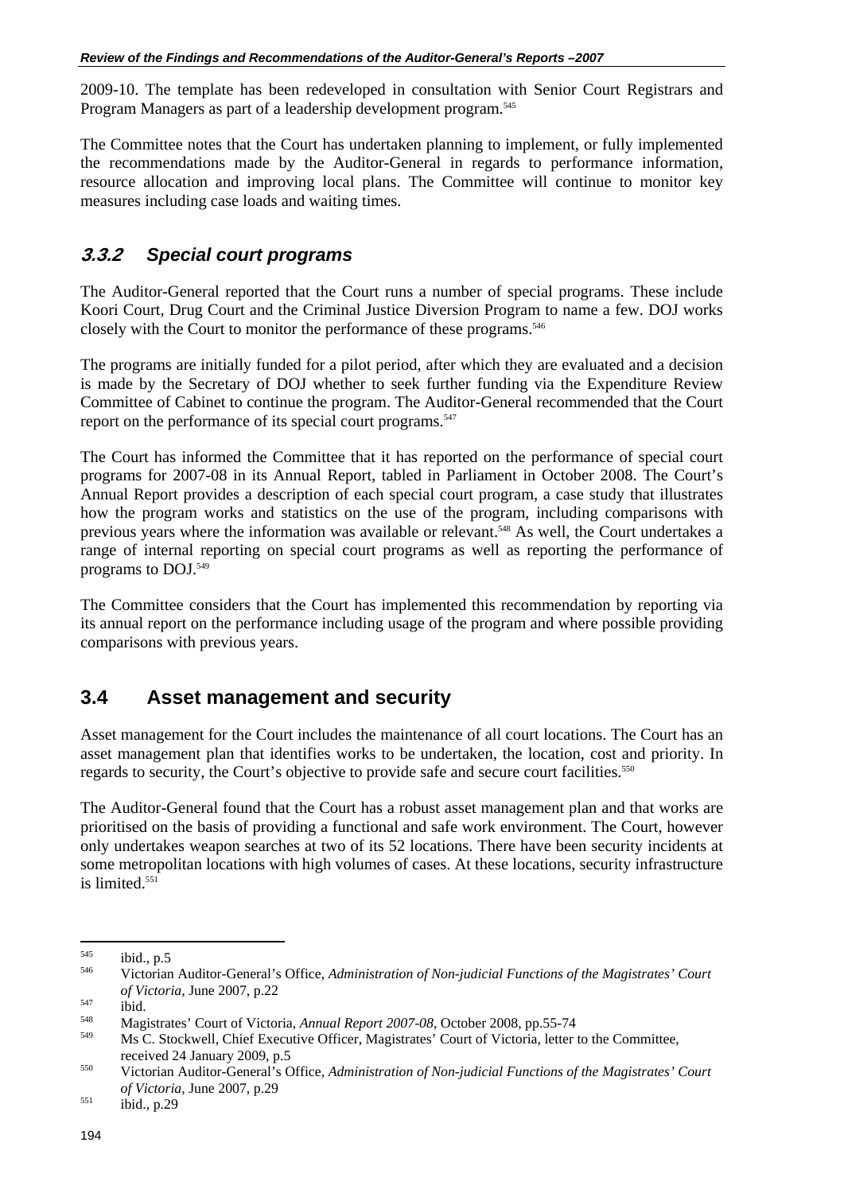2009-10. The template has been redeveloped in consultation with Senior Court Registrars and Program Managers as part of a leadership development program.[545]

The Committee notes that the Court has undertaken planning to implement, or fully implemented the recommendations made by the Auditor-General in regards to performance information, resource allocation and improving local plans. The Committee will continue to monitor key measures including case loads and waiting times.

### *3.3.2 Special court programs*

The Auditor-General reported that the Court runs a number of special programs. These include Koori Court, Drug Court and the Criminal Justice Diversion Program to name a few. DOJ works closely with the Court to monitor the performance of these programs.[546]

The programs are initially funded for a pilot period, after which they are evaluated and a decision is made by the Secretary of DOJ whether to seek further funding via the Expenditure Review Committee of Cabinet to continue the program. The Auditor-General recommended that the Court report on the performance of its special court programs.[547]

The Court has informed the Committee that it has reported on the performance of special court programs for 2007-08 in its Annual Report, tabled in Parliament in October 2008. The Court's Annual Report provides a description of each special court program, a case study that illustrates how the program works and statistics on the use of the program, including comparisons with previous years where the information was available or relevant.[548] As well, the Court undertakes a range of internal reporting on special court programs as well as reporting the performance of programs to DOJ.[549]

The Committee considers that the Court has implemented this recommendation by reporting via its annual report on the performance including usage of the program and where possible providing comparisons with previous years.

## 3.4 Asset management and security

Asset management for the Court includes the maintenance of all court locations. The Court has an asset management plan that identifies works to be undertaken, the location, cost and priority. In regards to security, the Court's objective to provide safe and secure court facilities.[550]

The Auditor-General found that the Court has a robust asset management plan and that works are prioritised on the basis of providing a functional and safe work environment. The Court, however only undertakes weapon searches at two of its 52 locations. There have been security incidents at some metropolitan locations with high volumes of cases. At these locations, security infrastructure is limited.[551]

---

[545] ibid., p.5

[546] Victorian Auditor-General's Office, *Administration of Non-judicial Functions of the Magistrates' Court of Victoria*, June 2007, p.22

[547] ibid.

[548] Magistrates' Court of Victoria, *Annual Report 2007-08*, October 2008, pp.55-74

[549] Ms C. Stockwell, Chief Executive Officer, Magistrates' Court of Victoria, letter to the Committee, received 24 January 2009, p.5

[550] Victorian Auditor-General's Office, *Administration of Non-judicial Functions of the Magistrates' Court of Victoria*, June 2007, p.29

[551] ibid., p.29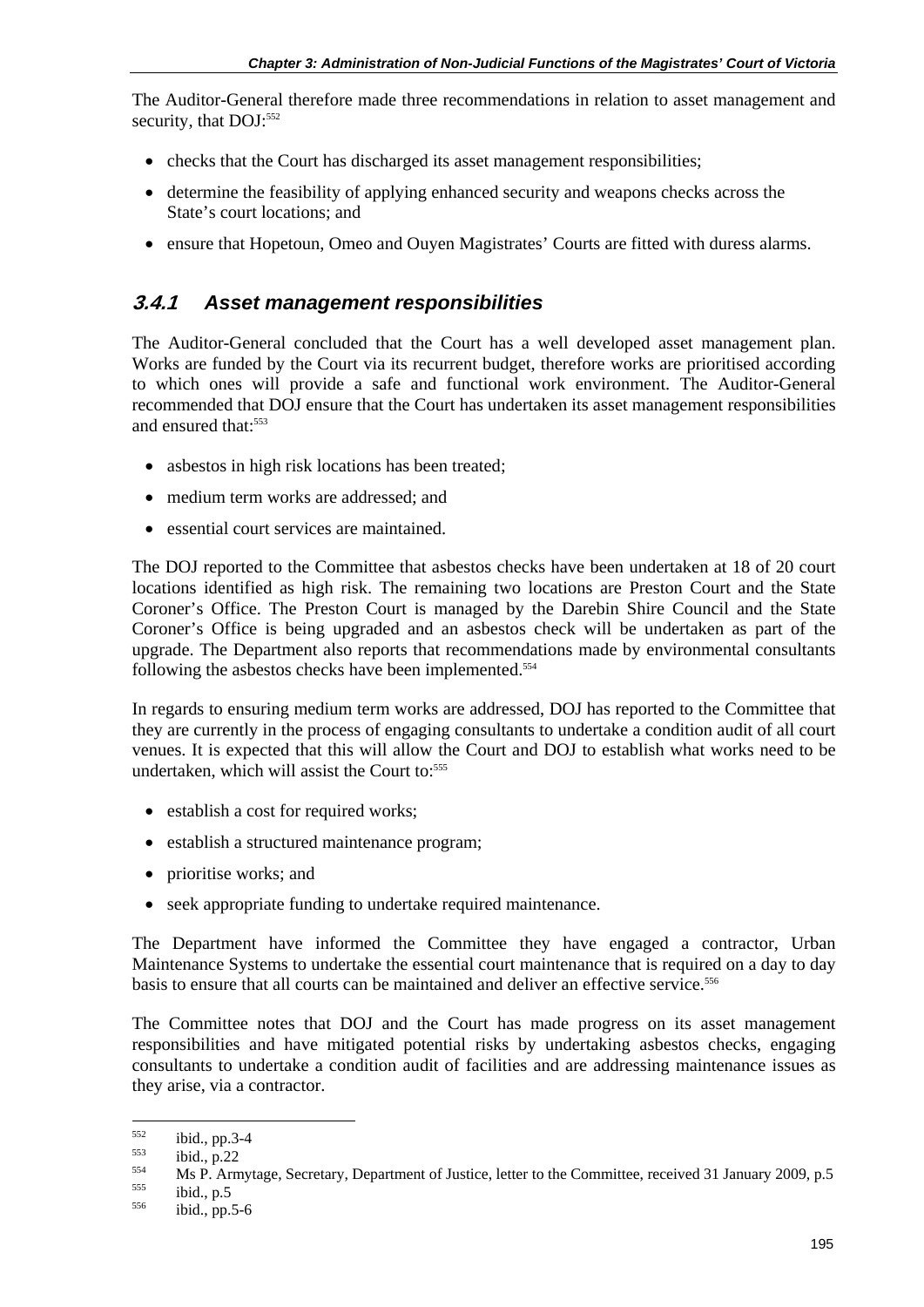The Auditor-General therefore made three recommendations in relation to asset management and security, that DOJ:[552]

- checks that the Court has discharged its asset management responsibilities;
- determine the feasibility of applying enhanced security and weapons checks across the State's court locations; and
- ensure that Hopetoun, Omeo and Ouyen Magistrates' Courts are fitted with duress alarms.

### 3.4.1 Asset management responsibilities

The Auditor-General concluded that the Court has a well developed asset management plan. Works are funded by the Court via its recurrent budget, therefore works are prioritised according to which ones will provide a safe and functional work environment. The Auditor-General recommended that DOJ ensure that the Court has undertaken its asset management responsibilities and ensured that:[553]

- asbestos in high risk locations has been treated;
- medium term works are addressed; and
- essential court services are maintained.

The DOJ reported to the Committee that asbestos checks have been undertaken at 18 of 20 court locations identified as high risk. The remaining two locations are Preston Court and the State Coroner's Office. The Preston Court is managed by the Darebin Shire Council and the State Coroner's Office is being upgraded and an asbestos check will be undertaken as part of the upgrade. The Department also reports that recommendations made by environmental consultants following the asbestos checks have been implemented.[554]

In regards to ensuring medium term works are addressed, DOJ has reported to the Committee that they are currently in the process of engaging consultants to undertake a condition audit of all court venues. It is expected that this will allow the Court and DOJ to establish what works need to be undertaken, which will assist the Court to:[555]

- establish a cost for required works;
- establish a structured maintenance program;
- prioritise works; and
- seek appropriate funding to undertake required maintenance.

The Department have informed the Committee they have engaged a contractor, Urban Maintenance Systems to undertake the essential court maintenance that is required on a day to day basis to ensure that all courts can be maintained and deliver an effective service.[556]

The Committee notes that DOJ and the Court has made progress on its asset management responsibilities and have mitigated potential risks by undertaking asbestos checks, engaging consultants to undertake a condition audit of facilities and are addressing maintenance issues as they arise, via a contractor.

---

[552] ibid., pp.3-4

[553] ibid., p.22

[554] Ms P. Armytage, Secretary, Department of Justice, letter to the Committee, received 31 January 2009, p.5

[555] ibid., p.5

[556] ibid., pp.5-6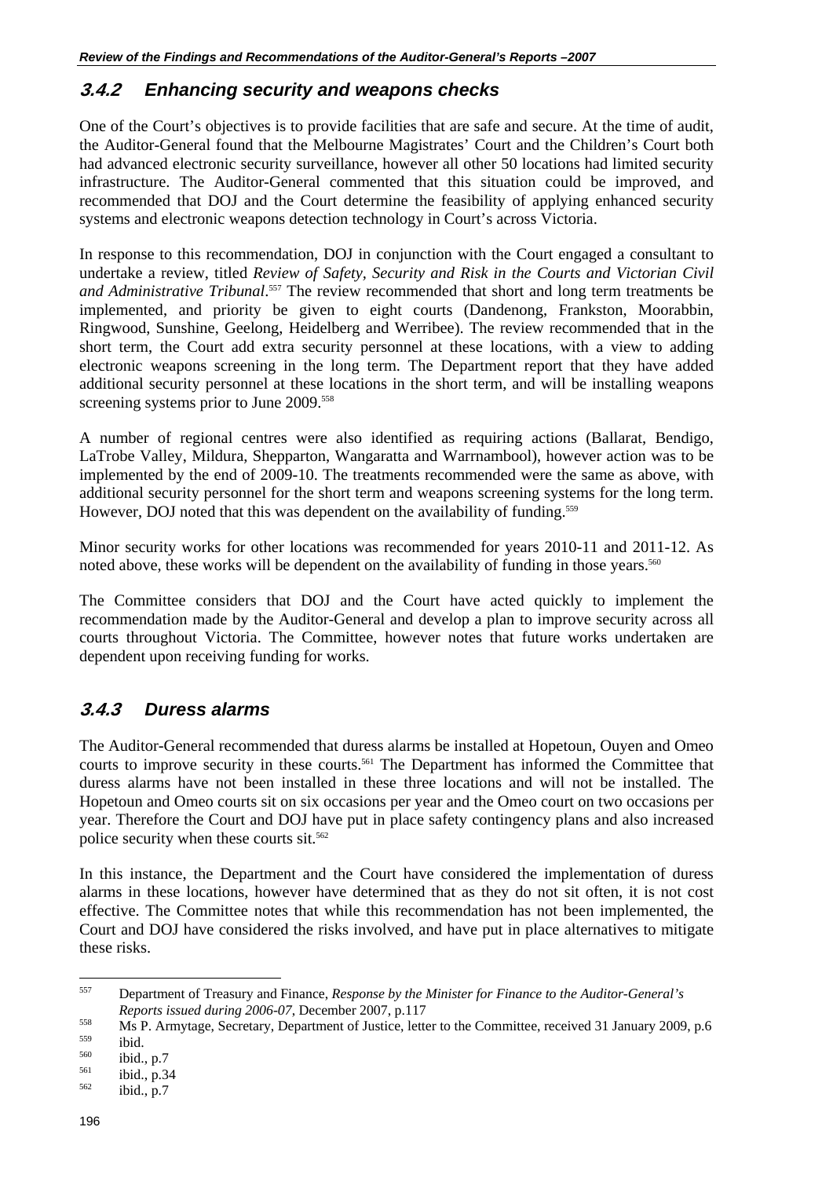### 3.4.2 Enhancing security and weapons checks

One of the Court's objectives is to provide facilities that are safe and secure. At the time of audit, the Auditor-General found that the Melbourne Magistrates' Court and the Children's Court both had advanced electronic security surveillance, however all other 50 locations had limited security infrastructure. The Auditor-General commented that this situation could be improved, and recommended that DOJ and the Court determine the feasibility of applying enhanced security systems and electronic weapons detection technology in Court's across Victoria.

In response to this recommendation, DOJ in conjunction with the Court engaged a consultant to undertake a review, titled *Review of Safety, Security and Risk in the Courts and Victorian Civil and Administrative Tribunal*.[557] The review recommended that short and long term treatments be implemented, and priority be given to eight courts (Dandenong, Frankston, Moorabbin, Ringwood, Sunshine, Geelong, Heidelberg and Werribee). The review recommended that in the short term, the Court add extra security personnel at these locations, with a view to adding electronic weapons screening in the long term. The Department report that they have added additional security personnel at these locations in the short term, and will be installing weapons screening systems prior to June 2009.[558]

A number of regional centres were also identified as requiring actions (Ballarat, Bendigo, LaTrobe Valley, Mildura, Shepparton, Wangaratta and Warrnambool), however action was to be implemented by the end of 2009-10. The treatments recommended were the same as above, with additional security personnel for the short term and weapons screening systems for the long term. However, DOJ noted that this was dependent on the availability of funding.[559]

Minor security works for other locations was recommended for years 2010-11 and 2011-12. As noted above, these works will be dependent on the availability of funding in those years.[560]

The Committee considers that DOJ and the Court have acted quickly to implement the recommendation made by the Auditor-General and develop a plan to improve security across all courts throughout Victoria. The Committee, however notes that future works undertaken are dependent upon receiving funding for works.

### 3.4.3 Duress alarms

The Auditor-General recommended that duress alarms be installed at Hopetoun, Ouyen and Omeo courts to improve security in these courts.[561] The Department has informed the Committee that duress alarms have not been installed in these three locations and will not be installed. The Hopetoun and Omeo courts sit on six occasions per year and the Omeo court on two occasions per year. Therefore the Court and DOJ have put in place safety contingency plans and also increased police security when these courts sit.[562]

In this instance, the Department and the Court have considered the implementation of duress alarms in these locations, however have determined that as they do not sit often, it is not cost effective. The Committee notes that while this recommendation has not been implemented, the Court and DOJ have considered the risks involved, and have put in place alternatives to mitigate these risks.

---

[557] Department of Treasury and Finance, *Response by the Minister for Finance to the Auditor-General's Reports issued during 2006-07*, December 2007, p.117

[558] Ms P. Armytage, Secretary, Department of Justice, letter to the Committee, received 31 January 2009, p.6

[559] ibid.

[560] ibid., p.7

[561] ibid., p.34

[562] ibid., p.7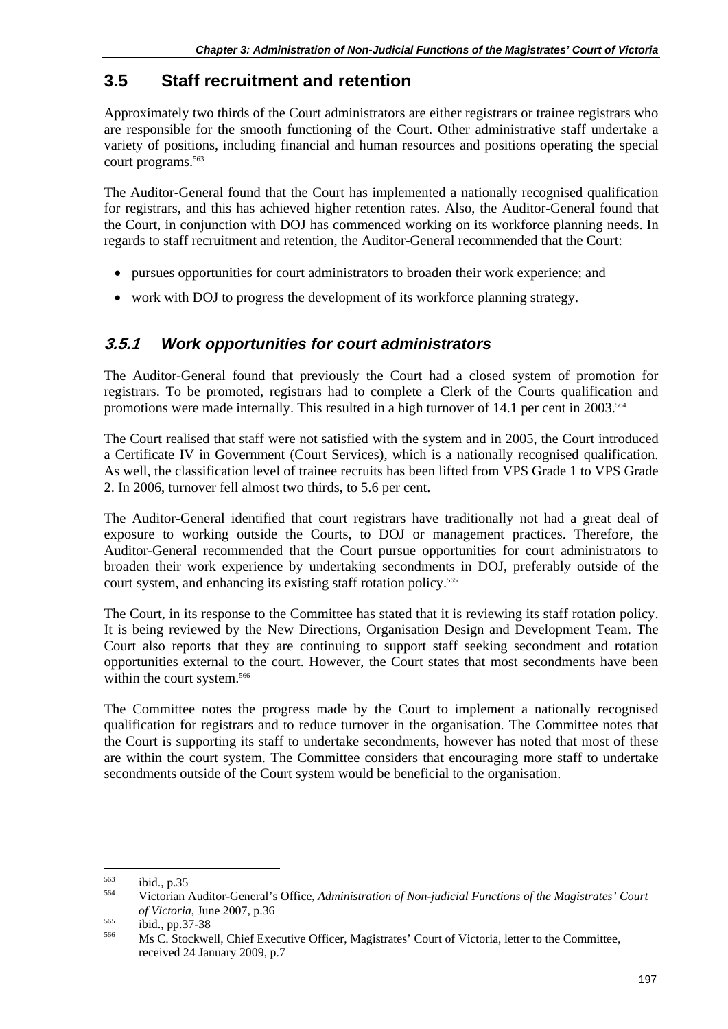## 3.5 Staff recruitment and retention

Approximately two thirds of the Court administrators are either registrars or trainee registrars who are responsible for the smooth functioning of the Court. Other administrative staff undertake a variety of positions, including financial and human resources and positions operating the special court programs.[563]

The Auditor-General found that the Court has implemented a nationally recognised qualification for registrars, and this has achieved higher retention rates. Also, the Auditor-General found that the Court, in conjunction with DOJ has commenced working on its workforce planning needs. In regards to staff recruitment and retention, the Auditor-General recommended that the Court:

- pursues opportunities for court administrators to broaden their work experience; and
- work with DOJ to progress the development of its workforce planning strategy.

### *3.5.1 Work opportunities for court administrators*

The Auditor-General found that previously the Court had a closed system of promotion for registrars. To be promoted, registrars had to complete a Clerk of the Courts qualification and promotions were made internally. This resulted in a high turnover of 14.1 per cent in 2003.[564]

The Court realised that staff were not satisfied with the system and in 2005, the Court introduced a Certificate IV in Government (Court Services), which is a nationally recognised qualification. As well, the classification level of trainee recruits has been lifted from VPS Grade 1 to VPS Grade 2. In 2006, turnover fell almost two thirds, to 5.6 per cent.

The Auditor-General identified that court registrars have traditionally not had a great deal of exposure to working outside the Courts, to DOJ or management practices. Therefore, the Auditor-General recommended that the Court pursue opportunities for court administrators to broaden their work experience by undertaking secondments in DOJ, preferably outside of the court system, and enhancing its existing staff rotation policy.[565]

The Court, in its response to the Committee has stated that it is reviewing its staff rotation policy. It is being reviewed by the New Directions, Organisation Design and Development Team. The Court also reports that they are continuing to support staff seeking secondment and rotation opportunities external to the court. However, the Court states that most secondments have been within the court system.[566]

The Committee notes the progress made by the Court to implement a nationally recognised qualification for registrars and to reduce turnover in the organisation. The Committee notes that the Court is supporting its staff to undertake secondments, however has noted that most of these are within the court system. The Committee considers that encouraging more staff to undertake secondments outside of the Court system would be beneficial to the organisation.

---

[563] ibid., p.35

[564] Victorian Auditor-General's Office, *Administration of Non-judicial Functions of the Magistrates' Court of Victoria*, June 2007, p.36

[565] ibid., pp.37-38

[566] Ms C. Stockwell, Chief Executive Officer, Magistrates' Court of Victoria, letter to the Committee, received 24 January 2009, p.7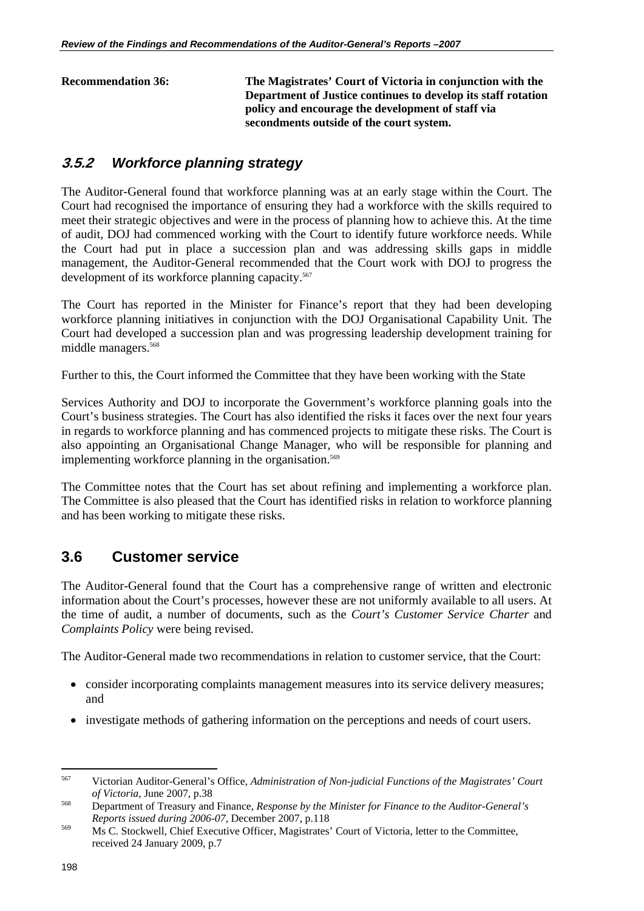**Recommendation 36:** **The Magistrates' Court of Victoria in conjunction with the Department of Justice continues to develop its staff rotation policy and encourage the development of staff via secondments outside of the court system.**

### 3.5.2 Workforce planning strategy

The Auditor-General found that workforce planning was at an early stage within the Court. The Court had recognised the importance of ensuring they had a workforce with the skills required to meet their strategic objectives and were in the process of planning how to achieve this. At the time of audit, DOJ had commenced working with the Court to identify future workforce needs. While the Court had put in place a succession plan and was addressing skills gaps in middle management, the Auditor-General recommended that the Court work with DOJ to progress the development of its workforce planning capacity.[567]

The Court has reported in the Minister for Finance's report that they had been developing workforce planning initiatives in conjunction with the DOJ Organisational Capability Unit. The Court had developed a succession plan and was progressing leadership development training for middle managers.[568]

Further to this, the Court informed the Committee that they have been working with the State

Services Authority and DOJ to incorporate the Government's workforce planning goals into the Court's business strategies. The Court has also identified the risks it faces over the next four years in regards to workforce planning and has commenced projects to mitigate these risks. The Court is also appointing an Organisational Change Manager, who will be responsible for planning and implementing workforce planning in the organisation.[569]

The Committee notes that the Court has set about refining and implementing a workforce plan. The Committee is also pleased that the Court has identified risks in relation to workforce planning and has been working to mitigate these risks.

## 3.6 Customer service

The Auditor-General found that the Court has a comprehensive range of written and electronic information about the Court's processes, however these are not uniformly available to all users. At the time of audit, a number of documents, such as the *Court's Customer Service Charter* and *Complaints Policy* were being revised.

The Auditor-General made two recommendations in relation to customer service, that the Court:

- consider incorporating complaints management measures into its service delivery measures; and
- investigate methods of gathering information on the perceptions and needs of court users.

---

[567] Victorian Auditor-General's Office, *Administration of Non-judicial Functions of the Magistrates' Court of Victoria*, June 2007, p.38

[568] Department of Treasury and Finance, *Response by the Minister for Finance to the Auditor-General's Reports issued during 2006-07*, December 2007, p.118

[569] Ms C. Stockwell, Chief Executive Officer, Magistrates' Court of Victoria, letter to the Committee, received 24 January 2009, p.7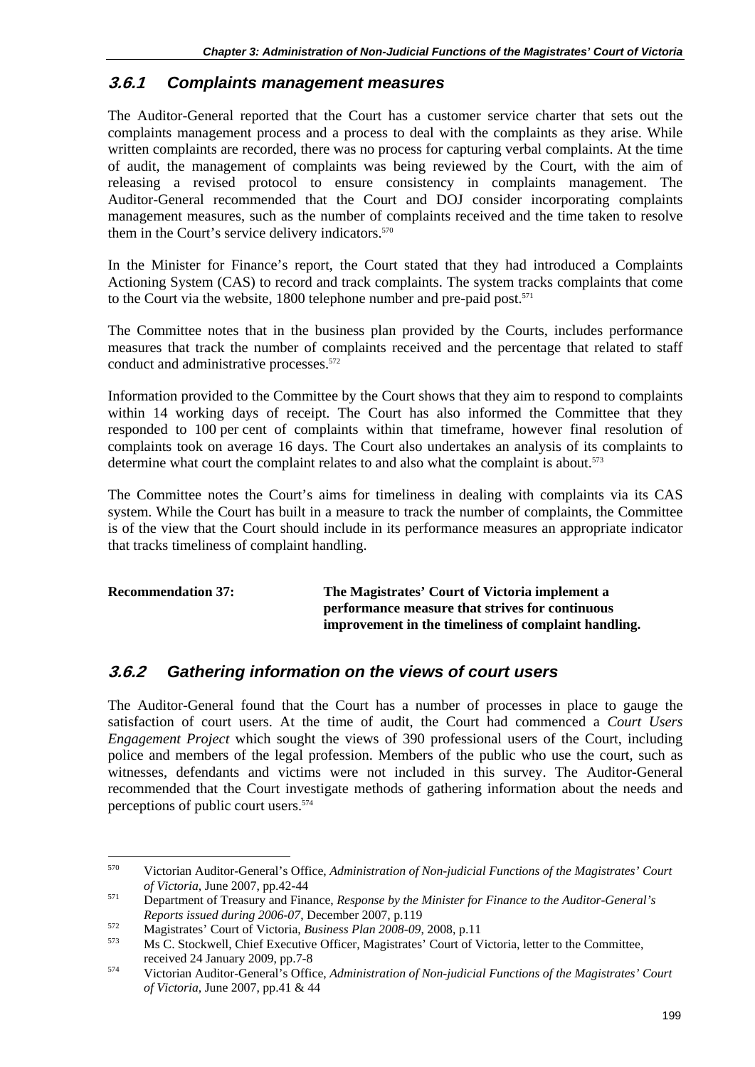### 3.6.1 Complaints management measures

The Auditor-General reported that the Court has a customer service charter that sets out the complaints management process and a process to deal with the complaints as they arise. While written complaints are recorded, there was no process for capturing verbal complaints. At the time of audit, the management of complaints was being reviewed by the Court, with the aim of releasing a revised protocol to ensure consistency in complaints management. The Auditor-General recommended that the Court and DOJ consider incorporating complaints management measures, such as the number of complaints received and the time taken to resolve them in the Court's service delivery indicators.[570]

In the Minister for Finance's report, the Court stated that they had introduced a Complaints Actioning System (CAS) to record and track complaints. The system tracks complaints that come to the Court via the website, 1800 telephone number and pre-paid post.[571]

The Committee notes that in the business plan provided by the Courts, includes performance measures that track the number of complaints received and the percentage that related to staff conduct and administrative processes.[572]

Information provided to the Committee by the Court shows that they aim to respond to complaints within 14 working days of receipt. The Court has also informed the Committee that they responded to 100 per cent of complaints within that timeframe, however final resolution of complaints took on average 16 days. The Court also undertakes an analysis of its complaints to determine what court the complaint relates to and also what the complaint is about.[573]

The Committee notes the Court's aims for timeliness in dealing with complaints via its CAS system. While the Court has built in a measure to track the number of complaints, the Committee is of the view that the Court should include in its performance measures an appropriate indicator that tracks timeliness of complaint handling.

**Recommendation 37:** **The Magistrates' Court of Victoria implement a performance measure that strives for continuous improvement in the timeliness of complaint handling.**

### 3.6.2 Gathering information on the views of court users

The Auditor-General found that the Court has a number of processes in place to gauge the satisfaction of court users. At the time of audit, the Court had commenced a *Court Users Engagement Project* which sought the views of 390 professional users of the Court, including police and members of the legal profession. Members of the public who use the court, such as witnesses, defendants and victims were not included in this survey. The Auditor-General recommended that the Court investigate methods of gathering information about the needs and perceptions of public court users.[574]

---

570 Victorian Auditor-General's Office, *Administration of Non-judicial Functions of the Magistrates' Court of Victoria*, June 2007, pp.42-44

571 Department of Treasury and Finance, *Response by the Minister for Finance to the Auditor-General's Reports issued during 2006-07*, December 2007, p.119

572 Magistrates' Court of Victoria, *Business Plan 2008-09*, 2008, p.11

573 Ms C. Stockwell, Chief Executive Officer, Magistrates' Court of Victoria, letter to the Committee, received 24 January 2009, pp.7-8

574 Victorian Auditor-General's Office, *Administration of Non-judicial Functions of the Magistrates' Court of Victoria*, June 2007, pp.41 & 44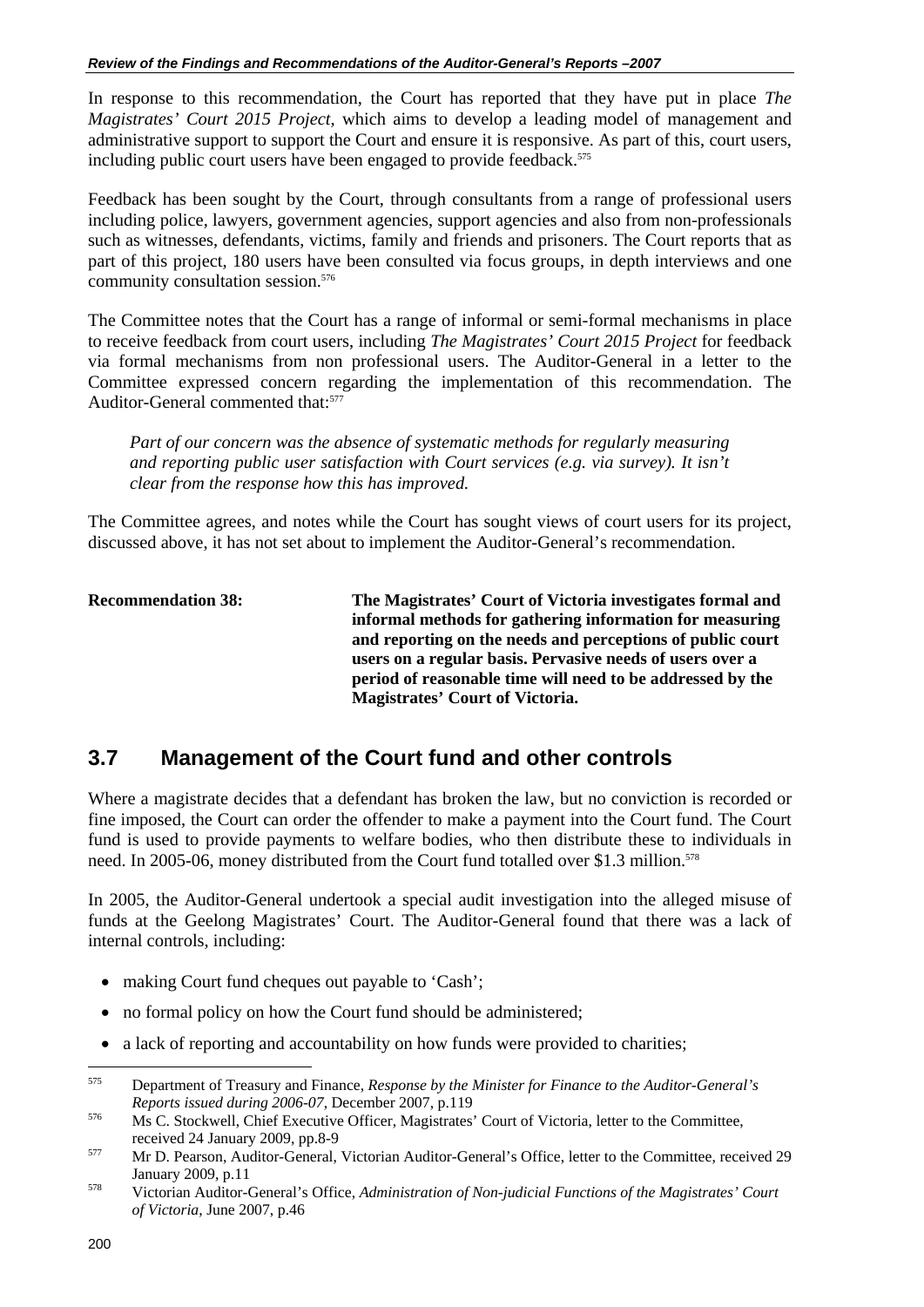In response to this recommendation, the Court has reported that they have put in place *The Magistrates' Court 2015 Project*, which aims to develop a leading model of management and administrative support to support the Court and ensure it is responsive. As part of this, court users, including public court users have been engaged to provide feedback.[575]

Feedback has been sought by the Court, through consultants from a range of professional users including police, lawyers, government agencies, support agencies and also from non-professionals such as witnesses, defendants, victims, family and friends and prisoners. The Court reports that as part of this project, 180 users have been consulted via focus groups, in depth interviews and one community consultation session.[576]

The Committee notes that the Court has a range of informal or semi-formal mechanisms in place to receive feedback from court users, including *The Magistrates' Court 2015 Project* for feedback via formal mechanisms from non professional users. The Auditor-General in a letter to the Committee expressed concern regarding the implementation of this recommendation. The Auditor-General commented that:[577]

> *Part of our concern was the absence of systematic methods for regularly measuring and reporting public user satisfaction with Court services (e.g. via survey). It isn't clear from the response how this has improved.*

The Committee agrees, and notes while the Court has sought views of court users for its project, discussed above, it has not set about to implement the Auditor-General's recommendation.

| **Recommendation 38:** | **The Magistrates' Court of Victoria investigates formal and informal methods for gathering information for measuring and reporting on the needs and perceptions of public court users on a regular basis. Pervasive needs of users over a period of reasonable time will need to be addressed by the Magistrates' Court of Victoria.** |
|---|---|

## 3.7 Management of the Court fund and other controls

Where a magistrate decides that a defendant has broken the law, but no conviction is recorded or fine imposed, the Court can order the offender to make a payment into the Court fund. The Court fund is used to provide payments to welfare bodies, who then distribute these to individuals in need. In 2005-06, money distributed from the Court fund totalled over $1.3 million.[578]

In 2005, the Auditor-General undertook a special audit investigation into the alleged misuse of funds at the Geelong Magistrates' Court. The Auditor-General found that there was a lack of internal controls, including:

- making Court fund cheques out payable to 'Cash';
- no formal policy on how the Court fund should be administered;
- a lack of reporting and accountability on how funds were provided to charities;

---

[575] Department of Treasury and Finance, *Response by the Minister for Finance to the Auditor-General's Reports issued during 2006-07*, December 2007, p.119

[576] Ms C. Stockwell, Chief Executive Officer, Magistrates' Court of Victoria, letter to the Committee, received 24 January 2009, pp.8-9

[577] Mr D. Pearson, Auditor-General, Victorian Auditor-General's Office, letter to the Committee, received 29 January 2009, p.11

[578] Victorian Auditor-General's Office, *Administration of Non-judicial Functions of the Magistrates' Court of Victoria*, June 2007, p.46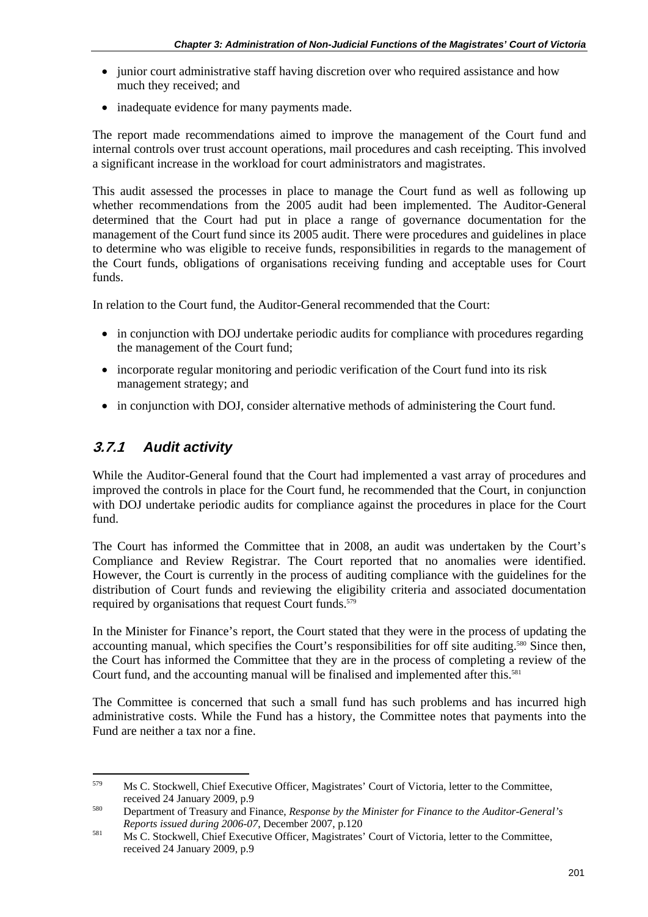- junior court administrative staff having discretion over who required assistance and how much they received; and
- inadequate evidence for many payments made.

The report made recommendations aimed to improve the management of the Court fund and internal controls over trust account operations, mail procedures and cash receipting. This involved a significant increase in the workload for court administrators and magistrates.

This audit assessed the processes in place to manage the Court fund as well as following up whether recommendations from the 2005 audit had been implemented. The Auditor-General determined that the Court had put in place a range of governance documentation for the management of the Court fund since its 2005 audit. There were procedures and guidelines in place to determine who was eligible to receive funds, responsibilities in regards to the management of the Court funds, obligations of organisations receiving funding and acceptable uses for Court funds.

In relation to the Court fund, the Auditor-General recommended that the Court:

- in conjunction with DOJ undertake periodic audits for compliance with procedures regarding the management of the Court fund;
- incorporate regular monitoring and periodic verification of the Court fund into its risk management strategy; and
- in conjunction with DOJ, consider alternative methods of administering the Court fund.

### 3.7.1 Audit activity

While the Auditor-General found that the Court had implemented a vast array of procedures and improved the controls in place for the Court fund, he recommended that the Court, in conjunction with DOJ undertake periodic audits for compliance against the procedures in place for the Court fund.

The Court has informed the Committee that in 2008, an audit was undertaken by the Court's Compliance and Review Registrar. The Court reported that no anomalies were identified. However, the Court is currently in the process of auditing compliance with the guidelines for the distribution of Court funds and reviewing the eligibility criteria and associated documentation required by organisations that request Court funds.[579]

In the Minister for Finance's report, the Court stated that they were in the process of updating the accounting manual, which specifies the Court's responsibilities for off site auditing.[580] Since then, the Court has informed the Committee that they are in the process of completing a review of the Court fund, and the accounting manual will be finalised and implemented after this.[581]

The Committee is concerned that such a small fund has such problems and has incurred high administrative costs. While the Fund has a history, the Committee notes that payments into the Fund are neither a tax nor a fine.

---

[579] Ms C. Stockwell, Chief Executive Officer, Magistrates' Court of Victoria, letter to the Committee, received 24 January 2009, p.9

[580] Department of Treasury and Finance, *Response by the Minister for Finance to the Auditor-General's Reports issued during 2006-07*, December 2007, p.120

[581] Ms C. Stockwell, Chief Executive Officer, Magistrates' Court of Victoria, letter to the Committee, received 24 January 2009, p.9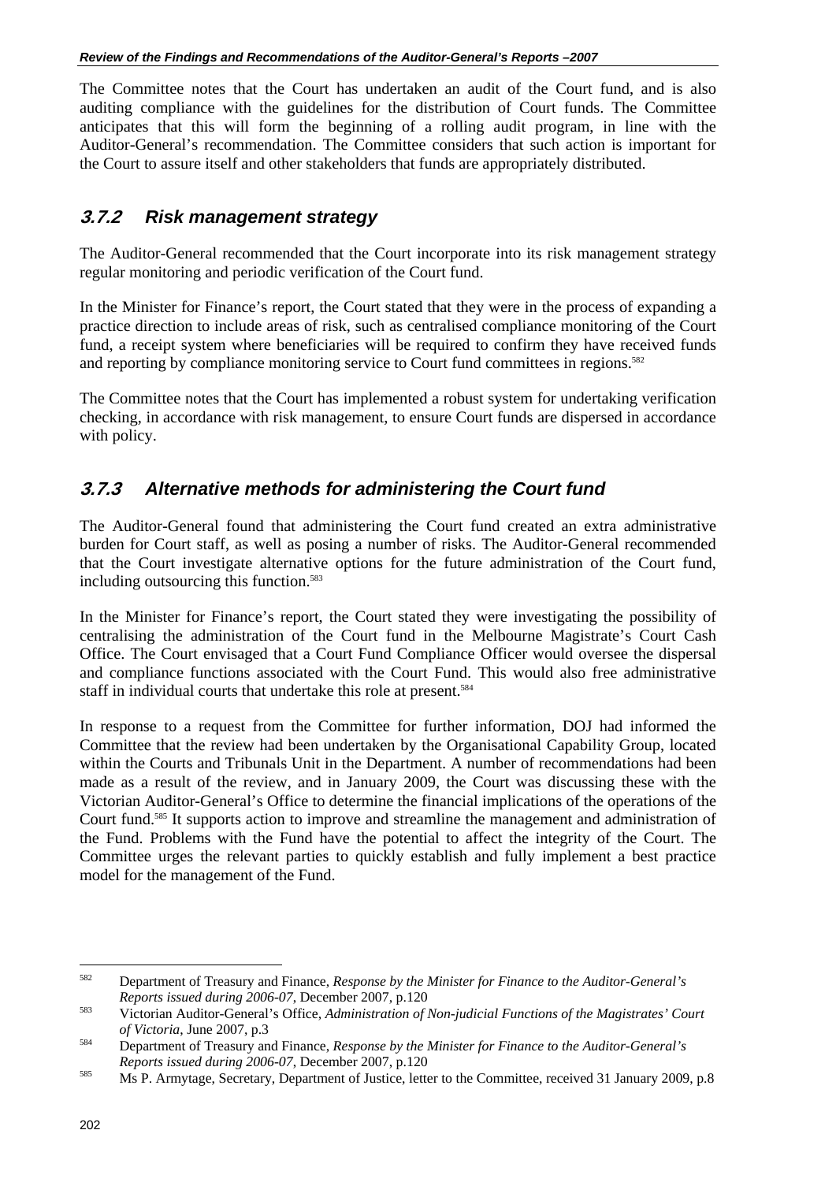The Committee notes that the Court has undertaken an audit of the Court fund, and is also auditing compliance with the guidelines for the distribution of Court funds. The Committee anticipates that this will form the beginning of a rolling audit program, in line with the Auditor-General's recommendation. The Committee considers that such action is important for the Court to assure itself and other stakeholders that funds are appropriately distributed.

### *3.7.2 Risk management strategy*

The Auditor-General recommended that the Court incorporate into its risk management strategy regular monitoring and periodic verification of the Court fund.

In the Minister for Finance's report, the Court stated that they were in the process of expanding a practice direction to include areas of risk, such as centralised compliance monitoring of the Court fund, a receipt system where beneficiaries will be required to confirm they have received funds and reporting by compliance monitoring service to Court fund committees in regions.[582]

The Committee notes that the Court has implemented a robust system for undertaking verification checking, in accordance with risk management, to ensure Court funds are dispersed in accordance with policy.

### *3.7.3 Alternative methods for administering the Court fund*

The Auditor-General found that administering the Court fund created an extra administrative burden for Court staff, as well as posing a number of risks. The Auditor-General recommended that the Court investigate alternative options for the future administration of the Court fund, including outsourcing this function.[583]

In the Minister for Finance's report, the Court stated they were investigating the possibility of centralising the administration of the Court fund in the Melbourne Magistrate's Court Cash Office. The Court envisaged that a Court Fund Compliance Officer would oversee the dispersal and compliance functions associated with the Court Fund. This would also free administrative staff in individual courts that undertake this role at present.[584]

In response to a request from the Committee for further information, DOJ had informed the Committee that the review had been undertaken by the Organisational Capability Group, located within the Courts and Tribunals Unit in the Department. A number of recommendations had been made as a result of the review, and in January 2009, the Court was discussing these with the Victorian Auditor-General's Office to determine the financial implications of the operations of the Court fund.[585] It supports action to improve and streamline the management and administration of the Fund. Problems with the Fund have the potential to affect the integrity of the Court. The Committee urges the relevant parties to quickly establish and fully implement a best practice model for the management of the Fund.

---

[582] Department of Treasury and Finance, *Response by the Minister for Finance to the Auditor-General's Reports issued during 2006-07*, December 2007, p.120

[583] Victorian Auditor-General's Office, *Administration of Non-judicial Functions of the Magistrates' Court of Victoria*, June 2007, p.3

[584] Department of Treasury and Finance, *Response by the Minister for Finance to the Auditor-General's Reports issued during 2006-07*, December 2007, p.120

[585] Ms P. Armytage, Secretary, Department of Justice, letter to the Committee, received 31 January 2009, p.8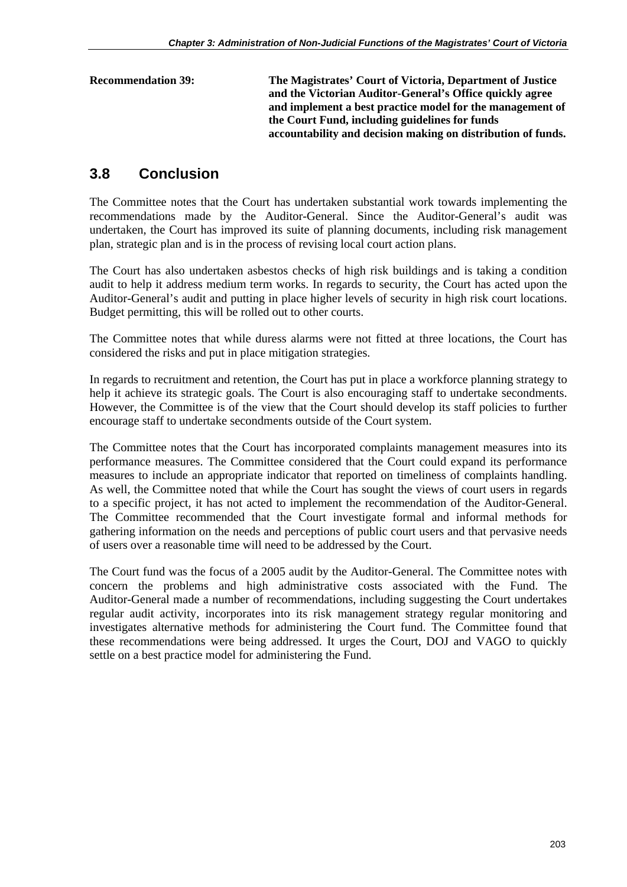**Recommendation 39:** **The Magistrates' Court of Victoria, Department of Justice and the Victorian Auditor-General's Office quickly agree and implement a best practice model for the management of the Court Fund, including guidelines for funds accountability and decision making on distribution of funds.**

## 3.8 Conclusion

The Committee notes that the Court has undertaken substantial work towards implementing the recommendations made by the Auditor-General. Since the Auditor-General's audit was undertaken, the Court has improved its suite of planning documents, including risk management plan, strategic plan and is in the process of revising local court action plans.

The Court has also undertaken asbestos checks of high risk buildings and is taking a condition audit to help it address medium term works. In regards to security, the Court has acted upon the Auditor-General's audit and putting in place higher levels of security in high risk court locations. Budget permitting, this will be rolled out to other courts.

The Committee notes that while duress alarms were not fitted at three locations, the Court has considered the risks and put in place mitigation strategies.

In regards to recruitment and retention, the Court has put in place a workforce planning strategy to help it achieve its strategic goals. The Court is also encouraging staff to undertake secondments. However, the Committee is of the view that the Court should develop its staff policies to further encourage staff to undertake secondments outside of the Court system.

The Committee notes that the Court has incorporated complaints management measures into its performance measures. The Committee considered that the Court could expand its performance measures to include an appropriate indicator that reported on timeliness of complaints handling. As well, the Committee noted that while the Court has sought the views of court users in regards to a specific project, it has not acted to implement the recommendation of the Auditor-General. The Committee recommended that the Court investigate formal and informal methods for gathering information on the needs and perceptions of public court users and that pervasive needs of users over a reasonable time will need to be addressed by the Court.

The Court fund was the focus of a 2005 audit by the Auditor-General. The Committee notes with concern the problems and high administrative costs associated with the Fund. The Auditor-General made a number of recommendations, including suggesting the Court undertakes regular audit activity, incorporates into its risk management strategy regular monitoring and investigates alternative methods for administering the Court fund. The Committee found that these recommendations were being addressed. It urges the Court, DOJ and VAGO to quickly settle on a best practice model for administering the Fund.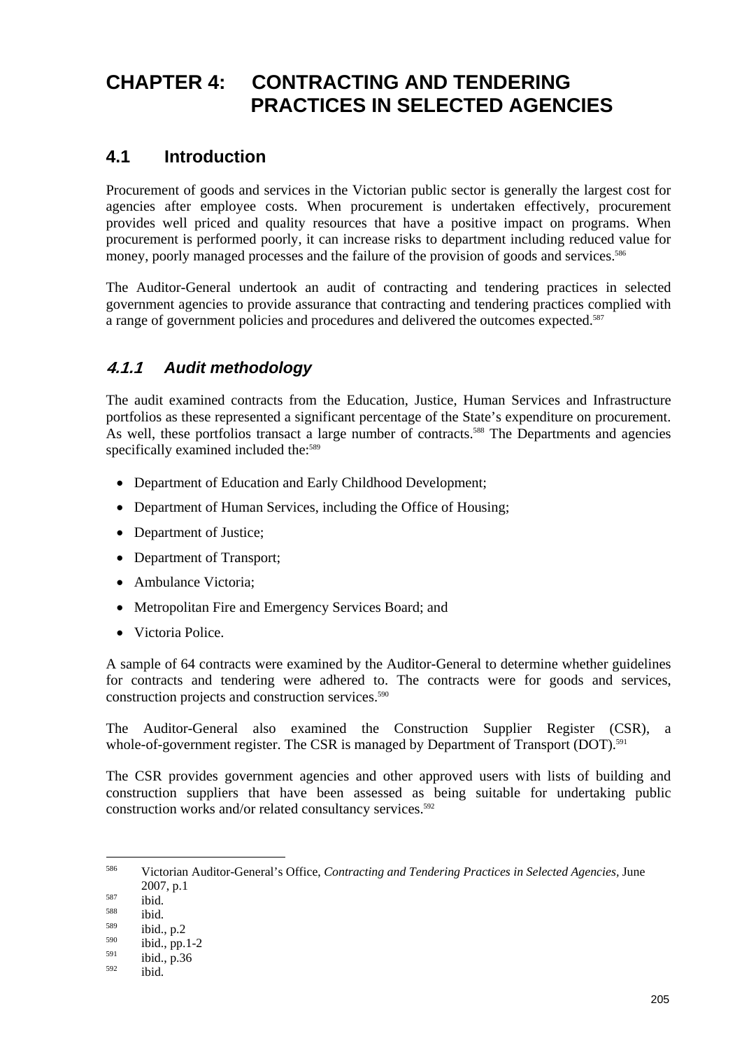# CHAPTER 4: CONTRACTING AND TENDERING PRACTICES IN SELECTED AGENCIES

## 4.1 Introduction

Procurement of goods and services in the Victorian public sector is generally the largest cost for agencies after employee costs. When procurement is undertaken effectively, procurement provides well priced and quality resources that have a positive impact on programs. When procurement is performed poorly, it can increase risks to department including reduced value for money, poorly managed processes and the failure of the provision of goods and services.[586]

The Auditor-General undertook an audit of contracting and tendering practices in selected government agencies to provide assurance that contracting and tendering practices complied with a range of government policies and procedures and delivered the outcomes expected.[587]

### *4.1.1 Audit methodology*

The audit examined contracts from the Education, Justice, Human Services and Infrastructure portfolios as these represented a significant percentage of the State's expenditure on procurement. As well, these portfolios transact a large number of contracts.[588] The Departments and agencies specifically examined included the:[589]

- Department of Education and Early Childhood Development;
- Department of Human Services, including the Office of Housing;
- Department of Justice;
- Department of Transport;
- Ambulance Victoria;
- Metropolitan Fire and Emergency Services Board; and
- Victoria Police.

A sample of 64 contracts were examined by the Auditor-General to determine whether guidelines for contracts and tendering were adhered to. The contracts were for goods and services, construction projects and construction services.[590]

The Auditor-General also examined the Construction Supplier Register (CSR), a whole-of-government register. The CSR is managed by Department of Transport (DOT).[591]

The CSR provides government agencies and other approved users with lists of building and construction suppliers that have been assessed as being suitable for undertaking public construction works and/or related consultancy services.[592]

---

[586] Victorian Auditor-General's Office, *Contracting and Tendering Practices in Selected Agencies*, June 2007, p.1

[587] ibid.

[588] ibid.

[589] ibid., p.2

[590] ibid., pp.1-2

[591] ibid., p.36

[592] ibid.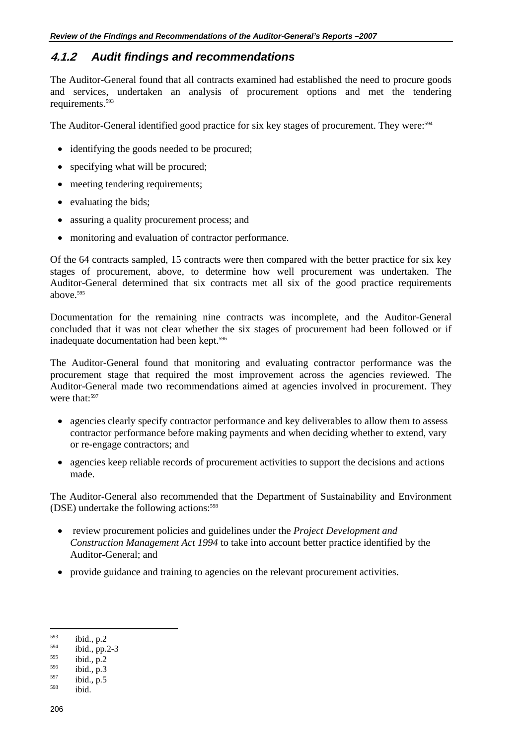### 4.1.2 Audit findings and recommendations

The Auditor-General found that all contracts examined had established the need to procure goods and services, undertaken an analysis of procurement options and met the tendering requirements.[593]

The Auditor-General identified good practice for six key stages of procurement. They were:[594]

- identifying the goods needed to be procured;
- specifying what will be procured;
- meeting tendering requirements;
- evaluating the bids;
- assuring a quality procurement process; and
- monitoring and evaluation of contractor performance.

Of the 64 contracts sampled, 15 contracts were then compared with the better practice for six key stages of procurement, above, to determine how well procurement was undertaken. The Auditor-General determined that six contracts met all six of the good practice requirements above.[595]

Documentation for the remaining nine contracts was incomplete, and the Auditor-General concluded that it was not clear whether the six stages of procurement had been followed or if inadequate documentation had been kept.[596]

The Auditor-General found that monitoring and evaluating contractor performance was the procurement stage that required the most improvement across the agencies reviewed. The Auditor-General made two recommendations aimed at agencies involved in procurement. They were that:[597]

- agencies clearly specify contractor performance and key deliverables to allow them to assess contractor performance before making payments and when deciding whether to extend, vary or re-engage contractors; and
- agencies keep reliable records of procurement activities to support the decisions and actions made.

The Auditor-General also recommended that the Department of Sustainability and Environment (DSE) undertake the following actions:[598]

- review procurement policies and guidelines under the *Project Development and Construction Management Act 1994* to take into account better practice identified by the Auditor-General; and
- provide guidance and training to agencies on the relevant procurement activities.

---

593 ibid., p.2
594 ibid., pp.2-3
595 ibid., p.2
596 ibid., p.3
597 ibid., p.5
598 ibid.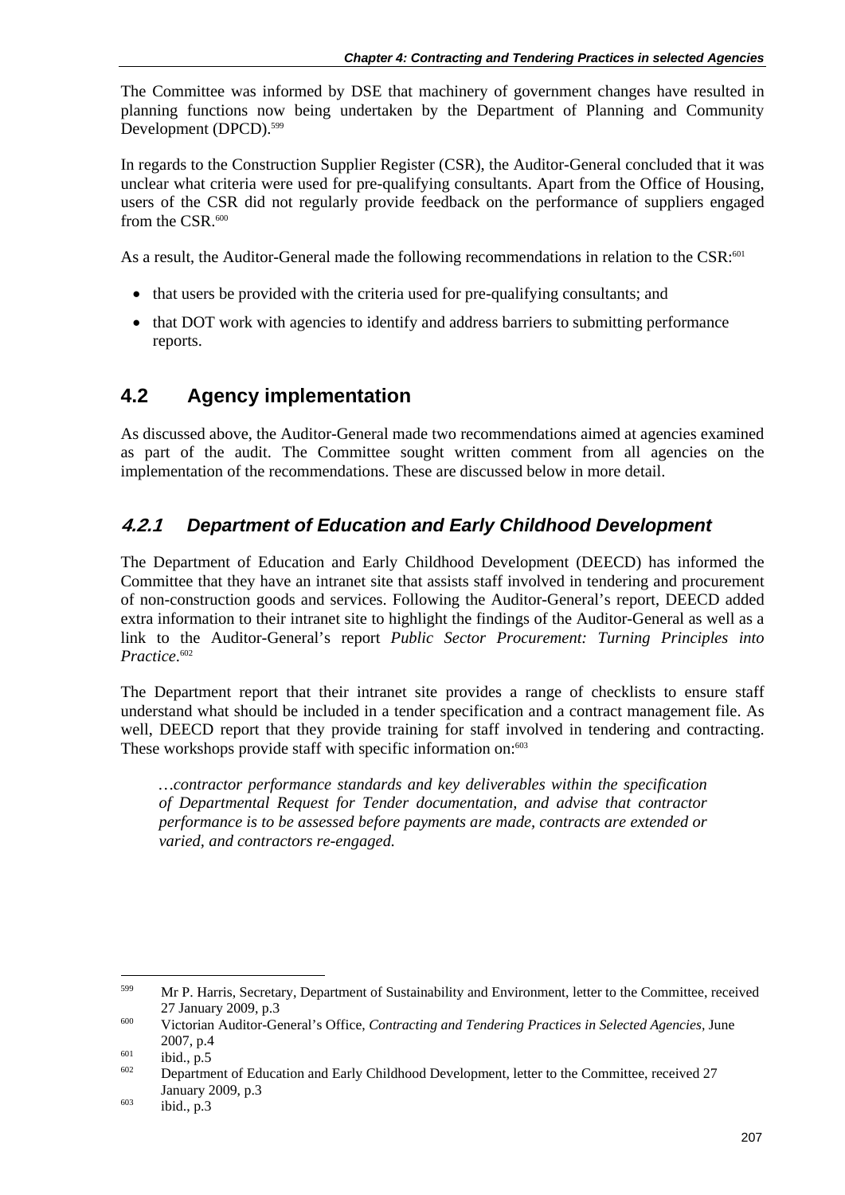The Committee was informed by DSE that machinery of government changes have resulted in planning functions now being undertaken by the Department of Planning and Community Development (DPCD).[599]

In regards to the Construction Supplier Register (CSR), the Auditor-General concluded that it was unclear what criteria were used for pre-qualifying consultants. Apart from the Office of Housing, users of the CSR did not regularly provide feedback on the performance of suppliers engaged from the CSR.[600]

As a result, the Auditor-General made the following recommendations in relation to the CSR:[601]

- that users be provided with the criteria used for pre-qualifying consultants; and
- that DOT work with agencies to identify and address barriers to submitting performance reports.

## 4.2 Agency implementation

As discussed above, the Auditor-General made two recommendations aimed at agencies examined as part of the audit. The Committee sought written comment from all agencies on the implementation of the recommendations. These are discussed below in more detail.

### *4.2.1 Department of Education and Early Childhood Development*

The Department of Education and Early Childhood Development (DEECD) has informed the Committee that they have an intranet site that assists staff involved in tendering and procurement of non-construction goods and services. Following the Auditor-General's report, DEECD added extra information to their intranet site to highlight the findings of the Auditor-General as well as a link to the Auditor-General's report *Public Sector Procurement: Turning Principles into Practice*.[602]

The Department report that their intranet site provides a range of checklists to ensure staff understand what should be included in a tender specification and a contract management file. As well, DEECD report that they provide training for staff involved in tendering and contracting. These workshops provide staff with specific information on:[603]

> *…contractor performance standards and key deliverables within the specification of Departmental Request for Tender documentation, and advise that contractor performance is to be assessed before payments are made, contracts are extended or varied, and contractors re-engaged.*

---

[599] Mr P. Harris, Secretary, Department of Sustainability and Environment, letter to the Committee, received 27 January 2009, p.3

[600] Victorian Auditor-General's Office, *Contracting and Tendering Practices in Selected Agencies*, June 2007, p.4

[601] ibid., p.5

[602] Department of Education and Early Childhood Development, letter to the Committee, received 27 January 2009, p.3

[603] ibid., p.3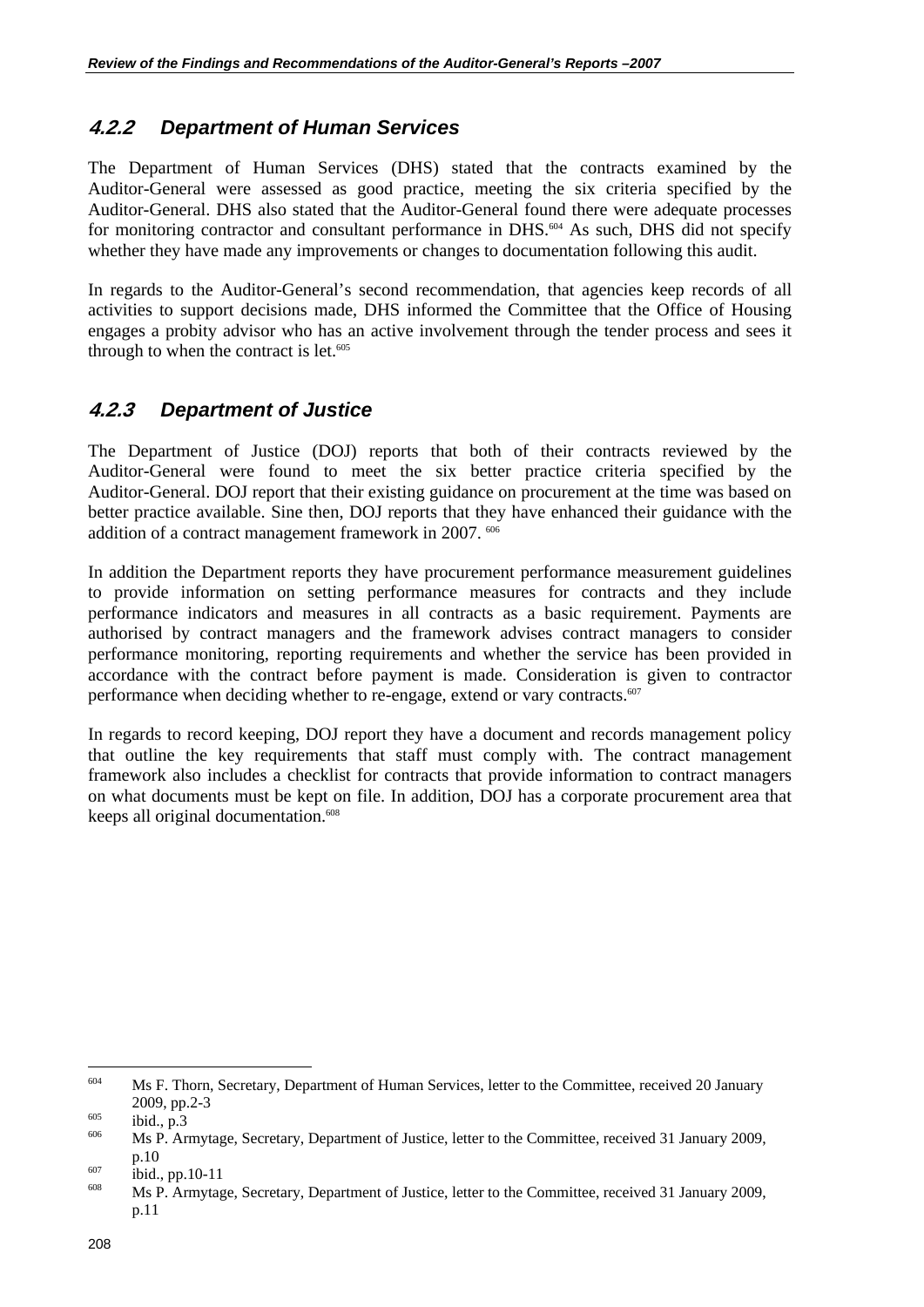### 4.2.2 Department of Human Services

The Department of Human Services (DHS) stated that the contracts examined by the Auditor-General were assessed as good practice, meeting the six criteria specified by the Auditor-General. DHS also stated that the Auditor-General found there were adequate processes for monitoring contractor and consultant performance in DHS.[604] As such, DHS did not specify whether they have made any improvements or changes to documentation following this audit.

In regards to the Auditor-General's second recommendation, that agencies keep records of all activities to support decisions made, DHS informed the Committee that the Office of Housing engages a probity advisor who has an active involvement through the tender process and sees it through to when the contract is let.[605]

### 4.2.3 Department of Justice

The Department of Justice (DOJ) reports that both of their contracts reviewed by the Auditor-General were found to meet the six better practice criteria specified by the Auditor-General. DOJ report that their existing guidance on procurement at the time was based on better practice available. Sine then, DOJ reports that they have enhanced their guidance with the addition of a contract management framework in 2007. [606]

In addition the Department reports they have procurement performance measurement guidelines to provide information on setting performance measures for contracts and they include performance indicators and measures in all contracts as a basic requirement. Payments are authorised by contract managers and the framework advises contract managers to consider performance monitoring, reporting requirements and whether the service has been provided in accordance with the contract before payment is made. Consideration is given to contractor performance when deciding whether to re-engage, extend or vary contracts.[607]

In regards to record keeping, DOJ report they have a document and records management policy that outline the key requirements that staff must comply with. The contract management framework also includes a checklist for contracts that provide information to contract managers on what documents must be kept on file. In addition, DOJ has a corporate procurement area that keeps all original documentation.[608]

---

[604] Ms F. Thorn, Secretary, Department of Human Services, letter to the Committee, received 20 January 2009, pp.2-3

[605] ibid., p.3

[606] Ms P. Armytage, Secretary, Department of Justice, letter to the Committee, received 31 January 2009, p.10

[607] ibid., pp.10-11

[608] Ms P. Armytage, Secretary, Department of Justice, letter to the Committee, received 31 January 2009, p.11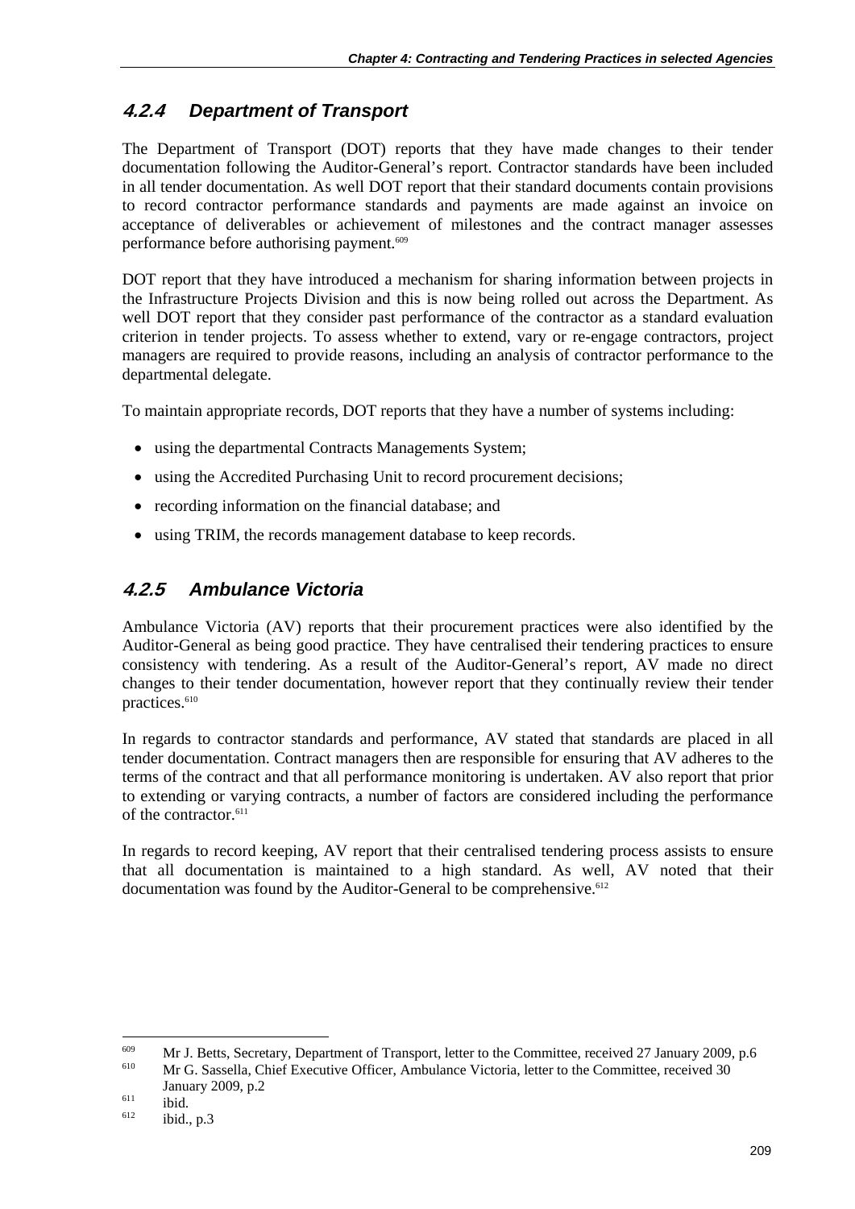### 4.2.4 Department of Transport

The Department of Transport (DOT) reports that they have made changes to their tender documentation following the Auditor-General's report. Contractor standards have been included in all tender documentation. As well DOT report that their standard documents contain provisions to record contractor performance standards and payments are made against an invoice on acceptance of deliverables or achievement of milestones and the contract manager assesses performance before authorising payment.[609]

DOT report that they have introduced a mechanism for sharing information between projects in the Infrastructure Projects Division and this is now being rolled out across the Department. As well DOT report that they consider past performance of the contractor as a standard evaluation criterion in tender projects. To assess whether to extend, vary or re-engage contractors, project managers are required to provide reasons, including an analysis of contractor performance to the departmental delegate.

To maintain appropriate records, DOT reports that they have a number of systems including:

- using the departmental Contracts Managements System;
- using the Accredited Purchasing Unit to record procurement decisions;
- recording information on the financial database; and
- using TRIM, the records management database to keep records.

### 4.2.5 Ambulance Victoria

Ambulance Victoria (AV) reports that their procurement practices were also identified by the Auditor-General as being good practice. They have centralised their tendering practices to ensure consistency with tendering. As a result of the Auditor-General's report, AV made no direct changes to their tender documentation, however report that they continually review their tender practices.[610]

In regards to contractor standards and performance, AV stated that standards are placed in all tender documentation. Contract managers then are responsible for ensuring that AV adheres to the terms of the contract and that all performance monitoring is undertaken. AV also report that prior to extending or varying contracts, a number of factors are considered including the performance of the contractor.[611]

In regards to record keeping, AV report that their centralised tendering process assists to ensure that all documentation is maintained to a high standard. As well, AV noted that their documentation was found by the Auditor-General to be comprehensive.[612]

---

[609] Mr J. Betts, Secretary, Department of Transport, letter to the Committee, received 27 January 2009, p.6

[610] Mr G. Sassella, Chief Executive Officer, Ambulance Victoria, letter to the Committee, received 30 January 2009, p.2

[611] ibid.

[612] ibid., p.3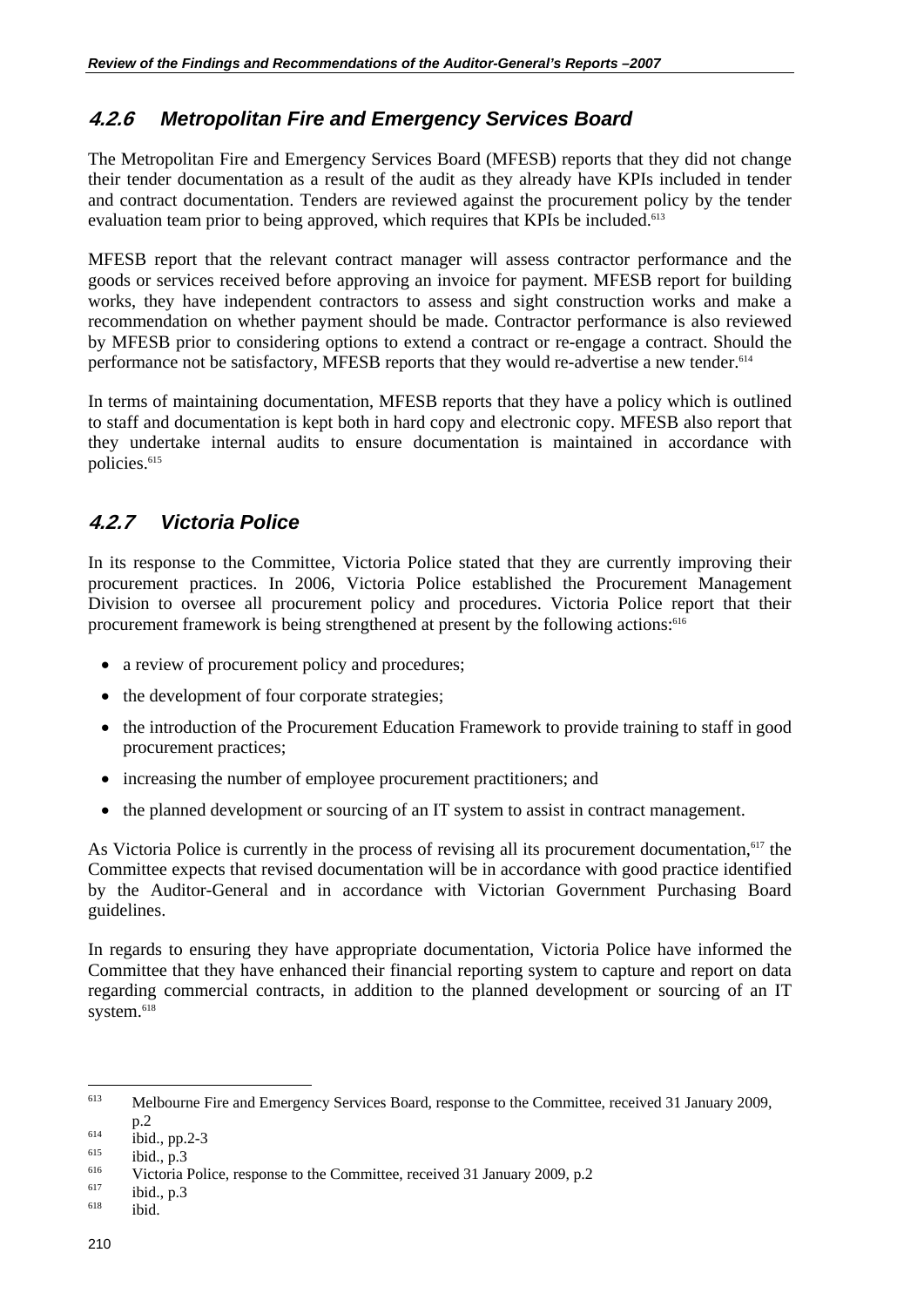### 4.2.6 Metropolitan Fire and Emergency Services Board

The Metropolitan Fire and Emergency Services Board (MFESB) reports that they did not change their tender documentation as a result of the audit as they already have KPIs included in tender and contract documentation. Tenders are reviewed against the procurement policy by the tender evaluation team prior to being approved, which requires that KPIs be included.[613]

MFESB report that the relevant contract manager will assess contractor performance and the goods or services received before approving an invoice for payment. MFESB report for building works, they have independent contractors to assess and sight construction works and make a recommendation on whether payment should be made. Contractor performance is also reviewed by MFESB prior to considering options to extend a contract or re-engage a contract. Should the performance not be satisfactory, MFESB reports that they would re-advertise a new tender.[614]

In terms of maintaining documentation, MFESB reports that they have a policy which is outlined to staff and documentation is kept both in hard copy and electronic copy. MFESB also report that they undertake internal audits to ensure documentation is maintained in accordance with policies.[615]

### 4.2.7 Victoria Police

In its response to the Committee, Victoria Police stated that they are currently improving their procurement practices. In 2006, Victoria Police established the Procurement Management Division to oversee all procurement policy and procedures. Victoria Police report that their procurement framework is being strengthened at present by the following actions:[616]

- a review of procurement policy and procedures;
- the development of four corporate strategies;
- the introduction of the Procurement Education Framework to provide training to staff in good procurement practices;
- increasing the number of employee procurement practitioners; and
- the planned development or sourcing of an IT system to assist in contract management.

As Victoria Police is currently in the process of revising all its procurement documentation,[617] the Committee expects that revised documentation will be in accordance with good practice identified by the Auditor-General and in accordance with Victorian Government Purchasing Board guidelines.

In regards to ensuring they have appropriate documentation, Victoria Police have informed the Committee that they have enhanced their financial reporting system to capture and report on data regarding commercial contracts, in addition to the planned development or sourcing of an IT system.[618]

---

[613] Melbourne Fire and Emergency Services Board, response to the Committee, received 31 January 2009, p.2

[614] ibid., pp.2-3

[615] ibid., p.3

[616] Victoria Police, response to the Committee, received 31 January 2009, p.2

[617] ibid., p.3

[618] ibid.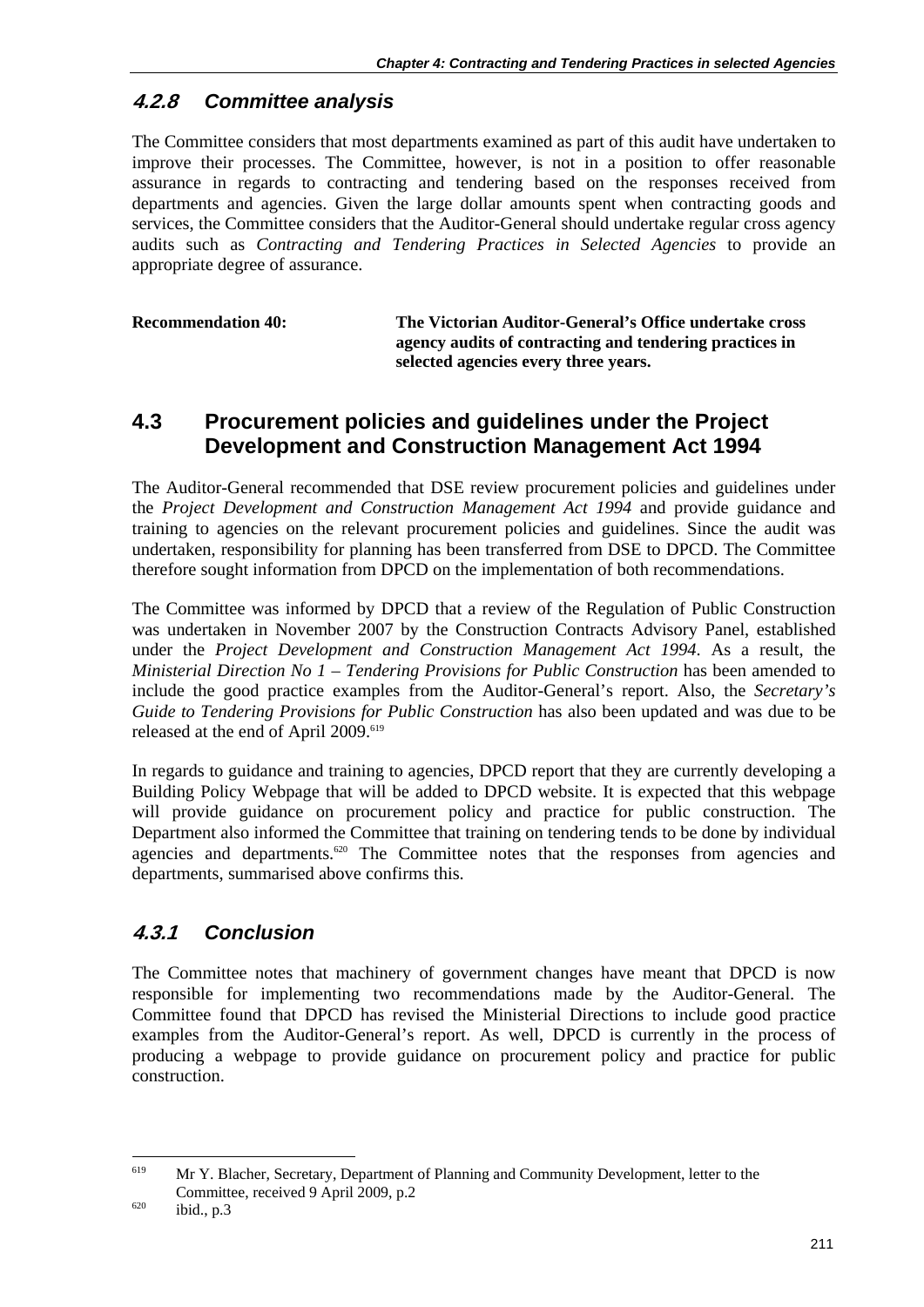### 4.2.8 Committee analysis

The Committee considers that most departments examined as part of this audit have undertaken to improve their processes. The Committee, however, is not in a position to offer reasonable assurance in regards to contracting and tendering based on the responses received from departments and agencies. Given the large dollar amounts spent when contracting goods and services, the Committee considers that the Auditor-General should undertake regular cross agency audits such as *Contracting and Tendering Practices in Selected Agencies* to provide an appropriate degree of assurance.

**Recommendation 40:** **The Victorian Auditor-General's Office undertake cross agency audits of contracting and tendering practices in selected agencies every three years.**

## 4.3 Procurement policies and guidelines under the Project Development and Construction Management Act 1994

The Auditor-General recommended that DSE review procurement policies and guidelines under the *Project Development and Construction Management Act 1994* and provide guidance and training to agencies on the relevant procurement policies and guidelines. Since the audit was undertaken, responsibility for planning has been transferred from DSE to DPCD. The Committee therefore sought information from DPCD on the implementation of both recommendations.

The Committee was informed by DPCD that a review of the Regulation of Public Construction was undertaken in November 2007 by the Construction Contracts Advisory Panel, established under the *Project Development and Construction Management Act 1994*. As a result, the *Ministerial Direction No 1 – Tendering Provisions for Public Construction* has been amended to include the good practice examples from the Auditor-General's report. Also, the *Secretary's Guide to Tendering Provisions for Public Construction* has also been updated and was due to be released at the end of April 2009.[619]

In regards to guidance and training to agencies, DPCD report that they are currently developing a Building Policy Webpage that will be added to DPCD website. It is expected that this webpage will provide guidance on procurement policy and practice for public construction. The Department also informed the Committee that training on tendering tends to be done by individual agencies and departments.[620] The Committee notes that the responses from agencies and departments, summarised above confirms this.

### 4.3.1 Conclusion

The Committee notes that machinery of government changes have meant that DPCD is now responsible for implementing two recommendations made by the Auditor-General. The Committee found that DPCD has revised the Ministerial Directions to include good practice examples from the Auditor-General's report. As well, DPCD is currently in the process of producing a webpage to provide guidance on procurement policy and practice for public construction.

---

[619] Mr Y. Blacher, Secretary, Department of Planning and Community Development, letter to the Committee, received 9 April 2009, p.2

[620] ibid., p.3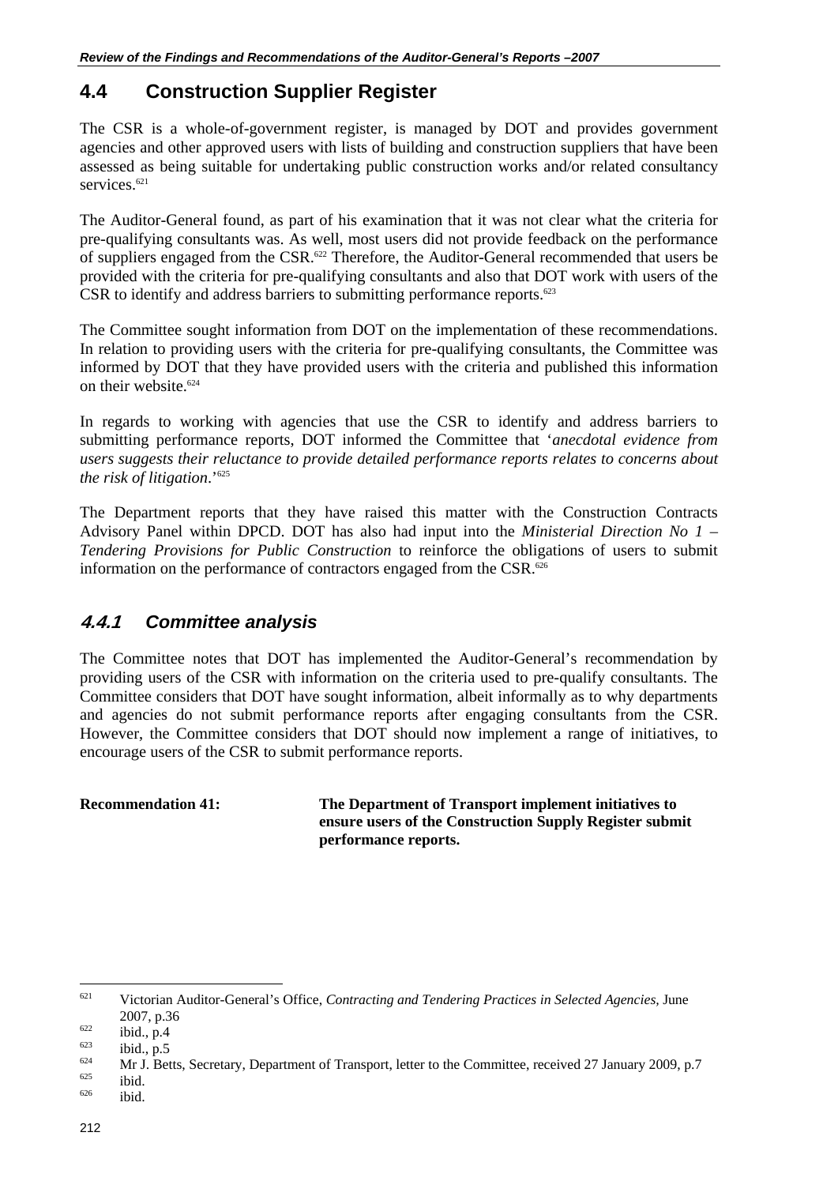## 4.4 Construction Supplier Register

The CSR is a whole-of-government register, is managed by DOT and provides government agencies and other approved users with lists of building and construction suppliers that have been assessed as being suitable for undertaking public construction works and/or related consultancy services.[621]

The Auditor-General found, as part of his examination that it was not clear what the criteria for pre-qualifying consultants was. As well, most users did not provide feedback on the performance of suppliers engaged from the CSR.[622] Therefore, the Auditor-General recommended that users be provided with the criteria for pre-qualifying consultants and also that DOT work with users of the CSR to identify and address barriers to submitting performance reports.[623]

The Committee sought information from DOT on the implementation of these recommendations. In relation to providing users with the criteria for pre-qualifying consultants, the Committee was informed by DOT that they have provided users with the criteria and published this information on their website.[624]

In regards to working with agencies that use the CSR to identify and address barriers to submitting performance reports, DOT informed the Committee that '*anecdotal evidence from users suggests their reluctance to provide detailed performance reports relates to concerns about the risk of litigation*.'[625]

The Department reports that they have raised this matter with the Construction Contracts Advisory Panel within DPCD. DOT has also had input into the *Ministerial Direction No 1 – Tendering Provisions for Public Construction* to reinforce the obligations of users to submit information on the performance of contractors engaged from the CSR.[626]

### 4.4.1 Committee analysis

The Committee notes that DOT has implemented the Auditor-General's recommendation by providing users of the CSR with information on the criteria used to pre-qualify consultants. The Committee considers that DOT have sought information, albeit informally as to why departments and agencies do not submit performance reports after engaging consultants from the CSR. However, the Committee considers that DOT should now implement a range of initiatives, to encourage users of the CSR to submit performance reports.

**Recommendation 41:** **The Department of Transport implement initiatives to ensure users of the Construction Supply Register submit performance reports.**

---

[621] Victorian Auditor-General's Office, *Contracting and Tendering Practices in Selected Agencies,* June 2007, p.36

[622] ibid., p.4

[623] ibid., p.5

[624] Mr J. Betts, Secretary, Department of Transport, letter to the Committee, received 27 January 2009, p.7

[625] ibid.

[626] ibid.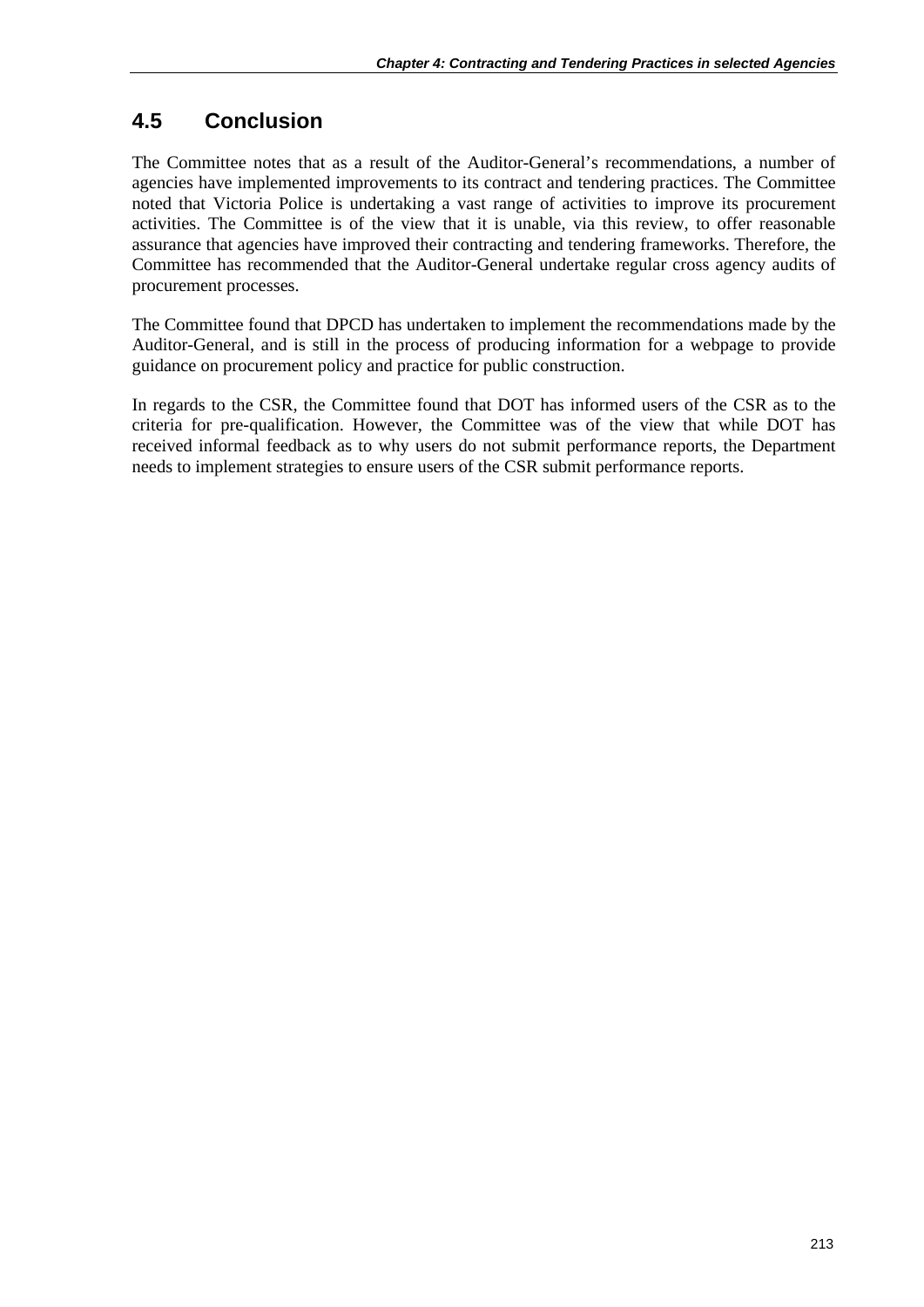## 4.5 Conclusion

The Committee notes that as a result of the Auditor-General's recommendations, a number of agencies have implemented improvements to its contract and tendering practices. The Committee noted that Victoria Police is undertaking a vast range of activities to improve its procurement activities. The Committee is of the view that it is unable, via this review, to offer reasonable assurance that agencies have improved their contracting and tendering frameworks. Therefore, the Committee has recommended that the Auditor-General undertake regular cross agency audits of procurement processes.

The Committee found that DPCD has undertaken to implement the recommendations made by the Auditor-General, and is still in the process of producing information for a webpage to provide guidance on procurement policy and practice for public construction.

In regards to the CSR, the Committee found that DOT has informed users of the CSR as to the criteria for pre-qualification. However, the Committee was of the view that while DOT has received informal feedback as to why users do not submit performance reports, the Department needs to implement strategies to ensure users of the CSR submit performance reports.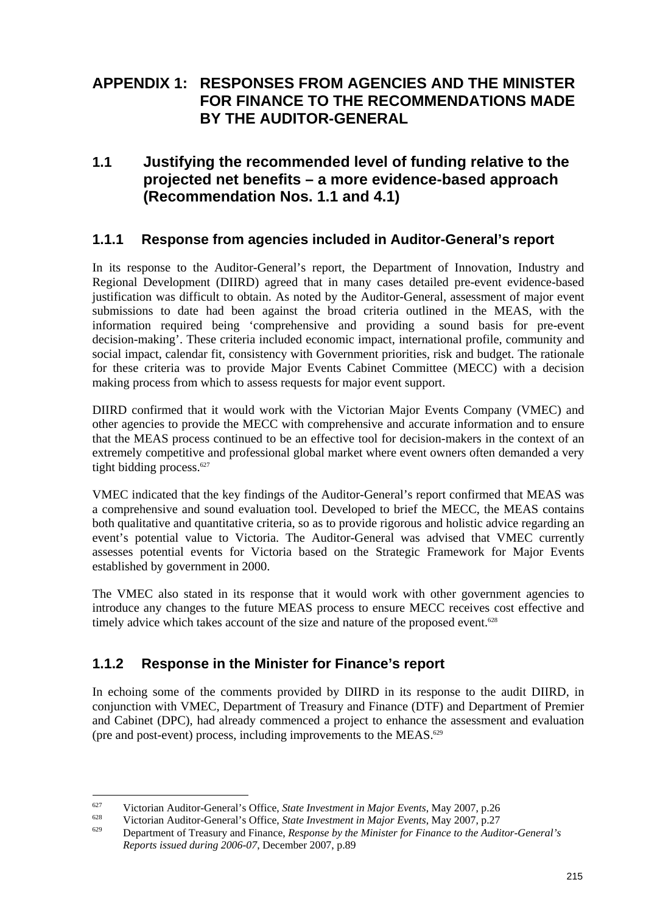# APPENDIX 1: RESPONSES FROM AGENCIES AND THE MINISTER FOR FINANCE TO THE RECOMMENDATIONS MADE BY THE AUDITOR-GENERAL

## 1.1 Justifying the recommended level of funding relative to the projected net benefits – a more evidence-based approach (Recommendation Nos. 1.1 and 4.1)

### 1.1.1 Response from agencies included in Auditor-General's report

In its response to the Auditor-General's report, the Department of Innovation, Industry and Regional Development (DIIRD) agreed that in many cases detailed pre-event evidence-based justification was difficult to obtain. As noted by the Auditor-General, assessment of major event submissions to date had been against the broad criteria outlined in the MEAS, with the information required being 'comprehensive and providing a sound basis for pre-event decision-making'. These criteria included economic impact, international profile, community and social impact, calendar fit, consistency with Government priorities, risk and budget. The rationale for these criteria was to provide Major Events Cabinet Committee (MECC) with a decision making process from which to assess requests for major event support.

DIIRD confirmed that it would work with the Victorian Major Events Company (VMEC) and other agencies to provide the MECC with comprehensive and accurate information and to ensure that the MEAS process continued to be an effective tool for decision-makers in the context of an extremely competitive and professional global market where event owners often demanded a very tight bidding process.[627]

VMEC indicated that the key findings of the Auditor-General's report confirmed that MEAS was a comprehensive and sound evaluation tool. Developed to brief the MECC, the MEAS contains both qualitative and quantitative criteria, so as to provide rigorous and holistic advice regarding an event's potential value to Victoria. The Auditor-General was advised that VMEC currently assesses potential events for Victoria based on the Strategic Framework for Major Events established by government in 2000.

The VMEC also stated in its response that it would work with other government agencies to introduce any changes to the future MEAS process to ensure MECC receives cost effective and timely advice which takes account of the size and nature of the proposed event.[628]

### 1.1.2 Response in the Minister for Finance's report

In echoing some of the comments provided by DIIRD in its response to the audit DIIRD, in conjunction with VMEC, Department of Treasury and Finance (DTF) and Department of Premier and Cabinet (DPC), had already commenced a project to enhance the assessment and evaluation (pre and post-event) process, including improvements to the MEAS.[629]

---

[627] Victorian Auditor-General's Office, *State Investment in Major Events*, May 2007, p.26

[628] Victorian Auditor-General's Office, *State Investment in Major Events*, May 2007, p.27

[629] Department of Treasury and Finance, *Response by the Minister for Finance to the Auditor-General's Reports issued during 2006-07*, December 2007, p.89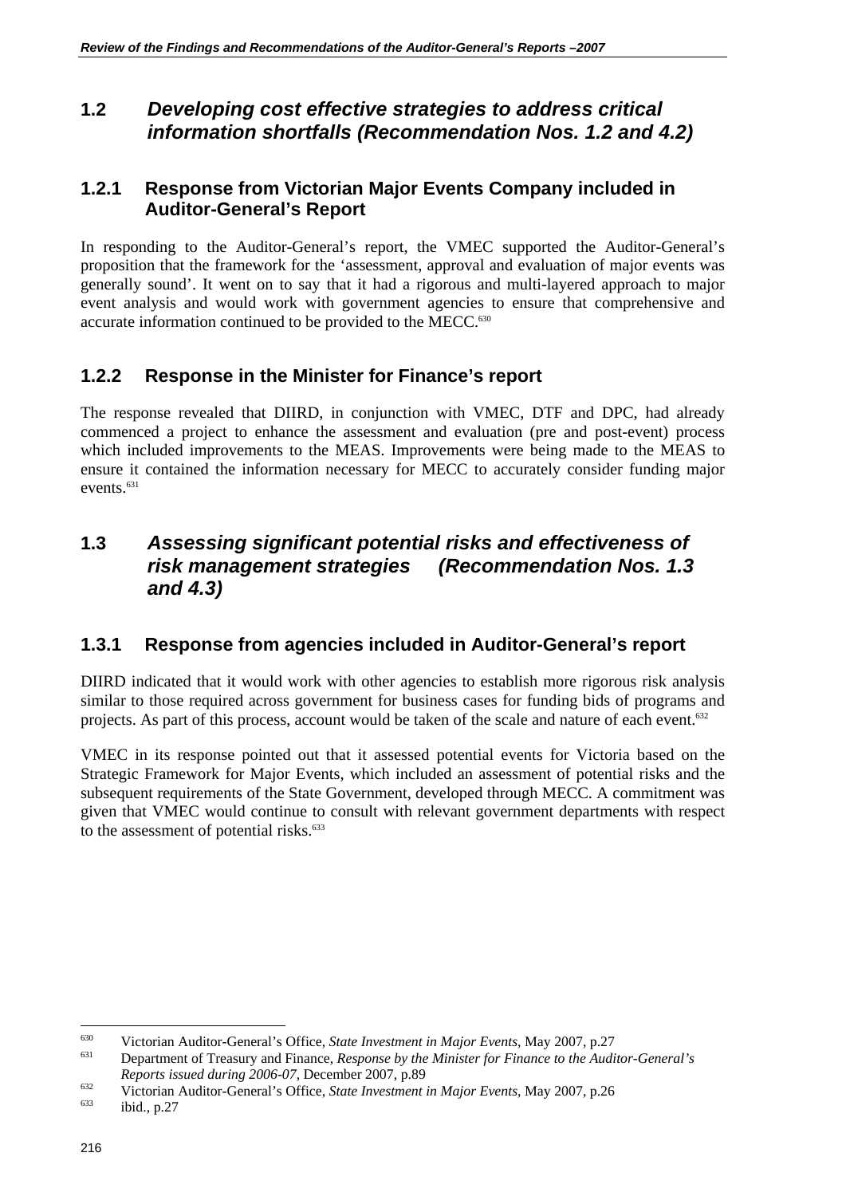## 1.2 *Developing cost effective strategies to address critical information shortfalls (Recommendation Nos. 1.2 and 4.2)*

### 1.2.1 Response from Victorian Major Events Company included in Auditor-General's Report

In responding to the Auditor-General's report, the VMEC supported the Auditor-General's proposition that the framework for the 'assessment, approval and evaluation of major events was generally sound'. It went on to say that it had a rigorous and multi-layered approach to major event analysis and would work with government agencies to ensure that comprehensive and accurate information continued to be provided to the MECC.[630]

### 1.2.2 Response in the Minister for Finance's report

The response revealed that DIIRD, in conjunction with VMEC, DTF and DPC, had already commenced a project to enhance the assessment and evaluation (pre and post-event) process which included improvements to the MEAS. Improvements were being made to the MEAS to ensure it contained the information necessary for MECC to accurately consider funding major events.[631]

## 1.3 *Assessing significant potential risks and effectiveness of risk management strategies (Recommendation Nos. 1.3 and 4.3)*

### 1.3.1 Response from agencies included in Auditor-General's report

DIIRD indicated that it would work with other agencies to establish more rigorous risk analysis similar to those required across government for business cases for funding bids of programs and projects. As part of this process, account would be taken of the scale and nature of each event.[632]

VMEC in its response pointed out that it assessed potential events for Victoria based on the Strategic Framework for Major Events, which included an assessment of potential risks and the subsequent requirements of the State Government, developed through MECC. A commitment was given that VMEC would continue to consult with relevant government departments with respect to the assessment of potential risks.[633]

---

[630] Victorian Auditor-General's Office, *State Investment in Major Events*, May 2007, p.27

[631] Department of Treasury and Finance, *Response by the Minister for Finance to the Auditor-General's Reports issued during 2006-07*, December 2007, p.89

[632] Victorian Auditor-General's Office, *State Investment in Major Events*, May 2007, p.26

[633] ibid., p.27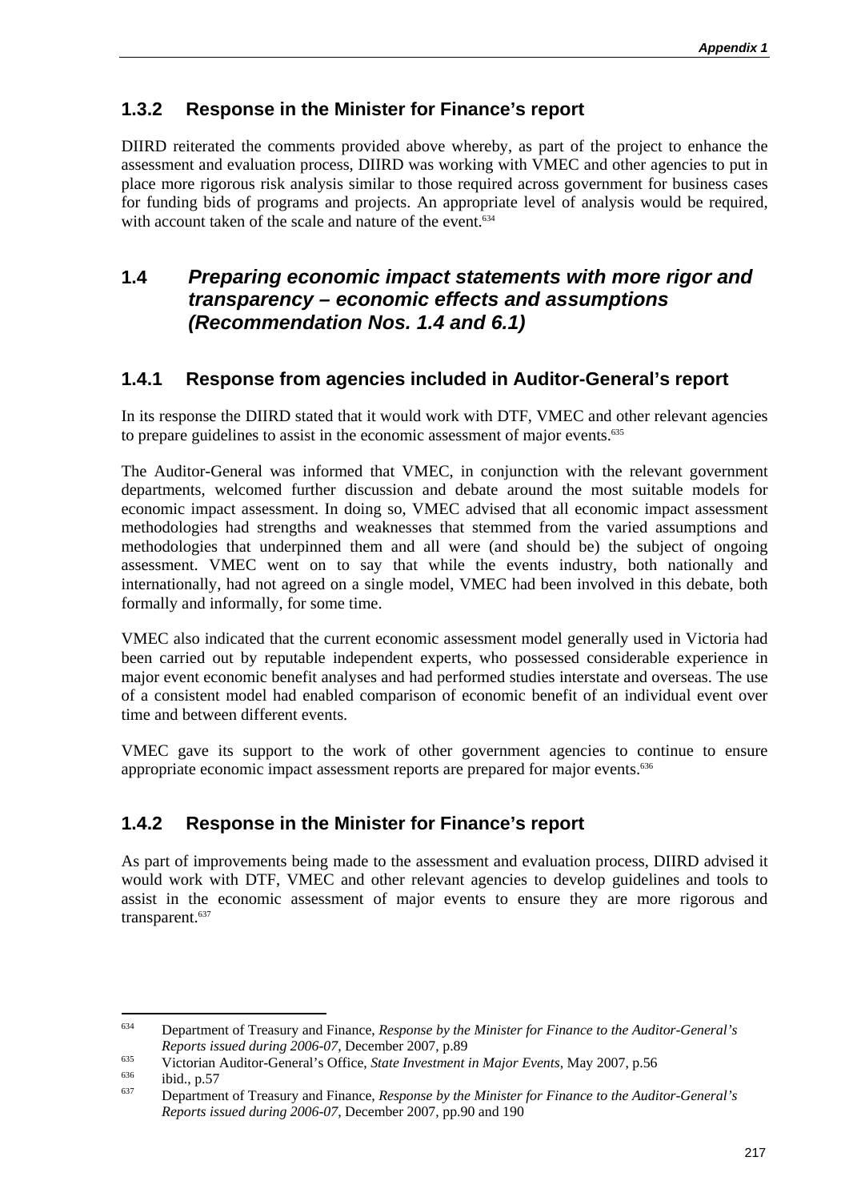### 1.3.2 Response in the Minister for Finance's report

DIIRD reiterated the comments provided above whereby, as part of the project to enhance the assessment and evaluation process, DIIRD was working with VMEC and other agencies to put in place more rigorous risk analysis similar to those required across government for business cases for funding bids of programs and projects. An appropriate level of analysis would be required, with account taken of the scale and nature of the event.[634]

## 1.4 *Preparing economic impact statements with more rigor and transparency – economic effects and assumptions (Recommendation Nos. 1.4 and 6.1)*

### 1.4.1 Response from agencies included in Auditor-General's report

In its response the DIIRD stated that it would work with DTF, VMEC and other relevant agencies to prepare guidelines to assist in the economic assessment of major events.[635]

The Auditor-General was informed that VMEC, in conjunction with the relevant government departments, welcomed further discussion and debate around the most suitable models for economic impact assessment. In doing so, VMEC advised that all economic impact assessment methodologies had strengths and weaknesses that stemmed from the varied assumptions and methodologies that underpinned them and all were (and should be) the subject of ongoing assessment. VMEC went on to say that while the events industry, both nationally and internationally, had not agreed on a single model, VMEC had been involved in this debate, both formally and informally, for some time.

VMEC also indicated that the current economic assessment model generally used in Victoria had been carried out by reputable independent experts, who possessed considerable experience in major event economic benefit analyses and had performed studies interstate and overseas. The use of a consistent model had enabled comparison of economic benefit of an individual event over time and between different events.

VMEC gave its support to the work of other government agencies to continue to ensure appropriate economic impact assessment reports are prepared for major events.[636]

### 1.4.2 Response in the Minister for Finance's report

As part of improvements being made to the assessment and evaluation process, DIIRD advised it would work with DTF, VMEC and other relevant agencies to develop guidelines and tools to assist in the economic assessment of major events to ensure they are more rigorous and transparent.[637]

---

[634] Department of Treasury and Finance, *Response by the Minister for Finance to the Auditor-General's Reports issued during 2006-07*, December 2007, p.89

[635] Victorian Auditor-General's Office, *State Investment in Major Events*, May 2007, p.56

[636] ibid., p.57

[637] Department of Treasury and Finance, *Response by the Minister for Finance to the Auditor-General's Reports issued during 2006-07*, December 2007, pp.90 and 190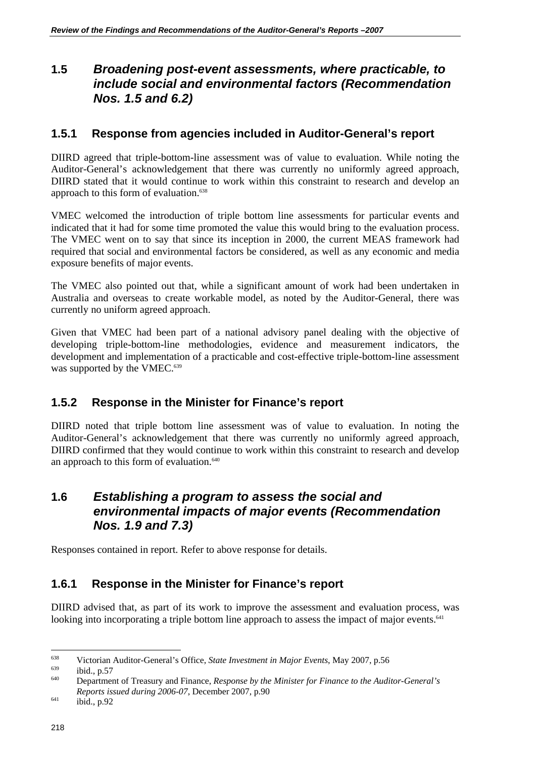## 1.5 *Broadening post-event assessments, where practicable, to include social and environmental factors (Recommendation Nos. 1.5 and 6.2)*

### 1.5.1 Response from agencies included in Auditor-General's report

DIIRD agreed that triple-bottom-line assessment was of value to evaluation. While noting the Auditor-General's acknowledgement that there was currently no uniformly agreed approach, DIIRD stated that it would continue to work within this constraint to research and develop an approach to this form of evaluation.[638]

VMEC welcomed the introduction of triple bottom line assessments for particular events and indicated that it had for some time promoted the value this would bring to the evaluation process. The VMEC went on to say that since its inception in 2000, the current MEAS framework had required that social and environmental factors be considered, as well as any economic and media exposure benefits of major events.

The VMEC also pointed out that, while a significant amount of work had been undertaken in Australia and overseas to create workable model, as noted by the Auditor-General, there was currently no uniform agreed approach.

Given that VMEC had been part of a national advisory panel dealing with the objective of developing triple-bottom-line methodologies, evidence and measurement indicators, the development and implementation of a practicable and cost-effective triple-bottom-line assessment was supported by the VMEC.[639]

### 1.5.2 Response in the Minister for Finance's report

DIIRD noted that triple bottom line assessment was of value to evaluation. In noting the Auditor-General's acknowledgement that there was currently no uniformly agreed approach, DIIRD confirmed that they would continue to work within this constraint to research and develop an approach to this form of evaluation.[640]

## 1.6 *Establishing a program to assess the social and environmental impacts of major events (Recommendation Nos. 1.9 and 7.3)*

Responses contained in report. Refer to above response for details.

### 1.6.1 Response in the Minister for Finance's report

DIIRD advised that, as part of its work to improve the assessment and evaluation process, was looking into incorporating a triple bottom line approach to assess the impact of major events.[641]

---

[638] Victorian Auditor-General's Office, *State Investment in Major Events*, May 2007, p.56

[639] ibid., p.57

[640] Department of Treasury and Finance, *Response by the Minister for Finance to the Auditor-General's Reports issued during 2006-07*, December 2007, p.90

[641] ibid., p.92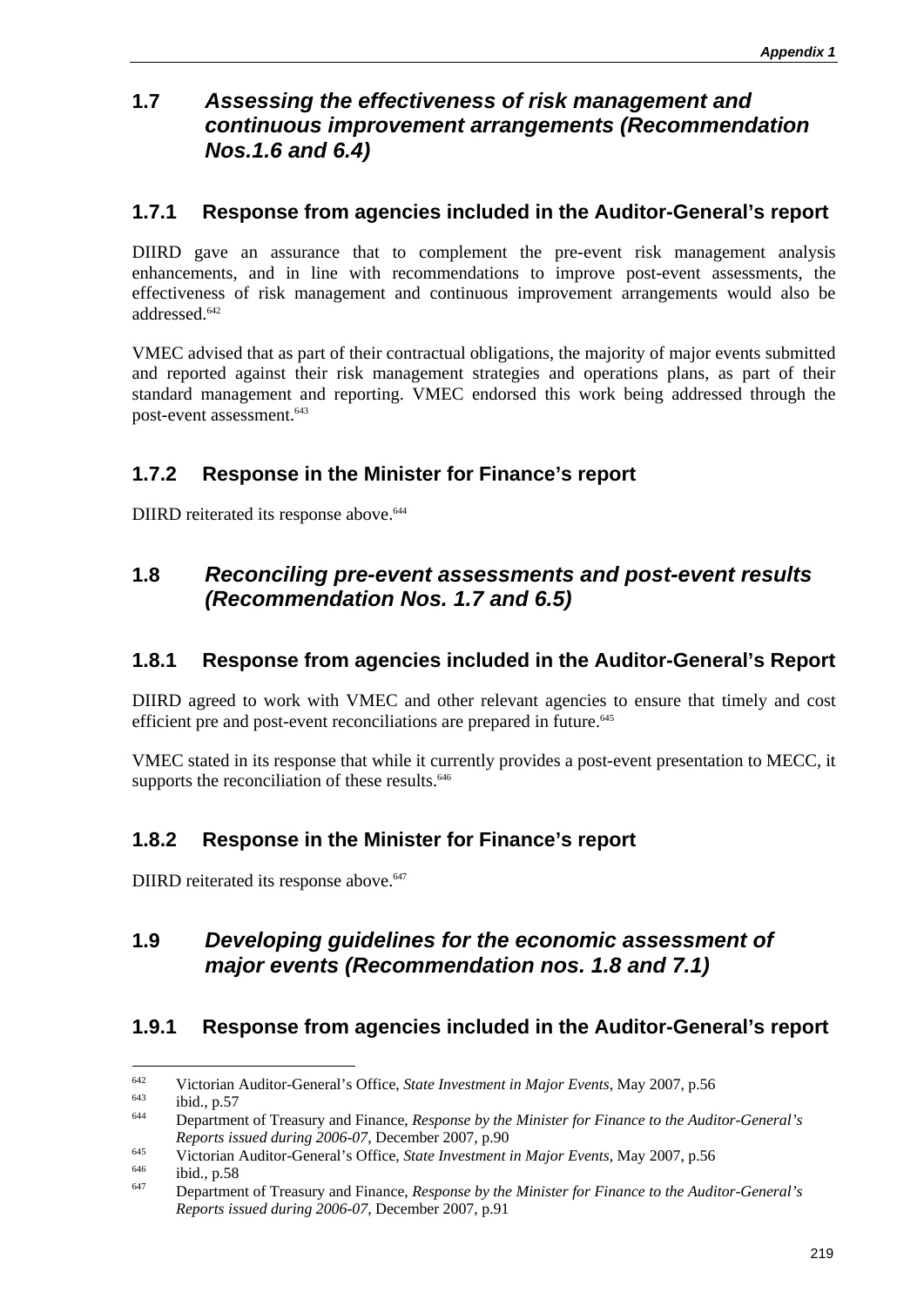## 1.7 *Assessing the effectiveness of risk management and continuous improvement arrangements (Recommendation Nos.1.6 and 6.4)*

### 1.7.1 Response from agencies included in the Auditor-General's report

DIIRD gave an assurance that to complement the pre-event risk management analysis enhancements, and in line with recommendations to improve post-event assessments, the effectiveness of risk management and continuous improvement arrangements would also be addressed.[642]

VMEC advised that as part of their contractual obligations, the majority of major events submitted and reported against their risk management strategies and operations plans, as part of their standard management and reporting. VMEC endorsed this work being addressed through the post-event assessment.[643]

### 1.7.2 Response in the Minister for Finance's report

DIIRD reiterated its response above.[644]

## 1.8 *Reconciling pre-event assessments and post-event results (Recommendation Nos. 1.7 and 6.5)*

### 1.8.1 Response from agencies included in the Auditor-General's Report

DIIRD agreed to work with VMEC and other relevant agencies to ensure that timely and cost efficient pre and post-event reconciliations are prepared in future.[645]

VMEC stated in its response that while it currently provides a post-event presentation to MECC, it supports the reconciliation of these results.[646]

### 1.8.2 Response in the Minister for Finance's report

DIIRD reiterated its response above.[647]

## 1.9 *Developing guidelines for the economic assessment of major events (Recommendation nos. 1.8 and 7.1)*

### 1.9.1 Response from agencies included in the Auditor-General's report

---

[642] Victorian Auditor-General's Office, *State Investment in Major Events*, May 2007, p.56

[643] ibid., p.57

[644] Department of Treasury and Finance, *Response by the Minister for Finance to the Auditor-General's Reports issued during 2006-07*, December 2007, p.90

[645] Victorian Auditor-General's Office, *State Investment in Major Events*, May 2007, p.56

[646] ibid., p.58

[647] Department of Treasury and Finance, *Response by the Minister for Finance to the Auditor-General's Reports issued during 2006-07*, December 2007, p.91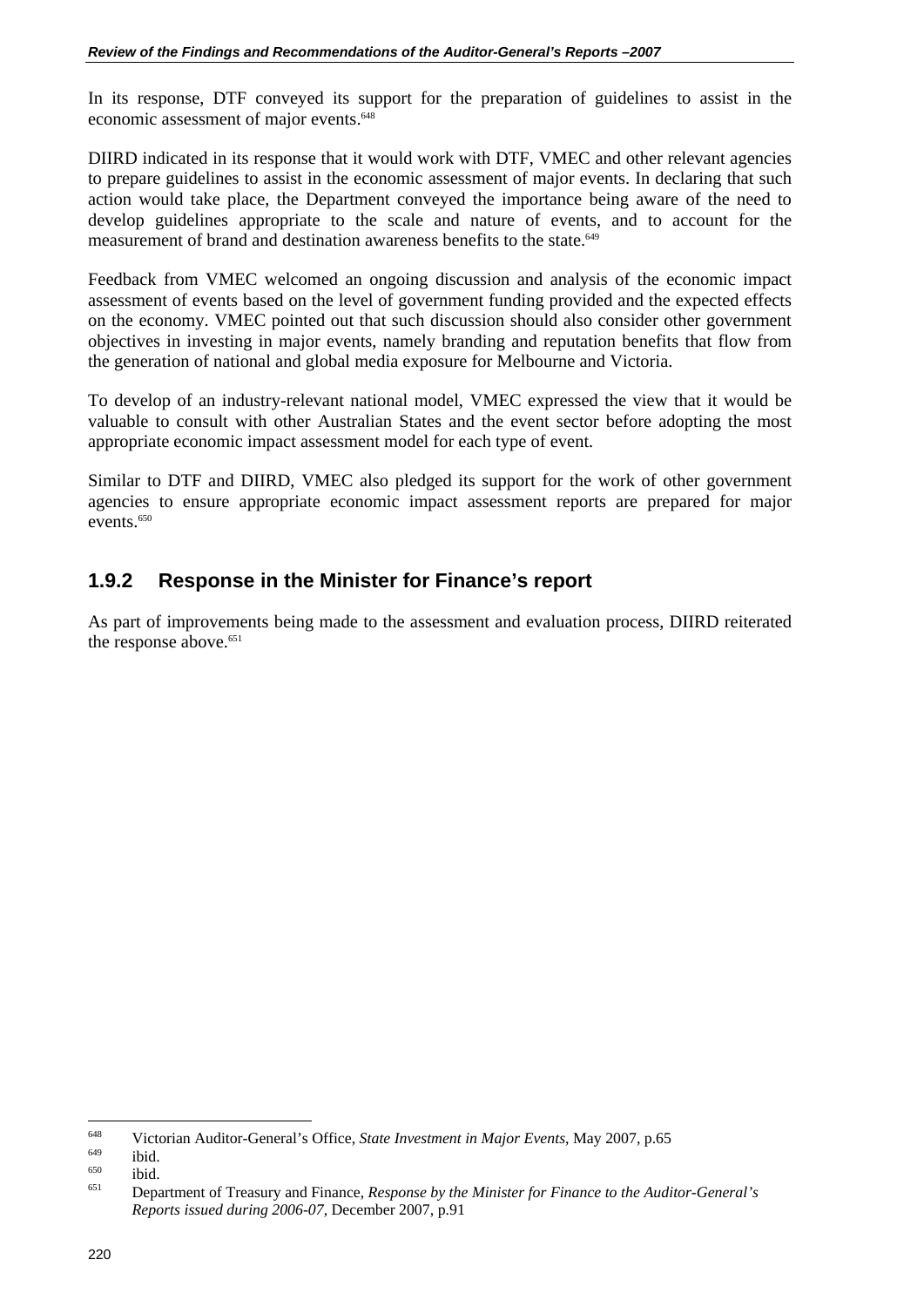In its response, DTF conveyed its support for the preparation of guidelines to assist in the economic assessment of major events.[648]

DIIRD indicated in its response that it would work with DTF, VMEC and other relevant agencies to prepare guidelines to assist in the economic assessment of major events. In declaring that such action would take place, the Department conveyed the importance being aware of the need to develop guidelines appropriate to the scale and nature of events, and to account for the measurement of brand and destination awareness benefits to the state.[649]

Feedback from VMEC welcomed an ongoing discussion and analysis of the economic impact assessment of events based on the level of government funding provided and the expected effects on the economy. VMEC pointed out that such discussion should also consider other government objectives in investing in major events, namely branding and reputation benefits that flow from the generation of national and global media exposure for Melbourne and Victoria.

To develop of an industry-relevant national model, VMEC expressed the view that it would be valuable to consult with other Australian States and the event sector before adopting the most appropriate economic impact assessment model for each type of event.

Similar to DTF and DIIRD, VMEC also pledged its support for the work of other government agencies to ensure appropriate economic impact assessment reports are prepared for major events.[650]

## 1.9.2 Response in the Minister for Finance's report

As part of improvements being made to the assessment and evaluation process, DIIRD reiterated the response above.[651]

---

[648] Victorian Auditor-General's Office, *State Investment in Major Events*, May 2007, p.65

[649] ibid.

[650] ibid.

[651] Department of Treasury and Finance, *Response by the Minister for Finance to the Auditor-General's Reports issued during 2006-07*, December 2007, p.91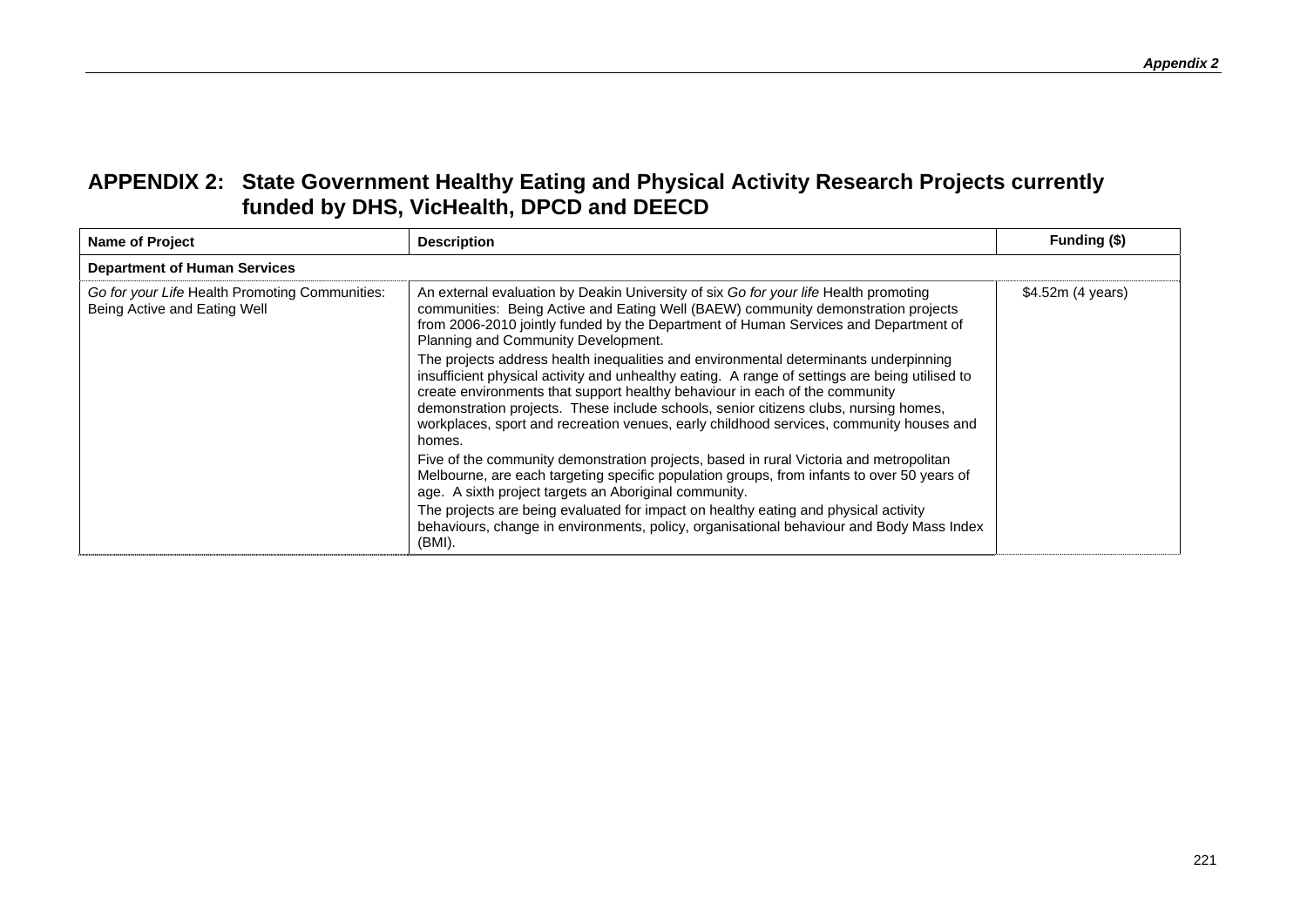# APPENDIX 2: State Government Healthy Eating and Physical Activity Research Projects currently funded by DHS, VicHealth, DPCD and DEECD

| Name of Project | Description | Funding ($) |
|---|---|---|
| **Department of Human Services** | | |
| *Go for your Life* Health Promoting Communities: Being Active and Eating Well | An external evaluation by Deakin University of six *Go for your life* Health promoting communities: Being Active and Eating Well (BAEW) community demonstration projects from 2006-2010 jointly funded by the Department of Human Services and Department of Planning and Community Development.<br><br>The projects address health inequalities and environmental determinants underpinning insufficient physical activity and unhealthy eating. A range of settings are being utilised to create environments that support healthy behaviour in each of the community demonstration projects. These include schools, senior citizens clubs, nursing homes, workplaces, sport and recreation venues, early childhood services, community houses and homes.<br><br>Five of the community demonstration projects, based in rural Victoria and metropolitan Melbourne, are each targeting specific population groups, from infants to over 50 years of age. A sixth project targets an Aboriginal community.<br><br>The projects are being evaluated for impact on healthy eating and physical activity behaviours, change in environments, policy, organisational behaviour and Body Mass Index (BMI). | $4.52m (4 years) |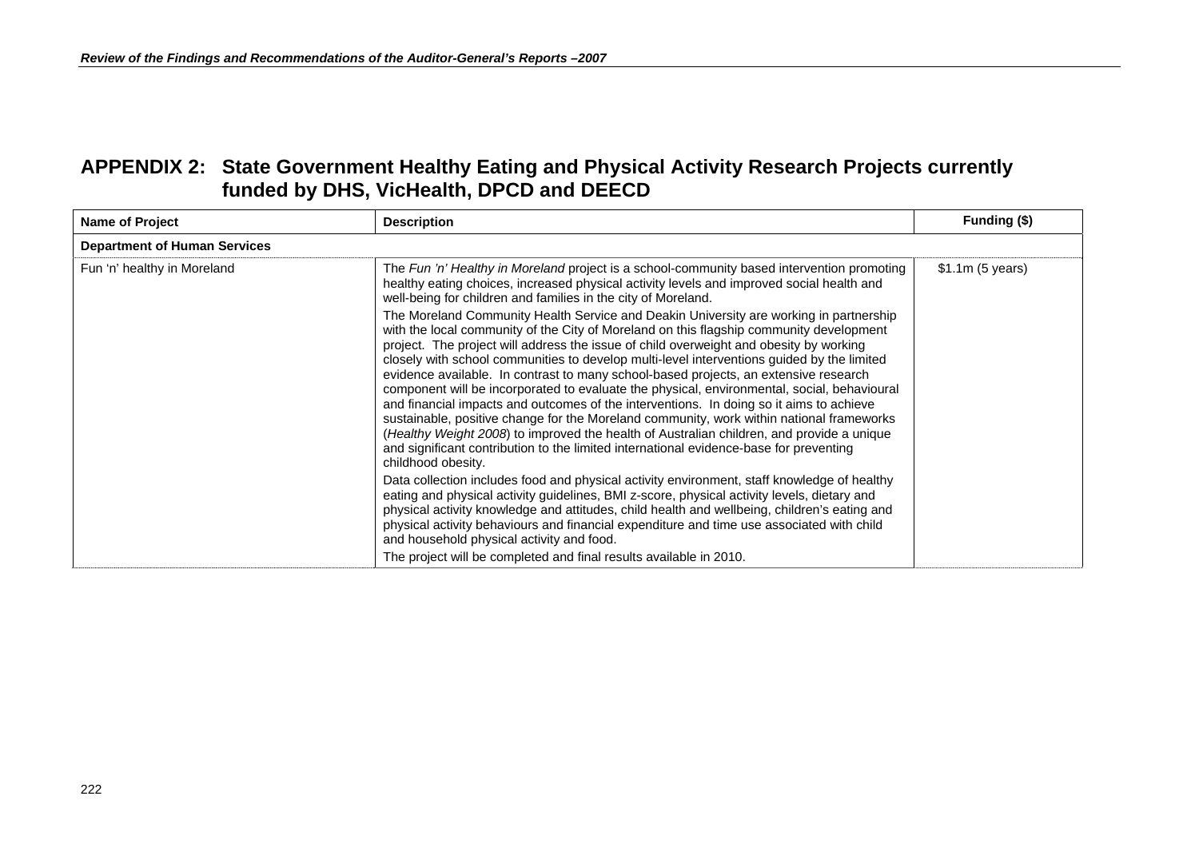# APPENDIX 2: State Government Healthy Eating and Physical Activity Research Projects currently funded by DHS, VicHealth, DPCD and DEECD

| Name of Project | Description | Funding ($) |
|---|---|---|
| **Department of Human Services** | | |
| Fun 'n' healthy in Moreland | The *Fun 'n' Healthy in Moreland* project is a school-community based intervention promoting healthy eating choices, increased physical activity levels and improved social health and well-being for children and families in the city of Moreland.<br>The Moreland Community Health Service and Deakin University are working in partnership with the local community of the City of Moreland on this flagship community development project. The project will address the issue of child overweight and obesity by working closely with school communities to develop multi-level interventions guided by the limited evidence available. In contrast to many school-based projects, an extensive research component will be incorporated to evaluate the physical, environmental, social, behavioural and financial impacts and outcomes of the interventions. In doing so it aims to achieve sustainable, positive change for the Moreland community, work within national frameworks (*Healthy Weight 2008*) to improved the health of Australian children, and provide a unique and significant contribution to the limited international evidence-base for preventing childhood obesity.<br>Data collection includes food and physical activity environment, staff knowledge of healthy eating and physical activity guidelines, BMI z-score, physical activity levels, dietary and physical activity knowledge and attitudes, child health and wellbeing, children's eating and physical activity behaviours and financial expenditure and time use associated with child and household physical activity and food.<br>The project will be completed and final results available in 2010. | $1.1m (5 years) |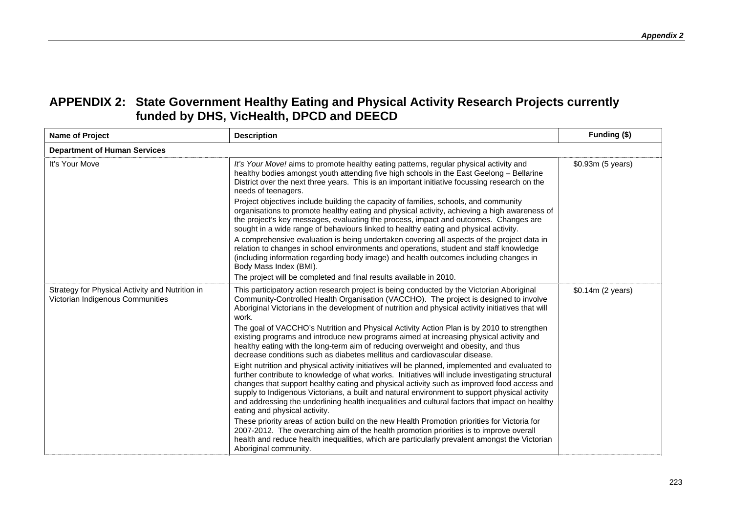# APPENDIX 2: State Government Healthy Eating and Physical Activity Research Projects currently funded by DHS, VicHealth, DPCD and DEECD

| Name of Project | Description | Funding ($) |
|---|---|---|
| **Department of Human Services** | | |
| It's Your Move | *It's Your Move!* aims to promote healthy eating patterns, regular physical activity and healthy bodies amongst youth attending five high schools in the East Geelong – Bellarine District over the next three years. This is an important initiative focussing research on the needs of teenagers.<br><br>Project objectives include building the capacity of families, schools, and community organisations to promote healthy eating and physical activity, achieving a high awareness of the project's key messages, evaluating the process, impact and outcomes. Changes are sought in a wide range of behaviours linked to healthy eating and physical activity.<br><br>A comprehensive evaluation is being undertaken covering all aspects of the project data in relation to changes in school environments and operations, student and staff knowledge (including information regarding body image) and health outcomes including changes in Body Mass Index (BMI).<br><br>The project will be completed and final results available in 2010. | \$0.93m (5 years) |
| Strategy for Physical Activity and Nutrition in Victorian Indigenous Communities | This participatory action research project is being conducted by the Victorian Aboriginal Community-Controlled Health Organisation (VACCHO). The project is designed to involve Aboriginal Victorians in the development of nutrition and physical activity initiatives that will work.<br><br>The goal of VACCHO's Nutrition and Physical Activity Action Plan is by 2010 to strengthen existing programs and introduce new programs aimed at increasing physical activity and healthy eating with the long-term aim of reducing overweight and obesity, and thus decrease conditions such as diabetes mellitus and cardiovascular disease.<br><br>Eight nutrition and physical activity initiatives will be planned, implemented and evaluated to further contribute to knowledge of what works. Initiatives will include investigating structural changes that support healthy eating and physical activity such as improved food access and supply to Indigenous Victorians, a built and natural environment to support physical activity and addressing the underlining health inequalities and cultural factors that impact on healthy eating and physical activity.<br><br>These priority areas of action build on the new Health Promotion priorities for Victoria for 2007-2012. The overarching aim of the health promotion priorities is to improve overall health and reduce health inequalities, which are particularly prevalent amongst the Victorian Aboriginal community. | \$0.14m (2 years) |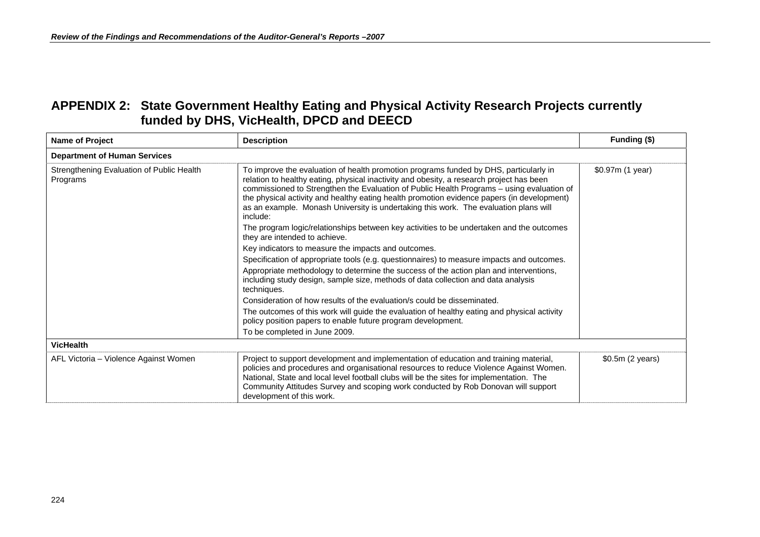# APPENDIX 2: State Government Healthy Eating and Physical Activity Research Projects currently funded by DHS, VicHealth, DPCD and DEECD

| Name of Project | Description | Funding ($) |
|---|---|---|
| **Department of Human Services** | | |
| Strengthening Evaluation of Public Health Programs | To improve the evaluation of health promotion programs funded by DHS, particularly in relation to healthy eating, physical inactivity and obesity, a research project has been commissioned to Strengthen the Evaluation of Public Health Programs – using evaluation of the physical activity and healthy eating health promotion evidence papers (in development) as an example. Monash University is undertaking this work. The evaluation plans will include:<br>The program logic/relationships between key activities to be undertaken and the outcomes they are intended to achieve.<br>Key indicators to measure the impacts and outcomes.<br>Specification of appropriate tools (e.g. questionnaires) to measure impacts and outcomes.<br>Appropriate methodology to determine the success of the action plan and interventions, including study design, sample size, methods of data collection and data analysis techniques.<br>Consideration of how results of the evaluation/s could be disseminated.<br>The outcomes of this work will guide the evaluation of healthy eating and physical activity policy position papers to enable future program development.<br>To be completed in June 2009. | $0.97m (1 year) |
| **VicHealth** | | |
| AFL Victoria – Violence Against Women | Project to support development and implementation of education and training material, policies and procedures and organisational resources to reduce Violence Against Women. National, State and local level football clubs will be the sites for implementation. The Community Attitudes Survey and scoping work conducted by Rob Donovan will support development of this work. | $0.5m (2 years) |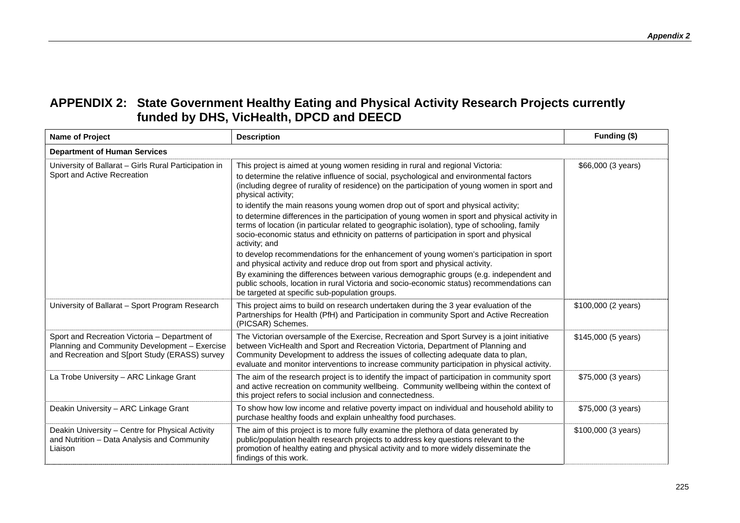## APPENDIX 2: State Government Healthy Eating and Physical Activity Research Projects currently funded by DHS, VicHealth, DPCD and DEECD

| Name of Project | Description | Funding ($) |
|---|---|---|
| **Department of Human Services** | | |
| University of Ballarat – Girls Rural Participation in Sport and Active Recreation | This project is aimed at young women residing in rural and regional Victoria:<br>to determine the relative influence of social, psychological and environmental factors (including degree of rurality of residence) on the participation of young women in sport and physical activity;<br>to identify the main reasons young women drop out of sport and physical activity;<br>to determine differences in the participation of young women in sport and physical activity in terms of location (in particular related to geographic isolation), type of schooling, family socio-economic status and ethnicity on patterns of participation in sport and physical activity; and<br>to develop recommendations for the enhancement of young women's participation in sport and physical activity and reduce drop out from sport and physical activity.<br>By examining the differences between various demographic groups (e.g. independent and public schools, location in rural Victoria and socio-economic status) recommendations can be targeted at specific sub-population groups. | $66,000 (3 years) |
| University of Ballarat – Sport Program Research | This project aims to build on research undertaken during the 3 year evaluation of the Partnerships for Health (PfH) and Participation in community Sport and Active Recreation (PICSAR) Schemes. | $100,000 (2 years) |
| Sport and Recreation Victoria – Department of Planning and Community Development – Exercise and Recreation and S[port Study (ERASS) survey | The Victorian oversample of the Exercise, Recreation and Sport Survey is a joint initiative between VicHealth and Sport and Recreation Victoria, Department of Planning and Community Development to address the issues of collecting adequate data to plan, evaluate and monitor interventions to increase community participation in physical activity. | $145,000 (5 years) |
| La Trobe University – ARC Linkage Grant | The aim of the research project is to identify the impact of participation in community sport and active recreation on community wellbeing. Community wellbeing within the context of this project refers to social inclusion and connectedness. | $75,000 (3 years) |
| Deakin University – ARC Linkage Grant | To show how low income and relative poverty impact on individual and household ability to purchase healthy foods and explain unhealthy food purchases. | $75,000 (3 years) |
| Deakin University – Centre for Physical Activity and Nutrition – Data Analysis and Community Liaison | The aim of this project is to more fully examine the plethora of data generated by public/population health research projects to address key questions relevant to the promotion of healthy eating and physical activity and to more widely disseminate the findings of this work. | $100,000 (3 years) |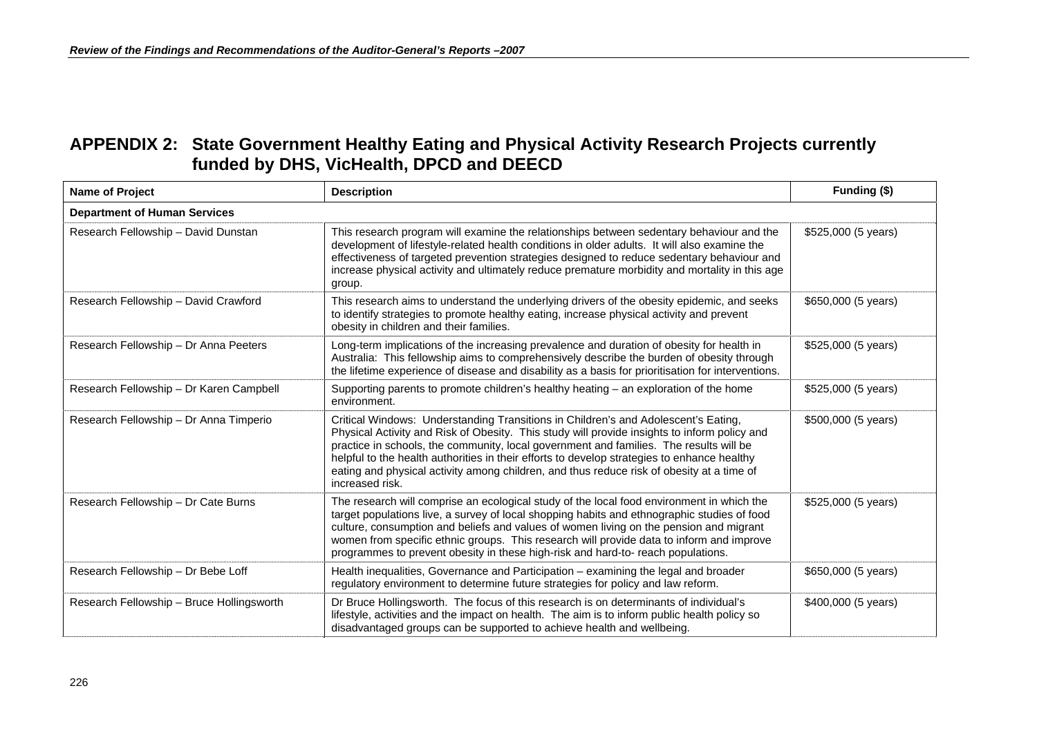## APPENDIX 2: State Government Healthy Eating and Physical Activity Research Projects currently funded by DHS, VicHealth, DPCD and DEECD

| Name of Project | Description | Funding ($) |
|---|---|---|
| **Department of Human Services** | | |
| Research Fellowship – David Dunstan | This research program will examine the relationships between sedentary behaviour and the development of lifestyle-related health conditions in older adults. It will also examine the effectiveness of targeted prevention strategies designed to reduce sedentary behaviour and increase physical activity and ultimately reduce premature morbidity and mortality in this age group. | $525,000 (5 years) |
| Research Fellowship – David Crawford | This research aims to understand the underlying drivers of the obesity epidemic, and seeks to identify strategies to promote healthy eating, increase physical activity and prevent obesity in children and their families. | $650,000 (5 years) |
| Research Fellowship – Dr Anna Peeters | Long-term implications of the increasing prevalence and duration of obesity for health in Australia: This fellowship aims to comprehensively describe the burden of obesity through the lifetime experience of disease and disability as a basis for prioritisation for interventions. | $525,000 (5 years) |
| Research Fellowship – Dr Karen Campbell | Supporting parents to promote children's healthy heating – an exploration of the home environment. | $525,000 (5 years) |
| Research Fellowship – Dr Anna Timperio | Critical Windows: Understanding Transitions in Children's and Adolescent's Eating, Physical Activity and Risk of Obesity. This study will provide insights to inform policy and practice in schools, the community, local government and families. The results will be helpful to the health authorities in their efforts to develop strategies to enhance healthy eating and physical activity among children, and thus reduce risk of obesity at a time of increased risk. | $500,000 (5 years) |
| Research Fellowship – Dr Cate Burns | The research will comprise an ecological study of the local food environment in which the target populations live, a survey of local shopping habits and ethnographic studies of food culture, consumption and beliefs and values of women living on the pension and migrant women from specific ethnic groups. This research will provide data to inform and improve programmes to prevent obesity in these high-risk and hard-to- reach populations. | $525,000 (5 years) |
| Research Fellowship – Dr Bebe Loff | Health inequalities, Governance and Participation – examining the legal and broader regulatory environment to determine future strategies for policy and law reform. | $650,000 (5 years) |
| Research Fellowship – Bruce Hollingsworth | Dr Bruce Hollingsworth. The focus of this research is on determinants of individual's lifestyle, activities and the impact on health. The aim is to inform public health policy so disadvantaged groups can be supported to achieve health and wellbeing. | $400,000 (5 years) |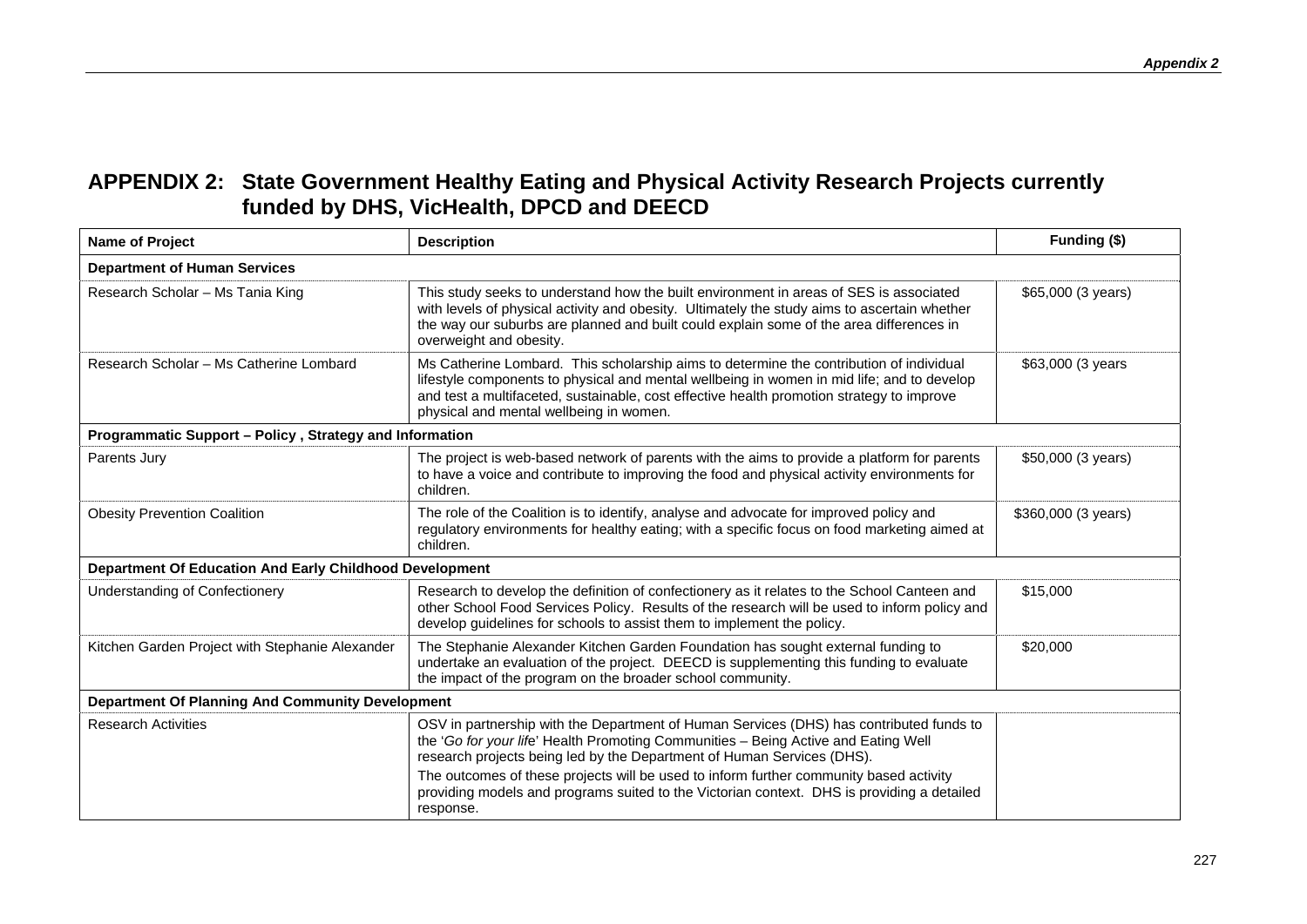# APPENDIX 2: State Government Healthy Eating and Physical Activity Research Projects currently funded by DHS, VicHealth, DPCD and DEECD

| Name of Project | Description | Funding ($) |
|---|---|---|
| **Department of Human Services** | | |
| Research Scholar – Ms Tania King | This study seeks to understand how the built environment in areas of SES is associated with levels of physical activity and obesity. Ultimately the study aims to ascertain whether the way our suburbs are planned and built could explain some of the area differences in overweight and obesity. | $65,000 (3 years) |
| Research Scholar – Ms Catherine Lombard | Ms Catherine Lombard. This scholarship aims to determine the contribution of individual lifestyle components to physical and mental wellbeing in women in mid life; and to develop and test a multifaceted, sustainable, cost effective health promotion strategy to improve physical and mental wellbeing in women. | $63,000 (3 years |
| **Programmatic Support – Policy , Strategy and Information** | | |
| Parents Jury | The project is web-based network of parents with the aims to provide a platform for parents to have a voice and contribute to improving the food and physical activity environments for children. | $50,000 (3 years) |
| Obesity Prevention Coalition | The role of the Coalition is to identify, analyse and advocate for improved policy and regulatory environments for healthy eating; with a specific focus on food marketing aimed at children. | $360,000 (3 years) |
| **Department Of Education And Early Childhood Development** | | |
| Understanding of Confectionery | Research to develop the definition of confectionery as it relates to the School Canteen and other School Food Services Policy. Results of the research will be used to inform policy and develop guidelines for schools to assist them to implement the policy. | $15,000 |
| Kitchen Garden Project with Stephanie Alexander | The Stephanie Alexander Kitchen Garden Foundation has sought external funding to undertake an evaluation of the project. DEECD is supplementing this funding to evaluate the impact of the program on the broader school community. | $20,000 |
| **Department Of Planning And Community Development** | | |
| Research Activities | OSV in partnership with the Department of Human Services (DHS) has contributed funds to the '*Go for your life*' Health Promoting Communities – Being Active and Eating Well research projects being led by the Department of Human Services (DHS).<br>The outcomes of these projects will be used to inform further community based activity providing models and programs suited to the Victorian context. DHS is providing a detailed response. | |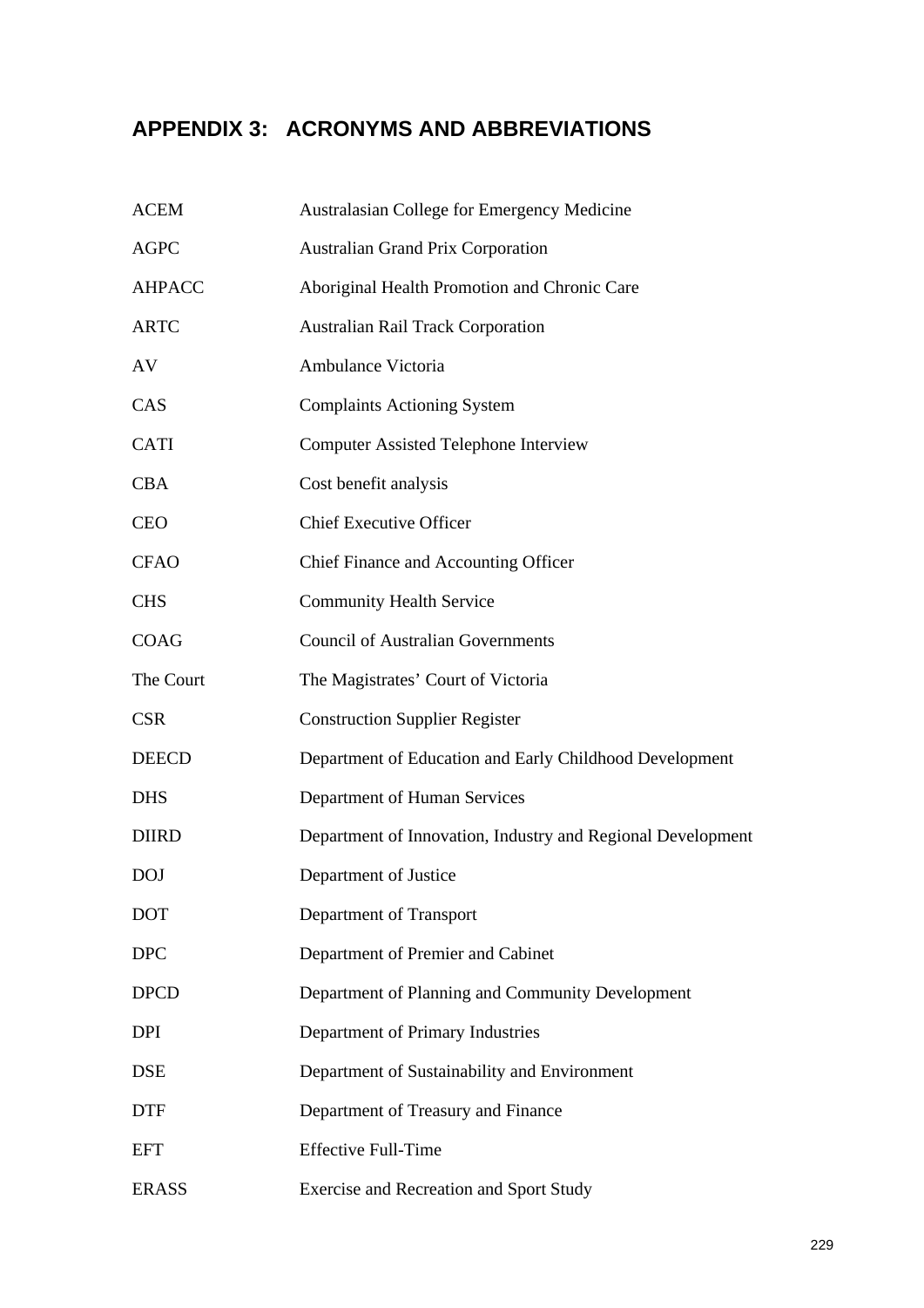# APPENDIX 3: ACRONYMS AND ABBREVIATIONS

| | |
|---|---|
| ACEM | Australasian College for Emergency Medicine |
| AGPC | Australian Grand Prix Corporation |
| AHPACC | Aboriginal Health Promotion and Chronic Care |
| ARTC | Australian Rail Track Corporation |
| AV | Ambulance Victoria |
| CAS | Complaints Actioning System |
| CATI | Computer Assisted Telephone Interview |
| CBA | Cost benefit analysis |
| CEO | Chief Executive Officer |
| CFAO | Chief Finance and Accounting Officer |
| CHS | Community Health Service |
| COAG | Council of Australian Governments |
| The Court | The Magistrates' Court of Victoria |
| CSR | Construction Supplier Register |
| DEECD | Department of Education and Early Childhood Development |
| DHS | Department of Human Services |
| DIIRD | Department of Innovation, Industry and Regional Development |
| DOJ | Department of Justice |
| DOT | Department of Transport |
| DPC | Department of Premier and Cabinet |
| DPCD | Department of Planning and Community Development |
| DPI | Department of Primary Industries |
| DSE | Department of Sustainability and Environment |
| DTF | Department of Treasury and Finance |
| EFT | Effective Full-Time |
| ERASS | Exercise and Recreation and Sport Study |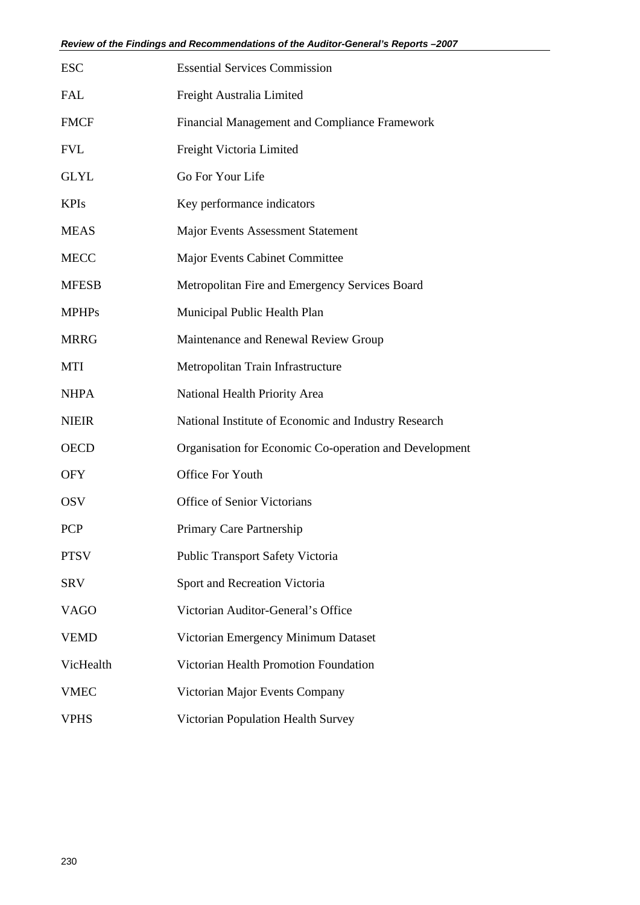| | |
|---|---|
| ESC | Essential Services Commission |
| FAL | Freight Australia Limited |
| FMCF | Financial Management and Compliance Framework |
| FVL | Freight Victoria Limited |
| GLYL | Go For Your Life |
| KPIs | Key performance indicators |
| MEAS | Major Events Assessment Statement |
| MECC | Major Events Cabinet Committee |
| MFESB | Metropolitan Fire and Emergency Services Board |
| MPHPs | Municipal Public Health Plan |
| MRRG | Maintenance and Renewal Review Group |
| MTI | Metropolitan Train Infrastructure |
| NHPA | National Health Priority Area |
| NIEIR | National Institute of Economic and Industry Research |
| OECD | Organisation for Economic Co-operation and Development |
| OFY | Office For Youth |
| OSV | Office of Senior Victorians |
| PCP | Primary Care Partnership |
| PTSV | Public Transport Safety Victoria |
| SRV | Sport and Recreation Victoria |
| VAGO | Victorian Auditor-General's Office |
| VEMD | Victorian Emergency Minimum Dataset |
| VicHealth | Victorian Health Promotion Foundation |
| VMEC | Victorian Major Events Company |
| VPHS | Victorian Population Health Survey |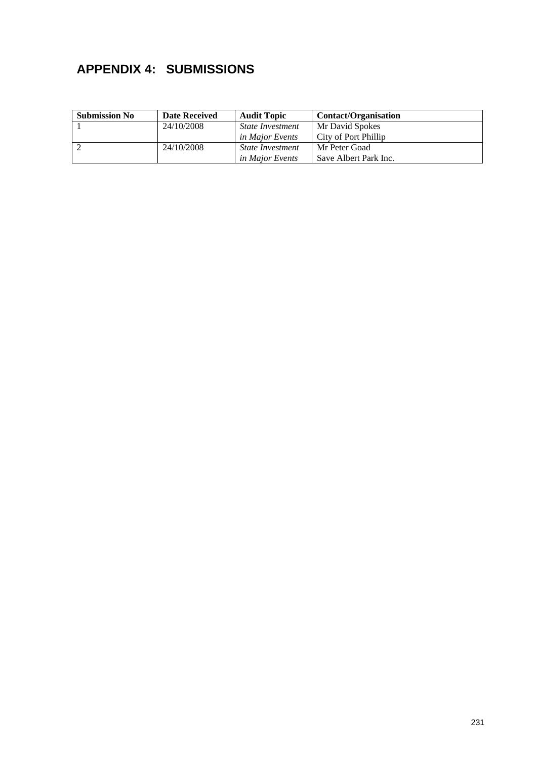# APPENDIX 4: SUBMISSIONS

| Submission No | Date Received | Audit Topic | Contact/Organisation |
|---|---|---|---|
| 1 | 24/10/2008 | *State Investment in Major Events* | Mr David Spokes<br>City of Port Phillip |
| 2 | 24/10/2008 | *State Investment in Major Events* | Mr Peter Goad<br>Save Albert Park Inc. |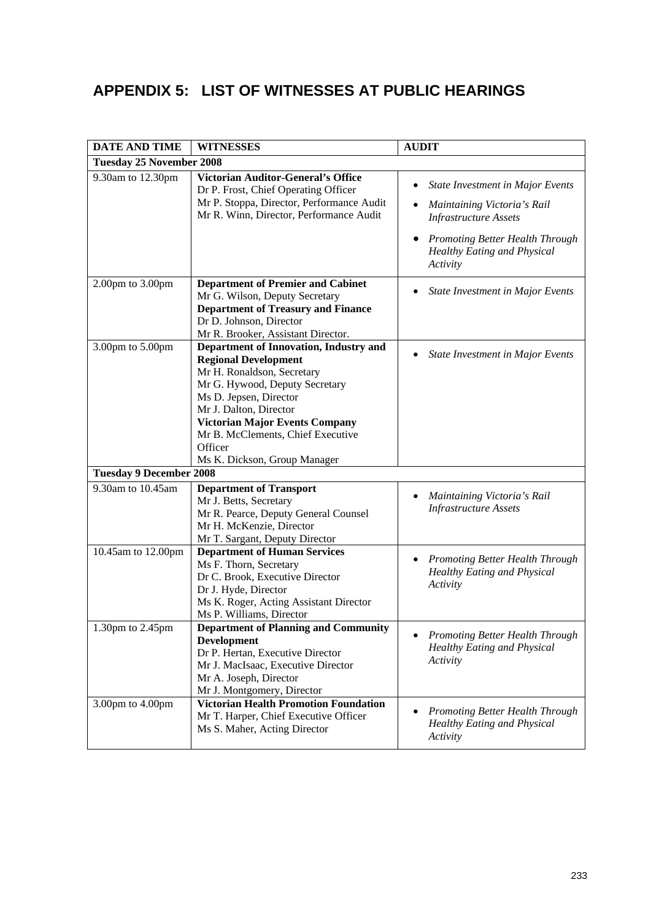# APPENDIX 5: LIST OF WITNESSES AT PUBLIC HEARINGS

| DATE AND TIME | WITNESSES | AUDIT |
|---|---|---|
| **Tuesday 25 November 2008** | | |
| 9.30am to 12.30pm | **Victorian Auditor-General's Office**<br>Dr P. Frost, Chief Operating Officer<br>Mr P. Stoppa, Director, Performance Audit<br>Mr R. Winn, Director, Performance Audit | • *State Investment in Major Events*<br>• *Maintaining Victoria's Rail Infrastructure Assets*<br>• *Promoting Better Health Through Healthy Eating and Physical Activity* |
| 2.00pm to 3.00pm | **Department of Premier and Cabinet**<br>Mr G. Wilson, Deputy Secretary<br>**Department of Treasury and Finance**<br>Dr D. Johnson, Director<br>Mr R. Brooker, Assistant Director. | • *State Investment in Major Events* |
| 3.00pm to 5.00pm | **Department of Innovation, Industry and Regional Development**<br>Mr H. Ronaldson, Secretary<br>Mr G. Hywood, Deputy Secretary<br>Ms D. Jepsen, Director<br>Mr J. Dalton, Director<br>**Victorian Major Events Company**<br>Mr B. McClements, Chief Executive Officer<br>Ms K. Dickson, Group Manager | • *State Investment in Major Events* |
| **Tuesday 9 December 2008** | | |
| 9.30am to 10.45am | **Department of Transport**<br>Mr J. Betts, Secretary<br>Mr R. Pearce, Deputy General Counsel<br>Mr H. McKenzie, Director<br>Mr T. Sargant, Deputy Director | • *Maintaining Victoria's Rail Infrastructure Assets* |
| 10.45am to 12.00pm | **Department of Human Services**<br>Ms F. Thorn, Secretary<br>Dr C. Brook, Executive Director<br>Dr J. Hyde, Director<br>Ms K. Roger, Acting Assistant Director<br>Ms P. Williams, Director | • *Promoting Better Health Through Healthy Eating and Physical Activity* |
| 1.30pm to 2.45pm | **Department of Planning and Community Development**<br>Dr P. Hertan, Executive Director<br>Mr J. MacIsaac, Executive Director<br>Mr A. Joseph, Director<br>Mr J. Montgomery, Director | • *Promoting Better Health Through Healthy Eating and Physical Activity* |
| 3.00pm to 4.00pm | **Victorian Health Promotion Foundation**<br>Mr T. Harper, Chief Executive Officer<br>Ms S. Maher, Acting Director | • *Promoting Better Health Through Healthy Eating and Physical Activity* |